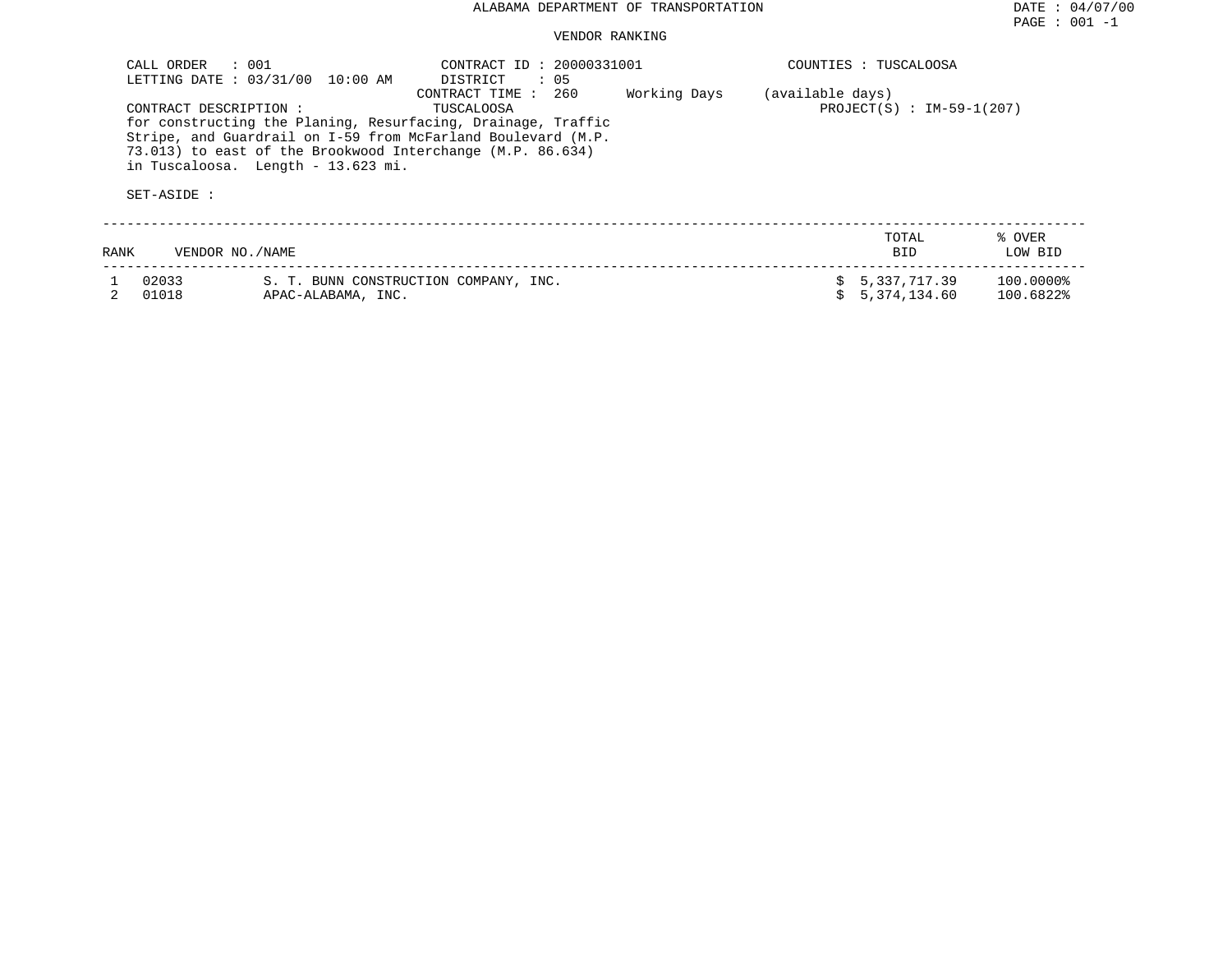# ALABAMA DEPARTMENT OF TRANSPORTATION

DATE : 04/07/00

## VENDOR RANKING

CALL ORDER : 001
LETTING DATE : 03/31/00 10:00 AM

CONTRACT ID : 20000331001
DISTRICT : 05
CONTRACT TIME : 260 Working Days (available days)

COUNTIES : TUSCALOOSA

CONTRACT DESCRIPTION : TUSCALOOSA

PROJECT(S) : IM-59-1(207)

for constructing the Planing, Resurfacing, Drainage, Traffic Stripe, and Guardrail on I-59 from McFarland Boulevard (M.P. 73.013) to east of the Brookwood Interchange (M.P. 86.634) in Tuscaloosa. Length - 13.623 mi.

SET-ASIDE :

| RANK | VENDOR NO./NAME | | TOTAL BID | % OVER LOW BID |
|---|---|---|---|---|
| 1 | 02033 | S. T. BUNN CONSTRUCTION COMPANY, INC. | $ 5,337,717.39 | 100.0000% |
| 2 | 01018 | APAC-ALABAMA, INC. | $ 5,374,134.60 | 100.6822% |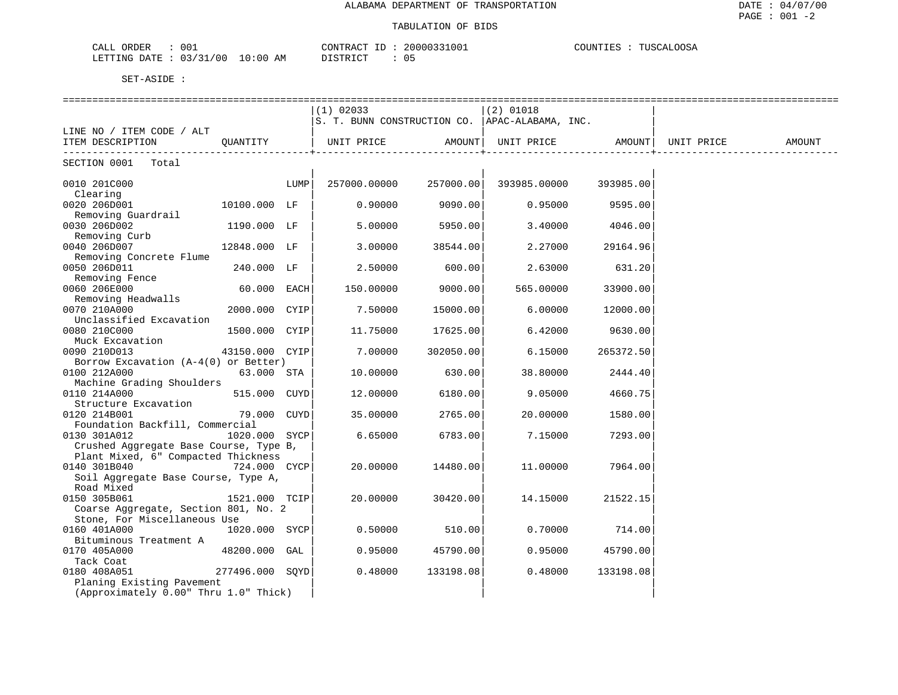ALABAMA DEPARTMENT OF TRANSPORTATION

TABULATION OF BIDS

CALL ORDER : 001 CONTRACT ID : 20000331001 COUNTIES : TUSCALOOSA
LETTING DATE : 03/31/00 10:00 AM DISTRICT : 05

SET-ASIDE :

| LINE NO / ITEM CODE / ALT ITEM DESCRIPTION | QUANTITY | | (1) 02033 S. T. BUNN CONSTRUCTION CO. UNIT PRICE | AMOUNT | (2) 01018 APAC-ALABAMA, INC. UNIT PRICE | AMOUNT | UNIT PRICE | AMOUNT |
|---|---|---|---|---|---|---|---|---|
| SECTION 0001 Total | | | | | | | | |
| 0010 201C000 Clearing | | LUMP | 257000.00000 | 257000.00 | 393985.00000 | 393985.00 | | |
| 0020 206D001 Removing Guardrail | 10100.000 | LF | 0.90000 | 9090.00 | 0.95000 | 9595.00 | | |
| 0030 206D002 Removing Curb | 1190.000 | LF | 5.00000 | 5950.00 | 3.40000 | 4046.00 | | |
| 0040 206D007 Removing Concrete Flume | 12848.000 | LF | 3.00000 | 38544.00 | 2.27000 | 29164.96 | | |
| 0050 206D011 Removing Fence | 240.000 | LF | 2.50000 | 600.00 | 2.63000 | 631.20 | | |
| 0060 206E000 Removing Headwalls | 60.000 | EACH | 150.00000 | 9000.00 | 565.00000 | 33900.00 | | |
| 0070 210A000 Unclassified Excavation | 2000.000 | CYIP | 7.50000 | 15000.00 | 6.00000 | 12000.00 | | |
| 0080 210C000 Muck Excavation | 1500.000 | CYIP | 11.75000 | 17625.00 | 6.42000 | 9630.00 | | |
| 0090 210D013 Borrow Excavation (A-4(0) or Better) | 43150.000 | CYIP | 7.00000 | 302050.00 | 6.15000 | 265372.50 | | |
| 0100 212A000 Machine Grading Shoulders | 63.000 | STA | 10.00000 | 630.00 | 38.80000 | 2444.40 | | |
| 0110 214A000 Structure Excavation | 515.000 | CUYD | 12.00000 | 6180.00 | 9.05000 | 4660.75 | | |
| 0120 214B001 Foundation Backfill, Commercial | 79.000 | CUYD | 35.00000 | 2765.00 | 20.00000 | 1580.00 | | |
| 0130 301A012 Crushed Aggregate Base Course, Type B, Plant Mixed, 6" Compacted Thickness | 1020.000 | SYCP | 6.65000 | 6783.00 | 7.15000 | 7293.00 | | |
| 0140 301B040 Soil Aggregate Base Course, Type A, Road Mixed | 724.000 | CYCP | 20.00000 | 14480.00 | 11.00000 | 7964.00 | | |
| 0150 305B061 Coarse Aggregate, Section 801, No. 2 Stone, For Miscellaneous Use | 1521.000 | TCIP | 20.00000 | 30420.00 | 14.15000 | 21522.15 | | |
| 0160 401A000 Bituminous Treatment A | 1020.000 | SYCP | 0.50000 | 510.00 | 0.70000 | 714.00 | | |
| 0170 405A000 Tack Coat | 48200.000 | GAL | 0.95000 | 45790.00 | 0.95000 | 45790.00 | | |
| 0180 408A051 Planing Existing Pavement (Approximately 0.00" Thru 1.0" Thick) | 277496.000 | SQYD | 0.48000 | 133198.08 | 0.48000 | 133198.08 | | |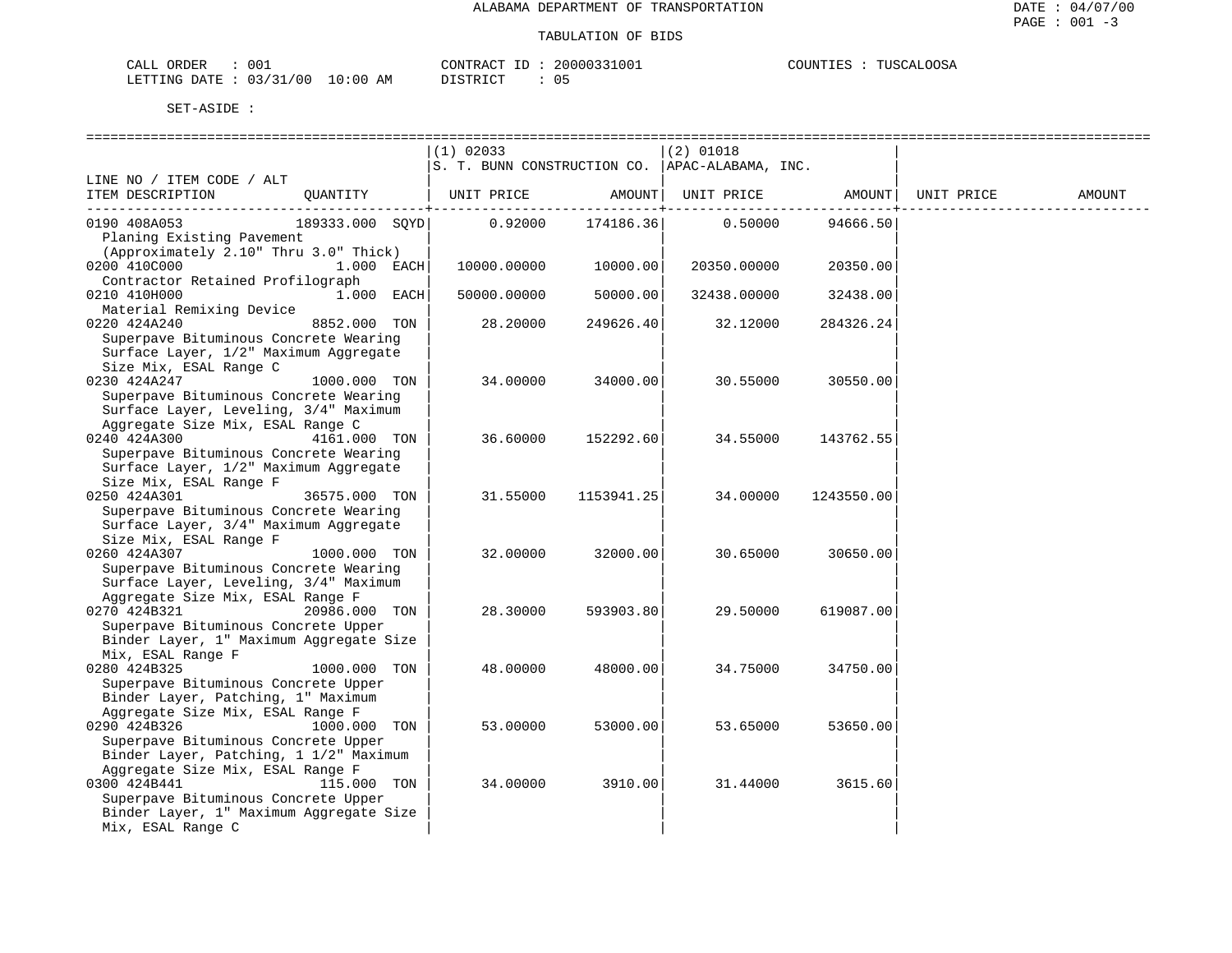ALABAMA DEPARTMENT OF TRANSPORTATION

TABULATION OF BIDS

CALL ORDER : 001 CONTRACT ID : 20000331001 COUNTIES : TUSCALOOSA
LETTING DATE : 03/31/00 10:00 AM DISTRICT : 05

SET-ASIDE :

| LINE NO / ITEM CODE / ALT ITEM DESCRIPTION | QUANTITY | (1) 02033 S. T. BUNN CONSTRUCTION CO. UNIT PRICE | AMOUNT | (2) 01018 APAC-ALABAMA, INC. UNIT PRICE | AMOUNT | UNIT PRICE | AMOUNT |
|---|---|---|---|---|---|---|---|
| 0190 408A053 Planing Existing Pavement (Approximately 2.10" Thru 3.0" Thick) | 189333.000 SQYD | 0.92000 | 174186.36 | 0.50000 | 94666.50 | | |
| 0200 410C000 Contractor Retained Profilograph | 1.000 EACH | 10000.00000 | 10000.00 | 20350.00000 | 20350.00 | | |
| 0210 410H000 Material Remixing Device | 1.000 EACH | 50000.00000 | 50000.00 | 32438.00000 | 32438.00 | | |
| 0220 424A240 Superpave Bituminous Concrete Wearing Surface Layer, 1/2" Maximum Aggregate Size Mix, ESAL Range C | 8852.000 TON | 28.20000 | 249626.40 | 32.12000 | 284326.24 | | |
| 0230 424A247 Superpave Bituminous Concrete Wearing Surface Layer, Leveling, 3/4" Maximum Aggregate Size Mix, ESAL Range C | 1000.000 TON | 34.00000 | 34000.00 | 30.55000 | 30550.00 | | |
| 0240 424A300 Superpave Bituminous Concrete Wearing Surface Layer, 1/2" Maximum Aggregate Size Mix, ESAL Range F | 4161.000 TON | 36.60000 | 152292.60 | 34.55000 | 143762.55 | | |
| 0250 424A301 Superpave Bituminous Concrete Wearing Surface Layer, 3/4" Maximum Aggregate Size Mix, ESAL Range F | 36575.000 TON | 31.55000 | 1153941.25 | 34.00000 | 1243550.00 | | |
| 0260 424A307 Superpave Bituminous Concrete Wearing Surface Layer, Leveling, 3/4" Maximum Aggregate Size Mix, ESAL Range F | 1000.000 TON | 32.00000 | 32000.00 | 30.65000 | 30650.00 | | |
| 0270 424B321 Superpave Bituminous Concrete Upper Binder Layer, 1" Maximum Aggregate Size Mix, ESAL Range F | 20986.000 TON | 28.30000 | 593903.80 | 29.50000 | 619087.00 | | |
| 0280 424B325 Superpave Bituminous Concrete Upper Binder Layer, Patching, 1" Maximum Aggregate Size Mix, ESAL Range F | 1000.000 TON | 48.00000 | 48000.00 | 34.75000 | 34750.00 | | |
| 0290 424B326 Superpave Bituminous Concrete Upper Binder Layer, Patching, 1 1/2" Maximum Aggregate Size Mix, ESAL Range F | 1000.000 TON | 53.00000 | 53000.00 | 53.65000 | 53650.00 | | |
| 0300 424B441 Superpave Bituminous Concrete Upper Binder Layer, 1" Maximum Aggregate Size Mix, ESAL Range C | 115.000 TON | 34.00000 | 3910.00 | 31.44000 | 3615.60 | | |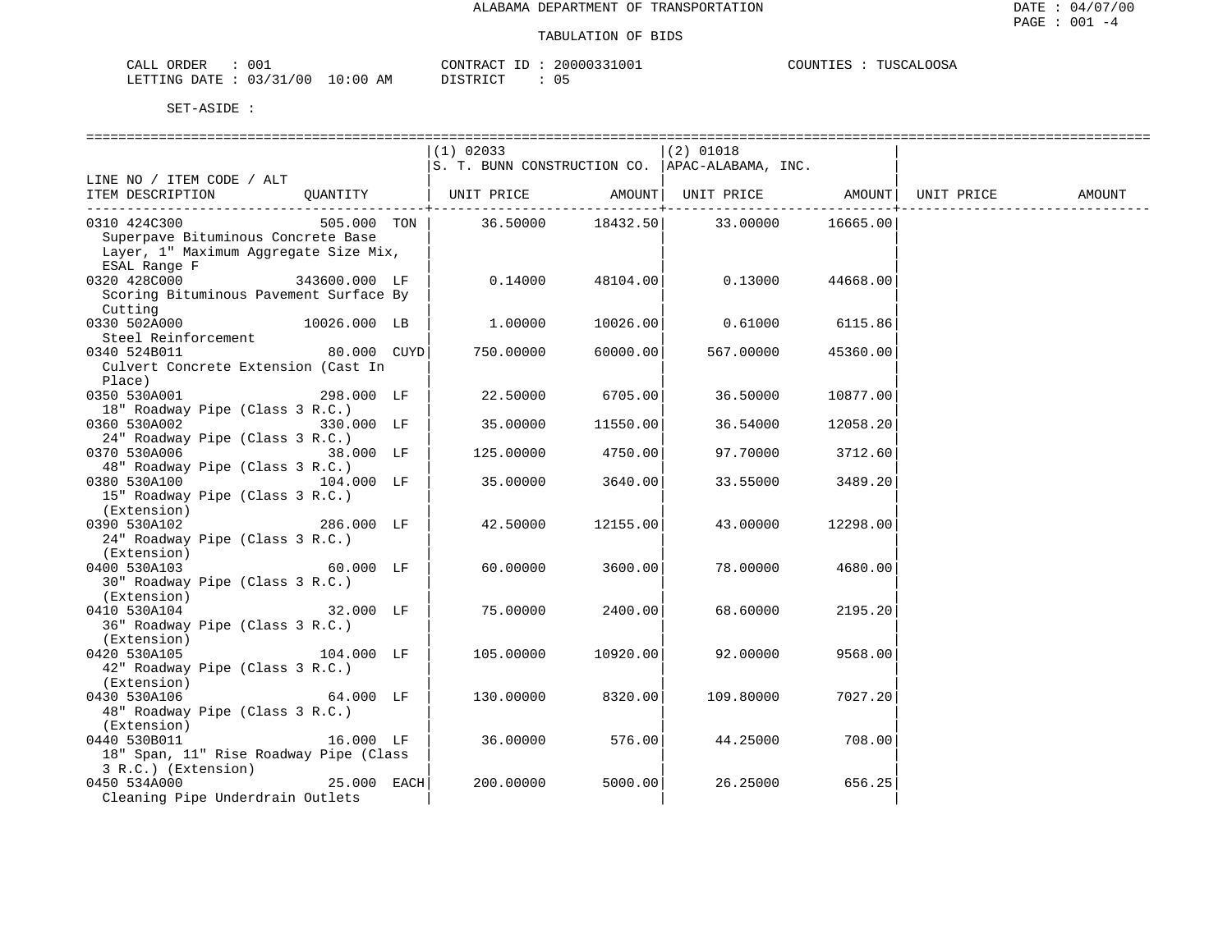ALABAMA DEPARTMENT OF TRANSPORTATION

TABULATION OF BIDS

CALL ORDER : 001    CONTRACT ID : 20000331001    COUNTIES : TUSCALOOSA
LETTING DATE : 03/31/00 10:00 AM    DISTRICT : 05

SET-ASIDE :

| LINE NO / ITEM CODE / ALT ITEM DESCRIPTION | QUANTITY | (1) 02033 S. T. BUNN CONSTRUCTION CO. UNIT PRICE | AMOUNT | (2) 01018 APAC-ALABAMA, INC. UNIT PRICE | AMOUNT | UNIT PRICE | AMOUNT |
|---|---|---|---|---|---|---|---|
| 0310 424C300 Superpave Bituminous Concrete Base Layer, 1" Maximum Aggregate Size Mix, ESAL Range F | 505.000 TON | 36.50000 | 18432.50 | 33.00000 | 16665.00 | | |
| 0320 428C000 Scoring Bituminous Pavement Surface By Cutting | 343600.000 LF | 0.14000 | 48104.00 | 0.13000 | 44668.00 | | |
| 0330 502A000 Steel Reinforcement | 10026.000 LB | 1.00000 | 10026.00 | 0.61000 | 6115.86 | | |
| 0340 524B011 Culvert Concrete Extension (Cast In Place) | 80.000 CUYD | 750.00000 | 60000.00 | 567.00000 | 45360.00 | | |
| 0350 530A001 18" Roadway Pipe (Class 3 R.C.) | 298.000 LF | 22.50000 | 6705.00 | 36.50000 | 10877.00 | | |
| 0360 530A002 24" Roadway Pipe (Class 3 R.C.) | 330.000 LF | 35.00000 | 11550.00 | 36.54000 | 12058.20 | | |
| 0370 530A006 48" Roadway Pipe (Class 3 R.C.) | 38.000 LF | 125.00000 | 4750.00 | 97.70000 | 3712.60 | | |
| 0380 530A100 15" Roadway Pipe (Class 3 R.C.) (Extension) | 104.000 LF | 35.00000 | 3640.00 | 33.55000 | 3489.20 | | |
| 0390 530A102 24" Roadway Pipe (Class 3 R.C.) (Extension) | 286.000 LF | 42.50000 | 12155.00 | 43.00000 | 12298.00 | | |
| 0400 530A103 30" Roadway Pipe (Class 3 R.C.) (Extension) | 60.000 LF | 60.00000 | 3600.00 | 78.00000 | 4680.00 | | |
| 0410 530A104 36" Roadway Pipe (Class 3 R.C.) (Extension) | 32.000 LF | 75.00000 | 2400.00 | 68.60000 | 2195.20 | | |
| 0420 530A105 42" Roadway Pipe (Class 3 R.C.) (Extension) | 104.000 LF | 105.00000 | 10920.00 | 92.00000 | 9568.00 | | |
| 0430 530A106 48" Roadway Pipe (Class 3 R.C.) (Extension) | 64.000 LF | 130.00000 | 8320.00 | 109.80000 | 7027.20 | | |
| 0440 530B011 18" Span, 11" Rise Roadway Pipe (Class 3 R.C.) (Extension) | 16.000 LF | 36.00000 | 576.00 | 44.25000 | 708.00 | | |
| 0450 534A000 Cleaning Pipe Underdrain Outlets | 25.000 EACH | 200.00000 | 5000.00 | 26.25000 | 656.25 | | |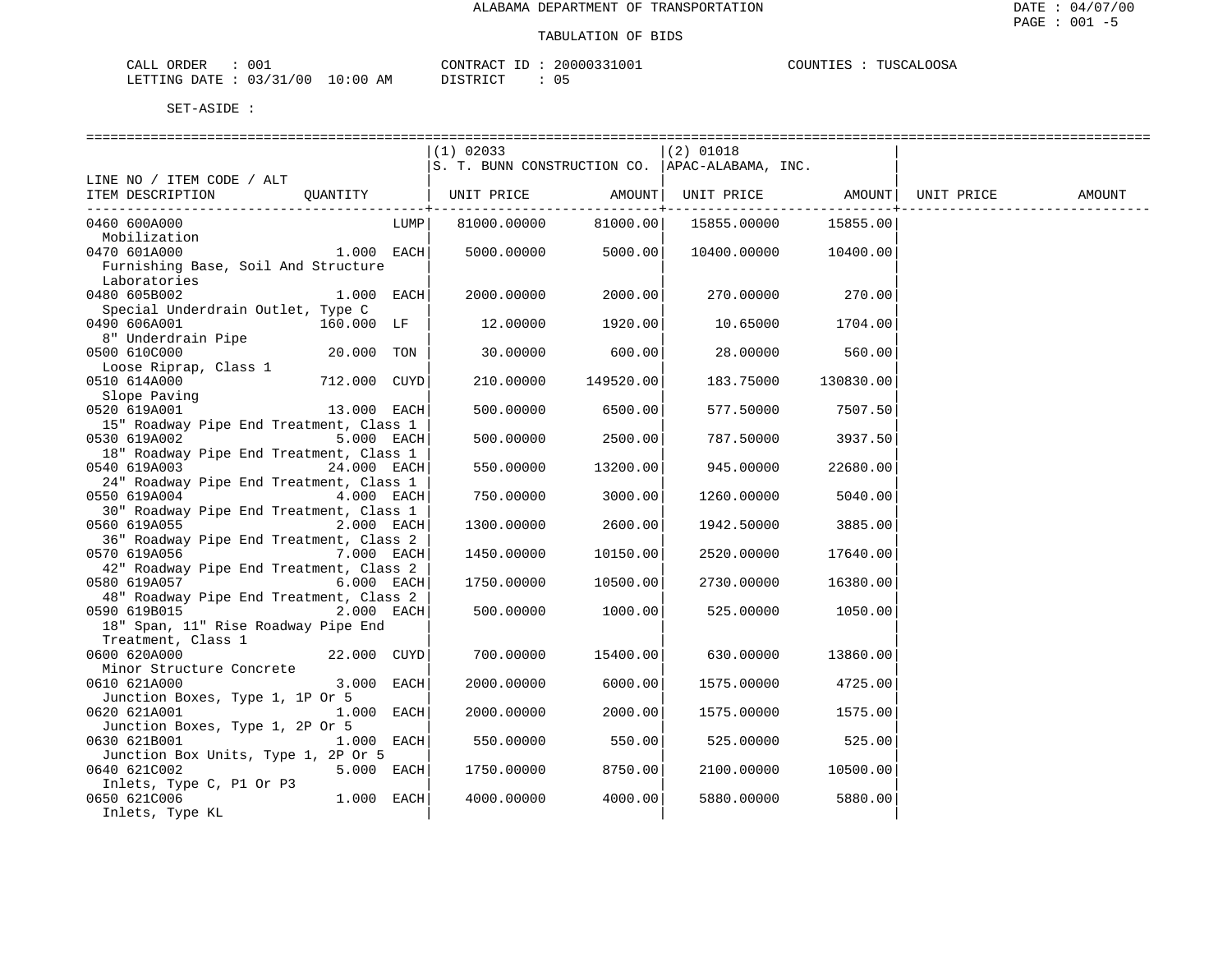ALABAMA DEPARTMENT OF TRANSPORTATION

TABULATION OF BIDS

DATE : 04/07/00
PAGE : 001 -5

CALL ORDER : 001
LETTING DATE : 03/31/00 10:00 AM

CONTRACT ID : 20000331001
DISTRICT : 05

COUNTIES : TUSCALOOSA

SET-ASIDE :

| LINE NO / ITEM CODE / ALT ITEM DESCRIPTION | QUANTITY | (1) 02033 S. T. BUNN CONSTRUCTION CO. UNIT PRICE | AMOUNT | (2) 01018 APAC-ALABAMA, INC. UNIT PRICE | AMOUNT | UNIT PRICE | AMOUNT |
|---|---|---|---|---|---|---|---|
| 0460 600A000 Mobilization | LUMP | 81000.00000 | 81000.00 | 15855.00000 | 15855.00 | | |
| 0470 601A000 Furnishing Base, Soil And Structure Laboratories | 1.000 EACH | 5000.00000 | 5000.00 | 10400.00000 | 10400.00 | | |
| 0480 605B002 Special Underdrain Outlet, Type C | 1.000 EACH | 2000.00000 | 2000.00 | 270.00000 | 270.00 | | |
| 0490 606A001 8" Underdrain Pipe | 160.000 LF | 12.00000 | 1920.00 | 10.65000 | 1704.00 | | |
| 0500 610C000 Loose Riprap, Class 1 | 20.000 TON | 30.00000 | 600.00 | 28.00000 | 560.00 | | |
| 0510 614A000 Slope Paving | 712.000 CUYD | 210.00000 | 149520.00 | 183.75000 | 130830.00 | | |
| 0520 619A001 15" Roadway Pipe End Treatment, Class 1 | 13.000 EACH | 500.00000 | 6500.00 | 577.50000 | 7507.50 | | |
| 0530 619A002 18" Roadway Pipe End Treatment, Class 1 | 5.000 EACH | 500.00000 | 2500.00 | 787.50000 | 3937.50 | | |
| 0540 619A003 24" Roadway Pipe End Treatment, Class 1 | 24.000 EACH | 550.00000 | 13200.00 | 945.00000 | 22680.00 | | |
| 0550 619A004 30" Roadway Pipe End Treatment, Class 1 | 4.000 EACH | 750.00000 | 3000.00 | 1260.00000 | 5040.00 | | |
| 0560 619A055 36" Roadway Pipe End Treatment, Class 2 | 2.000 EACH | 1300.00000 | 2600.00 | 1942.50000 | 3885.00 | | |
| 0570 619A056 42" Roadway Pipe End Treatment, Class 2 | 7.000 EACH | 1450.00000 | 10150.00 | 2520.00000 | 17640.00 | | |
| 0580 619A057 48" Roadway Pipe End Treatment, Class 2 | 6.000 EACH | 1750.00000 | 10500.00 | 2730.00000 | 16380.00 | | |
| 0590 619B015 18" Span, 11" Rise Roadway Pipe End Treatment, Class 1 | 2.000 EACH | 500.00000 | 1000.00 | 525.00000 | 1050.00 | | |
| 0600 620A000 Minor Structure Concrete | 22.000 CUYD | 700.00000 | 15400.00 | 630.00000 | 13860.00 | | |
| 0610 621A000 Junction Boxes, Type 1, 1P Or 5 | 3.000 EACH | 2000.00000 | 6000.00 | 1575.00000 | 4725.00 | | |
| 0620 621A001 Junction Boxes, Type 1, 2P Or 5 | 1.000 EACH | 2000.00000 | 2000.00 | 1575.00000 | 1575.00 | | |
| 0630 621B001 Junction Box Units, Type 1, 2P Or 5 | 1.000 EACH | 550.00000 | 550.00 | 525.00000 | 525.00 | | |
| 0640 621C002 Inlets, Type C, P1 Or P3 | 5.000 EACH | 1750.00000 | 8750.00 | 2100.00000 | 10500.00 | | |
| 0650 621C006 Inlets, Type KL | 1.000 EACH | 4000.00000 | 4000.00 | 5880.00000 | 5880.00 | | |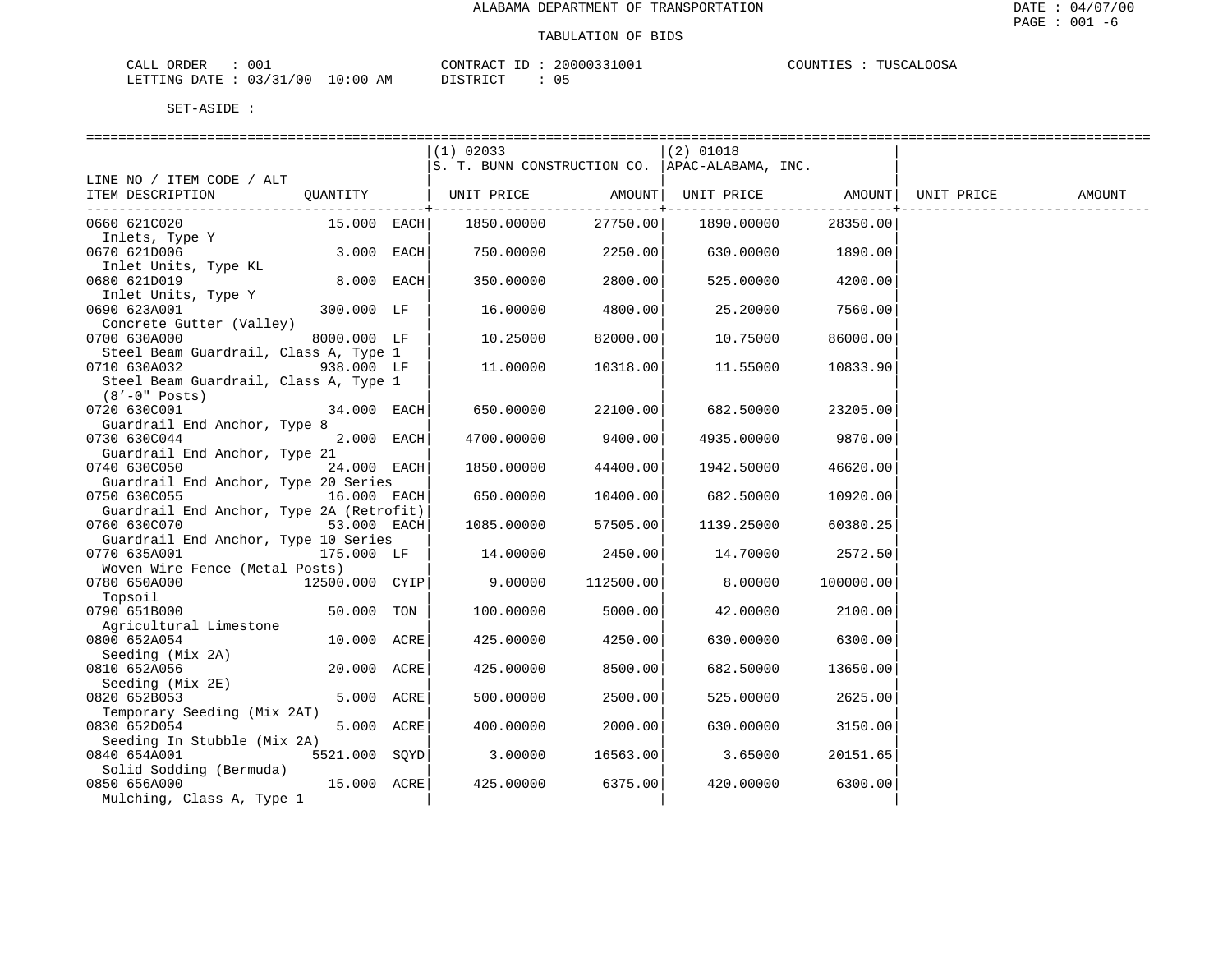ALABAMA DEPARTMENT OF TRANSPORTATION

TABULATION OF BIDS

DATE : 04/07/00

CALL ORDER : 001 &nbsp;&nbsp;&nbsp; CONTRACT ID : 20000331001 &nbsp;&nbsp;&nbsp; COUNTIES : TUSCALOOSA

LETTING DATE : 03/31/00 10:00 AM &nbsp;&nbsp;&nbsp; DISTRICT : 05

SET-ASIDE :

| LINE NO / ITEM CODE / ALT ITEM DESCRIPTION | QUANTITY | (1) 02033 S. T. BUNN CONSTRUCTION CO. UNIT PRICE | AMOUNT | (2) 01018 APAC-ALABAMA, INC. UNIT PRICE | AMOUNT | UNIT PRICE | AMOUNT |
|---|---|---|---|---|---|---|---|
| 0660 621C020 Inlets, Type Y | 15.000 EACH | 1850.00000 | 27750.00 | 1890.00000 | 28350.00 | | |
| 0670 621D006 Inlet Units, Type KL | 3.000 EACH | 750.00000 | 2250.00 | 630.00000 | 1890.00 | | |
| 0680 621D019 Inlet Units, Type Y | 8.000 EACH | 350.00000 | 2800.00 | 525.00000 | 4200.00 | | |
| 0690 623A001 Concrete Gutter (Valley) | 300.000 LF | 16.00000 | 4800.00 | 25.20000 | 7560.00 | | |
| 0700 630A000 Steel Beam Guardrail, Class A, Type 1 | 8000.000 LF | 10.25000 | 82000.00 | 10.75000 | 86000.00 | | |
| 0710 630A032 Steel Beam Guardrail, Class A, Type 1 (8'-0" Posts) | 938.000 LF | 11.00000 | 10318.00 | 11.55000 | 10833.90 | | |
| 0720 630C001 Guardrail End Anchor, Type 8 | 34.000 EACH | 650.00000 | 22100.00 | 682.50000 | 23205.00 | | |
| 0730 630C044 Guardrail End Anchor, Type 21 | 2.000 EACH | 4700.00000 | 9400.00 | 4935.00000 | 9870.00 | | |
| 0740 630C050 Guardrail End Anchor, Type 20 Series | 24.000 EACH | 1850.00000 | 44400.00 | 1942.50000 | 46620.00 | | |
| 0750 630C055 Guardrail End Anchor, Type 2A (Retrofit) | 16.000 EACH | 650.00000 | 10400.00 | 682.50000 | 10920.00 | | |
| 0760 630C070 Guardrail End Anchor, Type 10 Series | 53.000 EACH | 1085.00000 | 57505.00 | 1139.25000 | 60380.25 | | |
| 0770 635A001 Woven Wire Fence (Metal Posts) | 175.000 LF | 14.00000 | 2450.00 | 14.70000 | 2572.50 | | |
| 0780 650A000 Topsoil | 12500.000 CYIP | 9.00000 | 112500.00 | 8.00000 | 100000.00 | | |
| 0790 651B000 Agricultural Limestone | 50.000 TON | 100.00000 | 5000.00 | 42.00000 | 2100.00 | | |
| 0800 652A054 Seeding (Mix 2A) | 10.000 ACRE | 425.00000 | 4250.00 | 630.00000 | 6300.00 | | |
| 0810 652A056 Seeding (Mix 2E) | 20.000 ACRE | 425.00000 | 8500.00 | 682.50000 | 13650.00 | | |
| 0820 652B053 Temporary Seeding (Mix 2AT) | 5.000 ACRE | 500.00000 | 2500.00 | 525.00000 | 2625.00 | | |
| 0830 652D054 Seeding In Stubble (Mix 2A) | 5.000 ACRE | 400.00000 | 2000.00 | 630.00000 | 3150.00 | | |
| 0840 654A001 Solid Sodding (Bermuda) | 5521.000 SQYD | 3.00000 | 16563.00 | 3.65000 | 20151.65 | | |
| 0850 656A000 Mulching, Class A, Type 1 | 15.000 ACRE | 425.00000 | 6375.00 | 420.00000 | 6300.00 | | |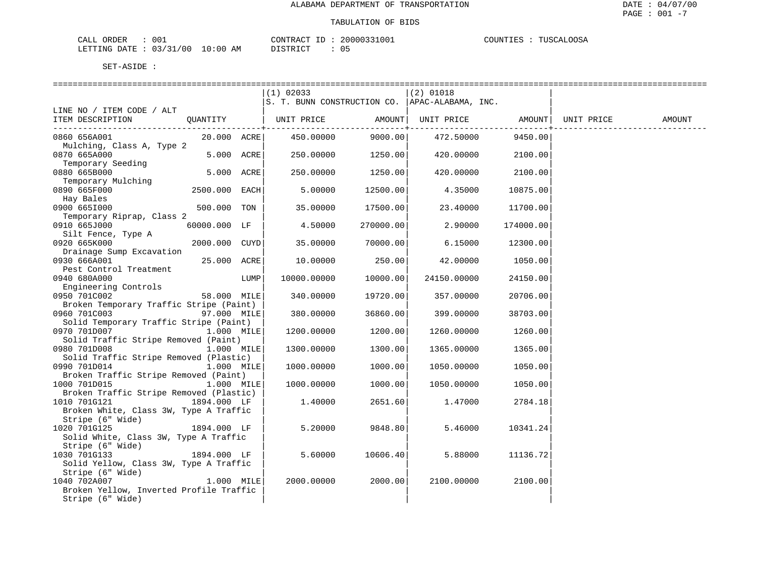ALABAMA DEPARTMENT OF TRANSPORTATION

TABULATION OF BIDS

CALL ORDER : 001 CONTRACT ID : 20000331001 COUNTIES : TUSCALOOSA
LETTING DATE : 03/31/00 10:00 AM DISTRICT : 05

SET-ASIDE :

| LINE NO / ITEM CODE / ALT ITEM DESCRIPTION | QUANTITY | (1) 02033 S. T. BUNN CONSTRUCTION CO. UNIT PRICE | AMOUNT | (2) 01018 APAC-ALABAMA, INC. UNIT PRICE | AMOUNT | UNIT PRICE | AMOUNT |
|---|---|---|---|---|---|---|---|
| 0860 656A001 Mulching, Class A, Type 2 | 20.000 ACRE | 450.00000 | 9000.00 | 472.50000 | 9450.00 | | |
| 0870 665A000 Temporary Seeding | 5.000 ACRE | 250.00000 | 1250.00 | 420.00000 | 2100.00 | | |
| 0880 665B000 Temporary Mulching | 5.000 ACRE | 250.00000 | 1250.00 | 420.00000 | 2100.00 | | |
| 0890 665F000 Hay Bales | 2500.000 EACH | 5.00000 | 12500.00 | 4.35000 | 10875.00 | | |
| 0900 665I000 Temporary Riprap, Class 2 | 500.000 TON | 35.00000 | 17500.00 | 23.40000 | 11700.00 | | |
| 0910 665J000 Silt Fence, Type A | 60000.000 LF | 4.50000 | 270000.00 | 2.90000 | 174000.00 | | |
| 0920 665K000 Drainage Sump Excavation | 2000.000 CUYD | 35.00000 | 70000.00 | 6.15000 | 12300.00 | | |
| 0930 666A001 Pest Control Treatment | 25.000 ACRE | 10.00000 | 250.00 | 42.00000 | 1050.00 | | |
| 0940 680A000 Engineering Controls | LUMP | 10000.00000 | 10000.00 | 24150.00000 | 24150.00 | | |
| 0950 701C002 Broken Temporary Traffic Stripe (Paint) | 58.000 MILE | 340.00000 | 19720.00 | 357.00000 | 20706.00 | | |
| 0960 701C003 Solid Temporary Traffic Stripe (Paint) | 97.000 MILE | 380.00000 | 36860.00 | 399.00000 | 38703.00 | | |
| 0970 701D007 Solid Traffic Stripe Removed (Paint) | 1.000 MILE | 1200.00000 | 1200.00 | 1260.00000 | 1260.00 | | |
| 0980 701D008 Solid Traffic Stripe Removed (Plastic) | 1.000 MILE | 1300.00000 | 1300.00 | 1365.00000 | 1365.00 | | |
| 0990 701D014 Broken Traffic Stripe Removed (Paint) | 1.000 MILE | 1000.00000 | 1000.00 | 1050.00000 | 1050.00 | | |
| 1000 701D015 Broken Traffic Stripe Removed (Plastic) | 1.000 MILE | 1000.00000 | 1000.00 | 1050.00000 | 1050.00 | | |
| 1010 701G121 Broken White, Class 3W, Type A Traffic Stripe (6" Wide) | 1894.000 LF | 1.40000 | 2651.60 | 1.47000 | 2784.18 | | |
| 1020 701G125 Solid White, Class 3W, Type A Traffic Stripe (6" Wide) | 1894.000 LF | 5.20000 | 9848.80 | 5.46000 | 10341.24 | | |
| 1030 701G133 Solid Yellow, Class 3W, Type A Traffic Stripe (6" Wide) | 1894.000 LF | 5.60000 | 10606.40 | 5.88000 | 11136.72 | | |
| 1040 702A007 Broken Yellow, Inverted Profile Traffic Stripe (6" Wide) | 1.000 MILE | 2000.00000 | 2000.00 | 2100.00000 | 2100.00 | | |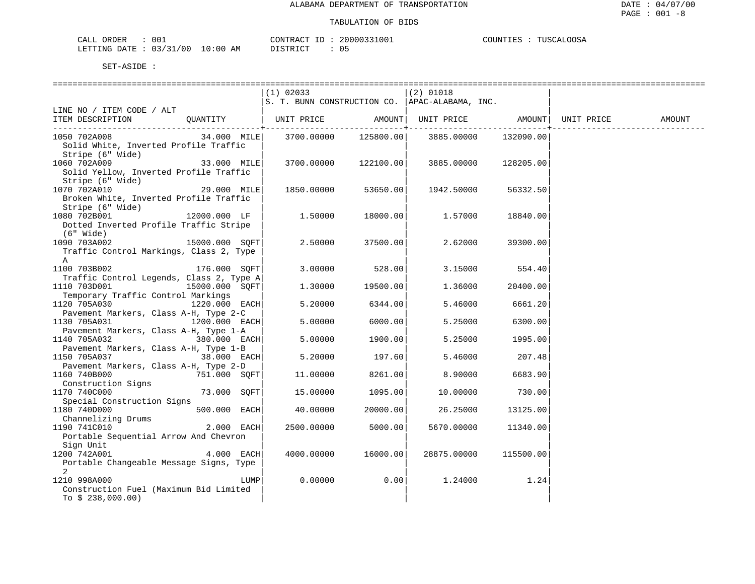ALABAMA DEPARTMENT OF TRANSPORTATION

TABULATION OF BIDS

CALL ORDER : 001 CONTRACT ID : 20000331001 COUNTIES : TUSCALOOSA
LETTING DATE : 03/31/00 10:00 AM DISTRICT : 05

SET-ASIDE :

| LINE NO / ITEM CODE / ALT ITEM DESCRIPTION | QUANTITY | (1) 02033 S. T. BUNN CONSTRUCTION CO. UNIT PRICE | AMOUNT | (2) 01018 APAC-ALABAMA, INC. UNIT PRICE | AMOUNT | UNIT PRICE | AMOUNT |
|---|---|---|---|---|---|---|---|
| 1050 702A008 Solid White, Inverted Profile Traffic Stripe (6" Wide) | 34.000 MILE | 3700.00000 | 125800.00 | 3885.00000 | 132090.00 | | |
| 1060 702A009 Solid Yellow, Inverted Profile Traffic Stripe (6" Wide) | 33.000 MILE | 3700.00000 | 122100.00 | 3885.00000 | 128205.00 | | |
| 1070 702A010 Broken White, Inverted Profile Traffic Stripe (6" Wide) | 29.000 MILE | 1850.00000 | 53650.00 | 1942.50000 | 56332.50 | | |
| 1080 702B001 Dotted Inverted Profile Traffic Stripe (6" Wide) | 12000.000 LF | 1.50000 | 18000.00 | 1.57000 | 18840.00 | | |
| 1090 703A002 Traffic Control Markings, Class 2, Type A | 15000.000 SQFT | 2.50000 | 37500.00 | 2.62000 | 39300.00 | | |
| 1100 703B002 Traffic Control Legends, Class 2, Type A | 176.000 SQFT | 3.00000 | 528.00 | 3.15000 | 554.40 | | |
| 1110 703D001 Temporary Traffic Control Markings | 15000.000 SQFT | 1.30000 | 19500.00 | 1.36000 | 20400.00 | | |
| 1120 705A030 Pavement Markers, Class A-H, Type 2-C | 1220.000 EACH | 5.20000 | 6344.00 | 5.46000 | 6661.20 | | |
| 1130 705A031 Pavement Markers, Class A-H, Type 1-A | 1200.000 EACH | 5.00000 | 6000.00 | 5.25000 | 6300.00 | | |
| 1140 705A032 Pavement Markers, Class A-H, Type 1-B | 380.000 EACH | 5.00000 | 1900.00 | 5.25000 | 1995.00 | | |
| 1150 705A037 Pavement Markers, Class A-H, Type 2-D | 38.000 EACH | 5.20000 | 197.60 | 5.46000 | 207.48 | | |
| 1160 740B000 Construction Signs | 751.000 SQFT | 11.00000 | 8261.00 | 8.90000 | 6683.90 | | |
| 1170 740C000 Special Construction Signs | 73.000 SQFT | 15.00000 | 1095.00 | 10.00000 | 730.00 | | |
| 1180 740D000 Channelizing Drums | 500.000 EACH | 40.00000 | 20000.00 | 26.25000 | 13125.00 | | |
| 1190 741C010 Portable Sequential Arrow And Chevron Sign Unit | 2.000 EACH | 2500.00000 | 5000.00 | 5670.00000 | 11340.00 | | |
| 1200 742A001 Portable Changeable Message Signs, Type 2 | 4.000 EACH | 4000.00000 | 16000.00 | 28875.00000 | 115500.00 | | |
| 1210 998A000 Construction Fuel (Maximum Bid Limited To $ 238,000.00) | LUMP | 0.00000 | 0.00 | 1.24000 | 1.24 | | |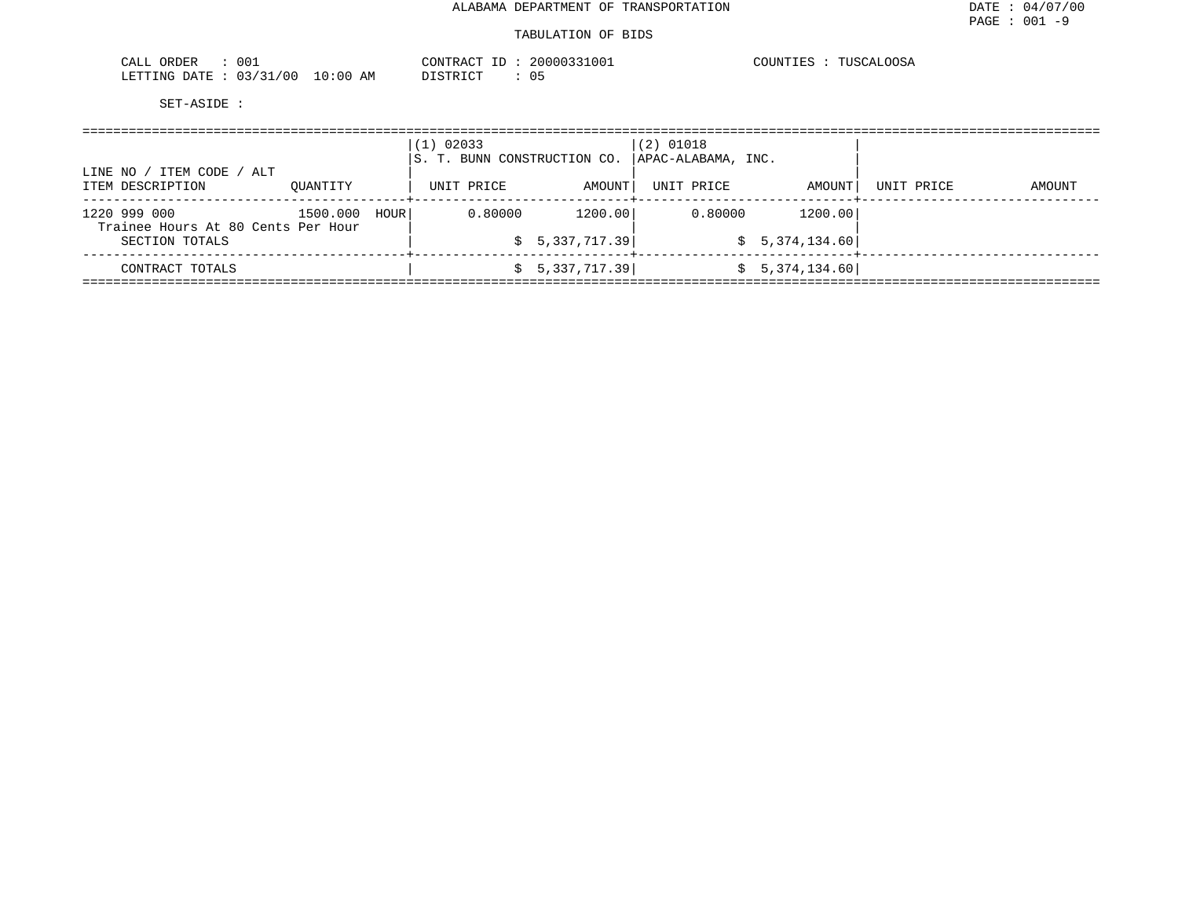ALABAMA DEPARTMENT OF TRANSPORTATION

TABULATION OF BIDS

CALL ORDER : 001
LETTING DATE : 03/31/00 10:00 AM

CONTRACT ID : 20000331001
DISTRICT : 05

COUNTIES : TUSCALOOSA

SET-ASIDE :

| LINE NO / ITEM CODE / ALT<br>ITEM DESCRIPTION | QUANTITY | (1) 02033<br>S. T. BUNN CONSTRUCTION CO.<br>UNIT PRICE | AMOUNT | (2) 01018<br>APAC-ALABAMA, INC.<br>UNIT PRICE | AMOUNT | UNIT PRICE | AMOUNT |
|---|---|---|---|---|---|---|---|
| 1220 999 000<br>Trainee Hours At 80 Cents Per Hour | 1500.000 HOUR | 0.80000 | 1200.00 | 0.80000 | 1200.00 | | |
| SECTION TOTALS | | | $ 5,337,717.39 | | $ 5,374,134.60 | | |
| CONTRACT TOTALS | | | $ 5,337,717.39 | | $ 5,374,134.60 | | |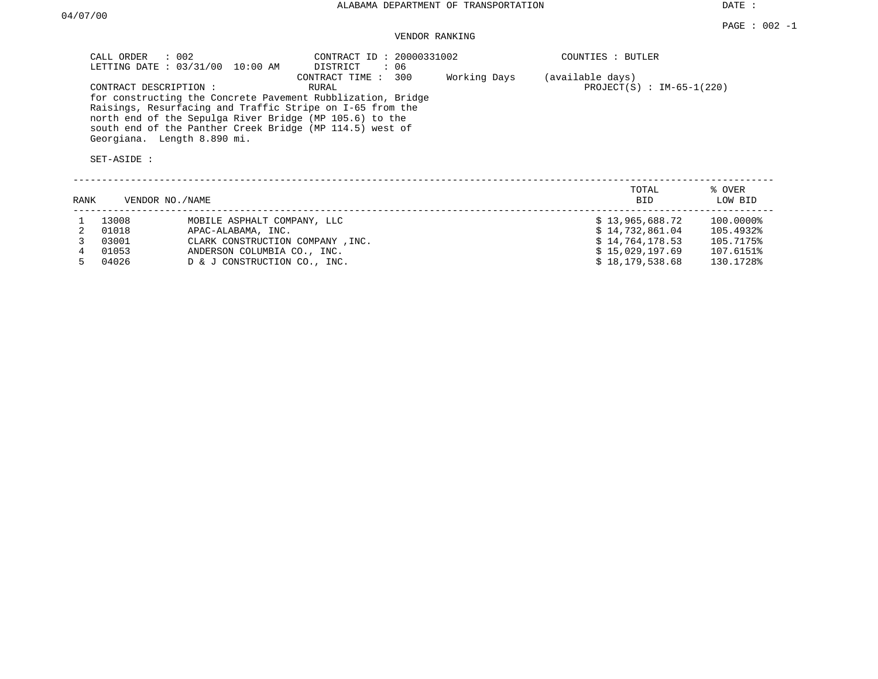ALABAMA DEPARTMENT OF TRANSPORTATION

DATE : 04/07/00

PAGE : 002 -1

VENDOR RANKING

CALL ORDER : 002
LETTING DATE : 03/31/00 10:00 AM

CONTRACT ID : 20000331002
DISTRICT : 06
CONTRACT TIME : 300 Working Days (available days)
RURAL

COUNTIES : BUTLER
PROJECT(S) : IM-65-1(220)

CONTRACT DESCRIPTION :
for constructing the Concrete Pavement Rubblization, Bridge Raisings, Resurfacing and Traffic Stripe on I-65 from the north end of the Sepulga River Bridge (MP 105.6) to the south end of the Panther Creek Bridge (MP 114.5) west of Georgiana. Length 8.890 mi.

SET-ASIDE :

| RANK | VENDOR NO./NAME | | TOTAL BID | % OVER LOW BID |
|---|---|---|---|---|
| 1 | 13008 | MOBILE ASPHALT COMPANY, LLC | $ 13,965,688.72 | 100.0000% |
| 2 | 01018 | APAC-ALABAMA, INC. | $ 14,732,861.04 | 105.4932% |
| 3 | 03001 | CLARK CONSTRUCTION COMPANY ,INC. | $ 14,764,178.53 | 105.7175% |
| 4 | 01053 | ANDERSON COLUMBIA CO., INC. | $ 15,029,197.69 | 107.6151% |
| 5 | 04026 | D & J CONSTRUCTION CO., INC. | $ 18,179,538.68 | 130.1728% |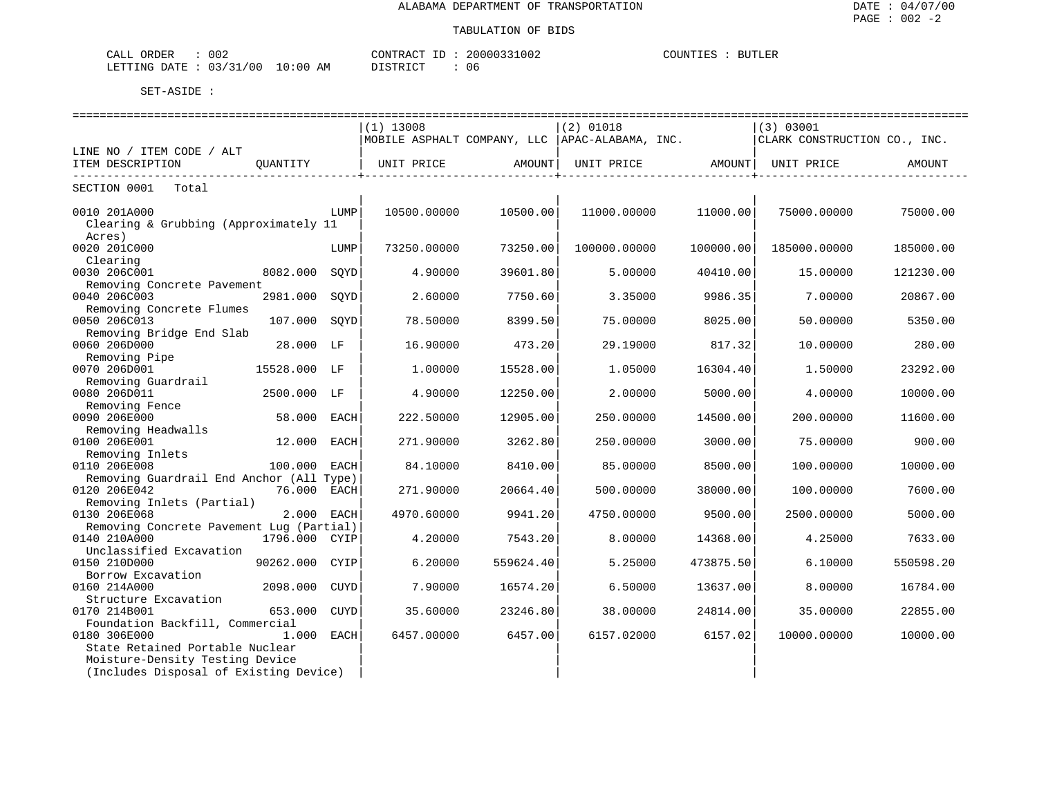# ALABAMA DEPARTMENT OF TRANSPORTATION

## TABULATION OF BIDS

CALL ORDER : 002 &nbsp;&nbsp;&nbsp;&nbsp; CONTRACT ID : 20000331002 &nbsp;&nbsp;&nbsp;&nbsp; COUNTIES : BUTLER

LETTING DATE : 03/31/00 10:00 AM &nbsp;&nbsp;&nbsp;&nbsp; DISTRICT : 06

SET-ASIDE :

| LINE NO / ITEM CODE / ALT ITEM DESCRIPTION | QUANTITY | | (1) 13008 MOBILE ASPHALT COMPANY, LLC UNIT PRICE | AMOUNT | (2) 01018 APAC-ALABAMA, INC. UNIT PRICE | AMOUNT | (3) 03001 CLARK CONSTRUCTION CO., INC. UNIT PRICE | AMOUNT |
|---|---|---|---|---|---|---|---|---|
| SECTION 0001 Total | | | | | | | | |
| 0010 201A000 Clearing & Grubbing (Approximately 11 Acres) | | LUMP | 10500.00000 | 10500.00 | 11000.00000 | 11000.00 | 75000.00000 | 75000.00 |
| 0020 201C000 Clearing | | LUMP | 73250.00000 | 73250.00 | 100000.00000 | 100000.00 | 185000.00000 | 185000.00 |
| 0030 206C001 Removing Concrete Pavement | 8082.000 | SQYD | 4.90000 | 39601.80 | 5.00000 | 40410.00 | 15.00000 | 121230.00 |
| 0040 206C003 Removing Concrete Flumes | 2981.000 | SQYD | 2.60000 | 7750.60 | 3.35000 | 9986.35 | 7.00000 | 20867.00 |
| 0050 206C013 Removing Bridge End Slab | 107.000 | SQYD | 78.50000 | 8399.50 | 75.00000 | 8025.00 | 50.00000 | 5350.00 |
| 0060 206D000 Removing Pipe | 28.000 | LF | 16.90000 | 473.20 | 29.19000 | 817.32 | 10.00000 | 280.00 |
| 0070 206D001 Removing Guardrail | 15528.000 | LF | 1.00000 | 15528.00 | 1.05000 | 16304.40 | 1.50000 | 23292.00 |
| 0080 206D011 Removing Fence | 2500.000 | LF | 4.90000 | 12250.00 | 2.00000 | 5000.00 | 4.00000 | 10000.00 |
| 0090 206E000 Removing Headwalls | 58.000 | EACH | 222.50000 | 12905.00 | 250.00000 | 14500.00 | 200.00000 | 11600.00 |
| 0100 206E001 Removing Inlets | 12.000 | EACH | 271.90000 | 3262.80 | 250.00000 | 3000.00 | 75.00000 | 900.00 |
| 0110 206E008 Removing Guardrail End Anchor (All Type) | 100.000 | EACH | 84.10000 | 8410.00 | 85.00000 | 8500.00 | 100.00000 | 10000.00 |
| 0120 206E042 Removing Inlets (Partial) | 76.000 | EACH | 271.90000 | 20664.40 | 500.00000 | 38000.00 | 100.00000 | 7600.00 |
| 0130 206E068 Removing Concrete Pavement Lug (Partial) | 2.000 | EACH | 4970.60000 | 9941.20 | 4750.00000 | 9500.00 | 2500.00000 | 5000.00 |
| 0140 210A000 Unclassified Excavation | 1796.000 | CYIP | 4.20000 | 7543.20 | 8.00000 | 14368.00 | 4.25000 | 7633.00 |
| 0150 210D000 Borrow Excavation | 90262.000 | CYIP | 6.20000 | 559624.40 | 5.25000 | 473875.50 | 6.10000 | 550598.20 |
| 0160 214A000 Structure Excavation | 2098.000 | CUYD | 7.90000 | 16574.20 | 6.50000 | 13637.00 | 8.00000 | 16784.00 |
| 0170 214B001 Foundation Backfill, Commercial | 653.000 | CUYD | 35.60000 | 23246.80 | 38.00000 | 24814.00 | 35.00000 | 22855.00 |
| 0180 306E000 State Retained Portable Nuclear Moisture-Density Testing Device (Includes Disposal of Existing Device) | 1.000 | EACH | 6457.00000 | 6457.00 | 6157.02000 | 6157.02 | 10000.00000 | 10000.00 |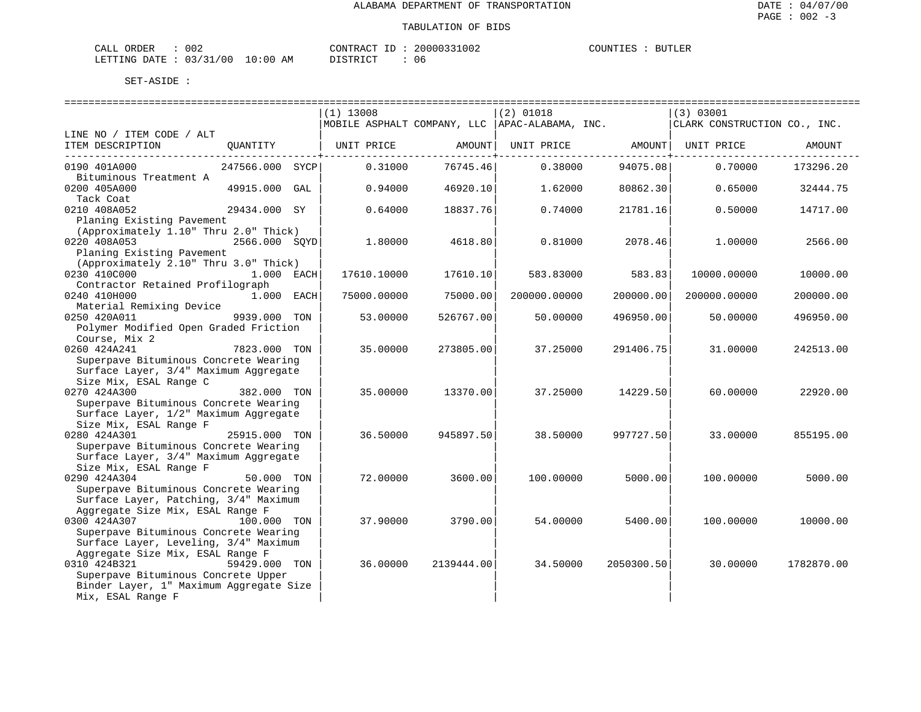ALABAMA DEPARTMENT OF TRANSPORTATION

TABULATION OF BIDS

CALL ORDER : 002 CONTRACT ID : 20000331002 COUNTIES : BUTLER
LETTING DATE : 03/31/00 10:00 AM DISTRICT : 06

SET-ASIDE :

| LINE NO / ITEM CODE / ALT ITEM DESCRIPTION | QUANTITY | (1) 13008 MOBILE ASPHALT COMPANY, LLC UNIT PRICE | AMOUNT | (2) 01018 APAC-ALABAMA, INC. UNIT PRICE | AMOUNT | (3) 03001 CLARK CONSTRUCTION CO., INC. UNIT PRICE | AMOUNT |
|---|---|---|---|---|---|---|---|
| 0190 401A000 Bituminous Treatment A | 247566.000 SYCP | 0.31000 | 76745.46 | 0.38000 | 94075.08 | 0.70000 | 173296.20 |
| 0200 405A000 Tack Coat | 49915.000 GAL | 0.94000 | 46920.10 | 1.62000 | 80862.30 | 0.65000 | 32444.75 |
| 0210 408A052 Planing Existing Pavement (Approximately 1.10" Thru 2.0" Thick) | 29434.000 SY | 0.64000 | 18837.76 | 0.74000 | 21781.16 | 0.50000 | 14717.00 |
| 0220 408A053 Planing Existing Pavement (Approximately 2.10" Thru 3.0" Thick) | 2566.000 SQYD | 1.80000 | 4618.80 | 0.81000 | 2078.46 | 1.00000 | 2566.00 |
| 0230 410C000 Contractor Retained Profilograph | 1.000 EACH | 17610.10000 | 17610.10 | 583.83000 | 583.83 | 10000.00000 | 10000.00 |
| 0240 410H000 Material Remixing Device | 1.000 EACH | 75000.00000 | 75000.00 | 200000.00000 | 200000.00 | 200000.00000 | 200000.00 |
| 0250 420A011 Polymer Modified Open Graded Friction Course, Mix 2 | 9939.000 TON | 53.00000 | 526767.00 | 50.00000 | 496950.00 | 50.00000 | 496950.00 |
| 0260 424A241 Superpave Bituminous Concrete Wearing Surface Layer, 3/4" Maximum Aggregate Size Mix, ESAL Range C | 7823.000 TON | 35.00000 | 273805.00 | 37.25000 | 291406.75 | 31.00000 | 242513.00 |
| 0270 424A300 Superpave Bituminous Concrete Wearing Surface Layer, 1/2" Maximum Aggregate Size Mix, ESAL Range F | 382.000 TON | 35.00000 | 13370.00 | 37.25000 | 14229.50 | 60.00000 | 22920.00 |
| 0280 424A301 Superpave Bituminous Concrete Wearing Surface Layer, 3/4" Maximum Aggregate Size Mix, ESAL Range F | 25915.000 TON | 36.50000 | 945897.50 | 38.50000 | 997727.50 | 33.00000 | 855195.00 |
| 0290 424A304 Superpave Bituminous Concrete Wearing Surface Layer, Patching, 3/4" Maximum Aggregate Size Mix, ESAL Range F | 50.000 TON | 72.00000 | 3600.00 | 100.00000 | 5000.00 | 100.00000 | 5000.00 |
| 0300 424A307 Superpave Bituminous Concrete Wearing Surface Layer, Leveling, 3/4" Maximum Aggregate Size Mix, ESAL Range F | 100.000 TON | 37.90000 | 3790.00 | 54.00000 | 5400.00 | 100.00000 | 10000.00 |
| 0310 424B321 Superpave Bituminous Concrete Upper Binder Layer, 1" Maximum Aggregate Size Mix, ESAL Range F | 59429.000 TON | 36.00000 | 2139444.00 | 34.50000 | 2050300.50 | 30.00000 | 1782870.00 |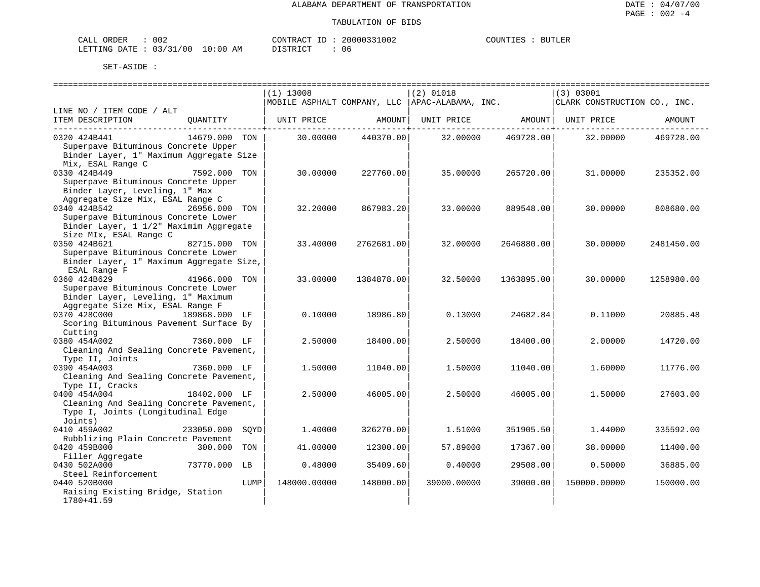ALABAMA DEPARTMENT OF TRANSPORTATION

TABULATION OF BIDS

DATE : 04/07/00
PAGE : 002 -4

CALL ORDER : 002 &nbsp;&nbsp;&nbsp;&nbsp; CONTRACT ID : 20000331002 &nbsp;&nbsp;&nbsp;&nbsp; COUNTIES : BUTLER
LETTING DATE : 03/31/00 10:00 AM &nbsp;&nbsp;&nbsp;&nbsp; DISTRICT : 06

SET-ASIDE :

| LINE NO / ITEM CODE / ALT ITEM DESCRIPTION | QUANTITY | (1) 13008 MOBILE ASPHALT COMPANY, LLC UNIT PRICE | AMOUNT | (2) 01018 APAC-ALABAMA, INC. UNIT PRICE | AMOUNT | (3) 03001 CLARK CONSTRUCTION CO., INC. UNIT PRICE | AMOUNT |
|---|---|---|---|---|---|---|---|
| 0320 424B441 Superpave Bituminous Concrete Upper Binder Layer, 1" Maximum Aggregate Size Mix, ESAL Range C | 14679.000 TON | 30.00000 | 440370.00 | 32.00000 | 469728.00 | 32.00000 | 469728.00 |
| 0330 424B449 Superpave Bituminous Concrete Upper Binder Layer, Leveling, 1" Max Aggregate Size Mix, ESAL Range C | 7592.000 TON | 30.00000 | 227760.00 | 35.00000 | 265720.00 | 31.00000 | 235352.00 |
| 0340 424B542 Superpave Bituminous Concrete Lower Binder Layer, 1 1/2" Maximim Aggregate Size MIx, ESAL Range C | 26956.000 TON | 32.20000 | 867983.20 | 33.00000 | 889548.00 | 30.00000 | 808680.00 |
| 0350 424B621 Superpave Bituminous Concrete Lower Binder Layer, 1" Maximum Aggregate Size, ESAL Range F | 82715.000 TON | 33.40000 | 2762681.00 | 32.00000 | 2646880.00 | 30.00000 | 2481450.00 |
| 0360 424B629 Superpave Bituminous Concrete Lower Binder Layer, Leveling, 1" Maximum Aggregate Size Mix, ESAL Range F | 41966.000 TON | 33.00000 | 1384878.00 | 32.50000 | 1363895.00 | 30.00000 | 1258980.00 |
| 0370 428C000 Scoring Bituminous Pavement Surface By Cutting | 189868.000 LF | 0.10000 | 18986.80 | 0.13000 | 24682.84 | 0.11000 | 20885.48 |
| 0380 454A002 Cleaning And Sealing Concrete Pavement, Type II, Joints | 7360.000 LF | 2.50000 | 18400.00 | 2.50000 | 18400.00 | 2.00000 | 14720.00 |
| 0390 454A003 Cleaning And Sealing Concrete Pavement, Type II, Cracks | 7360.000 LF | 1.50000 | 11040.00 | 1.50000 | 11040.00 | 1.60000 | 11776.00 |
| 0400 454A004 Cleaning And Sealing Concrete Pavement, Type I, Joints (Longitudinal Edge Joints) | 18402.000 LF | 2.50000 | 46005.00 | 2.50000 | 46005.00 | 1.50000 | 27603.00 |
| 0410 459A002 Rubblizing Plain Concrete Pavement | 233050.000 SQYD | 1.40000 | 326270.00 | 1.51000 | 351905.50 | 1.44000 | 335592.00 |
| 0420 459B000 Filler Aggregate | 300.000 TON | 41.00000 | 12300.00 | 57.89000 | 17367.00 | 38.00000 | 11400.00 |
| 0430 502A000 Steel Reinforcement | 73770.000 LB | 0.48000 | 35409.60 | 0.40000 | 29508.00 | 0.50000 | 36885.00 |
| 0440 520B000 Raising Existing Bridge, Station 1780+41.59 | LUMP | 148000.00000 | 148000.00 | 39000.00000 | 39000.00 | 150000.00000 | 150000.00 |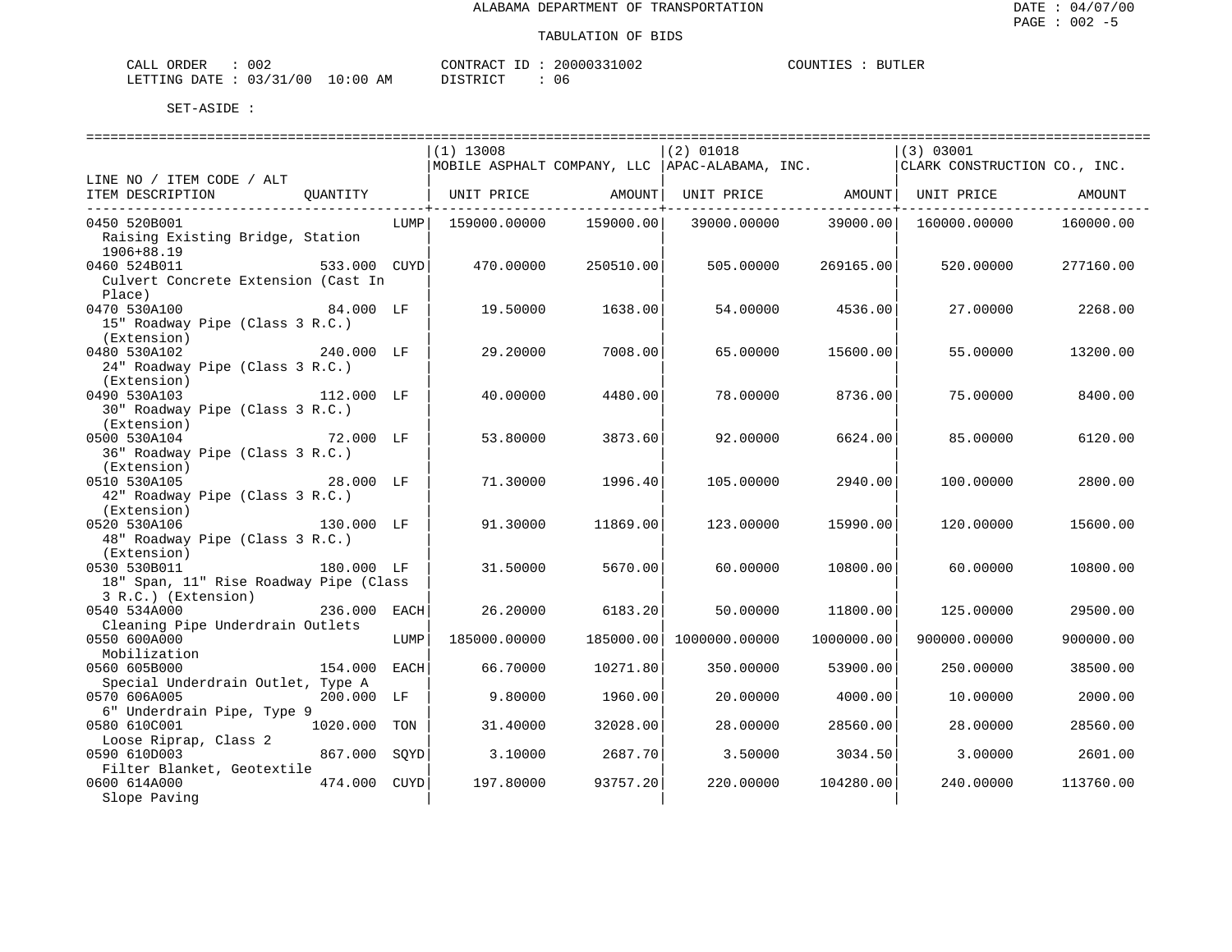ALABAMA DEPARTMENT OF TRANSPORTATION

TABULATION OF BIDS

CALL ORDER : 002 CONTRACT ID : 20000331002 COUNTIES : BUTLER
LETTING DATE : 03/31/00 10:00 AM DISTRICT : 06

SET-ASIDE :

| LINE NO / ITEM CODE / ALT ITEM DESCRIPTION | QUANTITY | | (1) 13008 MOBILE ASPHALT COMPANY, LLC UNIT PRICE | AMOUNT | (2) 01018 APAC-ALABAMA, INC. UNIT PRICE | AMOUNT | (3) 03001 CLARK CONSTRUCTION CO., INC. UNIT PRICE | AMOUNT |
|---|---|---|---|---|---|---|---|---|
| 0450 520B001 Raising Existing Bridge, Station 1906+88.19 | | LUMP | 159000.00000 | 159000.00 | 39000.00000 | 39000.00 | 160000.00000 | 160000.00 |
| 0460 524B011 Culvert Concrete Extension (Cast In Place) | 533.000 | CUYD | 470.00000 | 250510.00 | 505.00000 | 269165.00 | 520.00000 | 277160.00 |
| 0470 530A100 15" Roadway Pipe (Class 3 R.C.) (Extension) | 84.000 | LF | 19.50000 | 1638.00 | 54.00000 | 4536.00 | 27.00000 | 2268.00 |
| 0480 530A102 24" Roadway Pipe (Class 3 R.C.) (Extension) | 240.000 | LF | 29.20000 | 7008.00 | 65.00000 | 15600.00 | 55.00000 | 13200.00 |
| 0490 530A103 30" Roadway Pipe (Class 3 R.C.) (Extension) | 112.000 | LF | 40.00000 | 4480.00 | 78.00000 | 8736.00 | 75.00000 | 8400.00 |
| 0500 530A104 36" Roadway Pipe (Class 3 R.C.) (Extension) | 72.000 | LF | 53.80000 | 3873.60 | 92.00000 | 6624.00 | 85.00000 | 6120.00 |
| 0510 530A105 42" Roadway Pipe (Class 3 R.C.) (Extension) | 28.000 | LF | 71.30000 | 1996.40 | 105.00000 | 2940.00 | 100.00000 | 2800.00 |
| 0520 530A106 48" Roadway Pipe (Class 3 R.C.) (Extension) | 130.000 | LF | 91.30000 | 11869.00 | 123.00000 | 15990.00 | 120.00000 | 15600.00 |
| 0530 530B011 18" Span, 11" Rise Roadway Pipe (Class 3 R.C.) (Extension) | 180.000 | LF | 31.50000 | 5670.00 | 60.00000 | 10800.00 | 60.00000 | 10800.00 |
| 0540 534A000 Cleaning Pipe Underdrain Outlets | 236.000 | EACH | 26.20000 | 6183.20 | 50.00000 | 11800.00 | 125.00000 | 29500.00 |
| 0550 600A000 Mobilization | | LUMP | 185000.00000 | 185000.00 | 1000000.00000 | 1000000.00 | 900000.00000 | 900000.00 |
| 0560 605B000 Special Underdrain Outlet, Type A | 154.000 | EACH | 66.70000 | 10271.80 | 350.00000 | 53900.00 | 250.00000 | 38500.00 |
| 0570 606A005 6" Underdrain Pipe, Type 9 | 200.000 | LF | 9.80000 | 1960.00 | 20.00000 | 4000.00 | 10.00000 | 2000.00 |
| 0580 610C001 Loose Riprap, Class 2 | 1020.000 | TON | 31.40000 | 32028.00 | 28.00000 | 28560.00 | 28.00000 | 28560.00 |
| 0590 610D003 Filter Blanket, Geotextile | 867.000 | SQYD | 3.10000 | 2687.70 | 3.50000 | 3034.50 | 3.00000 | 2601.00 |
| 0600 614A000 Slope Paving | 474.000 | CUYD | 197.80000 | 93757.20 | 220.00000 | 104280.00 | 240.00000 | 113760.00 |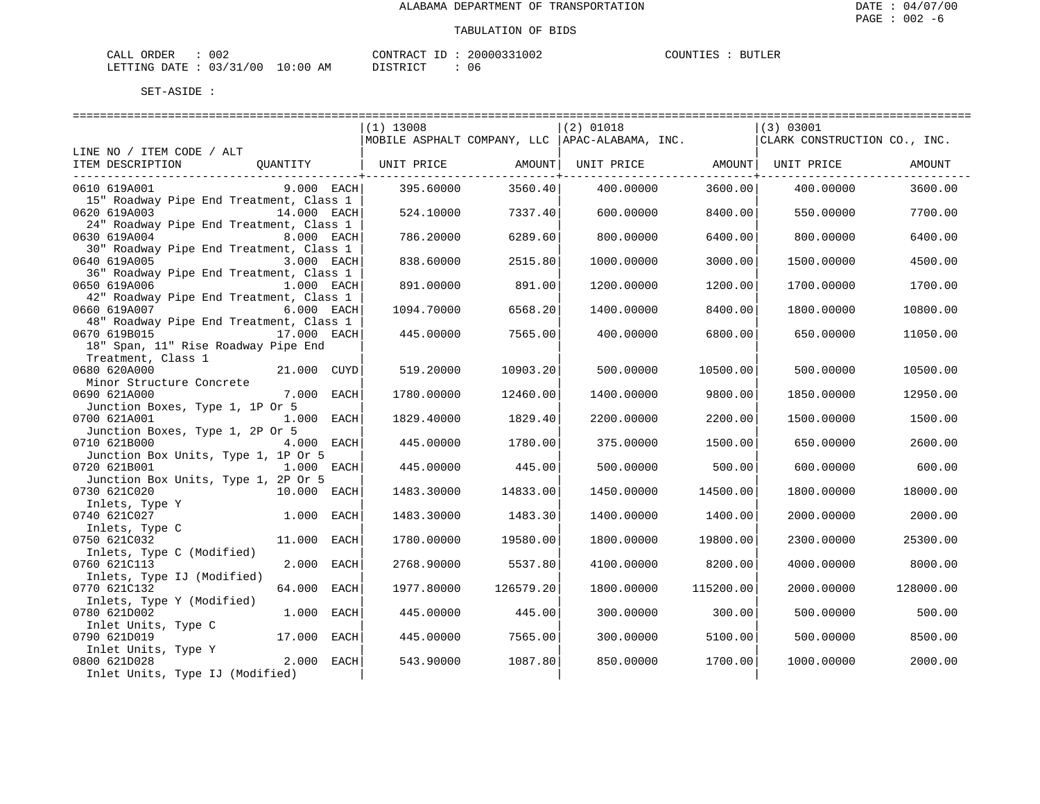ALABAMA DEPARTMENT OF TRANSPORTATION

TABULATION OF BIDS

DATE : 04/07/00
PAGE : 002 -6

CALL ORDER : 002 &nbsp;&nbsp;&nbsp; CONTRACT ID : 20000331002 &nbsp;&nbsp;&nbsp; COUNTIES : BUTLER
LETTING DATE : 03/31/00 10:00 AM &nbsp;&nbsp;&nbsp; DISTRICT : 06

SET-ASIDE :

| LINE NO / ITEM CODE / ALT ITEM DESCRIPTION | QUANTITY | (1) 13008 MOBILE ASPHALT COMPANY, LLC UNIT PRICE | AMOUNT | (2) 01018 APAC-ALABAMA, INC. UNIT PRICE | AMOUNT | (3) 03001 CLARK CONSTRUCTION CO., INC. UNIT PRICE | AMOUNT |
|---|---|---|---|---|---|---|---|
| 0610 619A001 15" Roadway Pipe End Treatment, Class 1 | 9.000 EACH | 395.60000 | 3560.40 | 400.00000 | 3600.00 | 400.00000 | 3600.00 |
| 0620 619A003 24" Roadway Pipe End Treatment, Class 1 | 14.000 EACH | 524.10000 | 7337.40 | 600.00000 | 8400.00 | 550.00000 | 7700.00 |
| 0630 619A004 30" Roadway Pipe End Treatment, Class 1 | 8.000 EACH | 786.20000 | 6289.60 | 800.00000 | 6400.00 | 800.00000 | 6400.00 |
| 0640 619A005 36" Roadway Pipe End Treatment, Class 1 | 3.000 EACH | 838.60000 | 2515.80 | 1000.00000 | 3000.00 | 1500.00000 | 4500.00 |
| 0650 619A006 42" Roadway Pipe End Treatment, Class 1 | 1.000 EACH | 891.00000 | 891.00 | 1200.00000 | 1200.00 | 1700.00000 | 1700.00 |
| 0660 619A007 48" Roadway Pipe End Treatment, Class 1 | 6.000 EACH | 1094.70000 | 6568.20 | 1400.00000 | 8400.00 | 1800.00000 | 10800.00 |
| 0670 619B015 18" Span, 11" Rise Roadway Pipe End Treatment, Class 1 | 17.000 EACH | 445.00000 | 7565.00 | 400.00000 | 6800.00 | 650.00000 | 11050.00 |
| 0680 620A000 Minor Structure Concrete | 21.000 CUYD | 519.20000 | 10903.20 | 500.00000 | 10500.00 | 500.00000 | 10500.00 |
| 0690 621A000 Junction Boxes, Type 1, 1P Or 5 | 7.000 EACH | 1780.00000 | 12460.00 | 1400.00000 | 9800.00 | 1850.00000 | 12950.00 |
| 0700 621A001 Junction Boxes, Type 1, 2P Or 5 | 1.000 EACH | 1829.40000 | 1829.40 | 2200.00000 | 2200.00 | 1500.00000 | 1500.00 |
| 0710 621B000 Junction Box Units, Type 1, 1P Or 5 | 4.000 EACH | 445.00000 | 1780.00 | 375.00000 | 1500.00 | 650.00000 | 2600.00 |
| 0720 621B001 Junction Box Units, Type 1, 2P Or 5 | 1.000 EACH | 445.00000 | 445.00 | 500.00000 | 500.00 | 600.00000 | 600.00 |
| 0730 621C020 Inlets, Type Y | 10.000 EACH | 1483.30000 | 14833.00 | 1450.00000 | 14500.00 | 1800.00000 | 18000.00 |
| 0740 621C027 Inlets, Type C | 1.000 EACH | 1483.30000 | 1483.30 | 1400.00000 | 1400.00 | 2000.00000 | 2000.00 |
| 0750 621C032 Inlets, Type C (Modified) | 11.000 EACH | 1780.00000 | 19580.00 | 1800.00000 | 19800.00 | 2300.00000 | 25300.00 |
| 0760 621C113 Inlets, Type IJ (Modified) | 2.000 EACH | 2768.90000 | 5537.80 | 4100.00000 | 8200.00 | 4000.00000 | 8000.00 |
| 0770 621C132 Inlets, Type Y (Modified) | 64.000 EACH | 1977.80000 | 126579.20 | 1800.00000 | 115200.00 | 2000.00000 | 128000.00 |
| 0780 621D002 Inlet Units, Type C | 1.000 EACH | 445.00000 | 445.00 | 300.00000 | 300.00 | 500.00000 | 500.00 |
| 0790 621D019 Inlet Units, Type Y | 17.000 EACH | 445.00000 | 7565.00 | 300.00000 | 5100.00 | 500.00000 | 8500.00 |
| 0800 621D028 Inlet Units, Type IJ (Modified) | 2.000 EACH | 543.90000 | 1087.80 | 850.00000 | 1700.00 | 1000.00000 | 2000.00 |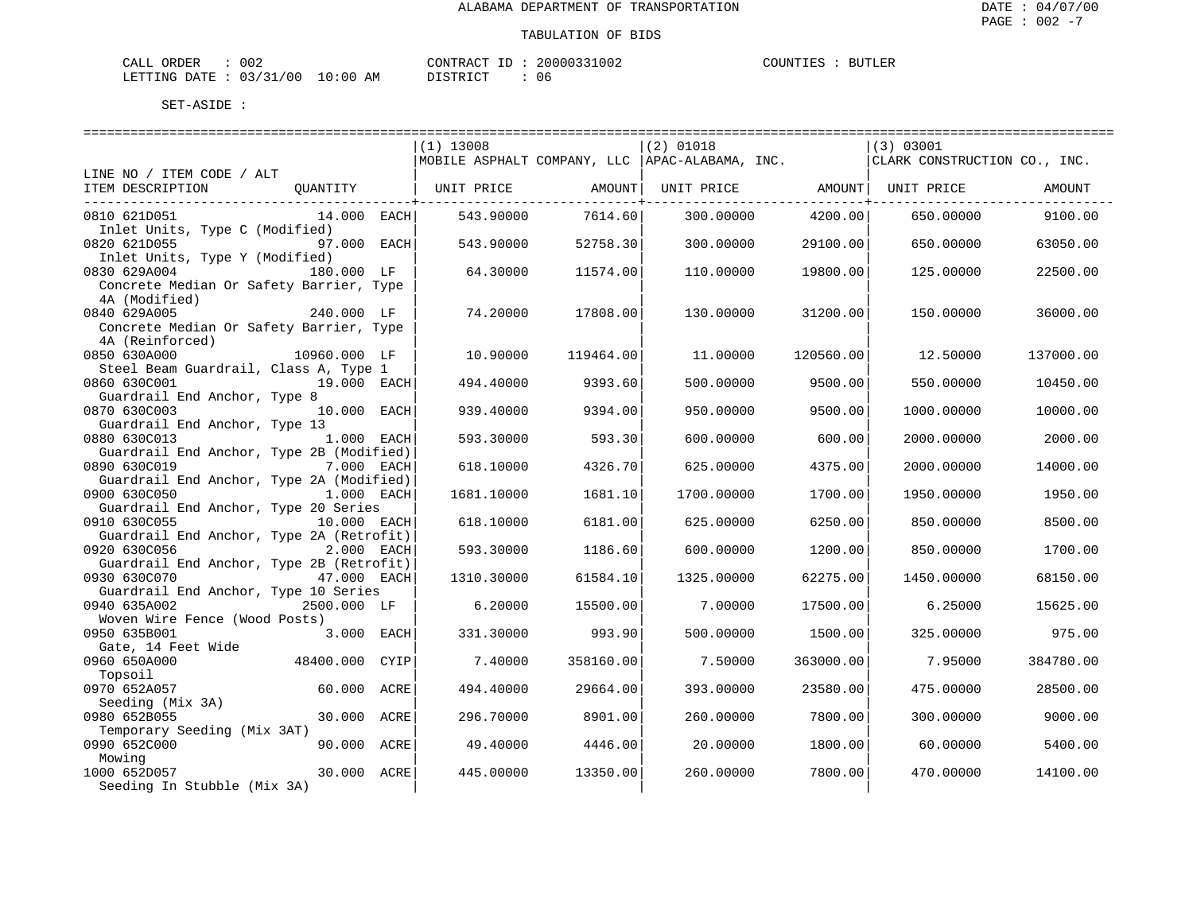ALABAMA DEPARTMENT OF TRANSPORTATION

TABULATION OF BIDS

CALL ORDER : 002 CONTRACT ID : 20000331002 COUNTIES : BUTLER
LETTING DATE : 03/31/00 10:00 AM DISTRICT : 06

SET-ASIDE :

| LINE NO / ITEM CODE / ALT ITEM DESCRIPTION | QUANTITY | (1) 13008 MOBILE ASPHALT COMPANY, LLC UNIT PRICE | AMOUNT | (2) 01018 APAC-ALABAMA, INC. UNIT PRICE | AMOUNT | (3) 03001 CLARK CONSTRUCTION CO., INC. UNIT PRICE | AMOUNT |
|---|---|---|---|---|---|---|---|
| 0810 621D051 Inlet Units, Type C (Modified) | 14.000 EACH | 543.90000 | 7614.60 | 300.00000 | 4200.00 | 650.00000 | 9100.00 |
| 0820 621D055 Inlet Units, Type Y (Modified) | 97.000 EACH | 543.90000 | 52758.30 | 300.00000 | 29100.00 | 650.00000 | 63050.00 |
| 0830 629A004 Concrete Median Or Safety Barrier, Type 4A (Modified) | 180.000 LF | 64.30000 | 11574.00 | 110.00000 | 19800.00 | 125.00000 | 22500.00 |
| 0840 629A005 Concrete Median Or Safety Barrier, Type 4A (Reinforced) | 240.000 LF | 74.20000 | 17808.00 | 130.00000 | 31200.00 | 150.00000 | 36000.00 |
| 0850 630A000 Steel Beam Guardrail, Class A, Type 1 | 10960.000 LF | 10.90000 | 119464.00 | 11.00000 | 120560.00 | 12.50000 | 137000.00 |
| 0860 630C001 Guardrail End Anchor, Type 8 | 19.000 EACH | 494.40000 | 9393.60 | 500.00000 | 9500.00 | 550.00000 | 10450.00 |
| 0870 630C003 Guardrail End Anchor, Type 13 | 10.000 EACH | 939.40000 | 9394.00 | 950.00000 | 9500.00 | 1000.00000 | 10000.00 |
| 0880 630C013 Guardrail End Anchor, Type 2B (Modified) | 1.000 EACH | 593.30000 | 593.30 | 600.00000 | 600.00 | 2000.00000 | 2000.00 |
| 0890 630C019 Guardrail End Anchor, Type 2A (Modified) | 7.000 EACH | 618.10000 | 4326.70 | 625.00000 | 4375.00 | 2000.00000 | 14000.00 |
| 0900 630C050 Guardrail End Anchor, Type 20 Series | 1.000 EACH | 1681.10000 | 1681.10 | 1700.00000 | 1700.00 | 1950.00000 | 1950.00 |
| 0910 630C055 Guardrail End Anchor, Type 2A (Retrofit) | 10.000 EACH | 618.10000 | 6181.00 | 625.00000 | 6250.00 | 850.00000 | 8500.00 |
| 0920 630C056 Guardrail End Anchor, Type 2B (Retrofit) | 2.000 EACH | 593.30000 | 1186.60 | 600.00000 | 1200.00 | 850.00000 | 1700.00 |
| 0930 630C070 Guardrail End Anchor, Type 10 Series | 47.000 EACH | 1310.30000 | 61584.10 | 1325.00000 | 62275.00 | 1450.00000 | 68150.00 |
| 0940 635A002 Woven Wire Fence (Wood Posts) | 2500.000 LF | 6.20000 | 15500.00 | 7.00000 | 17500.00 | 6.25000 | 15625.00 |
| 0950 635B001 Gate, 14 Feet Wide | 3.000 EACH | 331.30000 | 993.90 | 500.00000 | 1500.00 | 325.00000 | 975.00 |
| 0960 650A000 Topsoil | 48400.000 CYIP | 7.40000 | 358160.00 | 7.50000 | 363000.00 | 7.95000 | 384780.00 |
| 0970 652A057 Seeding (Mix 3A) | 60.000 ACRE | 494.40000 | 29664.00 | 393.00000 | 23580.00 | 475.00000 | 28500.00 |
| 0980 652B055 Temporary Seeding (Mix 3AT) | 30.000 ACRE | 296.70000 | 8901.00 | 260.00000 | 7800.00 | 300.00000 | 9000.00 |
| 0990 652C000 Mowing | 90.000 ACRE | 49.40000 | 4446.00 | 20.00000 | 1800.00 | 60.00000 | 5400.00 |
| 1000 652D057 Seeding In Stubble (Mix 3A) | 30.000 ACRE | 445.00000 | 13350.00 | 260.00000 | 7800.00 | 470.00000 | 14100.00 |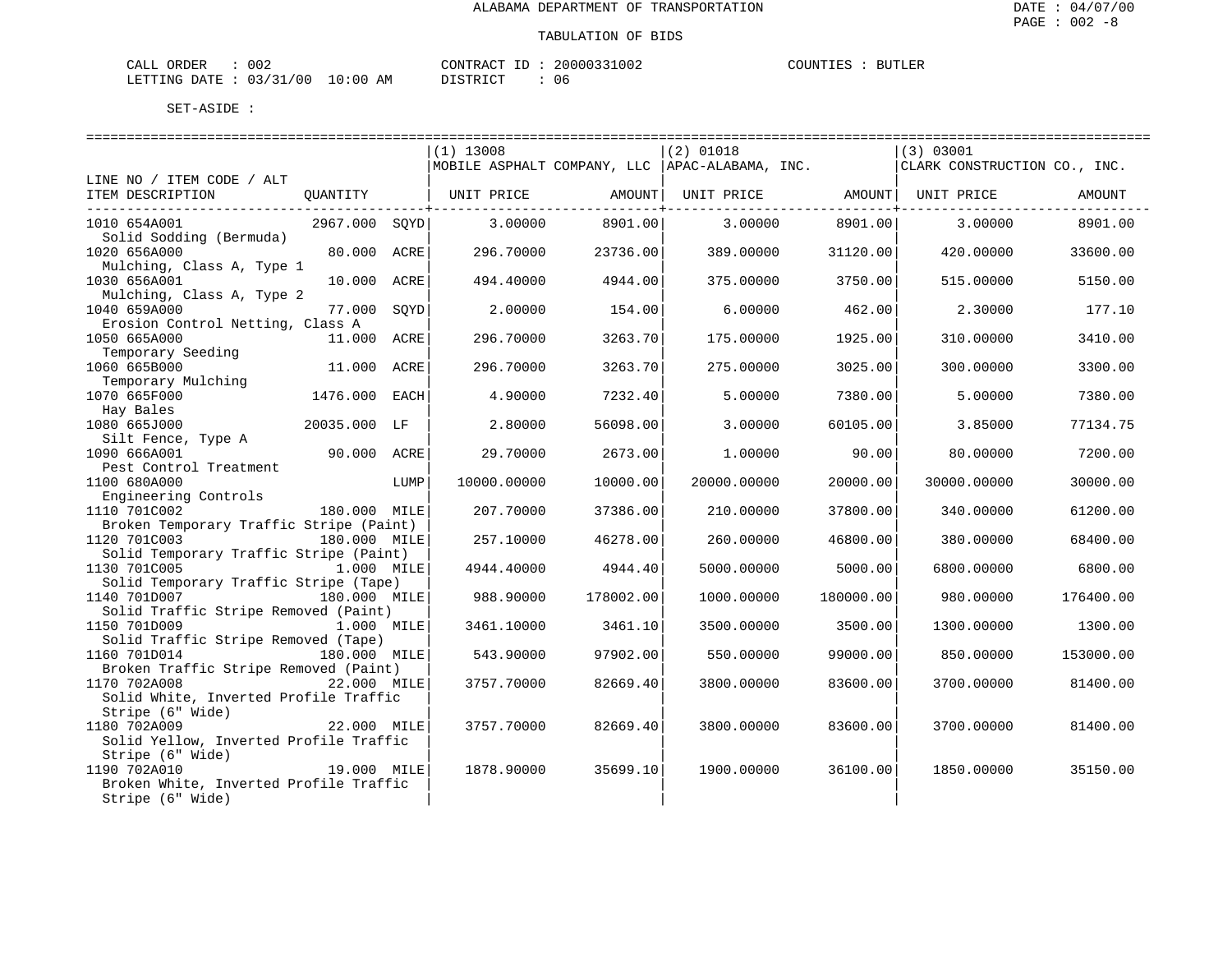ALABAMA DEPARTMENT OF TRANSPORTATION

TABULATION OF BIDS

DATE : 04/07/00
PAGE : 002 -8

CALL ORDER : 002 CONTRACT ID : 20000331002 COUNTIES : BUTLER
LETTING DATE : 03/31/00 10:00 AM DISTRICT : 06

SET-ASIDE :

| LINE NO / ITEM CODE / ALT ITEM DESCRIPTION | QUANTITY | | (1) 13008 MOBILE ASPHALT COMPANY, LLC UNIT PRICE | AMOUNT | (2) 01018 APAC-ALABAMA, INC. UNIT PRICE | AMOUNT | (3) 03001 CLARK CONSTRUCTION CO., INC. UNIT PRICE | AMOUNT |
|---|---|---|---|---|---|---|---|---|
| 1010 654A001 Solid Sodding (Bermuda) | 2967.000 | SQYD | 3.00000 | 8901.00 | 3.00000 | 8901.00 | 3.00000 | 8901.00 |
| 1020 656A000 Mulching, Class A, Type 1 | 80.000 | ACRE | 296.70000 | 23736.00 | 389.00000 | 31120.00 | 420.00000 | 33600.00 |
| 1030 656A001 Mulching, Class A, Type 2 | 10.000 | ACRE | 494.40000 | 4944.00 | 375.00000 | 3750.00 | 515.00000 | 5150.00 |
| 1040 659A000 Erosion Control Netting, Class A | 77.000 | SQYD | 2.00000 | 154.00 | 6.00000 | 462.00 | 2.30000 | 177.10 |
| 1050 665A000 Temporary Seeding | 11.000 | ACRE | 296.70000 | 3263.70 | 175.00000 | 1925.00 | 310.00000 | 3410.00 |
| 1060 665B000 Temporary Mulching | 11.000 | ACRE | 296.70000 | 3263.70 | 275.00000 | 3025.00 | 300.00000 | 3300.00 |
| 1070 665F000 Hay Bales | 1476.000 | EACH | 4.90000 | 7232.40 | 5.00000 | 7380.00 | 5.00000 | 7380.00 |
| 1080 665J000 Silt Fence, Type A | 20035.000 | LF | 2.80000 | 56098.00 | 3.00000 | 60105.00 | 3.85000 | 77134.75 |
| 1090 666A001 Pest Control Treatment | 90.000 | ACRE | 29.70000 | 2673.00 | 1.00000 | 90.00 | 80.00000 | 7200.00 |
| 1100 680A000 Engineering Controls | | LUMP | 10000.00000 | 10000.00 | 20000.00000 | 20000.00 | 30000.00000 | 30000.00 |
| 1110 701C002 Broken Temporary Traffic Stripe (Paint) | 180.000 | MILE | 207.70000 | 37386.00 | 210.00000 | 37800.00 | 340.00000 | 61200.00 |
| 1120 701C003 Solid Temporary Traffic Stripe (Paint) | 180.000 | MILE | 257.10000 | 46278.00 | 260.00000 | 46800.00 | 380.00000 | 68400.00 |
| 1130 701C005 Solid Temporary Traffic Stripe (Tape) | 1.000 | MILE | 4944.40000 | 4944.40 | 5000.00000 | 5000.00 | 6800.00000 | 6800.00 |
| 1140 701D007 Solid Traffic Stripe Removed (Paint) | 180.000 | MILE | 988.90000 | 178002.00 | 1000.00000 | 180000.00 | 980.00000 | 176400.00 |
| 1150 701D009 Solid Traffic Stripe Removed (Tape) | 1.000 | MILE | 3461.10000 | 3461.10 | 3500.00000 | 3500.00 | 1300.00000 | 1300.00 |
| 1160 701D014 Broken Traffic Stripe Removed (Paint) | 180.000 | MILE | 543.90000 | 97902.00 | 550.00000 | 99000.00 | 850.00000 | 153000.00 |
| 1170 702A008 Solid White, Inverted Profile Traffic Stripe (6" Wide) | 22.000 | MILE | 3757.70000 | 82669.40 | 3800.00000 | 83600.00 | 3700.00000 | 81400.00 |
| 1180 702A009 Solid Yellow, Inverted Profile Traffic Stripe (6" Wide) | 22.000 | MILE | 3757.70000 | 82669.40 | 3800.00000 | 83600.00 | 3700.00000 | 81400.00 |
| 1190 702A010 Broken White, Inverted Profile Traffic Stripe (6" Wide) | 19.000 | MILE | 1878.90000 | 35699.10 | 1900.00000 | 36100.00 | 1850.00000 | 35150.00 |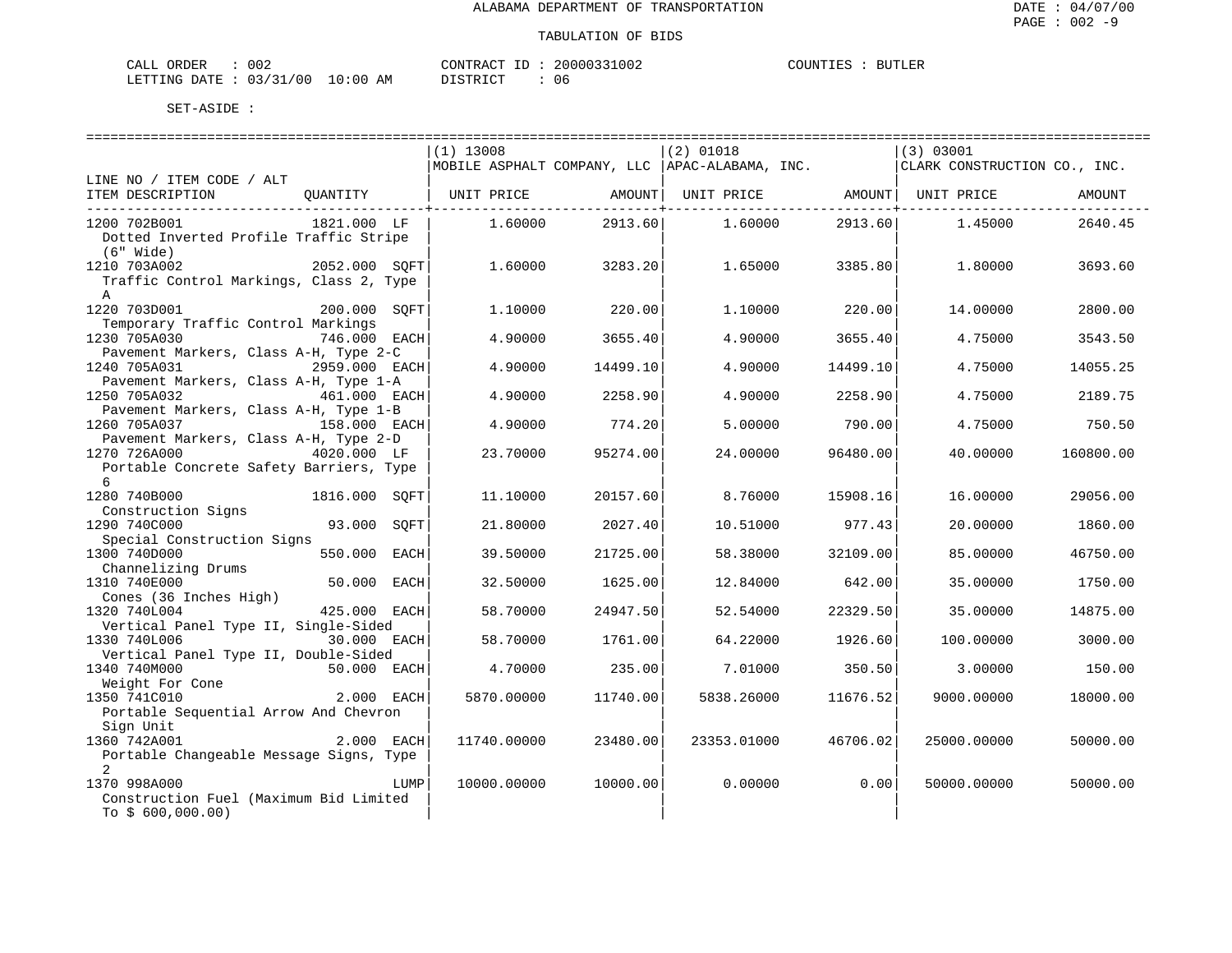ALABAMA DEPARTMENT OF TRANSPORTATION

TABULATION OF BIDS

CALL ORDER : 002 CONTRACT ID : 20000331002 COUNTIES : BUTLER
LETTING DATE : 03/31/00 10:00 AM DISTRICT : 06

SET-ASIDE :

| LINE NO / ITEM CODE / ALT ITEM DESCRIPTION | QUANTITY | (1) 13008 MOBILE ASPHALT COMPANY, LLC UNIT PRICE | AMOUNT | (2) 01018 APAC-ALABAMA, INC. UNIT PRICE | AMOUNT | (3) 03001 CLARK CONSTRUCTION CO., INC. UNIT PRICE | AMOUNT |
|---|---|---|---|---|---|---|---|
| 1200 702B001 Dotted Inverted Profile Traffic Stripe (6" Wide) | 1821.000 LF | 1.60000 | 2913.60 | 1.60000 | 2913.60 | 1.45000 | 2640.45 |
| 1210 703A002 Traffic Control Markings, Class 2, Type A | 2052.000 SQFT | 1.60000 | 3283.20 | 1.65000 | 3385.80 | 1.80000 | 3693.60 |
| 1220 703D001 Temporary Traffic Control Markings | 200.000 SQFT | 1.10000 | 220.00 | 1.10000 | 220.00 | 14.00000 | 2800.00 |
| 1230 705A030 Pavement Markers, Class A-H, Type 2-C | 746.000 EACH | 4.90000 | 3655.40 | 4.90000 | 3655.40 | 4.75000 | 3543.50 |
| 1240 705A031 Pavement Markers, Class A-H, Type 1-A | 2959.000 EACH | 4.90000 | 14499.10 | 4.90000 | 14499.10 | 4.75000 | 14055.25 |
| 1250 705A032 Pavement Markers, Class A-H, Type 1-B | 461.000 EACH | 4.90000 | 2258.90 | 4.90000 | 2258.90 | 4.75000 | 2189.75 |
| 1260 705A037 Pavement Markers, Class A-H, Type 2-D | 158.000 EACH | 4.90000 | 774.20 | 5.00000 | 790.00 | 4.75000 | 750.50 |
| 1270 726A000 Portable Concrete Safety Barriers, Type 6 | 4020.000 LF | 23.70000 | 95274.00 | 24.00000 | 96480.00 | 40.00000 | 160800.00 |
| 1280 740B000 Construction Signs | 1816.000 SQFT | 11.10000 | 20157.60 | 8.76000 | 15908.16 | 16.00000 | 29056.00 |
| 1290 740C000 Special Construction Signs | 93.000 SQFT | 21.80000 | 2027.40 | 10.51000 | 977.43 | 20.00000 | 1860.00 |
| 1300 740D000 Channelizing Drums | 550.000 EACH | 39.50000 | 21725.00 | 58.38000 | 32109.00 | 85.00000 | 46750.00 |
| 1310 740E000 Cones (36 Inches High) | 50.000 EACH | 32.50000 | 1625.00 | 12.84000 | 642.00 | 35.00000 | 1750.00 |
| 1320 740L004 Vertical Panel Type II, Single-Sided | 425.000 EACH | 58.70000 | 24947.50 | 52.54000 | 22329.50 | 35.00000 | 14875.00 |
| 1330 740L006 Vertical Panel Type II, Double-Sided | 30.000 EACH | 58.70000 | 1761.00 | 64.22000 | 1926.60 | 100.00000 | 3000.00 |
| 1340 740M000 Weight For Cone | 50.000 EACH | 4.70000 | 235.00 | 7.01000 | 350.50 | 3.00000 | 150.00 |
| 1350 741C010 Portable Sequential Arrow And Chevron Sign Unit | 2.000 EACH | 5870.00000 | 11740.00 | 5838.26000 | 11676.52 | 9000.00000 | 18000.00 |
| 1360 742A001 Portable Changeable Message Signs, Type 2 | 2.000 EACH | 11740.00000 | 23480.00 | 23353.01000 | 46706.02 | 25000.00000 | 50000.00 |
| 1370 998A000 Construction Fuel (Maximum Bid Limited To $ 600,000.00) | LUMP | 10000.00000 | 10000.00 | 0.00000 | 0.00 | 50000.00000 | 50000.00 |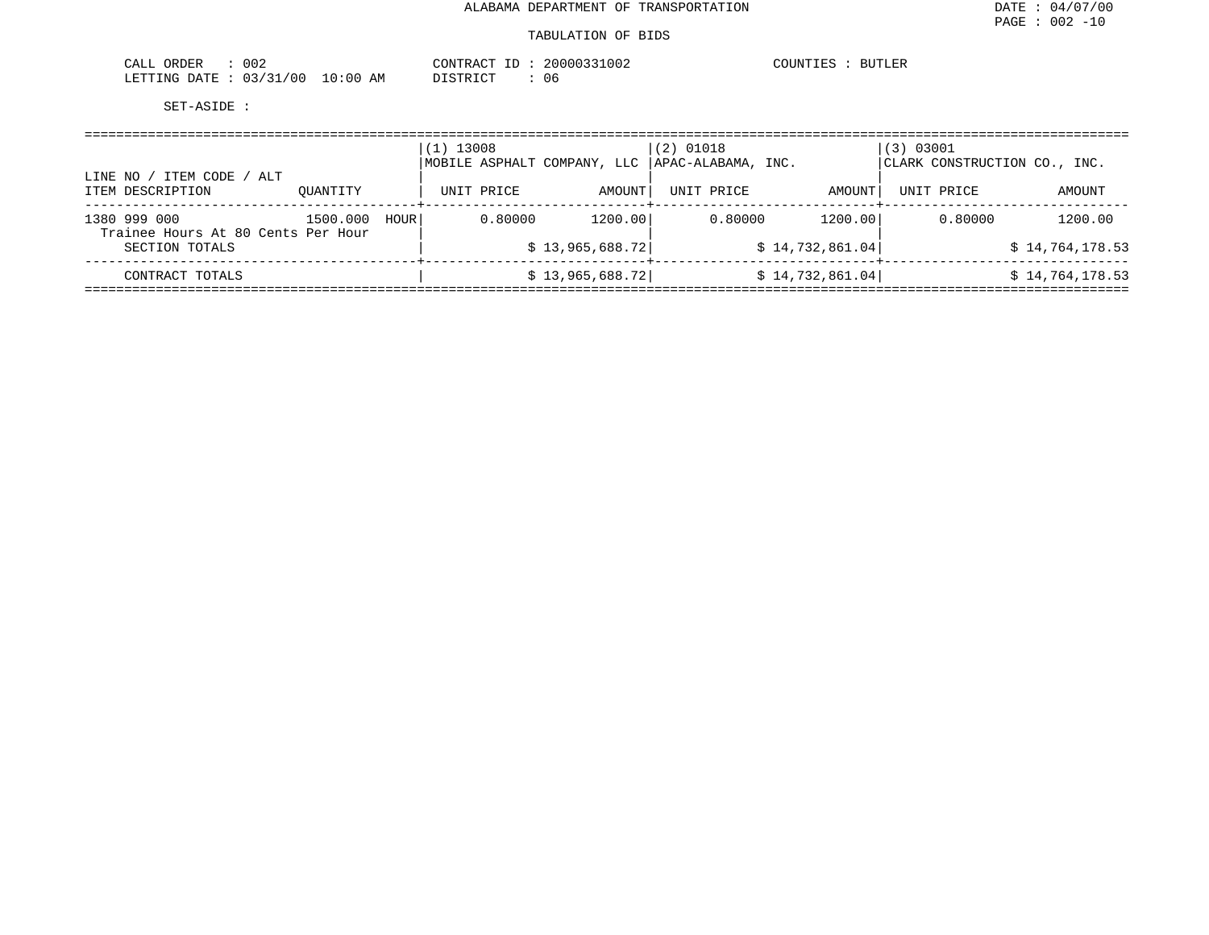ALABAMA DEPARTMENT OF TRANSPORTATION

TABULATION OF BIDS

CALL ORDER : 002
LETTING DATE : 03/31/00 10:00 AM

CONTRACT ID : 20000331002
DISTRICT : 06

COUNTIES : BUTLER

SET-ASIDE :

| LINE NO / ITEM CODE / ALT<br>ITEM DESCRIPTION | QUANTITY | (1) 13008<br>MOBILE ASPHALT COMPANY, LLC<br>UNIT PRICE | <br><br>AMOUNT | (2) 01018<br>APAC-ALABAMA, INC.<br>UNIT PRICE | <br><br>AMOUNT | (3) 03001<br>CLARK CONSTRUCTION CO., INC.<br>UNIT PRICE | <br><br>AMOUNT |
|---|---|---|---|---|---|---|---|
| 1380 999 000<br>Trainee Hours At 80 Cents Per Hour | 1500.000 HOUR | 0.80000 | 1200.00 | 0.80000 | 1200.00 | 0.80000 | 1200.00 |
| SECTION TOTALS | | | $ 13,965,688.72 | | $ 14,732,861.04 | | $ 14,764,178.53 |
| CONTRACT TOTALS | | | $ 13,965,688.72 | | $ 14,732,861.04 | | $ 14,764,178.53 |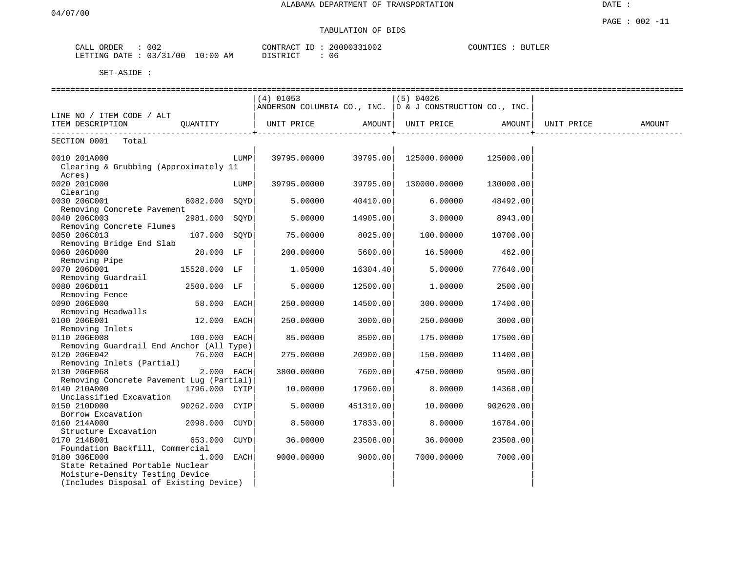# ALABAMA DEPARTMENT OF TRANSPORTATION

## TABULATION OF BIDS

CALL ORDER : 002
LETTING DATE : 03/31/00 10:00 AM

CONTRACT ID : 20000331002
DISTRICT : 06

COUNTIES : BUTLER

SET-ASIDE :

| LINE NO / ITEM CODE / ALT<br>ITEM DESCRIPTION | QUANTITY | | (4) 01053<br>ANDERSON COLUMBIA CO., INC.<br>UNIT PRICE | AMOUNT | (5) 04026<br>D & J CONSTRUCTION CO., INC.<br>UNIT PRICE | AMOUNT | UNIT PRICE | AMOUNT |
|---|---|---|---|---|---|---|---|---|
| SECTION 0001 Total | | | | | | | | |
| 0010 201A000<br>Clearing & Grubbing (Approximately 11 Acres) | | LUMP | 39795.00000 | 39795.00 | 125000.00000 | 125000.00 | | |
| 0020 201C000<br>Clearing | | LUMP | 39795.00000 | 39795.00 | 130000.00000 | 130000.00 | | |
| 0030 206C001<br>Removing Concrete Pavement | 8082.000 | SQYD | 5.00000 | 40410.00 | 6.00000 | 48492.00 | | |
| 0040 206C003<br>Removing Concrete Flumes | 2981.000 | SQYD | 5.00000 | 14905.00 | 3.00000 | 8943.00 | | |
| 0050 206C013<br>Removing Bridge End Slab | 107.000 | SQYD | 75.00000 | 8025.00 | 100.00000 | 10700.00 | | |
| 0060 206D000<br>Removing Pipe | 28.000 | LF | 200.00000 | 5600.00 | 16.50000 | 462.00 | | |
| 0070 206D001<br>Removing Guardrail | 15528.000 | LF | 1.05000 | 16304.40 | 5.00000 | 77640.00 | | |
| 0080 206D011<br>Removing Fence | 2500.000 | LF | 5.00000 | 12500.00 | 1.00000 | 2500.00 | | |
| 0090 206E000<br>Removing Headwalls | 58.000 | EACH | 250.00000 | 14500.00 | 300.00000 | 17400.00 | | |
| 0100 206E001<br>Removing Inlets | 12.000 | EACH | 250.00000 | 3000.00 | 250.00000 | 3000.00 | | |
| 0110 206E008<br>Removing Guardrail End Anchor (All Type) | 100.000 | EACH | 85.00000 | 8500.00 | 175.00000 | 17500.00 | | |
| 0120 206E042<br>Removing Inlets (Partial) | 76.000 | EACH | 275.00000 | 20900.00 | 150.00000 | 11400.00 | | |
| 0130 206E068<br>Removing Concrete Pavement Lug (Partial) | 2.000 | EACH | 3800.00000 | 7600.00 | 4750.00000 | 9500.00 | | |
| 0140 210A000<br>Unclassified Excavation | 1796.000 | CYIP | 10.00000 | 17960.00 | 8.00000 | 14368.00 | | |
| 0150 210D000<br>Borrow Excavation | 90262.000 | CYIP | 5.00000 | 451310.00 | 10.00000 | 902620.00 | | |
| 0160 214A000<br>Structure Excavation | 2098.000 | CUYD | 8.50000 | 17833.00 | 8.00000 | 16784.00 | | |
| 0170 214B001<br>Foundation Backfill, Commercial | 653.000 | CUYD | 36.00000 | 23508.00 | 36.00000 | 23508.00 | | |
| 0180 306E000<br>State Retained Portable Nuclear Moisture-Density Testing Device (Includes Disposal of Existing Device) | 1.000 | EACH | 9000.00000 | 9000.00 | 7000.00000 | 7000.00 | | |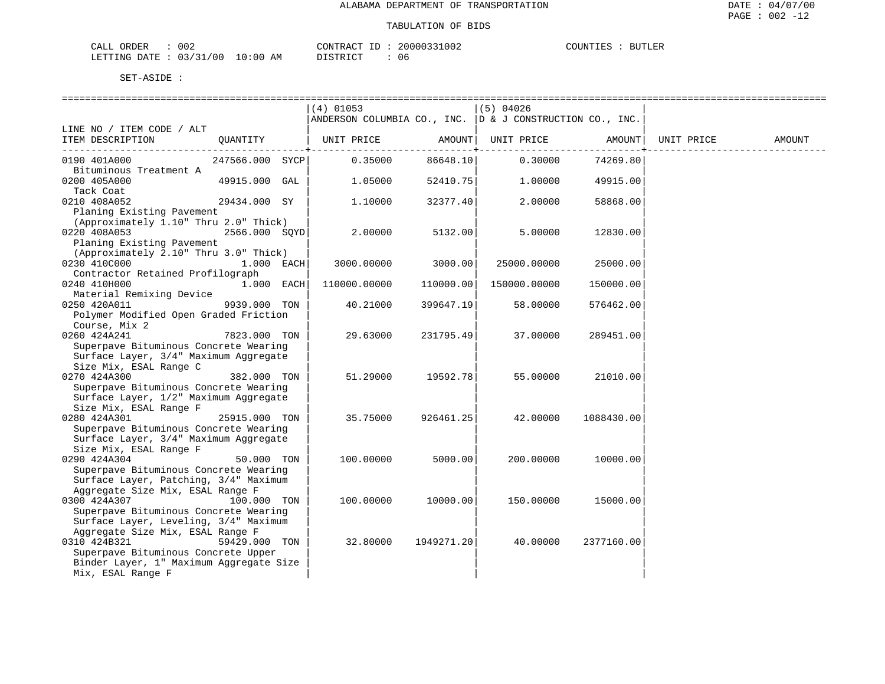# ALABAMA DEPARTMENT OF TRANSPORTATION

## TABULATION OF BIDS

CALL ORDER : 002  
LETTING DATE : 03/31/00 10:00 AM  
CONTRACT ID : 20000331002  
DISTRICT : 06  
COUNTIES : BUTLER

SET-ASIDE :

| LINE NO / ITEM CODE / ALT<br>ITEM DESCRIPTION | QUANTITY | (4) 01053<br>ANDERSON COLUMBIA CO., INC.<br>UNIT PRICE | AMOUNT | (5) 04026<br>D & J CONSTRUCTION CO., INC.<br>UNIT PRICE | AMOUNT | UNIT PRICE | AMOUNT |
|---|---|---|---|---|---|---|---|
| 0190 401A000<br>Bituminous Treatment A | 247566.000 SYCP | 0.35000 | 86648.10 | 0.30000 | 74269.80 | | |
| 0200 405A000<br>Tack Coat | 49915.000 GAL | 1.05000 | 52410.75 | 1.00000 | 49915.00 | | |
| 0210 408A052<br>Planing Existing Pavement (Approximately 1.10" Thru 2.0" Thick) | 29434.000 SY | 1.10000 | 32377.40 | 2.00000 | 58868.00 | | |
| 0220 408A053<br>Planing Existing Pavement (Approximately 2.10" Thru 3.0" Thick) | 2566.000 SQYD | 2.00000 | 5132.00 | 5.00000 | 12830.00 | | |
| 0230 410C000<br>Contractor Retained Profilograph | 1.000 EACH | 3000.00000 | 3000.00 | 25000.00000 | 25000.00 | | |
| 0240 410H000<br>Material Remixing Device | 1.000 EACH | 110000.00000 | 110000.00 | 150000.00000 | 150000.00 | | |
| 0250 420A011<br>Polymer Modified Open Graded Friction Course, Mix 2 | 9939.000 TON | 40.21000 | 399647.19 | 58.00000 | 576462.00 | | |
| 0260 424A241<br>Superpave Bituminous Concrete Wearing Surface Layer, 3/4" Maximum Aggregate Size Mix, ESAL Range C | 7823.000 TON | 29.63000 | 231795.49 | 37.00000 | 289451.00 | | |
| 0270 424A300<br>Superpave Bituminous Concrete Wearing Surface Layer, 1/2" Maximum Aggregate Size Mix, ESAL Range F | 382.000 TON | 51.29000 | 19592.78 | 55.00000 | 21010.00 | | |
| 0280 424A301<br>Superpave Bituminous Concrete Wearing Surface Layer, 3/4" Maximum Aggregate Size Mix, ESAL Range F | 25915.000 TON | 35.75000 | 926461.25 | 42.00000 | 1088430.00 | | |
| 0290 424A304<br>Superpave Bituminous Concrete Wearing Surface Layer, Patching, 3/4" Maximum Aggregate Size Mix, ESAL Range F | 50.000 TON | 100.00000 | 5000.00 | 200.00000 | 10000.00 | | |
| 0300 424A307<br>Superpave Bituminous Concrete Wearing Surface Layer, Leveling, 3/4" Maximum Aggregate Size Mix, ESAL Range F | 100.000 TON | 100.00000 | 10000.00 | 150.00000 | 15000.00 | | |
| 0310 424B321<br>Superpave Bituminous Concrete Upper Binder Layer, 1" Maximum Aggregate Size Mix, ESAL Range F | 59429.000 TON | 32.80000 | 1949271.20 | 40.00000 | 2377160.00 | | |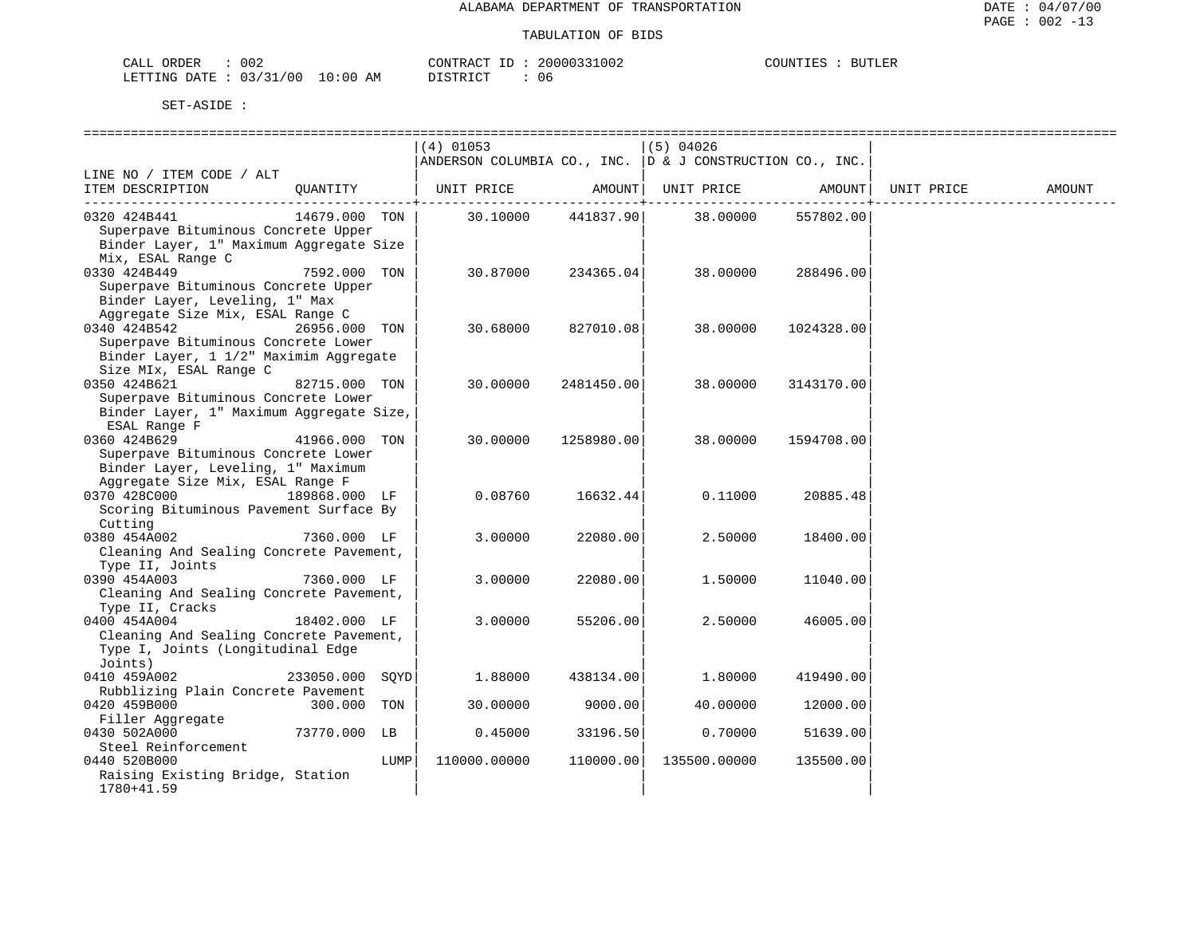ALABAMA DEPARTMENT OF TRANSPORTATION

TABULATION OF BIDS

CALL ORDER : 002 CONTRACT ID : 20000331002 COUNTIES : BUTLER
LETTING DATE : 03/31/00 10:00 AM DISTRICT : 06

SET-ASIDE :

| LINE NO / ITEM CODE / ALT ITEM DESCRIPTION | QUANTITY | (4) 01053 ANDERSON COLUMBIA CO., INC. UNIT PRICE | AMOUNT | (5) 04026 D & J CONSTRUCTION CO., INC. UNIT PRICE | AMOUNT | UNIT PRICE | AMOUNT |
|---|---|---|---|---|---|---|---|
| 0320 424B441 Superpave Bituminous Concrete Upper Binder Layer, 1" Maximum Aggregate Size Mix, ESAL Range C | 14679.000 TON | 30.10000 | 441837.90 | 38.00000 | 557802.00 | | |
| 0330 424B449 Superpave Bituminous Concrete Upper Binder Layer, Leveling, 1" Max Aggregate Size Mix, ESAL Range C | 7592.000 TON | 30.87000 | 234365.04 | 38.00000 | 288496.00 | | |
| 0340 424B542 Superpave Bituminous Concrete Lower Binder Layer, 1 1/2" Maximim Aggregate Size MIx, ESAL Range C | 26956.000 TON | 30.68000 | 827010.08 | 38.00000 | 1024328.00 | | |
| 0350 424B621 Superpave Bituminous Concrete Lower Binder Layer, 1" Maximum Aggregate Size, ESAL Range F | 82715.000 TON | 30.00000 | 2481450.00 | 38.00000 | 3143170.00 | | |
| 0360 424B629 Superpave Bituminous Concrete Lower Binder Layer, Leveling, 1" Maximum Aggregate Size Mix, ESAL Range F | 41966.000 TON | 30.00000 | 1258980.00 | 38.00000 | 1594708.00 | | |
| 0370 428C000 Scoring Bituminous Pavement Surface By Cutting | 189868.000 LF | 0.08760 | 16632.44 | 0.11000 | 20885.48 | | |
| 0380 454A002 Cleaning And Sealing Concrete Pavement, Type II, Joints | 7360.000 LF | 3.00000 | 22080.00 | 2.50000 | 18400.00 | | |
| 0390 454A003 Cleaning And Sealing Concrete Pavement, Type II, Cracks | 7360.000 LF | 3.00000 | 22080.00 | 1.50000 | 11040.00 | | |
| 0400 454A004 Cleaning And Sealing Concrete Pavement, Type I, Joints (Longitudinal Edge Joints) | 18402.000 LF | 3.00000 | 55206.00 | 2.50000 | 46005.00 | | |
| 0410 459A002 Rubblizing Plain Concrete Pavement | 233050.000 SQYD | 1.88000 | 438134.00 | 1.80000 | 419490.00 | | |
| 0420 459B000 Filler Aggregate | 300.000 TON | 30.00000 | 9000.00 | 40.00000 | 12000.00 | | |
| 0430 502A000 Steel Reinforcement | 73770.000 LB | 0.45000 | 33196.50 | 0.70000 | 51639.00 | | |
| 0440 520B000 Raising Existing Bridge, Station 1780+41.59 | LUMP | 110000.00000 | 110000.00 | 135500.00000 | 135500.00 | | |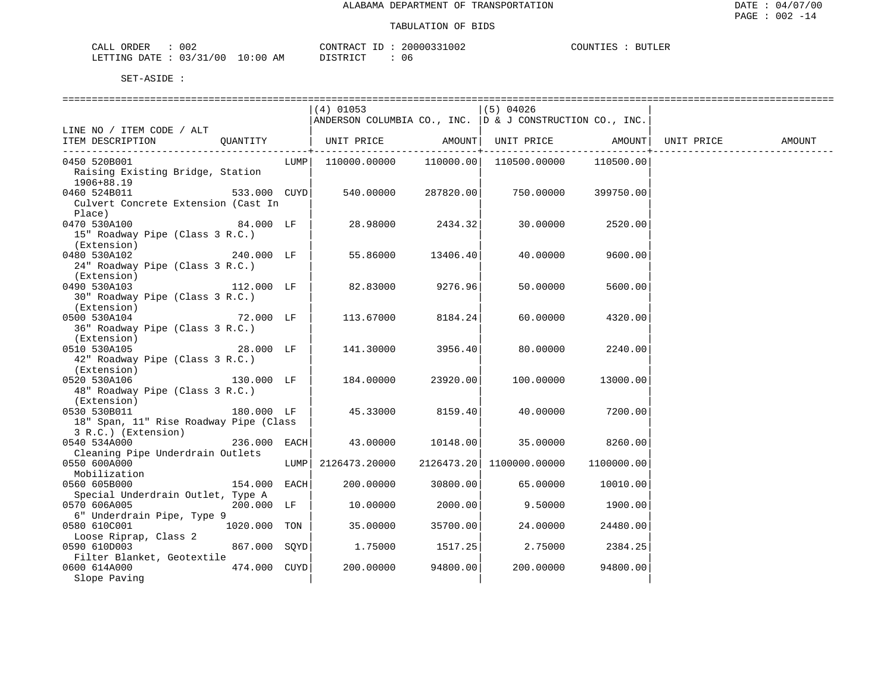ALABAMA DEPARTMENT OF TRANSPORTATION

TABULATION OF BIDS

CALL ORDER : 002 CONTRACT ID : 20000331002 COUNTIES : BUTLER
LETTING DATE : 03/31/00 10:00 AM DISTRICT : 06

SET-ASIDE :

| LINE NO / ITEM CODE / ALT ITEM DESCRIPTION | QUANTITY | | (4) 01053 ANDERSON COLUMBIA CO., INC. UNIT PRICE | AMOUNT | (5) 04026 D & J CONSTRUCTION CO., INC. UNIT PRICE | AMOUNT | UNIT PRICE | AMOUNT |
|---|---|---|---|---|---|---|---|---|
| 0450 520B001 Raising Existing Bridge, Station 1906+88.19 | | LUMP | 110000.00000 | 110000.00 | 110500.00000 | 110500.00 | | |
| 0460 524B011 Culvert Concrete Extension (Cast In Place) | 533.000 | CUYD | 540.00000 | 287820.00 | 750.00000 | 399750.00 | | |
| 0470 530A100 15" Roadway Pipe (Class 3 R.C.) (Extension) | 84.000 | LF | 28.98000 | 2434.32 | 30.00000 | 2520.00 | | |
| 0480 530A102 24" Roadway Pipe (Class 3 R.C.) (Extension) | 240.000 | LF | 55.86000 | 13406.40 | 40.00000 | 9600.00 | | |
| 0490 530A103 30" Roadway Pipe (Class 3 R.C.) (Extension) | 112.000 | LF | 82.83000 | 9276.96 | 50.00000 | 5600.00 | | |
| 0500 530A104 36" Roadway Pipe (Class 3 R.C.) (Extension) | 72.000 | LF | 113.67000 | 8184.24 | 60.00000 | 4320.00 | | |
| 0510 530A105 42" Roadway Pipe (Class 3 R.C.) (Extension) | 28.000 | LF | 141.30000 | 3956.40 | 80.00000 | 2240.00 | | |
| 0520 530A106 48" Roadway Pipe (Class 3 R.C.) (Extension) | 130.000 | LF | 184.00000 | 23920.00 | 100.00000 | 13000.00 | | |
| 0530 530B011 18" Span, 11" Rise Roadway Pipe (Class 3 R.C.) (Extension) | 180.000 | LF | 45.33000 | 8159.40 | 40.00000 | 7200.00 | | |
| 0540 534A000 Cleaning Pipe Underdrain Outlets | 236.000 | EACH | 43.00000 | 10148.00 | 35.00000 | 8260.00 | | |
| 0550 600A000 Mobilization | | LUMP | 2126473.20000 | 2126473.20 | 1100000.00000 | 1100000.00 | | |
| 0560 605B000 Special Underdrain Outlet, Type A | 154.000 | EACH | 200.00000 | 30800.00 | 65.00000 | 10010.00 | | |
| 0570 606A005 6" Underdrain Pipe, Type 9 | 200.000 | LF | 10.00000 | 2000.00 | 9.50000 | 1900.00 | | |
| 0580 610C001 Loose Riprap, Class 2 | 1020.000 | TON | 35.00000 | 35700.00 | 24.00000 | 24480.00 | | |
| 0590 610D003 Filter Blanket, Geotextile | 867.000 | SQYD | 1.75000 | 1517.25 | 2.75000 | 2384.25 | | |
| 0600 614A000 Slope Paving | 474.000 | CUYD | 200.00000 | 94800.00 | 200.00000 | 94800.00 | | |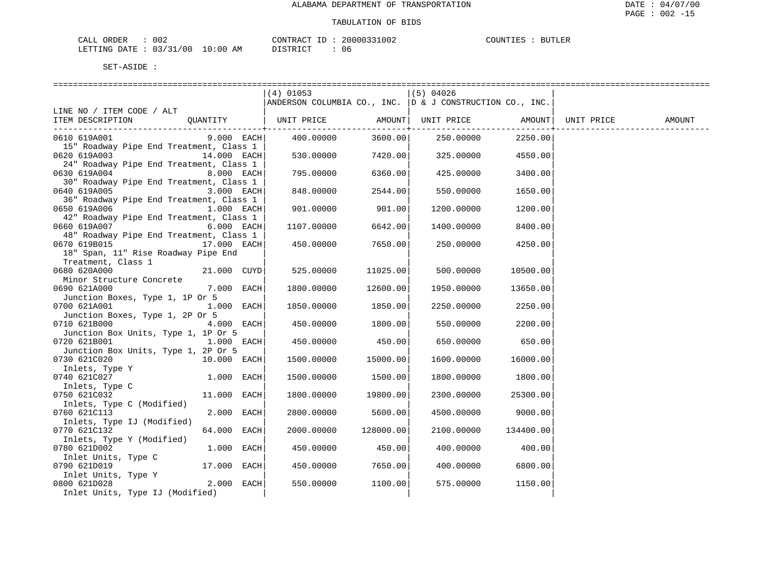ALABAMA DEPARTMENT OF TRANSPORTATION

TABULATION OF BIDS

CALL ORDER : 002 CONTRACT ID : 20000331002 COUNTIES : BUTLER
LETTING DATE : 03/31/00 10:00 AM DISTRICT : 06

SET-ASIDE :

| LINE NO / ITEM CODE / ALT ITEM DESCRIPTION | QUANTITY | (4) 01053 ANDERSON COLUMBIA CO., INC. UNIT PRICE | AMOUNT | (5) 04026 D & J CONSTRUCTION CO., INC. UNIT PRICE | AMOUNT | UNIT PRICE | AMOUNT |
|---|---|---|---|---|---|---|---|
| 0610 619A001 15" Roadway Pipe End Treatment, Class 1 | 9.000 EACH | 400.00000 | 3600.00 | 250.00000 | 2250.00 | | |
| 0620 619A003 24" Roadway Pipe End Treatment, Class 1 | 14.000 EACH | 530.00000 | 7420.00 | 325.00000 | 4550.00 | | |
| 0630 619A004 30" Roadway Pipe End Treatment, Class 1 | 8.000 EACH | 795.00000 | 6360.00 | 425.00000 | 3400.00 | | |
| 0640 619A005 36" Roadway Pipe End Treatment, Class 1 | 3.000 EACH | 848.00000 | 2544.00 | 550.00000 | 1650.00 | | |
| 0650 619A006 42" Roadway Pipe End Treatment, Class 1 | 1.000 EACH | 901.00000 | 901.00 | 1200.00000 | 1200.00 | | |
| 0660 619A007 48" Roadway Pipe End Treatment, Class 1 | 6.000 EACH | 1107.00000 | 6642.00 | 1400.00000 | 8400.00 | | |
| 0670 619B015 18" Span, 11" Rise Roadway Pipe End Treatment, Class 1 | 17.000 EACH | 450.00000 | 7650.00 | 250.00000 | 4250.00 | | |
| 0680 620A000 Minor Structure Concrete | 21.000 CUYD | 525.00000 | 11025.00 | 500.00000 | 10500.00 | | |
| 0690 621A000 Junction Boxes, Type 1, 1P Or 5 | 7.000 EACH | 1800.00000 | 12600.00 | 1950.00000 | 13650.00 | | |
| 0700 621A001 Junction Boxes, Type 1, 2P Or 5 | 1.000 EACH | 1850.00000 | 1850.00 | 2250.00000 | 2250.00 | | |
| 0710 621B000 Junction Box Units, Type 1, 1P Or 5 | 4.000 EACH | 450.00000 | 1800.00 | 550.00000 | 2200.00 | | |
| 0720 621B001 Junction Box Units, Type 1, 2P Or 5 | 1.000 EACH | 450.00000 | 450.00 | 650.00000 | 650.00 | | |
| 0730 621C020 Inlets, Type Y | 10.000 EACH | 1500.00000 | 15000.00 | 1600.00000 | 16000.00 | | |
| 0740 621C027 Inlets, Type C | 1.000 EACH | 1500.00000 | 1500.00 | 1800.00000 | 1800.00 | | |
| 0750 621C032 Inlets, Type C (Modified) | 11.000 EACH | 1800.00000 | 19800.00 | 2300.00000 | 25300.00 | | |
| 0760 621C113 Inlets, Type IJ (Modified) | 2.000 EACH | 2800.00000 | 5600.00 | 4500.00000 | 9000.00 | | |
| 0770 621C132 Inlets, Type Y (Modified) | 64.000 EACH | 2000.00000 | 128000.00 | 2100.00000 | 134400.00 | | |
| 0780 621D002 Inlet Units, Type C | 1.000 EACH | 450.00000 | 450.00 | 400.00000 | 400.00 | | |
| 0790 621D019 Inlet Units, Type Y | 17.000 EACH | 450.00000 | 7650.00 | 400.00000 | 6800.00 | | |
| 0800 621D028 Inlet Units, Type IJ (Modified) | 2.000 EACH | 550.00000 | 1100.00 | 575.00000 | 1150.00 | | |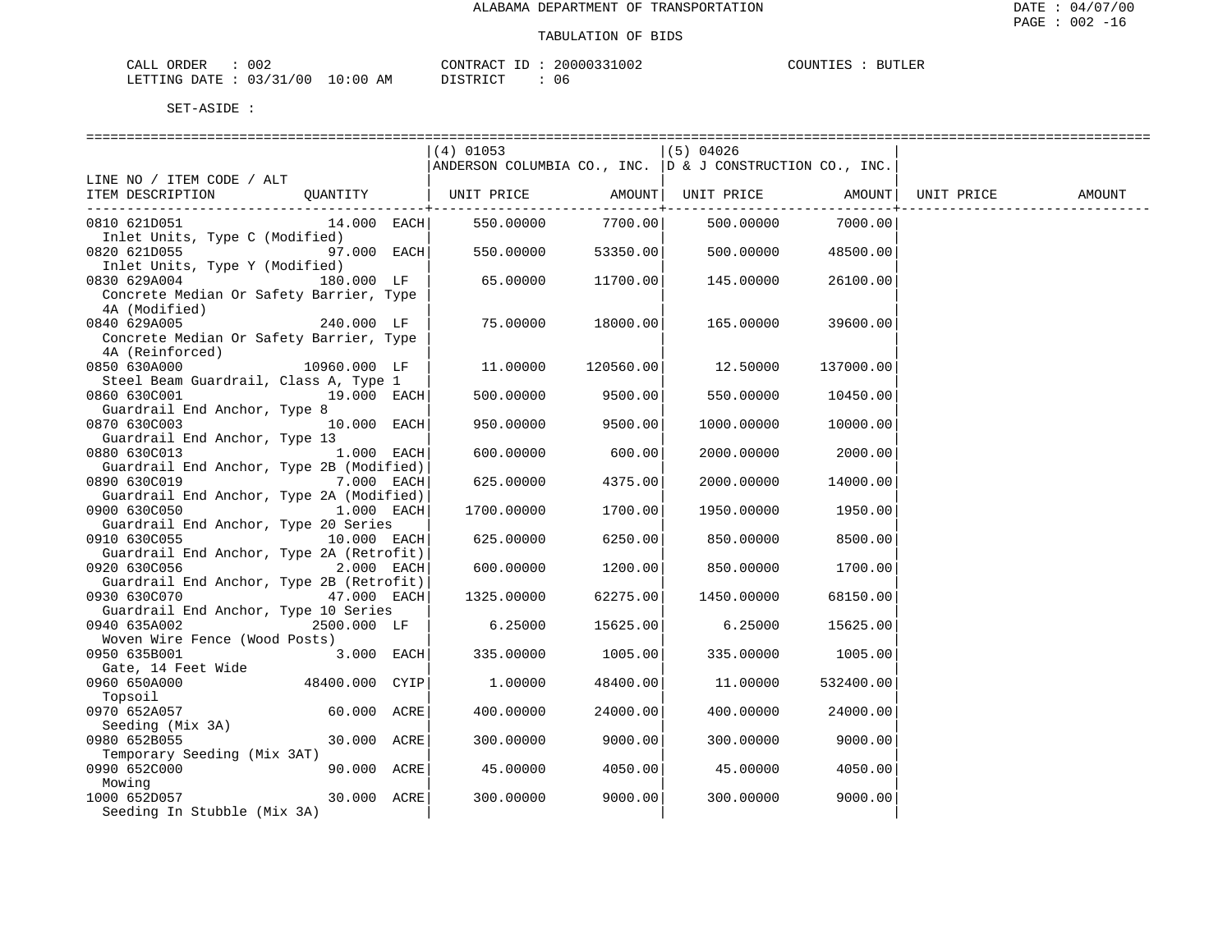ALABAMA DEPARTMENT OF TRANSPORTATION

TABULATION OF BIDS

CALL ORDER : 002 CONTRACT ID : 20000331002 COUNTIES : BUTLER
LETTING DATE : 03/31/00 10:00 AM DISTRICT : 06

SET-ASIDE :

| LINE NO / ITEM CODE / ALT ITEM DESCRIPTION | QUANTITY | (4) 01053 ANDERSON COLUMBIA CO., INC. UNIT PRICE | AMOUNT | (5) 04026 D & J CONSTRUCTION CO., INC. UNIT PRICE | AMOUNT | UNIT PRICE | AMOUNT |
|---|---|---|---|---|---|---|---|
| 0810 621D051 Inlet Units, Type C (Modified) | 14.000 EACH | 550.00000 | 7700.00 | 500.00000 | 7000.00 | | |
| 0820 621D055 Inlet Units, Type Y (Modified) | 97.000 EACH | 550.00000 | 53350.00 | 500.00000 | 48500.00 | | |
| 0830 629A004 Concrete Median Or Safety Barrier, Type 4A (Modified) | 180.000 LF | 65.00000 | 11700.00 | 145.00000 | 26100.00 | | |
| 0840 629A005 Concrete Median Or Safety Barrier, Type 4A (Reinforced) | 240.000 LF | 75.00000 | 18000.00 | 165.00000 | 39600.00 | | |
| 0850 630A000 Steel Beam Guardrail, Class A, Type 1 | 10960.000 LF | 11.00000 | 120560.00 | 12.50000 | 137000.00 | | |
| 0860 630C001 Guardrail End Anchor, Type 8 | 19.000 EACH | 500.00000 | 9500.00 | 550.00000 | 10450.00 | | |
| 0870 630C003 Guardrail End Anchor, Type 13 | 10.000 EACH | 950.00000 | 9500.00 | 1000.00000 | 10000.00 | | |
| 0880 630C013 Guardrail End Anchor, Type 2B (Modified) | 1.000 EACH | 600.00000 | 600.00 | 2000.00000 | 2000.00 | | |
| 0890 630C019 Guardrail End Anchor, Type 2A (Modified) | 7.000 EACH | 625.00000 | 4375.00 | 2000.00000 | 14000.00 | | |
| 0900 630C050 Guardrail End Anchor, Type 20 Series | 1.000 EACH | 1700.00000 | 1700.00 | 1950.00000 | 1950.00 | | |
| 0910 630C055 Guardrail End Anchor, Type 2A (Retrofit) | 10.000 EACH | 625.00000 | 6250.00 | 850.00000 | 8500.00 | | |
| 0920 630C056 Guardrail End Anchor, Type 2B (Retrofit) | 2.000 EACH | 600.00000 | 1200.00 | 850.00000 | 1700.00 | | |
| 0930 630C070 Guardrail End Anchor, Type 10 Series | 47.000 EACH | 1325.00000 | 62275.00 | 1450.00000 | 68150.00 | | |
| 0940 635A002 Woven Wire Fence (Wood Posts) | 2500.000 LF | 6.25000 | 15625.00 | 6.25000 | 15625.00 | | |
| 0950 635B001 Gate, 14 Feet Wide | 3.000 EACH | 335.00000 | 1005.00 | 335.00000 | 1005.00 | | |
| 0960 650A000 Topsoil | 48400.000 CYIP | 1.00000 | 48400.00 | 11.00000 | 532400.00 | | |
| 0970 652A057 Seeding (Mix 3A) | 60.000 ACRE | 400.00000 | 24000.00 | 400.00000 | 24000.00 | | |
| 0980 652B055 Temporary Seeding (Mix 3AT) | 30.000 ACRE | 300.00000 | 9000.00 | 300.00000 | 9000.00 | | |
| 0990 652C000 Mowing | 90.000 ACRE | 45.00000 | 4050.00 | 45.00000 | 4050.00 | | |
| 1000 652D057 Seeding In Stubble (Mix 3A) | 30.000 ACRE | 300.00000 | 9000.00 | 300.00000 | 9000.00 | | |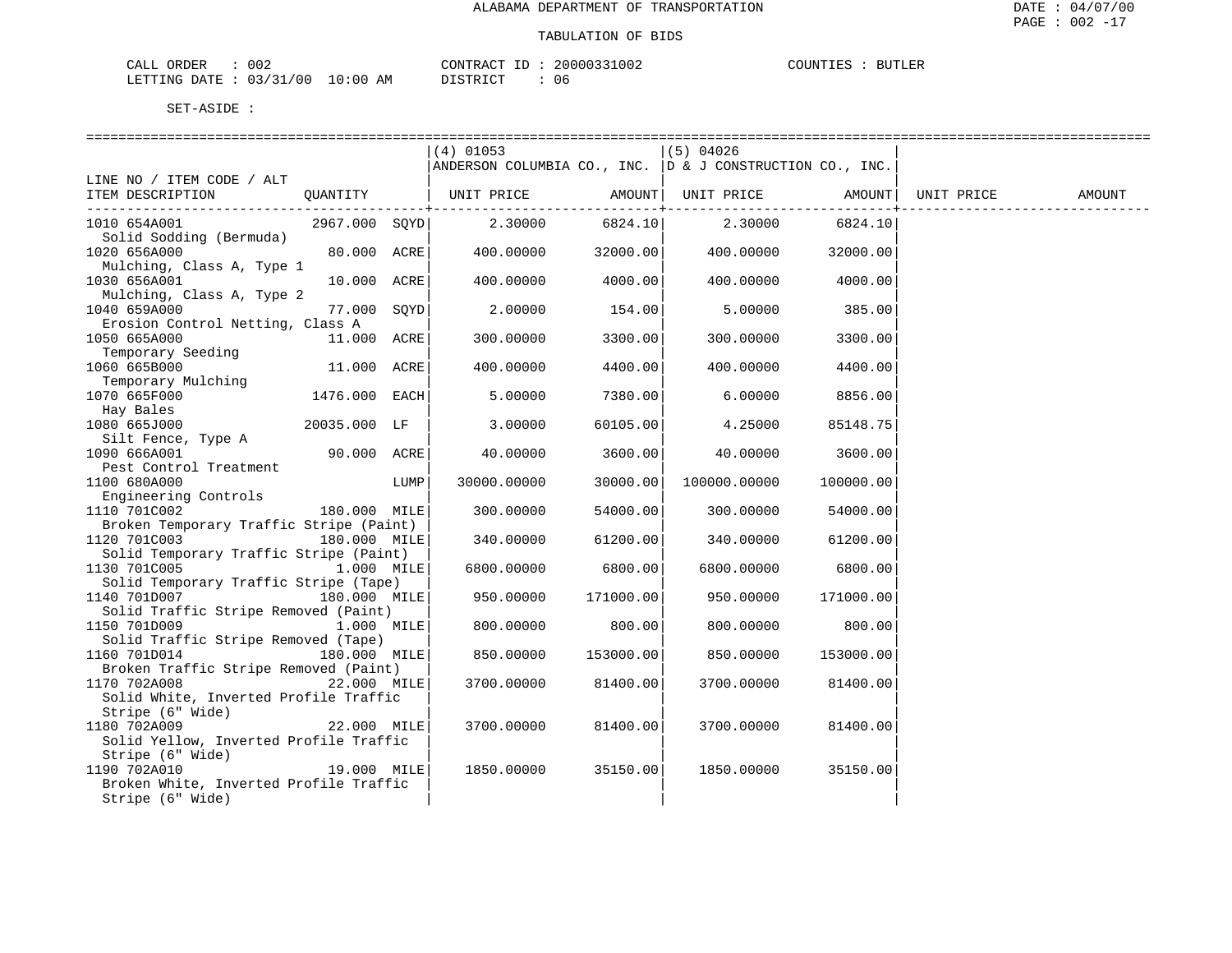ALABAMA DEPARTMENT OF TRANSPORTATION

TABULATION OF BIDS

CALL ORDER : 002 CONTRACT ID : 20000331002 COUNTIES : BUTLER
LETTING DATE : 03/31/00 10:00 AM DISTRICT : 06

SET-ASIDE :

| LINE NO / ITEM CODE / ALT ITEM DESCRIPTION | QUANTITY | | (4) 01053 ANDERSON COLUMBIA CO., INC. UNIT PRICE | AMOUNT | (5) 04026 D & J CONSTRUCTION CO., INC. UNIT PRICE | AMOUNT | UNIT PRICE | AMOUNT |
|---|---|---|---|---|---|---|---|---|
| 1010 654A001 Solid Sodding (Bermuda) | 2967.000 | SQYD | 2.30000 | 6824.10 | 2.30000 | 6824.10 | | |
| 1020 656A000 Mulching, Class A, Type 1 | 80.000 | ACRE | 400.00000 | 32000.00 | 400.00000 | 32000.00 | | |
| 1030 656A001 Mulching, Class A, Type 2 | 10.000 | ACRE | 400.00000 | 4000.00 | 400.00000 | 4000.00 | | |
| 1040 659A000 Erosion Control Netting, Class A | 77.000 | SQYD | 2.00000 | 154.00 | 5.00000 | 385.00 | | |
| 1050 665A000 Temporary Seeding | 11.000 | ACRE | 300.00000 | 3300.00 | 300.00000 | 3300.00 | | |
| 1060 665B000 Temporary Mulching | 11.000 | ACRE | 400.00000 | 4400.00 | 400.00000 | 4400.00 | | |
| 1070 665F000 Hay Bales | 1476.000 | EACH | 5.00000 | 7380.00 | 6.00000 | 8856.00 | | |
| 1080 665J000 Silt Fence, Type A | 20035.000 | LF | 3.00000 | 60105.00 | 4.25000 | 85148.75 | | |
| 1090 666A001 Pest Control Treatment | 90.000 | ACRE | 40.00000 | 3600.00 | 40.00000 | 3600.00 | | |
| 1100 680A000 Engineering Controls | | LUMP | 30000.00000 | 30000.00 | 100000.00000 | 100000.00 | | |
| 1110 701C002 Broken Temporary Traffic Stripe (Paint) | 180.000 | MILE | 300.00000 | 54000.00 | 300.00000 | 54000.00 | | |
| 1120 701C003 Solid Temporary Traffic Stripe (Paint) | 180.000 | MILE | 340.00000 | 61200.00 | 340.00000 | 61200.00 | | |
| 1130 701C005 Solid Temporary Traffic Stripe (Tape) | 1.000 | MILE | 6800.00000 | 6800.00 | 6800.00000 | 6800.00 | | |
| 1140 701D007 Solid Traffic Stripe Removed (Paint) | 180.000 | MILE | 950.00000 | 171000.00 | 950.00000 | 171000.00 | | |
| 1150 701D009 Solid Traffic Stripe Removed (Tape) | 1.000 | MILE | 800.00000 | 800.00 | 800.00000 | 800.00 | | |
| 1160 701D014 Broken Traffic Stripe Removed (Paint) | 180.000 | MILE | 850.00000 | 153000.00 | 850.00000 | 153000.00 | | |
| 1170 702A008 Solid White, Inverted Profile Traffic Stripe (6" Wide) | 22.000 | MILE | 3700.00000 | 81400.00 | 3700.00000 | 81400.00 | | |
| 1180 702A009 Solid Yellow, Inverted Profile Traffic Stripe (6" Wide) | 22.000 | MILE | 3700.00000 | 81400.00 | 3700.00000 | 81400.00 | | |
| 1190 702A010 Broken White, Inverted Profile Traffic Stripe (6" Wide) | 19.000 | MILE | 1850.00000 | 35150.00 | 1850.00000 | 35150.00 | | |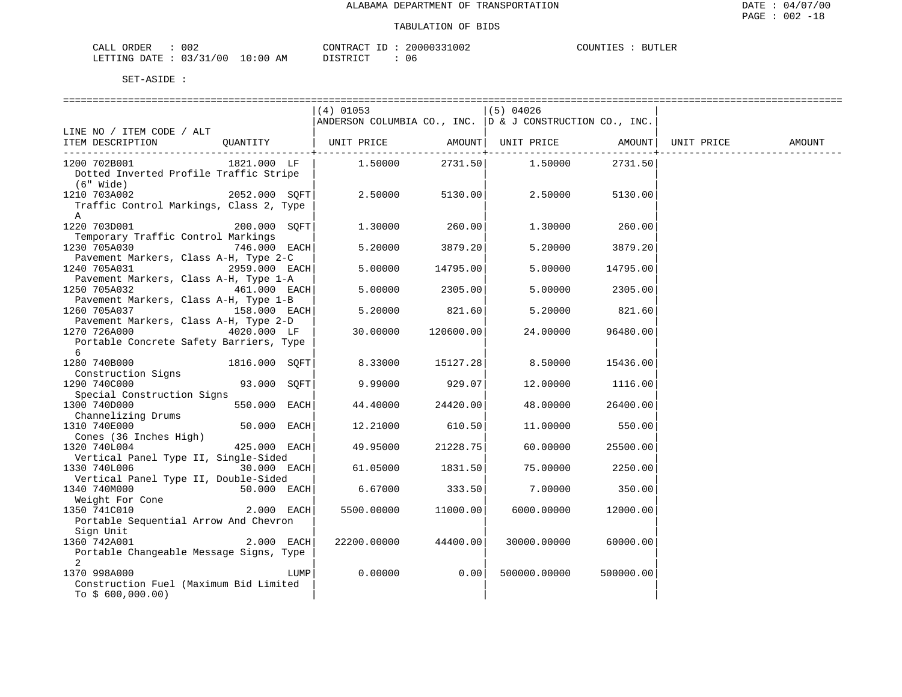ALABAMA DEPARTMENT OF TRANSPORTATION

TABULATION OF BIDS

CALL ORDER : 002 CONTRACT ID : 20000331002 COUNTIES : BUTLER
LETTING DATE : 03/31/00 10:00 AM DISTRICT : 06

SET-ASIDE :

| LINE NO / ITEM CODE / ALT ITEM DESCRIPTION | QUANTITY | (4) 01053 ANDERSON COLUMBIA CO., INC. UNIT PRICE | AMOUNT | (5) 04026 D & J CONSTRUCTION CO., INC. UNIT PRICE | AMOUNT | UNIT PRICE | AMOUNT |
|---|---|---|---|---|---|---|---|
| 1200 702B001 Dotted Inverted Profile Traffic Stripe (6" Wide) | 1821.000 LF | 1.50000 | 2731.50 | 1.50000 | 2731.50 | | |
| 1210 703A002 Traffic Control Markings, Class 2, Type A | 2052.000 SQFT | 2.50000 | 5130.00 | 2.50000 | 5130.00 | | |
| 1220 703D001 Temporary Traffic Control Markings | 200.000 SQFT | 1.30000 | 260.00 | 1.30000 | 260.00 | | |
| 1230 705A030 Pavement Markers, Class A-H, Type 2-C | 746.000 EACH | 5.20000 | 3879.20 | 5.20000 | 3879.20 | | |
| 1240 705A031 Pavement Markers, Class A-H, Type 1-A | 2959.000 EACH | 5.00000 | 14795.00 | 5.00000 | 14795.00 | | |
| 1250 705A032 Pavement Markers, Class A-H, Type 1-B | 461.000 EACH | 5.00000 | 2305.00 | 5.00000 | 2305.00 | | |
| 1260 705A037 Pavement Markers, Class A-H, Type 2-D | 158.000 EACH | 5.20000 | 821.60 | 5.20000 | 821.60 | | |
| 1270 726A000 Portable Concrete Safety Barriers, Type 6 | 4020.000 LF | 30.00000 | 120600.00 | 24.00000 | 96480.00 | | |
| 1280 740B000 Construction Signs | 1816.000 SQFT | 8.33000 | 15127.28 | 8.50000 | 15436.00 | | |
| 1290 740C000 Special Construction Signs | 93.000 SQFT | 9.99000 | 929.07 | 12.00000 | 1116.00 | | |
| 1300 740D000 Channelizing Drums | 550.000 EACH | 44.40000 | 24420.00 | 48.00000 | 26400.00 | | |
| 1310 740E000 Cones (36 Inches High) | 50.000 EACH | 12.21000 | 610.50 | 11.00000 | 550.00 | | |
| 1320 740L004 Vertical Panel Type II, Single-Sided | 425.000 EACH | 49.95000 | 21228.75 | 60.00000 | 25500.00 | | |
| 1330 740L006 Vertical Panel Type II, Double-Sided | 30.000 EACH | 61.05000 | 1831.50 | 75.00000 | 2250.00 | | |
| 1340 740M000 Weight For Cone | 50.000 EACH | 6.67000 | 333.50 | 7.00000 | 350.00 | | |
| 1350 741C010 Portable Sequential Arrow And Chevron Sign Unit | 2.000 EACH | 5500.00000 | 11000.00 | 6000.00000 | 12000.00 | | |
| 1360 742A001 Portable Changeable Message Signs, Type 2 | 2.000 EACH | 22200.00000 | 44400.00 | 30000.00000 | 60000.00 | | |
| 1370 998A000 Construction Fuel (Maximum Bid Limited To $ 600,000.00) | LUMP | 0.00000 | 0.00 | 500000.00000 | 500000.00 | | |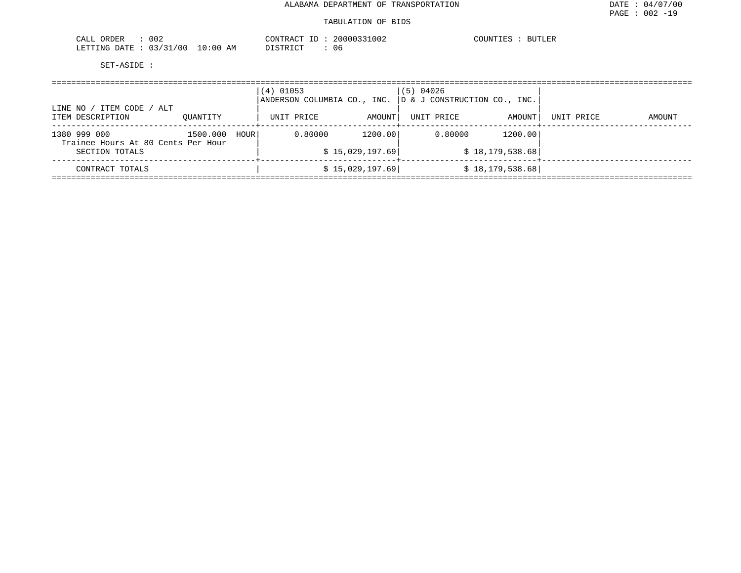ALABAMA DEPARTMENT OF TRANSPORTATION

TABULATION OF BIDS

CALL ORDER : 002 CONTRACT ID : 20000331002 COUNTIES : BUTLER
LETTING DATE : 03/31/00 10:00 AM DISTRICT : 06

SET-ASIDE :

| LINE NO / ITEM CODE / ALT ITEM DESCRIPTION | QUANTITY | (4) 01053 ANDERSON COLUMBIA CO., INC. UNIT PRICE | AMOUNT | (5) 04026 D & J CONSTRUCTION CO., INC. UNIT PRICE | AMOUNT | UNIT PRICE | AMOUNT |
|---|---|---|---|---|---|---|---|
| 1380 999 000 Trainee Hours At 80 Cents Per Hour | 1500.000 HOUR | 0.80000 | 1200.00 | 0.80000 | 1200.00 | | |
| SECTION TOTALS | | | $ 15,029,197.69 | | $ 18,179,538.68 | | |
| CONTRACT TOTALS | | | $ 15,029,197.69 | | $ 18,179,538.68 | | |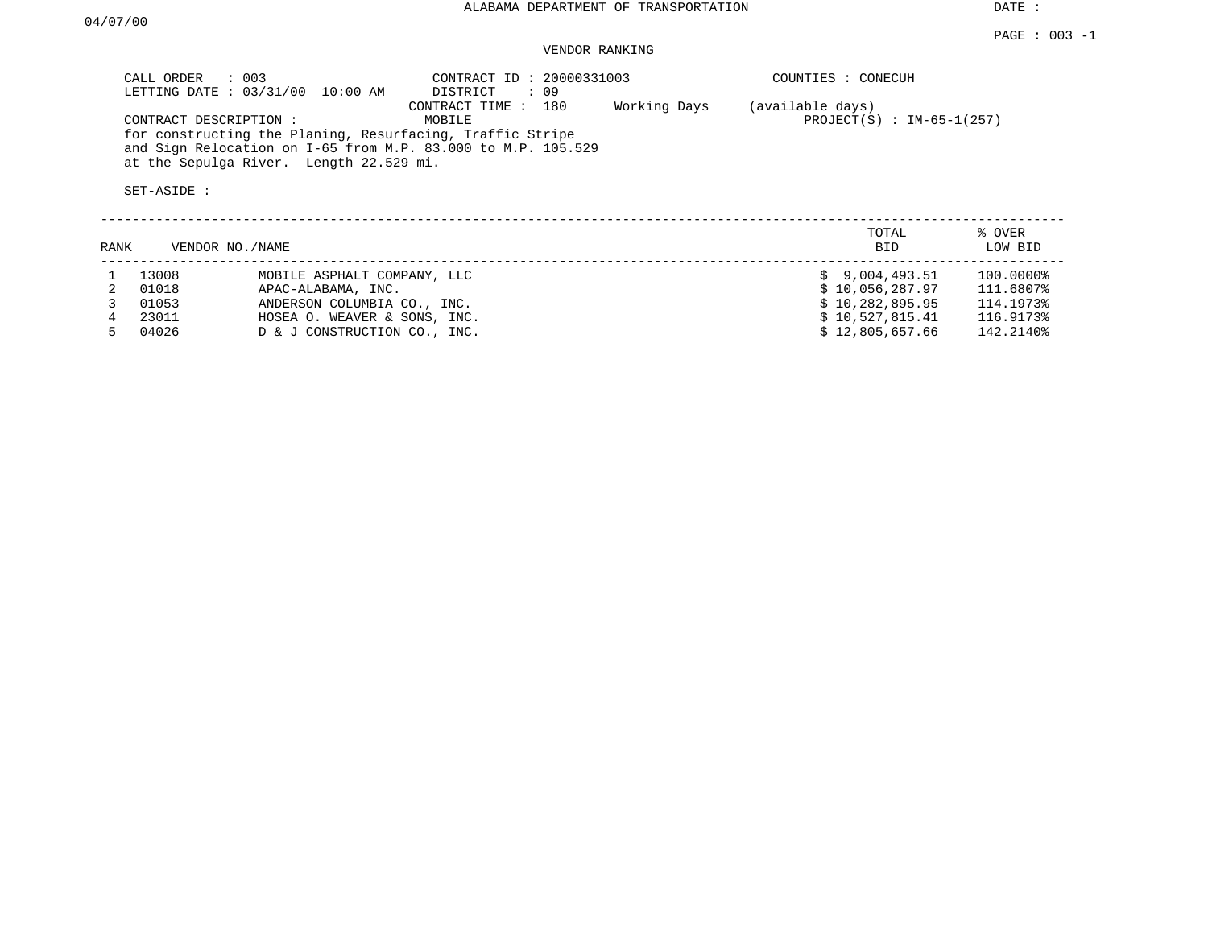ALABAMA DEPARTMENT OF TRANSPORTATION

DATE : 04/07/00

PAGE : 003 -1

VENDOR RANKING

CALL ORDER : 003
LETTING DATE : 03/31/00 10:00 AM

CONTRACT ID : 20000331003
DISTRICT : 09
CONTRACT TIME : 180 Working Days (available days)

COUNTIES : CONECUH

CONTRACT DESCRIPTION : MOBILE

PROJECT(S) : IM-65-1(257)

for constructing the Planing, Resurfacing, Traffic Stripe and Sign Relocation on I-65 from M.P. 83.000 to M.P. 105.529 at the Sepulga River. Length 22.529 mi.

SET-ASIDE :

| RANK | VENDOR NO. | NAME | TOTAL BID | % OVER LOW BID |
|---|---|---|---|---|
| 1 | 13008 | MOBILE ASPHALT COMPANY, LLC | $ 9,004,493.51 | 100.0000% |
| 2 | 01018 | APAC-ALABAMA, INC. | $ 10,056,287.97 | 111.6807% |
| 3 | 01053 | ANDERSON COLUMBIA CO., INC. | $ 10,282,895.95 | 114.1973% |
| 4 | 23011 | HOSEA O. WEAVER & SONS, INC. | $ 10,527,815.41 | 116.9173% |
| 5 | 04026 | D & J CONSTRUCTION CO., INC. | $ 12,805,657.66 | 142.2140% |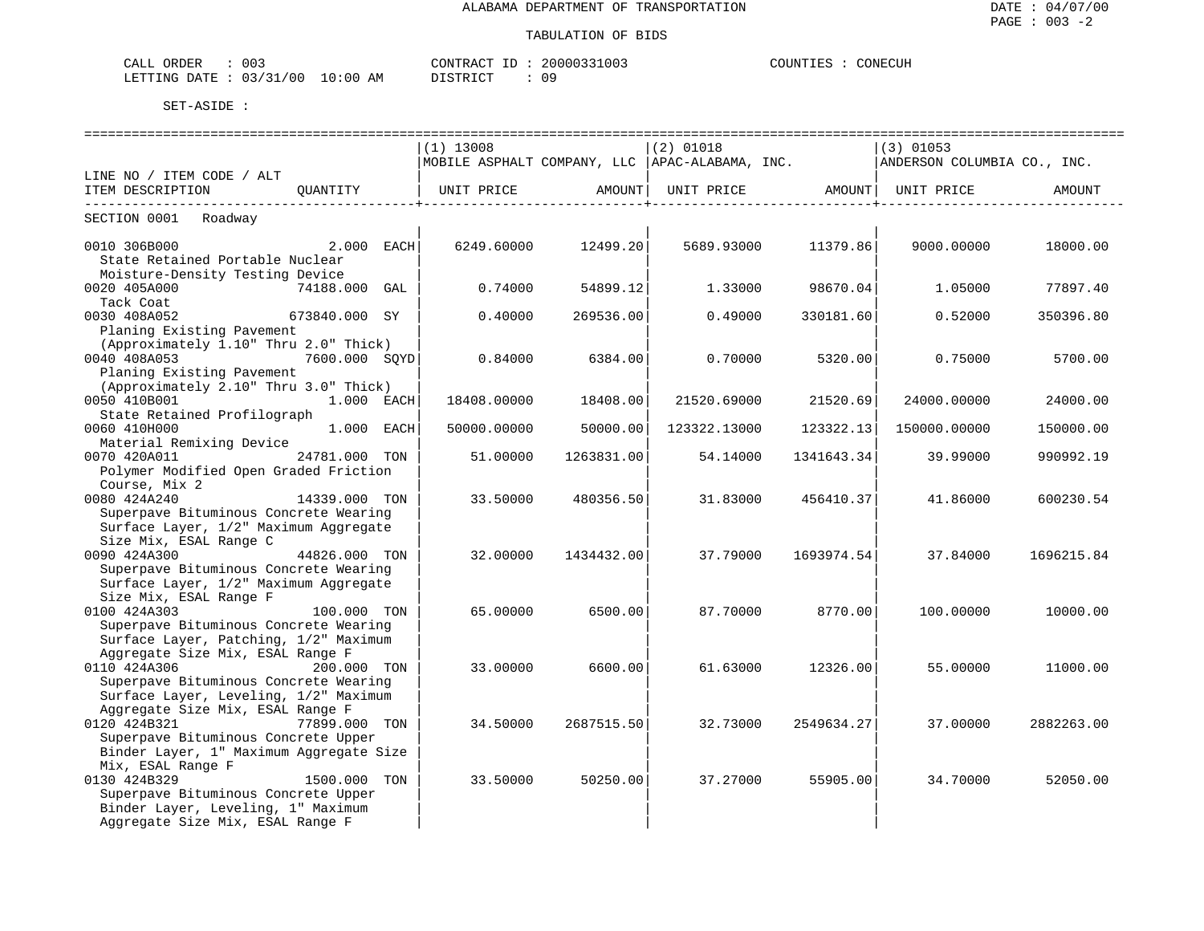ALABAMA DEPARTMENT OF TRANSPORTATION

TABULATION OF BIDS

CALL ORDER : 003 CONTRACT ID : 20000331003 COUNTIES : CONECUH
LETTING DATE : 03/31/00 10:00 AM DISTRICT : 09

SET-ASIDE :

| LINE NO / ITEM CODE / ALT ITEM DESCRIPTION | QUANTITY | (1) 13008 MOBILE ASPHALT COMPANY, LLC UNIT PRICE | AMOUNT | (2) 01018 APAC-ALABAMA, INC. UNIT PRICE | AMOUNT | (3) 01053 ANDERSON COLUMBIA CO., INC. UNIT PRICE | AMOUNT |
|---|---|---|---|---|---|---|---|
| SECTION 0001 Roadway | | | | | | | |
| 0010 306B000 State Retained Portable Nuclear Moisture-Density Testing Device | 2.000 EACH | 6249.60000 | 12499.20 | 5689.93000 | 11379.86 | 9000.00000 | 18000.00 |
| 0020 405A000 Tack Coat | 74188.000 GAL | 0.74000 | 54899.12 | 1.33000 | 98670.04 | 1.05000 | 77897.40 |
| 0030 408A052 Planing Existing Pavement (Approximately 1.10" Thru 2.0" Thick) | 673840.000 SY | 0.40000 | 269536.00 | 0.49000 | 330181.60 | 0.52000 | 350396.80 |
| 0040 408A053 Planing Existing Pavement (Approximately 2.10" Thru 3.0" Thick) | 7600.000 SQYD | 0.84000 | 6384.00 | 0.70000 | 5320.00 | 0.75000 | 5700.00 |
| 0050 410B001 State Retained Profilograph | 1.000 EACH | 18408.00000 | 18408.00 | 21520.69000 | 21520.69 | 24000.00000 | 24000.00 |
| 0060 410H000 Material Remixing Device | 1.000 EACH | 50000.00000 | 50000.00 | 123322.13000 | 123322.13 | 150000.00000 | 150000.00 |
| 0070 420A011 Polymer Modified Open Graded Friction Course, Mix 2 | 24781.000 TON | 51.00000 | 1263831.00 | 54.14000 | 1341643.34 | 39.99000 | 990992.19 |
| 0080 424A240 Superpave Bituminous Concrete Wearing Surface Layer, 1/2" Maximum Aggregate Size Mix, ESAL Range C | 14339.000 TON | 33.50000 | 480356.50 | 31.83000 | 456410.37 | 41.86000 | 600230.54 |
| 0090 424A300 Superpave Bituminous Concrete Wearing Surface Layer, 1/2" Maximum Aggregate Size Mix, ESAL Range F | 44826.000 TON | 32.00000 | 1434432.00 | 37.79000 | 1693974.54 | 37.84000 | 1696215.84 |
| 0100 424A303 Superpave Bituminous Concrete Wearing Surface Layer, Patching, 1/2" Maximum Aggregate Size Mix, ESAL Range F | 100.000 TON | 65.00000 | 6500.00 | 87.70000 | 8770.00 | 100.00000 | 10000.00 |
| 0110 424A306 Superpave Bituminous Concrete Wearing Surface Layer, Leveling, 1/2" Maximum Aggregate Size Mix, ESAL Range F | 200.000 TON | 33.00000 | 6600.00 | 61.63000 | 12326.00 | 55.00000 | 11000.00 |
| 0120 424B321 Superpave Bituminous Concrete Upper Binder Layer, 1" Maximum Aggregate Size Mix, ESAL Range F | 77899.000 TON | 34.50000 | 2687515.50 | 32.73000 | 2549634.27 | 37.00000 | 2882263.00 |
| 0130 424B329 Superpave Bituminous Concrete Upper Binder Layer, Leveling, 1" Maximum Aggregate Size Mix, ESAL Range F | 1500.000 TON | 33.50000 | 50250.00 | 37.27000 | 55905.00 | 34.70000 | 52050.00 |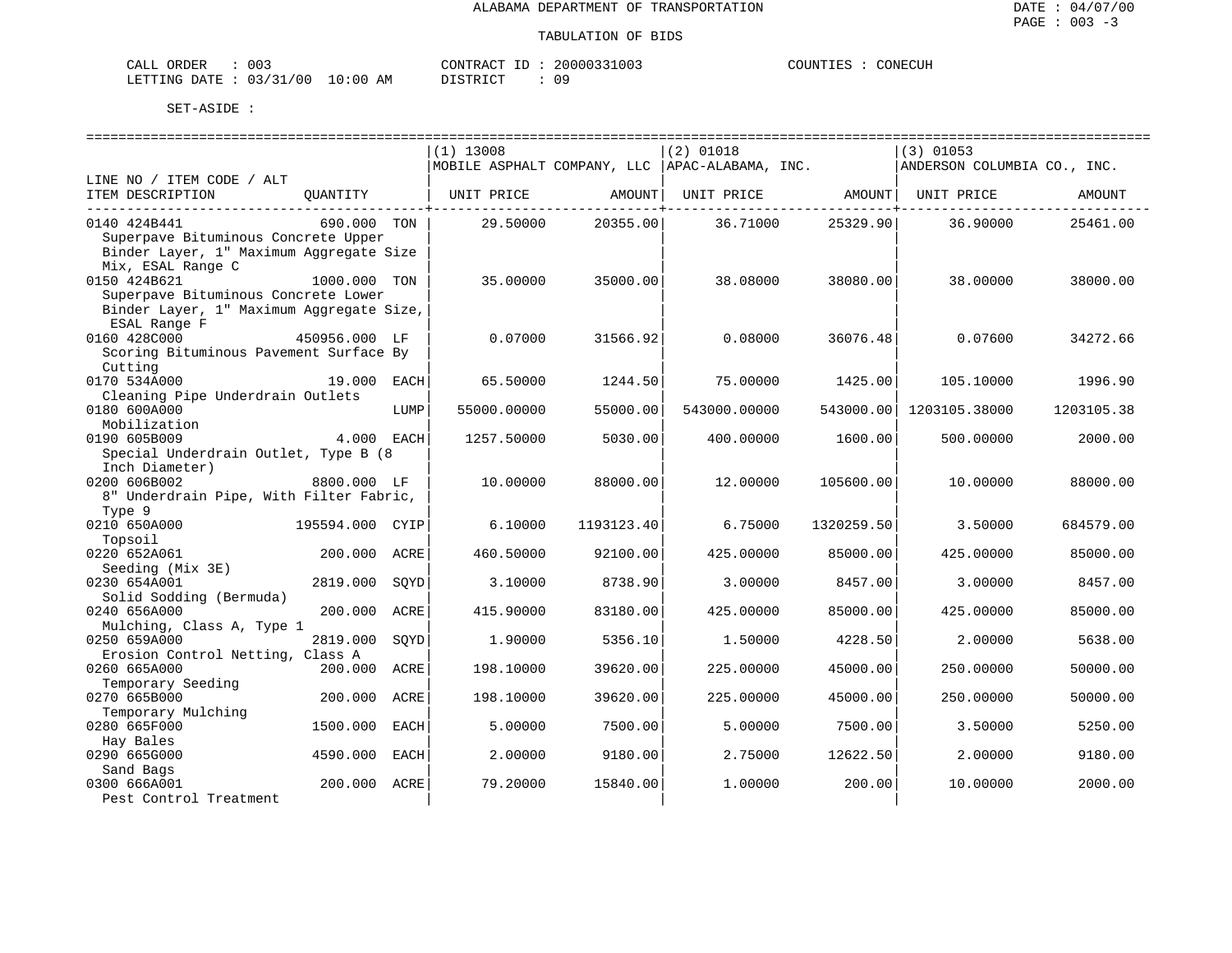ALABAMA DEPARTMENT OF TRANSPORTATION

TABULATION OF BIDS

CALL ORDER : 003 CONTRACT ID : 20000331003 COUNTIES : CONECUH
LETTING DATE : 03/31/00 10:00 AM DISTRICT : 09

SET-ASIDE :

| LINE NO / ITEM CODE / ALT ITEM DESCRIPTION | QUANTITY | (1) 13008 MOBILE ASPHALT COMPANY, LLC UNIT PRICE | AMOUNT | (2) 01018 APAC-ALABAMA, INC. UNIT PRICE | AMOUNT | (3) 01053 ANDERSON COLUMBIA CO., INC. UNIT PRICE | AMOUNT |
|---|---|---|---|---|---|---|---|
| 0140 424B441 Superpave Bituminous Concrete Upper Binder Layer, 1" Maximum Aggregate Size Mix, ESAL Range C | 690.000 TON | 29.50000 | 20355.00 | 36.71000 | 25329.90 | 36.90000 | 25461.00 |
| 0150 424B621 Superpave Bituminous Concrete Lower Binder Layer, 1" Maximum Aggregate Size, ESAL Range F | 1000.000 TON | 35.00000 | 35000.00 | 38.08000 | 38080.00 | 38.00000 | 38000.00 |
| 0160 428C000 Scoring Bituminous Pavement Surface By Cutting | 450956.000 LF | 0.07000 | 31566.92 | 0.08000 | 36076.48 | 0.07600 | 34272.66 |
| 0170 534A000 Cleaning Pipe Underdrain Outlets | 19.000 EACH | 65.50000 | 1244.50 | 75.00000 | 1425.00 | 105.10000 | 1996.90 |
| 0180 600A000 Mobilization | LUMP | 55000.00000 | 55000.00 | 543000.00000 | 543000.00 | 1203105.38000 | 1203105.38 |
| 0190 605B009 Special Underdrain Outlet, Type B (8 Inch Diameter) | 4.000 EACH | 1257.50000 | 5030.00 | 400.00000 | 1600.00 | 500.00000 | 2000.00 |
| 0200 606B002 8" Underdrain Pipe, With Filter Fabric, Type 9 | 8800.000 LF | 10.00000 | 88000.00 | 12.00000 | 105600.00 | 10.00000 | 88000.00 |
| 0210 650A000 Topsoil | 195594.000 CYIP | 6.10000 | 1193123.40 | 6.75000 | 1320259.50 | 3.50000 | 684579.00 |
| 0220 652A061 Seeding (Mix 3E) | 200.000 ACRE | 460.50000 | 92100.00 | 425.00000 | 85000.00 | 425.00000 | 85000.00 |
| 0230 654A001 Solid Sodding (Bermuda) | 2819.000 SQYD | 3.10000 | 8738.90 | 3.00000 | 8457.00 | 3.00000 | 8457.00 |
| 0240 656A000 Mulching, Class A, Type 1 | 200.000 ACRE | 415.90000 | 83180.00 | 425.00000 | 85000.00 | 425.00000 | 85000.00 |
| 0250 659A000 Erosion Control Netting, Class A | 2819.000 SQYD | 1.90000 | 5356.10 | 1.50000 | 4228.50 | 2.00000 | 5638.00 |
| 0260 665A000 Temporary Seeding | 200.000 ACRE | 198.10000 | 39620.00 | 225.00000 | 45000.00 | 250.00000 | 50000.00 |
| 0270 665B000 Temporary Mulching | 200.000 ACRE | 198.10000 | 39620.00 | 225.00000 | 45000.00 | 250.00000 | 50000.00 |
| 0280 665F000 Hay Bales | 1500.000 EACH | 5.00000 | 7500.00 | 5.00000 | 7500.00 | 3.50000 | 5250.00 |
| 0290 665G000 Sand Bags | 4590.000 EACH | 2.00000 | 9180.00 | 2.75000 | 12622.50 | 2.00000 | 9180.00 |
| 0300 666A001 Pest Control Treatment | 200.000 ACRE | 79.20000 | 15840.00 | 1.00000 | 200.00 | 10.00000 | 2000.00 |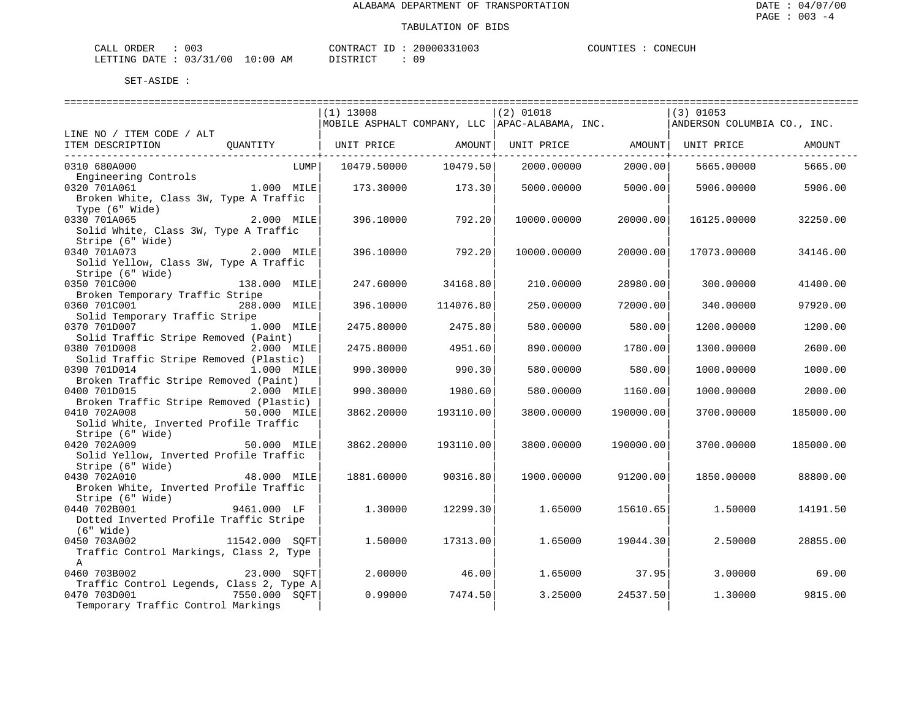ALABAMA DEPARTMENT OF TRANSPORTATION

TABULATION OF BIDS

CALL ORDER : 003 CONTRACT ID : 20000331003 COUNTIES : CONECUH
LETTING DATE : 03/31/00 10:00 AM DISTRICT : 09

SET-ASIDE :

| LINE NO / ITEM CODE / ALT ITEM DESCRIPTION | QUANTITY | (1) 13008 MOBILE ASPHALT COMPANY, LLC UNIT PRICE | AMOUNT | (2) 01018 APAC-ALABAMA, INC. UNIT PRICE | AMOUNT | (3) 01053 ANDERSON COLUMBIA CO., INC. UNIT PRICE | AMOUNT |
|---|---|---|---|---|---|---|---|
| 0310 680A000 Engineering Controls | LUMP | 10479.50000 | 10479.50 | 2000.00000 | 2000.00 | 5665.00000 | 5665.00 |
| 0320 701A061 Broken White, Class 3W, Type A Traffic Type (6" Wide) | 1.000 MILE | 173.30000 | 173.30 | 5000.00000 | 5000.00 | 5906.00000 | 5906.00 |
| 0330 701A065 Solid White, Class 3W, Type A Traffic Stripe (6" Wide) | 2.000 MILE | 396.10000 | 792.20 | 10000.00000 | 20000.00 | 16125.00000 | 32250.00 |
| 0340 701A073 Solid Yellow, Class 3W, Type A Traffic Stripe (6" Wide) | 2.000 MILE | 396.10000 | 792.20 | 10000.00000 | 20000.00 | 17073.00000 | 34146.00 |
| 0350 701C000 Broken Temporary Traffic Stripe | 138.000 MILE | 247.60000 | 34168.80 | 210.00000 | 28980.00 | 300.00000 | 41400.00 |
| 0360 701C001 Solid Temporary Traffic Stripe | 288.000 MILE | 396.10000 | 114076.80 | 250.00000 | 72000.00 | 340.00000 | 97920.00 |
| 0370 701D007 Solid Traffic Stripe Removed (Paint) | 1.000 MILE | 2475.80000 | 2475.80 | 580.00000 | 580.00 | 1200.00000 | 1200.00 |
| 0380 701D008 Solid Traffic Stripe Removed (Plastic) | 2.000 MILE | 2475.80000 | 4951.60 | 890.00000 | 1780.00 | 1300.00000 | 2600.00 |
| 0390 701D014 Broken Traffic Stripe Removed (Paint) | 1.000 MILE | 990.30000 | 990.30 | 580.00000 | 580.00 | 1000.00000 | 1000.00 |
| 0400 701D015 Broken Traffic Stripe Removed (Plastic) | 2.000 MILE | 990.30000 | 1980.60 | 580.00000 | 1160.00 | 1000.00000 | 2000.00 |
| 0410 702A008 Solid White, Inverted Profile Traffic Stripe (6" Wide) | 50.000 MILE | 3862.20000 | 193110.00 | 3800.00000 | 190000.00 | 3700.00000 | 185000.00 |
| 0420 702A009 Solid Yellow, Inverted Profile Traffic Stripe (6" Wide) | 50.000 MILE | 3862.20000 | 193110.00 | 3800.00000 | 190000.00 | 3700.00000 | 185000.00 |
| 0430 702A010 Broken White, Inverted Profile Traffic Stripe (6" Wide) | 48.000 MILE | 1881.60000 | 90316.80 | 1900.00000 | 91200.00 | 1850.00000 | 88800.00 |
| 0440 702B001 Dotted Inverted Profile Traffic Stripe (6" Wide) | 9461.000 LF | 1.30000 | 12299.30 | 1.65000 | 15610.65 | 1.50000 | 14191.50 |
| 0450 703A002 Traffic Control Markings, Class 2, Type A | 11542.000 SQFT | 1.50000 | 17313.00 | 1.65000 | 19044.30 | 2.50000 | 28855.00 |
| 0460 703B002 Traffic Control Legends, Class 2, Type A | 23.000 SQFT | 2.00000 | 46.00 | 1.65000 | 37.95 | 3.00000 | 69.00 |
| 0470 703D001 Temporary Traffic Control Markings | 7550.000 SQFT | 0.99000 | 7474.50 | 3.25000 | 24537.50 | 1.30000 | 9815.00 |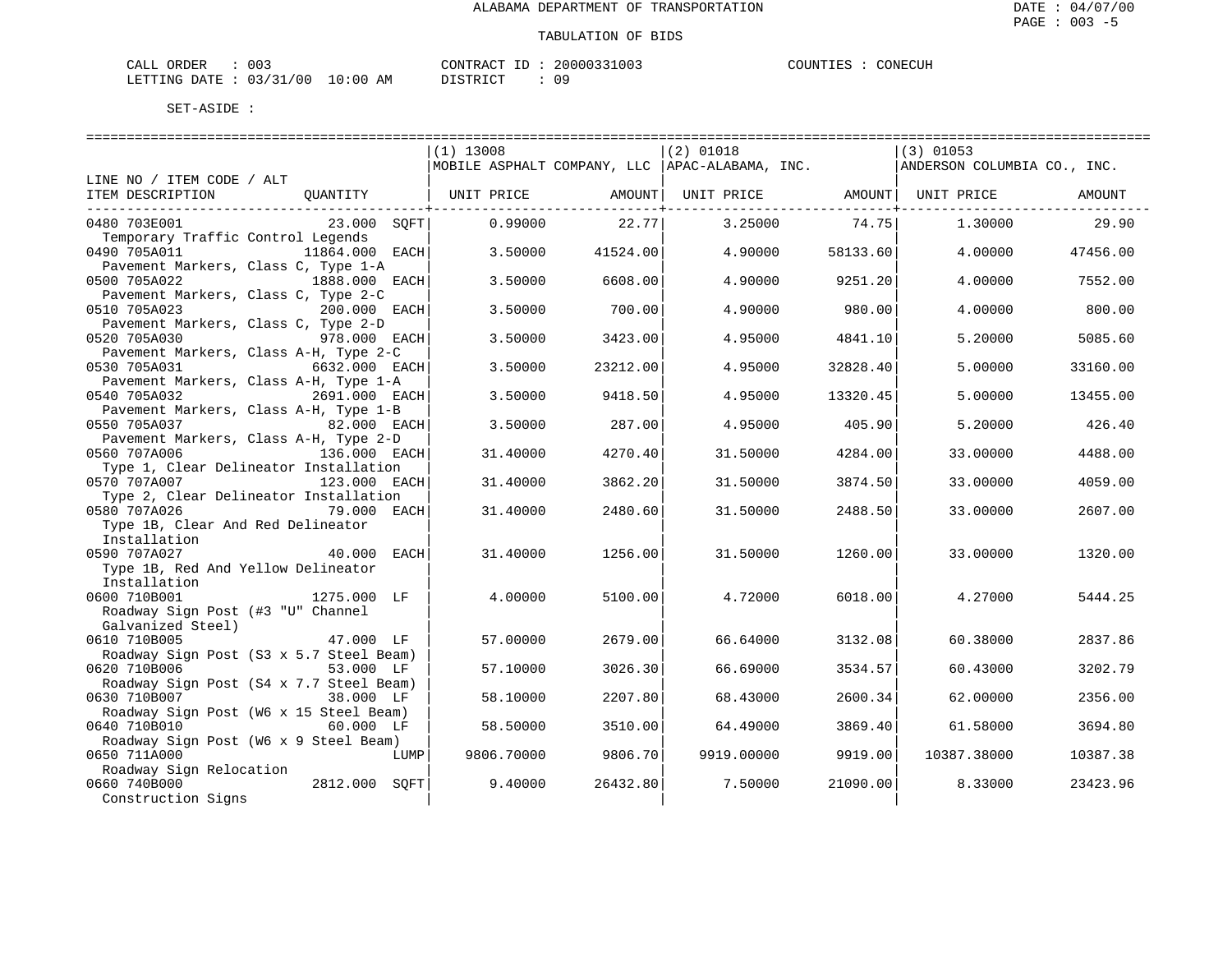ALABAMA DEPARTMENT OF TRANSPORTATION

TABULATION OF BIDS

DATE : 04/07/00
PAGE : 003 -5

CALL ORDER : 003 CONTRACT ID : 20000331003 COUNTIES : CONECUH
LETTING DATE : 03/31/00 10:00 AM DISTRICT : 09

SET-ASIDE :

| LINE NO / ITEM CODE / ALT ITEM DESCRIPTION | QUANTITY | (1) 13008 MOBILE ASPHALT COMPANY, LLC UNIT PRICE | AMOUNT | (2) 01018 APAC-ALABAMA, INC. UNIT PRICE | AMOUNT | (3) 01053 ANDERSON COLUMBIA CO., INC. UNIT PRICE | AMOUNT |
|---|---|---|---|---|---|---|---|
| 0480 703E001 Temporary Traffic Control Legends | 23.000 SQFT | 0.99000 | 22.77 | 3.25000 | 74.75 | 1.30000 | 29.90 |
| 0490 705A011 Pavement Markers, Class C, Type 1-A | 11864.000 EACH | 3.50000 | 41524.00 | 4.90000 | 58133.60 | 4.00000 | 47456.00 |
| 0500 705A022 Pavement Markers, Class C, Type 2-C | 1888.000 EACH | 3.50000 | 6608.00 | 4.90000 | 9251.20 | 4.00000 | 7552.00 |
| 0510 705A023 Pavement Markers, Class C, Type 2-D | 200.000 EACH | 3.50000 | 700.00 | 4.90000 | 980.00 | 4.00000 | 800.00 |
| 0520 705A030 Pavement Markers, Class A-H, Type 2-C | 978.000 EACH | 3.50000 | 3423.00 | 4.95000 | 4841.10 | 5.20000 | 5085.60 |
| 0530 705A031 Pavement Markers, Class A-H, Type 1-A | 6632.000 EACH | 3.50000 | 23212.00 | 4.95000 | 32828.40 | 5.00000 | 33160.00 |
| 0540 705A032 Pavement Markers, Class A-H, Type 1-B | 2691.000 EACH | 3.50000 | 9418.50 | 4.95000 | 13320.45 | 5.00000 | 13455.00 |
| 0550 705A037 Pavement Markers, Class A-H, Type 2-D | 82.000 EACH | 3.50000 | 287.00 | 4.95000 | 405.90 | 5.20000 | 426.40 |
| 0560 707A006 Type 1, Clear Delineator Installation | 136.000 EACH | 31.40000 | 4270.40 | 31.50000 | 4284.00 | 33.00000 | 4488.00 |
| 0570 707A007 Type 2, Clear Delineator Installation | 123.000 EACH | 31.40000 | 3862.20 | 31.50000 | 3874.50 | 33.00000 | 4059.00 |
| 0580 707A026 Type 1B, Clear And Red Delineator Installation | 79.000 EACH | 31.40000 | 2480.60 | 31.50000 | 2488.50 | 33.00000 | 2607.00 |
| 0590 707A027 Type 1B, Red And Yellow Delineator Installation | 40.000 EACH | 31.40000 | 1256.00 | 31.50000 | 1260.00 | 33.00000 | 1320.00 |
| 0600 710B001 Roadway Sign Post (#3 "U" Channel Galvanized Steel) | 1275.000 LF | 4.00000 | 5100.00 | 4.72000 | 6018.00 | 4.27000 | 5444.25 |
| 0610 710B005 Roadway Sign Post (S3 x 5.7 Steel Beam) | 47.000 LF | 57.00000 | 2679.00 | 66.64000 | 3132.08 | 60.38000 | 2837.86 |
| 0620 710B006 Roadway Sign Post (S4 x 7.7 Steel Beam) | 53.000 LF | 57.10000 | 3026.30 | 66.69000 | 3534.57 | 60.43000 | 3202.79 |
| 0630 710B007 Roadway Sign Post (W6 x 15 Steel Beam) | 38.000 LF | 58.10000 | 2207.80 | 68.43000 | 2600.34 | 62.00000 | 2356.00 |
| 0640 710B010 Roadway Sign Post (W6 x 9 Steel Beam) | 60.000 LF | 58.50000 | 3510.00 | 64.49000 | 3869.40 | 61.58000 | 3694.80 |
| 0650 711A000 Roadway Sign Relocation | LUMP | 9806.70000 | 9806.70 | 9919.00000 | 9919.00 | 10387.38000 | 10387.38 |
| 0660 740B000 Construction Signs | 2812.000 SQFT | 9.40000 | 26432.80 | 7.50000 | 21090.00 | 8.33000 | 23423.96 |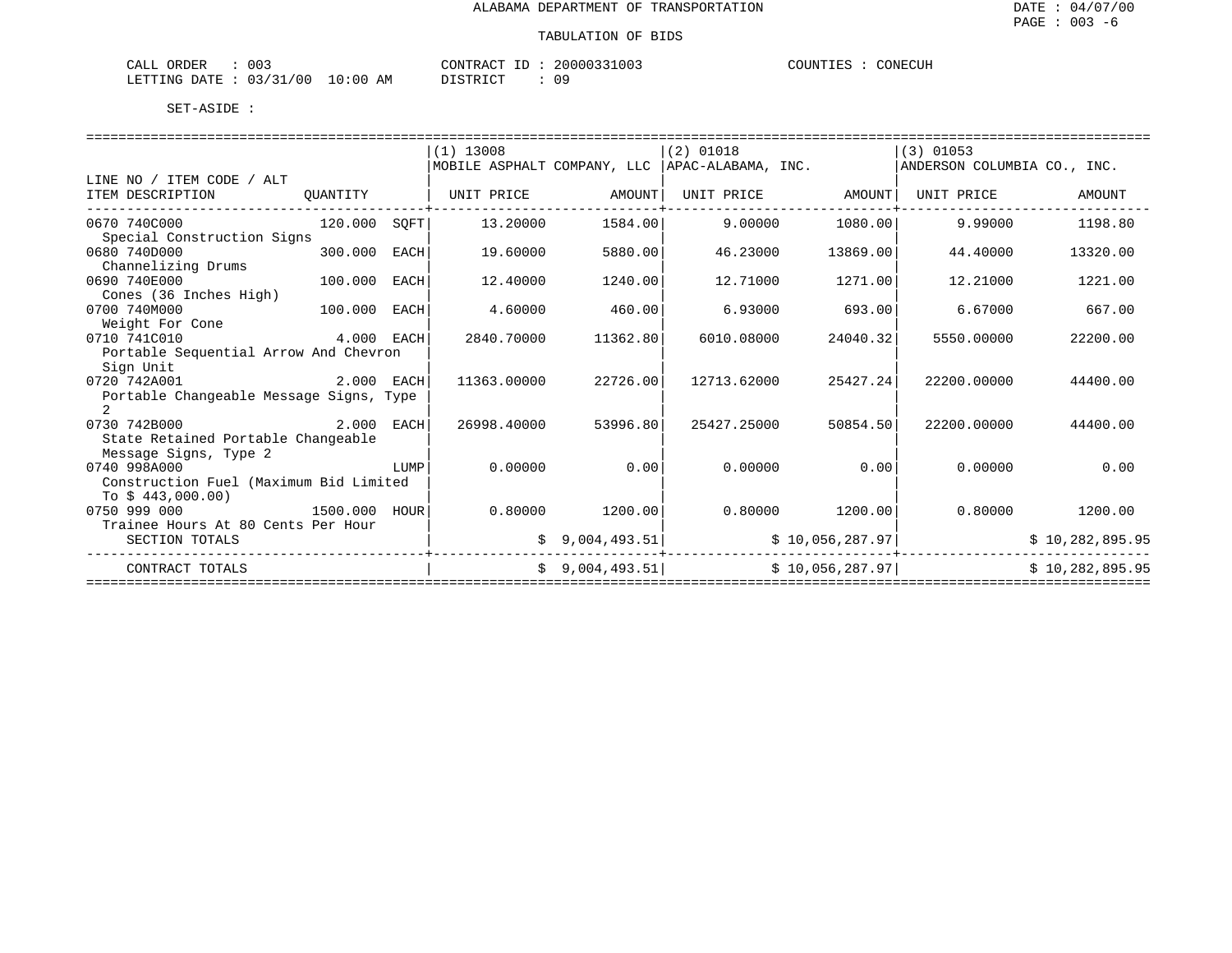ALABAMA DEPARTMENT OF TRANSPORTATION

DATE : 04/07/00

PAGE : 003 -6

TABULATION OF BIDS

CALL ORDER : 003 CONTRACT ID : 20000331003 COUNTIES : CONECUH

LETTING DATE : 03/31/00 10:00 AM DISTRICT : 09

SET-ASIDE :

| LINE NO / ITEM CODE / ALT ITEM DESCRIPTION | QUANTITY | | (1) 13008 MOBILE ASPHALT COMPANY, LLC UNIT PRICE | AMOUNT | (2) 01018 APAC-ALABAMA, INC. UNIT PRICE | AMOUNT | (3) 01053 ANDERSON COLUMBIA CO., INC. UNIT PRICE | AMOUNT |
|---|---|---|---|---|---|---|---|---|
| 0670 740C000 Special Construction Signs | 120.000 | SQFT | 13.20000 | 1584.00 | 9.00000 | 1080.00 | 9.99000 | 1198.80 |
| 0680 740D000 Channelizing Drums | 300.000 | EACH | 19.60000 | 5880.00 | 46.23000 | 13869.00 | 44.40000 | 13320.00 |
| 0690 740E000 Cones (36 Inches High) | 100.000 | EACH | 12.40000 | 1240.00 | 12.71000 | 1271.00 | 12.21000 | 1221.00 |
| 0700 740M000 Weight For Cone | 100.000 | EACH | 4.60000 | 460.00 | 6.93000 | 693.00 | 6.67000 | 667.00 |
| 0710 741C010 Portable Sequential Arrow And Chevron Sign Unit | 4.000 | EACH | 2840.70000 | 11362.80 | 6010.08000 | 24040.32 | 5550.00000 | 22200.00 |
| 0720 742A001 Portable Changeable Message Signs, Type 2 | 2.000 | EACH | 11363.00000 | 22726.00 | 12713.62000 | 25427.24 | 22200.00000 | 44400.00 |
| 0730 742B000 State Retained Portable Changeable Message Signs, Type 2 | 2.000 | EACH | 26998.40000 | 53996.80 | 25427.25000 | 50854.50 | 22200.00000 | 44400.00 |
| 0740 998A000 Construction Fuel (Maximum Bid Limited To $ 443,000.00) | | LUMP | 0.00000 | 0.00 | 0.00000 | 0.00 | 0.00000 | 0.00 |
| 0750 999 000 Trainee Hours At 80 Cents Per Hour | 1500.000 | HOUR | 0.80000 | 1200.00 | 0.80000 | 1200.00 | 0.80000 | 1200.00 |
| SECTION TOTALS | | | | $ 9,004,493.51 | | $ 10,056,287.97 | | $ 10,282,895.95 |
| CONTRACT TOTALS | | | | $ 9,004,493.51 | | $ 10,056,287.97 | | $ 10,282,895.95 |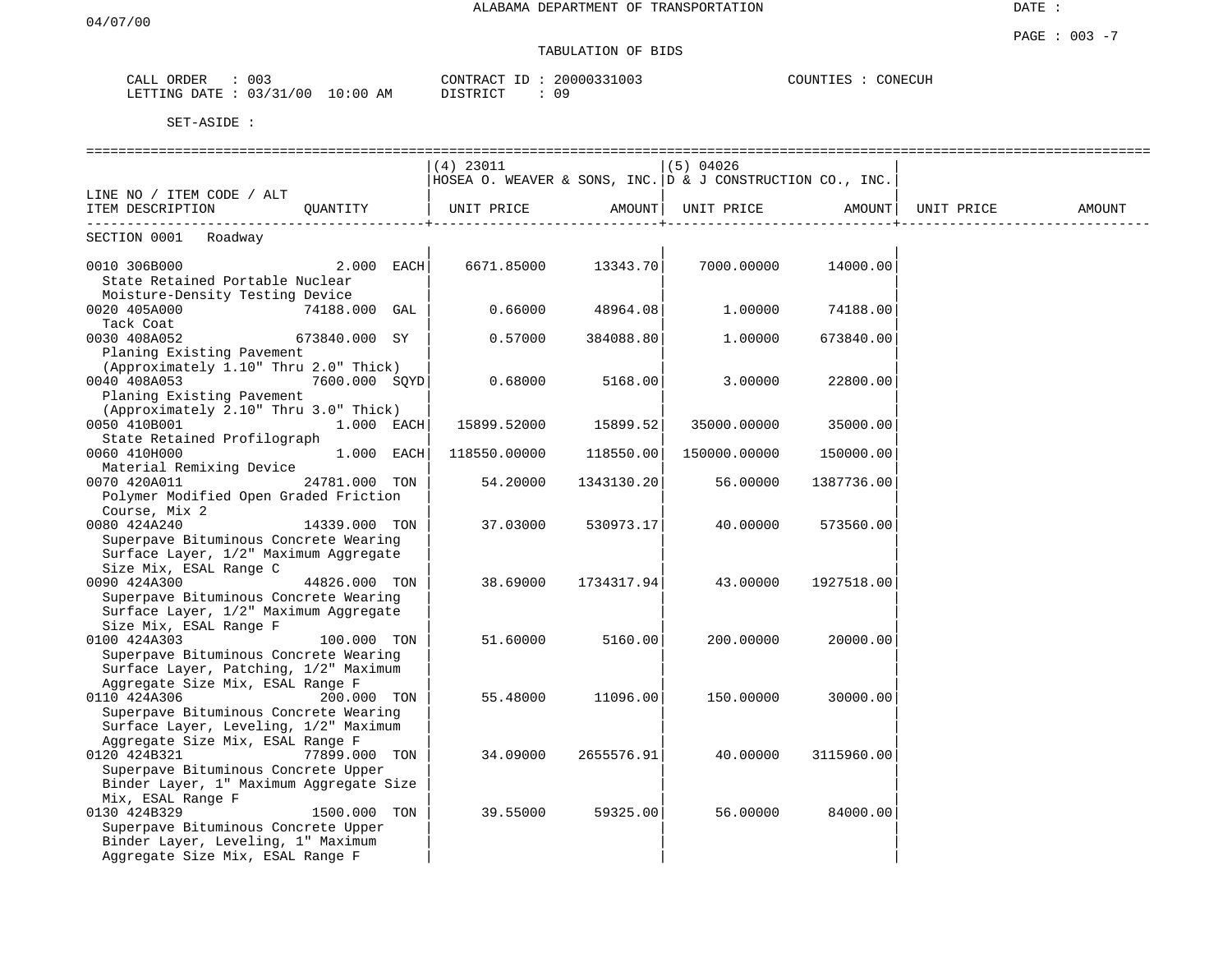04/07/00

ALABAMA DEPARTMENT OF TRANSPORTATION

DATE :

PAGE : 003 -7

TABULATION OF BIDS

CALL ORDER : 003 CONTRACT ID : 20000331003 COUNTIES : CONECUH
LETTING DATE : 03/31/00 10:00 AM DISTRICT : 09

SET-ASIDE :

| LINE NO / ITEM CODE / ALT<br>ITEM DESCRIPTION | QUANTITY | (4) 23011<br>HOSEA O. WEAVER & SONS, INC.<br>UNIT PRICE | AMOUNT | (5) 04026<br>D & J CONSTRUCTION CO., INC.<br>UNIT PRICE | AMOUNT | UNIT PRICE | AMOUNT |
|---|---|---|---|---|---|---|---|
| SECTION 0001 Roadway | | | | | | | |
| 0010 306B000<br>State Retained Portable Nuclear Moisture-Density Testing Device | 2.000 EACH | 6671.85000 | 13343.70 | 7000.00000 | 14000.00 | | |
| 0020 405A000<br>Tack Coat | 74188.000 GAL | 0.66000 | 48964.08 | 1.00000 | 74188.00 | | |
| 0030 408A052<br>Planing Existing Pavement (Approximately 1.10" Thru 2.0" Thick) | 673840.000 SY | 0.57000 | 384088.80 | 1.00000 | 673840.00 | | |
| 0040 408A053<br>Planing Existing Pavement (Approximately 2.10" Thru 3.0" Thick) | 7600.000 SQYD | 0.68000 | 5168.00 | 3.00000 | 22800.00 | | |
| 0050 410B001<br>State Retained Profilograph | 1.000 EACH | 15899.52000 | 15899.52 | 35000.00000 | 35000.00 | | |
| 0060 410H000<br>Material Remixing Device | 1.000 EACH | 118550.00000 | 118550.00 | 150000.00000 | 150000.00 | | |
| 0070 420A011<br>Polymer Modified Open Graded Friction Course, Mix 2 | 24781.000 TON | 54.20000 | 1343130.20 | 56.00000 | 1387736.00 | | |
| 0080 424A240<br>Superpave Bituminous Concrete Wearing Surface Layer, 1/2" Maximum Aggregate Size Mix, ESAL Range C | 14339.000 TON | 37.03000 | 530973.17 | 40.00000 | 573560.00 | | |
| 0090 424A300<br>Superpave Bituminous Concrete Wearing Surface Layer, 1/2" Maximum Aggregate Size Mix, ESAL Range F | 44826.000 TON | 38.69000 | 1734317.94 | 43.00000 | 1927518.00 | | |
| 0100 424A303<br>Superpave Bituminous Concrete Wearing Surface Layer, Patching, 1/2" Maximum Aggregate Size Mix, ESAL Range F | 100.000 TON | 51.60000 | 5160.00 | 200.00000 | 20000.00 | | |
| 0110 424A306<br>Superpave Bituminous Concrete Wearing Surface Layer, Leveling, 1/2" Maximum Aggregate Size Mix, ESAL Range F | 200.000 TON | 55.48000 | 11096.00 | 150.00000 | 30000.00 | | |
| 0120 424B321<br>Superpave Bituminous Concrete Upper Binder Layer, 1" Maximum Aggregate Size Mix, ESAL Range F | 77899.000 TON | 34.09000 | 2655576.91 | 40.00000 | 3115960.00 | | |
| 0130 424B329<br>Superpave Bituminous Concrete Upper Binder Layer, Leveling, 1" Maximum Aggregate Size Mix, ESAL Range F | 1500.000 TON | 39.55000 | 59325.00 | 56.00000 | 84000.00 | | |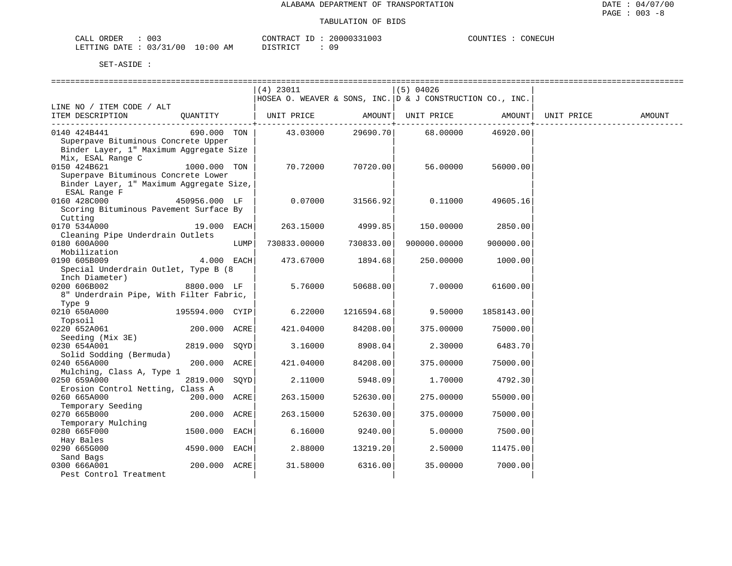ALABAMA DEPARTMENT OF TRANSPORTATION

TABULATION OF BIDS

CALL ORDER : 003    CONTRACT ID : 20000331003    COUNTIES : CONECUH
LETTING DATE : 03/31/00 10:00 AM    DISTRICT : 09

SET-ASIDE :

| LINE NO / ITEM CODE / ALT<br>ITEM DESCRIPTION | QUANTITY | (4) 23011<br>HOSEA O. WEAVER & SONS, INC.<br>UNIT PRICE | AMOUNT | (5) 04026<br>D & J CONSTRUCTION CO., INC.<br>UNIT PRICE | AMOUNT | UNIT PRICE | AMOUNT |
|---|---|---|---|---|---|---|---|
| 0140 424B441<br>Superpave Bituminous Concrete Upper Binder Layer, 1" Maximum Aggregate Size Mix, ESAL Range C | 690.000 TON | 43.03000 | 29690.70 | 68.00000 | 46920.00 | | |
| 0150 424B621<br>Superpave Bituminous Concrete Lower Binder Layer, 1" Maximum Aggregate Size, ESAL Range F | 1000.000 TON | 70.72000 | 70720.00 | 56.00000 | 56000.00 | | |
| 0160 428C000<br>Scoring Bituminous Pavement Surface By Cutting | 450956.000 LF | 0.07000 | 31566.92 | 0.11000 | 49605.16 | | |
| 0170 534A000<br>Cleaning Pipe Underdrain Outlets | 19.000 EACH | 263.15000 | 4999.85 | 150.00000 | 2850.00 | | |
| 0180 600A000<br>Mobilization | LUMP | 730833.00000 | 730833.00 | 900000.00000 | 900000.00 | | |
| 0190 605B009<br>Special Underdrain Outlet, Type B (8 Inch Diameter) | 4.000 EACH | 473.67000 | 1894.68 | 250.00000 | 1000.00 | | |
| 0200 606B002<br>8" Underdrain Pipe, With Filter Fabric, Type 9 | 8800.000 LF | 5.76000 | 50688.00 | 7.00000 | 61600.00 | | |
| 0210 650A000<br>Topsoil | 195594.000 CYIP | 6.22000 | 1216594.68 | 9.50000 | 1858143.00 | | |
| 0220 652A061<br>Seeding (Mix 3E) | 200.000 ACRE | 421.04000 | 84208.00 | 375.00000 | 75000.00 | | |
| 0230 654A001<br>Solid Sodding (Bermuda) | 2819.000 SQYD | 3.16000 | 8908.04 | 2.30000 | 6483.70 | | |
| 0240 656A000<br>Mulching, Class A, Type 1 | 200.000 ACRE | 421.04000 | 84208.00 | 375.00000 | 75000.00 | | |
| 0250 659A000<br>Erosion Control Netting, Class A | 2819.000 SQYD | 2.11000 | 5948.09 | 1.70000 | 4792.30 | | |
| 0260 665A000<br>Temporary Seeding | 200.000 ACRE | 263.15000 | 52630.00 | 275.00000 | 55000.00 | | |
| 0270 665B000<br>Temporary Mulching | 200.000 ACRE | 263.15000 | 52630.00 | 375.00000 | 75000.00 | | |
| 0280 665F000<br>Hay Bales | 1500.000 EACH | 6.16000 | 9240.00 | 5.00000 | 7500.00 | | |
| 0290 665G000<br>Sand Bags | 4590.000 EACH | 2.88000 | 13219.20 | 2.50000 | 11475.00 | | |
| 0300 666A001<br>Pest Control Treatment | 200.000 ACRE | 31.58000 | 6316.00 | 35.00000 | 7000.00 | | |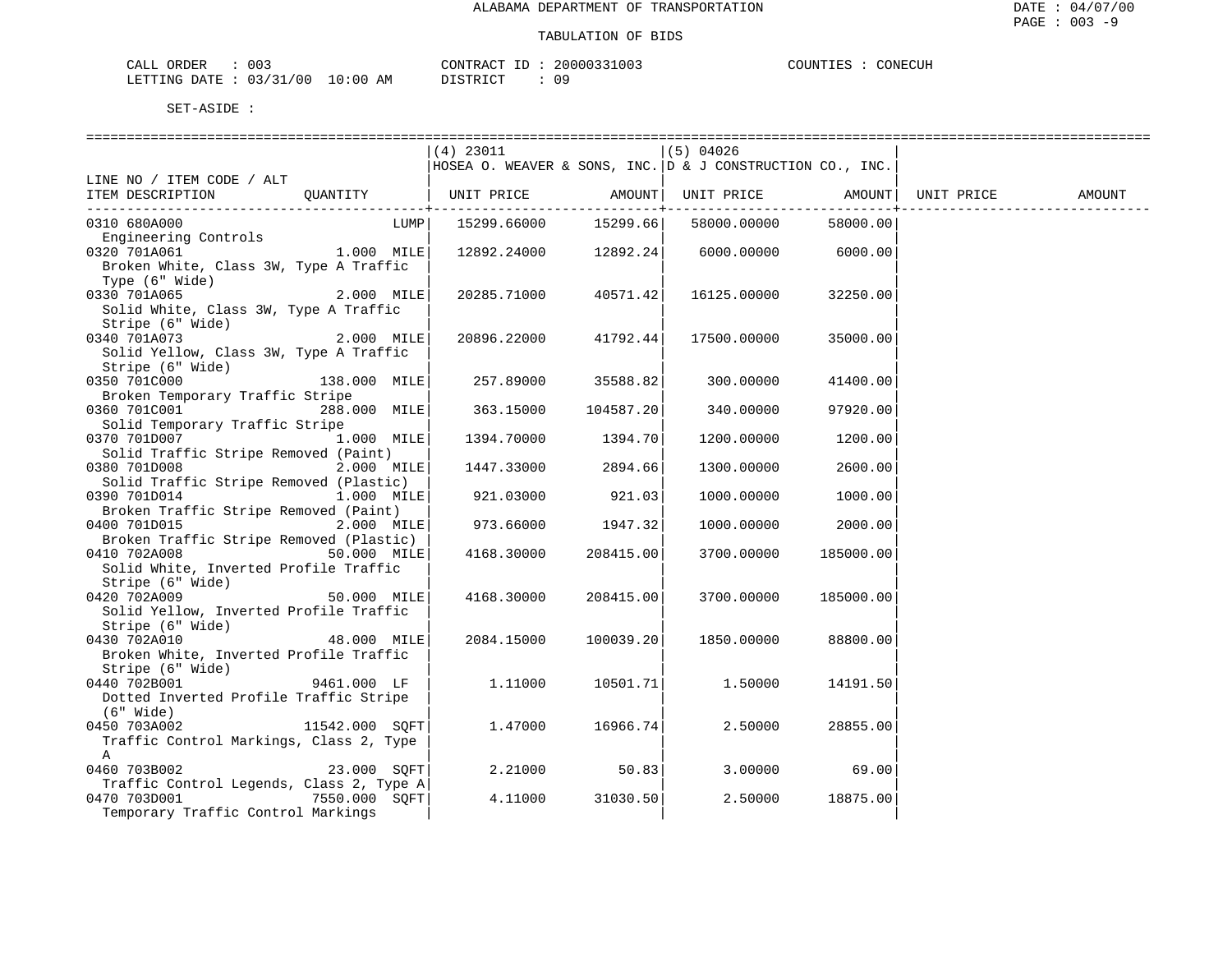ALABAMA DEPARTMENT OF TRANSPORTATION

TABULATION OF BIDS

DATE : 04/07/00
PAGE : 003 -9

CALL ORDER : 003 CONTRACT ID : 20000331003 COUNTIES : CONECUH
LETTING DATE : 03/31/00 10:00 AM DISTRICT : 09

SET-ASIDE :

| LINE NO / ITEM CODE / ALT ITEM DESCRIPTION | QUANTITY | (4) 23011 HOSEA O. WEAVER & SONS, INC. UNIT PRICE | AMOUNT | (5) 04026 D & J CONSTRUCTION CO., INC. UNIT PRICE | AMOUNT | UNIT PRICE | AMOUNT |
|---|---|---|---|---|---|---|---|
| 0310 680A000 Engineering Controls | LUMP | 15299.66000 | 15299.66 | 58000.00000 | 58000.00 | | |
| 0320 701A061 Broken White, Class 3W, Type A Traffic Type (6" Wide) | 1.000 MILE | 12892.24000 | 12892.24 | 6000.00000 | 6000.00 | | |
| 0330 701A065 Solid White, Class 3W, Type A Traffic Stripe (6" Wide) | 2.000 MILE | 20285.71000 | 40571.42 | 16125.00000 | 32250.00 | | |
| 0340 701A073 Solid Yellow, Class 3W, Type A Traffic Stripe (6" Wide) | 2.000 MILE | 20896.22000 | 41792.44 | 17500.00000 | 35000.00 | | |
| 0350 701C000 Broken Temporary Traffic Stripe | 138.000 MILE | 257.89000 | 35588.82 | 300.00000 | 41400.00 | | |
| 0360 701C001 Solid Temporary Traffic Stripe | 288.000 MILE | 363.15000 | 104587.20 | 340.00000 | 97920.00 | | |
| 0370 701D007 Solid Traffic Stripe Removed (Paint) | 1.000 MILE | 1394.70000 | 1394.70 | 1200.00000 | 1200.00 | | |
| 0380 701D008 Solid Traffic Stripe Removed (Plastic) | 2.000 MILE | 1447.33000 | 2894.66 | 1300.00000 | 2600.00 | | |
| 0390 701D014 Broken Traffic Stripe Removed (Paint) | 1.000 MILE | 921.03000 | 921.03 | 1000.00000 | 1000.00 | | |
| 0400 701D015 Broken Traffic Stripe Removed (Plastic) | 2.000 MILE | 973.66000 | 1947.32 | 1000.00000 | 2000.00 | | |
| 0410 702A008 Solid White, Inverted Profile Traffic Stripe (6" Wide) | 50.000 MILE | 4168.30000 | 208415.00 | 3700.00000 | 185000.00 | | |
| 0420 702A009 Solid Yellow, Inverted Profile Traffic Stripe (6" Wide) | 50.000 MILE | 4168.30000 | 208415.00 | 3700.00000 | 185000.00 | | |
| 0430 702A010 Broken White, Inverted Profile Traffic Stripe (6" Wide) | 48.000 MILE | 2084.15000 | 100039.20 | 1850.00000 | 88800.00 | | |
| 0440 702B001 Dotted Inverted Profile Traffic Stripe (6" Wide) | 9461.000 LF | 1.11000 | 10501.71 | 1.50000 | 14191.50 | | |
| 0450 703A002 Traffic Control Markings, Class 2, Type A | 11542.000 SQFT | 1.47000 | 16966.74 | 2.50000 | 28855.00 | | |
| 0460 703B002 Traffic Control Legends, Class 2, Type A | 23.000 SQFT | 2.21000 | 50.83 | 3.00000 | 69.00 | | |
| 0470 703D001 Temporary Traffic Control Markings | 7550.000 SQFT | 4.11000 | 31030.50 | 2.50000 | 18875.00 | | |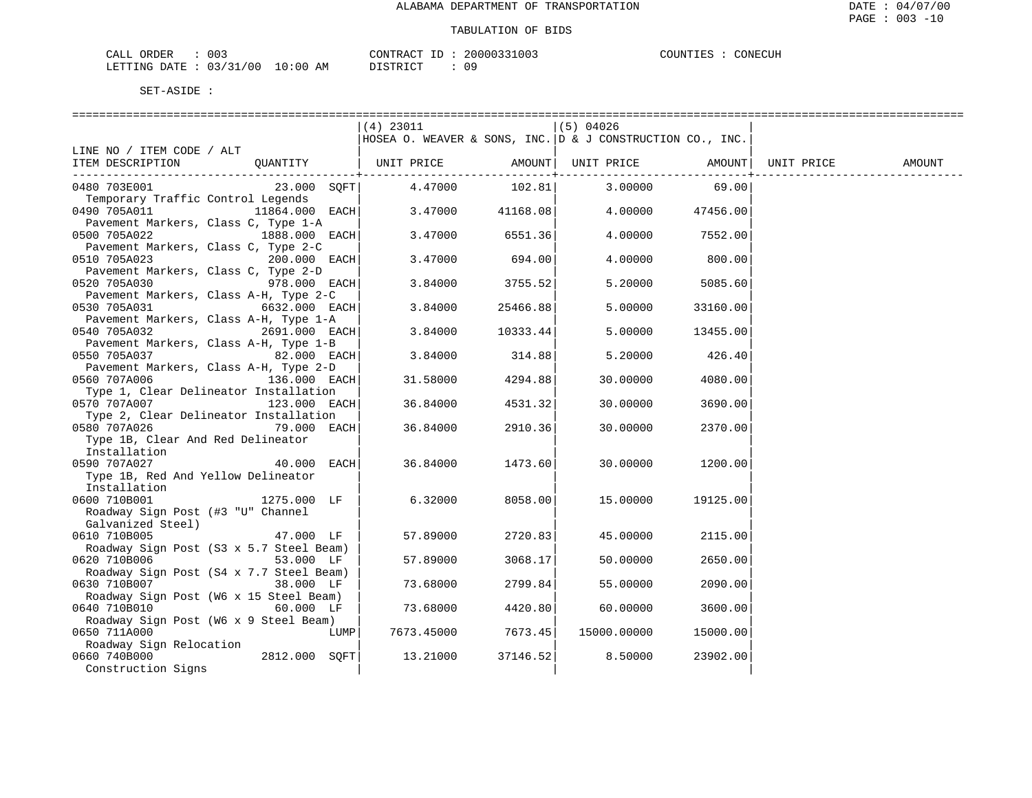ALABAMA DEPARTMENT OF TRANSPORTATION

TABULATION OF BIDS

CALL ORDER : 003 CONTRACT ID : 20000331003 COUNTIES : CONECUH
LETTING DATE : 03/31/00 10:00 AM DISTRICT : 09

SET-ASIDE :

| LINE NO / ITEM CODE / ALT ITEM DESCRIPTION | QUANTITY | (4) 23011 HOSEA O. WEAVER & SONS, INC. UNIT PRICE | AMOUNT | (5) 04026 D & J CONSTRUCTION CO., INC. UNIT PRICE | AMOUNT | UNIT PRICE | AMOUNT |
|---|---|---|---|---|---|---|---|
| 0480 703E001 Temporary Traffic Control Legends | 23.000 SQFT | 4.47000 | 102.81 | 3.00000 | 69.00 | | |
| 0490 705A011 Pavement Markers, Class C, Type 1-A | 11864.000 EACH | 3.47000 | 41168.08 | 4.00000 | 47456.00 | | |
| 0500 705A022 Pavement Markers, Class C, Type 2-C | 1888.000 EACH | 3.47000 | 6551.36 | 4.00000 | 7552.00 | | |
| 0510 705A023 Pavement Markers, Class C, Type 2-D | 200.000 EACH | 3.47000 | 694.00 | 4.00000 | 800.00 | | |
| 0520 705A030 Pavement Markers, Class A-H, Type 2-C | 978.000 EACH | 3.84000 | 3755.52 | 5.20000 | 5085.60 | | |
| 0530 705A031 Pavement Markers, Class A-H, Type 1-A | 6632.000 EACH | 3.84000 | 25466.88 | 5.00000 | 33160.00 | | |
| 0540 705A032 Pavement Markers, Class A-H, Type 1-B | 2691.000 EACH | 3.84000 | 10333.44 | 5.00000 | 13455.00 | | |
| 0550 705A037 Pavement Markers, Class A-H, Type 2-D | 82.000 EACH | 3.84000 | 314.88 | 5.20000 | 426.40 | | |
| 0560 707A006 Type 1, Clear Delineator Installation | 136.000 EACH | 31.58000 | 4294.88 | 30.00000 | 4080.00 | | |
| 0570 707A007 Type 2, Clear Delineator Installation | 123.000 EACH | 36.84000 | 4531.32 | 30.00000 | 3690.00 | | |
| 0580 707A026 Type 1B, Clear And Red Delineator Installation | 79.000 EACH | 36.84000 | 2910.36 | 30.00000 | 2370.00 | | |
| 0590 707A027 Type 1B, Red And Yellow Delineator Installation | 40.000 EACH | 36.84000 | 1473.60 | 30.00000 | 1200.00 | | |
| 0600 710B001 Roadway Sign Post (#3 "U" Channel Galvanized Steel) | 1275.000 LF | 6.32000 | 8058.00 | 15.00000 | 19125.00 | | |
| 0610 710B005 Roadway Sign Post (S3 x 5.7 Steel Beam) | 47.000 LF | 57.89000 | 2720.83 | 45.00000 | 2115.00 | | |
| 0620 710B006 Roadway Sign Post (S4 x 7.7 Steel Beam) | 53.000 LF | 57.89000 | 3068.17 | 50.00000 | 2650.00 | | |
| 0630 710B007 Roadway Sign Post (W6 x 15 Steel Beam) | 38.000 LF | 73.68000 | 2799.84 | 55.00000 | 2090.00 | | |
| 0640 710B010 Roadway Sign Post (W6 x 9 Steel Beam) | 60.000 LF | 73.68000 | 4420.80 | 60.00000 | 3600.00 | | |
| 0650 711A000 Roadway Sign Relocation | LUMP | 7673.45000 | 7673.45 | 15000.00000 | 15000.00 | | |
| 0660 740B000 Construction Signs | 2812.000 SQFT | 13.21000 | 37146.52 | 8.50000 | 23902.00 | | |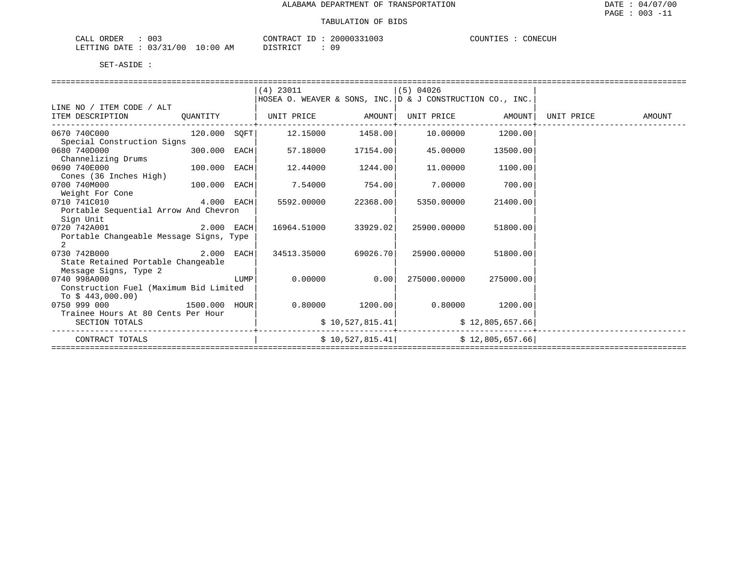ALABAMA DEPARTMENT OF TRANSPORTATION

TABULATION OF BIDS

CALL ORDER : 003 CONTRACT ID : 20000331003 COUNTIES : CONECUH
LETTING DATE : 03/31/00 10:00 AM DISTRICT : 09

SET-ASIDE :

| LINE NO / ITEM CODE / ALT ITEM DESCRIPTION | QUANTITY | (4) 23011 HOSEA O. WEAVER & SONS, INC. UNIT PRICE | AMOUNT | (5) 04026 D & J CONSTRUCTION CO., INC. UNIT PRICE | AMOUNT | UNIT PRICE | AMOUNT |
|---|---|---|---|---|---|---|---|
| 0670 740C000 Special Construction Signs | 120.000 SQFT | 12.15000 | 1458.00 | 10.00000 | 1200.00 | | |
| 0680 740D000 Channelizing Drums | 300.000 EACH | 57.18000 | 17154.00 | 45.00000 | 13500.00 | | |
| 0690 740E000 Cones (36 Inches High) | 100.000 EACH | 12.44000 | 1244.00 | 11.00000 | 1100.00 | | |
| 0700 740M000 Weight For Cone | 100.000 EACH | 7.54000 | 754.00 | 7.00000 | 700.00 | | |
| 0710 741C010 Portable Sequential Arrow And Chevron Sign Unit | 4.000 EACH | 5592.00000 | 22368.00 | 5350.00000 | 21400.00 | | |
| 0720 742A001 Portable Changeable Message Signs, Type 2 | 2.000 EACH | 16964.51000 | 33929.02 | 25900.00000 | 51800.00 | | |
| 0730 742B000 State Retained Portable Changeable Message Signs, Type 2 | 2.000 EACH | 34513.35000 | 69026.70 | 25900.00000 | 51800.00 | | |
| 0740 998A000 Construction Fuel (Maximum Bid Limited To $ 443,000.00) | LUMP | 0.00000 | 0.00 | 275000.00000 | 275000.00 | | |
| 0750 999 000 Trainee Hours At 80 Cents Per Hour | 1500.000 HOUR | 0.80000 | 1200.00 | 0.80000 | 1200.00 | | |
| SECTION TOTALS | | | $ 10,527,815.41 | | $ 12,805,657.66 | | |
| CONTRACT TOTALS | | | $ 10,527,815.41 | | $ 12,805,657.66 | | |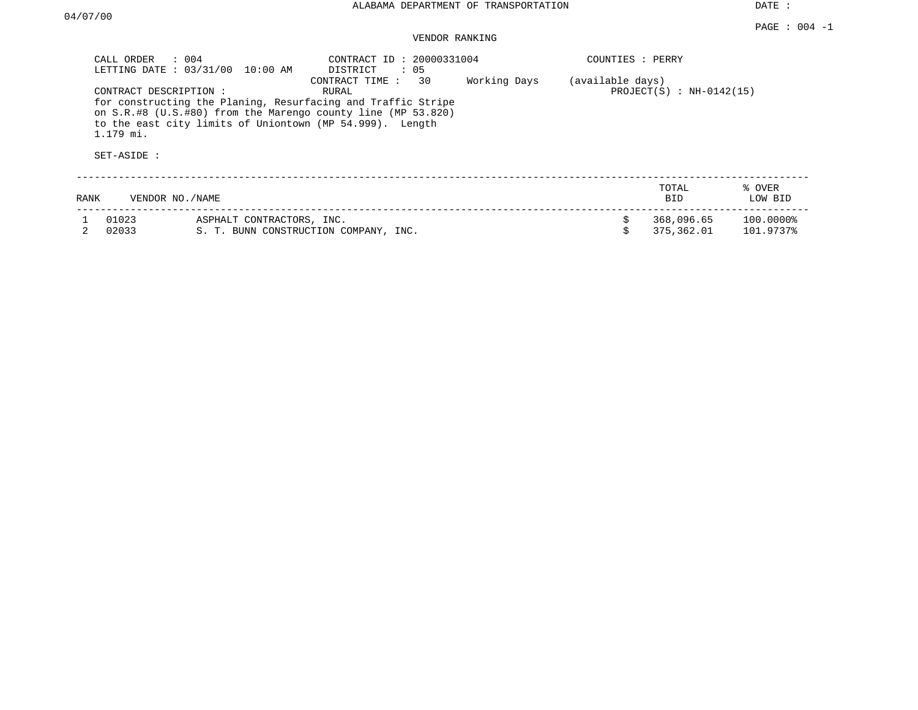ALABAMA DEPARTMENT OF TRANSPORTATION

DATE : 04/07/00

PAGE : 004 -1

VENDOR RANKING

CALL ORDER : 004
LETTING DATE : 03/31/00 10:00 AM

CONTRACT ID : 20000331004
DISTRICT : 05
CONTRACT TIME : 30 Working Days (available days)
RURAL

COUNTIES : PERRY
PROJECT(S) : NH-0142(15)

CONTRACT DESCRIPTION :
for constructing the Planing, Resurfacing and Traffic Stripe on S.R.#8 (U.S.#80) from the Marengo county line (MP 53.820) to the east city limits of Uniontown (MP 54.999). Length 1.179 mi.

SET-ASIDE :

| RANK | VENDOR NO./NAME | | TOTAL BID | % OVER LOW BID |
|---|---|---|---|---|
| 1 | 01023 | ASPHALT CONTRACTORS, INC. | $ 368,096.65 | 100.0000% |
| 2 | 02033 | S. T. BUNN CONSTRUCTION COMPANY, INC. | $ 375,362.01 | 101.9737% |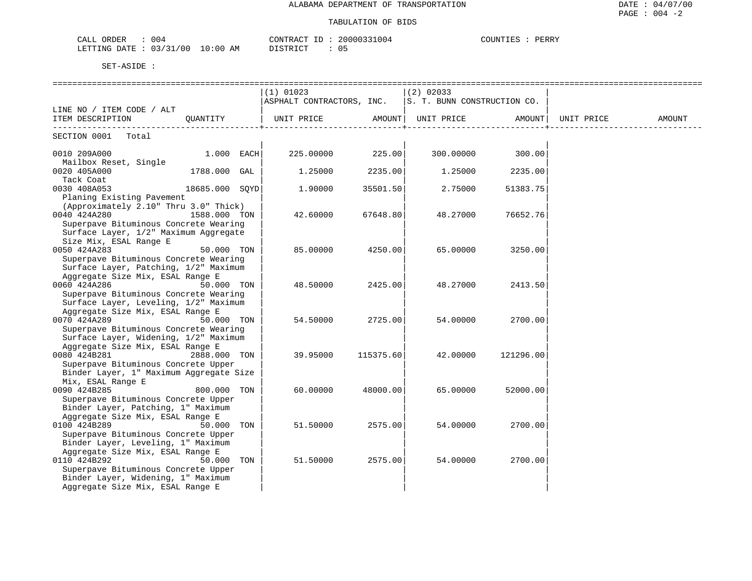ALABAMA DEPARTMENT OF TRANSPORTATION

TABULATION OF BIDS

CALL ORDER : 004 CONTRACT ID : 20000331004 COUNTIES : PERRY
LETTING DATE : 03/31/00 10:00 AM DISTRICT : 05

SET-ASIDE :

| LINE NO / ITEM CODE / ALT ITEM DESCRIPTION | QUANTITY | (1) 01023 ASPHALT CONTRACTORS, INC. UNIT PRICE | AMOUNT | (2) 02033 S. T. BUNN CONSTRUCTION CO. UNIT PRICE | AMOUNT | UNIT PRICE | AMOUNT |
|---|---|---|---|---|---|---|---|
| SECTION 0001 Total | | | | | | | |
| 0010 209A000 Mailbox Reset, Single | 1.000 EACH | 225.00000 | 225.00 | 300.00000 | 300.00 | | |
| 0020 405A000 Tack Coat | 1788.000 GAL | 1.25000 | 2235.00 | 1.25000 | 2235.00 | | |
| 0030 408A053 Planing Existing Pavement (Approximately 2.10" Thru 3.0" Thick) | 18685.000 SQYD | 1.90000 | 35501.50 | 2.75000 | 51383.75 | | |
| 0040 424A280 Superpave Bituminous Concrete Wearing Surface Layer, 1/2" Maximum Aggregate Size Mix, ESAL Range E | 1588.000 TON | 42.60000 | 67648.80 | 48.27000 | 76652.76 | | |
| 0050 424A283 Superpave Bituminous Concrete Wearing Surface Layer, Patching, 1/2" Maximum Aggregate Size Mix, ESAL Range E | 50.000 TON | 85.00000 | 4250.00 | 65.00000 | 3250.00 | | |
| 0060 424A286 Superpave Bituminous Concrete Wearing Surface Layer, Leveling, 1/2" Maximum Aggregate Size Mix, ESAL Range E | 50.000 TON | 48.50000 | 2425.00 | 48.27000 | 2413.50 | | |
| 0070 424A289 Superpave Bituminous Concrete Wearing Surface Layer, Widening, 1/2" Maximum Aggregate Size Mix, ESAL Range E | 50.000 TON | 54.50000 | 2725.00 | 54.00000 | 2700.00 | | |
| 0080 424B281 Superpave Bituminous Concrete Upper Binder Layer, 1" Maximum Aggregate Size Mix, ESAL Range E | 2888.000 TON | 39.95000 | 115375.60 | 42.00000 | 121296.00 | | |
| 0090 424B285 Superpave Bituminous Concrete Upper Binder Layer, Patching, 1" Maximum Aggregate Size Mix, ESAL Range E | 800.000 TON | 60.00000 | 48000.00 | 65.00000 | 52000.00 | | |
| 0100 424B289 Superpave Bituminous Concrete Upper Binder Layer, Leveling, 1" Maximum Aggregate Size Mix, ESAL Range E | 50.000 TON | 51.50000 | 2575.00 | 54.00000 | 2700.00 | | |
| 0110 424B292 Superpave Bituminous Concrete Upper Binder Layer, Widening, 1" Maximum Aggregate Size Mix, ESAL Range E | 50.000 TON | 51.50000 | 2575.00 | 54.00000 | 2700.00 | | |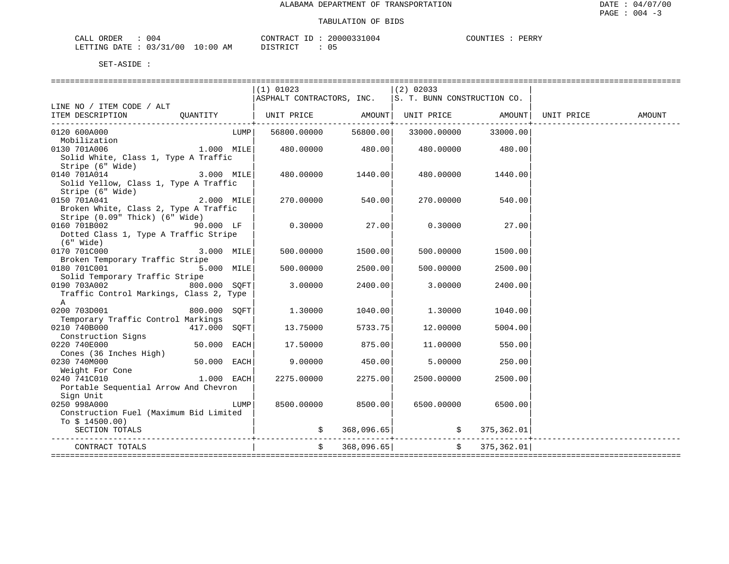ALABAMA DEPARTMENT OF TRANSPORTATION

TABULATION OF BIDS

DATE : 04/07/00
PAGE : 004 -3

CALL ORDER : 004 &nbsp;&nbsp;&nbsp;&nbsp; CONTRACT ID : 20000331004 &nbsp;&nbsp;&nbsp;&nbsp; COUNTIES : PERRY
LETTING DATE : 03/31/00 10:00 AM &nbsp;&nbsp;&nbsp;&nbsp; DISTRICT : 05

SET-ASIDE :

| LINE NO / ITEM CODE / ALT ITEM DESCRIPTION | QUANTITY | (1) 01023 ASPHALT CONTRACTORS, INC. UNIT PRICE | AMOUNT | (2) 02033 S. T. BUNN CONSTRUCTION CO. UNIT PRICE | AMOUNT | UNIT PRICE | AMOUNT |
|---|---|---|---|---|---|---|---|
| 0120 600A000 Mobilization | LUMP | 56800.00000 | 56800.00 | 33000.00000 | 33000.00 | | |
| 0130 701A006 Solid White, Class 1, Type A Traffic Stripe (6" Wide) | 1.000 MILE | 480.00000 | 480.00 | 480.00000 | 480.00 | | |
| 0140 701A014 Solid Yellow, Class 1, Type A Traffic Stripe (6" Wide) | 3.000 MILE | 480.00000 | 1440.00 | 480.00000 | 1440.00 | | |
| 0150 701A041 Broken White, Class 2, Type A Traffic Stripe (0.09" Thick) (6" Wide) | 2.000 MILE | 270.00000 | 540.00 | 270.00000 | 540.00 | | |
| 0160 701B002 Dotted Class 1, Type A Traffic Stripe (6" Wide) | 90.000 LF | 0.30000 | 27.00 | 0.30000 | 27.00 | | |
| 0170 701C000 Broken Temporary Traffic Stripe | 3.000 MILE | 500.00000 | 1500.00 | 500.00000 | 1500.00 | | |
| 0180 701C001 Solid Temporary Traffic Stripe | 5.000 MILE | 500.00000 | 2500.00 | 500.00000 | 2500.00 | | |
| 0190 703A002 Traffic Control Markings, Class 2, Type A | 800.000 SQFT | 3.00000 | 2400.00 | 3.00000 | 2400.00 | | |
| 0200 703D001 Temporary Traffic Control Markings | 800.000 SQFT | 1.30000 | 1040.00 | 1.30000 | 1040.00 | | |
| 0210 740B000 Construction Signs | 417.000 SQFT | 13.75000 | 5733.75 | 12.00000 | 5004.00 | | |
| 0220 740E000 Cones (36 Inches High) | 50.000 EACH | 17.50000 | 875.00 | 11.00000 | 550.00 | | |
| 0230 740M000 Weight For Cone | 50.000 EACH | 9.00000 | 450.00 | 5.00000 | 250.00 | | |
| 0240 741C010 Portable Sequential Arrow And Chevron Sign Unit | 1.000 EACH | 2275.00000 | 2275.00 | 2500.00000 | 2500.00 | | |
| 0250 998A000 Construction Fuel (Maximum Bid Limited To $ 14500.00) | LUMP | 8500.00000 | 8500.00 | 6500.00000 | 6500.00 | | |
| SECTION TOTALS | | $ | 368,096.65 | $ | 375,362.01 | | |
| CONTRACT TOTALS | | $ | 368,096.65 | $ | 375,362.01 | | |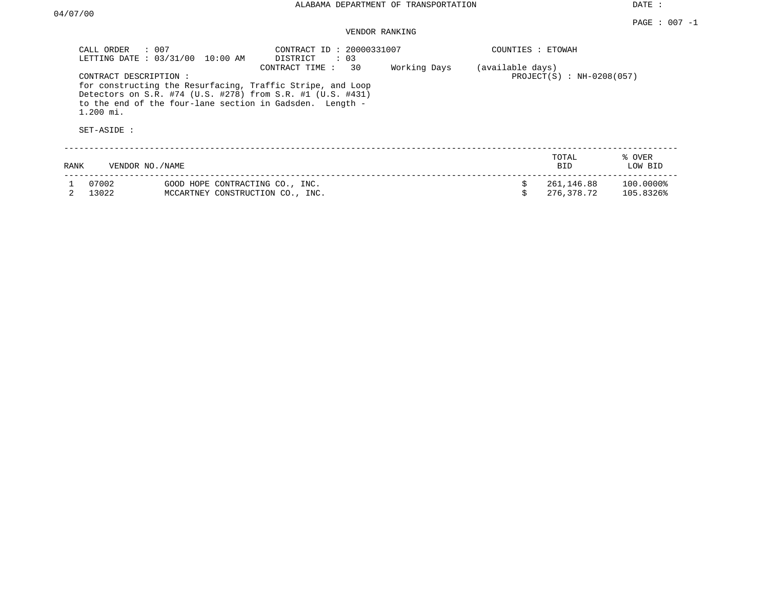ALABAMA DEPARTMENT OF TRANSPORTATION

DATE : 04/07/00

PAGE : 007 -1

VENDOR RANKING

CALL ORDER : 007
LETTING DATE : 03/31/00 10:00 AM

CONTRACT ID : 20000331007
DISTRICT : 03
CONTRACT TIME : 30 Working Days (available days)

COUNTIES : ETOWAH

PROJECT(S) : NH-0208(057)

CONTRACT DESCRIPTION :
for constructing the Resurfacing, Traffic Stripe, and Loop Detectors on S.R. #74 (U.S. #278) from S.R. #1 (U.S. #431) to the end of the four-lane section in Gadsden. Length - 1.200 mi.

SET-ASIDE :

| RANK | VENDOR NO./NAME | | TOTAL BID | % OVER LOW BID |
|---|---|---|---|---|
| 1 | 07002 | GOOD HOPE CONTRACTING CO., INC. | $ 261,146.88 | 100.0000% |
| 2 | 13022 | MCCARTNEY CONSTRUCTION CO., INC. | $ 276,378.72 | 105.8326% |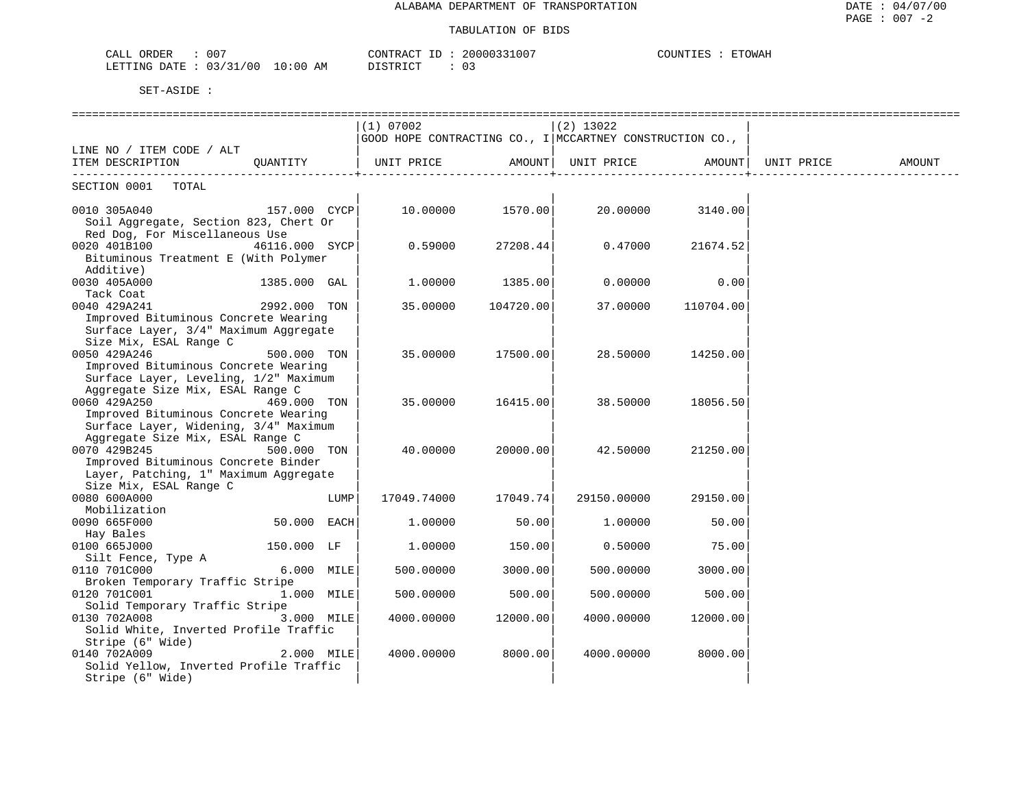# ALABAMA DEPARTMENT OF TRANSPORTATION

## TABULATION OF BIDS

CALL ORDER : 007 CONTRACT ID : 20000331007 COUNTIES : ETOWAH
LETTING DATE : 03/31/00 10:00 AM DISTRICT : 03

SET-ASIDE :

| LINE NO / ITEM CODE / ALT ITEM DESCRIPTION | QUANTITY | (1) 07002 GOOD HOPE CONTRACTING CO., I UNIT PRICE | AMOUNT | (2) 13022 MCCARTNEY CONSTRUCTION CO., UNIT PRICE | AMOUNT | UNIT PRICE | AMOUNT |
|---|---|---|---|---|---|---|---|
| SECTION 0001 TOTAL | | | | | | | |
| 0010 305A040 Soil Aggregate, Section 823, Chert Or Red Dog, For Miscellaneous Use | 157.000 CYCP | 10.00000 | 1570.00 | 20.00000 | 3140.00 | | |
| 0020 401B100 Bituminous Treatment E (With Polymer Additive) | 46116.000 SYCP | 0.59000 | 27208.44 | 0.47000 | 21674.52 | | |
| 0030 405A000 Tack Coat | 1385.000 GAL | 1.00000 | 1385.00 | 0.00000 | 0.00 | | |
| 0040 429A241 Improved Bituminous Concrete Wearing Surface Layer, 3/4" Maximum Aggregate Size Mix, ESAL Range C | 2992.000 TON | 35.00000 | 104720.00 | 37.00000 | 110704.00 | | |
| 0050 429A246 Improved Bituminous Concrete Wearing Surface Layer, Leveling, 1/2" Maximum Aggregate Size Mix, ESAL Range C | 500.000 TON | 35.00000 | 17500.00 | 28.50000 | 14250.00 | | |
| 0060 429A250 Improved Bituminous Concrete Wearing Surface Layer, Widening, 3/4" Maximum Aggregate Size Mix, ESAL Range C | 469.000 TON | 35.00000 | 16415.00 | 38.50000 | 18056.50 | | |
| 0070 429B245 Improved Bituminous Concrete Binder Layer, Patching, 1" Maximum Aggregate Size Mix, ESAL Range C | 500.000 TON | 40.00000 | 20000.00 | 42.50000 | 21250.00 | | |
| 0080 600A000 Mobilization | LUMP | 17049.74000 | 17049.74 | 29150.00000 | 29150.00 | | |
| 0090 665F000 Hay Bales | 50.000 EACH | 1.00000 | 50.00 | 1.00000 | 50.00 | | |
| 0100 665J000 Silt Fence, Type A | 150.000 LF | 1.00000 | 150.00 | 0.50000 | 75.00 | | |
| 0110 701C000 Broken Temporary Traffic Stripe | 6.000 MILE | 500.00000 | 3000.00 | 500.00000 | 3000.00 | | |
| 0120 701C001 Solid Temporary Traffic Stripe | 1.000 MILE | 500.00000 | 500.00 | 500.00000 | 500.00 | | |
| 0130 702A008 Solid White, Inverted Profile Traffic Stripe (6" Wide) | 3.000 MILE | 4000.00000 | 12000.00 | 4000.00000 | 12000.00 | | |
| 0140 702A009 Solid Yellow, Inverted Profile Traffic Stripe (6" Wide) | 2.000 MILE | 4000.00000 | 8000.00 | 4000.00000 | 8000.00 | | |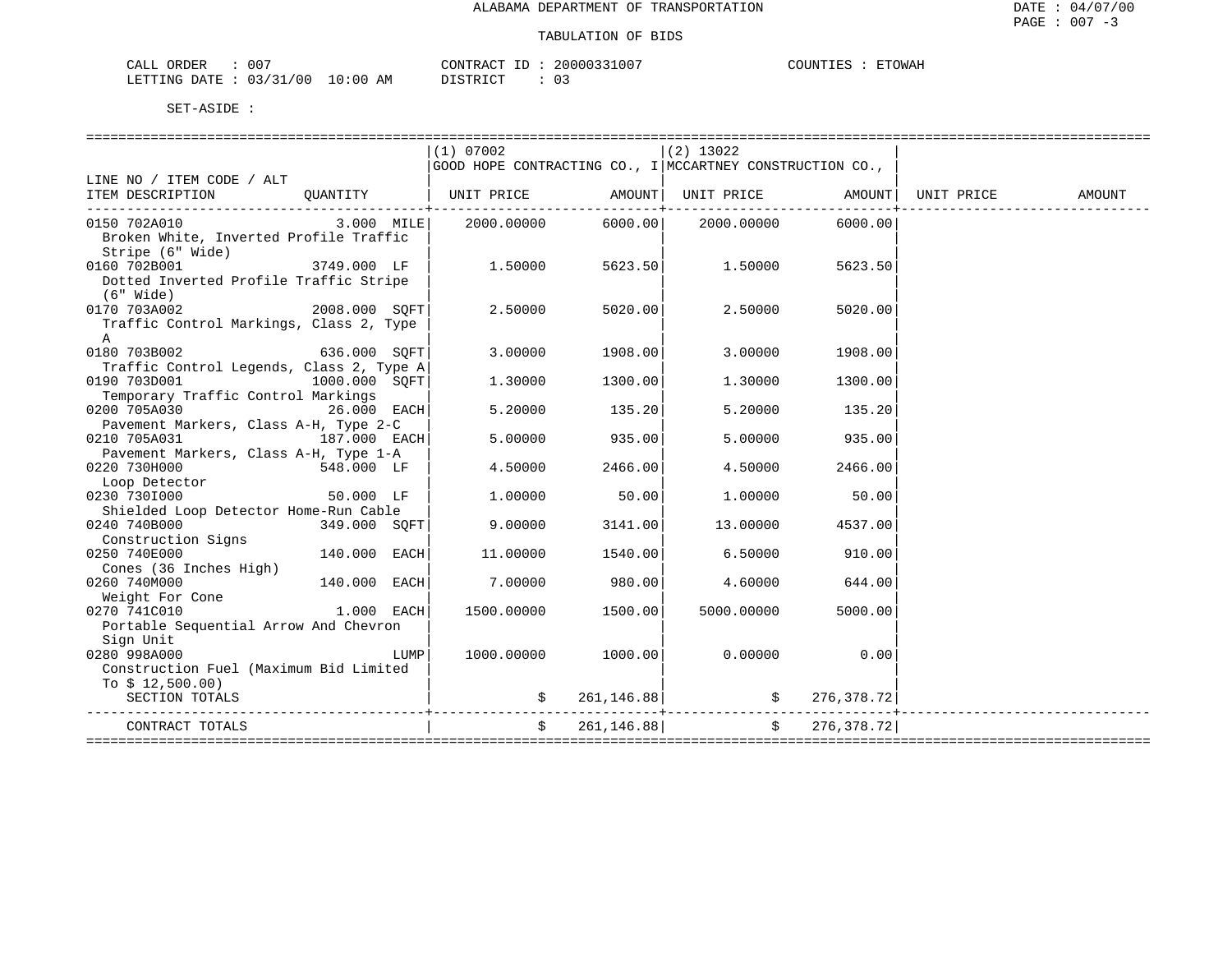ALABAMA DEPARTMENT OF TRANSPORTATION

TABULATION OF BIDS

CALL ORDER : 007 CONTRACT ID : 20000331007 COUNTIES : ETOWAH
LETTING DATE : 03/31/00 10:00 AM DISTRICT : 03

SET-ASIDE :

| LINE NO / ITEM CODE / ALT ITEM DESCRIPTION | QUANTITY | (1) 07002 GOOD HOPE CONTRACTING CO., I UNIT PRICE | AMOUNT | (2) 13022 MCCARTNEY CONSTRUCTION CO., UNIT PRICE | AMOUNT | UNIT PRICE | AMOUNT |
|---|---|---|---|---|---|---|---|
| 0150 702A010 Broken White, Inverted Profile Traffic Stripe (6" Wide) | 3.000 MILE | 2000.00000 | 6000.00 | 2000.00000 | 6000.00 | | |
| 0160 702B001 Dotted Inverted Profile Traffic Stripe (6" Wide) | 3749.000 LF | 1.50000 | 5623.50 | 1.50000 | 5623.50 | | |
| 0170 703A002 Traffic Control Markings, Class 2, Type A | 2008.000 SQFT | 2.50000 | 5020.00 | 2.50000 | 5020.00 | | |
| 0180 703B002 Traffic Control Legends, Class 2, Type A | 636.000 SQFT | 3.00000 | 1908.00 | 3.00000 | 1908.00 | | |
| 0190 703D001 Temporary Traffic Control Markings | 1000.000 SQFT | 1.30000 | 1300.00 | 1.30000 | 1300.00 | | |
| 0200 705A030 Pavement Markers, Class A-H, Type 2-C | 26.000 EACH | 5.20000 | 135.20 | 5.20000 | 135.20 | | |
| 0210 705A031 Pavement Markers, Class A-H, Type 1-A | 187.000 EACH | 5.00000 | 935.00 | 5.00000 | 935.00 | | |
| 0220 730H000 Loop Detector | 548.000 LF | 4.50000 | 2466.00 | 4.50000 | 2466.00 | | |
| 0230 730I000 Shielded Loop Detector Home-Run Cable | 50.000 LF | 1.00000 | 50.00 | 1.00000 | 50.00 | | |
| 0240 740B000 Construction Signs | 349.000 SQFT | 9.00000 | 3141.00 | 13.00000 | 4537.00 | | |
| 0250 740E000 Cones (36 Inches High) | 140.000 EACH | 11.00000 | 1540.00 | 6.50000 | 910.00 | | |
| 0260 740M000 Weight For Cone | 140.000 EACH | 7.00000 | 980.00 | 4.60000 | 644.00 | | |
| 0270 741C010 Portable Sequential Arrow And Chevron Sign Unit | 1.000 EACH | 1500.00000 | 1500.00 | 5000.00000 | 5000.00 | | |
| 0280 998A000 Construction Fuel (Maximum Bid Limited To $ 12,500.00) | LUMP | 1000.00000 | 1000.00 | 0.00000 | 0.00 | | |
| SECTION TOTALS | | $ | 261,146.88 | $ | 276,378.72 | | |
| CONTRACT TOTALS | | $ | 261,146.88 | $ | 276,378.72 | | |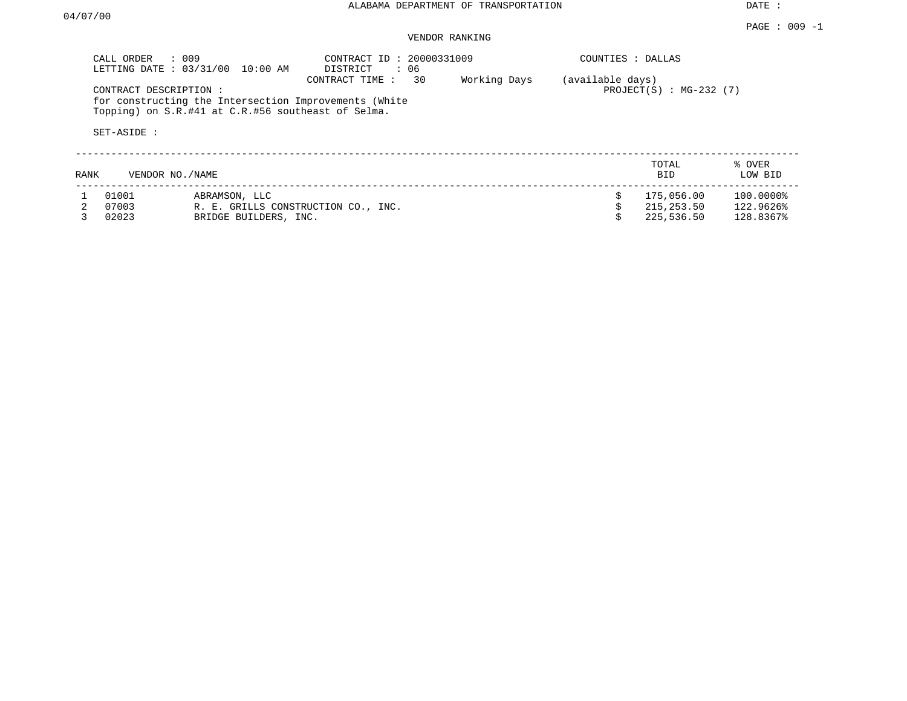ALABAMA DEPARTMENT OF TRANSPORTATION

DATE : 04/07/00

PAGE : 009 -1

VENDOR RANKING

CALL ORDER : 009
LETTING DATE : 03/31/00 10:00 AM
CONTRACT ID : 20000331009
DISTRICT : 06
CONTRACT TIME : 30 Working Days (available days)
COUNTIES : DALLAS
PROJECT(S) : MG-232 (7)

CONTRACT DESCRIPTION :
for constructing the Intersection Improvements (White Topping) on S.R.#41 at C.R.#56 southeast of Selma.

SET-ASIDE :

| RANK | VENDOR NO./NAME | | TOTAL BID | % OVER LOW BID |
|---|---|---|---|---|
| 1 | 01001 | ABRAMSON, LLC | $ 175,056.00 | 100.0000% |
| 2 | 07003 | R. E. GRILLS CONSTRUCTION CO., INC. | $ 215,253.50 | 122.9626% |
| 3 | 02023 | BRIDGE BUILDERS, INC. | $ 225,536.50 | 128.8367% |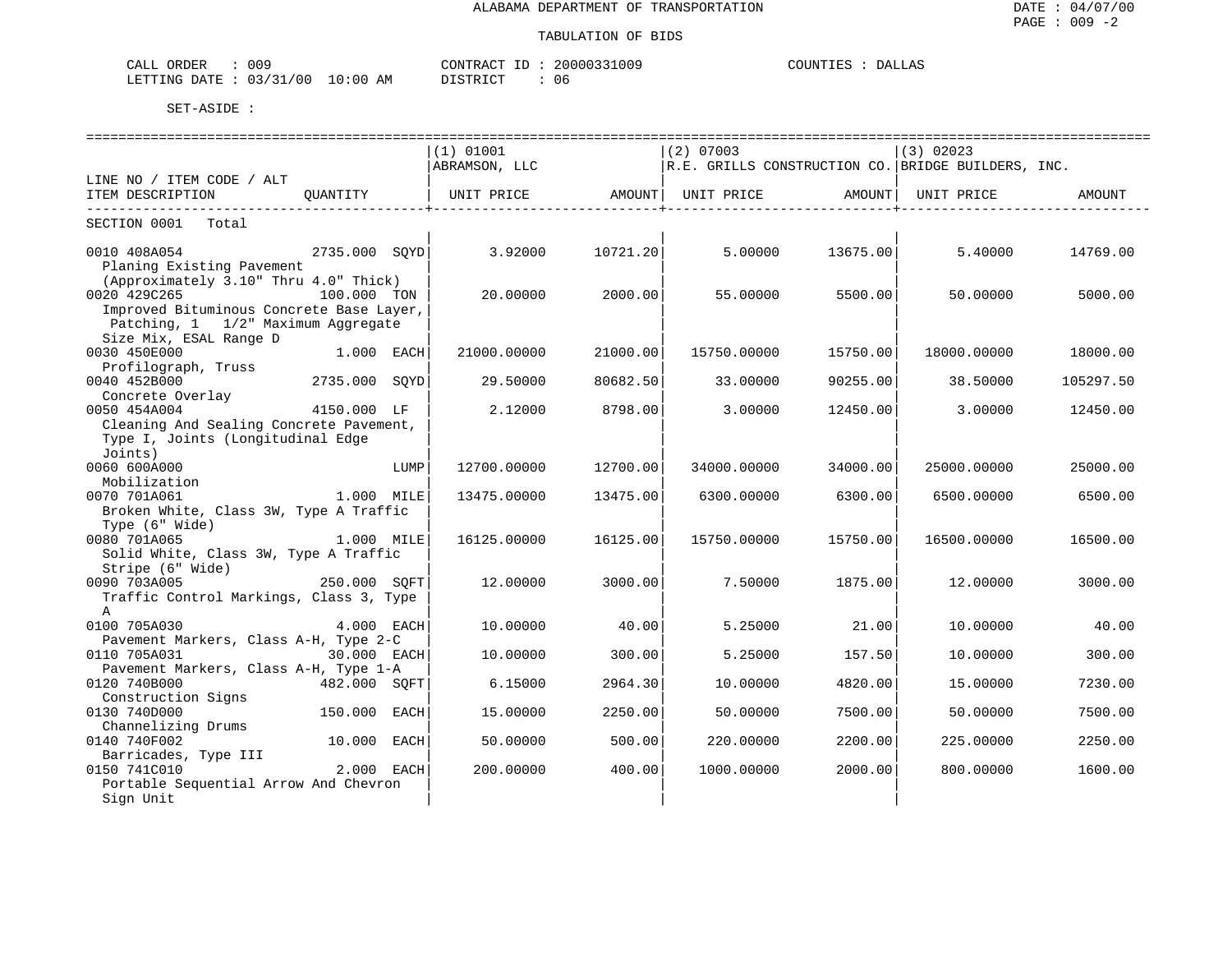ALABAMA DEPARTMENT OF TRANSPORTATION

TABULATION OF BIDS

CALL ORDER : 009 &nbsp;&nbsp;&nbsp;&nbsp; CONTRACT ID : 20000331009 &nbsp;&nbsp;&nbsp;&nbsp; COUNTIES : DALLAS

LETTING DATE : 03/31/00 10:00 AM &nbsp;&nbsp;&nbsp;&nbsp; DISTRICT : 06

SET-ASIDE :

| LINE NO / ITEM CODE / ALT ITEM DESCRIPTION | QUANTITY | (1) 01001 ABRAMSON, LLC UNIT PRICE | AMOUNT | (2) 07003 R.E. GRILLS CONSTRUCTION CO. UNIT PRICE | AMOUNT | (3) 02023 BRIDGE BUILDERS, INC. UNIT PRICE | AMOUNT |
|---|---|---|---|---|---|---|---|
| SECTION 0001 Total | | | | | | | |
| 0010 408A054 Planing Existing Pavement (Approximately 3.10" Thru 4.0" Thick) | 2735.000 SQYD | 3.92000 | 10721.20 | 5.00000 | 13675.00 | 5.40000 | 14769.00 |
| 0020 429C265 Improved Bituminous Concrete Base Layer, Patching, 1 1/2" Maximum Aggregate Size Mix, ESAL Range D | 100.000 TON | 20.00000 | 2000.00 | 55.00000 | 5500.00 | 50.00000 | 5000.00 |
| 0030 450E000 Profilograph, Truss | 1.000 EACH | 21000.00000 | 21000.00 | 15750.00000 | 15750.00 | 18000.00000 | 18000.00 |
| 0040 452B000 Concrete Overlay | 2735.000 SQYD | 29.50000 | 80682.50 | 33.00000 | 90255.00 | 38.50000 | 105297.50 |
| 0050 454A004 Cleaning And Sealing Concrete Pavement, Type I, Joints (Longitudinal Edge Joints) | 4150.000 LF | 2.12000 | 8798.00 | 3.00000 | 12450.00 | 3.00000 | 12450.00 |
| 0060 600A000 Mobilization | LUMP | 12700.00000 | 12700.00 | 34000.00000 | 34000.00 | 25000.00000 | 25000.00 |
| 0070 701A061 Broken White, Class 3W, Type A Traffic Type (6" Wide) | 1.000 MILE | 13475.00000 | 13475.00 | 6300.00000 | 6300.00 | 6500.00000 | 6500.00 |
| 0080 701A065 Solid White, Class 3W, Type A Traffic Stripe (6" Wide) | 1.000 MILE | 16125.00000 | 16125.00 | 15750.00000 | 15750.00 | 16500.00000 | 16500.00 |
| 0090 703A005 Traffic Control Markings, Class 3, Type A | 250.000 SQFT | 12.00000 | 3000.00 | 7.50000 | 1875.00 | 12.00000 | 3000.00 |
| 0100 705A030 Pavement Markers, Class A-H, Type 2-C | 4.000 EACH | 10.00000 | 40.00 | 5.25000 | 21.00 | 10.00000 | 40.00 |
| 0110 705A031 Pavement Markers, Class A-H, Type 1-A | 30.000 EACH | 10.00000 | 300.00 | 5.25000 | 157.50 | 10.00000 | 300.00 |
| 0120 740B000 Construction Signs | 482.000 SQFT | 6.15000 | 2964.30 | 10.00000 | 4820.00 | 15.00000 | 7230.00 |
| 0130 740D000 Channelizing Drums | 150.000 EACH | 15.00000 | 2250.00 | 50.00000 | 7500.00 | 50.00000 | 7500.00 |
| 0140 740F002 Barricades, Type III | 10.000 EACH | 50.00000 | 500.00 | 220.00000 | 2200.00 | 225.00000 | 2250.00 |
| 0150 741C010 Portable Sequential Arrow And Chevron Sign Unit | 2.000 EACH | 200.00000 | 400.00 | 1000.00000 | 2000.00 | 800.00000 | 1600.00 |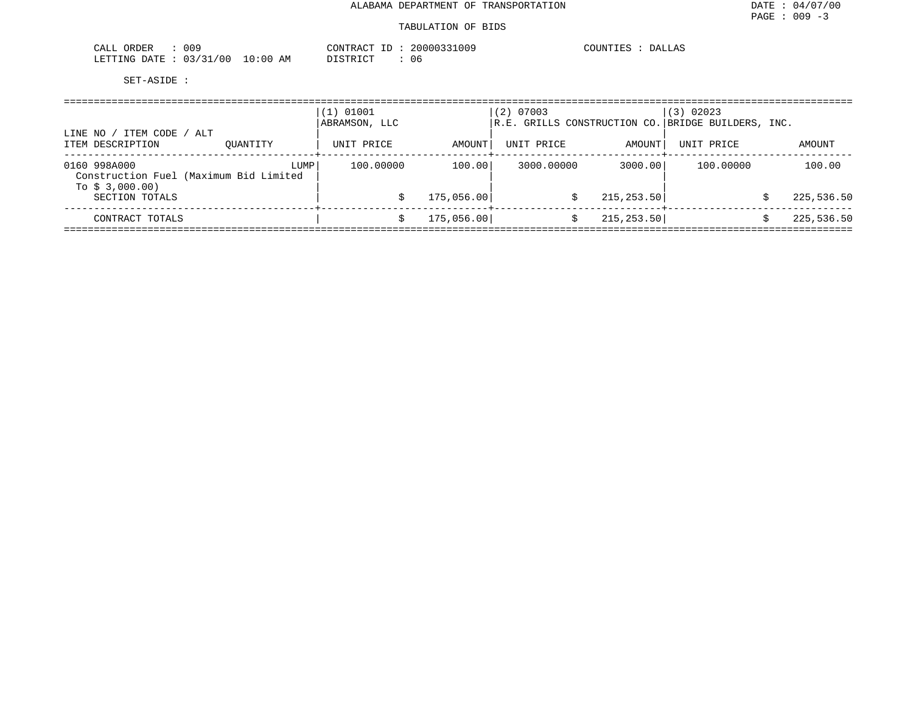ALABAMA DEPARTMENT OF TRANSPORTATION

TABULATION OF BIDS

CALL ORDER : 009　　CONTRACT ID : 20000331009　　COUNTIES : DALLAS
LETTING DATE : 03/31/00 10:00 AM　　DISTRICT : 06

SET-ASIDE :

| LINE NO / ITEM CODE / ALT ITEM DESCRIPTION | QUANTITY | (1) 01001 ABRAMSON, LLC UNIT PRICE | AMOUNT | (2) 07003 R.E. GRILLS CONSTRUCTION CO. UNIT PRICE | AMOUNT | (3) 02023 BRIDGE BUILDERS, INC. UNIT PRICE | AMOUNT |
|---|---|---|---|---|---|---|---|
| 0160 998A000 Construction Fuel (Maximum Bid Limited To $ 3,000.00) | LUMP | 100.00000 | 100.00 | 3000.00000 | 3000.00 | 100.00000 | 100.00 |
| SECTION TOTALS | | | $ 175,056.00 | | $ 215,253.50 | | $ 225,536.50 |
| CONTRACT TOTALS | | | $ 175,056.00 | | $ 215,253.50 | | $ 225,536.50 |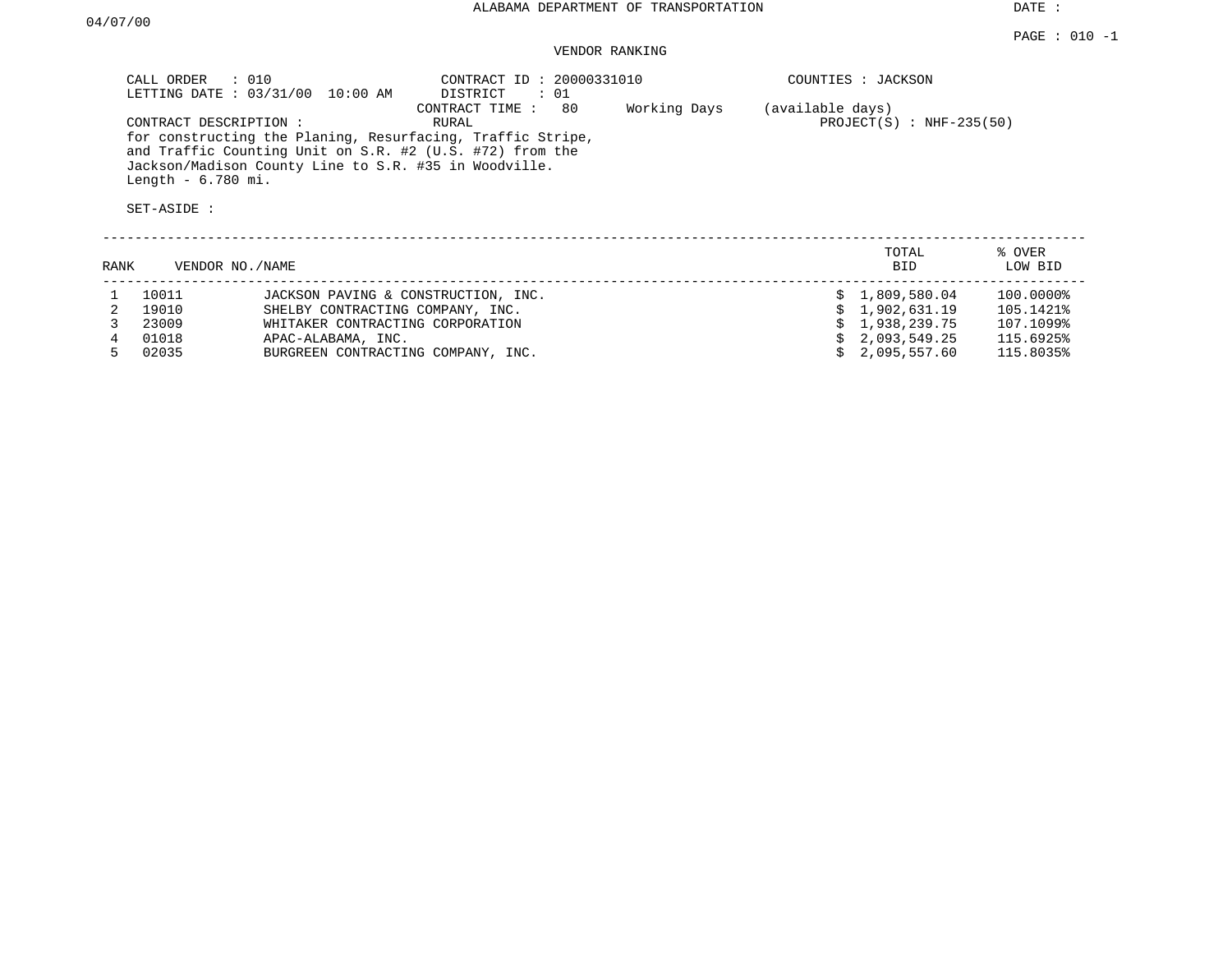ALABAMA DEPARTMENT OF TRANSPORTATION

DATE : 04/07/00

PAGE : 010 -1

VENDOR RANKING

CALL ORDER : 010
LETTING DATE : 03/31/00 10:00 AM

CONTRACT ID : 20000331010
DISTRICT : 01
CONTRACT TIME : 80 Working Days (available days)

COUNTIES : JACKSON

CONTRACT DESCRIPTION : RURAL

PROJECT(S) : NHF-235(50)

for constructing the Planing, Resurfacing, Traffic Stripe, and Traffic Counting Unit on S.R. #2 (U.S. #72) from the Jackson/Madison County Line to S.R. #35 in Woodville. Length - 6.780 mi.

SET-ASIDE :

| RANK | VENDOR NO. | NAME | TOTAL BID | % OVER LOW BID |
|---|---|---|---|---|
| 1 | 10011 | JACKSON PAVING & CONSTRUCTION, INC. | $ 1,809,580.04 | 100.0000% |
| 2 | 19010 | SHELBY CONTRACTING COMPANY, INC. | $ 1,902,631.19 | 105.1421% |
| 3 | 23009 | WHITAKER CONTRACTING CORPORATION | $ 1,938,239.75 | 107.1099% |
| 4 | 01018 | APAC-ALABAMA, INC. | $ 2,093,549.25 | 115.6925% |
| 5 | 02035 | BURGREEN CONTRACTING COMPANY, INC. | $ 2,095,557.60 | 115.8035% |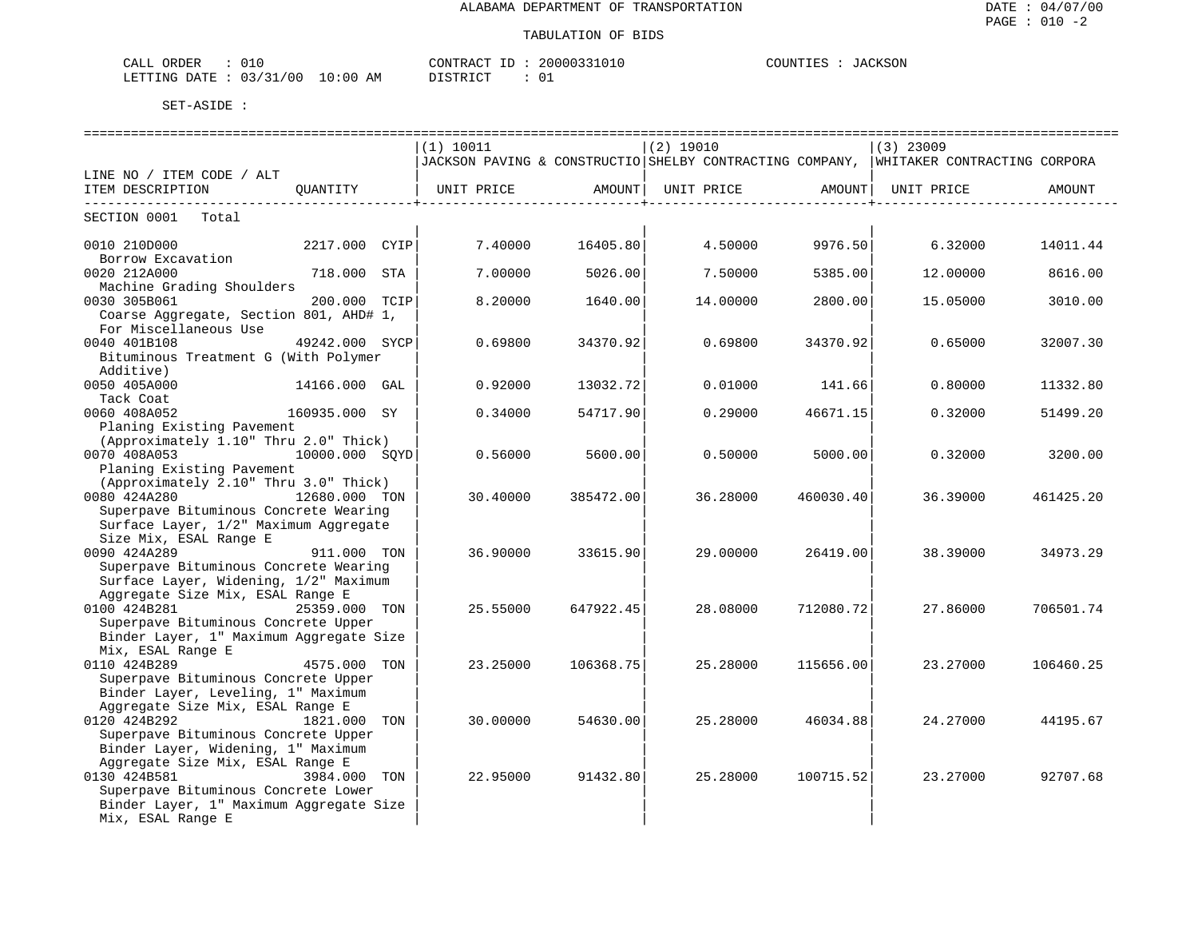ALABAMA DEPARTMENT OF TRANSPORTATION

DATE : 04/07/00
PAGE : 010 -2

TABULATION OF BIDS

CALL ORDER : 010
LETTING DATE : 03/31/00 10:00 AM

CONTRACT ID : 20000331010
DISTRICT : 01

COUNTIES : JACKSON

SET-ASIDE :

| LINE NO / ITEM CODE / ALT ITEM DESCRIPTION | QUANTITY | (1) 10011 JACKSON PAVING & CONSTRUCTIO UNIT PRICE | AMOUNT | (2) 19010 SHELBY CONTRACTING COMPANY, UNIT PRICE | AMOUNT | (3) 23009 WHITAKER CONTRACTING CORPORA UNIT PRICE | AMOUNT |
|---|---|---|---|---|---|---|---|
| SECTION 0001 Total | | | | | | | |
| 0010 210D000 Borrow Excavation | 2217.000 CYIP | 7.40000 | 16405.80 | 4.50000 | 9976.50 | 6.32000 | 14011.44 |
| 0020 212A000 Machine Grading Shoulders | 718.000 STA | 7.00000 | 5026.00 | 7.50000 | 5385.00 | 12.00000 | 8616.00 |
| 0030 305B061 Coarse Aggregate, Section 801, AHD# 1, For Miscellaneous Use | 200.000 TCIP | 8.20000 | 1640.00 | 14.00000 | 2800.00 | 15.05000 | 3010.00 |
| 0040 401B108 Bituminous Treatment G (With Polymer Additive) | 49242.000 SYCP | 0.69800 | 34370.92 | 0.69800 | 34370.92 | 0.65000 | 32007.30 |
| 0050 405A000 Tack Coat | 14166.000 GAL | 0.92000 | 13032.72 | 0.01000 | 141.66 | 0.80000 | 11332.80 |
| 0060 408A052 Planing Existing Pavement (Approximately 1.10" Thru 2.0" Thick) | 160935.000 SY | 0.34000 | 54717.90 | 0.29000 | 46671.15 | 0.32000 | 51499.20 |
| 0070 408A053 Planing Existing Pavement (Approximately 2.10" Thru 3.0" Thick) | 10000.000 SQYD | 0.56000 | 5600.00 | 0.50000 | 5000.00 | 0.32000 | 3200.00 |
| 0080 424A280 Superpave Bituminous Concrete Wearing Surface Layer, 1/2" Maximum Aggregate Size Mix, ESAL Range E | 12680.000 TON | 30.40000 | 385472.00 | 36.28000 | 460030.40 | 36.39000 | 461425.20 |
| 0090 424A289 Superpave Bituminous Concrete Wearing Surface Layer, Widening, 1/2" Maximum Aggregate Size Mix, ESAL Range E | 911.000 TON | 36.90000 | 33615.90 | 29.00000 | 26419.00 | 38.39000 | 34973.29 |
| 0100 424B281 Superpave Bituminous Concrete Upper Binder Layer, 1" Maximum Aggregate Size Mix, ESAL Range E | 25359.000 TON | 25.55000 | 647922.45 | 28.08000 | 712080.72 | 27.86000 | 706501.74 |
| 0110 424B289 Superpave Bituminous Concrete Upper Binder Layer, Leveling, 1" Maximum Aggregate Size Mix, ESAL Range E | 4575.000 TON | 23.25000 | 106368.75 | 25.28000 | 115656.00 | 23.27000 | 106460.25 |
| 0120 424B292 Superpave Bituminous Concrete Upper Binder Layer, Widening, 1" Maximum Aggregate Size Mix, ESAL Range E | 1821.000 TON | 30.00000 | 54630.00 | 25.28000 | 46034.88 | 24.27000 | 44195.67 |
| 0130 424B581 Superpave Bituminous Concrete Lower Binder Layer, 1" Maximum Aggregate Size Mix, ESAL Range E | 3984.000 TON | 22.95000 | 91432.80 | 25.28000 | 100715.52 | 23.27000 | 92707.68 |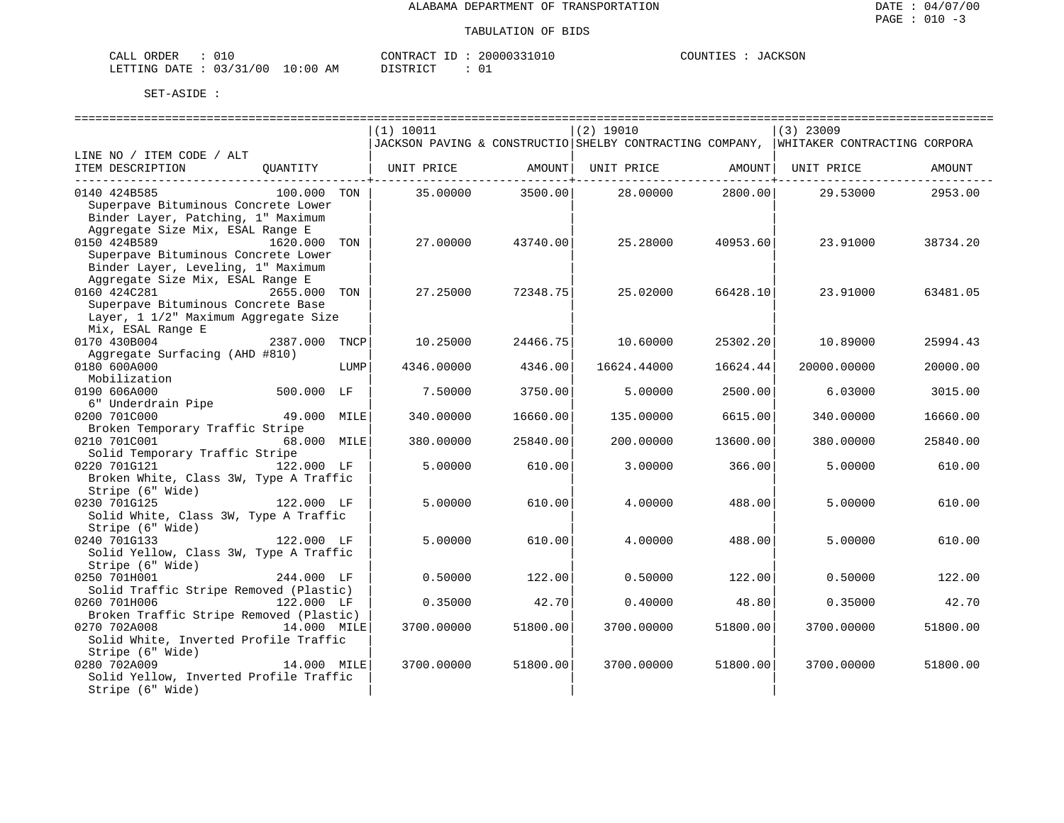ALABAMA DEPARTMENT OF TRANSPORTATION

TABULATION OF BIDS

DATE : 04/07/00
PAGE : 010 -3

CALL ORDER : 010 CONTRACT ID : 20000331010 COUNTIES : JACKSON
LETTING DATE : 03/31/00 10:00 AM DISTRICT : 01

SET-ASIDE :

| LINE NO / ITEM CODE / ALT ITEM DESCRIPTION | QUANTITY | (1) 10011 JACKSON PAVING & CONSTRUCTIO UNIT PRICE | AMOUNT | (2) 19010 SHELBY CONTRACTING COMPANY, UNIT PRICE | AMOUNT | (3) 23009 WHITAKER CONTRACTING CORPORA UNIT PRICE | AMOUNT |
|---|---|---|---|---|---|---|---|
| 0140 424B585 Superpave Bituminous Concrete Lower Binder Layer, Patching, 1" Maximum Aggregate Size Mix, ESAL Range E | 100.000 TON | 35.00000 | 3500.00 | 28.00000 | 2800.00 | 29.53000 | 2953.00 |
| 0150 424B589 Superpave Bituminous Concrete Lower Binder Layer, Leveling, 1" Maximum Aggregate Size Mix, ESAL Range E | 1620.000 TON | 27.00000 | 43740.00 | 25.28000 | 40953.60 | 23.91000 | 38734.20 |
| 0160 424C281 Superpave Bituminous Concrete Base Layer, 1 1/2" Maximum Aggregate Size Mix, ESAL Range E | 2655.000 TON | 27.25000 | 72348.75 | 25.02000 | 66428.10 | 23.91000 | 63481.05 |
| 0170 430B004 Aggregate Surfacing (AHD #810) | 2387.000 TNCP | 10.25000 | 24466.75 | 10.60000 | 25302.20 | 10.89000 | 25994.43 |
| 0180 600A000 Mobilization | LUMP | 4346.00000 | 4346.00 | 16624.44000 | 16624.44 | 20000.00000 | 20000.00 |
| 0190 606A000 6" Underdrain Pipe | 500.000 LF | 7.50000 | 3750.00 | 5.00000 | 2500.00 | 6.03000 | 3015.00 |
| 0200 701C000 Broken Temporary Traffic Stripe | 49.000 MILE | 340.00000 | 16660.00 | 135.00000 | 6615.00 | 340.00000 | 16660.00 |
| 0210 701C001 Solid Temporary Traffic Stripe | 68.000 MILE | 380.00000 | 25840.00 | 200.00000 | 13600.00 | 380.00000 | 25840.00 |
| 0220 701G121 Broken White, Class 3W, Type A Traffic Stripe (6" Wide) | 122.000 LF | 5.00000 | 610.00 | 3.00000 | 366.00 | 5.00000 | 610.00 |
| 0230 701G125 Solid White, Class 3W, Type A Traffic Stripe (6" Wide) | 122.000 LF | 5.00000 | 610.00 | 4.00000 | 488.00 | 5.00000 | 610.00 |
| 0240 701G133 Solid Yellow, Class 3W, Type A Traffic Stripe (6" Wide) | 122.000 LF | 5.00000 | 610.00 | 4.00000 | 488.00 | 5.00000 | 610.00 |
| 0250 701H001 Solid Traffic Stripe Removed (Plastic) | 244.000 LF | 0.50000 | 122.00 | 0.50000 | 122.00 | 0.50000 | 122.00 |
| 0260 701H006 Broken Traffic Stripe Removed (Plastic) | 122.000 LF | 0.35000 | 42.70 | 0.40000 | 48.80 | 0.35000 | 42.70 |
| 0270 702A008 Solid White, Inverted Profile Traffic Stripe (6" Wide) | 14.000 MILE | 3700.00000 | 51800.00 | 3700.00000 | 51800.00 | 3700.00000 | 51800.00 |
| 0280 702A009 Solid Yellow, Inverted Profile Traffic Stripe (6" Wide) | 14.000 MILE | 3700.00000 | 51800.00 | 3700.00000 | 51800.00 | 3700.00000 | 51800.00 |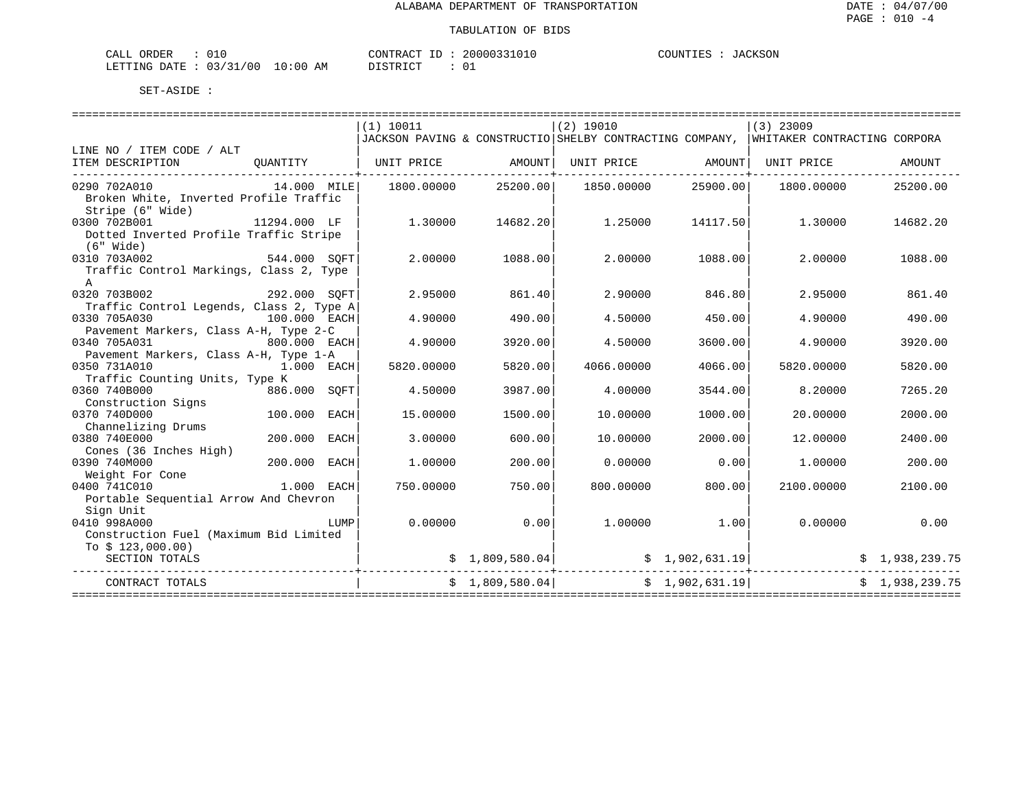ALABAMA DEPARTMENT OF TRANSPORTATION

TABULATION OF BIDS

CALL ORDER : 010 CONTRACT ID : 20000331010 COUNTIES : JACKSON
LETTING DATE : 03/31/00 10:00 AM DISTRICT : 01

SET-ASIDE :

| LINE NO / ITEM CODE / ALT ITEM DESCRIPTION | QUANTITY | (1) 10011 JACKSON PAVING & CONSTRUCTIO UNIT PRICE | AMOUNT | (2) 19010 SHELBY CONTRACTING COMPANY, UNIT PRICE | AMOUNT | (3) 23009 WHITAKER CONTRACTING CORPORA UNIT PRICE | AMOUNT |
|---|---|---|---|---|---|---|---|
| 0290 702A010 Broken White, Inverted Profile Traffic Stripe (6" Wide) | 14.000 MILE | 1800.00000 | 25200.00 | 1850.00000 | 25900.00 | 1800.00000 | 25200.00 |
| 0300 702B001 Dotted Inverted Profile Traffic Stripe (6" Wide) | 11294.000 LF | 1.30000 | 14682.20 | 1.25000 | 14117.50 | 1.30000 | 14682.20 |
| 0310 703A002 Traffic Control Markings, Class 2, Type A | 544.000 SQFT | 2.00000 | 1088.00 | 2.00000 | 1088.00 | 2.00000 | 1088.00 |
| 0320 703B002 Traffic Control Legends, Class 2, Type A | 292.000 SQFT | 2.95000 | 861.40 | 2.90000 | 846.80 | 2.95000 | 861.40 |
| 0330 705A030 Pavement Markers, Class A-H, Type 2-C | 100.000 EACH | 4.90000 | 490.00 | 4.50000 | 450.00 | 4.90000 | 490.00 |
| 0340 705A031 Pavement Markers, Class A-H, Type 1-A | 800.000 EACH | 4.90000 | 3920.00 | 4.50000 | 3600.00 | 4.90000 | 3920.00 |
| 0350 731A010 Traffic Counting Units, Type K | 1.000 EACH | 5820.00000 | 5820.00 | 4066.00000 | 4066.00 | 5820.00000 | 5820.00 |
| 0360 740B000 Construction Signs | 886.000 SQFT | 4.50000 | 3987.00 | 4.00000 | 3544.00 | 8.20000 | 7265.20 |
| 0370 740D000 Channelizing Drums | 100.000 EACH | 15.00000 | 1500.00 | 10.00000 | 1000.00 | 20.00000 | 2000.00 |
| 0380 740E000 Cones (36 Inches High) | 200.000 EACH | 3.00000 | 600.00 | 10.00000 | 2000.00 | 12.00000 | 2400.00 |
| 0390 740M000 Weight For Cone | 200.000 EACH | 1.00000 | 200.00 | 0.00000 | 0.00 | 1.00000 | 200.00 |
| 0400 741C010 Portable Sequential Arrow And Chevron Sign Unit | 1.000 EACH | 750.00000 | 750.00 | 800.00000 | 800.00 | 2100.00000 | 2100.00 |
| 0410 998A000 Construction Fuel (Maximum Bid Limited To $ 123,000.00) | LUMP | 0.00000 | 0.00 | 1.00000 | 1.00 | 0.00000 | 0.00 |
| SECTION TOTALS | | | $ 1,809,580.04 | | $ 1,902,631.19 | | $ 1,938,239.75 |
| CONTRACT TOTALS | | | $ 1,809,580.04 | | $ 1,902,631.19 | | $ 1,938,239.75 |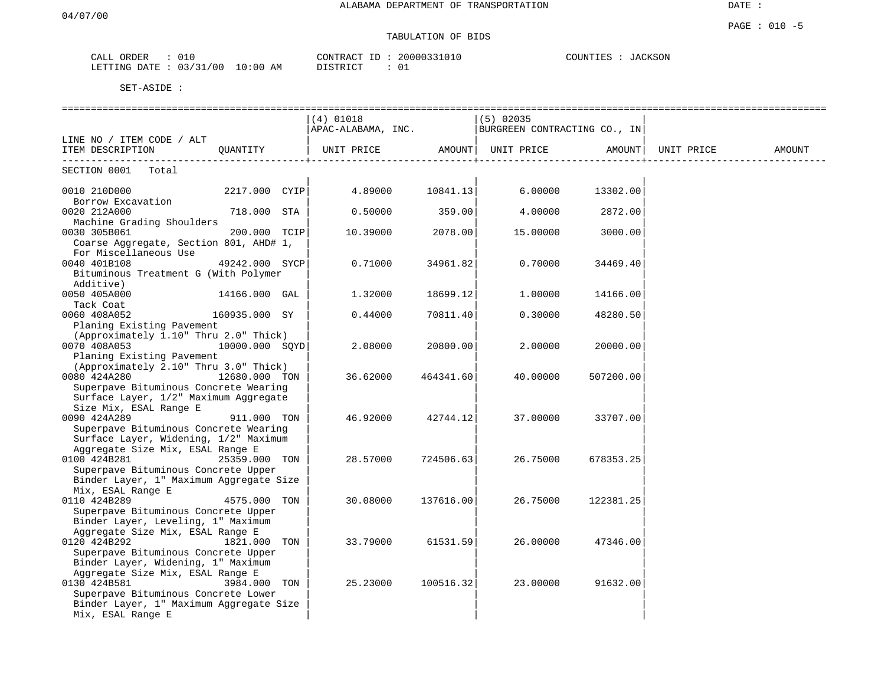ALABAMA DEPARTMENT OF TRANSPORTATION

04/07/00

DATE :

PAGE : 010 -5

TABULATION OF BIDS

CALL ORDER : 010
LETTING DATE : 03/31/00 10:00 AM

CONTRACT ID : 20000331010
DISTRICT : 01

COUNTIES : JACKSON

SET-ASIDE :

| LINE NO / ITEM CODE / ALT ITEM DESCRIPTION | QUANTITY | (4) 01018 APAC-ALABAMA, INC. UNIT PRICE | AMOUNT | (5) 02035 BURGREEN CONTRACTING CO., IN UNIT PRICE | AMOUNT | UNIT PRICE | AMOUNT |
|---|---|---|---|---|---|---|---|
| SECTION 0001 Total | | | | | | | |
| 0010 210D000 Borrow Excavation | 2217.000 CYIP | 4.89000 | 10841.13 | 6.00000 | 13302.00 | | |
| 0020 212A000 Machine Grading Shoulders | 718.000 STA | 0.50000 | 359.00 | 4.00000 | 2872.00 | | |
| 0030 305B061 Coarse Aggregate, Section 801, AHD# 1, For Miscellaneous Use | 200.000 TCIP | 10.39000 | 2078.00 | 15.00000 | 3000.00 | | |
| 0040 401B108 Bituminous Treatment G (With Polymer Additive) | 49242.000 SYCP | 0.71000 | 34961.82 | 0.70000 | 34469.40 | | |
| 0050 405A000 Tack Coat | 14166.000 GAL | 1.32000 | 18699.12 | 1.00000 | 14166.00 | | |
| 0060 408A052 Planing Existing Pavement (Approximately 1.10" Thru 2.0" Thick) | 160935.000 SY | 0.44000 | 70811.40 | 0.30000 | 48280.50 | | |
| 0070 408A053 Planing Existing Pavement (Approximately 2.10" Thru 3.0" Thick) | 10000.000 SQYD | 2.08000 | 20800.00 | 2.00000 | 20000.00 | | |
| 0080 424A280 Superpave Bituminous Concrete Wearing Surface Layer, 1/2" Maximum Aggregate Size Mix, ESAL Range E | 12680.000 TON | 36.62000 | 464341.60 | 40.00000 | 507200.00 | | |
| 0090 424A289 Superpave Bituminous Concrete Wearing Surface Layer, Widening, 1/2" Maximum Aggregate Size Mix, ESAL Range E | 911.000 TON | 46.92000 | 42744.12 | 37.00000 | 33707.00 | | |
| 0100 424B281 Superpave Bituminous Concrete Upper Binder Layer, 1" Maximum Aggregate Size Mix, ESAL Range E | 25359.000 TON | 28.57000 | 724506.63 | 26.75000 | 678353.25 | | |
| 0110 424B289 Superpave Bituminous Concrete Upper Binder Layer, Leveling, 1" Maximum Aggregate Size Mix, ESAL Range E | 4575.000 TON | 30.08000 | 137616.00 | 26.75000 | 122381.25 | | |
| 0120 424B292 Superpave Bituminous Concrete Upper Binder Layer, Widening, 1" Maximum Aggregate Size Mix, ESAL Range E | 1821.000 TON | 33.79000 | 61531.59 | 26.00000 | 47346.00 | | |
| 0130 424B581 Superpave Bituminous Concrete Lower Binder Layer, 1" Maximum Aggregate Size Mix, ESAL Range E | 3984.000 TON | 25.23000 | 100516.32 | 23.00000 | 91632.00 | | |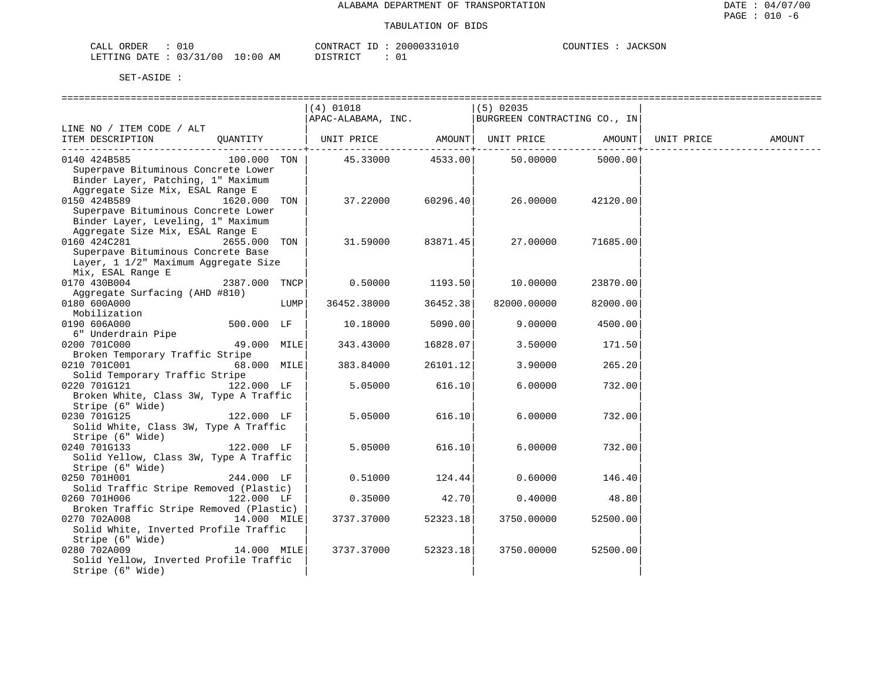ALABAMA DEPARTMENT OF TRANSPORTATION

TABULATION OF BIDS

DATE : 04/07/00
PAGE : 010 -6

CALL ORDER : 010 CONTRACT ID : 20000331010 COUNTIES : JACKSON
LETTING DATE : 03/31/00 10:00 AM DISTRICT : 01

SET-ASIDE :

| LINE NO / ITEM CODE / ALT ITEM DESCRIPTION | QUANTITY | (4) 01018 APAC-ALABAMA, INC. UNIT PRICE | AMOUNT | (5) 02035 BURGREEN CONTRACTING CO., IN UNIT PRICE | AMOUNT | UNIT PRICE | AMOUNT |
|---|---|---|---|---|---|---|---|
| 0140 424B585 Superpave Bituminous Concrete Lower Binder Layer, Patching, 1" Maximum Aggregate Size Mix, ESAL Range E | 100.000 TON | 45.33000 | 4533.00 | 50.00000 | 5000.00 | | |
| 0150 424B589 Superpave Bituminous Concrete Lower Binder Layer, Leveling, 1" Maximum Aggregate Size Mix, ESAL Range E | 1620.000 TON | 37.22000 | 60296.40 | 26.00000 | 42120.00 | | |
| 0160 424C281 Superpave Bituminous Concrete Base Layer, 1 1/2" Maximum Aggregate Size Mix, ESAL Range E | 2655.000 TON | 31.59000 | 83871.45 | 27.00000 | 71685.00 | | |
| 0170 430B004 Aggregate Surfacing (AHD #810) | 2387.000 TNCP | 0.50000 | 1193.50 | 10.00000 | 23870.00 | | |
| 0180 600A000 Mobilization | LUMP | 36452.38000 | 36452.38 | 82000.00000 | 82000.00 | | |
| 0190 606A000 6" Underdrain Pipe | 500.000 LF | 10.18000 | 5090.00 | 9.00000 | 4500.00 | | |
| 0200 701C000 Broken Temporary Traffic Stripe | 49.000 MILE | 343.43000 | 16828.07 | 3.50000 | 171.50 | | |
| 0210 701C001 Solid Temporary Traffic Stripe | 68.000 MILE | 383.84000 | 26101.12 | 3.90000 | 265.20 | | |
| 0220 701G121 Broken White, Class 3W, Type A Traffic Stripe (6" Wide) | 122.000 LF | 5.05000 | 616.10 | 6.00000 | 732.00 | | |
| 0230 701G125 Solid White, Class 3W, Type A Traffic Stripe (6" Wide) | 122.000 LF | 5.05000 | 616.10 | 6.00000 | 732.00 | | |
| 0240 701G133 Solid Yellow, Class 3W, Type A Traffic Stripe (6" Wide) | 122.000 LF | 5.05000 | 616.10 | 6.00000 | 732.00 | | |
| 0250 701H001 Solid Traffic Stripe Removed (Plastic) | 244.000 LF | 0.51000 | 124.44 | 0.60000 | 146.40 | | |
| 0260 701H006 Broken Traffic Stripe Removed (Plastic) | 122.000 LF | 0.35000 | 42.70 | 0.40000 | 48.80 | | |
| 0270 702A008 Solid White, Inverted Profile Traffic Stripe (6" Wide) | 14.000 MILE | 3737.37000 | 52323.18 | 3750.00000 | 52500.00 | | |
| 0280 702A009 Solid Yellow, Inverted Profile Traffic Stripe (6" Wide) | 14.000 MILE | 3737.37000 | 52323.18 | 3750.00000 | 52500.00 | | |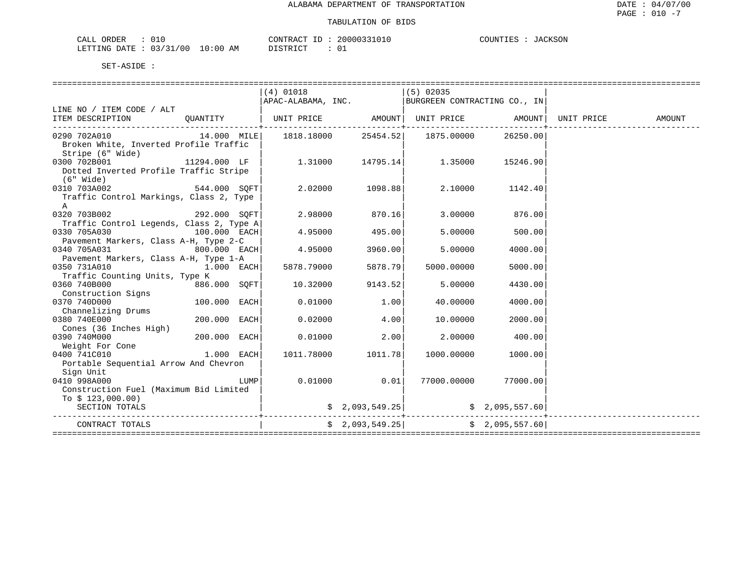ALABAMA DEPARTMENT OF TRANSPORTATION

TABULATION OF BIDS

CALL ORDER : 010 CONTRACT ID : 20000331010 COUNTIES : JACKSON
LETTING DATE : 03/31/00 10:00 AM DISTRICT : 01

SET-ASIDE :

| LINE NO / ITEM CODE / ALT ITEM DESCRIPTION | QUANTITY | (4) 01018 APAC-ALABAMA, INC. UNIT PRICE | AMOUNT | (5) 02035 BURGREEN CONTRACTING CO., IN UNIT PRICE | AMOUNT | UNIT PRICE | AMOUNT |
|---|---|---|---|---|---|---|---|
| 0290 702A010 Broken White, Inverted Profile Traffic Stripe (6" Wide) | 14.000 MILE | 1818.18000 | 25454.52 | 1875.00000 | 26250.00 | | |
| 0300 702B001 Dotted Inverted Profile Traffic Stripe (6" Wide) | 11294.000 LF | 1.31000 | 14795.14 | 1.35000 | 15246.90 | | |
| 0310 703A002 Traffic Control Markings, Class 2, Type A | 544.000 SQFT | 2.02000 | 1098.88 | 2.10000 | 1142.40 | | |
| 0320 703B002 Traffic Control Legends, Class 2, Type A | 292.000 SQFT | 2.98000 | 870.16 | 3.00000 | 876.00 | | |
| 0330 705A030 Pavement Markers, Class A-H, Type 2-C | 100.000 EACH | 4.95000 | 495.00 | 5.00000 | 500.00 | | |
| 0340 705A031 Pavement Markers, Class A-H, Type 1-A | 800.000 EACH | 4.95000 | 3960.00 | 5.00000 | 4000.00 | | |
| 0350 731A010 Traffic Counting Units, Type K | 1.000 EACH | 5878.79000 | 5878.79 | 5000.00000 | 5000.00 | | |
| 0360 740B000 Construction Signs | 886.000 SQFT | 10.32000 | 9143.52 | 5.00000 | 4430.00 | | |
| 0370 740D000 Channelizing Drums | 100.000 EACH | 0.01000 | 1.00 | 40.00000 | 4000.00 | | |
| 0380 740E000 Cones (36 Inches High) | 200.000 EACH | 0.02000 | 4.00 | 10.00000 | 2000.00 | | |
| 0390 740M000 Weight For Cone | 200.000 EACH | 0.01000 | 2.00 | 2.00000 | 400.00 | | |
| 0400 741C010 Portable Sequential Arrow And Chevron Sign Unit | 1.000 EACH | 1011.78000 | 1011.78 | 1000.00000 | 1000.00 | | |
| 0410 998A000 Construction Fuel (Maximum Bid Limited To $ 123,000.00) | LUMP | 0.01000 | 0.01 | 77000.00000 | 77000.00 | | |
| SECTION TOTALS | | | $ 2,093,549.25 | | $ 2,095,557.60 | | |
| CONTRACT TOTALS | | | $ 2,093,549.25 | | $ 2,095,557.60 | | |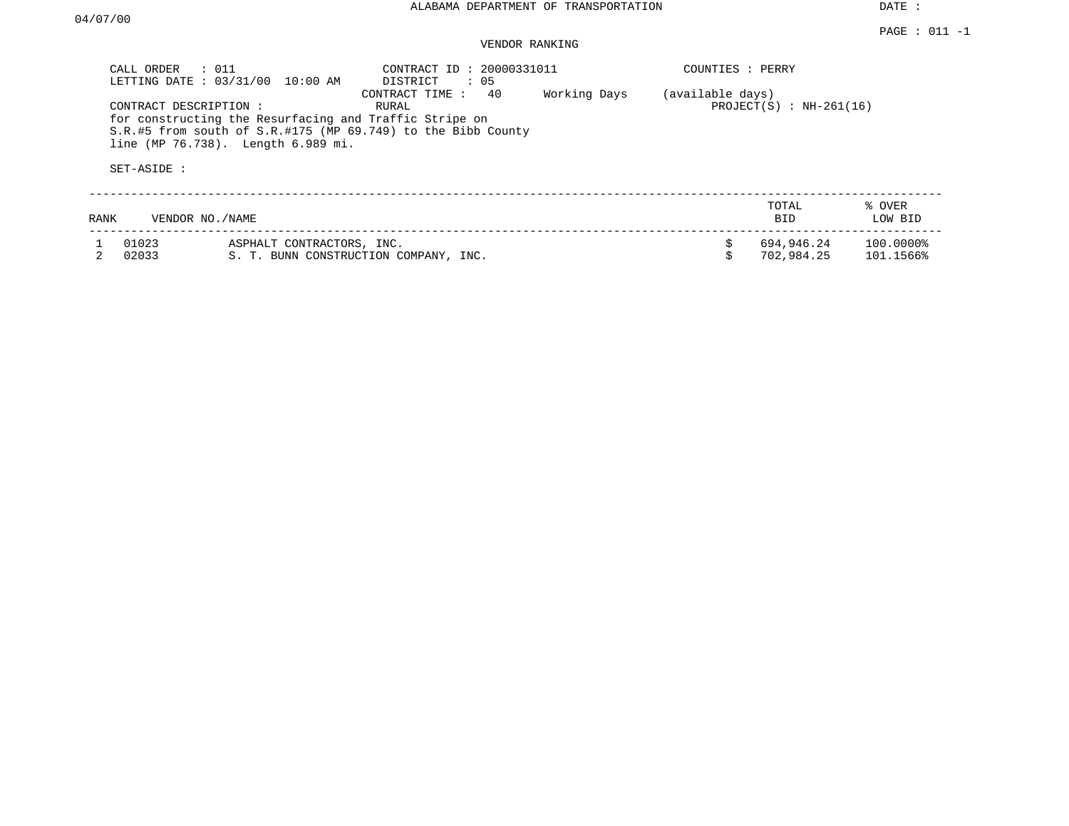ALABAMA DEPARTMENT OF TRANSPORTATION

DATE : 04/07/00

PAGE : 011 -1

VENDOR RANKING

CALL ORDER : 011
LETTING DATE : 03/31/00 10:00 AM

CONTRACT ID : 20000331011
DISTRICT : 05
CONTRACT TIME : 40 Working Days (available days)

COUNTIES : PERRY

PROJECT(S) : NH-261(16)

CONTRACT DESCRIPTION : RURAL
for constructing the Resurfacing and Traffic Stripe on
S.R.#5 from south of S.R.#175 (MP 69.749) to the Bibb County
line (MP 76.738). Length 6.989 mi.

SET-ASIDE :

| RANK | VENDOR NO./NAME | | TOTAL BID | % OVER LOW BID |
|---|---|---|---|---|
| 1 | 01023 | ASPHALT CONTRACTORS, INC. | $ 694,946.24 | 100.0000% |
| 2 | 02033 | S. T. BUNN CONSTRUCTION COMPANY, INC. | $ 702,984.25 | 101.1566% |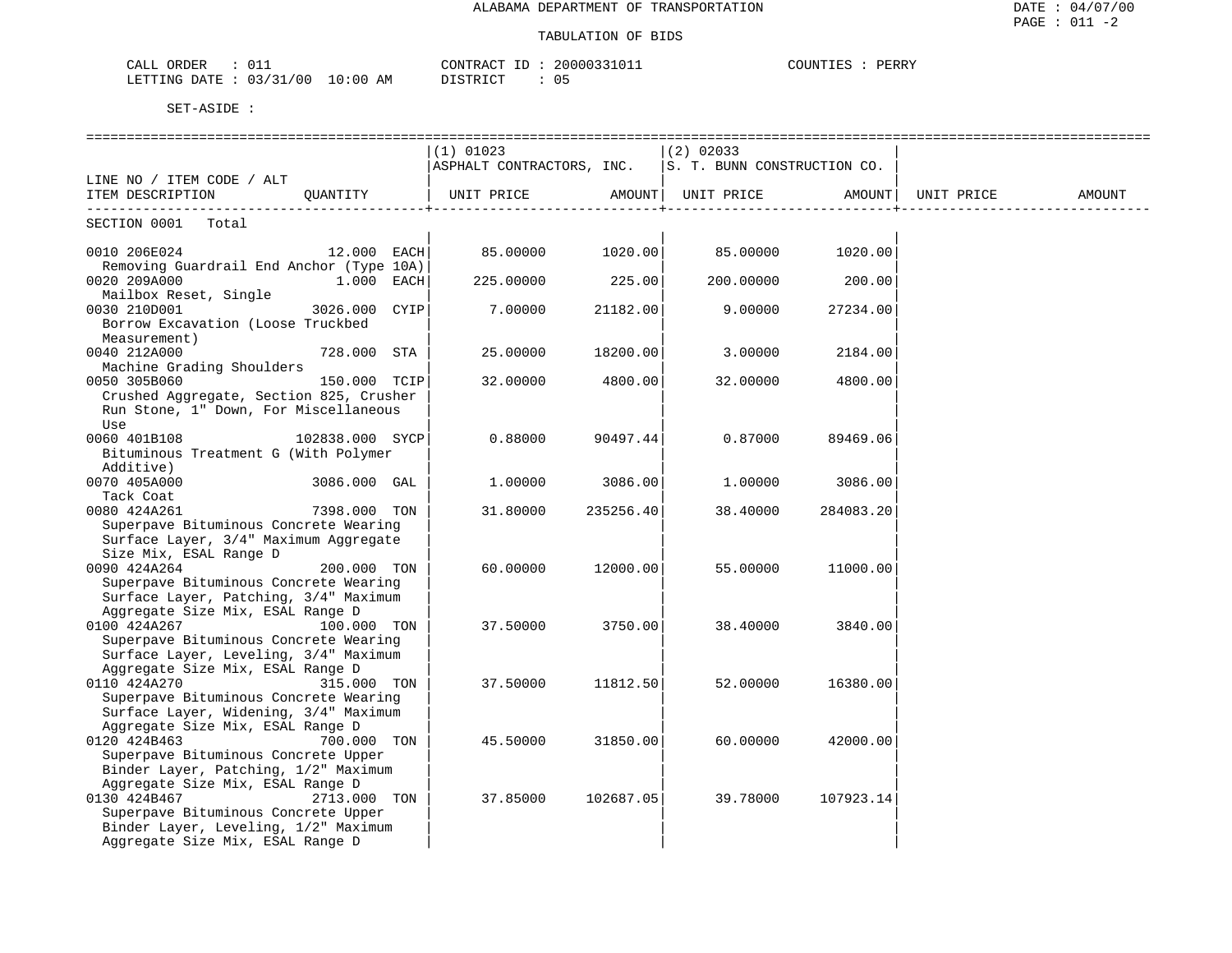ALABAMA DEPARTMENT OF TRANSPORTATION

TABULATION OF BIDS

CALL ORDER : 011 CONTRACT ID : 20000331011 COUNTIES : PERRY
LETTING DATE : 03/31/00 10:00 AM DISTRICT : 05

SET-ASIDE :

| LINE NO / ITEM CODE / ALT ITEM DESCRIPTION | QUANTITY | (1) 01023 ASPHALT CONTRACTORS, INC. UNIT PRICE | AMOUNT | (2) 02033 S. T. BUNN CONSTRUCTION CO. UNIT PRICE | AMOUNT | UNIT PRICE | AMOUNT |
|---|---|---|---|---|---|---|---|
| SECTION 0001 Total | | | | | | | |
| 0010 206E024 Removing Guardrail End Anchor (Type 10A) | 12.000 EACH | 85.00000 | 1020.00 | 85.00000 | 1020.00 | | |
| 0020 209A000 Mailbox Reset, Single | 1.000 EACH | 225.00000 | 225.00 | 200.00000 | 200.00 | | |
| 0030 210D001 Borrow Excavation (Loose Truckbed Measurement) | 3026.000 CYIP | 7.00000 | 21182.00 | 9.00000 | 27234.00 | | |
| 0040 212A000 Machine Grading Shoulders | 728.000 STA | 25.00000 | 18200.00 | 3.00000 | 2184.00 | | |
| 0050 305B060 Crushed Aggregate, Section 825, Crusher Run Stone, 1" Down, For Miscellaneous Use | 150.000 TCIP | 32.00000 | 4800.00 | 32.00000 | 4800.00 | | |
| 0060 401B108 Bituminous Treatment G (With Polymer Additive) | 102838.000 SYCP | 0.88000 | 90497.44 | 0.87000 | 89469.06 | | |
| 0070 405A000 Tack Coat | 3086.000 GAL | 1.00000 | 3086.00 | 1.00000 | 3086.00 | | |
| 0080 424A261 Superpave Bituminous Concrete Wearing Surface Layer, 3/4" Maximum Aggregate Size Mix, ESAL Range D | 7398.000 TON | 31.80000 | 235256.40 | 38.40000 | 284083.20 | | |
| 0090 424A264 Superpave Bituminous Concrete Wearing Surface Layer, Patching, 3/4" Maximum Aggregate Size Mix, ESAL Range D | 200.000 TON | 60.00000 | 12000.00 | 55.00000 | 11000.00 | | |
| 0100 424A267 Superpave Bituminous Concrete Wearing Surface Layer, Leveling, 3/4" Maximum Aggregate Size Mix, ESAL Range D | 100.000 TON | 37.50000 | 3750.00 | 38.40000 | 3840.00 | | |
| 0110 424A270 Superpave Bituminous Concrete Wearing Surface Layer, Widening, 3/4" Maximum Aggregate Size Mix, ESAL Range D | 315.000 TON | 37.50000 | 11812.50 | 52.00000 | 16380.00 | | |
| 0120 424B463 Superpave Bituminous Concrete Upper Binder Layer, Patching, 1/2" Maximum Aggregate Size Mix, ESAL Range D | 700.000 TON | 45.50000 | 31850.00 | 60.00000 | 42000.00 | | |
| 0130 424B467 Superpave Bituminous Concrete Upper Binder Layer, Leveling, 1/2" Maximum Aggregate Size Mix, ESAL Range D | 2713.000 TON | 37.85000 | 102687.05 | 39.78000 | 107923.14 | | |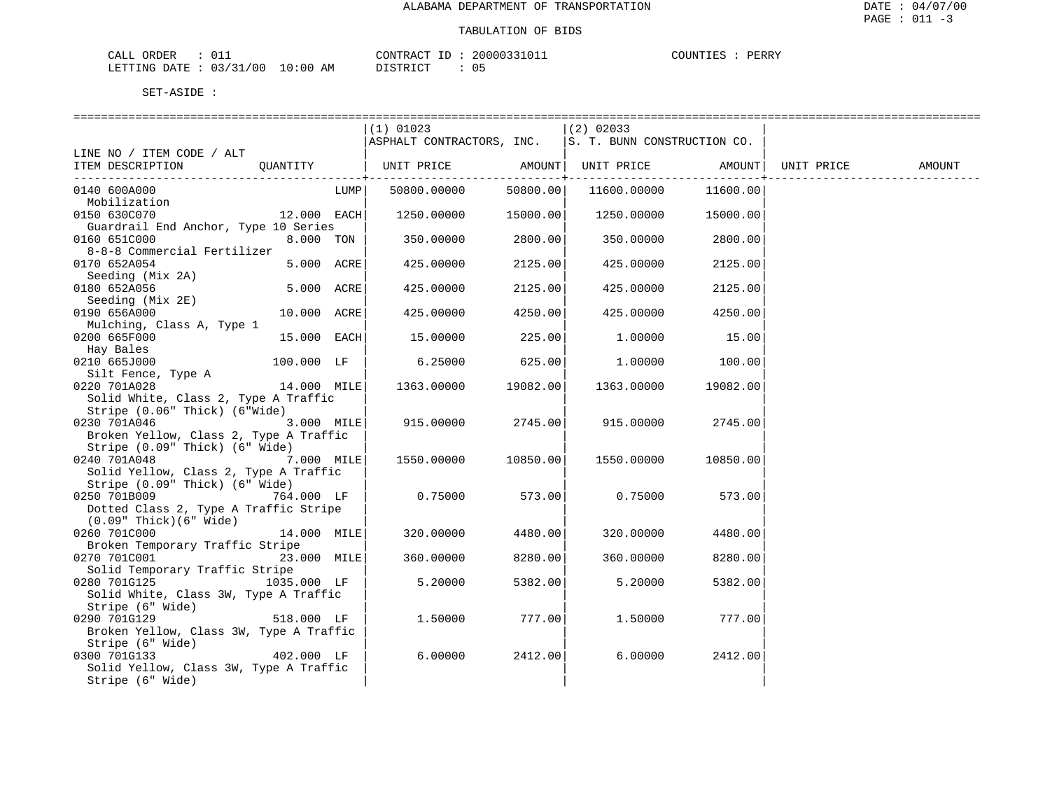ALABAMA DEPARTMENT OF TRANSPORTATION

TABULATION OF BIDS

CALL ORDER : 011    CONTRACT ID : 20000331011    COUNTIES : PERRY
LETTING DATE : 03/31/00 10:00 AM    DISTRICT : 05

SET-ASIDE :

| LINE NO / ITEM CODE / ALT ITEM DESCRIPTION | QUANTITY | (1) 01023 ASPHALT CONTRACTORS, INC. UNIT PRICE | AMOUNT | (2) 02033 S. T. BUNN CONSTRUCTION CO. UNIT PRICE | AMOUNT | UNIT PRICE | AMOUNT |
|---|---|---|---|---|---|---|---|
| 0140 600A000 Mobilization | LUMP | 50800.00000 | 50800.00 | 11600.00000 | 11600.00 | | |
| 0150 630C070 Guardrail End Anchor, Type 10 Series | 12.000 EACH | 1250.00000 | 15000.00 | 1250.00000 | 15000.00 | | |
| 0160 651C000 8-8-8 Commercial Fertilizer | 8.000 TON | 350.00000 | 2800.00 | 350.00000 | 2800.00 | | |
| 0170 652A054 Seeding (Mix 2A) | 5.000 ACRE | 425.00000 | 2125.00 | 425.00000 | 2125.00 | | |
| 0180 652A056 Seeding (Mix 2E) | 5.000 ACRE | 425.00000 | 2125.00 | 425.00000 | 2125.00 | | |
| 0190 656A000 Mulching, Class A, Type 1 | 10.000 ACRE | 425.00000 | 4250.00 | 425.00000 | 4250.00 | | |
| 0200 665F000 Hay Bales | 15.000 EACH | 15.00000 | 225.00 | 1.00000 | 15.00 | | |
| 0210 665J000 Silt Fence, Type A | 100.000 LF | 6.25000 | 625.00 | 1.00000 | 100.00 | | |
| 0220 701A028 Solid White, Class 2, Type A Traffic Stripe (0.06" Thick) (6"Wide) | 14.000 MILE | 1363.00000 | 19082.00 | 1363.00000 | 19082.00 | | |
| 0230 701A046 Broken Yellow, Class 2, Type A Traffic Stripe (0.09" Thick) (6" Wide) | 3.000 MILE | 915.00000 | 2745.00 | 915.00000 | 2745.00 | | |
| 0240 701A048 Solid Yellow, Class 2, Type A Traffic Stripe (0.09" Thick) (6" Wide) | 7.000 MILE | 1550.00000 | 10850.00 | 1550.00000 | 10850.00 | | |
| 0250 701B009 Dotted Class 2, Type A Traffic Stripe (0.09" Thick)(6" Wide) | 764.000 LF | 0.75000 | 573.00 | 0.75000 | 573.00 | | |
| 0260 701C000 Broken Temporary Traffic Stripe | 14.000 MILE | 320.00000 | 4480.00 | 320.00000 | 4480.00 | | |
| 0270 701C001 Solid Temporary Traffic Stripe | 23.000 MILE | 360.00000 | 8280.00 | 360.00000 | 8280.00 | | |
| 0280 701G125 Solid White, Class 3W, Type A Traffic Stripe (6" Wide) | 1035.000 LF | 5.20000 | 5382.00 | 5.20000 | 5382.00 | | |
| 0290 701G129 Broken Yellow, Class 3W, Type A Traffic Stripe (6" Wide) | 518.000 LF | 1.50000 | 777.00 | 1.50000 | 777.00 | | |
| 0300 701G133 Solid Yellow, Class 3W, Type A Traffic Stripe (6" Wide) | 402.000 LF | 6.00000 | 2412.00 | 6.00000 | 2412.00 | | |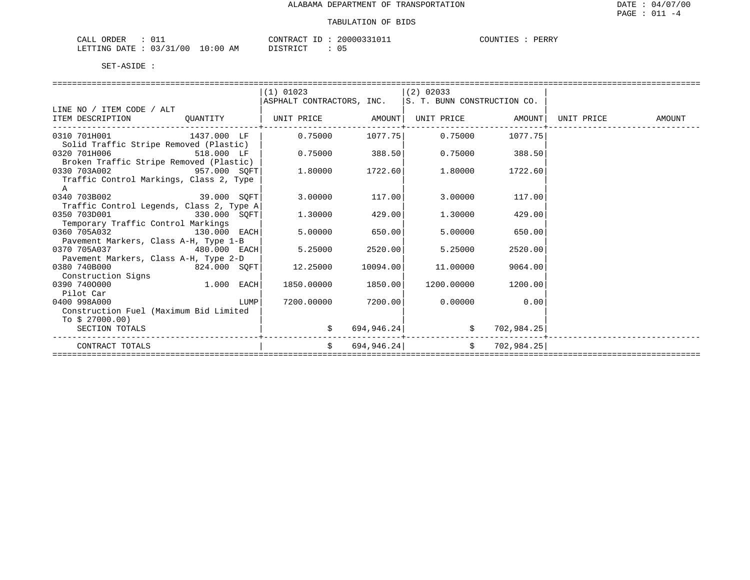# ALABAMA DEPARTMENT OF TRANSPORTATION

DATE : 04/07/00

## TABULATION OF BIDS

CALL ORDER : 011
LETTING DATE : 03/31/00 10:00 AM

CONTRACT ID : 20000331011
DISTRICT : 05

COUNTIES : PERRY

SET-ASIDE :

| LINE NO / ITEM CODE / ALT ITEM DESCRIPTION | QUANTITY | (1) 01023 ASPHALT CONTRACTORS, INC. UNIT PRICE | AMOUNT | (2) 02033 S. T. BUNN CONSTRUCTION CO. UNIT PRICE | AMOUNT | UNIT PRICE | AMOUNT |
|---|---|---|---|---|---|---|---|
| 0310 701H001 Solid Traffic Stripe Removed (Plastic) | 1437.000 LF | 0.75000 | 1077.75 | 0.75000 | 1077.75 | | |
| 0320 701H006 Broken Traffic Stripe Removed (Plastic) | 518.000 LF | 0.75000 | 388.50 | 0.75000 | 388.50 | | |
| 0330 703A002 Traffic Control Markings, Class 2, Type A | 957.000 SQFT | 1.80000 | 1722.60 | 1.80000 | 1722.60 | | |
| 0340 703B002 Traffic Control Legends, Class 2, Type A | 39.000 SQFT | 3.00000 | 117.00 | 3.00000 | 117.00 | | |
| 0350 703D001 Temporary Traffic Control Markings | 330.000 SQFT | 1.30000 | 429.00 | 1.30000 | 429.00 | | |
| 0360 705A032 Pavement Markers, Class A-H, Type 1-B | 130.000 EACH | 5.00000 | 650.00 | 5.00000 | 650.00 | | |
| 0370 705A037 Pavement Markers, Class A-H, Type 2-D | 480.000 EACH | 5.25000 | 2520.00 | 5.25000 | 2520.00 | | |
| 0380 740B000 Construction Signs | 824.000 SQFT | 12.25000 | 10094.00 | 11.00000 | 9064.00 | | |
| 0390 740O000 Pilot Car | 1.000 EACH | 1850.00000 | 1850.00 | 1200.00000 | 1200.00 | | |
| 0400 998A000 Construction Fuel (Maximum Bid Limited To $ 27000.00) | LUMP | 7200.00000 | 7200.00 | 0.00000 | 0.00 | | |
| SECTION TOTALS | | | $ 694,946.24 | | $ 702,984.25 | | |
| CONTRACT TOTALS | | | $ 694,946.24 | | $ 702,984.25 | | |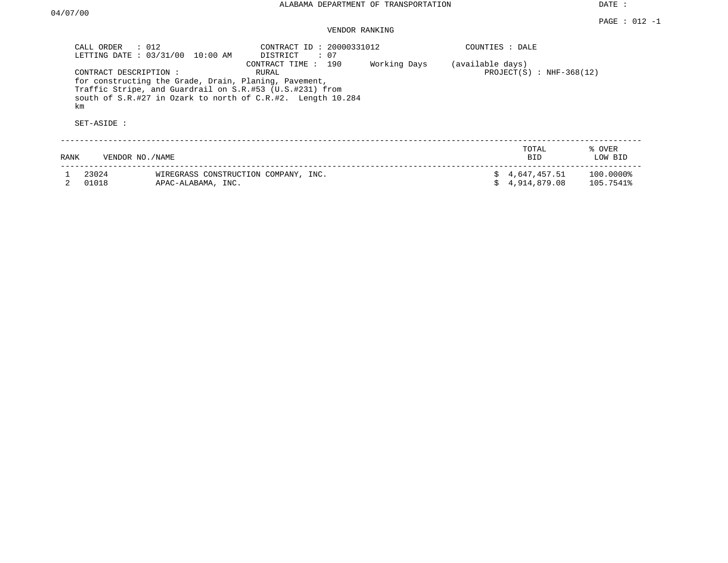ALABAMA DEPARTMENT OF TRANSPORTATION

DATE : 04/07/00

PAGE : 012 -1

VENDOR RANKING

CALL ORDER : 012
LETTING DATE : 03/31/00 10:00 AM

CONTRACT ID : 20000331012
DISTRICT : 07
CONTRACT TIME : 190 Working Days (available days)
RURAL

COUNTIES : DALE

PROJECT(S) : NHF-368(12)

CONTRACT DESCRIPTION :
for constructing the Grade, Drain, Planing, Pavement, Traffic Stripe, and Guardrail on S.R.#53 (U.S.#231) from south of S.R.#27 in Ozark to north of C.R.#2. Length 10.284 km

SET-ASIDE :

| RANK | VENDOR NO./NAME | | TOTAL BID | % OVER LOW BID |
|---|---|---|---|---|
| 1 | 23024 | WIREGRASS CONSTRUCTION COMPANY, INC. | $ 4,647,457.51 | 100.0000% |
| 2 | 01018 | APAC-ALABAMA, INC. | $ 4,914,879.08 | 105.7541% |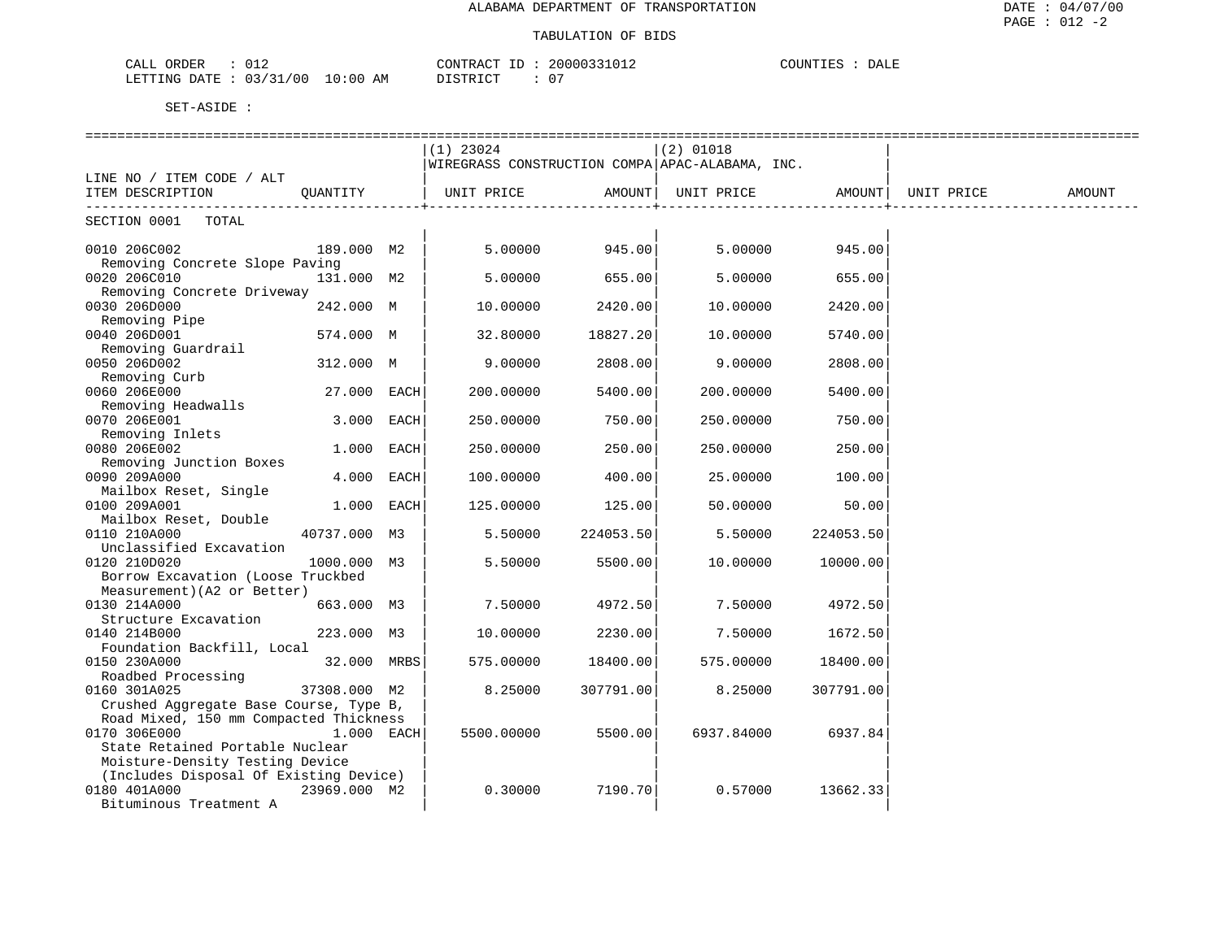ALABAMA DEPARTMENT OF TRANSPORTATION

TABULATION OF BIDS

CALL ORDER : 012 CONTRACT ID : 20000331012 COUNTIES : DALE
LETTING DATE : 03/31/00 10:00 AM DISTRICT : 07

SET-ASIDE :

| LINE NO / ITEM CODE / ALT ITEM DESCRIPTION | QUANTITY | (1) 23024 WIREGRASS CONSTRUCTION COMPA UNIT PRICE | AMOUNT | (2) 01018 APAC-ALABAMA, INC. UNIT PRICE | AMOUNT | UNIT PRICE | AMOUNT |
|---|---|---|---|---|---|---|---|
| SECTION 0001 TOTAL | | | | | | | |
| 0010 206C002 Removing Concrete Slope Paving | 189.000 M2 | 5.00000 | 945.00 | 5.00000 | 945.00 | | |
| 0020 206C010 Removing Concrete Driveway | 131.000 M2 | 5.00000 | 655.00 | 5.00000 | 655.00 | | |
| 0030 206D000 Removing Pipe | 242.000 M | 10.00000 | 2420.00 | 10.00000 | 2420.00 | | |
| 0040 206D001 Removing Guardrail | 574.000 M | 32.80000 | 18827.20 | 10.00000 | 5740.00 | | |
| 0050 206D002 Removing Curb | 312.000 M | 9.00000 | 2808.00 | 9.00000 | 2808.00 | | |
| 0060 206E000 Removing Headwalls | 27.000 EACH | 200.00000 | 5400.00 | 200.00000 | 5400.00 | | |
| 0070 206E001 Removing Inlets | 3.000 EACH | 250.00000 | 750.00 | 250.00000 | 750.00 | | |
| 0080 206E002 Removing Junction Boxes | 1.000 EACH | 250.00000 | 250.00 | 250.00000 | 250.00 | | |
| 0090 209A000 Mailbox Reset, Single | 4.000 EACH | 100.00000 | 400.00 | 25.00000 | 100.00 | | |
| 0100 209A001 Mailbox Reset, Double | 1.000 EACH | 125.00000 | 125.00 | 50.00000 | 50.00 | | |
| 0110 210A000 Unclassified Excavation | 40737.000 M3 | 5.50000 | 224053.50 | 5.50000 | 224053.50 | | |
| 0120 210D020 Borrow Excavation (Loose Truckbed Measurement)(A2 or Better) | 1000.000 M3 | 5.50000 | 5500.00 | 10.00000 | 10000.00 | | |
| 0130 214A000 Structure Excavation | 663.000 M3 | 7.50000 | 4972.50 | 7.50000 | 4972.50 | | |
| 0140 214B000 Foundation Backfill, Local | 223.000 M3 | 10.00000 | 2230.00 | 7.50000 | 1672.50 | | |
| 0150 230A000 Roadbed Processing | 32.000 MRBS | 575.00000 | 18400.00 | 575.00000 | 18400.00 | | |
| 0160 301A025 Crushed Aggregate Base Course, Type B, Road Mixed, 150 mm Compacted Thickness | 37308.000 M2 | 8.25000 | 307791.00 | 8.25000 | 307791.00 | | |
| 0170 306E000 State Retained Portable Nuclear Moisture-Density Testing Device (Includes Disposal Of Existing Device) | 1.000 EACH | 5500.00000 | 5500.00 | 6937.84000 | 6937.84 | | |
| 0180 401A000 Bituminous Treatment A | 23969.000 M2 | 0.30000 | 7190.70 | 0.57000 | 13662.33 | | |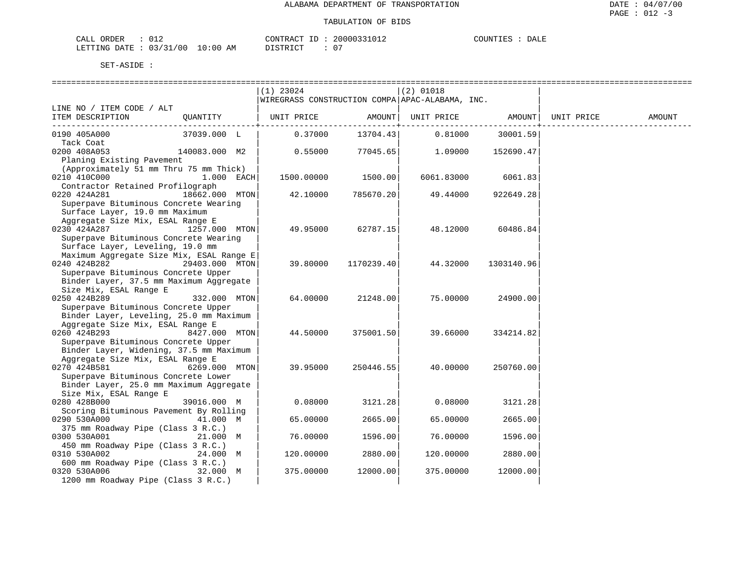ALABAMA DEPARTMENT OF TRANSPORTATION

TABULATION OF BIDS

CALL ORDER : 012 CONTRACT ID : 20000331012 COUNTIES : DALE
LETTING DATE : 03/31/00 10:00 AM DISTRICT : 07

SET-ASIDE :

| LINE NO / ITEM CODE / ALT ITEM DESCRIPTION | QUANTITY | (1) 23024 WIREGRASS CONSTRUCTION COMPA UNIT PRICE | AMOUNT | (2) 01018 APAC-ALABAMA, INC. UNIT PRICE | AMOUNT | UNIT PRICE | AMOUNT |
|---|---|---|---|---|---|---|---|
| 0190 405A000 Tack Coat | 37039.000 L | 0.37000 | 13704.43 | 0.81000 | 30001.59 | | |
| 0200 408A053 Planing Existing Pavement (Approximately 51 mm Thru 75 mm Thick) | 140083.000 M2 | 0.55000 | 77045.65 | 1.09000 | 152690.47 | | |
| 0210 410C000 Contractor Retained Profilograph | 1.000 EACH | 1500.00000 | 1500.00 | 6061.83000 | 6061.83 | | |
| 0220 424A281 Superpave Bituminous Concrete Wearing Surface Layer, 19.0 mm Maximum Aggregate Size Mix, ESAL Range E | 18662.000 MTON | 42.10000 | 785670.20 | 49.44000 | 922649.28 | | |
| 0230 424A287 Superpave Bituminous Concrete Wearing Surface Layer, Leveling, 19.0 mm Maximum Aggregate Size Mix, ESAL Range E | 1257.000 MTON | 49.95000 | 62787.15 | 48.12000 | 60486.84 | | |
| 0240 424B282 Superpave Bituminous Concrete Upper Binder Layer, 37.5 mm Maximum Aggregate Size Mix, ESAL Range E | 29403.000 MTON | 39.80000 | 1170239.40 | 44.32000 | 1303140.96 | | |
| 0250 424B289 Superpave Bituminous Concrete Upper Binder Layer, Leveling, 25.0 mm Maximum Aggregate Size Mix, ESAL Range E | 332.000 MTON | 64.00000 | 21248.00 | 75.00000 | 24900.00 | | |
| 0260 424B293 Superpave Bituminous Concrete Upper Binder Layer, Widening, 37.5 mm Maximum Aggregate Size Mix, ESAL Range E | 8427.000 MTON | 44.50000 | 375001.50 | 39.66000 | 334214.82 | | |
| 0270 424B581 Superpave Bituminous Concrete Lower Binder Layer, 25.0 mm Maximum Aggregate Size Mix, ESAL Range E | 6269.000 MTON | 39.95000 | 250446.55 | 40.00000 | 250760.00 | | |
| 0280 428B000 Scoring Bituminous Pavement By Rolling | 39016.000 M | 0.08000 | 3121.28 | 0.08000 | 3121.28 | | |
| 0290 530A000 375 mm Roadway Pipe (Class 3 R.C.) | 41.000 M | 65.00000 | 2665.00 | 65.00000 | 2665.00 | | |
| 0300 530A001 450 mm Roadway Pipe (Class 3 R.C.) | 21.000 M | 76.00000 | 1596.00 | 76.00000 | 1596.00 | | |
| 0310 530A002 600 mm Roadway Pipe (Class 3 R.C.) | 24.000 M | 120.00000 | 2880.00 | 120.00000 | 2880.00 | | |
| 0320 530A006 1200 mm Roadway Pipe (Class 3 R.C.) | 32.000 M | 375.00000 | 12000.00 | 375.00000 | 12000.00 | | |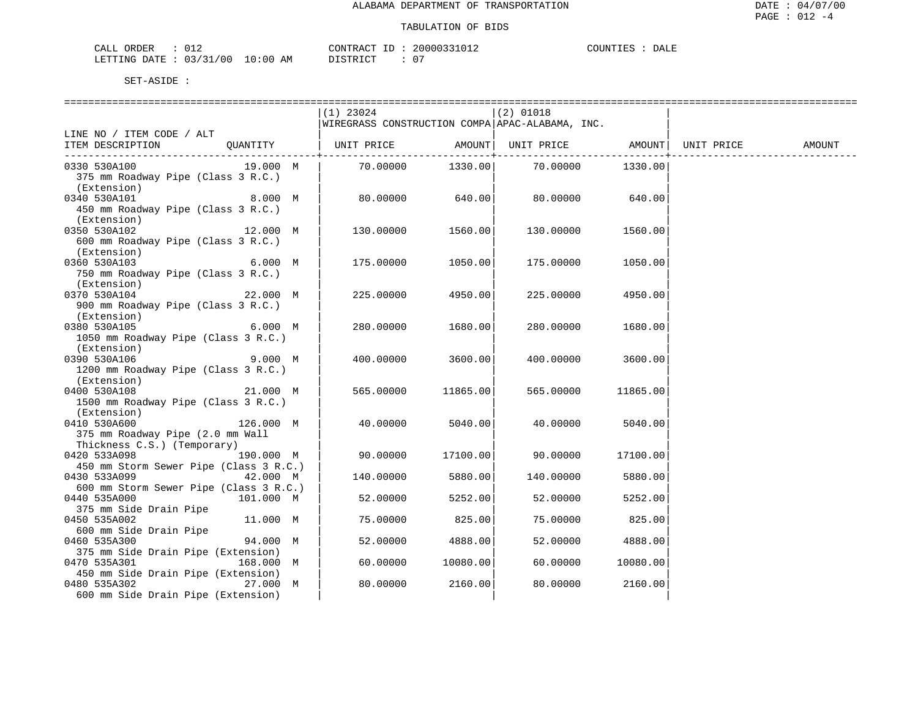ALABAMA DEPARTMENT OF TRANSPORTATION

TABULATION OF BIDS

CALL ORDER : 012 CONTRACT ID : 20000331012 COUNTIES : DALE
LETTING DATE : 03/31/00 10:00 AM DISTRICT : 07

SET-ASIDE :

| LINE NO / ITEM CODE / ALT ITEM DESCRIPTION | QUANTITY | (1) 23024 WIREGRASS CONSTRUCTION COMPA UNIT PRICE | AMOUNT | (2) 01018 APAC-ALABAMA, INC. UNIT PRICE | AMOUNT | UNIT PRICE | AMOUNT |
|---|---|---|---|---|---|---|---|
| 0330 530A100 375 mm Roadway Pipe (Class 3 R.C.) (Extension) | 19.000 M | 70.00000 | 1330.00 | 70.00000 | 1330.00 | | |
| 0340 530A101 450 mm Roadway Pipe (Class 3 R.C.) (Extension) | 8.000 M | 80.00000 | 640.00 | 80.00000 | 640.00 | | |
| 0350 530A102 600 mm Roadway Pipe (Class 3 R.C.) (Extension) | 12.000 M | 130.00000 | 1560.00 | 130.00000 | 1560.00 | | |
| 0360 530A103 750 mm Roadway Pipe (Class 3 R.C.) (Extension) | 6.000 M | 175.00000 | 1050.00 | 175.00000 | 1050.00 | | |
| 0370 530A104 900 mm Roadway Pipe (Class 3 R.C.) (Extension) | 22.000 M | 225.00000 | 4950.00 | 225.00000 | 4950.00 | | |
| 0380 530A105 1050 mm Roadway Pipe (Class 3 R.C.) (Extension) | 6.000 M | 280.00000 | 1680.00 | 280.00000 | 1680.00 | | |
| 0390 530A106 1200 mm Roadway Pipe (Class 3 R.C.) (Extension) | 9.000 M | 400.00000 | 3600.00 | 400.00000 | 3600.00 | | |
| 0400 530A108 1500 mm Roadway Pipe (Class 3 R.C.) (Extension) | 21.000 M | 565.00000 | 11865.00 | 565.00000 | 11865.00 | | |
| 0410 530A600 375 mm Roadway Pipe (2.0 mm Wall Thickness C.S.) (Temporary) | 126.000 M | 40.00000 | 5040.00 | 40.00000 | 5040.00 | | |
| 0420 533A098 450 mm Storm Sewer Pipe (Class 3 R.C.) | 190.000 M | 90.00000 | 17100.00 | 90.00000 | 17100.00 | | |
| 0430 533A099 600 mm Storm Sewer Pipe (Class 3 R.C.) | 42.000 M | 140.00000 | 5880.00 | 140.00000 | 5880.00 | | |
| 0440 535A000 375 mm Side Drain Pipe | 101.000 M | 52.00000 | 5252.00 | 52.00000 | 5252.00 | | |
| 0450 535A002 600 mm Side Drain Pipe | 11.000 M | 75.00000 | 825.00 | 75.00000 | 825.00 | | |
| 0460 535A300 375 mm Side Drain Pipe (Extension) | 94.000 M | 52.00000 | 4888.00 | 52.00000 | 4888.00 | | |
| 0470 535A301 450 mm Side Drain Pipe (Extension) | 168.000 M | 60.00000 | 10080.00 | 60.00000 | 10080.00 | | |
| 0480 535A302 600 mm Side Drain Pipe (Extension) | 27.000 M | 80.00000 | 2160.00 | 80.00000 | 2160.00 | | |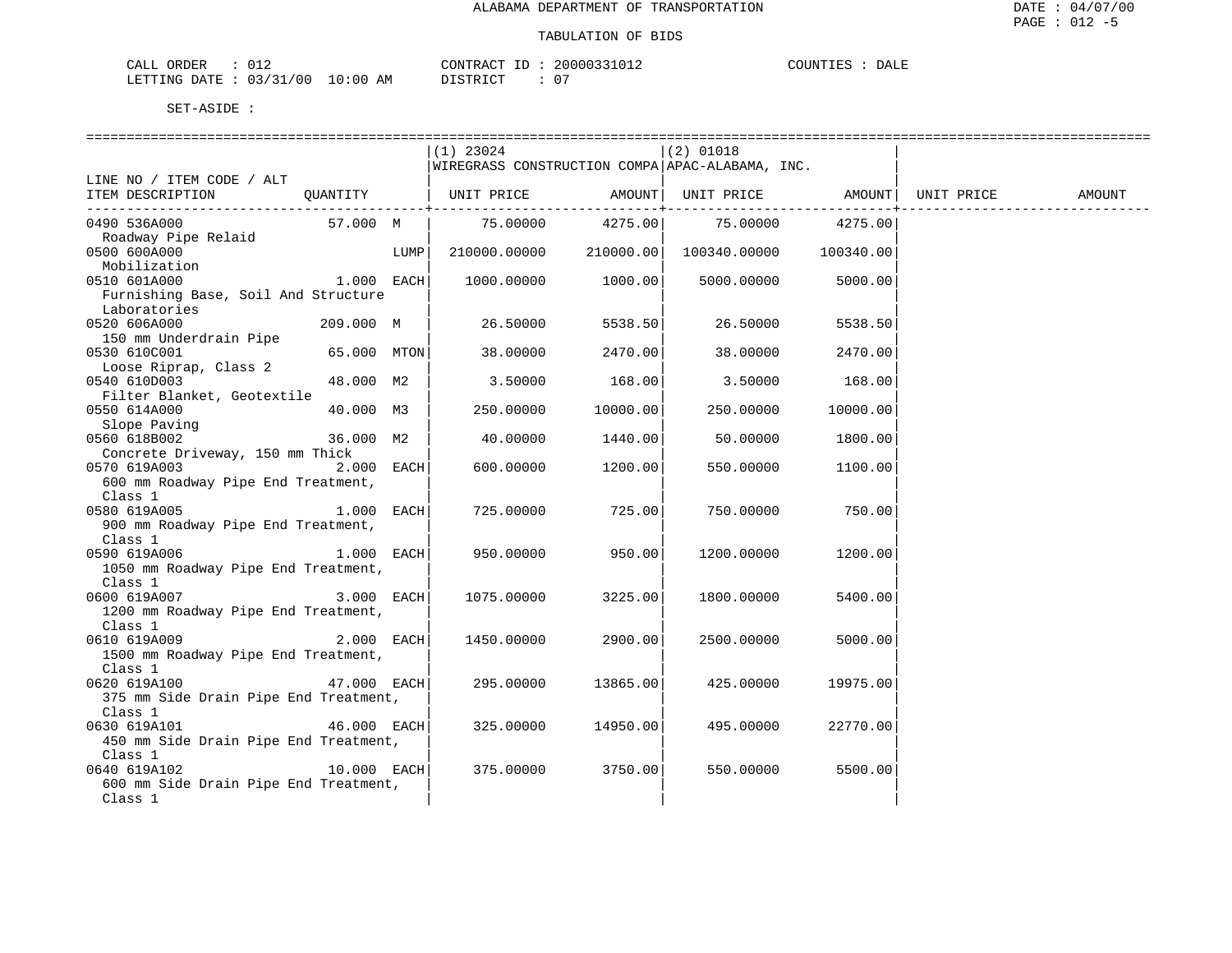ALABAMA DEPARTMENT OF TRANSPORTATION

TABULATION OF BIDS

CALL ORDER : 012 CONTRACT ID : 20000331012 COUNTIES : DALE
LETTING DATE : 03/31/00 10:00 AM DISTRICT : 07

SET-ASIDE :

| LINE NO / ITEM CODE / ALT ITEM DESCRIPTION | QUANTITY | | (1) 23024 WIREGRASS CONSTRUCTION COMPA UNIT PRICE | AMOUNT | (2) 01018 APAC-ALABAMA, INC. UNIT PRICE | AMOUNT | UNIT PRICE | AMOUNT |
|---|---|---|---|---|---|---|---|---|
| 0490 536A000 Roadway Pipe Relaid | 57.000 | M | 75.00000 | 4275.00 | 75.00000 | 4275.00 | | |
| 0500 600A000 Mobilization | | LUMP | 210000.00000 | 210000.00 | 100340.00000 | 100340.00 | | |
| 0510 601A000 Furnishing Base, Soil And Structure Laboratories | 1.000 | EACH | 1000.00000 | 1000.00 | 5000.00000 | 5000.00 | | |
| 0520 606A000 150 mm Underdrain Pipe | 209.000 | M | 26.50000 | 5538.50 | 26.50000 | 5538.50 | | |
| 0530 610C001 Loose Riprap, Class 2 | 65.000 | MTON | 38.00000 | 2470.00 | 38.00000 | 2470.00 | | |
| 0540 610D003 Filter Blanket, Geotextile | 48.000 | M2 | 3.50000 | 168.00 | 3.50000 | 168.00 | | |
| 0550 614A000 Slope Paving | 40.000 | M3 | 250.00000 | 10000.00 | 250.00000 | 10000.00 | | |
| 0560 618B002 Concrete Driveway, 150 mm Thick | 36.000 | M2 | 40.00000 | 1440.00 | 50.00000 | 1800.00 | | |
| 0570 619A003 600 mm Roadway Pipe End Treatment, Class 1 | 2.000 | EACH | 600.00000 | 1200.00 | 550.00000 | 1100.00 | | |
| 0580 619A005 900 mm Roadway Pipe End Treatment, Class 1 | 1.000 | EACH | 725.00000 | 725.00 | 750.00000 | 750.00 | | |
| 0590 619A006 1050 mm Roadway Pipe End Treatment, Class 1 | 1.000 | EACH | 950.00000 | 950.00 | 1200.00000 | 1200.00 | | |
| 0600 619A007 1200 mm Roadway Pipe End Treatment, Class 1 | 3.000 | EACH | 1075.00000 | 3225.00 | 1800.00000 | 5400.00 | | |
| 0610 619A009 1500 mm Roadway Pipe End Treatment, Class 1 | 2.000 | EACH | 1450.00000 | 2900.00 | 2500.00000 | 5000.00 | | |
| 0620 619A100 375 mm Side Drain Pipe End Treatment, Class 1 | 47.000 | EACH | 295.00000 | 13865.00 | 425.00000 | 19975.00 | | |
| 0630 619A101 450 mm Side Drain Pipe End Treatment, Class 1 | 46.000 | EACH | 325.00000 | 14950.00 | 495.00000 | 22770.00 | | |
| 0640 619A102 600 mm Side Drain Pipe End Treatment, Class 1 | 10.000 | EACH | 375.00000 | 3750.00 | 550.00000 | 5500.00 | | |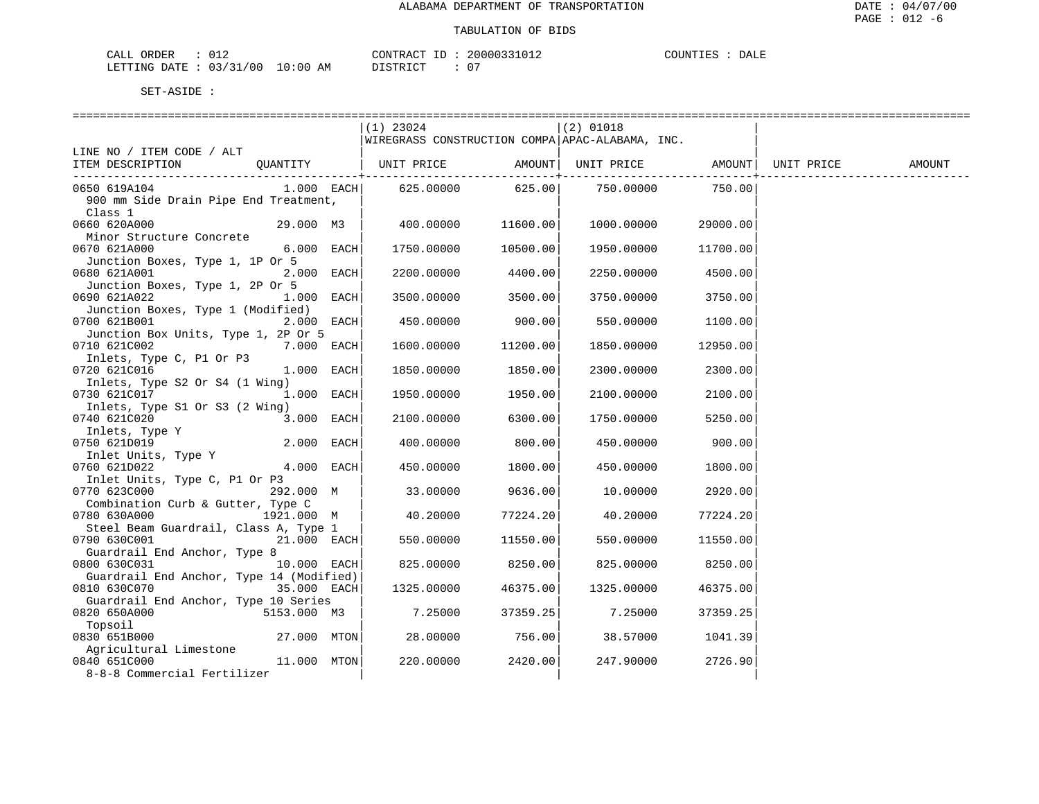ALABAMA DEPARTMENT OF TRANSPORTATION

TABULATION OF BIDS

CALL ORDER : 012 CONTRACT ID : 20000331012 COUNTIES : DALE
LETTING DATE : 03/31/00 10:00 AM DISTRICT : 07

SET-ASIDE :

| LINE NO / ITEM CODE / ALT ITEM DESCRIPTION | QUANTITY | (1) 23024 WIREGRASS CONSTRUCTION COMPA UNIT PRICE | AMOUNT | (2) 01018 APAC-ALABAMA, INC. UNIT PRICE | AMOUNT | UNIT PRICE | AMOUNT |
|---|---|---|---|---|---|---|---|
| 0650 619A104 900 mm Side Drain Pipe End Treatment, Class 1 | 1.000 EACH | 625.00000 | 625.00 | 750.00000 | 750.00 | | |
| 0660 620A000 Minor Structure Concrete | 29.000 M3 | 400.00000 | 11600.00 | 1000.00000 | 29000.00 | | |
| 0670 621A000 Junction Boxes, Type 1, 1P Or 5 | 6.000 EACH | 1750.00000 | 10500.00 | 1950.00000 | 11700.00 | | |
| 0680 621A001 Junction Boxes, Type 1, 2P Or 5 | 2.000 EACH | 2200.00000 | 4400.00 | 2250.00000 | 4500.00 | | |
| 0690 621A022 Junction Boxes, Type 1 (Modified) | 1.000 EACH | 3500.00000 | 3500.00 | 3750.00000 | 3750.00 | | |
| 0700 621B001 Junction Box Units, Type 1, 2P Or 5 | 2.000 EACH | 450.00000 | 900.00 | 550.00000 | 1100.00 | | |
| 0710 621C002 Inlets, Type C, P1 Or P3 | 7.000 EACH | 1600.00000 | 11200.00 | 1850.00000 | 12950.00 | | |
| 0720 621C016 Inlets, Type S2 Or S4 (1 Wing) | 1.000 EACH | 1850.00000 | 1850.00 | 2300.00000 | 2300.00 | | |
| 0730 621C017 Inlets, Type S1 Or S3 (2 Wing) | 1.000 EACH | 1950.00000 | 1950.00 | 2100.00000 | 2100.00 | | |
| 0740 621C020 Inlets, Type Y | 3.000 EACH | 2100.00000 | 6300.00 | 1750.00000 | 5250.00 | | |
| 0750 621D019 Inlet Units, Type Y | 2.000 EACH | 400.00000 | 800.00 | 450.00000 | 900.00 | | |
| 0760 621D022 Inlet Units, Type C, P1 Or P3 | 4.000 EACH | 450.00000 | 1800.00 | 450.00000 | 1800.00 | | |
| 0770 623C000 Combination Curb & Gutter, Type C | 292.000 M | 33.00000 | 9636.00 | 10.00000 | 2920.00 | | |
| 0780 630A000 Steel Beam Guardrail, Class A, Type 1 | 1921.000 M | 40.20000 | 77224.20 | 40.20000 | 77224.20 | | |
| 0790 630C001 Guardrail End Anchor, Type 8 | 21.000 EACH | 550.00000 | 11550.00 | 550.00000 | 11550.00 | | |
| 0800 630C031 Guardrail End Anchor, Type 14 (Modified) | 10.000 EACH | 825.00000 | 8250.00 | 825.00000 | 8250.00 | | |
| 0810 630C070 Guardrail End Anchor, Type 10 Series | 35.000 EACH | 1325.00000 | 46375.00 | 1325.00000 | 46375.00 | | |
| 0820 650A000 Topsoil | 5153.000 M3 | 7.25000 | 37359.25 | 7.25000 | 37359.25 | | |
| 0830 651B000 Agricultural Limestone | 27.000 MTON | 28.00000 | 756.00 | 38.57000 | 1041.39 | | |
| 0840 651C000 8-8-8 Commercial Fertilizer | 11.000 MTON | 220.00000 | 2420.00 | 247.90000 | 2726.90 | | |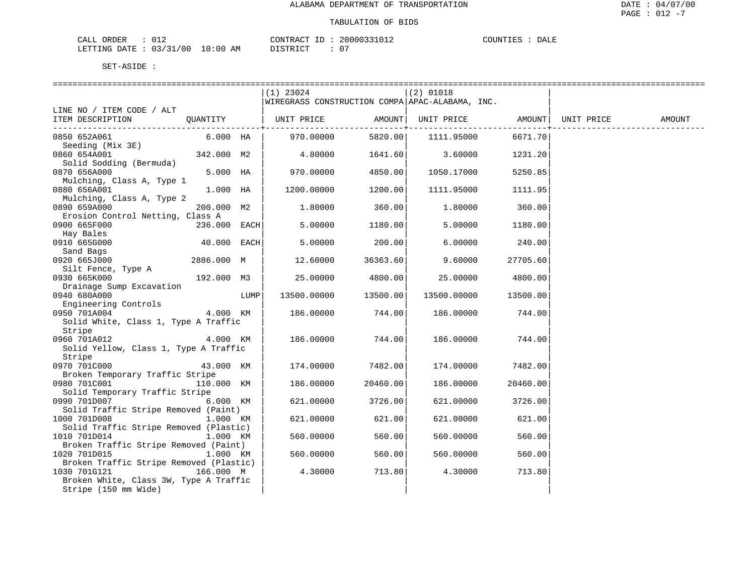# ALABAMA DEPARTMENT OF TRANSPORTATION

## TABULATION OF BIDS

CALL ORDER : 012 CONTRACT ID : 20000331012 COUNTIES : DALE
LETTING DATE : 03/31/00 10:00 AM DISTRICT : 07

SET-ASIDE :

| LINE NO / ITEM CODE / ALT ITEM DESCRIPTION | QUANTITY | | (1) 23024 WIREGRASS CONSTRUCTION COMPA UNIT PRICE | AMOUNT | (2) 01018 APAC-ALABAMA, INC. UNIT PRICE | AMOUNT | UNIT PRICE | AMOUNT |
|---|---|---|---|---|---|---|---|---|
| 0850 652A061 Seeding (Mix 3E) | 6.000 | HA | 970.00000 | 5820.00 | 1111.95000 | 6671.70 | | |
| 0860 654A001 Solid Sodding (Bermuda) | 342.000 | M2 | 4.80000 | 1641.60 | 3.60000 | 1231.20 | | |
| 0870 656A000 Mulching, Class A, Type 1 | 5.000 | HA | 970.00000 | 4850.00 | 1050.17000 | 5250.85 | | |
| 0880 656A001 Mulching, Class A, Type 2 | 1.000 | HA | 1200.00000 | 1200.00 | 1111.95000 | 1111.95 | | |
| 0890 659A000 Erosion Control Netting, Class A | 200.000 | M2 | 1.80000 | 360.00 | 1.80000 | 360.00 | | |
| 0900 665F000 Hay Bales | 236.000 | EACH | 5.00000 | 1180.00 | 5.00000 | 1180.00 | | |
| 0910 665G000 Sand Bags | 40.000 | EACH | 5.00000 | 200.00 | 6.00000 | 240.00 | | |
| 0920 665J000 Silt Fence, Type A | 2886.000 | M | 12.60000 | 36363.60 | 9.60000 | 27705.60 | | |
| 0930 665K000 Drainage Sump Excavation | 192.000 | M3 | 25.00000 | 4800.00 | 25.00000 | 4800.00 | | |
| 0940 680A000 Engineering Controls | | LUMP | 13500.00000 | 13500.00 | 13500.00000 | 13500.00 | | |
| 0950 701A004 Solid White, Class 1, Type A Traffic Stripe | 4.000 | KM | 186.00000 | 744.00 | 186.00000 | 744.00 | | |
| 0960 701A012 Solid Yellow, Class 1, Type A Traffic Stripe | 4.000 | KM | 186.00000 | 744.00 | 186.00000 | 744.00 | | |
| 0970 701C000 Broken Temporary Traffic Stripe | 43.000 | KM | 174.00000 | 7482.00 | 174.00000 | 7482.00 | | |
| 0980 701C001 Solid Temporary Traffic Stripe | 110.000 | KM | 186.00000 | 20460.00 | 186.00000 | 20460.00 | | |
| 0990 701D007 Solid Traffic Stripe Removed (Paint) | 6.000 | KM | 621.00000 | 3726.00 | 621.00000 | 3726.00 | | |
| 1000 701D008 Solid Traffic Stripe Removed (Plastic) | 1.000 | KM | 621.00000 | 621.00 | 621.00000 | 621.00 | | |
| 1010 701D014 Broken Traffic Stripe Removed (Paint) | 1.000 | KM | 560.00000 | 560.00 | 560.00000 | 560.00 | | |
| 1020 701D015 Broken Traffic Stripe Removed (Plastic) | 1.000 | KM | 560.00000 | 560.00 | 560.00000 | 560.00 | | |
| 1030 701G121 Broken White, Class 3W, Type A Traffic Stripe (150 mm Wide) | 166.000 | M | 4.30000 | 713.80 | 4.30000 | 713.80 | | |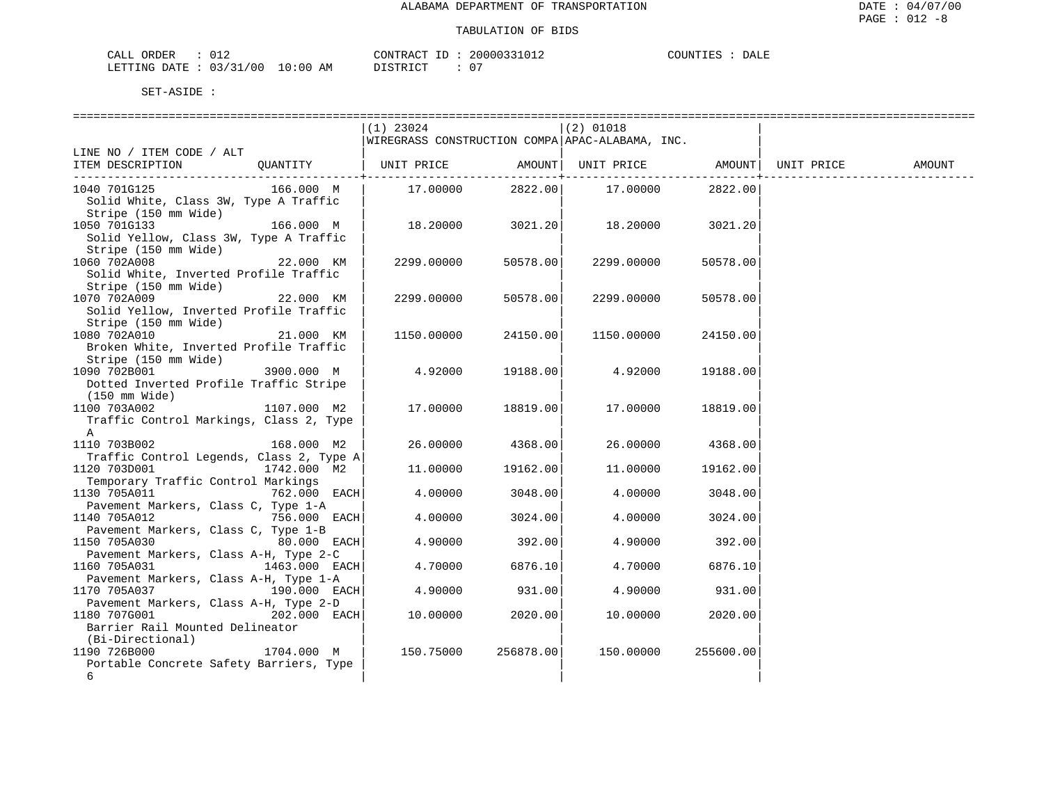ALABAMA DEPARTMENT OF TRANSPORTATION

TABULATION OF BIDS

CALL ORDER : 012 &nbsp;&nbsp;&nbsp;&nbsp; CONTRACT ID : 20000331012 &nbsp;&nbsp;&nbsp;&nbsp; COUNTIES : DALE
LETTING DATE : 03/31/00 10:00 AM &nbsp;&nbsp;&nbsp;&nbsp; DISTRICT : 07

SET-ASIDE :

| LINE NO / ITEM CODE / ALT ITEM DESCRIPTION | QUANTITY | (1) 23024 WIREGRASS CONSTRUCTION COMPA UNIT PRICE | AMOUNT | (2) 01018 APAC-ALABAMA, INC. UNIT PRICE | AMOUNT | UNIT PRICE | AMOUNT |
|---|---|---|---|---|---|---|---|
| 1040 701G125 Solid White, Class 3W, Type A Traffic Stripe (150 mm Wide) | 166.000 M | 17.00000 | 2822.00 | 17.00000 | 2822.00 | | |
| 1050 701G133 Solid Yellow, Class 3W, Type A Traffic Stripe (150 mm Wide) | 166.000 M | 18.20000 | 3021.20 | 18.20000 | 3021.20 | | |
| 1060 702A008 Solid White, Inverted Profile Traffic Stripe (150 mm Wide) | 22.000 KM | 2299.00000 | 50578.00 | 2299.00000 | 50578.00 | | |
| 1070 702A009 Solid Yellow, Inverted Profile Traffic Stripe (150 mm Wide) | 22.000 KM | 2299.00000 | 50578.00 | 2299.00000 | 50578.00 | | |
| 1080 702A010 Broken White, Inverted Profile Traffic Stripe (150 mm Wide) | 21.000 KM | 1150.00000 | 24150.00 | 1150.00000 | 24150.00 | | |
| 1090 702B001 Dotted Inverted Profile Traffic Stripe (150 mm Wide) | 3900.000 M | 4.92000 | 19188.00 | 4.92000 | 19188.00 | | |
| 1100 703A002 Traffic Control Markings, Class 2, Type A | 1107.000 M2 | 17.00000 | 18819.00 | 17.00000 | 18819.00 | | |
| 1110 703B002 Traffic Control Legends, Class 2, Type A | 168.000 M2 | 26.00000 | 4368.00 | 26.00000 | 4368.00 | | |
| 1120 703D001 Temporary Traffic Control Markings | 1742.000 M2 | 11.00000 | 19162.00 | 11.00000 | 19162.00 | | |
| 1130 705A011 Pavement Markers, Class C, Type 1-A | 762.000 EACH | 4.00000 | 3048.00 | 4.00000 | 3048.00 | | |
| 1140 705A012 Pavement Markers, Class C, Type 1-B | 756.000 EACH | 4.00000 | 3024.00 | 4.00000 | 3024.00 | | |
| 1150 705A030 Pavement Markers, Class A-H, Type 2-C | 80.000 EACH | 4.90000 | 392.00 | 4.90000 | 392.00 | | |
| 1160 705A031 Pavement Markers, Class A-H, Type 1-A | 1463.000 EACH | 4.70000 | 6876.10 | 4.70000 | 6876.10 | | |
| 1170 705A037 Pavement Markers, Class A-H, Type 2-D | 190.000 EACH | 4.90000 | 931.00 | 4.90000 | 931.00 | | |
| 1180 707G001 Barrier Rail Mounted Delineator (Bi-Directional) | 202.000 EACH | 10.00000 | 2020.00 | 10.00000 | 2020.00 | | |
| 1190 726B000 Portable Concrete Safety Barriers, Type 6 | 1704.000 M | 150.75000 | 256878.00 | 150.00000 | 255600.00 | | |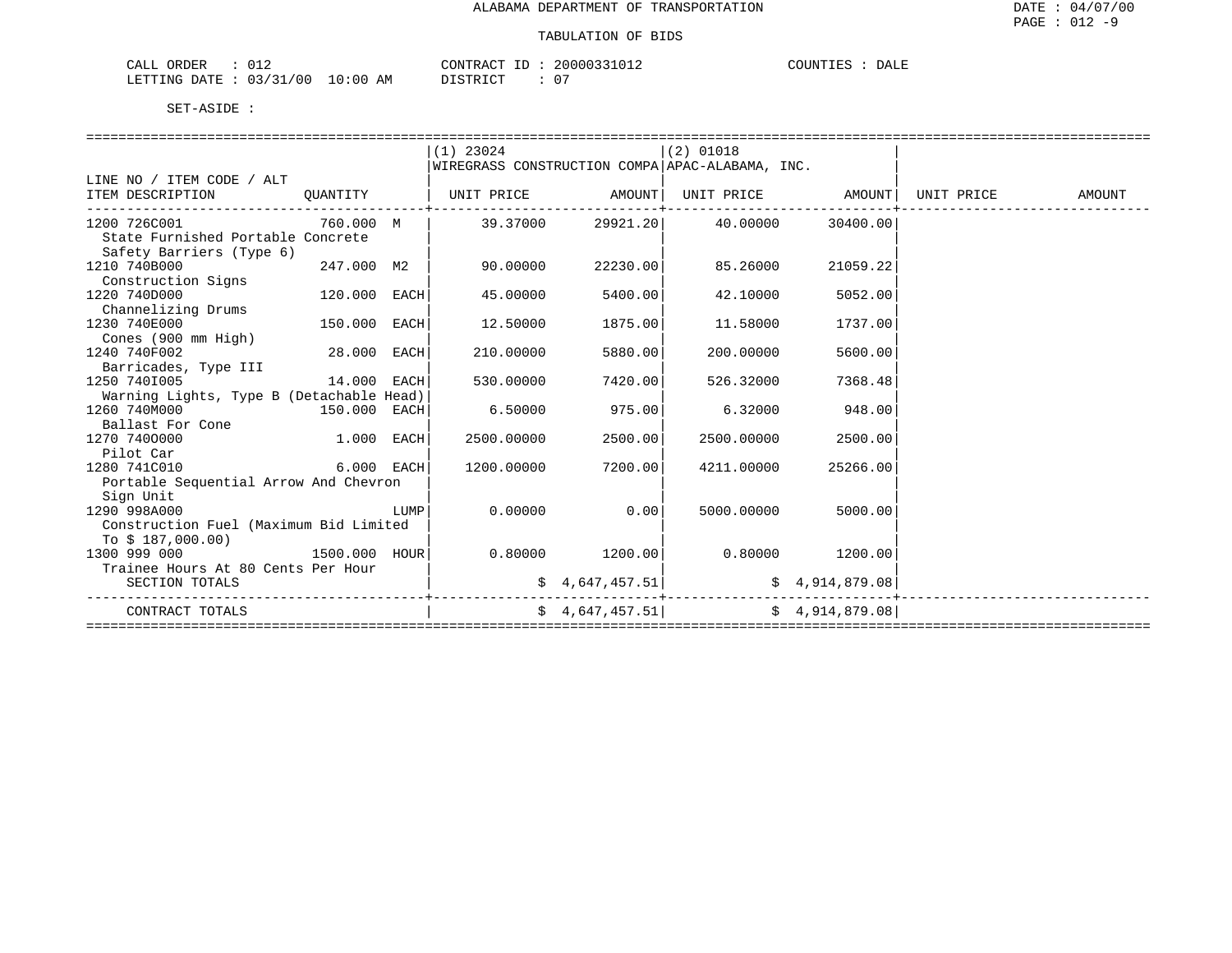# ALABAMA DEPARTMENT OF TRANSPORTATION

## TABULATION OF BIDS

DATE : 04/07/00
PAGE : 012 -9

CALL ORDER : 012
LETTING DATE : 03/31/00 10:00 AM

CONTRACT ID : 20000331012
DISTRICT : 07

COUNTIES : DALE

SET-ASIDE :

| LINE NO / ITEM CODE / ALT ITEM DESCRIPTION | QUANTITY | (1) 23024 WIREGRASS CONSTRUCTION COMPA UNIT PRICE | AMOUNT | (2) 01018 APAC-ALABAMA, INC. UNIT PRICE | AMOUNT | UNIT PRICE | AMOUNT |
|---|---|---|---|---|---|---|---|
| 1200 726C001 State Furnished Portable Concrete Safety Barriers (Type 6) | 760.000 M | 39.37000 | 29921.20 | 40.00000 | 30400.00 | | |
| 1210 740B000 Construction Signs | 247.000 M2 | 90.00000 | 22230.00 | 85.26000 | 21059.22 | | |
| 1220 740D000 Channelizing Drums | 120.000 EACH | 45.00000 | 5400.00 | 42.10000 | 5052.00 | | |
| 1230 740E000 Cones (900 mm High) | 150.000 EACH | 12.50000 | 1875.00 | 11.58000 | 1737.00 | | |
| 1240 740F002 Barricades, Type III | 28.000 EACH | 210.00000 | 5880.00 | 200.00000 | 5600.00 | | |
| 1250 740I005 Warning Lights, Type B (Detachable Head) | 14.000 EACH | 530.00000 | 7420.00 | 526.32000 | 7368.48 | | |
| 1260 740M000 Ballast For Cone | 150.000 EACH | 6.50000 | 975.00 | 6.32000 | 948.00 | | |
| 1270 740O000 Pilot Car | 1.000 EACH | 2500.00000 | 2500.00 | 2500.00000 | 2500.00 | | |
| 1280 741C010 Portable Sequential Arrow And Chevron Sign Unit | 6.000 EACH | 1200.00000 | 7200.00 | 4211.00000 | 25266.00 | | |
| 1290 998A000 Construction Fuel (Maximum Bid Limited To $ 187,000.00) | LUMP | 0.00000 | 0.00 | 5000.00000 | 5000.00 | | |
| 1300 999 000 Trainee Hours At 80 Cents Per Hour | 1500.000 HOUR | 0.80000 | 1200.00 | 0.80000 | 1200.00 | | |
| SECTION TOTALS | | | $ 4,647,457.51 | | $ 4,914,879.08 | | |
| CONTRACT TOTALS | | | $ 4,647,457.51 | | $ 4,914,879.08 | | |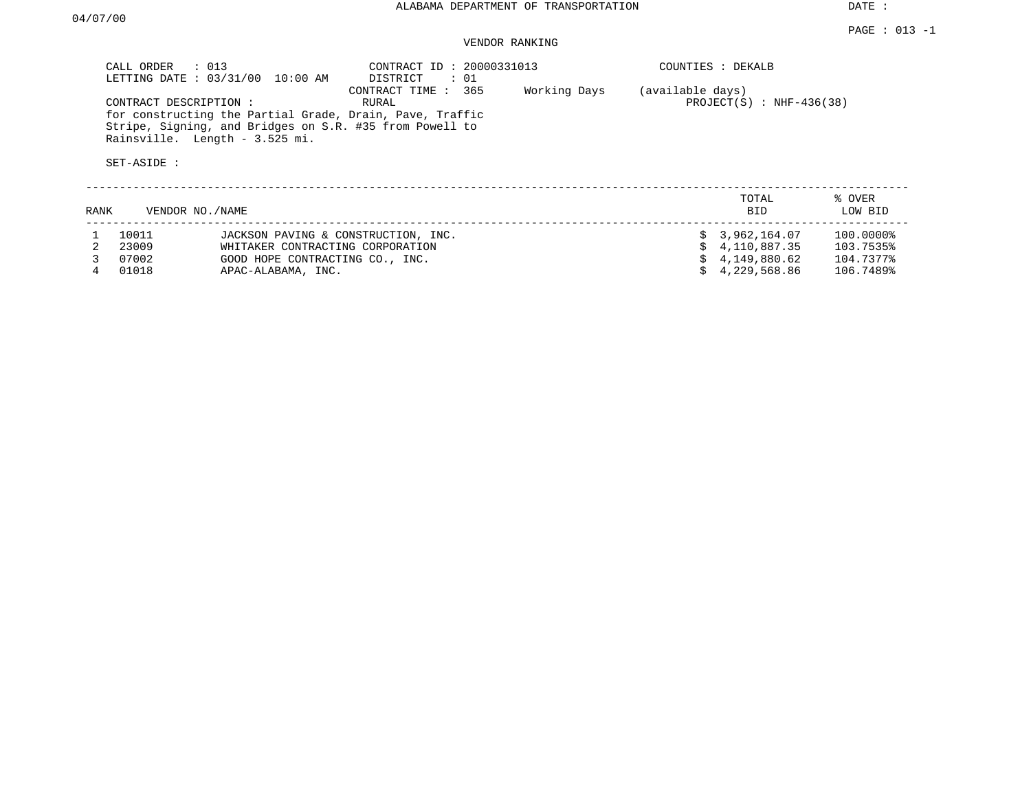ALABAMA DEPARTMENT OF TRANSPORTATION

DATE : 04/07/00

PAGE : 013 -1

VENDOR RANKING

CALL ORDER : 013
LETTING DATE : 03/31/00 10:00 AM

CONTRACT ID : 20000331013
DISTRICT : 01
CONTRACT TIME : 365 Working Days (available days)
RURAL

COUNTIES : DEKALB
PROJECT(S) : NHF-436(38)

CONTRACT DESCRIPTION :
for constructing the Partial Grade, Drain, Pave, Traffic Stripe, Signing, and Bridges on S.R. #35 from Powell to Rainsville. Length - 3.525 mi.

SET-ASIDE :

| RANK | VENDOR NO. | NAME | TOTAL BID | % OVER LOW BID |
|---|---|---|---|---|
| 1 | 10011 | JACKSON PAVING & CONSTRUCTION, INC. | $ 3,962,164.07 | 100.0000% |
| 2 | 23009 | WHITAKER CONTRACTING CORPORATION | $ 4,110,887.35 | 103.7535% |
| 3 | 07002 | GOOD HOPE CONTRACTING CO., INC. | $ 4,149,880.62 | 104.7377% |
| 4 | 01018 | APAC-ALABAMA, INC. | $ 4,229,568.86 | 106.7489% |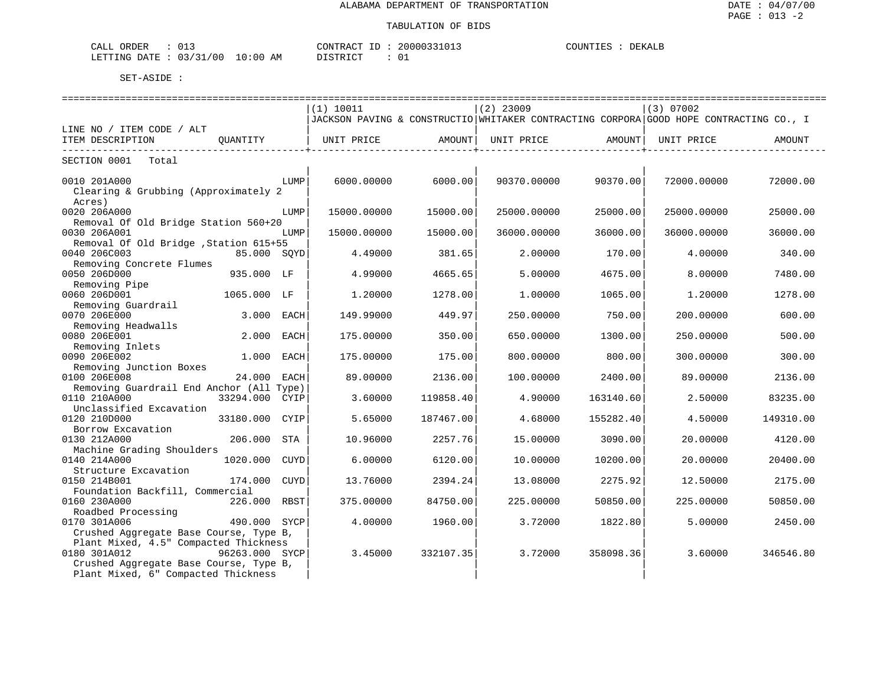ALABAMA DEPARTMENT OF TRANSPORTATION

TABULATION OF BIDS

CALL ORDER : 013  
LETTING DATE : 03/31/00 10:00 AM

CONTRACT ID : 20000331013  
DISTRICT : 01

COUNTIES : DEKALB

SET-ASIDE :

| LINE NO / ITEM CODE / ALT<br>ITEM DESCRIPTION | QUANTITY | (1) 10011<br>JACKSON PAVING & CONSTRUCTIO<br>UNIT PRICE | AMOUNT | (2) 23009<br>WHITAKER CONTRACTING CORPORA<br>UNIT PRICE | AMOUNT | (3) 07002<br>GOOD HOPE CONTRACTING CO., I<br>UNIT PRICE | AMOUNT |
|---|---|---|---|---|---|---|---|
| SECTION 0001 Total | | | | | | | |
| 0010 201A000<br>Clearing & Grubbing (Approximately 2 Acres) | LUMP | 6000.00000 | 6000.00 | 90370.00000 | 90370.00 | 72000.00000 | 72000.00 |
| 0020 206A000<br>Removal Of Old Bridge Station 560+20 | LUMP | 15000.00000 | 15000.00 | 25000.00000 | 25000.00 | 25000.00000 | 25000.00 |
| 0030 206A001<br>Removal Of Old Bridge ,Station 615+55 | LUMP | 15000.00000 | 15000.00 | 36000.00000 | 36000.00 | 36000.00000 | 36000.00 |
| 0040 206C003<br>Removing Concrete Flumes | 85.000 SQYD | 4.49000 | 381.65 | 2.00000 | 170.00 | 4.00000 | 340.00 |
| 0050 206D000<br>Removing Pipe | 935.000 LF | 4.99000 | 4665.65 | 5.00000 | 4675.00 | 8.00000 | 7480.00 |
| 0060 206D001<br>Removing Guardrail | 1065.000 LF | 1.20000 | 1278.00 | 1.00000 | 1065.00 | 1.20000 | 1278.00 |
| 0070 206E000<br>Removing Headwalls | 3.000 EACH | 149.99000 | 449.97 | 250.00000 | 750.00 | 200.00000 | 600.00 |
| 0080 206E001<br>Removing Inlets | 2.000 EACH | 175.00000 | 350.00 | 650.00000 | 1300.00 | 250.00000 | 500.00 |
| 0090 206E002<br>Removing Junction Boxes | 1.000 EACH | 175.00000 | 175.00 | 800.00000 | 800.00 | 300.00000 | 300.00 |
| 0100 206E008<br>Removing Guardrail End Anchor (All Type) | 24.000 EACH | 89.00000 | 2136.00 | 100.00000 | 2400.00 | 89.00000 | 2136.00 |
| 0110 210A000<br>Unclassified Excavation | 33294.000 CYIP | 3.60000 | 119858.40 | 4.90000 | 163140.60 | 2.50000 | 83235.00 |
| 0120 210D000<br>Borrow Excavation | 33180.000 CYIP | 5.65000 | 187467.00 | 4.68000 | 155282.40 | 4.50000 | 149310.00 |
| 0130 212A000<br>Machine Grading Shoulders | 206.000 STA | 10.96000 | 2257.76 | 15.00000 | 3090.00 | 20.00000 | 4120.00 |
| 0140 214A000<br>Structure Excavation | 1020.000 CUYD | 6.00000 | 6120.00 | 10.00000 | 10200.00 | 20.00000 | 20400.00 |
| 0150 214B001<br>Foundation Backfill, Commercial | 174.000 CUYD | 13.76000 | 2394.24 | 13.08000 | 2275.92 | 12.50000 | 2175.00 |
| 0160 230A000<br>Roadbed Processing | 226.000 RBST | 375.00000 | 84750.00 | 225.00000 | 50850.00 | 225.00000 | 50850.00 |
| 0170 301A006<br>Crushed Aggregate Base Course, Type B, Plant Mixed, 4.5" Compacted Thickness | 490.000 SYCP | 4.00000 | 1960.00 | 3.72000 | 1822.80 | 5.00000 | 2450.00 |
| 0180 301A012<br>Crushed Aggregate Base Course, Type B, Plant Mixed, 6" Compacted Thickness | 96263.000 SYCP | 3.45000 | 332107.35 | 3.72000 | 358098.36 | 3.60000 | 346546.80 |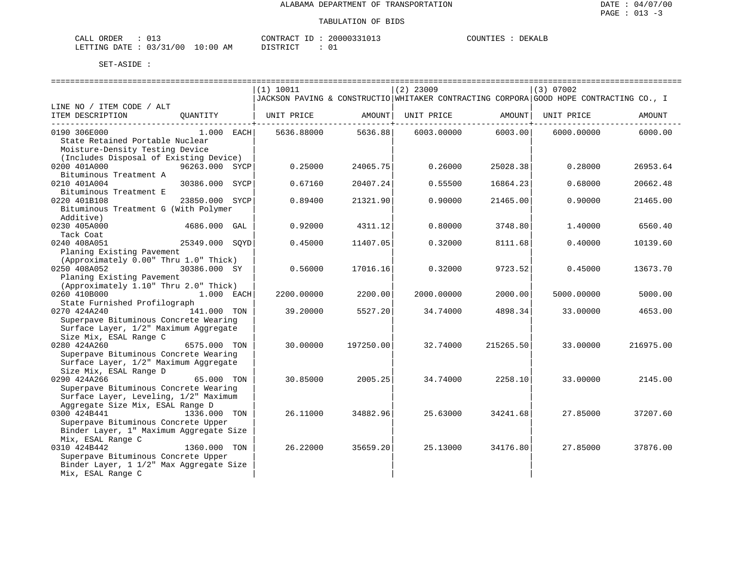ALABAMA DEPARTMENT OF TRANSPORTATION

TABULATION OF BIDS

DATE : 04/07/00
PAGE : 013 -3

CALL ORDER : 013
LETTING DATE : 03/31/00 10:00 AM

CONTRACT ID : 20000331013
DISTRICT : 01

COUNTIES : DEKALB

SET-ASIDE :

| LINE NO / ITEM CODE / ALT ITEM DESCRIPTION | QUANTITY | (1) 10011 JACKSON PAVING & CONSTRUCTIO UNIT PRICE | AMOUNT | (2) 23009 WHITAKER CONTRACTING CORPORA UNIT PRICE | AMOUNT | (3) 07002 GOOD HOPE CONTRACTING CO., I UNIT PRICE | AMOUNT |
|---|---|---|---|---|---|---|---|
| 0190 306E000 State Retained Portable Nuclear Moisture-Density Testing Device (Includes Disposal of Existing Device) | 1.000 EACH | 5636.88000 | 5636.88 | 6003.00000 | 6003.00 | 6000.00000 | 6000.00 |
| 0200 401A000 Bituminous Treatment A | 96263.000 SYCP | 0.25000 | 24065.75 | 0.26000 | 25028.38 | 0.28000 | 26953.64 |
| 0210 401A004 Bituminous Treatment E | 30386.000 SYCP | 0.67160 | 20407.24 | 0.55500 | 16864.23 | 0.68000 | 20662.48 |
| 0220 401B108 Bituminous Treatment G (With Polymer Additive) | 23850.000 SYCP | 0.89400 | 21321.90 | 0.90000 | 21465.00 | 0.90000 | 21465.00 |
| 0230 405A000 Tack Coat | 4686.000 GAL | 0.92000 | 4311.12 | 0.80000 | 3748.80 | 1.40000 | 6560.40 |
| 0240 408A051 Planing Existing Pavement (Approximately 0.00" Thru 1.0" Thick) | 25349.000 SQYD | 0.45000 | 11407.05 | 0.32000 | 8111.68 | 0.40000 | 10139.60 |
| 0250 408A052 Planing Existing Pavement (Approximately 1.10" Thru 2.0" Thick) | 30386.000 SY | 0.56000 | 17016.16 | 0.32000 | 9723.52 | 0.45000 | 13673.70 |
| 0260 410B000 State Furnished Profilograph | 1.000 EACH | 2200.00000 | 2200.00 | 2000.00000 | 2000.00 | 5000.00000 | 5000.00 |
| 0270 424A240 Superpave Bituminous Concrete Wearing Surface Layer, 1/2" Maximum Aggregate Size Mix, ESAL Range C | 141.000 TON | 39.20000 | 5527.20 | 34.74000 | 4898.34 | 33.00000 | 4653.00 |
| 0280 424A260 Superpave Bituminous Concrete Wearing Surface Layer, 1/2" Maximum Aggregate Size Mix, ESAL Range D | 6575.000 TON | 30.00000 | 197250.00 | 32.74000 | 215265.50 | 33.00000 | 216975.00 |
| 0290 424A266 Superpave Bituminous Concrete Wearing Surface Layer, Leveling, 1/2" Maximum Aggregate Size Mix, ESAL Range D | 65.000 TON | 30.85000 | 2005.25 | 34.74000 | 2258.10 | 33.00000 | 2145.00 |
| 0300 424B441 Superpave Bituminous Concrete Upper Binder Layer, 1" Maximum Aggregate Size Mix, ESAL Range C | 1336.000 TON | 26.11000 | 34882.96 | 25.63000 | 34241.68 | 27.85000 | 37207.60 |
| 0310 424B442 Superpave Bituminous Concrete Upper Binder Layer, 1 1/2" Max Aggregate Size Mix, ESAL Range C | 1360.000 TON | 26.22000 | 35659.20 | 25.13000 | 34176.80 | 27.85000 | 37876.00 |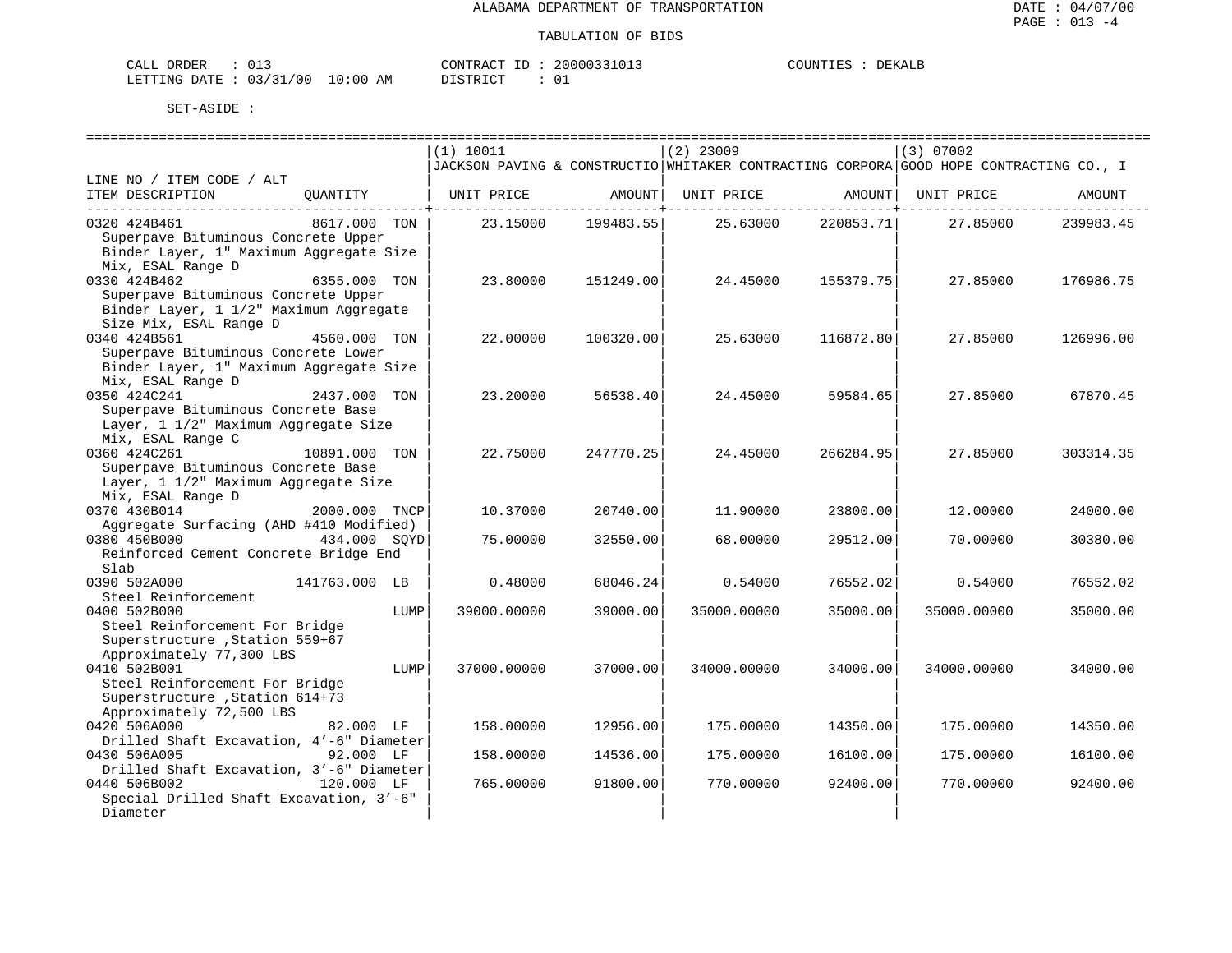ALABAMA DEPARTMENT OF TRANSPORTATION

TABULATION OF BIDS

CALL ORDER : 013　　CONTRACT ID : 20000331013　　COUNTIES : DEKALB
LETTING DATE : 03/31/00 10:00 AM　　DISTRICT : 01

SET-ASIDE :

| LINE NO / ITEM CODE / ALT<br>ITEM DESCRIPTION | QUANTITY | (1) 10011 JACKSON PAVING & CONSTRUCTIO<br>UNIT PRICE | AMOUNT | (2) 23009 WHITAKER CONTRACTING CORPORA<br>UNIT PRICE | AMOUNT | (3) 07002 GOOD HOPE CONTRACTING CO., I<br>UNIT PRICE | AMOUNT |
|---|---|---|---|---|---|---|---|
| 0320 424B461 Superpave Bituminous Concrete Upper Binder Layer, 1" Maximum Aggregate Size Mix, ESAL Range D | 8617.000 TON | 23.15000 | 199483.55 | 25.63000 | 220853.71 | 27.85000 | 239983.45 |
| 0330 424B462 Superpave Bituminous Concrete Upper Binder Layer, 1 1/2" Maximum Aggregate Size Mix, ESAL Range D | 6355.000 TON | 23.80000 | 151249.00 | 24.45000 | 155379.75 | 27.85000 | 176986.75 |
| 0340 424B561 Superpave Bituminous Concrete Lower Binder Layer, 1" Maximum Aggregate Size Mix, ESAL Range D | 4560.000 TON | 22.00000 | 100320.00 | 25.63000 | 116872.80 | 27.85000 | 126996.00 |
| 0350 424C241 Superpave Bituminous Concrete Base Layer, 1 1/2" Maximum Aggregate Size Mix, ESAL Range C | 2437.000 TON | 23.20000 | 56538.40 | 24.45000 | 59584.65 | 27.85000 | 67870.45 |
| 0360 424C261 Superpave Bituminous Concrete Base Layer, 1 1/2" Maximum Aggregate Size Mix, ESAL Range D | 10891.000 TON | 22.75000 | 247770.25 | 24.45000 | 266284.95 | 27.85000 | 303314.35 |
| 0370 430B014 Aggregate Surfacing (AHD #410 Modified) | 2000.000 TNCP | 10.37000 | 20740.00 | 11.90000 | 23800.00 | 12.00000 | 24000.00 |
| 0380 450B000 Reinforced Cement Concrete Bridge End Slab | 434.000 SQYD | 75.00000 | 32550.00 | 68.00000 | 29512.00 | 70.00000 | 30380.00 |
| 0390 502A000 Steel Reinforcement | 141763.000 LB | 0.48000 | 68046.24 | 0.54000 | 76552.02 | 0.54000 | 76552.02 |
| 0400 502B000 Steel Reinforcement For Bridge Superstructure ,Station 559+67 Approximately 77,300 LBS | LUMP | 39000.00000 | 39000.00 | 35000.00000 | 35000.00 | 35000.00000 | 35000.00 |
| 0410 502B001 Steel Reinforcement For Bridge Superstructure ,Station 614+73 Approximately 72,500 LBS | LUMP | 37000.00000 | 37000.00 | 34000.00000 | 34000.00 | 34000.00000 | 34000.00 |
| 0420 506A000 Drilled Shaft Excavation, 4'-6" Diameter | 82.000 LF | 158.00000 | 12956.00 | 175.00000 | 14350.00 | 175.00000 | 14350.00 |
| 0430 506A005 Drilled Shaft Excavation, 3'-6" Diameter | 92.000 LF | 158.00000 | 14536.00 | 175.00000 | 16100.00 | 175.00000 | 16100.00 |
| 0440 506B002 Special Drilled Shaft Excavation, 3'-6" Diameter | 120.000 LF | 765.00000 | 91800.00 | 770.00000 | 92400.00 | 770.00000 | 92400.00 |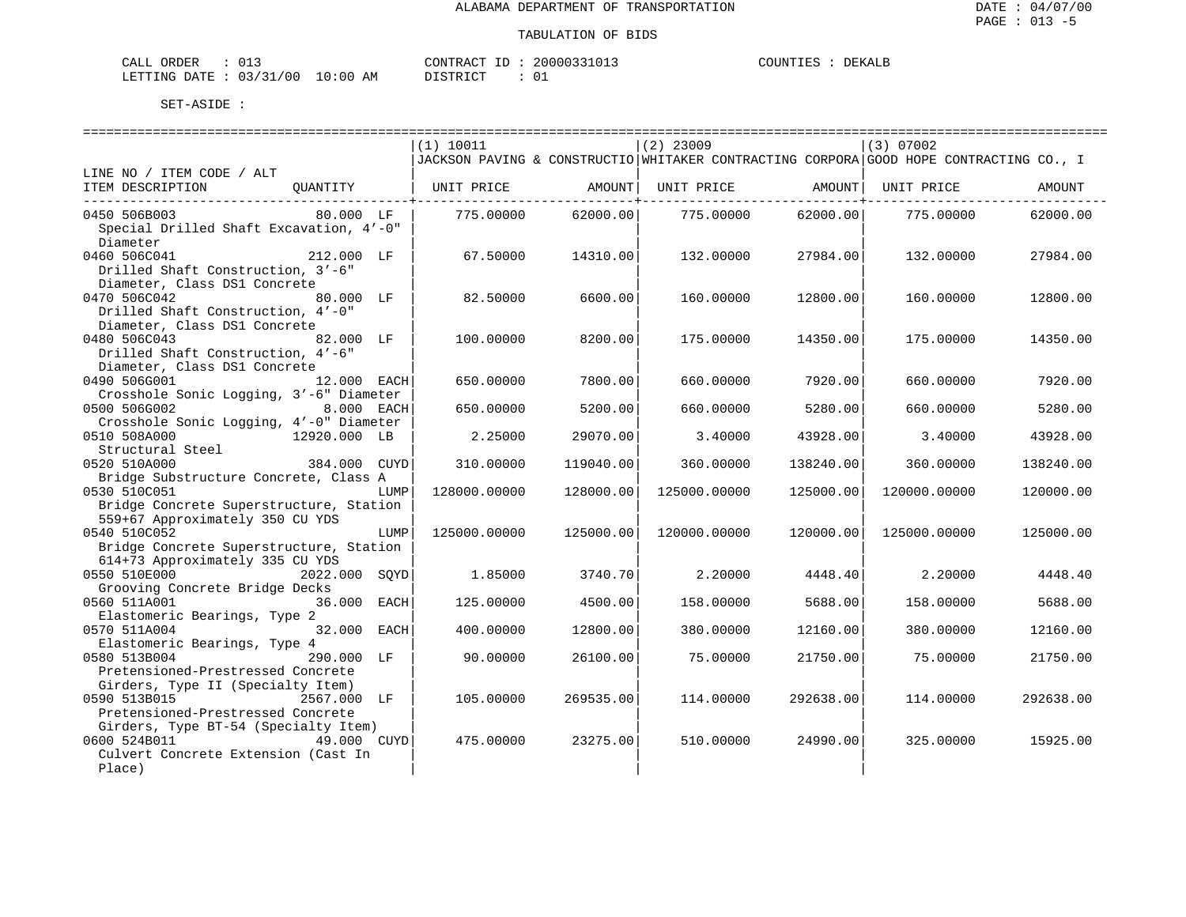ALABAMA DEPARTMENT OF TRANSPORTATION

TABULATION OF BIDS

CALL ORDER : 013 CONTRACT ID : 20000331013 COUNTIES : DEKALB
LETTING DATE : 03/31/00 10:00 AM DISTRICT : 01

SET-ASIDE :

| LINE NO / ITEM CODE / ALT ITEM DESCRIPTION | QUANTITY | (1) 10011 JACKSON PAVING & CONSTRUCTIO UNIT PRICE | AMOUNT | (2) 23009 WHITAKER CONTRACTING CORPORA UNIT PRICE | AMOUNT | (3) 07002 GOOD HOPE CONTRACTING CO., I UNIT PRICE | AMOUNT |
|---|---|---|---|---|---|---|---|
| 0450 506B003 Special Drilled Shaft Excavation, 4'-0" Diameter | 80.000 LF | 775.00000 | 62000.00 | 775.00000 | 62000.00 | 775.00000 | 62000.00 |
| 0460 506C041 Drilled Shaft Construction, 3'-6" Diameter, Class DS1 Concrete | 212.000 LF | 67.50000 | 14310.00 | 132.00000 | 27984.00 | 132.00000 | 27984.00 |
| 0470 506C042 Drilled Shaft Construction, 4'-0" Diameter, Class DS1 Concrete | 80.000 LF | 82.50000 | 6600.00 | 160.00000 | 12800.00 | 160.00000 | 12800.00 |
| 0480 506C043 Drilled Shaft Construction, 4'-6" Diameter, Class DS1 Concrete | 82.000 LF | 100.00000 | 8200.00 | 175.00000 | 14350.00 | 175.00000 | 14350.00 |
| 0490 506G001 Crosshole Sonic Logging, 3'-6" Diameter | 12.000 EACH | 650.00000 | 7800.00 | 660.00000 | 7920.00 | 660.00000 | 7920.00 |
| 0500 506G002 Crosshole Sonic Logging, 4'-0" Diameter | 8.000 EACH | 650.00000 | 5200.00 | 660.00000 | 5280.00 | 660.00000 | 5280.00 |
| 0510 508A000 Structural Steel | 12920.000 LB | 2.25000 | 29070.00 | 3.40000 | 43928.00 | 3.40000 | 43928.00 |
| 0520 510A000 Bridge Substructure Concrete, Class A | 384.000 CUYD | 310.00000 | 119040.00 | 360.00000 | 138240.00 | 360.00000 | 138240.00 |
| 0530 510C051 Bridge Concrete Superstructure, Station 559+67 Approximately 350 CU YDS | LUMP | 128000.00000 | 128000.00 | 125000.00000 | 125000.00 | 120000.00000 | 120000.00 |
| 0540 510C052 Bridge Concrete Superstructure, Station 614+73 Approximately 335 CU YDS | LUMP | 125000.00000 | 125000.00 | 120000.00000 | 120000.00 | 125000.00000 | 125000.00 |
| 0550 510E000 Grooving Concrete Bridge Decks | 2022.000 SQYD | 1.85000 | 3740.70 | 2.20000 | 4448.40 | 2.20000 | 4448.40 |
| 0560 511A001 Elastomeric Bearings, Type 2 | 36.000 EACH | 125.00000 | 4500.00 | 158.00000 | 5688.00 | 158.00000 | 5688.00 |
| 0570 511A004 Elastomeric Bearings, Type 4 | 32.000 EACH | 400.00000 | 12800.00 | 380.00000 | 12160.00 | 380.00000 | 12160.00 |
| 0580 513B004 Pretensioned-Prestressed Concrete Girders, Type II (Specialty Item) | 290.000 LF | 90.00000 | 26100.00 | 75.00000 | 21750.00 | 75.00000 | 21750.00 |
| 0590 513B015 Pretensioned-Prestressed Concrete Girders, Type BT-54 (Specialty Item) | 2567.000 LF | 105.00000 | 269535.00 | 114.00000 | 292638.00 | 114.00000 | 292638.00 |
| 0600 524B011 Culvert Concrete Extension (Cast In Place) | 49.000 CUYD | 475.00000 | 23275.00 | 510.00000 | 24990.00 | 325.00000 | 15925.00 |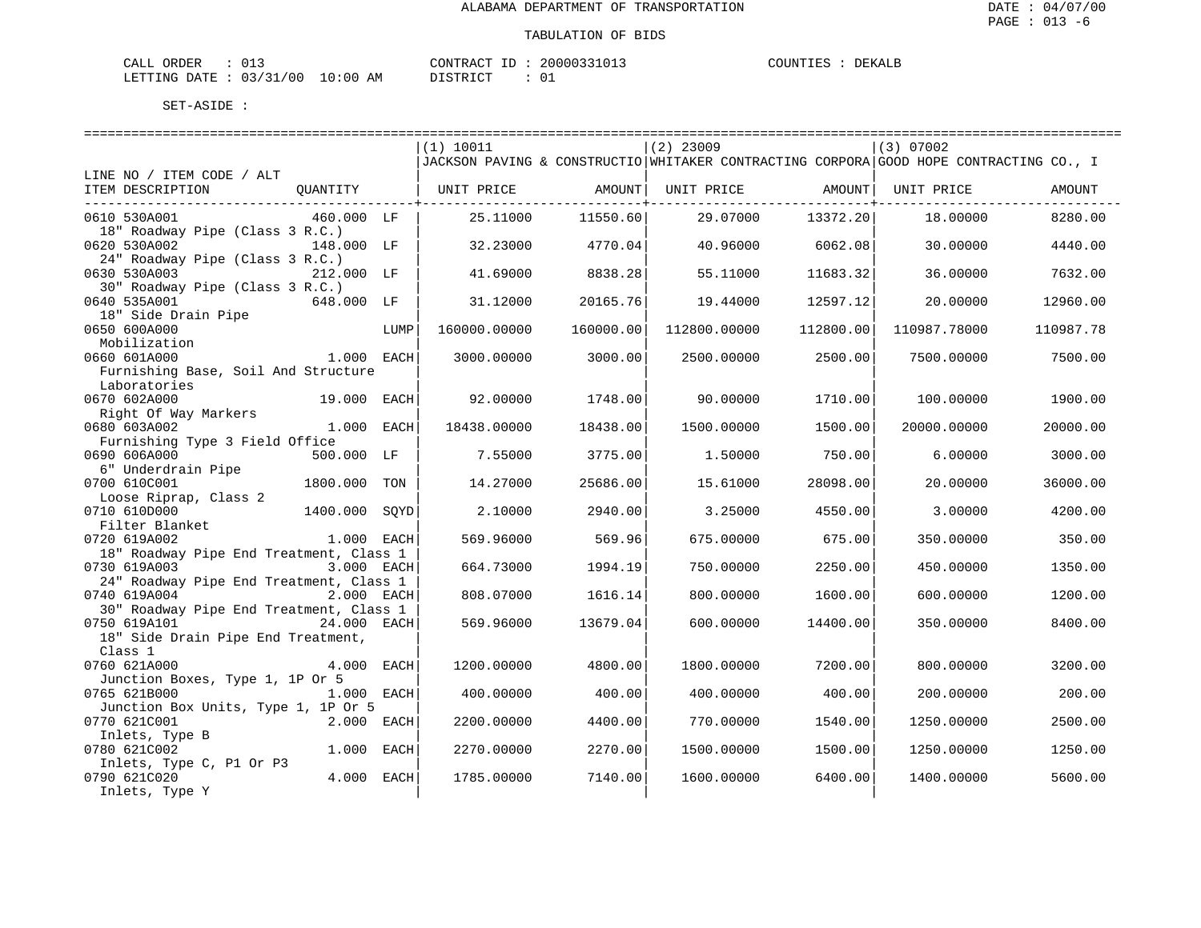ALABAMA DEPARTMENT OF TRANSPORTATION

TABULATION OF BIDS

CALL ORDER : 013 CONTRACT ID : 20000331013 COUNTIES : DEKALB
LETTING DATE : 03/31/00 10:00 AM DISTRICT : 01

SET-ASIDE :

| LINE NO / ITEM CODE / ALT ITEM DESCRIPTION | QUANTITY | | (1) 10011 JACKSON PAVING & CONSTRUCTIO UNIT PRICE | AMOUNT | (2) 23009 WHITAKER CONTRACTING CORPORA UNIT PRICE | AMOUNT | (3) 07002 GOOD HOPE CONTRACTING CO., I UNIT PRICE | AMOUNT |
|---|---|---|---|---|---|---|---|---|
| 0610 530A001 18" Roadway Pipe (Class 3 R.C.) | 460.000 | LF | 25.11000 | 11550.60 | 29.07000 | 13372.20 | 18.00000 | 8280.00 |
| 0620 530A002 24" Roadway Pipe (Class 3 R.C.) | 148.000 | LF | 32.23000 | 4770.04 | 40.96000 | 6062.08 | 30.00000 | 4440.00 |
| 0630 530A003 30" Roadway Pipe (Class 3 R.C.) | 212.000 | LF | 41.69000 | 8838.28 | 55.11000 | 11683.32 | 36.00000 | 7632.00 |
| 0640 535A001 18" Side Drain Pipe | 648.000 | LF | 31.12000 | 20165.76 | 19.44000 | 12597.12 | 20.00000 | 12960.00 |
| 0650 600A000 Mobilization | | LUMP | 160000.00000 | 160000.00 | 112800.00000 | 112800.00 | 110987.78000 | 110987.78 |
| 0660 601A000 Furnishing Base, Soil And Structure Laboratories | 1.000 | EACH | 3000.00000 | 3000.00 | 2500.00000 | 2500.00 | 7500.00000 | 7500.00 |
| 0670 602A000 Right Of Way Markers | 19.000 | EACH | 92.00000 | 1748.00 | 90.00000 | 1710.00 | 100.00000 | 1900.00 |
| 0680 603A002 Furnishing Type 3 Field Office | 1.000 | EACH | 18438.00000 | 18438.00 | 1500.00000 | 1500.00 | 20000.00000 | 20000.00 |
| 0690 606A000 6" Underdrain Pipe | 500.000 | LF | 7.55000 | 3775.00 | 1.50000 | 750.00 | 6.00000 | 3000.00 |
| 0700 610C001 Loose Riprap, Class 2 | 1800.000 | TON | 14.27000 | 25686.00 | 15.61000 | 28098.00 | 20.00000 | 36000.00 |
| 0710 610D000 Filter Blanket | 1400.000 | SQYD | 2.10000 | 2940.00 | 3.25000 | 4550.00 | 3.00000 | 4200.00 |
| 0720 619A002 18" Roadway Pipe End Treatment, Class 1 | 1.000 | EACH | 569.96000 | 569.96 | 675.00000 | 675.00 | 350.00000 | 350.00 |
| 0730 619A003 24" Roadway Pipe End Treatment, Class 1 | 3.000 | EACH | 664.73000 | 1994.19 | 750.00000 | 2250.00 | 450.00000 | 1350.00 |
| 0740 619A004 30" Roadway Pipe End Treatment, Class 1 | 2.000 | EACH | 808.07000 | 1616.14 | 800.00000 | 1600.00 | 600.00000 | 1200.00 |
| 0750 619A101 18" Side Drain Pipe End Treatment, Class 1 | 24.000 | EACH | 569.96000 | 13679.04 | 600.00000 | 14400.00 | 350.00000 | 8400.00 |
| 0760 621A000 Junction Boxes, Type 1, 1P Or 5 | 4.000 | EACH | 1200.00000 | 4800.00 | 1800.00000 | 7200.00 | 800.00000 | 3200.00 |
| 0765 621B000 Junction Box Units, Type 1, 1P Or 5 | 1.000 | EACH | 400.00000 | 400.00 | 400.00000 | 400.00 | 200.00000 | 200.00 |
| 0770 621C001 Inlets, Type B | 2.000 | EACH | 2200.00000 | 4400.00 | 770.00000 | 1540.00 | 1250.00000 | 2500.00 |
| 0780 621C002 Inlets, Type C, P1 Or P3 | 1.000 | EACH | 2270.00000 | 2270.00 | 1500.00000 | 1500.00 | 1250.00000 | 1250.00 |
| 0790 621C020 Inlets, Type Y | 4.000 | EACH | 1785.00000 | 7140.00 | 1600.00000 | 6400.00 | 1400.00000 | 5600.00 |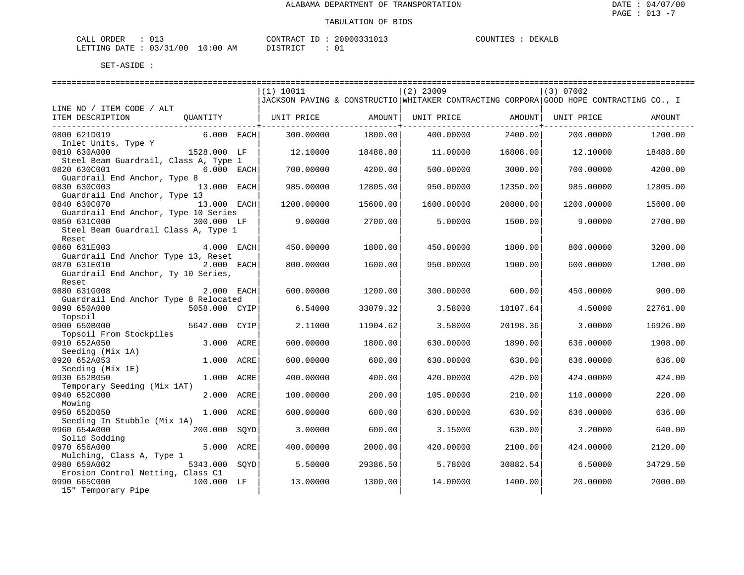ALABAMA DEPARTMENT OF TRANSPORTATION

TABULATION OF BIDS

CALL ORDER : 013 CONTRACT ID : 20000331013 COUNTIES : DEKALB
LETTING DATE : 03/31/00 10:00 AM DISTRICT : 01

SET-ASIDE :

| LINE NO / ITEM CODE / ALT ITEM DESCRIPTION | QUANTITY | (1) 10011 JACKSON PAVING & CONSTRUCTIO UNIT PRICE | AMOUNT | (2) 23009 WHITAKER CONTRACTING CORPORA UNIT PRICE | AMOUNT | (3) 07002 GOOD HOPE CONTRACTING CO., I UNIT PRICE | AMOUNT |
|---|---|---|---|---|---|---|---|
| 0800 621D019 Inlet Units, Type Y | 6.000 EACH | 300.00000 | 1800.00 | 400.00000 | 2400.00 | 200.00000 | 1200.00 |
| 0810 630A000 Steel Beam Guardrail, Class A, Type 1 | 1528.000 LF | 12.10000 | 18488.80 | 11.00000 | 16808.00 | 12.10000 | 18488.80 |
| 0820 630C001 Guardrail End Anchor, Type 8 | 6.000 EACH | 700.00000 | 4200.00 | 500.00000 | 3000.00 | 700.00000 | 4200.00 |
| 0830 630C003 Guardrail End Anchor, Type 13 | 13.000 EACH | 985.00000 | 12805.00 | 950.00000 | 12350.00 | 985.00000 | 12805.00 |
| 0840 630C070 Guardrail End Anchor, Type 10 Series | 13.000 EACH | 1200.00000 | 15600.00 | 1600.00000 | 20800.00 | 1200.00000 | 15600.00 |
| 0850 631C000 Steel Beam Guardrail Class A, Type 1 Reset | 300.000 LF | 9.00000 | 2700.00 | 5.00000 | 1500.00 | 9.00000 | 2700.00 |
| 0860 631E003 Guardrail End Anchor Type 13, Reset | 4.000 EACH | 450.00000 | 1800.00 | 450.00000 | 1800.00 | 800.00000 | 3200.00 |
| 0870 631E010 Guardrail End Anchor, Ty 10 Series, Reset | 2.000 EACH | 800.00000 | 1600.00 | 950.00000 | 1900.00 | 600.00000 | 1200.00 |
| 0880 631G008 Guardrail End Anchor Type 8 Relocated | 2.000 EACH | 600.00000 | 1200.00 | 300.00000 | 600.00 | 450.00000 | 900.00 |
| 0890 650A000 Topsoil | 5058.000 CYIP | 6.54000 | 33079.32 | 3.58000 | 18107.64 | 4.50000 | 22761.00 |
| 0900 650B000 Topsoil From Stockpiles | 5642.000 CYIP | 2.11000 | 11904.62 | 3.58000 | 20198.36 | 3.00000 | 16926.00 |
| 0910 652A050 Seeding (Mix 1A) | 3.000 ACRE | 600.00000 | 1800.00 | 630.00000 | 1890.00 | 636.00000 | 1908.00 |
| 0920 652A053 Seeding (Mix 1E) | 1.000 ACRE | 600.00000 | 600.00 | 630.00000 | 630.00 | 636.00000 | 636.00 |
| 0930 652B050 Temporary Seeding (Mix 1AT) | 1.000 ACRE | 400.00000 | 400.00 | 420.00000 | 420.00 | 424.00000 | 424.00 |
| 0940 652C000 Mowing | 2.000 ACRE | 100.00000 | 200.00 | 105.00000 | 210.00 | 110.00000 | 220.00 |
| 0950 652D050 Seeding In Stubble (Mix 1A) | 1.000 ACRE | 600.00000 | 600.00 | 630.00000 | 630.00 | 636.00000 | 636.00 |
| 0960 654A000 Solid Sodding | 200.000 SQYD | 3.00000 | 600.00 | 3.15000 | 630.00 | 3.20000 | 640.00 |
| 0970 656A000 Mulching, Class A, Type 1 | 5.000 ACRE | 400.00000 | 2000.00 | 420.00000 | 2100.00 | 424.00000 | 2120.00 |
| 0980 659A002 Erosion Control Netting, Class C1 | 5343.000 SQYD | 5.50000 | 29386.50 | 5.78000 | 30882.54 | 6.50000 | 34729.50 |
| 0990 665C000 15" Temporary Pipe | 100.000 LF | 13.00000 | 1300.00 | 14.00000 | 1400.00 | 20.00000 | 2000.00 |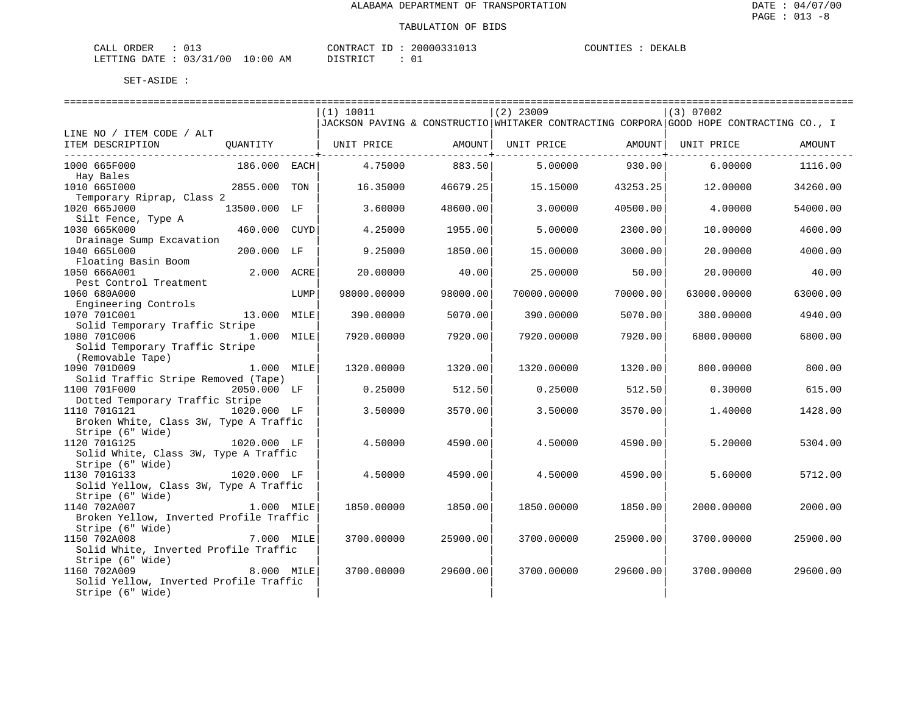ALABAMA DEPARTMENT OF TRANSPORTATION

TABULATION OF BIDS

DATE : 04/07/00
PAGE : 013 -8

CALL ORDER : 013 CONTRACT ID : 20000331013 COUNTIES : DEKALB
LETTING DATE : 03/31/00 10:00 AM DISTRICT : 01

SET-ASIDE :

| LINE NO / ITEM CODE / ALT ITEM DESCRIPTION | QUANTITY | | (1) 10011 JACKSON PAVING & CONSTRUCTIO UNIT PRICE | AMOUNT | (2) 23009 WHITAKER CONTRACTING CORPORA UNIT PRICE | AMOUNT | (3) 07002 GOOD HOPE CONTRACTING CO., I UNIT PRICE | AMOUNT |
|---|---|---|---|---|---|---|---|---|
| 1000 665F000 Hay Bales | 186.000 | EACH | 4.75000 | 883.50 | 5.00000 | 930.00 | 6.00000 | 1116.00 |
| 1010 665I000 Temporary Riprap, Class 2 | 2855.000 | TON | 16.35000 | 46679.25 | 15.15000 | 43253.25 | 12.00000 | 34260.00 |
| 1020 665J000 Silt Fence, Type A | 13500.000 | LF | 3.60000 | 48600.00 | 3.00000 | 40500.00 | 4.00000 | 54000.00 |
| 1030 665K000 Drainage Sump Excavation | 460.000 | CUYD | 4.25000 | 1955.00 | 5.00000 | 2300.00 | 10.00000 | 4600.00 |
| 1040 665L000 Floating Basin Boom | 200.000 | LF | 9.25000 | 1850.00 | 15.00000 | 3000.00 | 20.00000 | 4000.00 |
| 1050 666A001 Pest Control Treatment | 2.000 | ACRE | 20.00000 | 40.00 | 25.00000 | 50.00 | 20.00000 | 40.00 |
| 1060 680A000 Engineering Controls | | LUMP | 98000.00000 | 98000.00 | 70000.00000 | 70000.00 | 63000.00000 | 63000.00 |
| 1070 701C001 Solid Temporary Traffic Stripe | 13.000 | MILE | 390.00000 | 5070.00 | 390.00000 | 5070.00 | 380.00000 | 4940.00 |
| 1080 701C006 Solid Temporary Traffic Stripe (Removable Tape) | 1.000 | MILE | 7920.00000 | 7920.00 | 7920.00000 | 7920.00 | 6800.00000 | 6800.00 |
| 1090 701D009 Solid Traffic Stripe Removed (Tape) | 1.000 | MILE | 1320.00000 | 1320.00 | 1320.00000 | 1320.00 | 800.00000 | 800.00 |
| 1100 701F000 Dotted Temporary Traffic Stripe | 2050.000 | LF | 0.25000 | 512.50 | 0.25000 | 512.50 | 0.30000 | 615.00 |
| 1110 701G121 Broken White, Class 3W, Type A Traffic Stripe (6" Wide) | 1020.000 | LF | 3.50000 | 3570.00 | 3.50000 | 3570.00 | 1.40000 | 1428.00 |
| 1120 701G125 Solid White, Class 3W, Type A Traffic Stripe (6" Wide) | 1020.000 | LF | 4.50000 | 4590.00 | 4.50000 | 4590.00 | 5.20000 | 5304.00 |
| 1130 701G133 Solid Yellow, Class 3W, Type A Traffic Stripe (6" Wide) | 1020.000 | LF | 4.50000 | 4590.00 | 4.50000 | 4590.00 | 5.60000 | 5712.00 |
| 1140 702A007 Broken Yellow, Inverted Profile Traffic Stripe (6" Wide) | 1.000 | MILE | 1850.00000 | 1850.00 | 1850.00000 | 1850.00 | 2000.00000 | 2000.00 |
| 1150 702A008 Solid White, Inverted Profile Traffic Stripe (6" Wide) | 7.000 | MILE | 3700.00000 | 25900.00 | 3700.00000 | 25900.00 | 3700.00000 | 25900.00 |
| 1160 702A009 Solid Yellow, Inverted Profile Traffic Stripe (6" Wide) | 8.000 | MILE | 3700.00000 | 29600.00 | 3700.00000 | 29600.00 | 3700.00000 | 29600.00 |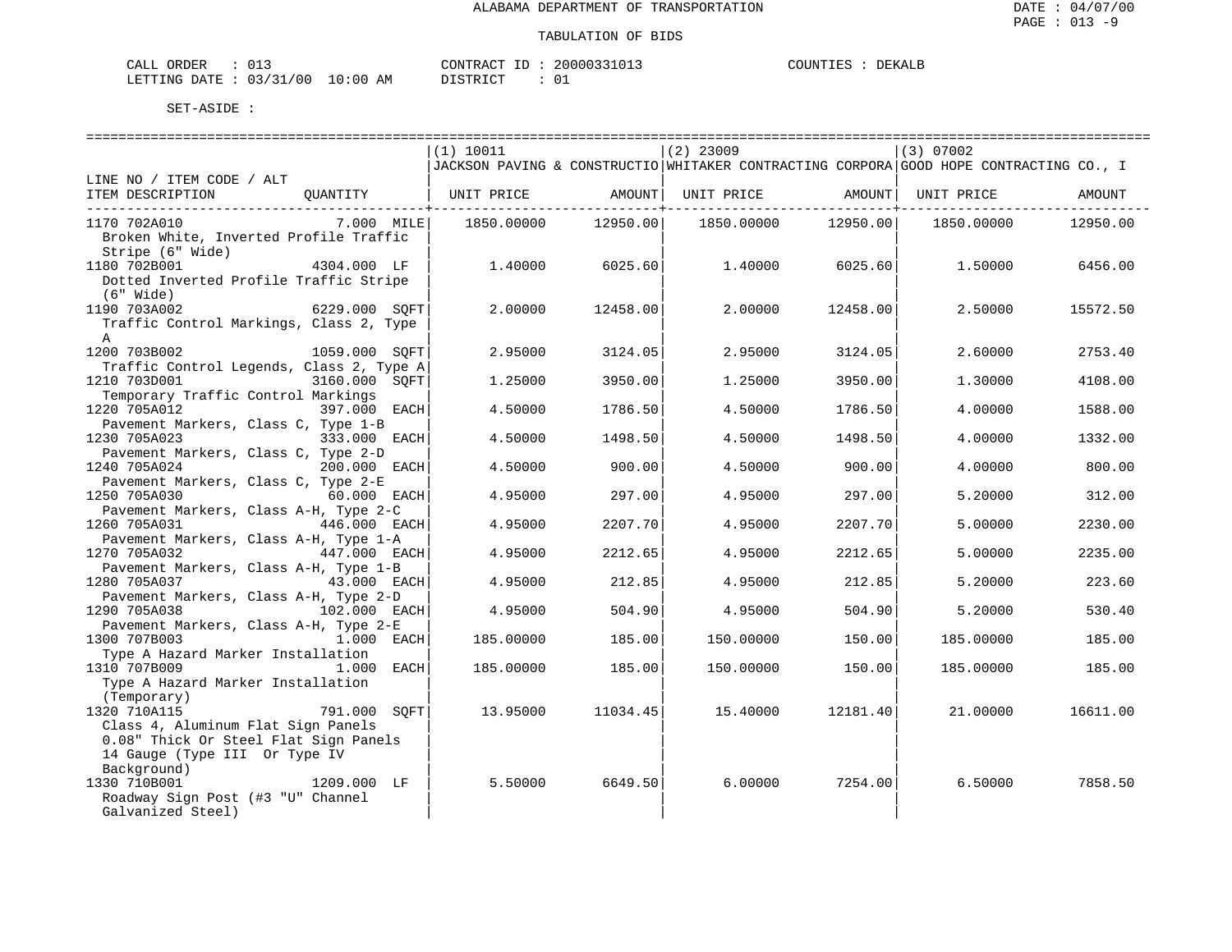ALABAMA DEPARTMENT OF TRANSPORTATION

TABULATION OF BIDS

CALL ORDER : 013  CONTRACT ID : 20000331013  COUNTIES : DEKALB
LETTING DATE : 03/31/00 10:00 AM  DISTRICT : 01

SET-ASIDE :

| LINE NO / ITEM CODE / ALT ITEM DESCRIPTION | QUANTITY | (1) 10011 JACKSON PAVING & CONSTRUCTIO UNIT PRICE | AMOUNT | (2) 23009 WHITAKER CONTRACTING CORPORA UNIT PRICE | AMOUNT | (3) 07002 GOOD HOPE CONTRACTING CO., I UNIT PRICE | AMOUNT |
|---|---|---|---|---|---|---|---|
| 1170 702A010 Broken White, Inverted Profile Traffic Stripe (6" Wide) | 7.000 MILE | 1850.00000 | 12950.00 | 1850.00000 | 12950.00 | 1850.00000 | 12950.00 |
| 1180 702B001 Dotted Inverted Profile Traffic Stripe (6" Wide) | 4304.000 LF | 1.40000 | 6025.60 | 1.40000 | 6025.60 | 1.50000 | 6456.00 |
| 1190 703A002 Traffic Control Markings, Class 2, Type A | 6229.000 SQFT | 2.00000 | 12458.00 | 2.00000 | 12458.00 | 2.50000 | 15572.50 |
| 1200 703B002 Traffic Control Legends, Class 2, Type A | 1059.000 SQFT | 2.95000 | 3124.05 | 2.95000 | 3124.05 | 2.60000 | 2753.40 |
| 1210 703D001 Temporary Traffic Control Markings | 3160.000 SQFT | 1.25000 | 3950.00 | 1.25000 | 3950.00 | 1.30000 | 4108.00 |
| 1220 705A012 Pavement Markers, Class C, Type 1-B | 397.000 EACH | 4.50000 | 1786.50 | 4.50000 | 1786.50 | 4.00000 | 1588.00 |
| 1230 705A023 Pavement Markers, Class C, Type 2-D | 333.000 EACH | 4.50000 | 1498.50 | 4.50000 | 1498.50 | 4.00000 | 1332.00 |
| 1240 705A024 Pavement Markers, Class C, Type 2-E | 200.000 EACH | 4.50000 | 900.00 | 4.50000 | 900.00 | 4.00000 | 800.00 |
| 1250 705A030 Pavement Markers, Class A-H, Type 2-C | 60.000 EACH | 4.95000 | 297.00 | 4.95000 | 297.00 | 5.20000 | 312.00 |
| 1260 705A031 Pavement Markers, Class A-H, Type 1-A | 446.000 EACH | 4.95000 | 2207.70 | 4.95000 | 2207.70 | 5.00000 | 2230.00 |
| 1270 705A032 Pavement Markers, Class A-H, Type 1-B | 447.000 EACH | 4.95000 | 2212.65 | 4.95000 | 2212.65 | 5.00000 | 2235.00 |
| 1280 705A037 Pavement Markers, Class A-H, Type 2-D | 43.000 EACH | 4.95000 | 212.85 | 4.95000 | 212.85 | 5.20000 | 223.60 |
| 1290 705A038 Pavement Markers, Class A-H, Type 2-E | 102.000 EACH | 4.95000 | 504.90 | 4.95000 | 504.90 | 5.20000 | 530.40 |
| 1300 707B003 Type A Hazard Marker Installation | 1.000 EACH | 185.00000 | 185.00 | 150.00000 | 150.00 | 185.00000 | 185.00 |
| 1310 707B009 Type A Hazard Marker Installation (Temporary) | 1.000 EACH | 185.00000 | 185.00 | 150.00000 | 150.00 | 185.00000 | 185.00 |
| 1320 710A115 Class 4, Aluminum Flat Sign Panels 0.08" Thick Or Steel Flat Sign Panels 14 Gauge (Type III Or Type IV Background) | 791.000 SQFT | 13.95000 | 11034.45 | 15.40000 | 12181.40 | 21.00000 | 16611.00 |
| 1330 710B001 Roadway Sign Post (#3 "U" Channel Galvanized Steel) | 1209.000 LF | 5.50000 | 6649.50 | 6.00000 | 7254.00 | 6.50000 | 7858.50 |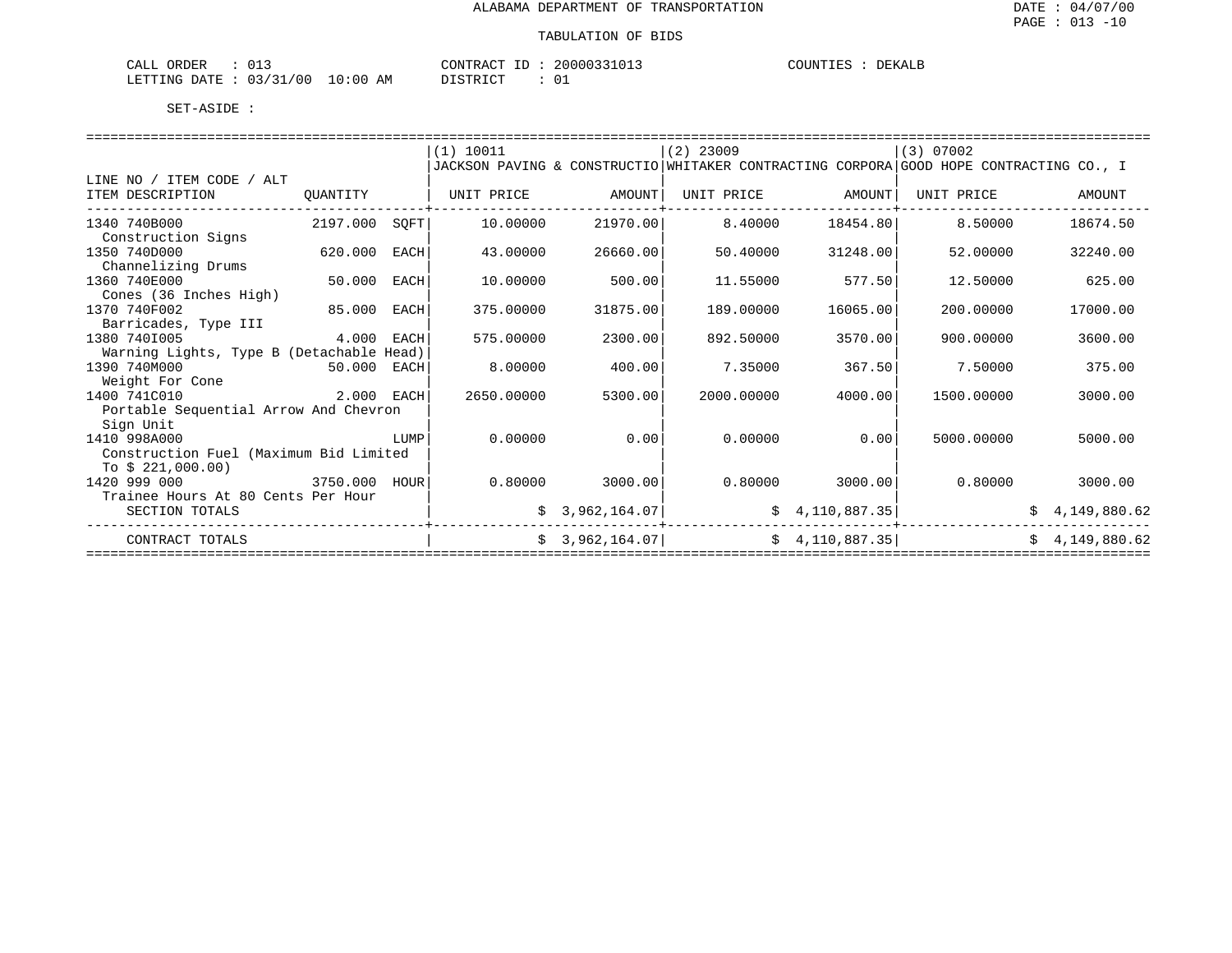ALABAMA DEPARTMENT OF TRANSPORTATION

TABULATION OF BIDS

DATE : 04/07/00
PAGE : 013 -10

CALL ORDER : 013 CONTRACT ID : 20000331013 COUNTIES : DEKALB
LETTING DATE : 03/31/00 10:00 AM DISTRICT : 01

SET-ASIDE :

| LINE NO / ITEM CODE / ALT ITEM DESCRIPTION | QUANTITY | | (1) 10011 JACKSON PAVING & CONSTRUCTIO UNIT PRICE | AMOUNT | (2) 23009 WHITAKER CONTRACTING CORPORA UNIT PRICE | AMOUNT | (3) 07002 GOOD HOPE CONTRACTING CO., I UNIT PRICE | AMOUNT |
|---|---|---|---|---|---|---|---|---|
| 1340 740B000 Construction Signs | 2197.000 | SQFT | 10.00000 | 21970.00 | 8.40000 | 18454.80 | 8.50000 | 18674.50 |
| 1350 740D000 Channelizing Drums | 620.000 | EACH | 43.00000 | 26660.00 | 50.40000 | 31248.00 | 52.00000 | 32240.00 |
| 1360 740E000 Cones (36 Inches High) | 50.000 | EACH | 10.00000 | 500.00 | 11.55000 | 577.50 | 12.50000 | 625.00 |
| 1370 740F002 Barricades, Type III | 85.000 | EACH | 375.00000 | 31875.00 | 189.00000 | 16065.00 | 200.00000 | 17000.00 |
| 1380 740I005 Warning Lights, Type B (Detachable Head) | 4.000 | EACH | 575.00000 | 2300.00 | 892.50000 | 3570.00 | 900.00000 | 3600.00 |
| 1390 740M000 Weight For Cone | 50.000 | EACH | 8.00000 | 400.00 | 7.35000 | 367.50 | 7.50000 | 375.00 |
| 1400 741C010 Portable Sequential Arrow And Chevron Sign Unit | 2.000 | EACH | 2650.00000 | 5300.00 | 2000.00000 | 4000.00 | 1500.00000 | 3000.00 |
| 1410 998A000 Construction Fuel (Maximum Bid Limited To $ 221,000.00) | | LUMP | 0.00000 | 0.00 | 0.00000 | 0.00 | 5000.00000 | 5000.00 |
| 1420 999 000 Trainee Hours At 80 Cents Per Hour | 3750.000 | HOUR | 0.80000 | 3000.00 | 0.80000 | 3000.00 | 0.80000 | 3000.00 |
| SECTION TOTALS | | | | $ 3,962,164.07 | | $ 4,110,887.35 | | $ 4,149,880.62 |
| CONTRACT TOTALS | | | | $ 3,962,164.07 | | $ 4,110,887.35 | | $ 4,149,880.62 |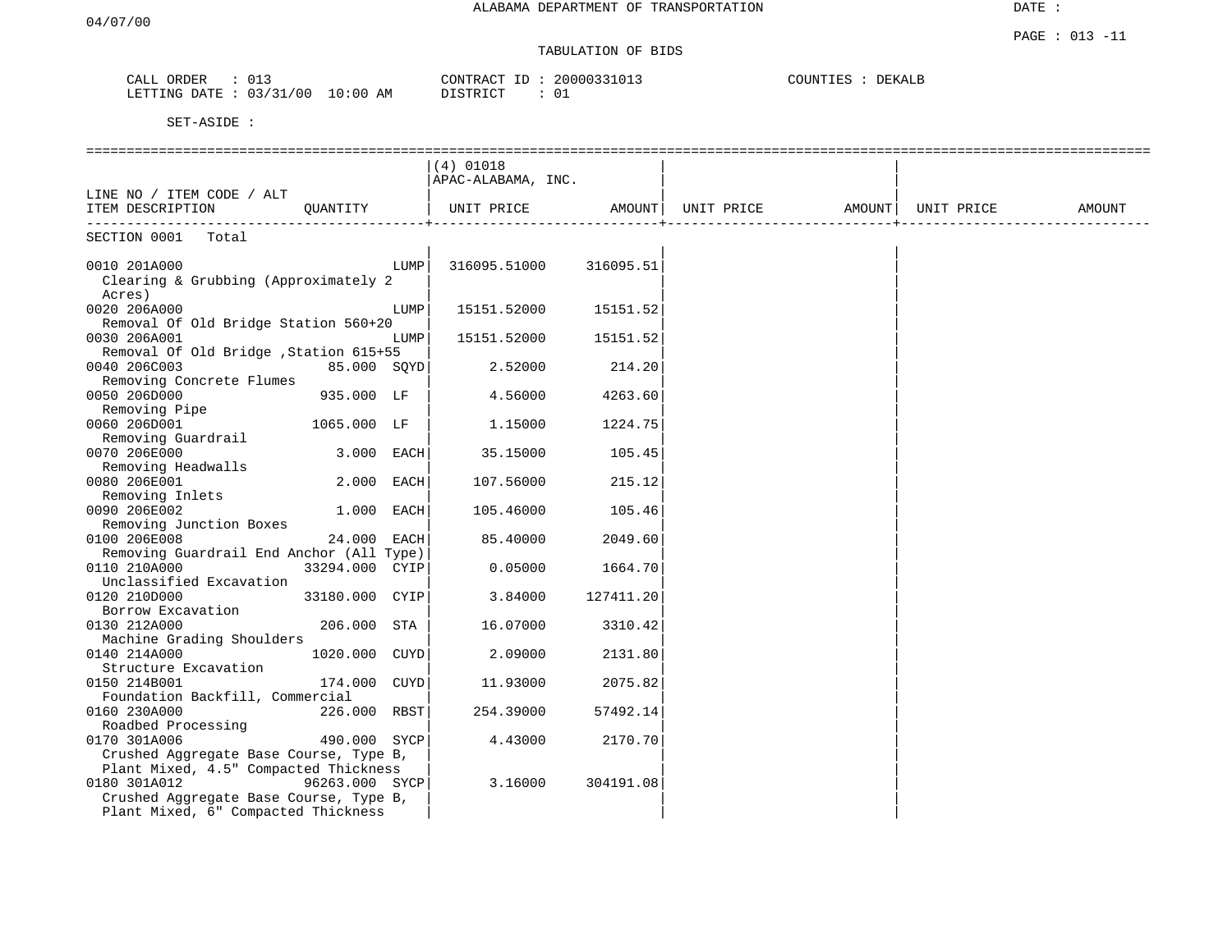ALABAMA DEPARTMENT OF TRANSPORTATION

04/07/00

TABULATION OF BIDS

CALL ORDER : 013
LETTING DATE : 03/31/00 10:00 AM

CONTRACT ID : 20000331013
DISTRICT : 01

COUNTIES : DEKALB

SET-ASIDE :

| LINE NO / ITEM CODE / ALT ITEM DESCRIPTION | QUANTITY | (4) 01018 APAC-ALABAMA, INC. UNIT PRICE | AMOUNT | UNIT PRICE | AMOUNT | UNIT PRICE | AMOUNT |
|---|---|---|---|---|---|---|---|
| SECTION 0001 Total | | | | | | | |
| 0010 201A000 Clearing & Grubbing (Approximately 2 Acres) | LUMP | 316095.51000 | 316095.51 | | | | |
| 0020 206A000 Removal Of Old Bridge Station 560+20 | LUMP | 15151.52000 | 15151.52 | | | | |
| 0030 206A001 Removal Of Old Bridge ,Station 615+55 | LUMP | 15151.52000 | 15151.52 | | | | |
| 0040 206C003 Removing Concrete Flumes | 85.000 SQYD | 2.52000 | 214.20 | | | | |
| 0050 206D000 Removing Pipe | 935.000 LF | 4.56000 | 4263.60 | | | | |
| 0060 206D001 Removing Guardrail | 1065.000 LF | 1.15000 | 1224.75 | | | | |
| 0070 206E000 Removing Headwalls | 3.000 EACH | 35.15000 | 105.45 | | | | |
| 0080 206E001 Removing Inlets | 2.000 EACH | 107.56000 | 215.12 | | | | |
| 0090 206E002 Removing Junction Boxes | 1.000 EACH | 105.46000 | 105.46 | | | | |
| 0100 206E008 Removing Guardrail End Anchor (All Type) | 24.000 EACH | 85.40000 | 2049.60 | | | | |
| 0110 210A000 Unclassified Excavation | 33294.000 CYIP | 0.05000 | 1664.70 | | | | |
| 0120 210D000 Borrow Excavation | 33180.000 CYIP | 3.84000 | 127411.20 | | | | |
| 0130 212A000 Machine Grading Shoulders | 206.000 STA | 16.07000 | 3310.42 | | | | |
| 0140 214A000 Structure Excavation | 1020.000 CUYD | 2.09000 | 2131.80 | | | | |
| 0150 214B001 Foundation Backfill, Commercial | 174.000 CUYD | 11.93000 | 2075.82 | | | | |
| 0160 230A000 Roadbed Processing | 226.000 RBST | 254.39000 | 57492.14 | | | | |
| 0170 301A006 Crushed Aggregate Base Course, Type B, Plant Mixed, 4.5" Compacted Thickness | 490.000 SYCP | 4.43000 | 2170.70 | | | | |
| 0180 301A012 Crushed Aggregate Base Course, Type B, Plant Mixed, 6" Compacted Thickness | 96263.000 SYCP | 3.16000 | 304191.08 | | | | |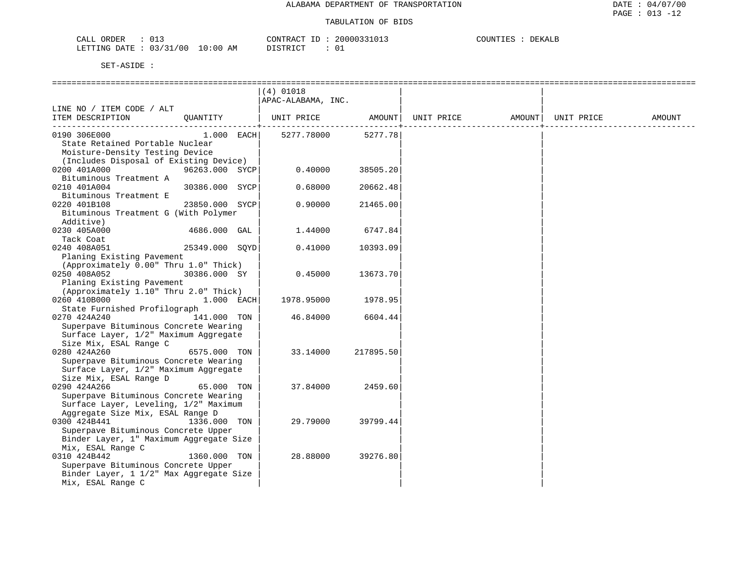ALABAMA DEPARTMENT OF TRANSPORTATION

TABULATION OF BIDS

CALL ORDER : 013 CONTRACT ID : 20000331013 COUNTIES : DEKALB
LETTING DATE : 03/31/00 10:00 AM DISTRICT : 01

SET-ASIDE :

| LINE NO / ITEM CODE / ALT ITEM DESCRIPTION | QUANTITY | (4) 01018 APAC-ALABAMA, INC. UNIT PRICE | AMOUNT | UNIT PRICE | AMOUNT | UNIT PRICE | AMOUNT |
|---|---|---|---|---|---|---|---|
| 0190 306E000 State Retained Portable Nuclear Moisture-Density Testing Device (Includes Disposal of Existing Device) | 1.000 EACH | 5277.78000 | 5277.78 | | | | |
| 0200 401A000 Bituminous Treatment A | 96263.000 SYCP | 0.40000 | 38505.20 | | | | |
| 0210 401A004 Bituminous Treatment E | 30386.000 SYCP | 0.68000 | 20662.48 | | | | |
| 0220 401B108 Bituminous Treatment G (With Polymer Additive) | 23850.000 SYCP | 0.90000 | 21465.00 | | | | |
| 0230 405A000 Tack Coat | 4686.000 GAL | 1.44000 | 6747.84 | | | | |
| 0240 408A051 Planing Existing Pavement (Approximately 0.00" Thru 1.0" Thick) | 25349.000 SQYD | 0.41000 | 10393.09 | | | | |
| 0250 408A052 Planing Existing Pavement (Approximately 1.10" Thru 2.0" Thick) | 30386.000 SY | 0.45000 | 13673.70 | | | | |
| 0260 410B000 State Furnished Profilograph | 1.000 EACH | 1978.95000 | 1978.95 | | | | |
| 0270 424A240 Superpave Bituminous Concrete Wearing Surface Layer, 1/2" Maximum Aggregate Size Mix, ESAL Range C | 141.000 TON | 46.84000 | 6604.44 | | | | |
| 0280 424A260 Superpave Bituminous Concrete Wearing Surface Layer, 1/2" Maximum Aggregate Size Mix, ESAL Range D | 6575.000 TON | 33.14000 | 217895.50 | | | | |
| 0290 424A266 Superpave Bituminous Concrete Wearing Surface Layer, Leveling, 1/2" Maximum Aggregate Size Mix, ESAL Range D | 65.000 TON | 37.84000 | 2459.60 | | | | |
| 0300 424B441 Superpave Bituminous Concrete Upper Binder Layer, 1" Maximum Aggregate Size Mix, ESAL Range C | 1336.000 TON | 29.79000 | 39799.44 | | | | |
| 0310 424B442 Superpave Bituminous Concrete Upper Binder Layer, 1 1/2" Max Aggregate Size Mix, ESAL Range C | 1360.000 TON | 28.88000 | 39276.80 | | | | |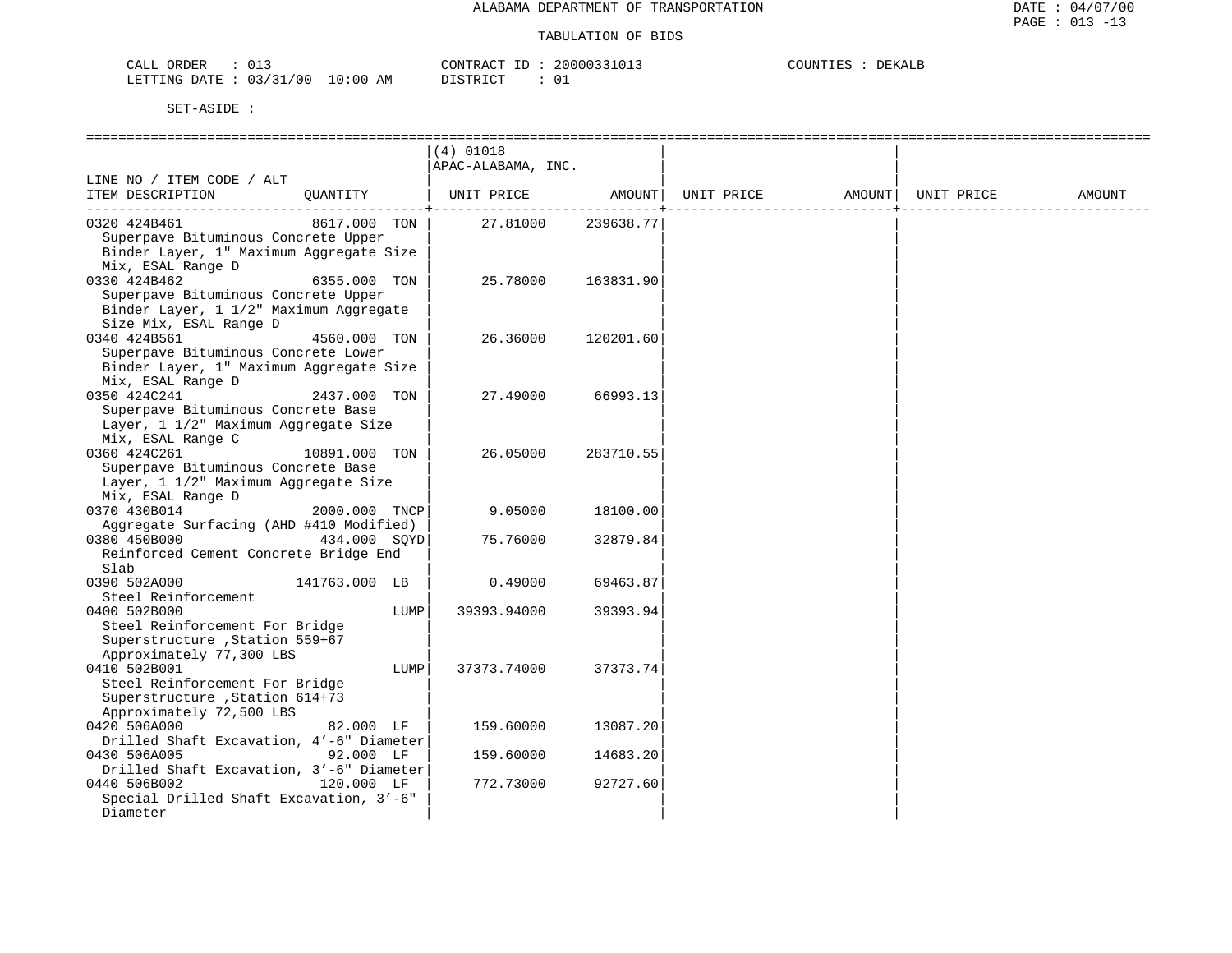ALABAMA DEPARTMENT OF TRANSPORTATION

TABULATION OF BIDS

CALL ORDER : 013 CONTRACT ID : 20000331013 COUNTIES : DEKALB
LETTING DATE : 03/31/00 10:00 AM DISTRICT : 01

SET-ASIDE :

| LINE NO / ITEM CODE / ALT ITEM DESCRIPTION | QUANTITY | (4) 01018 APAC-ALABAMA, INC. UNIT PRICE | AMOUNT | UNIT PRICE | AMOUNT | UNIT PRICE | AMOUNT |
|---|---|---|---|---|---|---|---|
| 0320 424B461 Superpave Bituminous Concrete Upper Binder Layer, 1" Maximum Aggregate Size Mix, ESAL Range D | 8617.000 TON | 27.81000 | 239638.77 | | | | |
| 0330 424B462 Superpave Bituminous Concrete Upper Binder Layer, 1 1/2" Maximum Aggregate Size Mix, ESAL Range D | 6355.000 TON | 25.78000 | 163831.90 | | | | |
| 0340 424B561 Superpave Bituminous Concrete Lower Binder Layer, 1" Maximum Aggregate Size Mix, ESAL Range D | 4560.000 TON | 26.36000 | 120201.60 | | | | |
| 0350 424C241 Superpave Bituminous Concrete Base Layer, 1 1/2" Maximum Aggregate Size Mix, ESAL Range C | 2437.000 TON | 27.49000 | 66993.13 | | | | |
| 0360 424C261 Superpave Bituminous Concrete Base Layer, 1 1/2" Maximum Aggregate Size Mix, ESAL Range D | 10891.000 TON | 26.05000 | 283710.55 | | | | |
| 0370 430B014 Aggregate Surfacing (AHD #410 Modified) | 2000.000 TNCP | 9.05000 | 18100.00 | | | | |
| 0380 450B000 Reinforced Cement Concrete Bridge End Slab | 434.000 SQYD | 75.76000 | 32879.84 | | | | |
| 0390 502A000 Steel Reinforcement | 141763.000 LB | 0.49000 | 69463.87 | | | | |
| 0400 502B000 Steel Reinforcement For Bridge Superstructure ,Station 559+67 Approximately 77,300 LBS | LUMP | 39393.94000 | 39393.94 | | | | |
| 0410 502B001 Steel Reinforcement For Bridge Superstructure ,Station 614+73 Approximately 72,500 LBS | LUMP | 37373.74000 | 37373.74 | | | | |
| 0420 506A000 Drilled Shaft Excavation, 4'-6" Diameter | 82.000 LF | 159.60000 | 13087.20 | | | | |
| 0430 506A005 Drilled Shaft Excavation, 3'-6" Diameter | 92.000 LF | 159.60000 | 14683.20 | | | | |
| 0440 506B002 Special Drilled Shaft Excavation, 3'-6" Diameter | 120.000 LF | 772.73000 | 92727.60 | | | | |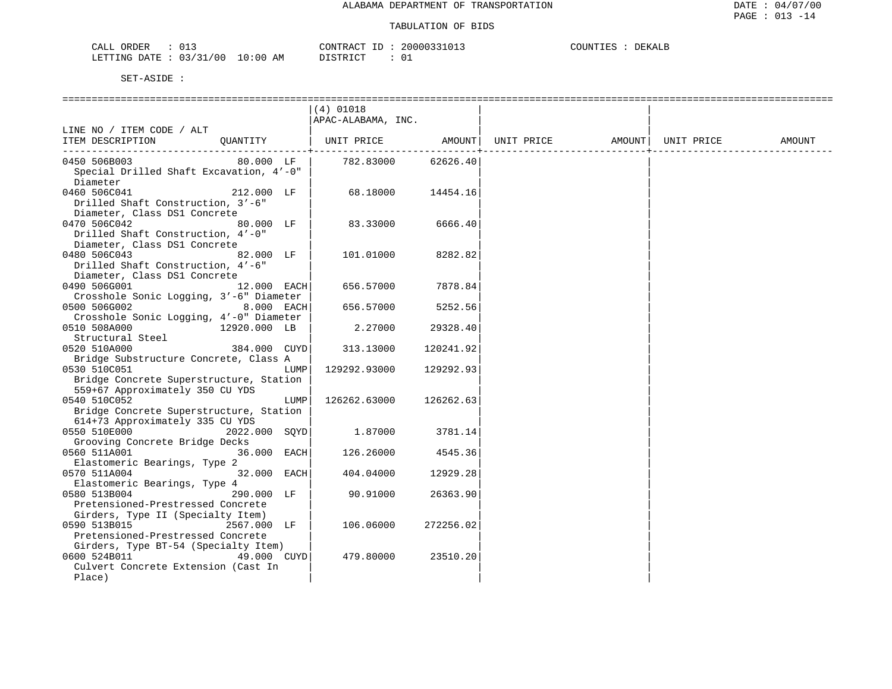ALABAMA DEPARTMENT OF TRANSPORTATION

TABULATION OF BIDS

CALL ORDER : 013 CONTRACT ID : 20000331013 COUNTIES : DEKALB
LETTING DATE : 03/31/00 10:00 AM DISTRICT : 01

SET-ASIDE :

| LINE NO / ITEM CODE / ALT ITEM DESCRIPTION | QUANTITY | (4) 01018 APAC-ALABAMA, INC. UNIT PRICE | AMOUNT | UNIT PRICE | AMOUNT | UNIT PRICE | AMOUNT |
|---|---|---|---|---|---|---|---|
| 0450 506B003 Special Drilled Shaft Excavation, 4’-0" Diameter | 80.000 LF | 782.83000 | 62626.40 | | | | |
| 0460 506C041 Drilled Shaft Construction, 3’-6" Diameter, Class DS1 Concrete | 212.000 LF | 68.18000 | 14454.16 | | | | |
| 0470 506C042 Drilled Shaft Construction, 4’-0" Diameter, Class DS1 Concrete | 80.000 LF | 83.33000 | 6666.40 | | | | |
| 0480 506C043 Drilled Shaft Construction, 4’-6" Diameter, Class DS1 Concrete | 82.000 LF | 101.01000 | 8282.82 | | | | |
| 0490 506G001 Crosshole Sonic Logging, 3’-6" Diameter | 12.000 EACH | 656.57000 | 7878.84 | | | | |
| 0500 506G002 Crosshole Sonic Logging, 4’-0" Diameter | 8.000 EACH | 656.57000 | 5252.56 | | | | |
| 0510 508A000 Structural Steel | 12920.000 LB | 2.27000 | 29328.40 | | | | |
| 0520 510A000 Bridge Substructure Concrete, Class A | 384.000 CUYD | 313.13000 | 120241.92 | | | | |
| 0530 510C051 Bridge Concrete Superstructure, Station 559+67 Approximately 350 CU YDS | LUMP | 129292.93000 | 129292.93 | | | | |
| 0540 510C052 Bridge Concrete Superstructure, Station 614+73 Approximately 335 CU YDS | LUMP | 126262.63000 | 126262.63 | | | | |
| 0550 510E000 Grooving Concrete Bridge Decks | 2022.000 SQYD | 1.87000 | 3781.14 | | | | |
| 0560 511A001 Elastomeric Bearings, Type 2 | 36.000 EACH | 126.26000 | 4545.36 | | | | |
| 0570 511A004 Elastomeric Bearings, Type 4 | 32.000 EACH | 404.04000 | 12929.28 | | | | |
| 0580 513B004 Pretensioned-Prestressed Concrete Girders, Type II (Specialty Item) | 290.000 LF | 90.91000 | 26363.90 | | | | |
| 0590 513B015 Pretensioned-Prestressed Concrete Girders, Type BT-54 (Specialty Item) | 2567.000 LF | 106.06000 | 272256.02 | | | | |
| 0600 524B011 Culvert Concrete Extension (Cast In Place) | 49.000 CUYD | 479.80000 | 23510.20 | | | | |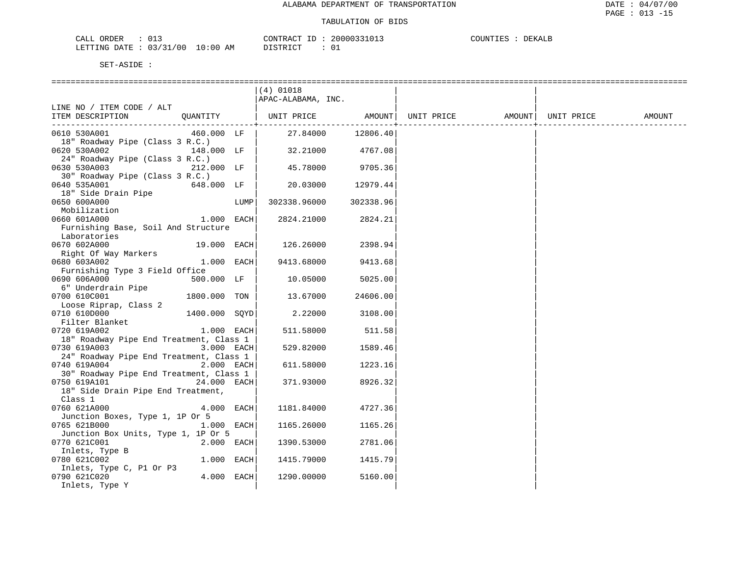ALABAMA DEPARTMENT OF TRANSPORTATION

TABULATION OF BIDS

CALL ORDER : 013 CONTRACT ID : 20000331013 COUNTIES : DEKALB
LETTING DATE : 03/31/00 10:00 AM DISTRICT : 01

SET-ASIDE :

| LINE NO / ITEM CODE / ALT ITEM DESCRIPTION | QUANTITY | (4) 01018 APAC-ALABAMA, INC. UNIT PRICE | AMOUNT | UNIT PRICE | AMOUNT | UNIT PRICE | AMOUNT |
|---|---|---|---|---|---|---|---|
| 0610 530A001 18" Roadway Pipe (Class 3 R.C.) | 460.000 LF | 27.84000 | 12806.40 | | | | |
| 0620 530A002 24" Roadway Pipe (Class 3 R.C.) | 148.000 LF | 32.21000 | 4767.08 | | | | |
| 0630 530A003 30" Roadway Pipe (Class 3 R.C.) | 212.000 LF | 45.78000 | 9705.36 | | | | |
| 0640 535A001 18" Side Drain Pipe | 648.000 LF | 20.03000 | 12979.44 | | | | |
| 0650 600A000 Mobilization | LUMP | 302338.96000 | 302338.96 | | | | |
| 0660 601A000 Furnishing Base, Soil And Structure Laboratories | 1.000 EACH | 2824.21000 | 2824.21 | | | | |
| 0670 602A000 Right Of Way Markers | 19.000 EACH | 126.26000 | 2398.94 | | | | |
| 0680 603A002 Furnishing Type 3 Field Office | 1.000 EACH | 9413.68000 | 9413.68 | | | | |
| 0690 606A000 6" Underdrain Pipe | 500.000 LF | 10.05000 | 5025.00 | | | | |
| 0700 610C001 Loose Riprap, Class 2 | 1800.000 TON | 13.67000 | 24606.00 | | | | |
| 0710 610D000 Filter Blanket | 1400.000 SQYD | 2.22000 | 3108.00 | | | | |
| 0720 619A002 18" Roadway Pipe End Treatment, Class 1 | 1.000 EACH | 511.58000 | 511.58 | | | | |
| 0730 619A003 24" Roadway Pipe End Treatment, Class 1 | 3.000 EACH | 529.82000 | 1589.46 | | | | |
| 0740 619A004 30" Roadway Pipe End Treatment, Class 1 | 2.000 EACH | 611.58000 | 1223.16 | | | | |
| 0750 619A101 18" Side Drain Pipe End Treatment, Class 1 | 24.000 EACH | 371.93000 | 8926.32 | | | | |
| 0760 621A000 Junction Boxes, Type 1, 1P Or 5 | 4.000 EACH | 1181.84000 | 4727.36 | | | | |
| 0765 621B000 Junction Box Units, Type 1, 1P Or 5 | 1.000 EACH | 1165.26000 | 1165.26 | | | | |
| 0770 621C001 Inlets, Type B | 2.000 EACH | 1390.53000 | 2781.06 | | | | |
| 0780 621C002 Inlets, Type C, P1 Or P3 | 1.000 EACH | 1415.79000 | 1415.79 | | | | |
| 0790 621C020 Inlets, Type Y | 4.000 EACH | 1290.00000 | 5160.00 | | | | |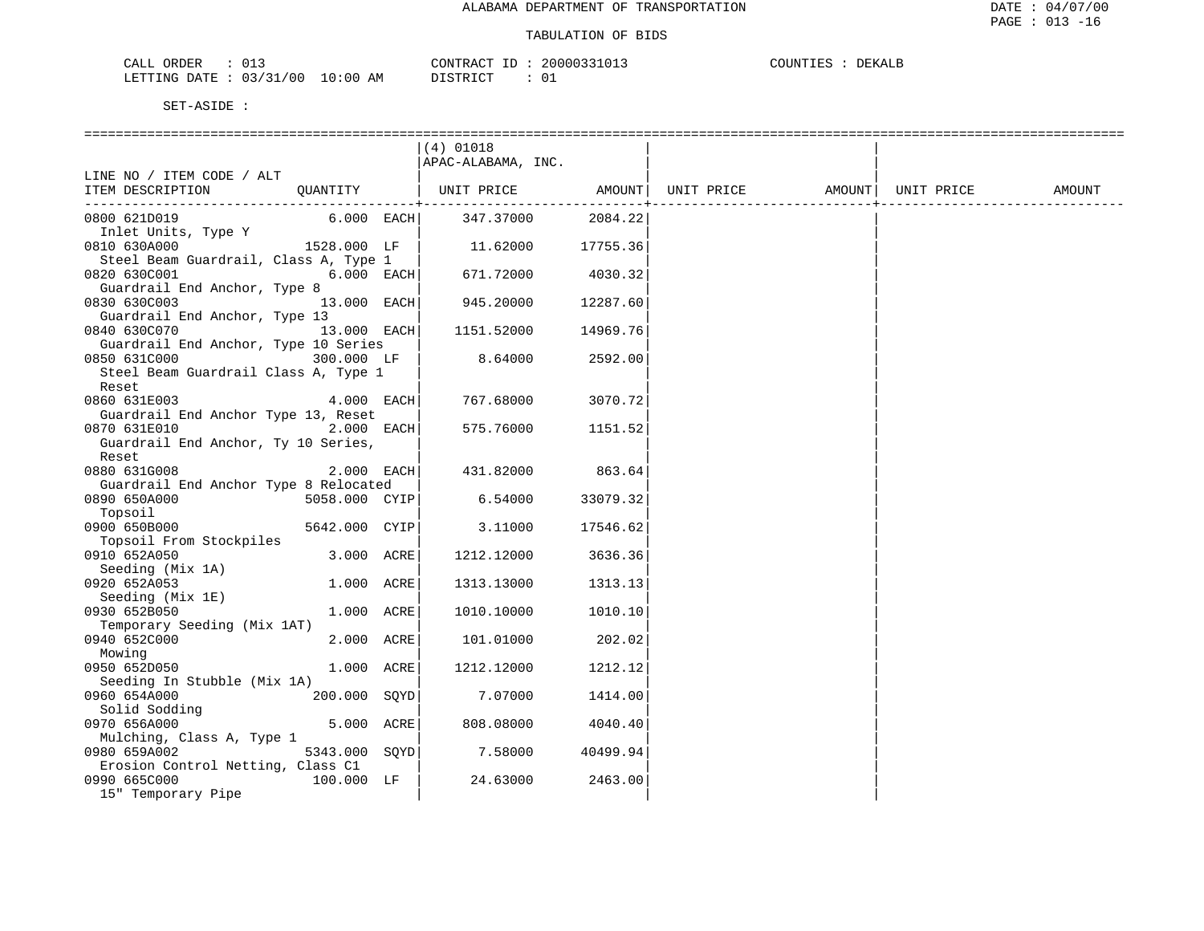ALABAMA DEPARTMENT OF TRANSPORTATION

TABULATION OF BIDS

CALL ORDER : 013 CONTRACT ID : 20000331013 COUNTIES : DEKALB
LETTING DATE : 03/31/00 10:00 AM DISTRICT : 01

SET-ASIDE :

| LINE NO / ITEM CODE / ALT ITEM DESCRIPTION | QUANTITY | (4) 01018 APAC-ALABAMA, INC. UNIT PRICE | AMOUNT | UNIT PRICE | AMOUNT | UNIT PRICE | AMOUNT |
|---|---|---|---|---|---|---|---|
| 0800 621D019 Inlet Units, Type Y | 6.000 EACH | 347.37000 | 2084.22 | | | | |
| 0810 630A000 Steel Beam Guardrail, Class A, Type 1 | 1528.000 LF | 11.62000 | 17755.36 | | | | |
| 0820 630C001 Guardrail End Anchor, Type 8 | 6.000 EACH | 671.72000 | 4030.32 | | | | |
| 0830 630C003 Guardrail End Anchor, Type 13 | 13.000 EACH | 945.20000 | 12287.60 | | | | |
| 0840 630C070 Guardrail End Anchor, Type 10 Series | 13.000 EACH | 1151.52000 | 14969.76 | | | | |
| 0850 631C000 Steel Beam Guardrail Class A, Type 1 Reset | 300.000 LF | 8.64000 | 2592.00 | | | | |
| 0860 631E003 Guardrail End Anchor Type 13, Reset | 4.000 EACH | 767.68000 | 3070.72 | | | | |
| 0870 631E010 Guardrail End Anchor, Ty 10 Series, Reset | 2.000 EACH | 575.76000 | 1151.52 | | | | |
| 0880 631G008 Guardrail End Anchor Type 8 Relocated | 2.000 EACH | 431.82000 | 863.64 | | | | |
| 0890 650A000 Topsoil | 5058.000 CYIP | 6.54000 | 33079.32 | | | | |
| 0900 650B000 Topsoil From Stockpiles | 5642.000 CYIP | 3.11000 | 17546.62 | | | | |
| 0910 652A050 Seeding (Mix 1A) | 3.000 ACRE | 1212.12000 | 3636.36 | | | | |
| 0920 652A053 Seeding (Mix 1E) | 1.000 ACRE | 1313.13000 | 1313.13 | | | | |
| 0930 652B050 Temporary Seeding (Mix 1AT) | 1.000 ACRE | 1010.10000 | 1010.10 | | | | |
| 0940 652C000 Mowing | 2.000 ACRE | 101.01000 | 202.02 | | | | |
| 0950 652D050 Seeding In Stubble (Mix 1A) | 1.000 ACRE | 1212.12000 | 1212.12 | | | | |
| 0960 654A000 Solid Sodding | 200.000 SQYD | 7.07000 | 1414.00 | | | | |
| 0970 656A000 Mulching, Class A, Type 1 | 5.000 ACRE | 808.08000 | 4040.40 | | | | |
| 0980 659A002 Erosion Control Netting, Class C1 | 5343.000 SQYD | 7.58000 | 40499.94 | | | | |
| 0990 665C000 15" Temporary Pipe | 100.000 LF | 24.63000 | 2463.00 | | | | |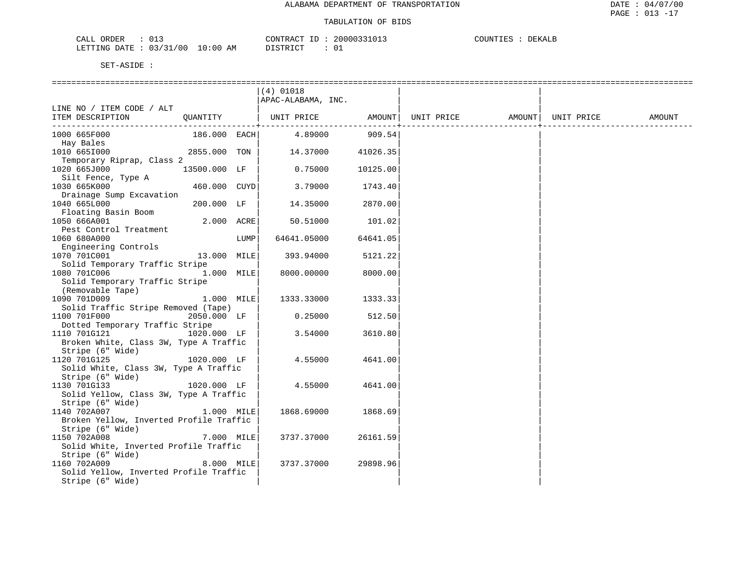ALABAMA DEPARTMENT OF TRANSPORTATION

TABULATION OF BIDS

CALL ORDER : 013 CONTRACT ID : 20000331013 COUNTIES : DEKALB
LETTING DATE : 03/31/00 10:00 AM DISTRICT : 01

SET-ASIDE :

| LINE NO / ITEM CODE / ALT ITEM DESCRIPTION | QUANTITY | | (4) 01018 APAC-ALABAMA, INC. UNIT PRICE | AMOUNT | UNIT PRICE | AMOUNT | UNIT PRICE | AMOUNT |
|---|---|---|---|---|---|---|---|---|
| 1000 665F000 Hay Bales | 186.000 | EACH | 4.89000 | 909.54 | | | | |
| 1010 665I000 Temporary Riprap, Class 2 | 2855.000 | TON | 14.37000 | 41026.35 | | | | |
| 1020 665J000 Silt Fence, Type A | 13500.000 | LF | 0.75000 | 10125.00 | | | | |
| 1030 665K000 Drainage Sump Excavation | 460.000 | CUYD | 3.79000 | 1743.40 | | | | |
| 1040 665L000 Floating Basin Boom | 200.000 | LF | 14.35000 | 2870.00 | | | | |
| 1050 666A001 Pest Control Treatment | 2.000 | ACRE | 50.51000 | 101.02 | | | | |
| 1060 680A000 Engineering Controls | | LUMP | 64641.05000 | 64641.05 | | | | |
| 1070 701C001 Solid Temporary Traffic Stripe | 13.000 | MILE | 393.94000 | 5121.22 | | | | |
| 1080 701C006 Solid Temporary Traffic Stripe (Removable Tape) | 1.000 | MILE | 8000.00000 | 8000.00 | | | | |
| 1090 701D009 Solid Traffic Stripe Removed (Tape) | 1.000 | MILE | 1333.33000 | 1333.33 | | | | |
| 1100 701F000 Dotted Temporary Traffic Stripe | 2050.000 | LF | 0.25000 | 512.50 | | | | |
| 1110 701G121 Broken White, Class 3W, Type A Traffic Stripe (6" Wide) | 1020.000 | LF | 3.54000 | 3610.80 | | | | |
| 1120 701G125 Solid White, Class 3W, Type A Traffic Stripe (6" Wide) | 1020.000 | LF | 4.55000 | 4641.00 | | | | |
| 1130 701G133 Solid Yellow, Class 3W, Type A Traffic Stripe (6" Wide) | 1020.000 | LF | 4.55000 | 4641.00 | | | | |
| 1140 702A007 Broken Yellow, Inverted Profile Traffic Stripe (6" Wide) | 1.000 | MILE | 1868.69000 | 1868.69 | | | | |
| 1150 702A008 Solid White, Inverted Profile Traffic Stripe (6" Wide) | 7.000 | MILE | 3737.37000 | 26161.59 | | | | |
| 1160 702A009 Solid Yellow, Inverted Profile Traffic Stripe (6" Wide) | 8.000 | MILE | 3737.37000 | 29898.96 | | | | |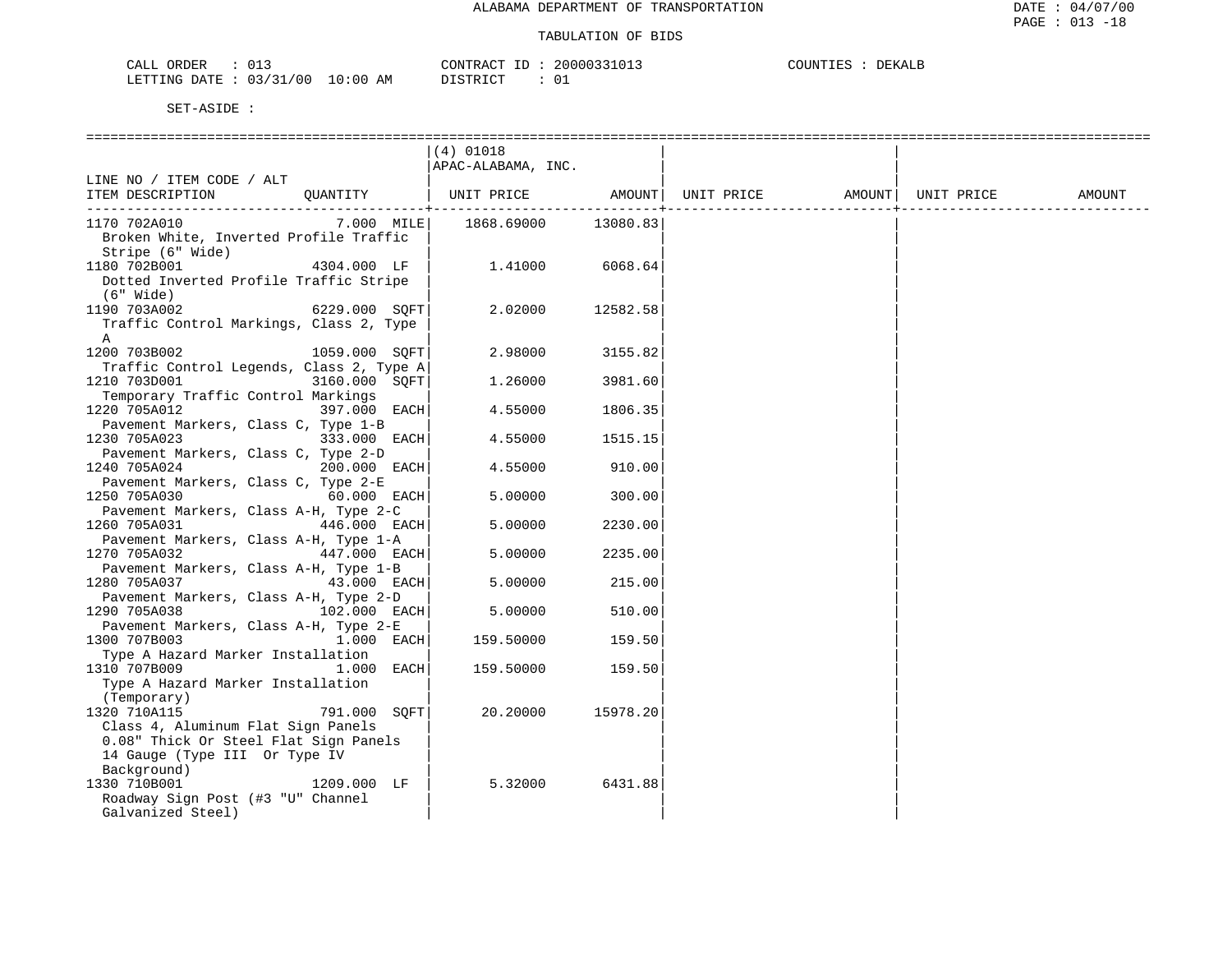ALABAMA DEPARTMENT OF TRANSPORTATION

TABULATION OF BIDS

CALL ORDER : 013　　CONTRACT ID : 20000331013　　COUNTIES : DEKALB
LETTING DATE : 03/31/00 10:00 AM　　DISTRICT : 01

SET-ASIDE :

| LINE NO / ITEM CODE / ALT ITEM DESCRIPTION | QUANTITY | (4) 01018 APAC-ALABAMA, INC. UNIT PRICE | AMOUNT | UNIT PRICE | AMOUNT | UNIT PRICE | AMOUNT |
|---|---|---|---|---|---|---|---|
| 1170 702A010 Broken White, Inverted Profile Traffic Stripe (6" Wide) | 7.000 MILE | 1868.69000 | 13080.83 | | | | |
| 1180 702B001 Dotted Inverted Profile Traffic Stripe (6" Wide) | 4304.000 LF | 1.41000 | 6068.64 | | | | |
| 1190 703A002 Traffic Control Markings, Class 2, Type A | 6229.000 SQFT | 2.02000 | 12582.58 | | | | |
| 1200 703B002 Traffic Control Legends, Class 2, Type A | 1059.000 SQFT | 2.98000 | 3155.82 | | | | |
| 1210 703D001 Temporary Traffic Control Markings | 3160.000 SQFT | 1.26000 | 3981.60 | | | | |
| 1220 705A012 Pavement Markers, Class C, Type 1-B | 397.000 EACH | 4.55000 | 1806.35 | | | | |
| 1230 705A023 Pavement Markers, Class C, Type 2-D | 333.000 EACH | 4.55000 | 1515.15 | | | | |
| 1240 705A024 Pavement Markers, Class C, Type 2-E | 200.000 EACH | 4.55000 | 910.00 | | | | |
| 1250 705A030 Pavement Markers, Class A-H, Type 2-C | 60.000 EACH | 5.00000 | 300.00 | | | | |
| 1260 705A031 Pavement Markers, Class A-H, Type 1-A | 446.000 EACH | 5.00000 | 2230.00 | | | | |
| 1270 705A032 Pavement Markers, Class A-H, Type 1-B | 447.000 EACH | 5.00000 | 2235.00 | | | | |
| 1280 705A037 Pavement Markers, Class A-H, Type 2-D | 43.000 EACH | 5.00000 | 215.00 | | | | |
| 1290 705A038 Pavement Markers, Class A-H, Type 2-E | 102.000 EACH | 5.00000 | 510.00 | | | | |
| 1300 707B003 Type A Hazard Marker Installation | 1.000 EACH | 159.50000 | 159.50 | | | | |
| 1310 707B009 Type A Hazard Marker Installation (Temporary) | 1.000 EACH | 159.50000 | 159.50 | | | | |
| 1320 710A115 Class 4, Aluminum Flat Sign Panels 0.08" Thick Or Steel Flat Sign Panels 14 Gauge (Type III Or Type IV Background) | 791.000 SQFT | 20.20000 | 15978.20 | | | | |
| 1330 710B001 Roadway Sign Post (#3 "U" Channel Galvanized Steel) | 1209.000 LF | 5.32000 | 6431.88 | | | | |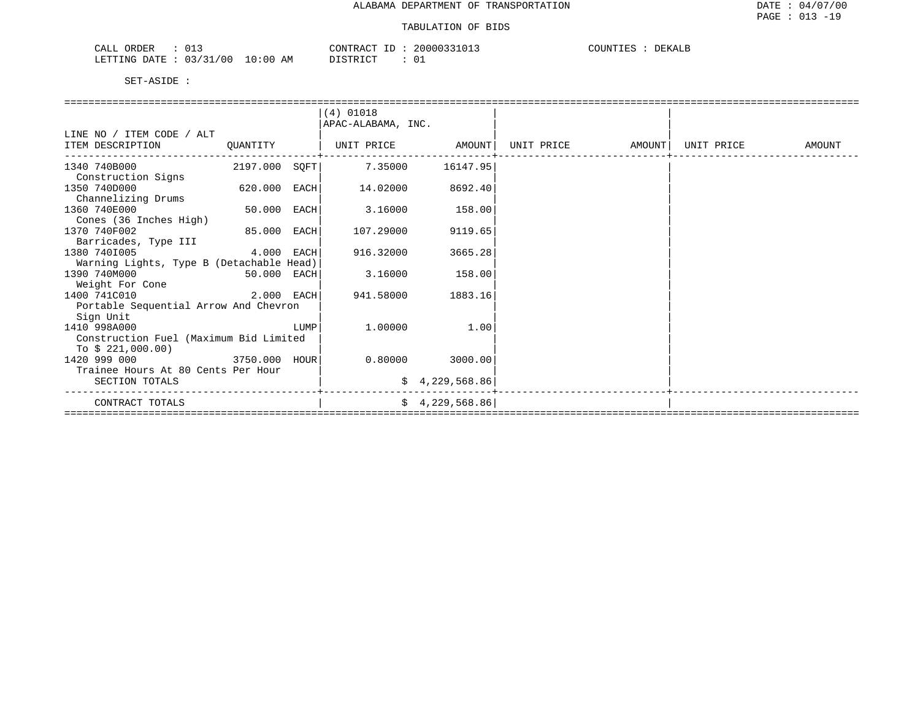ALABAMA DEPARTMENT OF TRANSPORTATION

TABULATION OF BIDS

CALL ORDER : 013 CONTRACT ID : 20000331013 COUNTIES : DEKALB
LETTING DATE : 03/31/00 10:00 AM DISTRICT : 01

SET-ASIDE :

| LINE NO / ITEM CODE / ALT ITEM DESCRIPTION | QUANTITY | (4) 01018 APAC-ALABAMA, INC. UNIT PRICE | AMOUNT | UNIT PRICE | AMOUNT | UNIT PRICE | AMOUNT |
|---|---|---|---|---|---|---|---|
| 1340 740B000 Construction Signs | 2197.000 SQFT | 7.35000 | 16147.95 | | | | |
| 1350 740D000 Channelizing Drums | 620.000 EACH | 14.02000 | 8692.40 | | | | |
| 1360 740E000 Cones (36 Inches High) | 50.000 EACH | 3.16000 | 158.00 | | | | |
| 1370 740F002 Barricades, Type III | 85.000 EACH | 107.29000 | 9119.65 | | | | |
| 1380 740I005 Warning Lights, Type B (Detachable Head) | 4.000 EACH | 916.32000 | 3665.28 | | | | |
| 1390 740M000 Weight For Cone | 50.000 EACH | 3.16000 | 158.00 | | | | |
| 1400 741C010 Portable Sequential Arrow And Chevron Sign Unit | 2.000 EACH | 941.58000 | 1883.16 | | | | |
| 1410 998A000 Construction Fuel (Maximum Bid Limited To $ 221,000.00) | LUMP | 1.00000 | 1.00 | | | | |
| 1420 999 000 Trainee Hours At 80 Cents Per Hour | 3750.000 HOUR | 0.80000 | 3000.00 | | | | |
| SECTION TOTALS | | | $ 4,229,568.86 | | | | |
| CONTRACT TOTALS | | | $ 4,229,568.86 | | | | |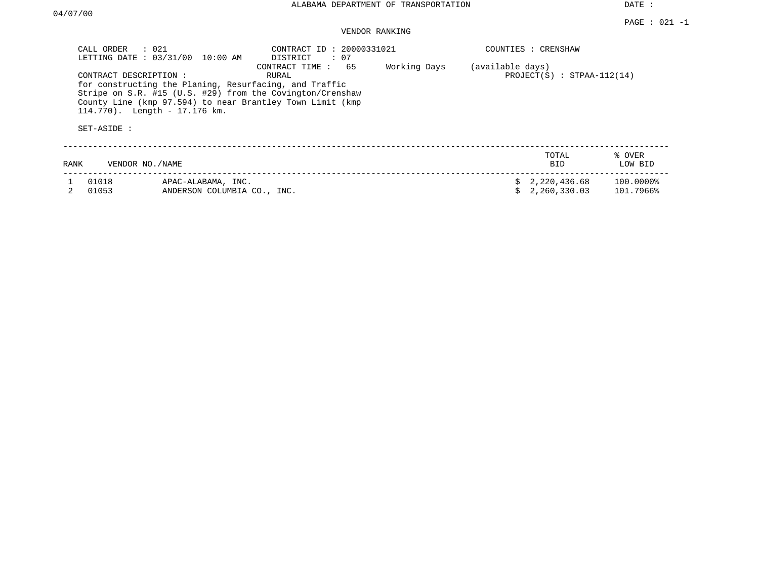ALABAMA DEPARTMENT OF TRANSPORTATION

DATE : 04/07/00

PAGE : 021 -1

VENDOR RANKING

CALL ORDER : 021
LETTING DATE : 03/31/00 10:00 AM

CONTRACT ID : 20000331021
DISTRICT : 07
CONTRACT TIME : 65 Working Days (available days)

COUNTIES : CRENSHAW

CONTRACT DESCRIPTION : RURAL

PROJECT(S) : STPAA-112(14)

for constructing the Planing, Resurfacing, and Traffic Stripe on S.R. #15 (U.S. #29) from the Covington/Crenshaw County Line (kmp 97.594) to near Brantley Town Limit (kmp 114.770). Length - 17.176 km.

SET-ASIDE :

| RANK | VENDOR NO./NAME | | TOTAL BID | % OVER LOW BID |
|---|---|---|---|---|
| 1 | 01018 | APAC-ALABAMA, INC. | $ 2,220,436.68 | 100.0000% |
| 2 | 01053 | ANDERSON COLUMBIA CO., INC. | $ 2,260,330.03 | 101.7966% |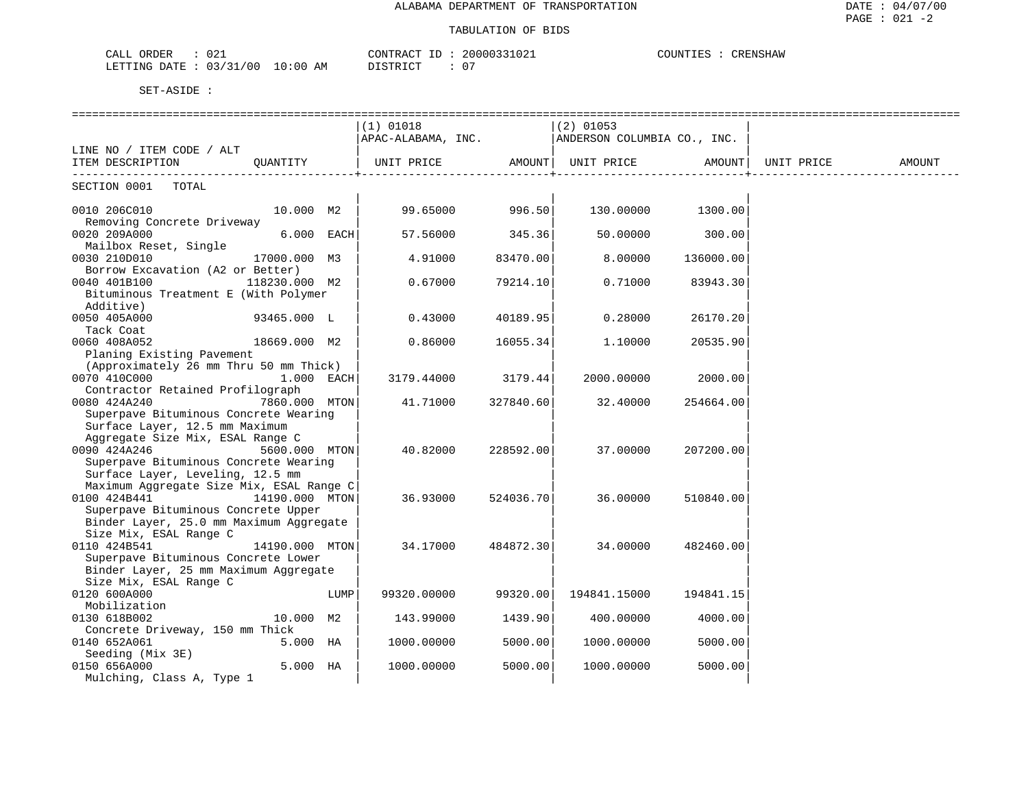ALABAMA DEPARTMENT OF TRANSPORTATION

TABULATION OF BIDS

CALL ORDER : 021 CONTRACT ID : 20000331021 COUNTIES : CRENSHAW
LETTING DATE : 03/31/00 10:00 AM DISTRICT : 07

SET-ASIDE :

| LINE NO / ITEM CODE / ALT ITEM DESCRIPTION | QUANTITY | (1) 01018 APAC-ALABAMA, INC. UNIT PRICE | AMOUNT | (2) 01053 ANDERSON COLUMBIA CO., INC. UNIT PRICE | AMOUNT | UNIT PRICE | AMOUNT |
|---|---|---|---|---|---|---|---|
| SECTION 0001 TOTAL | | | | | | | |
| 0010 206C010 Removing Concrete Driveway | 10.000 M2 | 99.65000 | 996.50 | 130.00000 | 1300.00 | | |
| 0020 209A000 Mailbox Reset, Single | 6.000 EACH | 57.56000 | 345.36 | 50.00000 | 300.00 | | |
| 0030 210D010 Borrow Excavation (A2 or Better) | 17000.000 M3 | 4.91000 | 83470.00 | 8.00000 | 136000.00 | | |
| 0040 401B100 Bituminous Treatment E (With Polymer Additive) | 118230.000 M2 | 0.67000 | 79214.10 | 0.71000 | 83943.30 | | |
| 0050 405A000 Tack Coat | 93465.000 L | 0.43000 | 40189.95 | 0.28000 | 26170.20 | | |
| 0060 408A052 Planing Existing Pavement (Approximately 26 mm Thru 50 mm Thick) | 18669.000 M2 | 0.86000 | 16055.34 | 1.10000 | 20535.90 | | |
| 0070 410C000 Contractor Retained Profilograph | 1.000 EACH | 3179.44000 | 3179.44 | 2000.00000 | 2000.00 | | |
| 0080 424A240 Superpave Bituminous Concrete Wearing Surface Layer, 12.5 mm Maximum Aggregate Size Mix, ESAL Range C | 7860.000 MTON | 41.71000 | 327840.60 | 32.40000 | 254664.00 | | |
| 0090 424A246 Superpave Bituminous Concrete Wearing Surface Layer, Leveling, 12.5 mm Maximum Aggregate Size Mix, ESAL Range C | 5600.000 MTON | 40.82000 | 228592.00 | 37.00000 | 207200.00 | | |
| 0100 424B441 Superpave Bituminous Concrete Upper Binder Layer, 25.0 mm Maximum Aggregate Size Mix, ESAL Range C | 14190.000 MTON | 36.93000 | 524036.70 | 36.00000 | 510840.00 | | |
| 0110 424B541 Superpave Bituminous Concrete Lower Binder Layer, 25 mm Maximum Aggregate Size Mix, ESAL Range C | 14190.000 MTON | 34.17000 | 484872.30 | 34.00000 | 482460.00 | | |
| 0120 600A000 Mobilization | LUMP | 99320.00000 | 99320.00 | 194841.15000 | 194841.15 | | |
| 0130 618B002 Concrete Driveway, 150 mm Thick | 10.000 M2 | 143.99000 | 1439.90 | 400.00000 | 4000.00 | | |
| 0140 652A061 Seeding (Mix 3E) | 5.000 HA | 1000.00000 | 5000.00 | 1000.00000 | 5000.00 | | |
| 0150 656A000 Mulching, Class A, Type 1 | 5.000 HA | 1000.00000 | 5000.00 | 1000.00000 | 5000.00 | | |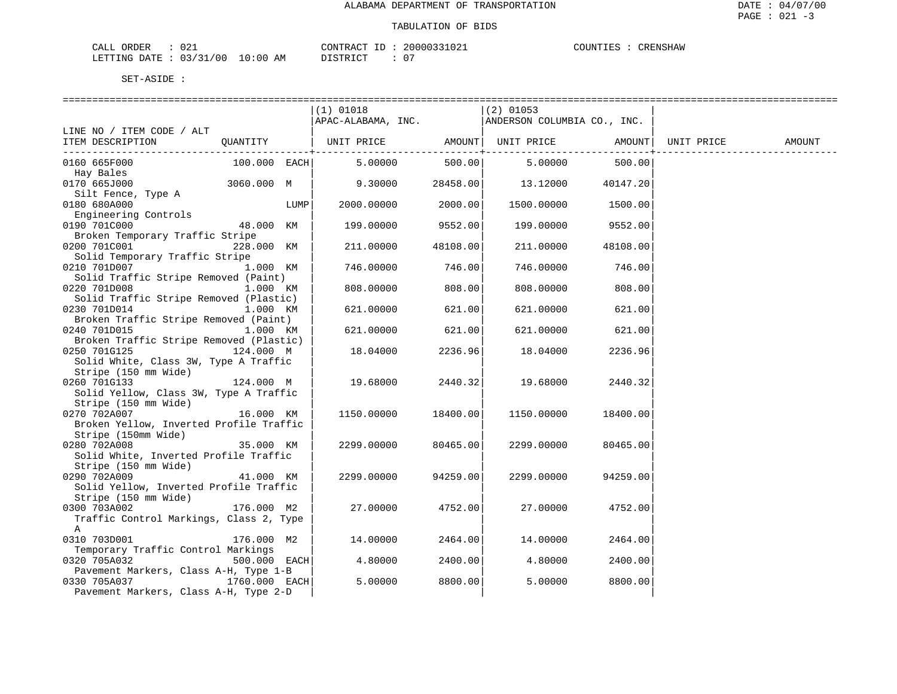ALABAMA DEPARTMENT OF TRANSPORTATION

TABULATION OF BIDS

CALL ORDER : 021 CONTRACT ID : 20000331021 COUNTIES : CRENSHAW
LETTING DATE : 03/31/00 10:00 AM DISTRICT : 07

SET-ASIDE :

| LINE NO / ITEM CODE / ALT ITEM DESCRIPTION | QUANTITY | (1) 01018 APAC-ALABAMA, INC. UNIT PRICE | AMOUNT | (2) 01053 ANDERSON COLUMBIA CO., INC. UNIT PRICE | AMOUNT | UNIT PRICE | AMOUNT |
|---|---|---|---|---|---|---|---|
| 0160 665F000 Hay Bales | 100.000 EACH | 5.00000 | 500.00 | 5.00000 | 500.00 | | |
| 0170 665J000 Silt Fence, Type A | 3060.000 M | 9.30000 | 28458.00 | 13.12000 | 40147.20 | | |
| 0180 680A000 Engineering Controls | LUMP | 2000.00000 | 2000.00 | 1500.00000 | 1500.00 | | |
| 0190 701C000 Broken Temporary Traffic Stripe | 48.000 KM | 199.00000 | 9552.00 | 199.00000 | 9552.00 | | |
| 0200 701C001 Solid Temporary Traffic Stripe | 228.000 KM | 211.00000 | 48108.00 | 211.00000 | 48108.00 | | |
| 0210 701D007 Solid Traffic Stripe Removed (Paint) | 1.000 KM | 746.00000 | 746.00 | 746.00000 | 746.00 | | |
| 0220 701D008 Solid Traffic Stripe Removed (Plastic) | 1.000 KM | 808.00000 | 808.00 | 808.00000 | 808.00 | | |
| 0230 701D014 Broken Traffic Stripe Removed (Paint) | 1.000 KM | 621.00000 | 621.00 | 621.00000 | 621.00 | | |
| 0240 701D015 Broken Traffic Stripe Removed (Plastic) | 1.000 KM | 621.00000 | 621.00 | 621.00000 | 621.00 | | |
| 0250 701G125 Solid White, Class 3W, Type A Traffic Stripe (150 mm Wide) | 124.000 M | 18.04000 | 2236.96 | 18.04000 | 2236.96 | | |
| 0260 701G133 Solid Yellow, Class 3W, Type A Traffic Stripe (150 mm Wide) | 124.000 M | 19.68000 | 2440.32 | 19.68000 | 2440.32 | | |
| 0270 702A007 Broken Yellow, Inverted Profile Traffic Stripe (150mm Wide) | 16.000 KM | 1150.00000 | 18400.00 | 1150.00000 | 18400.00 | | |
| 0280 702A008 Solid White, Inverted Profile Traffic Stripe (150 mm Wide) | 35.000 KM | 2299.00000 | 80465.00 | 2299.00000 | 80465.00 | | |
| 0290 702A009 Solid Yellow, Inverted Profile Traffic Stripe (150 mm Wide) | 41.000 KM | 2299.00000 | 94259.00 | 2299.00000 | 94259.00 | | |
| 0300 703A002 Traffic Control Markings, Class 2, Type A | 176.000 M2 | 27.00000 | 4752.00 | 27.00000 | 4752.00 | | |
| 0310 703D001 Temporary Traffic Control Markings | 176.000 M2 | 14.00000 | 2464.00 | 14.00000 | 2464.00 | | |
| 0320 705A032 Pavement Markers, Class A-H, Type 1-B | 500.000 EACH | 4.80000 | 2400.00 | 4.80000 | 2400.00 | | |
| 0330 705A037 Pavement Markers, Class A-H, Type 2-D | 1760.000 EACH | 5.00000 | 8800.00 | 5.00000 | 8800.00 | | |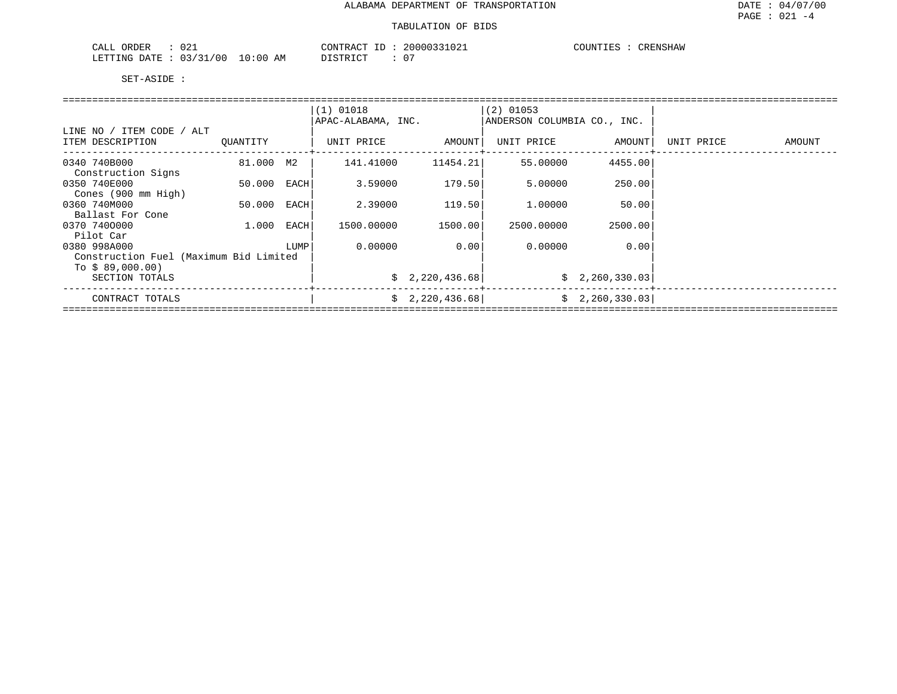ALABAMA DEPARTMENT OF TRANSPORTATION

TABULATION OF BIDS

DATE : 04/07/00
PAGE : 021 -4

CALL ORDER : 021
LETTING DATE : 03/31/00 10:00 AM

CONTRACT ID : 20000331021
DISTRICT : 07

COUNTIES : CRENSHAW

SET-ASIDE :

| LINE NO / ITEM CODE / ALT ITEM DESCRIPTION | QUANTITY | | (1) 01018 APAC-ALABAMA, INC. UNIT PRICE | AMOUNT | (2) 01053 ANDERSON COLUMBIA CO., INC. UNIT PRICE | AMOUNT | UNIT PRICE | AMOUNT |
|---|---|---|---|---|---|---|---|---|
| 0340 740B000 Construction Signs | 81.000 | M2 | 141.41000 | 11454.21 | 55.00000 | 4455.00 | | |
| 0350 740E000 Cones (900 mm High) | 50.000 | EACH | 3.59000 | 179.50 | 5.00000 | 250.00 | | |
| 0360 740M000 Ballast For Cone | 50.000 | EACH | 2.39000 | 119.50 | 1.00000 | 50.00 | | |
| 0370 740O000 Pilot Car | 1.000 | EACH | 1500.00000 | 1500.00 | 2500.00000 | 2500.00 | | |
| 0380 998A000 Construction Fuel (Maximum Bid Limited To $ 89,000.00) | | LUMP | 0.00000 | 0.00 | 0.00000 | 0.00 | | |
| SECTION TOTALS | | | | $ 2,220,436.68 | | $ 2,260,330.03 | | |
| CONTRACT TOTALS | | | | $ 2,220,436.68 | | $ 2,260,330.03 | | |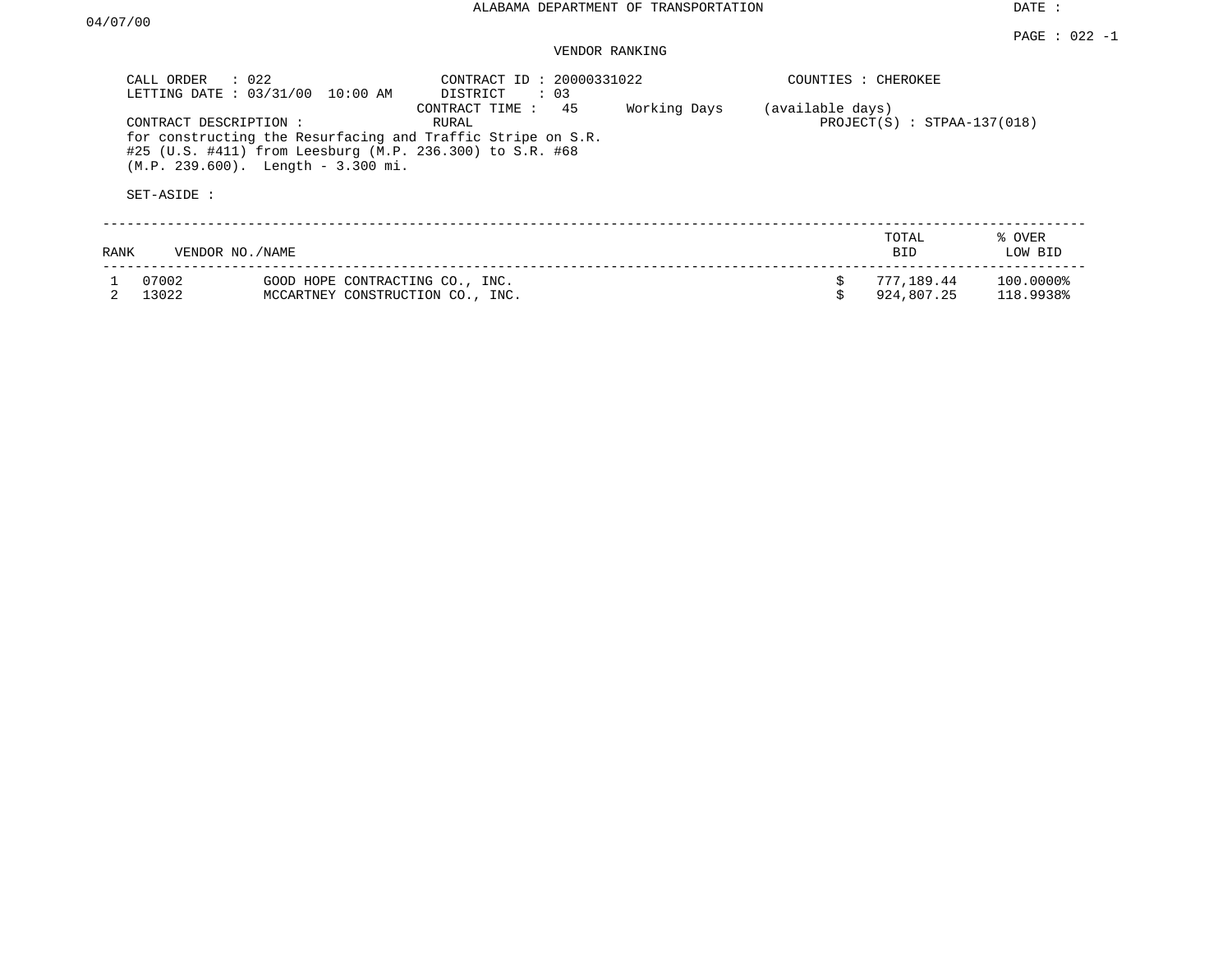# ALABAMA DEPARTMENT OF TRANSPORTATION

DATE : 04/07/00

PAGE : 022 -1

## VENDOR RANKING

CALL ORDER : 022
LETTING DATE : 03/31/00 10:00 AM

CONTRACT ID : 20000331022
DISTRICT : 03
CONTRACT TIME : 45 Working Days (available days)
RURAL

COUNTIES : CHEROKEE
PROJECT(S) : STPAA-137(018)

CONTRACT DESCRIPTION :
for constructing the Resurfacing and Traffic Stripe on S.R. #25 (U.S. #411) from Leesburg (M.P. 236.300) to S.R. #68 (M.P. 239.600). Length - 3.300 mi.

SET-ASIDE :

| RANK | VENDOR NO./NAME | | TOTAL BID | % OVER LOW BID |
|---|---|---|---|---|
| 1 | 07002 | GOOD HOPE CONTRACTING CO., INC. | $ 777,189.44 | 100.0000% |
| 2 | 13022 | MCCARTNEY CONSTRUCTION CO., INC. | $ 924,807.25 | 118.9938% |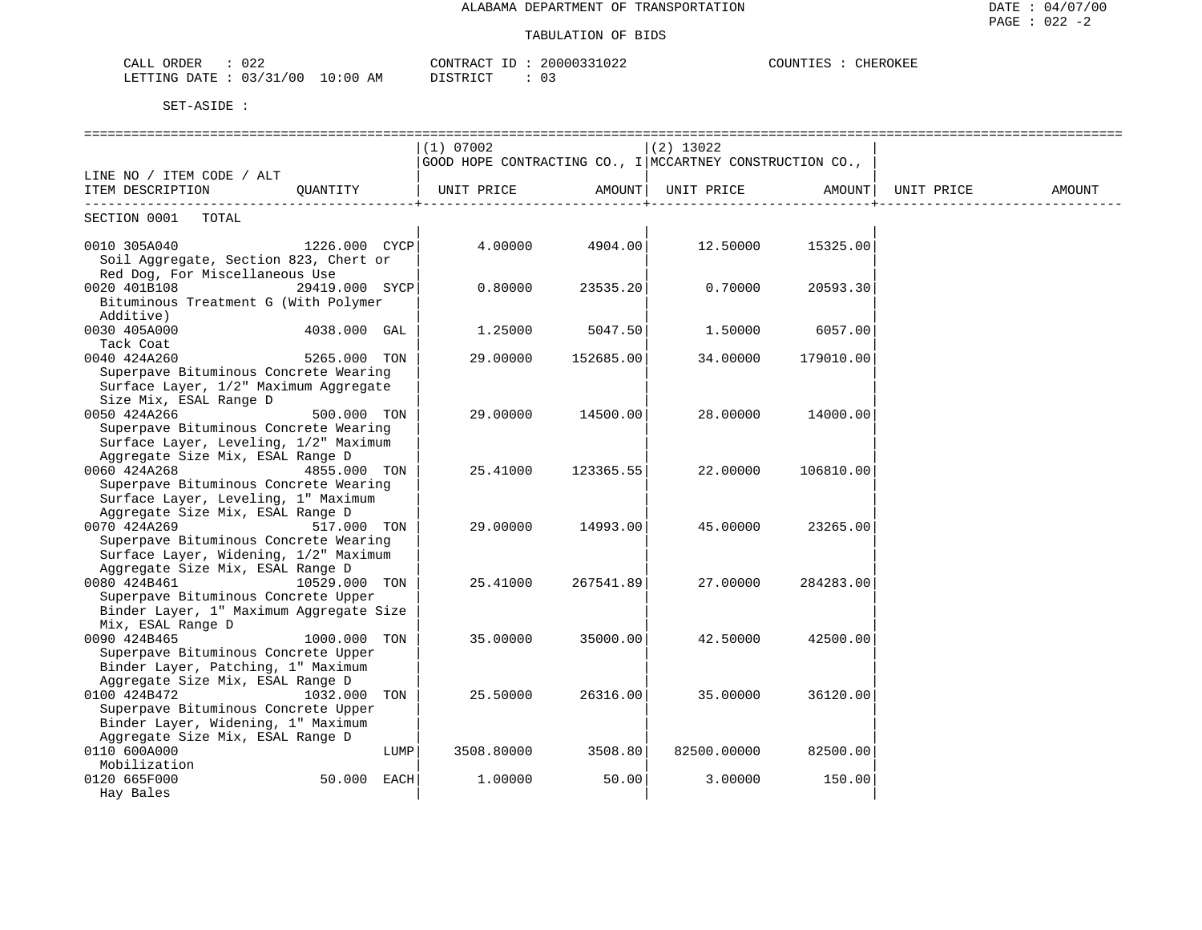ALABAMA DEPARTMENT OF TRANSPORTATION

TABULATION OF BIDS

CALL ORDER : 022 CONTRACT ID : 20000331022 COUNTIES : CHEROKEE
LETTING DATE : 03/31/00 10:00 AM DISTRICT : 03

SET-ASIDE :

| LINE NO / ITEM CODE / ALT ITEM DESCRIPTION | QUANTITY | (1) 07002 GOOD HOPE CONTRACTING CO., I UNIT PRICE | AMOUNT | (2) 13022 MCCARTNEY CONSTRUCTION CO., UNIT PRICE | AMOUNT | UNIT PRICE | AMOUNT |
|---|---|---|---|---|---|---|---|
| SECTION 0001 TOTAL | | | | | | | |
| 0010 305A040 Soil Aggregate, Section 823, Chert or Red Dog, For Miscellaneous Use | 1226.000 CYCP | 4.00000 | 4904.00 | 12.50000 | 15325.00 | | |
| 0020 401B108 Bituminous Treatment G (With Polymer Additive) | 29419.000 SYCP | 0.80000 | 23535.20 | 0.70000 | 20593.30 | | |
| 0030 405A000 Tack Coat | 4038.000 GAL | 1.25000 | 5047.50 | 1.50000 | 6057.00 | | |
| 0040 424A260 Superpave Bituminous Concrete Wearing Surface Layer, 1/2" Maximum Aggregate Size Mix, ESAL Range D | 5265.000 TON | 29.00000 | 152685.00 | 34.00000 | 179010.00 | | |
| 0050 424A266 Superpave Bituminous Concrete Wearing Surface Layer, Leveling, 1/2" Maximum Aggregate Size Mix, ESAL Range D | 500.000 TON | 29.00000 | 14500.00 | 28.00000 | 14000.00 | | |
| 0060 424A268 Superpave Bituminous Concrete Wearing Surface Layer, Leveling, 1" Maximum Aggregate Size Mix, ESAL Range D | 4855.000 TON | 25.41000 | 123365.55 | 22.00000 | 106810.00 | | |
| 0070 424A269 Superpave Bituminous Concrete Wearing Surface Layer, Widening, 1/2" Maximum Aggregate Size Mix, ESAL Range D | 517.000 TON | 29.00000 | 14993.00 | 45.00000 | 23265.00 | | |
| 0080 424B461 Superpave Bituminous Concrete Upper Binder Layer, 1" Maximum Aggregate Size Mix, ESAL Range D | 10529.000 TON | 25.41000 | 267541.89 | 27.00000 | 284283.00 | | |
| 0090 424B465 Superpave Bituminous Concrete Upper Binder Layer, Patching, 1" Maximum Aggregate Size Mix, ESAL Range D | 1000.000 TON | 35.00000 | 35000.00 | 42.50000 | 42500.00 | | |
| 0100 424B472 Superpave Bituminous Concrete Upper Binder Layer, Widening, 1" Maximum Aggregate Size Mix, ESAL Range D | 1032.000 TON | 25.50000 | 26316.00 | 35.00000 | 36120.00 | | |
| 0110 600A000 Mobilization | LUMP | 3508.80000 | 3508.80 | 82500.00000 | 82500.00 | | |
| 0120 665F000 Hay Bales | 50.000 EACH | 1.00000 | 50.00 | 3.00000 | 150.00 | | |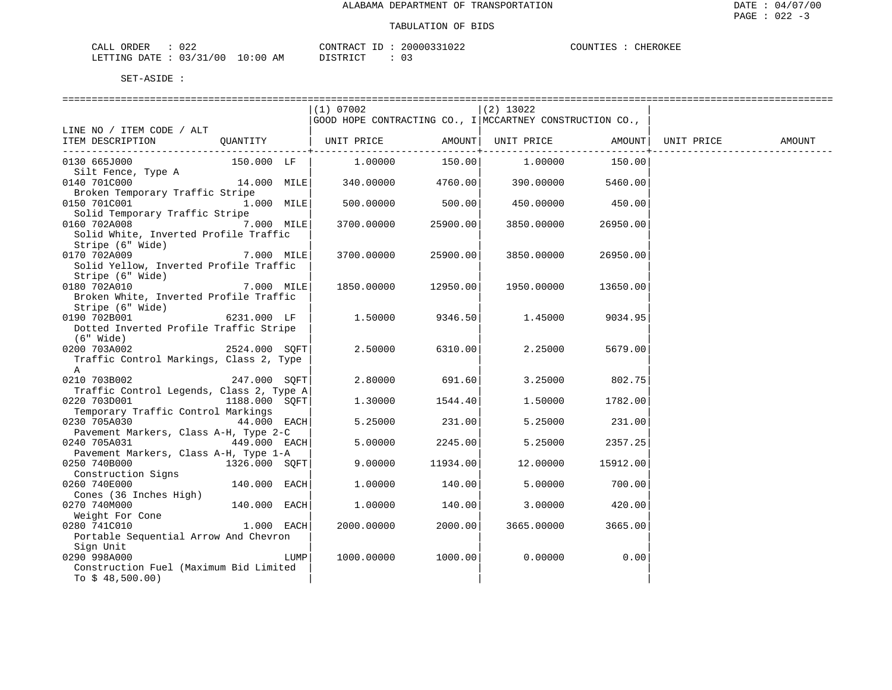ALABAMA DEPARTMENT OF TRANSPORTATION

TABULATION OF BIDS

CALL ORDER : 022 CONTRACT ID : 20000331022 COUNTIES : CHEROKEE
LETTING DATE : 03/31/00 10:00 AM DISTRICT : 03

SET-ASIDE :

| LINE NO / ITEM CODE / ALT ITEM DESCRIPTION | QUANTITY | (1) 07002 GOOD HOPE CONTRACTING CO., I UNIT PRICE | AMOUNT | (2) 13022 MCCARTNEY CONSTRUCTION CO., UNIT PRICE | AMOUNT | UNIT PRICE | AMOUNT |
|---|---|---|---|---|---|---|---|
| 0130 665J000 Silt Fence, Type A | 150.000 LF | 1.00000 | 150.00 | 1.00000 | 150.00 | | |
| 0140 701C000 Broken Temporary Traffic Stripe | 14.000 MILE | 340.00000 | 4760.00 | 390.00000 | 5460.00 | | |
| 0150 701C001 Solid Temporary Traffic Stripe | 1.000 MILE | 500.00000 | 500.00 | 450.00000 | 450.00 | | |
| 0160 702A008 Solid White, Inverted Profile Traffic Stripe (6" Wide) | 7.000 MILE | 3700.00000 | 25900.00 | 3850.00000 | 26950.00 | | |
| 0170 702A009 Solid Yellow, Inverted Profile Traffic Stripe (6" Wide) | 7.000 MILE | 3700.00000 | 25900.00 | 3850.00000 | 26950.00 | | |
| 0180 702A010 Broken White, Inverted Profile Traffic Stripe (6" Wide) | 7.000 MILE | 1850.00000 | 12950.00 | 1950.00000 | 13650.00 | | |
| 0190 702B001 Dotted Inverted Profile Traffic Stripe (6" Wide) | 6231.000 LF | 1.50000 | 9346.50 | 1.45000 | 9034.95 | | |
| 0200 703A002 Traffic Control Markings, Class 2, Type A | 2524.000 SQFT | 2.50000 | 6310.00 | 2.25000 | 5679.00 | | |
| 0210 703B002 Traffic Control Legends, Class 2, Type A | 247.000 SQFT | 2.80000 | 691.60 | 3.25000 | 802.75 | | |
| 0220 703D001 Temporary Traffic Control Markings | 1188.000 SQFT | 1.30000 | 1544.40 | 1.50000 | 1782.00 | | |
| 0230 705A030 Pavement Markers, Class A-H, Type 2-C | 44.000 EACH | 5.25000 | 231.00 | 5.25000 | 231.00 | | |
| 0240 705A031 Pavement Markers, Class A-H, Type 1-A | 449.000 EACH | 5.00000 | 2245.00 | 5.25000 | 2357.25 | | |
| 0250 740B000 Construction Signs | 1326.000 SQFT | 9.00000 | 11934.00 | 12.00000 | 15912.00 | | |
| 0260 740E000 Cones (36 Inches High) | 140.000 EACH | 1.00000 | 140.00 | 5.00000 | 700.00 | | |
| 0270 740M000 Weight For Cone | 140.000 EACH | 1.00000 | 140.00 | 3.00000 | 420.00 | | |
| 0280 741C010 Portable Sequential Arrow And Chevron Sign Unit | 1.000 EACH | 2000.00000 | 2000.00 | 3665.00000 | 3665.00 | | |
| 0290 998A000 Construction Fuel (Maximum Bid Limited To $ 48,500.00) | LUMP | 1000.00000 | 1000.00 | 0.00000 | 0.00 | | |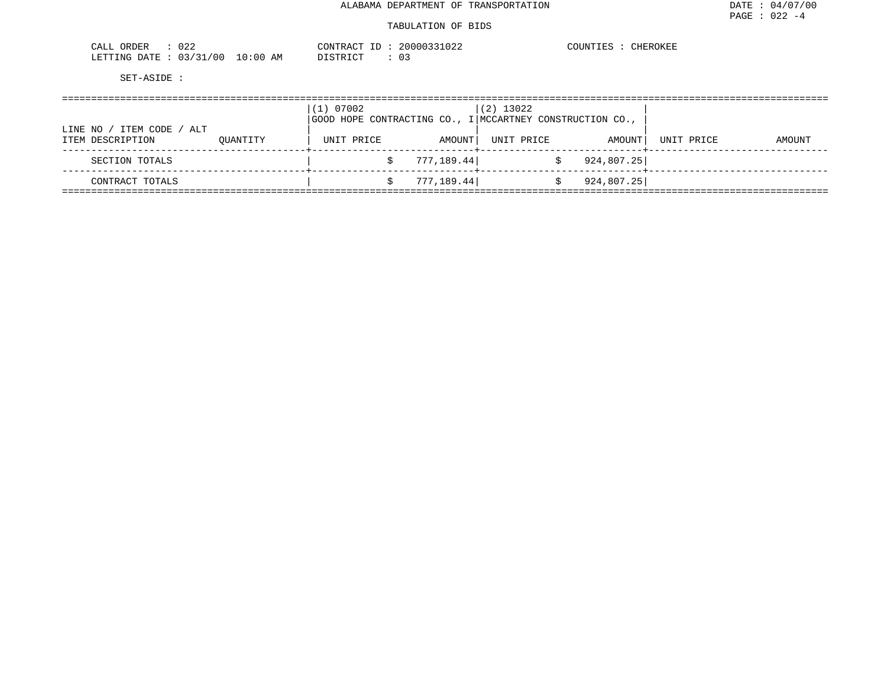ALABAMA DEPARTMENT OF TRANSPORTATION

TABULATION OF BIDS

DATE : 04/07/00
PAGE : 022 -4

CALL ORDER : 022
LETTING DATE : 03/31/00 10:00 AM

CONTRACT ID : 20000331022
DISTRICT : 03

COUNTIES : CHEROKEE

SET-ASIDE :

| LINE NO / ITEM CODE / ALT ITEM DESCRIPTION | QUANTITY | (1) 07002 GOOD HOPE CONTRACTING CO., I UNIT PRICE | AMOUNT | (2) 13022 MCCARTNEY CONSTRUCTION CO., UNIT PRICE | AMOUNT | UNIT PRICE | AMOUNT |
|---|---|---|---|---|---|---|---|
| SECTION TOTALS | | | $ 777,189.44 | | $ 924,807.25 | | |
| CONTRACT TOTALS | | | $ 777,189.44 | | $ 924,807.25 | | |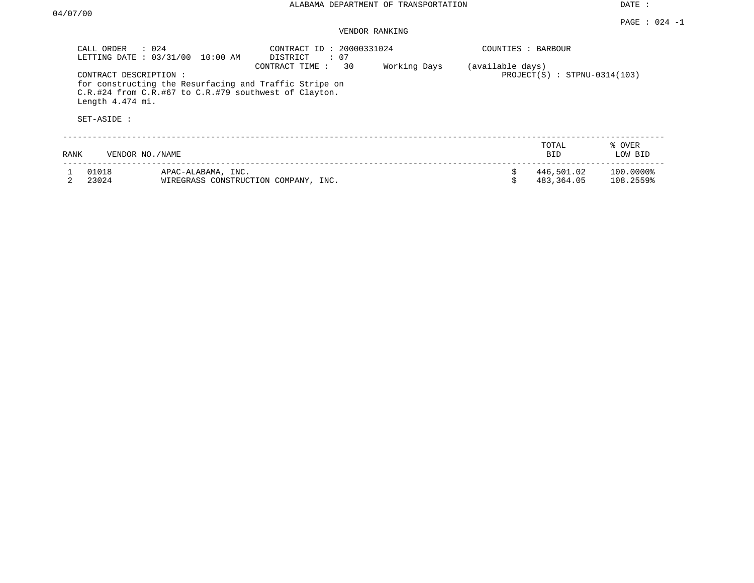ALABAMA DEPARTMENT OF TRANSPORTATION

DATE : 04/07/00

PAGE : 024 -1

VENDOR RANKING

CALL ORDER : 024
LETTING DATE : 03/31/00 10:00 AM

CONTRACT ID : 20000331024
DISTRICT : 07
CONTRACT TIME : 30 Working Days (available days)

COUNTIES : BARBOUR

PROJECT(S) : STPNU-0314(103)

CONTRACT DESCRIPTION :
for constructing the Resurfacing and Traffic Stripe on C.R.#24 from C.R.#67 to C.R.#79 southwest of Clayton. Length 4.474 mi.

SET-ASIDE :

| RANK | VENDOR NO. | NAME | TOTAL BID | % OVER LOW BID |
|---|---|---|---|---|
| 1 | 01018 | APAC-ALABAMA, INC. | $ 446,501.02 | 100.0000% |
| 2 | 23024 | WIREGRASS CONSTRUCTION COMPANY, INC. | $ 483,364.05 | 108.2559% |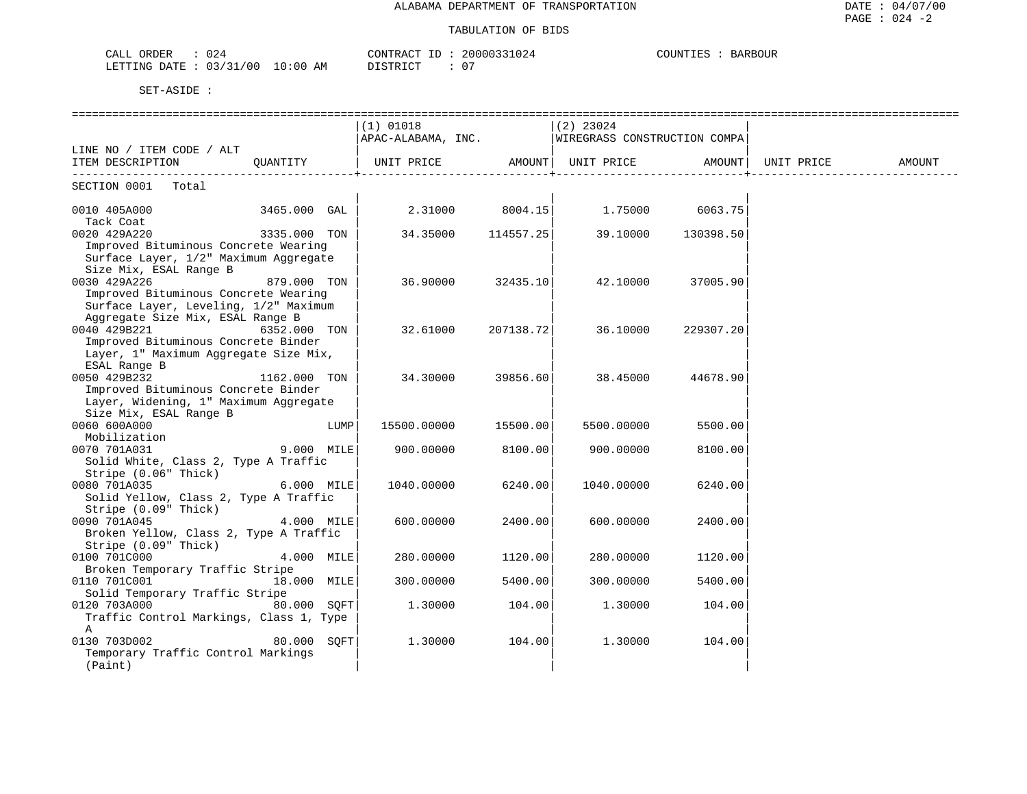ALABAMA DEPARTMENT OF TRANSPORTATION

TABULATION OF BIDS

CALL ORDER : 024 CONTRACT ID : 20000331024 COUNTIES : BARBOUR
LETTING DATE : 03/31/00 10:00 AM DISTRICT : 07

SET-ASIDE :

| LINE NO / ITEM CODE / ALT ITEM DESCRIPTION | QUANTITY | (1) 01018 APAC-ALABAMA, INC. UNIT PRICE | AMOUNT | (2) 23024 WIREGRASS CONSTRUCTION COMPA UNIT PRICE | AMOUNT | UNIT PRICE | AMOUNT |
|---|---|---|---|---|---|---|---|
| SECTION 0001 Total | | | | | | | |
| 0010 405A000 Tack Coat | 3465.000 GAL | 2.31000 | 8004.15 | 1.75000 | 6063.75 | | |
| 0020 429A220 Improved Bituminous Concrete Wearing Surface Layer, 1/2" Maximum Aggregate Size Mix, ESAL Range B | 3335.000 TON | 34.35000 | 114557.25 | 39.10000 | 130398.50 | | |
| 0030 429A226 Improved Bituminous Concrete Wearing Surface Layer, Leveling, 1/2" Maximum Aggregate Size Mix, ESAL Range B | 879.000 TON | 36.90000 | 32435.10 | 42.10000 | 37005.90 | | |
| 0040 429B221 Improved Bituminous Concrete Binder Layer, 1" Maximum Aggregate Size Mix, ESAL Range B | 6352.000 TON | 32.61000 | 207138.72 | 36.10000 | 229307.20 | | |
| 0050 429B232 Improved Bituminous Concrete Binder Layer, Widening, 1" Maximum Aggregate Size Mix, ESAL Range B | 1162.000 TON | 34.30000 | 39856.60 | 38.45000 | 44678.90 | | |
| 0060 600A000 Mobilization | LUMP | 15500.00000 | 15500.00 | 5500.00000 | 5500.00 | | |
| 0070 701A031 Solid White, Class 2, Type A Traffic Stripe (0.06" Thick) | 9.000 MILE | 900.00000 | 8100.00 | 900.00000 | 8100.00 | | |
| 0080 701A035 Solid Yellow, Class 2, Type A Traffic Stripe (0.09" Thick) | 6.000 MILE | 1040.00000 | 6240.00 | 1040.00000 | 6240.00 | | |
| 0090 701A045 Broken Yellow, Class 2, Type A Traffic Stripe (0.09" Thick) | 4.000 MILE | 600.00000 | 2400.00 | 600.00000 | 2400.00 | | |
| 0100 701C000 Broken Temporary Traffic Stripe | 4.000 MILE | 280.00000 | 1120.00 | 280.00000 | 1120.00 | | |
| 0110 701C001 Solid Temporary Traffic Stripe | 18.000 MILE | 300.00000 | 5400.00 | 300.00000 | 5400.00 | | |
| 0120 703A000 Traffic Control Markings, Class 1, Type A | 80.000 SQFT | 1.30000 | 104.00 | 1.30000 | 104.00 | | |
| 0130 703D002 Temporary Traffic Control Markings (Paint) | 80.000 SQFT | 1.30000 | 104.00 | 1.30000 | 104.00 | | |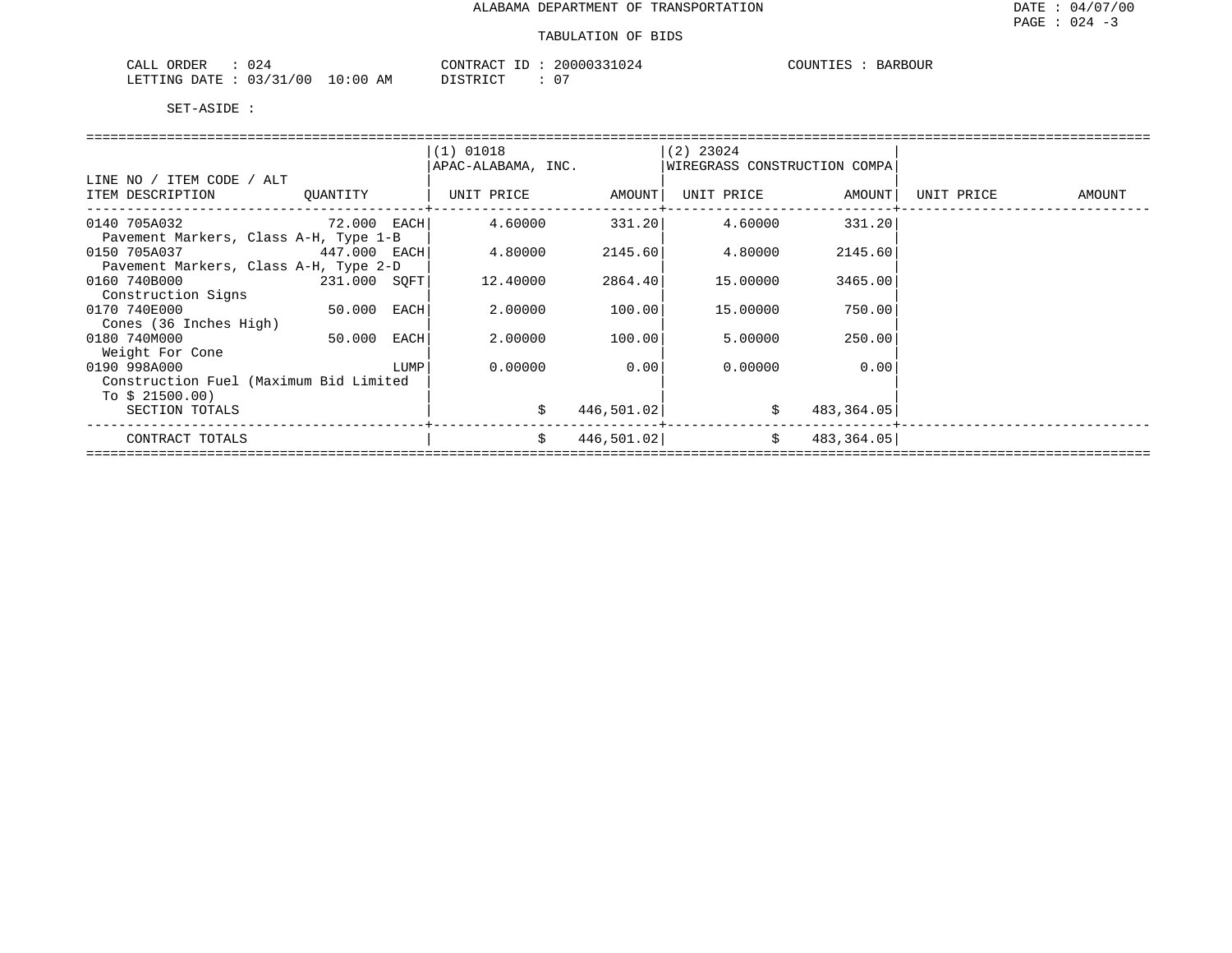ALABAMA DEPARTMENT OF TRANSPORTATION

TABULATION OF BIDS

CALL ORDER : 024　　CONTRACT ID : 20000331024　　COUNTIES : BARBOUR
LETTING DATE : 03/31/00 10:00 AM　　DISTRICT : 07

SET-ASIDE :

| LINE NO / ITEM CODE / ALT ITEM DESCRIPTION | QUANTITY | (1) 01018 APAC-ALABAMA, INC. UNIT PRICE | AMOUNT | (2) 23024 WIREGRASS CONSTRUCTION COMPA UNIT PRICE | AMOUNT | UNIT PRICE | AMOUNT |
|---|---|---|---|---|---|---|---|
| 0140 705A032 Pavement Markers, Class A-H, Type 1-B | 72.000 EACH | 4.60000 | 331.20 | 4.60000 | 331.20 | | |
| 0150 705A037 Pavement Markers, Class A-H, Type 2-D | 447.000 EACH | 4.80000 | 2145.60 | 4.80000 | 2145.60 | | |
| 0160 740B000 Construction Signs | 231.000 SQFT | 12.40000 | 2864.40 | 15.00000 | 3465.00 | | |
| 0170 740E000 Cones (36 Inches High) | 50.000 EACH | 2.00000 | 100.00 | 15.00000 | 750.00 | | |
| 0180 740M000 Weight For Cone | 50.000 EACH | 2.00000 | 100.00 | 5.00000 | 250.00 | | |
| 0190 998A000 Construction Fuel (Maximum Bid Limited To $ 21500.00) | LUMP | 0.00000 | 0.00 | 0.00000 | 0.00 | | |
| SECTION TOTALS | | $ | 446,501.02 | $ | 483,364.05 | | |
| CONTRACT TOTALS | | $ | 446,501.02 | $ | 483,364.05 | | |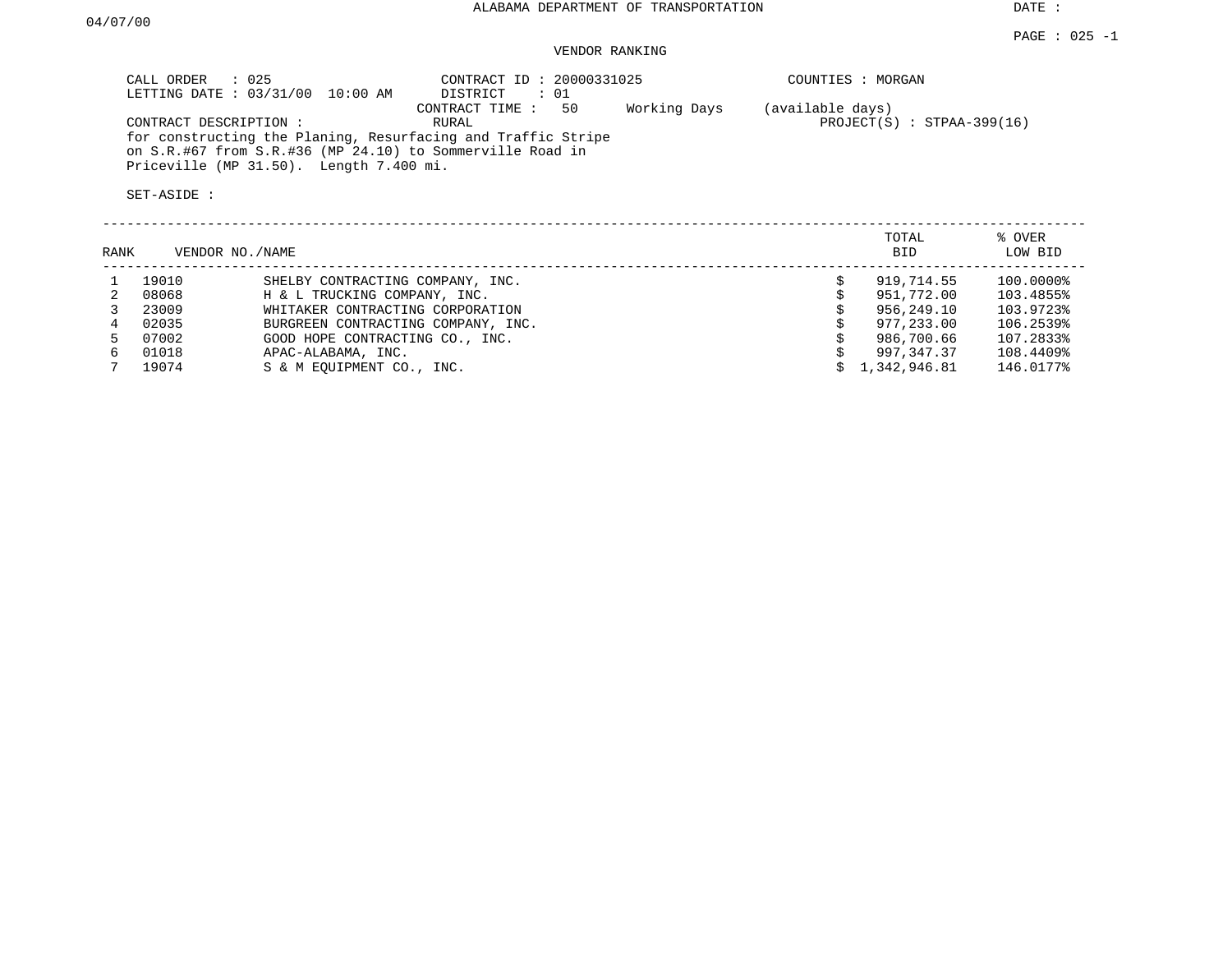ALABAMA DEPARTMENT OF TRANSPORTATION

DATE : 04/07/00

PAGE : 025 -1

VENDOR RANKING

CALL ORDER : 025
LETTING DATE : 03/31/00 10:00 AM

CONTRACT ID : 20000331025
DISTRICT : 01
CONTRACT TIME : 50 Working Days (available days)

COUNTIES : MORGAN

CONTRACT DESCRIPTION : RURAL
for constructing the Planing, Resurfacing and Traffic Stripe on S.R.#67 from S.R.#36 (MP 24.10) to Sommerville Road in Priceville (MP 31.50). Length 7.400 mi.

PROJECT(S) : STPAA-399(16)

SET-ASIDE :

| RANK | VENDOR NO. | NAME | TOTAL BID | % OVER LOW BID |
|---|---|---|---|---|
| 1 | 19010 | SHELBY CONTRACTING COMPANY, INC. | $ 919,714.55 | 100.0000% |
| 2 | 08068 | H & L TRUCKING COMPANY, INC. | $ 951,772.00 | 103.4855% |
| 3 | 23009 | WHITAKER CONTRACTING CORPORATION | $ 956,249.10 | 103.9723% |
| 4 | 02035 | BURGREEN CONTRACTING COMPANY, INC. | $ 977,233.00 | 106.2539% |
| 5 | 07002 | GOOD HOPE CONTRACTING CO., INC. | $ 986,700.66 | 107.2833% |
| 6 | 01018 | APAC-ALABAMA, INC. | $ 997,347.37 | 108.4409% |
| 7 | 19074 | S & M EQUIPMENT CO., INC. | $ 1,342,946.81 | 146.0177% |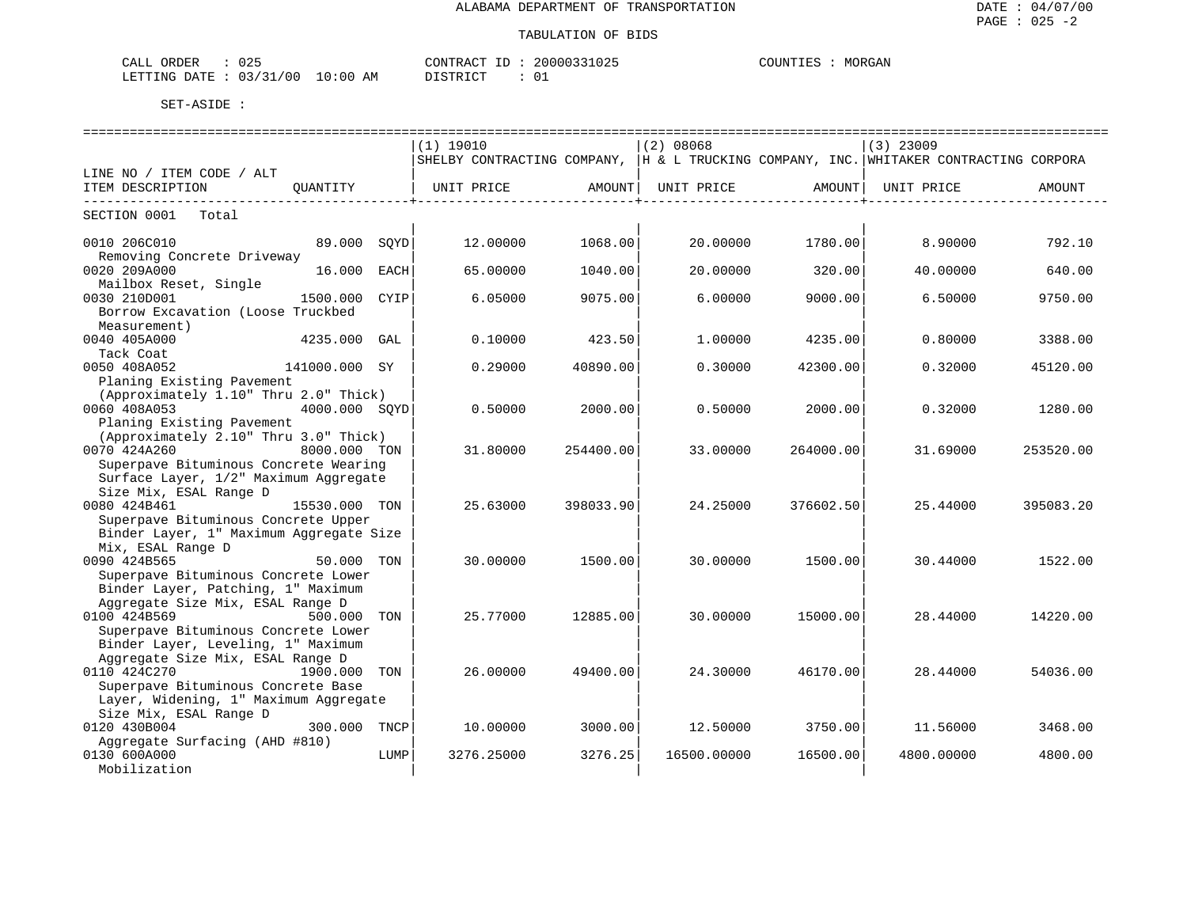ALABAMA DEPARTMENT OF TRANSPORTATION

TABULATION OF BIDS

CALL ORDER : 025 CONTRACT ID : 20000331025 COUNTIES : MORGAN
LETTING DATE : 03/31/00 10:00 AM DISTRICT : 01

SET-ASIDE :

| LINE NO / ITEM CODE / ALT ITEM DESCRIPTION | QUANTITY | (1) 19010 SHELBY CONTRACTING COMPANY, UNIT PRICE | AMOUNT | (2) 08068 H & L TRUCKING COMPANY, INC. UNIT PRICE | AMOUNT | (3) 23009 WHITAKER CONTRACTING CORPORA UNIT PRICE | AMOUNT |
|---|---|---|---|---|---|---|---|
| SECTION 0001 Total | | | | | | | |
| 0010 206C010 Removing Concrete Driveway | 89.000 SQYD | 12.00000 | 1068.00 | 20.00000 | 1780.00 | 8.90000 | 792.10 |
| 0020 209A000 Mailbox Reset, Single | 16.000 EACH | 65.00000 | 1040.00 | 20.00000 | 320.00 | 40.00000 | 640.00 |
| 0030 210D001 Borrow Excavation (Loose Truckbed Measurement) | 1500.000 CYIP | 6.05000 | 9075.00 | 6.00000 | 9000.00 | 6.50000 | 9750.00 |
| 0040 405A000 Tack Coat | 4235.000 GAL | 0.10000 | 423.50 | 1.00000 | 4235.00 | 0.80000 | 3388.00 |
| 0050 408A052 Planing Existing Pavement (Approximately 1.10" Thru 2.0" Thick) | 141000.000 SY | 0.29000 | 40890.00 | 0.30000 | 42300.00 | 0.32000 | 45120.00 |
| 0060 408A053 Planing Existing Pavement (Approximately 2.10" Thru 3.0" Thick) | 4000.000 SQYD | 0.50000 | 2000.00 | 0.50000 | 2000.00 | 0.32000 | 1280.00 |
| 0070 424A260 Superpave Bituminous Concrete Wearing Surface Layer, 1/2" Maximum Aggregate Size Mix, ESAL Range D | 8000.000 TON | 31.80000 | 254400.00 | 33.00000 | 264000.00 | 31.69000 | 253520.00 |
| 0080 424B461 Superpave Bituminous Concrete Upper Binder Layer, 1" Maximum Aggregate Size Mix, ESAL Range D | 15530.000 TON | 25.63000 | 398033.90 | 24.25000 | 376602.50 | 25.44000 | 395083.20 |
| 0090 424B565 Superpave Bituminous Concrete Lower Binder Layer, Patching, 1" Maximum Aggregate Size Mix, ESAL Range D | 50.000 TON | 30.00000 | 1500.00 | 30.00000 | 1500.00 | 30.44000 | 1522.00 |
| 0100 424B569 Superpave Bituminous Concrete Lower Binder Layer, Leveling, 1" Maximum Aggregate Size Mix, ESAL Range D | 500.000 TON | 25.77000 | 12885.00 | 30.00000 | 15000.00 | 28.44000 | 14220.00 |
| 0110 424C270 Superpave Bituminous Concrete Base Layer, Widening, 1" Maximum Aggregate Size Mix, ESAL Range D | 1900.000 TON | 26.00000 | 49400.00 | 24.30000 | 46170.00 | 28.44000 | 54036.00 |
| 0120 430B004 Aggregate Surfacing (AHD #810) | 300.000 TNCP | 10.00000 | 3000.00 | 12.50000 | 3750.00 | 11.56000 | 3468.00 |
| 0130 600A000 Mobilization | LUMP | 3276.25000 | 3276.25 | 16500.00000 | 16500.00 | 4800.00000 | 4800.00 |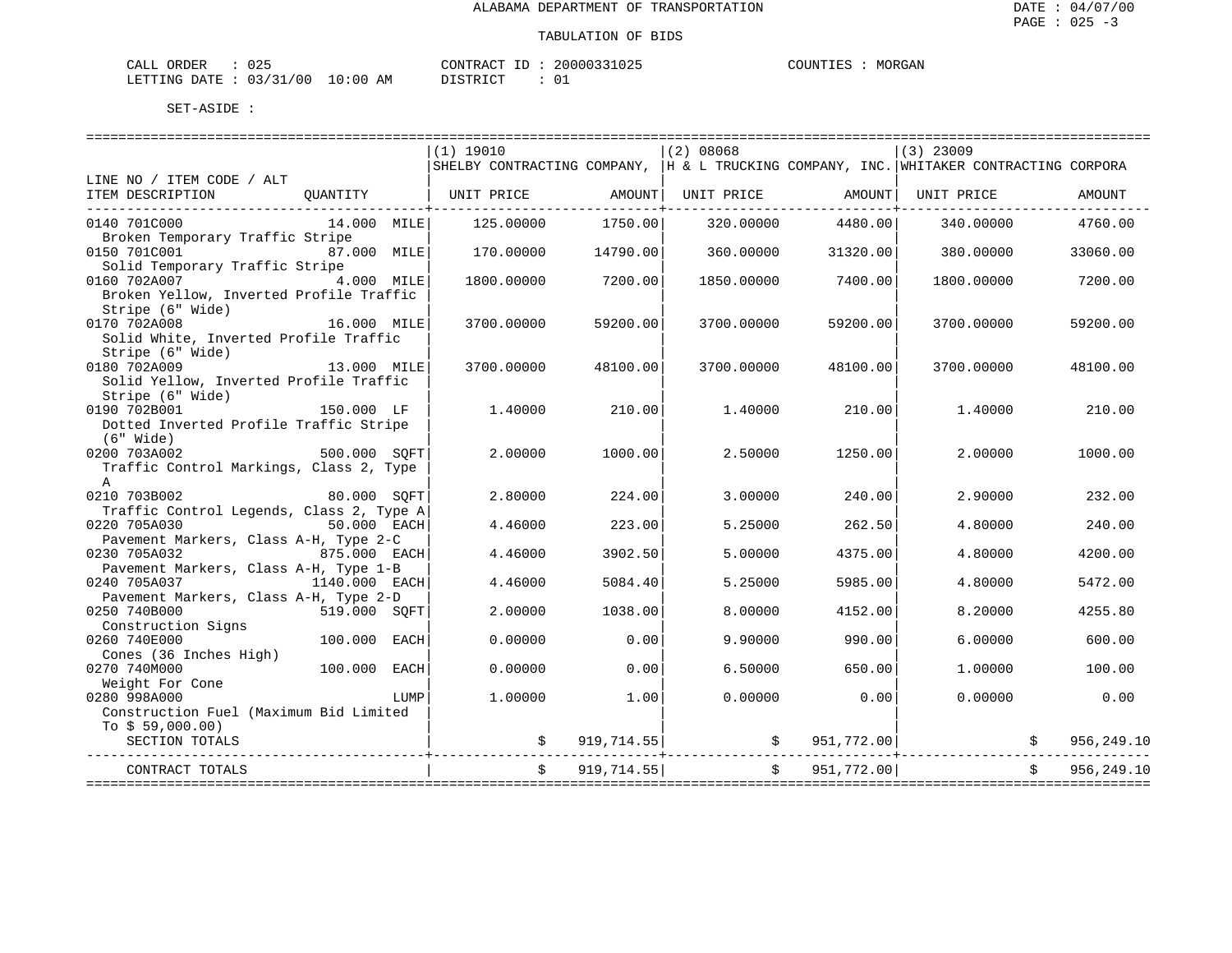ALABAMA DEPARTMENT OF TRANSPORTATION

TABULATION OF BIDS

CALL ORDER : 025
LETTING DATE : 03/31/00 10:00 AM

CONTRACT ID : 20000331025
DISTRICT : 01

COUNTIES : MORGAN

SET-ASIDE :

| LINE NO / ITEM CODE / ALT ITEM DESCRIPTION | QUANTITY | (1) 19010 SHELBY CONTRACTING COMPANY, UNIT PRICE | AMOUNT | (2) 08068 H & L TRUCKING COMPANY, INC. UNIT PRICE | AMOUNT | (3) 23009 WHITAKER CONTRACTING CORPORA UNIT PRICE | AMOUNT |
|---|---|---|---|---|---|---|---|
| 0140 701C000 Broken Temporary Traffic Stripe | 14.000 MILE | 125.00000 | 1750.00 | 320.00000 | 4480.00 | 340.00000 | 4760.00 |
| 0150 701C001 Solid Temporary Traffic Stripe | 87.000 MILE | 170.00000 | 14790.00 | 360.00000 | 31320.00 | 380.00000 | 33060.00 |
| 0160 702A007 Broken Yellow, Inverted Profile Traffic Stripe (6" Wide) | 4.000 MILE | 1800.00000 | 7200.00 | 1850.00000 | 7400.00 | 1800.00000 | 7200.00 |
| 0170 702A008 Solid White, Inverted Profile Traffic Stripe (6" Wide) | 16.000 MILE | 3700.00000 | 59200.00 | 3700.00000 | 59200.00 | 3700.00000 | 59200.00 |
| 0180 702A009 Solid Yellow, Inverted Profile Traffic Stripe (6" Wide) | 13.000 MILE | 3700.00000 | 48100.00 | 3700.00000 | 48100.00 | 3700.00000 | 48100.00 |
| 0190 702B001 Dotted Inverted Profile Traffic Stripe (6" Wide) | 150.000 LF | 1.40000 | 210.00 | 1.40000 | 210.00 | 1.40000 | 210.00 |
| 0200 703A002 Traffic Control Markings, Class 2, Type A | 500.000 SQFT | 2.00000 | 1000.00 | 2.50000 | 1250.00 | 2.00000 | 1000.00 |
| 0210 703B002 Traffic Control Legends, Class 2, Type A | 80.000 SQFT | 2.80000 | 224.00 | 3.00000 | 240.00 | 2.90000 | 232.00 |
| 0220 705A030 Pavement Markers, Class A-H, Type 2-C | 50.000 EACH | 4.46000 | 223.00 | 5.25000 | 262.50 | 4.80000 | 240.00 |
| 0230 705A032 Pavement Markers, Class A-H, Type 1-B | 875.000 EACH | 4.46000 | 3902.50 | 5.00000 | 4375.00 | 4.80000 | 4200.00 |
| 0240 705A037 Pavement Markers, Class A-H, Type 2-D | 1140.000 EACH | 4.46000 | 5084.40 | 5.25000 | 5985.00 | 4.80000 | 5472.00 |
| 0250 740B000 Construction Signs | 519.000 SQFT | 2.00000 | 1038.00 | 8.00000 | 4152.00 | 8.20000 | 4255.80 |
| 0260 740E000 Cones (36 Inches High) | 100.000 EACH | 0.00000 | 0.00 | 9.90000 | 990.00 | 6.00000 | 600.00 |
| 0270 740M000 Weight For Cone | 100.000 EACH | 0.00000 | 0.00 | 6.50000 | 650.00 | 1.00000 | 100.00 |
| 0280 998A000 Construction Fuel (Maximum Bid Limited To $ 59,000.00) | LUMP | 1.00000 | 1.00 | 0.00000 | 0.00 | 0.00000 | 0.00 |
| SECTION TOTALS | | | $ 919,714.55 | | $ 951,772.00 | | $ 956,249.10 |
| CONTRACT TOTALS | | | $ 919,714.55 | | $ 951,772.00 | | $ 956,249.10 |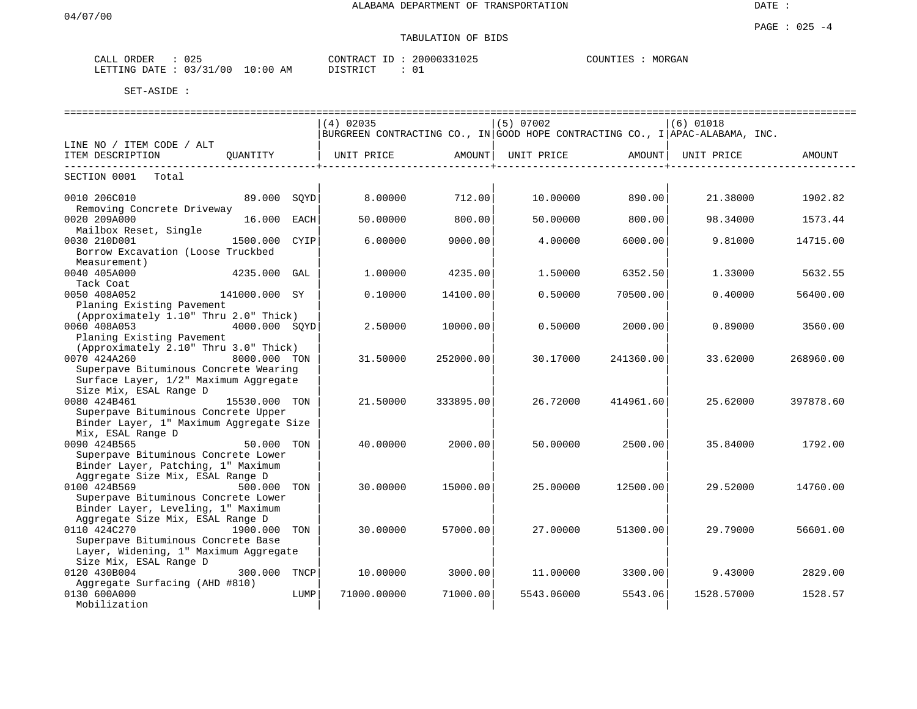ALABAMA DEPARTMENT OF TRANSPORTATION

04/07/00

DATE :

PAGE : 025 -4

TABULATION OF BIDS

CALL ORDER : 025 CONTRACT ID : 20000331025 COUNTIES : MORGAN
LETTING DATE : 03/31/00 10:00 AM DISTRICT : 01

SET-ASIDE :

| LINE NO / ITEM CODE / ALT<br>ITEM DESCRIPTION | QUANTITY | (4) 02035 BURGREEN CONTRACTING CO., IN<br>UNIT PRICE | AMOUNT | (5) 07002 GOOD HOPE CONTRACTING CO., I<br>UNIT PRICE | AMOUNT | (6) 01018 APAC-ALABAMA, INC.<br>UNIT PRICE | AMOUNT |
|---|---|---|---|---|---|---|---|
| SECTION 0001 Total | | | | | | | |
| 0010 206C010<br>Removing Concrete Driveway | 89.000 SQYD | 8.00000 | 712.00 | 10.00000 | 890.00 | 21.38000 | 1902.82 |
| 0020 209A000<br>Mailbox Reset, Single | 16.000 EACH | 50.00000 | 800.00 | 50.00000 | 800.00 | 98.34000 | 1573.44 |
| 0030 210D001<br>Borrow Excavation (Loose Truckbed Measurement) | 1500.000 CYIP | 6.00000 | 9000.00 | 4.00000 | 6000.00 | 9.81000 | 14715.00 |
| 0040 405A000<br>Tack Coat | 4235.000 GAL | 1.00000 | 4235.00 | 1.50000 | 6352.50 | 1.33000 | 5632.55 |
| 0050 408A052<br>Planing Existing Pavement (Approximately 1.10" Thru 2.0" Thick) | 141000.000 SY | 0.10000 | 14100.00 | 0.50000 | 70500.00 | 0.40000 | 56400.00 |
| 0060 408A053<br>Planing Existing Pavement (Approximately 2.10" Thru 3.0" Thick) | 4000.000 SQYD | 2.50000 | 10000.00 | 0.50000 | 2000.00 | 0.89000 | 3560.00 |
| 0070 424A260<br>Superpave Bituminous Concrete Wearing Surface Layer, 1/2" Maximum Aggregate Size Mix, ESAL Range D | 8000.000 TON | 31.50000 | 252000.00 | 30.17000 | 241360.00 | 33.62000 | 268960.00 |
| 0080 424B461<br>Superpave Bituminous Concrete Upper Binder Layer, 1" Maximum Aggregate Size Mix, ESAL Range D | 15530.000 TON | 21.50000 | 333895.00 | 26.72000 | 414961.60 | 25.62000 | 397878.60 |
| 0090 424B565<br>Superpave Bituminous Concrete Lower Binder Layer, Patching, 1" Maximum Aggregate Size Mix, ESAL Range D | 50.000 TON | 40.00000 | 2000.00 | 50.00000 | 2500.00 | 35.84000 | 1792.00 |
| 0100 424B569<br>Superpave Bituminous Concrete Lower Binder Layer, Leveling, 1" Maximum Aggregate Size Mix, ESAL Range D | 500.000 TON | 30.00000 | 15000.00 | 25.00000 | 12500.00 | 29.52000 | 14760.00 |
| 0110 424C270<br>Superpave Bituminous Concrete Base Layer, Widening, 1" Maximum Aggregate Size Mix, ESAL Range D | 1900.000 TON | 30.00000 | 57000.00 | 27.00000 | 51300.00 | 29.79000 | 56601.00 |
| 0120 430B004<br>Aggregate Surfacing (AHD #810) | 300.000 TNCP | 10.00000 | 3000.00 | 11.00000 | 3300.00 | 9.43000 | 2829.00 |
| 0130 600A000<br>Mobilization | LUMP | 71000.00000 | 71000.00 | 5543.06000 | 5543.06 | 1528.57000 | 1528.57 |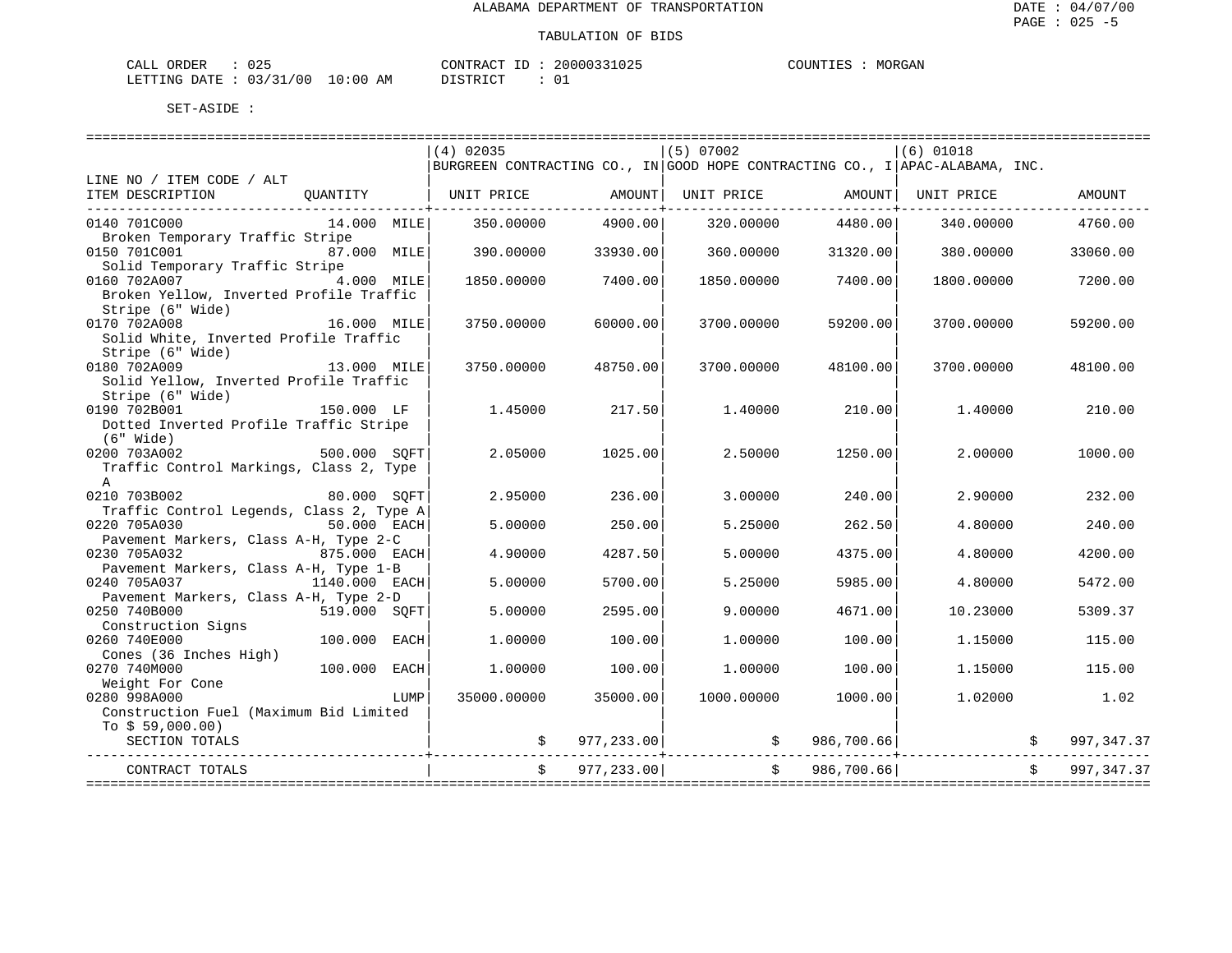ALABAMA DEPARTMENT OF TRANSPORTATION

TABULATION OF BIDS

CALL ORDER : 025 &nbsp;&nbsp;&nbsp; CONTRACT ID : 20000331025 &nbsp;&nbsp;&nbsp; COUNTIES : MORGAN
LETTING DATE : 03/31/00 10:00 AM &nbsp;&nbsp;&nbsp; DISTRICT : 01

SET-ASIDE :

| LINE NO / ITEM CODE / ALT ITEM DESCRIPTION | QUANTITY | (4) 02035 BURGREEN CONTRACTING CO., IN UNIT PRICE | AMOUNT | (5) 07002 GOOD HOPE CONTRACTING CO., I UNIT PRICE | AMOUNT | (6) 01018 APAC-ALABAMA, INC. UNIT PRICE | AMOUNT |
|---|---|---|---|---|---|---|---|
| 0140 701C000 Broken Temporary Traffic Stripe | 14.000 MILE | 350.00000 | 4900.00 | 320.00000 | 4480.00 | 340.00000 | 4760.00 |
| 0150 701C001 Solid Temporary Traffic Stripe | 87.000 MILE | 390.00000 | 33930.00 | 360.00000 | 31320.00 | 380.00000 | 33060.00 |
| 0160 702A007 Broken Yellow, Inverted Profile Traffic Stripe (6" Wide) | 4.000 MILE | 1850.00000 | 7400.00 | 1850.00000 | 7400.00 | 1800.00000 | 7200.00 |
| 0170 702A008 Solid White, Inverted Profile Traffic Stripe (6" Wide) | 16.000 MILE | 3750.00000 | 60000.00 | 3700.00000 | 59200.00 | 3700.00000 | 59200.00 |
| 0180 702A009 Solid Yellow, Inverted Profile Traffic Stripe (6" Wide) | 13.000 MILE | 3750.00000 | 48750.00 | 3700.00000 | 48100.00 | 3700.00000 | 48100.00 |
| 0190 702B001 Dotted Inverted Profile Traffic Stripe (6" Wide) | 150.000 LF | 1.45000 | 217.50 | 1.40000 | 210.00 | 1.40000 | 210.00 |
| 0200 703A002 Traffic Control Markings, Class 2, Type A | 500.000 SQFT | 2.05000 | 1025.00 | 2.50000 | 1250.00 | 2.00000 | 1000.00 |
| 0210 703B002 Traffic Control Legends, Class 2, Type A | 80.000 SQFT | 2.95000 | 236.00 | 3.00000 | 240.00 | 2.90000 | 232.00 |
| 0220 705A030 Pavement Markers, Class A-H, Type 2-C | 50.000 EACH | 5.00000 | 250.00 | 5.25000 | 262.50 | 4.80000 | 240.00 |
| 0230 705A032 Pavement Markers, Class A-H, Type 1-B | 875.000 EACH | 4.90000 | 4287.50 | 5.00000 | 4375.00 | 4.80000 | 4200.00 |
| 0240 705A037 Pavement Markers, Class A-H, Type 2-D | 1140.000 EACH | 5.00000 | 5700.00 | 5.25000 | 5985.00 | 4.80000 | 5472.00 |
| 0250 740B000 Construction Signs | 519.000 SQFT | 5.00000 | 2595.00 | 9.00000 | 4671.00 | 10.23000 | 5309.37 |
| 0260 740E000 Cones (36 Inches High) | 100.000 EACH | 1.00000 | 100.00 | 1.00000 | 100.00 | 1.15000 | 115.00 |
| 0270 740M000 Weight For Cone | 100.000 EACH | 1.00000 | 100.00 | 1.00000 | 100.00 | 1.15000 | 115.00 |
| 0280 998A000 Construction Fuel (Maximum Bid Limited To $ 59,000.00) | LUMP | 35000.00000 | 35000.00 | 1000.00000 | 1000.00 | 1.02000 | 1.02 |
| SECTION TOTALS | | | $ 977,233.00 | | $ 986,700.66 | | $ 997,347.37 |
| CONTRACT TOTALS | | | $ 977,233.00 | | $ 986,700.66 | | $ 997,347.37 |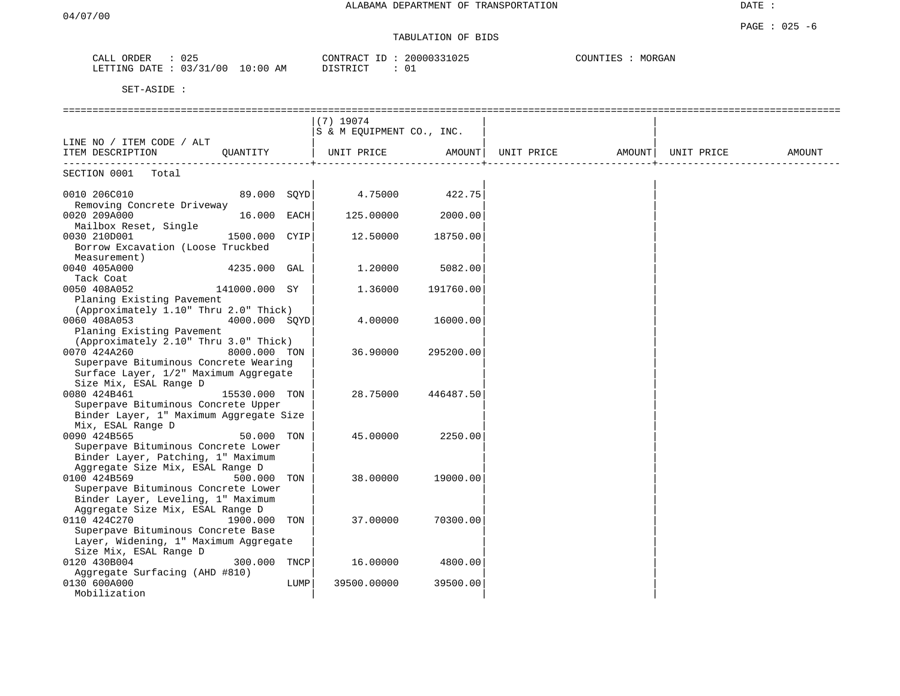ALABAMA DEPARTMENT OF TRANSPORTATION

04/07/00

DATE :

PAGE : 025 -6

TABULATION OF BIDS

CALL ORDER : 025
LETTING DATE : 03/31/00 10:00 AM

CONTRACT ID : 20000331025
DISTRICT : 01

COUNTIES : MORGAN

SET-ASIDE :

| LINE NO / ITEM CODE / ALT ITEM DESCRIPTION | QUANTITY | | (7) 19074 S & M EQUIPMENT CO., INC. UNIT PRICE | AMOUNT | UNIT PRICE | AMOUNT | UNIT PRICE | AMOUNT |
|---|---|---|---|---|---|---|---|---|
| SECTION 0001 Total | | | | | | | | |
| 0010 206C010 Removing Concrete Driveway | 89.000 | SQYD | 4.75000 | 422.75 | | | | |
| 0020 209A000 Mailbox Reset, Single | 16.000 | EACH | 125.00000 | 2000.00 | | | | |
| 0030 210D001 Borrow Excavation (Loose Truckbed Measurement) | 1500.000 | CYIP | 12.50000 | 18750.00 | | | | |
| 0040 405A000 Tack Coat | 4235.000 | GAL | 1.20000 | 5082.00 | | | | |
| 0050 408A052 Planing Existing Pavement (Approximately 1.10" Thru 2.0" Thick) | 141000.000 | SY | 1.36000 | 191760.00 | | | | |
| 0060 408A053 Planing Existing Pavement (Approximately 2.10" Thru 3.0" Thick) | 4000.000 | SQYD | 4.00000 | 16000.00 | | | | |
| 0070 424A260 Superpave Bituminous Concrete Wearing Surface Layer, 1/2" Maximum Aggregate Size Mix, ESAL Range D | 8000.000 | TON | 36.90000 | 295200.00 | | | | |
| 0080 424B461 Superpave Bituminous Concrete Upper Binder Layer, 1" Maximum Aggregate Size Mix, ESAL Range D | 15530.000 | TON | 28.75000 | 446487.50 | | | | |
| 0090 424B565 Superpave Bituminous Concrete Lower Binder Layer, Patching, 1" Maximum Aggregate Size Mix, ESAL Range D | 50.000 | TON | 45.00000 | 2250.00 | | | | |
| 0100 424B569 Superpave Bituminous Concrete Lower Binder Layer, Leveling, 1" Maximum Aggregate Size Mix, ESAL Range D | 500.000 | TON | 38.00000 | 19000.00 | | | | |
| 0110 424C270 Superpave Bituminous Concrete Base Layer, Widening, 1" Maximum Aggregate Size Mix, ESAL Range D | 1900.000 | TON | 37.00000 | 70300.00 | | | | |
| 0120 430B004 Aggregate Surfacing (AHD #810) | 300.000 | TNCP | 16.00000 | 4800.00 | | | | |
| 0130 600A000 Mobilization | | LUMP | 39500.00000 | 39500.00 | | | | |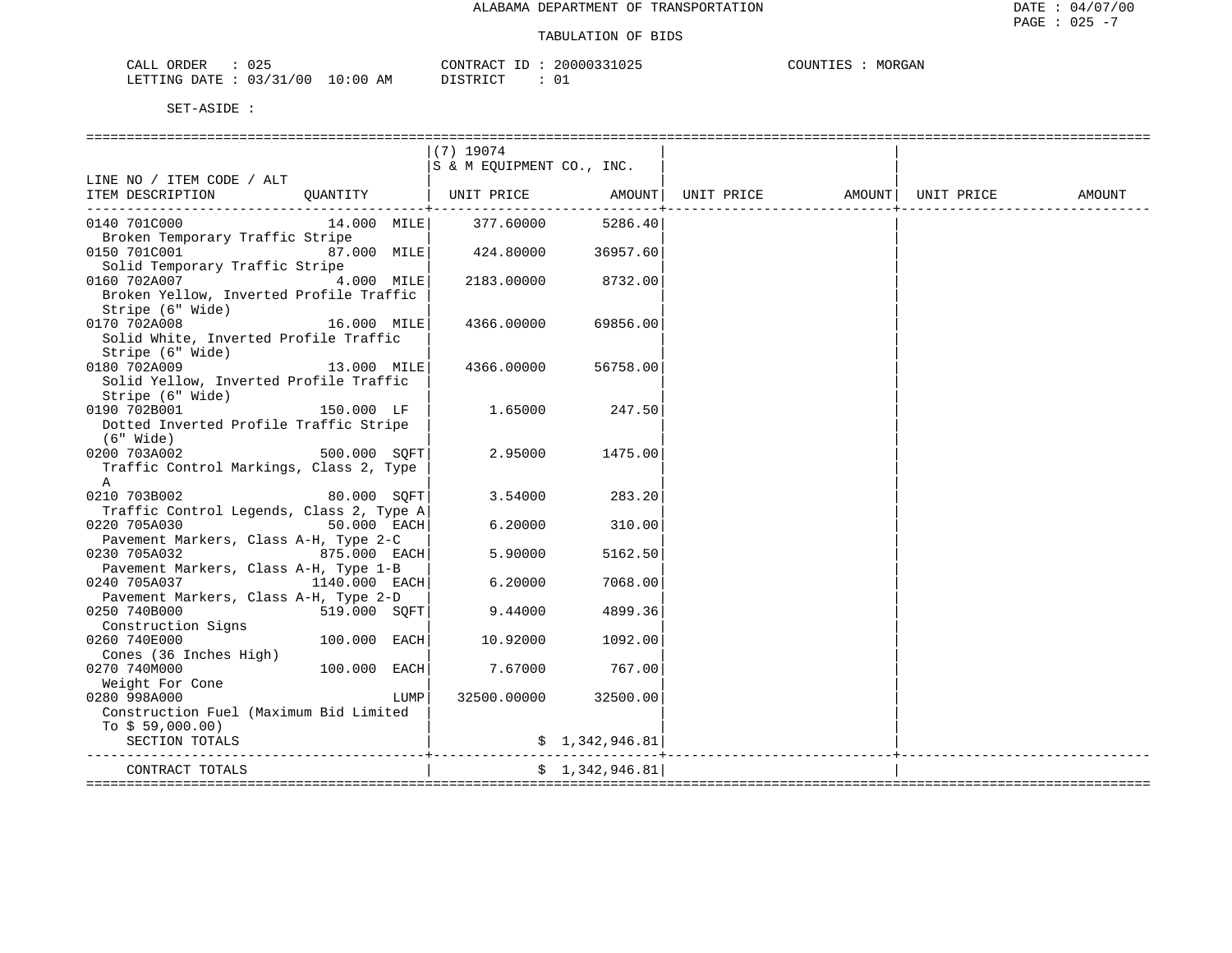# ALABAMA DEPARTMENT OF TRANSPORTATION

## TABULATION OF BIDS

CALL ORDER : 025 CONTRACT ID : 20000331025 COUNTIES : MORGAN
LETTING DATE : 03/31/00 10:00 AM DISTRICT : 01

SET-ASIDE :

| LINE NO / ITEM CODE / ALT ITEM DESCRIPTION | QUANTITY | (7) 19074 S & M EQUIPMENT CO., INC. UNIT PRICE | AMOUNT | UNIT PRICE | AMOUNT | UNIT PRICE | AMOUNT |
|---|---|---|---|---|---|---|---|
| 0140 701C000 Broken Temporary Traffic Stripe | 14.000 MILE | 377.60000 | 5286.40 | | | | |
| 0150 701C001 Solid Temporary Traffic Stripe | 87.000 MILE | 424.80000 | 36957.60 | | | | |
| 0160 702A007 Broken Yellow, Inverted Profile Traffic Stripe (6" Wide) | 4.000 MILE | 2183.00000 | 8732.00 | | | | |
| 0170 702A008 Solid White, Inverted Profile Traffic Stripe (6" Wide) | 16.000 MILE | 4366.00000 | 69856.00 | | | | |
| 0180 702A009 Solid Yellow, Inverted Profile Traffic Stripe (6" Wide) | 13.000 MILE | 4366.00000 | 56758.00 | | | | |
| 0190 702B001 Dotted Inverted Profile Traffic Stripe (6" Wide) | 150.000 LF | 1.65000 | 247.50 | | | | |
| 0200 703A002 Traffic Control Markings, Class 2, Type A | 500.000 SQFT | 2.95000 | 1475.00 | | | | |
| 0210 703B002 Traffic Control Legends, Class 2, Type A | 80.000 SQFT | 3.54000 | 283.20 | | | | |
| 0220 705A030 Pavement Markers, Class A-H, Type 2-C | 50.000 EACH | 6.20000 | 310.00 | | | | |
| 0230 705A032 Pavement Markers, Class A-H, Type 1-B | 875.000 EACH | 5.90000 | 5162.50 | | | | |
| 0240 705A037 Pavement Markers, Class A-H, Type 2-D | 1140.000 EACH | 6.20000 | 7068.00 | | | | |
| 0250 740B000 Construction Signs | 519.000 SQFT | 9.44000 | 4899.36 | | | | |
| 0260 740E000 Cones (36 Inches High) | 100.000 EACH | 10.92000 | 1092.00 | | | | |
| 0270 740M000 Weight For Cone | 100.000 EACH | 7.67000 | 767.00 | | | | |
| 0280 998A000 Construction Fuel (Maximum Bid Limited To $ 59,000.00) | LUMP | 32500.00000 | 32500.00 | | | | |
| SECTION TOTALS | | | $ 1,342,946.81 | | | | |
| CONTRACT TOTALS | | | $ 1,342,946.81 | | | | |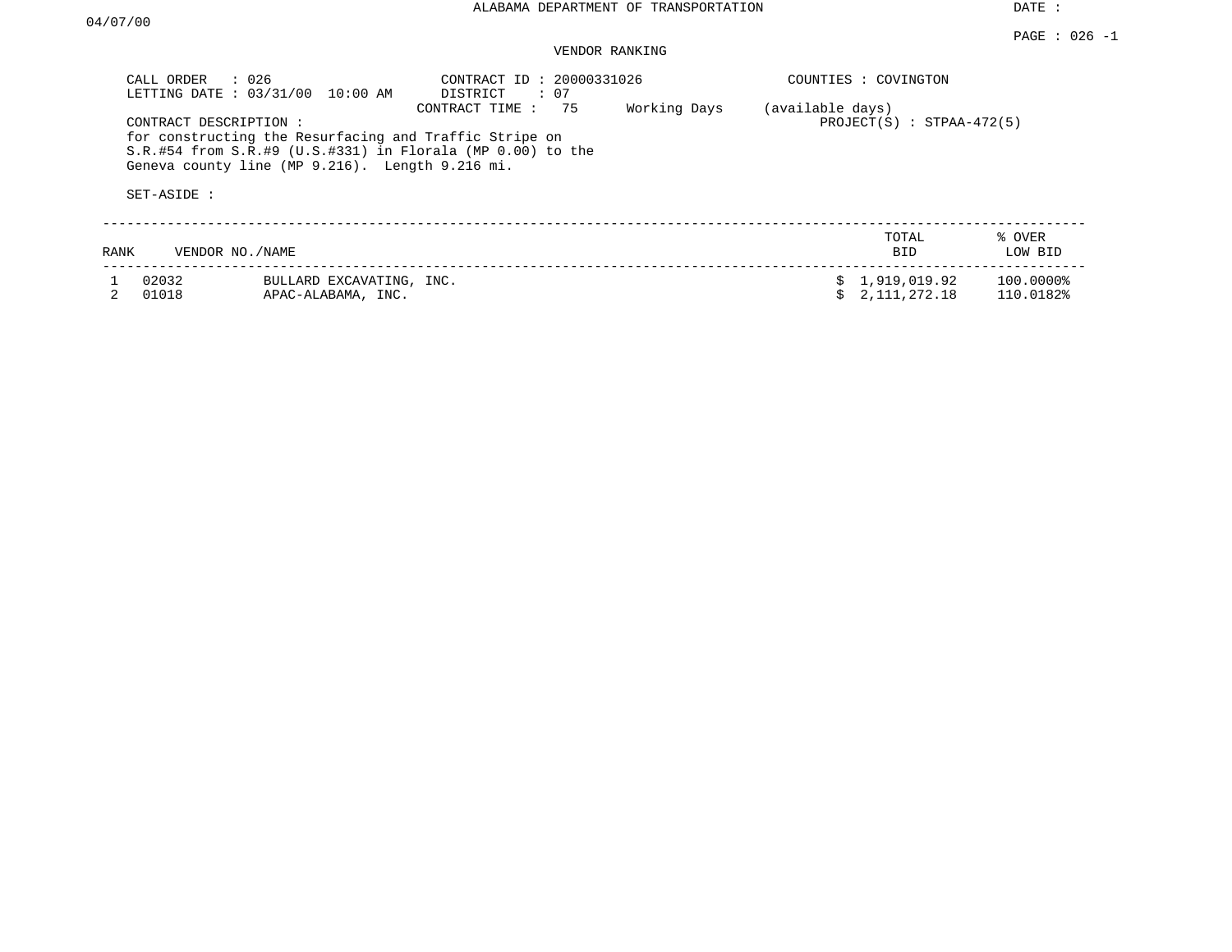ALABAMA DEPARTMENT OF TRANSPORTATION

DATE : 04/07/00

PAGE : 026 -1

VENDOR RANKING

CALL ORDER : 026
LETTING DATE : 03/31/00 10:00 AM

CONTRACT ID : 20000331026
DISTRICT : 07
CONTRACT TIME : 75 Working Days (available days)

COUNTIES : COVINGTON

PROJECT(S) : STPAA-472(5)

CONTRACT DESCRIPTION :
for constructing the Resurfacing and Traffic Stripe on S.R.#54 from S.R.#9 (U.S.#331) in Florala (MP 0.00) to the Geneva county line (MP 9.216). Length 9.216 mi.

SET-ASIDE :

| RANK | VENDOR NO. | NAME | TOTAL BID | % OVER LOW BID |
|---|---|---|---|---|
| 1 | 02032 | BULLARD EXCAVATING, INC. | $ 1,919,019.92 | 100.0000% |
| 2 | 01018 | APAC-ALABAMA, INC. | $ 2,111,272.18 | 110.0182% |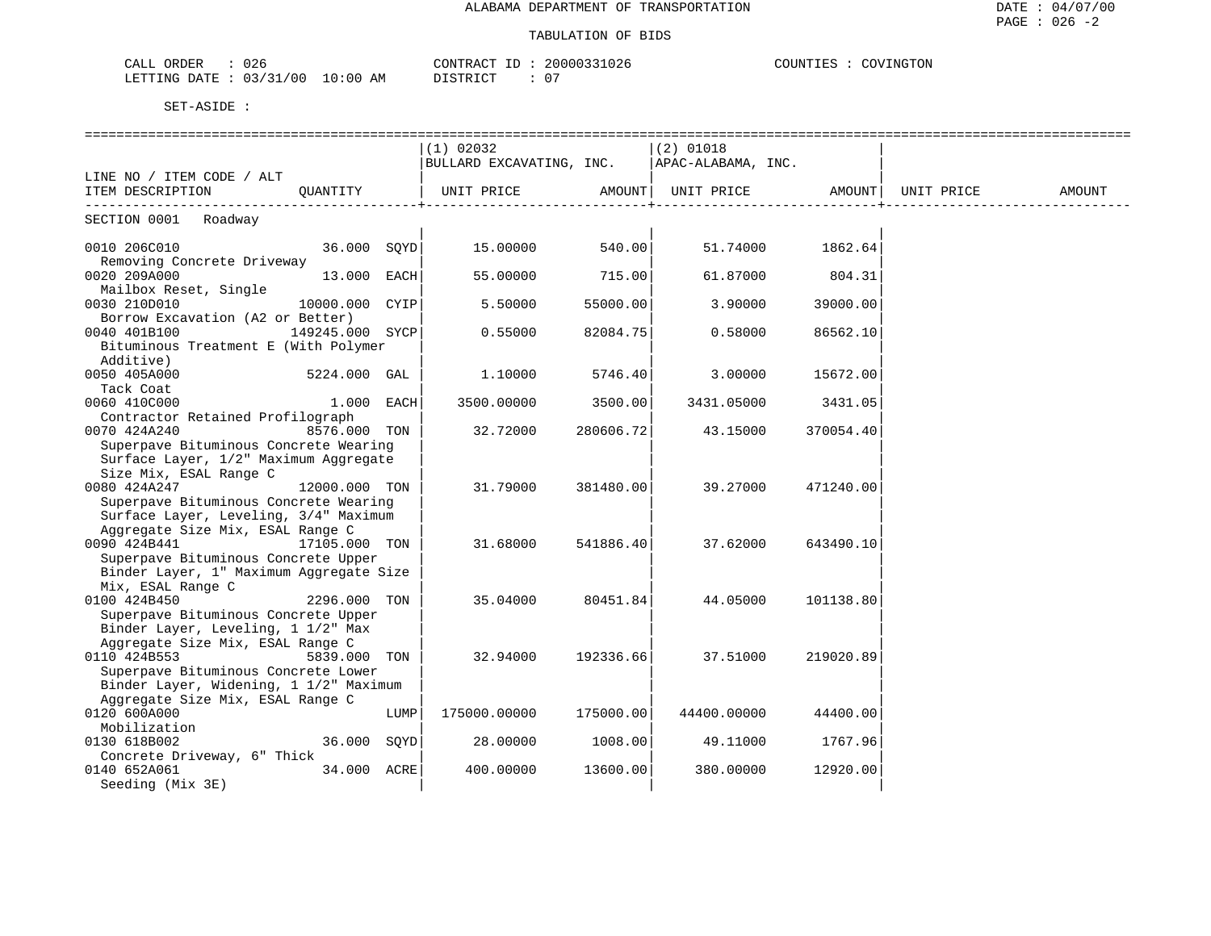ALABAMA DEPARTMENT OF TRANSPORTATION

TABULATION OF BIDS

CALL ORDER : 026 CONTRACT ID : 20000331026 COUNTIES : COVINGTON
LETTING DATE : 03/31/00 10:00 AM DISTRICT : 07

SET-ASIDE :

| LINE NO / ITEM CODE / ALT ITEM DESCRIPTION | QUANTITY | | (1) 02032 BULLARD EXCAVATING, INC. UNIT PRICE | AMOUNT | (2) 01018 APAC-ALABAMA, INC. UNIT PRICE | AMOUNT | UNIT PRICE | AMOUNT |
|---|---|---|---|---|---|---|---|---|
| SECTION 0001 Roadway | | | | | | | | |
| 0010 206C010 Removing Concrete Driveway | 36.000 | SQYD | 15.00000 | 540.00 | 51.74000 | 1862.64 | | |
| 0020 209A000 Mailbox Reset, Single | 13.000 | EACH | 55.00000 | 715.00 | 61.87000 | 804.31 | | |
| 0030 210D010 Borrow Excavation (A2 or Better) | 10000.000 | CYIP | 5.50000 | 55000.00 | 3.90000 | 39000.00 | | |
| 0040 401B100 Bituminous Treatment E (With Polymer Additive) | 149245.000 | SYCP | 0.55000 | 82084.75 | 0.58000 | 86562.10 | | |
| 0050 405A000 Tack Coat | 5224.000 | GAL | 1.10000 | 5746.40 | 3.00000 | 15672.00 | | |
| 0060 410C000 Contractor Retained Profilograph | 1.000 | EACH | 3500.00000 | 3500.00 | 3431.05000 | 3431.05 | | |
| 0070 424A240 Superpave Bituminous Concrete Wearing Surface Layer, 1/2" Maximum Aggregate Size Mix, ESAL Range C | 8576.000 | TON | 32.72000 | 280606.72 | 43.15000 | 370054.40 | | |
| 0080 424A247 Superpave Bituminous Concrete Wearing Surface Layer, Leveling, 3/4" Maximum Aggregate Size Mix, ESAL Range C | 12000.000 | TON | 31.79000 | 381480.00 | 39.27000 | 471240.00 | | |
| 0090 424B441 Superpave Bituminous Concrete Upper Binder Layer, 1" Maximum Aggregate Size Mix, ESAL Range C | 17105.000 | TON | 31.68000 | 541886.40 | 37.62000 | 643490.10 | | |
| 0100 424B450 Superpave Bituminous Concrete Upper Binder Layer, Leveling, 1 1/2" Max Aggregate Size Mix, ESAL Range C | 2296.000 | TON | 35.04000 | 80451.84 | 44.05000 | 101138.80 | | |
| 0110 424B553 Superpave Bituminous Concrete Lower Binder Layer, Widening, 1 1/2" Maximum Aggregate Size Mix, ESAL Range C | 5839.000 | TON | 32.94000 | 192336.66 | 37.51000 | 219020.89 | | |
| 0120 600A000 Mobilization | | LUMP | 175000.00000 | 175000.00 | 44400.00000 | 44400.00 | | |
| 0130 618B002 Concrete Driveway, 6" Thick | 36.000 | SQYD | 28.00000 | 1008.00 | 49.11000 | 1767.96 | | |
| 0140 652A061 Seeding (Mix 3E) | 34.000 | ACRE | 400.00000 | 13600.00 | 380.00000 | 12920.00 | | |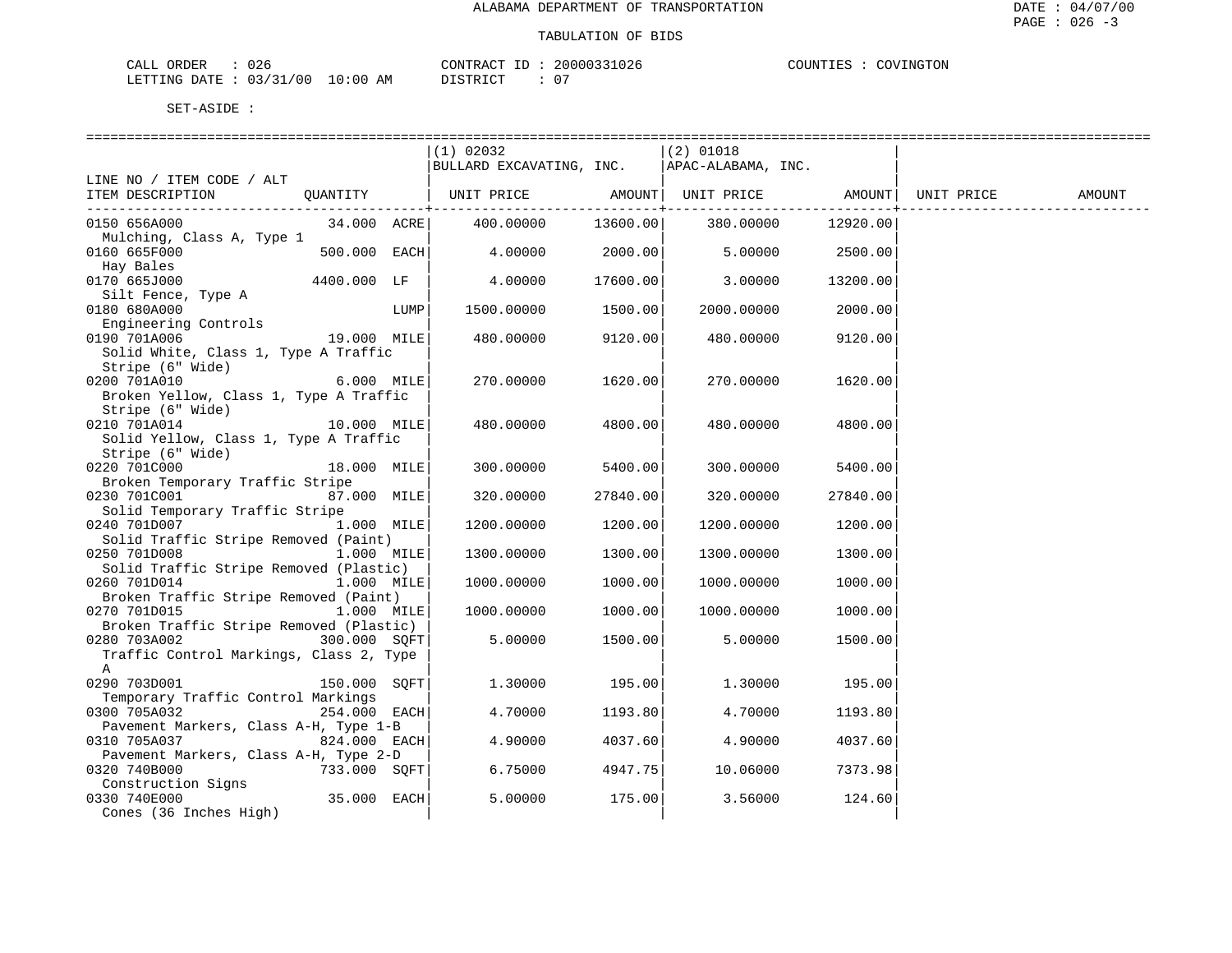ALABAMA DEPARTMENT OF TRANSPORTATION

TABULATION OF BIDS

CALL ORDER : 026 &nbsp;&nbsp;&nbsp;&nbsp; CONTRACT ID : 20000331026 &nbsp;&nbsp;&nbsp;&nbsp; COUNTIES : COVINGTON
LETTING DATE : 03/31/00 10:00 AM &nbsp;&nbsp;&nbsp;&nbsp; DISTRICT : 07

SET-ASIDE :

| LINE NO / ITEM CODE / ALT ITEM DESCRIPTION | QUANTITY | (1) 02032 BULLARD EXCAVATING, INC. UNIT PRICE | AMOUNT | (2) 01018 APAC-ALABAMA, INC. UNIT PRICE | AMOUNT | UNIT PRICE | AMOUNT |
|---|---|---|---|---|---|---|---|
| 0150 656A000 Mulching, Class A, Type 1 | 34.000 ACRE | 400.00000 | 13600.00 | 380.00000 | 12920.00 | | |
| 0160 665F000 Hay Bales | 500.000 EACH | 4.00000 | 2000.00 | 5.00000 | 2500.00 | | |
| 0170 665J000 Silt Fence, Type A | 4400.000 LF | 4.00000 | 17600.00 | 3.00000 | 13200.00 | | |
| 0180 680A000 Engineering Controls | LUMP | 1500.00000 | 1500.00 | 2000.00000 | 2000.00 | | |
| 0190 701A006 Solid White, Class 1, Type A Traffic Stripe (6" Wide) | 19.000 MILE | 480.00000 | 9120.00 | 480.00000 | 9120.00 | | |
| 0200 701A010 Broken Yellow, Class 1, Type A Traffic Stripe (6" Wide) | 6.000 MILE | 270.00000 | 1620.00 | 270.00000 | 1620.00 | | |
| 0210 701A014 Solid Yellow, Class 1, Type A Traffic Stripe (6" Wide) | 10.000 MILE | 480.00000 | 4800.00 | 480.00000 | 4800.00 | | |
| 0220 701C000 Broken Temporary Traffic Stripe | 18.000 MILE | 300.00000 | 5400.00 | 300.00000 | 5400.00 | | |
| 0230 701C001 Solid Temporary Traffic Stripe | 87.000 MILE | 320.00000 | 27840.00 | 320.00000 | 27840.00 | | |
| 0240 701D007 Solid Traffic Stripe Removed (Paint) | 1.000 MILE | 1200.00000 | 1200.00 | 1200.00000 | 1200.00 | | |
| 0250 701D008 Solid Traffic Stripe Removed (Plastic) | 1.000 MILE | 1300.00000 | 1300.00 | 1300.00000 | 1300.00 | | |
| 0260 701D014 Broken Traffic Stripe Removed (Paint) | 1.000 MILE | 1000.00000 | 1000.00 | 1000.00000 | 1000.00 | | |
| 0270 701D015 Broken Traffic Stripe Removed (Plastic) | 1.000 MILE | 1000.00000 | 1000.00 | 1000.00000 | 1000.00 | | |
| 0280 703A002 Traffic Control Markings, Class 2, Type A | 300.000 SQFT | 5.00000 | 1500.00 | 5.00000 | 1500.00 | | |
| 0290 703D001 Temporary Traffic Control Markings | 150.000 SQFT | 1.30000 | 195.00 | 1.30000 | 195.00 | | |
| 0300 705A032 Pavement Markers, Class A-H, Type 1-B | 254.000 EACH | 4.70000 | 1193.80 | 4.70000 | 1193.80 | | |
| 0310 705A037 Pavement Markers, Class A-H, Type 2-D | 824.000 EACH | 4.90000 | 4037.60 | 4.90000 | 4037.60 | | |
| 0320 740B000 Construction Signs | 733.000 SQFT | 6.75000 | 4947.75 | 10.06000 | 7373.98 | | |
| 0330 740E000 Cones (36 Inches High) | 35.000 EACH | 5.00000 | 175.00 | 3.56000 | 124.60 | | |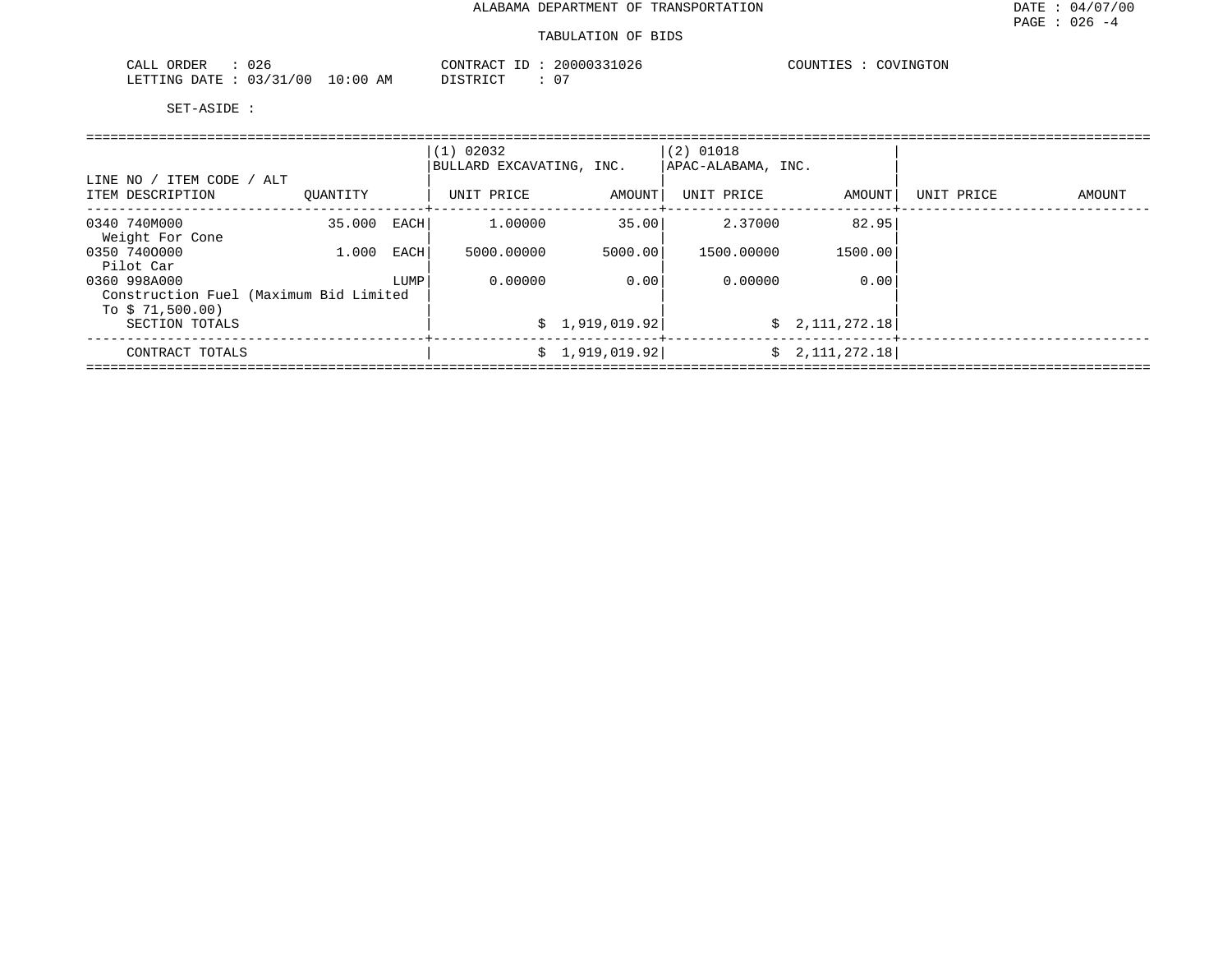ALABAMA DEPARTMENT OF TRANSPORTATION

TABULATION OF BIDS

CALL ORDER : 026
LETTING DATE : 03/31/00 10:00 AM

CONTRACT ID : 20000331026
DISTRICT : 07

COUNTIES : COVINGTON

SET-ASIDE :

| LINE NO / ITEM CODE / ALT ITEM DESCRIPTION | QUANTITY | | (1) 02032 BULLARD EXCAVATING, INC. UNIT PRICE | AMOUNT | (2) 01018 APAC-ALABAMA, INC. UNIT PRICE | AMOUNT | UNIT PRICE | AMOUNT |
|---|---|---|---|---|---|---|---|---|
| 0340 740M000 Weight For Cone | 35.000 | EACH | 1.00000 | 35.00 | 2.37000 | 82.95 | | |
| 0350 740O000 Pilot Car | 1.000 | EACH | 5000.00000 | 5000.00 | 1500.00000 | 1500.00 | | |
| 0360 998A000 Construction Fuel (Maximum Bid Limited To $ 71,500.00) | | LUMP | 0.00000 | 0.00 | 0.00000 | 0.00 | | |
| SECTION TOTALS | | | | $ 1,919,019.92 | | $ 2,111,272.18 | | |
| CONTRACT TOTALS | | | | $ 1,919,019.92 | | $ 2,111,272.18 | | |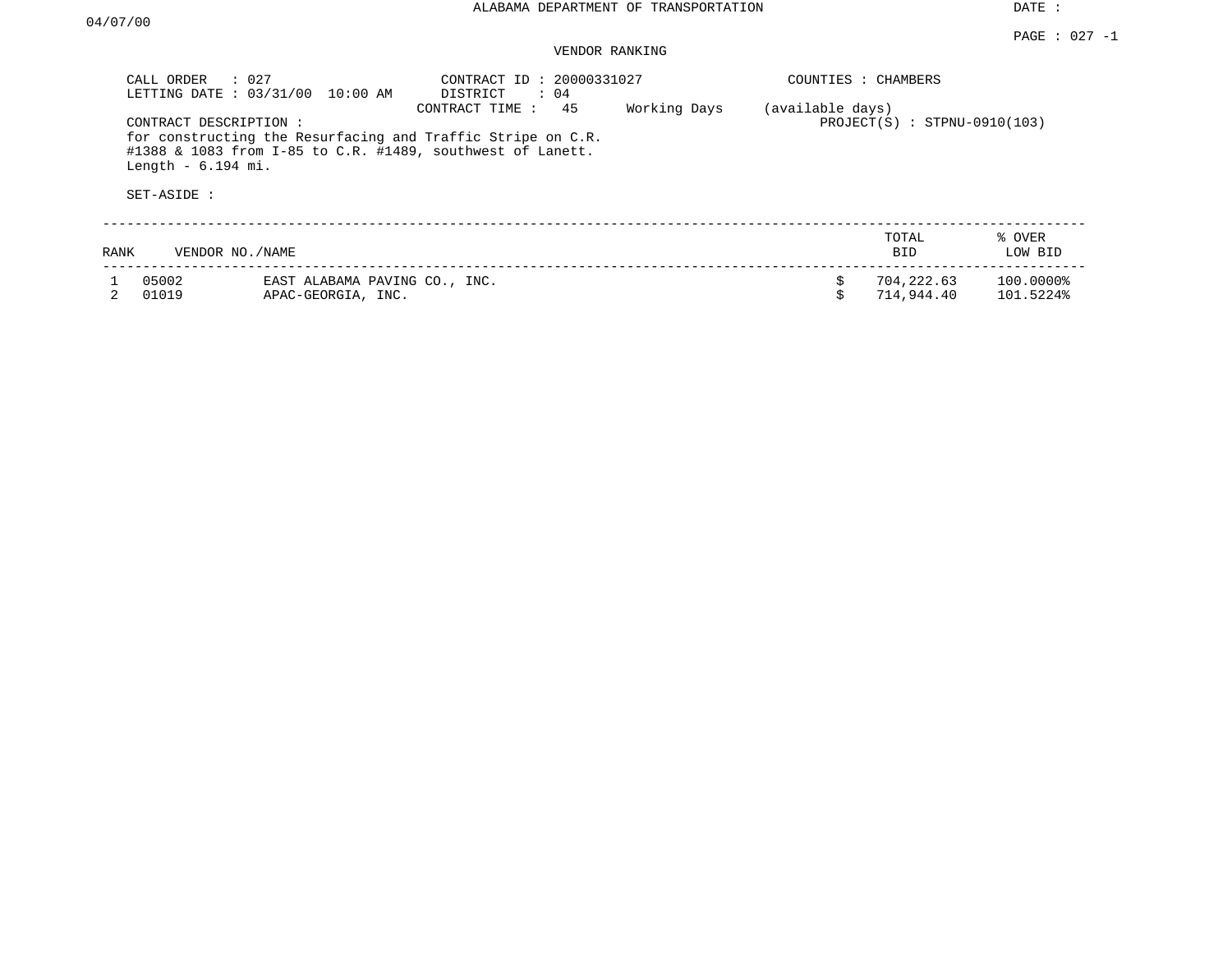# ALABAMA DEPARTMENT OF TRANSPORTATION

DATE : 04/07/00

PAGE : 027 -1

## VENDOR RANKING

CALL ORDER : 027
LETTING DATE : 03/31/00 10:00 AM

CONTRACT ID : 20000331027
DISTRICT : 04
CONTRACT TIME : 45 Working Days (available days)

COUNTIES : CHAMBERS

PROJECT(S) : STPNU-0910(103)

CONTRACT DESCRIPTION :
for constructing the Resurfacing and Traffic Stripe on C.R. #1388 & 1083 from I-85 to C.R. #1489, southwest of Lanett.
Length - 6.194 mi.

SET-ASIDE :

| RANK | VENDOR NO./NAME | | TOTAL BID | % OVER LOW BID |
|---|---|---|---|---|
| 1 | 05002 | EAST ALABAMA PAVING CO., INC. | $ 704,222.63 | 100.0000% |
| 2 | 01019 | APAC-GEORGIA, INC. | $ 714,944.40 | 101.5224% |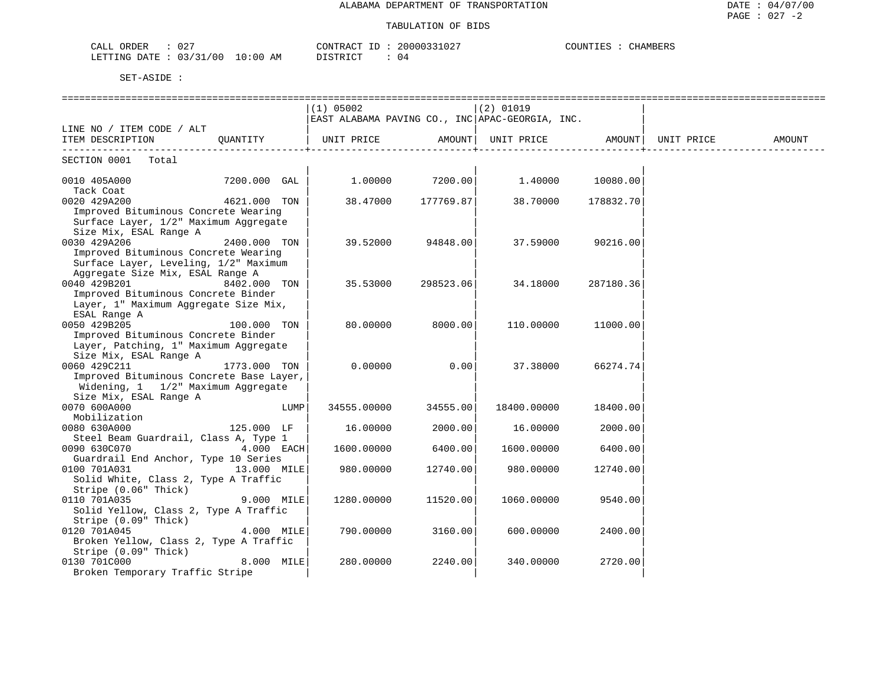ALABAMA DEPARTMENT OF TRANSPORTATION

TABULATION OF BIDS

DATE : 04/07/00
PAGE : 027 -2

CALL ORDER : 027
LETTING DATE : 03/31/00 10:00 AM

CONTRACT ID : 20000331027
DISTRICT : 04

COUNTIES : CHAMBERS

SET-ASIDE :

| LINE NO / ITEM CODE / ALT ITEM DESCRIPTION | QUANTITY | (1) 05002 EAST ALABAMA PAVING CO., INC UNIT PRICE | AMOUNT | (2) 01019 APAC-GEORGIA, INC. UNIT PRICE | AMOUNT | UNIT PRICE | AMOUNT |
|---|---|---|---|---|---|---|---|
| SECTION 0001 Total | | | | | | | |
| 0010 405A000 Tack Coat | 7200.000 GAL | 1.00000 | 7200.00 | 1.40000 | 10080.00 | | |
| 0020 429A200 Improved Bituminous Concrete Wearing Surface Layer, 1/2" Maximum Aggregate Size Mix, ESAL Range A | 4621.000 TON | 38.47000 | 177769.87 | 38.70000 | 178832.70 | | |
| 0030 429A206 Improved Bituminous Concrete Wearing Surface Layer, Leveling, 1/2" Maximum Aggregate Size Mix, ESAL Range A | 2400.000 TON | 39.52000 | 94848.00 | 37.59000 | 90216.00 | | |
| 0040 429B201 Improved Bituminous Concrete Binder Layer, 1" Maximum Aggregate Size Mix, ESAL Range A | 8402.000 TON | 35.53000 | 298523.06 | 34.18000 | 287180.36 | | |
| 0050 429B205 Improved Bituminous Concrete Binder Layer, Patching, 1" Maximum Aggregate Size Mix, ESAL Range A | 100.000 TON | 80.00000 | 8000.00 | 110.00000 | 11000.00 | | |
| 0060 429C211 Improved Bituminous Concrete Base Layer, Widening, 1 1/2" Maximum Aggregate Size Mix, ESAL Range A | 1773.000 TON | 0.00000 | 0.00 | 37.38000 | 66274.74 | | |
| 0070 600A000 Mobilization | LUMP | 34555.00000 | 34555.00 | 18400.00000 | 18400.00 | | |
| 0080 630A000 Steel Beam Guardrail, Class A, Type 1 | 125.000 LF | 16.00000 | 2000.00 | 16.00000 | 2000.00 | | |
| 0090 630C070 Guardrail End Anchor, Type 10 Series | 4.000 EACH | 1600.00000 | 6400.00 | 1600.00000 | 6400.00 | | |
| 0100 701A031 Solid White, Class 2, Type A Traffic Stripe (0.06" Thick) | 13.000 MILE | 980.00000 | 12740.00 | 980.00000 | 12740.00 | | |
| 0110 701A035 Solid Yellow, Class 2, Type A Traffic Stripe (0.09" Thick) | 9.000 MILE | 1280.00000 | 11520.00 | 1060.00000 | 9540.00 | | |
| 0120 701A045 Broken Yellow, Class 2, Type A Traffic Stripe (0.09" Thick) | 4.000 MILE | 790.00000 | 3160.00 | 600.00000 | 2400.00 | | |
| 0130 701C000 Broken Temporary Traffic Stripe | 8.000 MILE | 280.00000 | 2240.00 | 340.00000 | 2720.00 | | |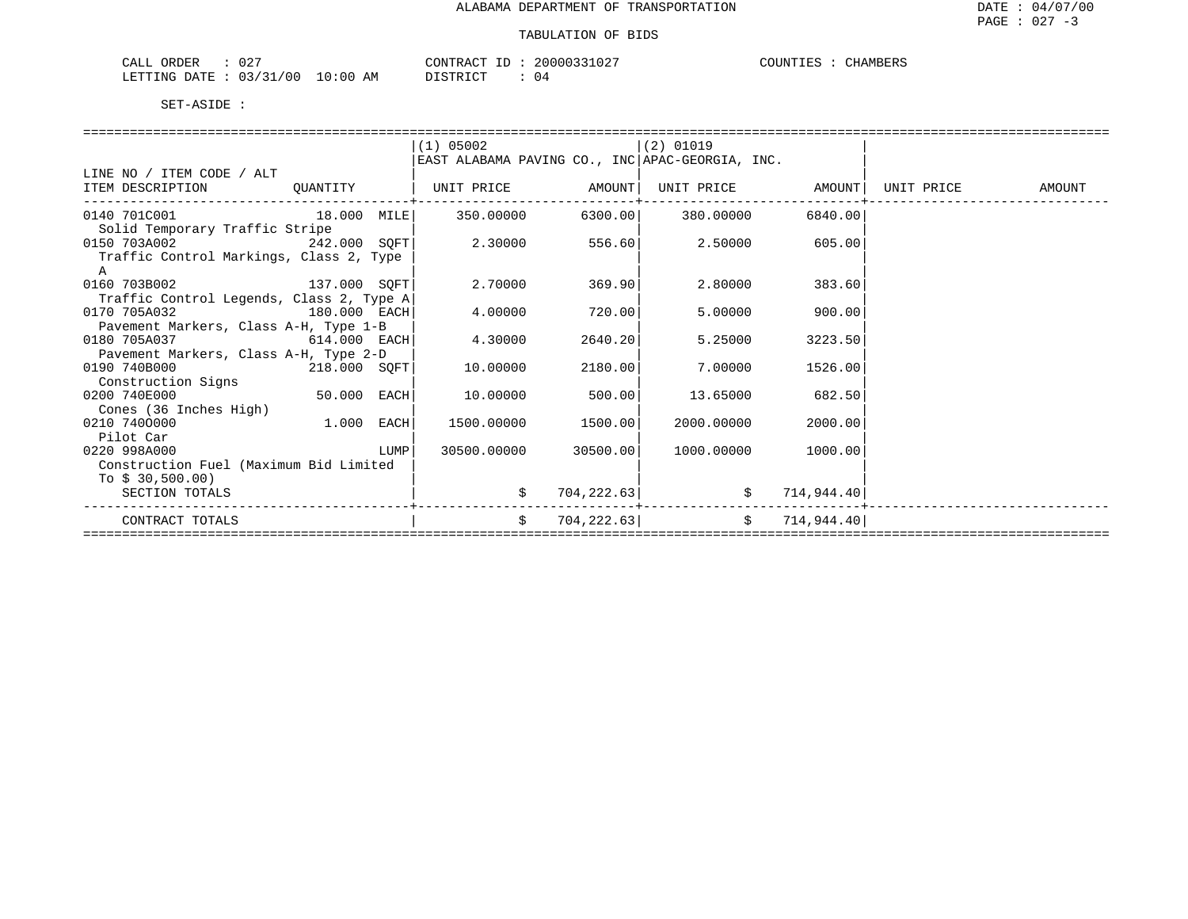ALABAMA DEPARTMENT OF TRANSPORTATION

TABULATION OF BIDS

CALL ORDER : 027　　CONTRACT ID : 20000331027　　COUNTIES : CHAMBERS
LETTING DATE : 03/31/00 10:00 AM　　DISTRICT : 04

SET-ASIDE :

| LINE NO / ITEM CODE / ALT ITEM DESCRIPTION | QUANTITY | (1) 05002 EAST ALABAMA PAVING CO., INC UNIT PRICE | AMOUNT | (2) 01019 APAC-GEORGIA, INC. UNIT PRICE | AMOUNT | UNIT PRICE | AMOUNT |
|---|---|---|---|---|---|---|---|
| 0140 701C001 Solid Temporary Traffic Stripe | 18.000 MILE | 350.00000 | 6300.00 | 380.00000 | 6840.00 | | |
| 0150 703A002 Traffic Control Markings, Class 2, Type A | 242.000 SQFT | 2.30000 | 556.60 | 2.50000 | 605.00 | | |
| 0160 703B002 Traffic Control Legends, Class 2, Type A | 137.000 SQFT | 2.70000 | 369.90 | 2.80000 | 383.60 | | |
| 0170 705A032 Pavement Markers, Class A-H, Type 1-B | 180.000 EACH | 4.00000 | 720.00 | 5.00000 | 900.00 | | |
| 0180 705A037 Pavement Markers, Class A-H, Type 2-D | 614.000 EACH | 4.30000 | 2640.20 | 5.25000 | 3223.50 | | |
| 0190 740B000 Construction Signs | 218.000 SQFT | 10.00000 | 2180.00 | 7.00000 | 1526.00 | | |
| 0200 740E000 Cones (36 Inches High) | 50.000 EACH | 10.00000 | 500.00 | 13.65000 | 682.50 | | |
| 0210 740O000 Pilot Car | 1.000 EACH | 1500.00000 | 1500.00 | 2000.00000 | 2000.00 | | |
| 0220 998A000 Construction Fuel (Maximum Bid Limited To $ 30,500.00) | LUMP | 30500.00000 | 30500.00 | 1000.00000 | 1000.00 | | |
| SECTION TOTALS | | $ | 704,222.63 | $ | 714,944.40 | | |
| CONTRACT TOTALS | | $ | 704,222.63 | $ | 714,944.40 | | |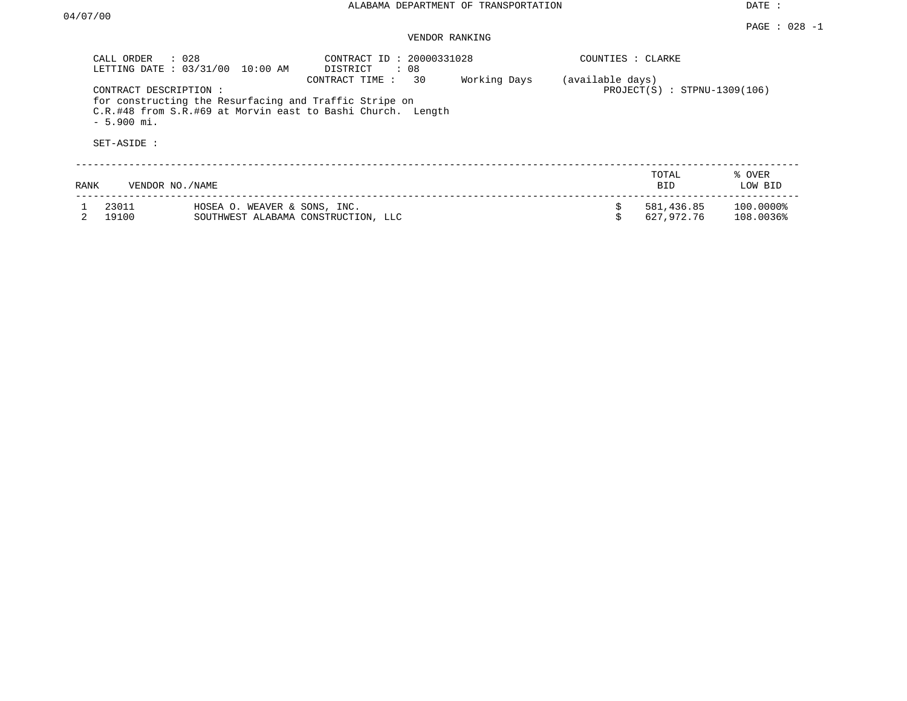ALABAMA DEPARTMENT OF TRANSPORTATION

DATE : 04/07/00

PAGE : 028 -1

VENDOR RANKING

CALL ORDER : 028
LETTING DATE : 03/31/00 10:00 AM

CONTRACT ID : 20000331028
DISTRICT : 08
CONTRACT TIME : 30 Working Days (available days)

COUNTIES : CLARKE

PROJECT(S) : STPNU-1309(106)

CONTRACT DESCRIPTION :
for constructing the Resurfacing and Traffic Stripe on C.R.#48 from S.R.#69 at Morvin east to Bashi Church. Length - 5.900 mi.

SET-ASIDE :

| RANK | VENDOR NO./NAME | | TOTAL BID | % OVER LOW BID |
|---|---|---|---|---|
| 1 | 23011 | HOSEA O. WEAVER & SONS, INC. | $ 581,436.85 | 100.0000% |
| 2 | 19100 | SOUTHWEST ALABAMA CONSTRUCTION, LLC | $ 627,972.76 | 108.0036% |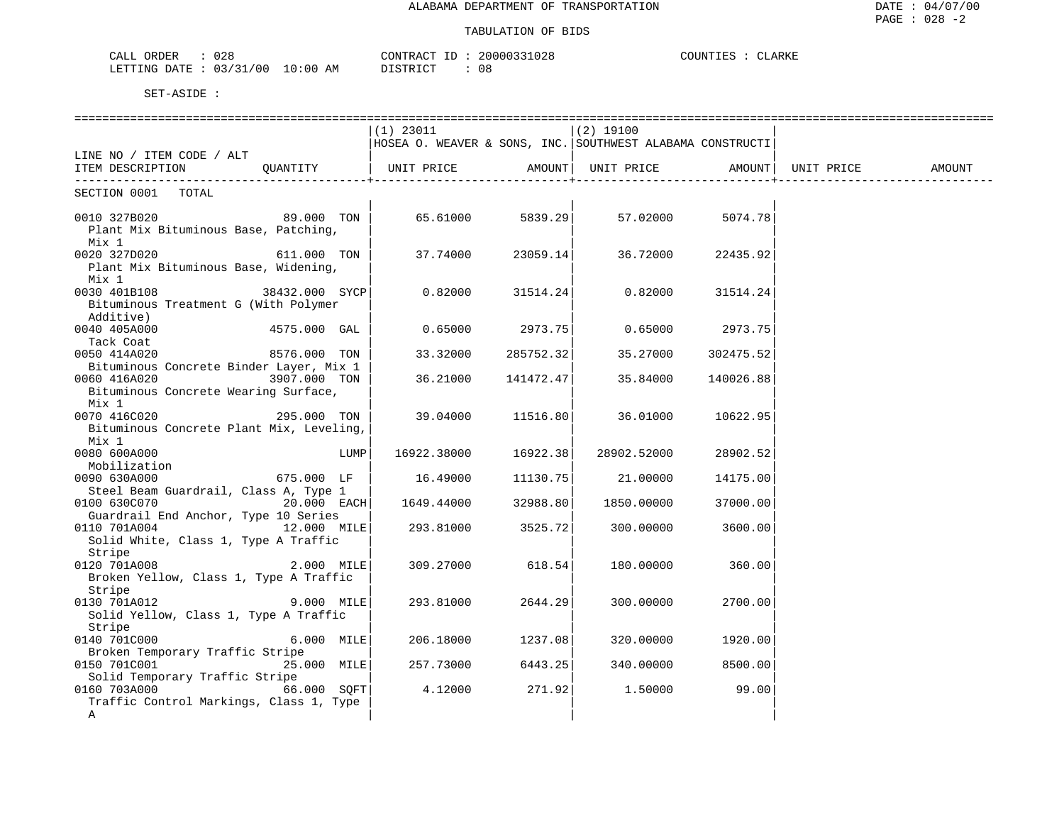ALABAMA DEPARTMENT OF TRANSPORTATION

TABULATION OF BIDS

DATE : 04/07/00
PAGE : 028 -2

CALL ORDER : 028 CONTRACT ID : 20000331028 COUNTIES : CLARKE
LETTING DATE : 03/31/00 10:00 AM DISTRICT : 08

SET-ASIDE :

| LINE NO / ITEM CODE / ALT ITEM DESCRIPTION | QUANTITY | (1) 23011 HOSEA O. WEAVER & SONS, INC. UNIT PRICE | AMOUNT | (2) 19100 SOUTHWEST ALABAMA CONSTRUCTI UNIT PRICE | AMOUNT | UNIT PRICE | AMOUNT |
|---|---|---|---|---|---|---|---|
| SECTION 0001 TOTAL | | | | | | | |
| 0010 327B020 Plant Mix Bituminous Base, Patching, Mix 1 | 89.000 TON | 65.61000 | 5839.29 | 57.02000 | 5074.78 | | |
| 0020 327D020 Plant Mix Bituminous Base, Widening, Mix 1 | 611.000 TON | 37.74000 | 23059.14 | 36.72000 | 22435.92 | | |
| 0030 401B108 Bituminous Treatment G (With Polymer Additive) | 38432.000 SYCP | 0.82000 | 31514.24 | 0.82000 | 31514.24 | | |
| 0040 405A000 Tack Coat | 4575.000 GAL | 0.65000 | 2973.75 | 0.65000 | 2973.75 | | |
| 0050 414A020 Bituminous Concrete Binder Layer, Mix 1 | 8576.000 TON | 33.32000 | 285752.32 | 35.27000 | 302475.52 | | |
| 0060 416A020 Bituminous Concrete Wearing Surface, Mix 1 | 3907.000 TON | 36.21000 | 141472.47 | 35.84000 | 140026.88 | | |
| 0070 416C020 Bituminous Concrete Plant Mix, Leveling, Mix 1 | 295.000 TON | 39.04000 | 11516.80 | 36.01000 | 10622.95 | | |
| 0080 600A000 Mobilization | LUMP | 16922.38000 | 16922.38 | 28902.52000 | 28902.52 | | |
| 0090 630A000 Steel Beam Guardrail, Class A, Type 1 | 675.000 LF | 16.49000 | 11130.75 | 21.00000 | 14175.00 | | |
| 0100 630C070 Guardrail End Anchor, Type 10 Series | 20.000 EACH | 1649.44000 | 32988.80 | 1850.00000 | 37000.00 | | |
| 0110 701A004 Solid White, Class 1, Type A Traffic Stripe | 12.000 MILE | 293.81000 | 3525.72 | 300.00000 | 3600.00 | | |
| 0120 701A008 Broken Yellow, Class 1, Type A Traffic Stripe | 2.000 MILE | 309.27000 | 618.54 | 180.00000 | 360.00 | | |
| 0130 701A012 Solid Yellow, Class 1, Type A Traffic Stripe | 9.000 MILE | 293.81000 | 2644.29 | 300.00000 | 2700.00 | | |
| 0140 701C000 Broken Temporary Traffic Stripe | 6.000 MILE | 206.18000 | 1237.08 | 320.00000 | 1920.00 | | |
| 0150 701C001 Solid Temporary Traffic Stripe | 25.000 MILE | 257.73000 | 6443.25 | 340.00000 | 8500.00 | | |
| 0160 703A000 Traffic Control Markings, Class 1, Type A | 66.000 SQFT | 4.12000 | 271.92 | 1.50000 | 99.00 | | |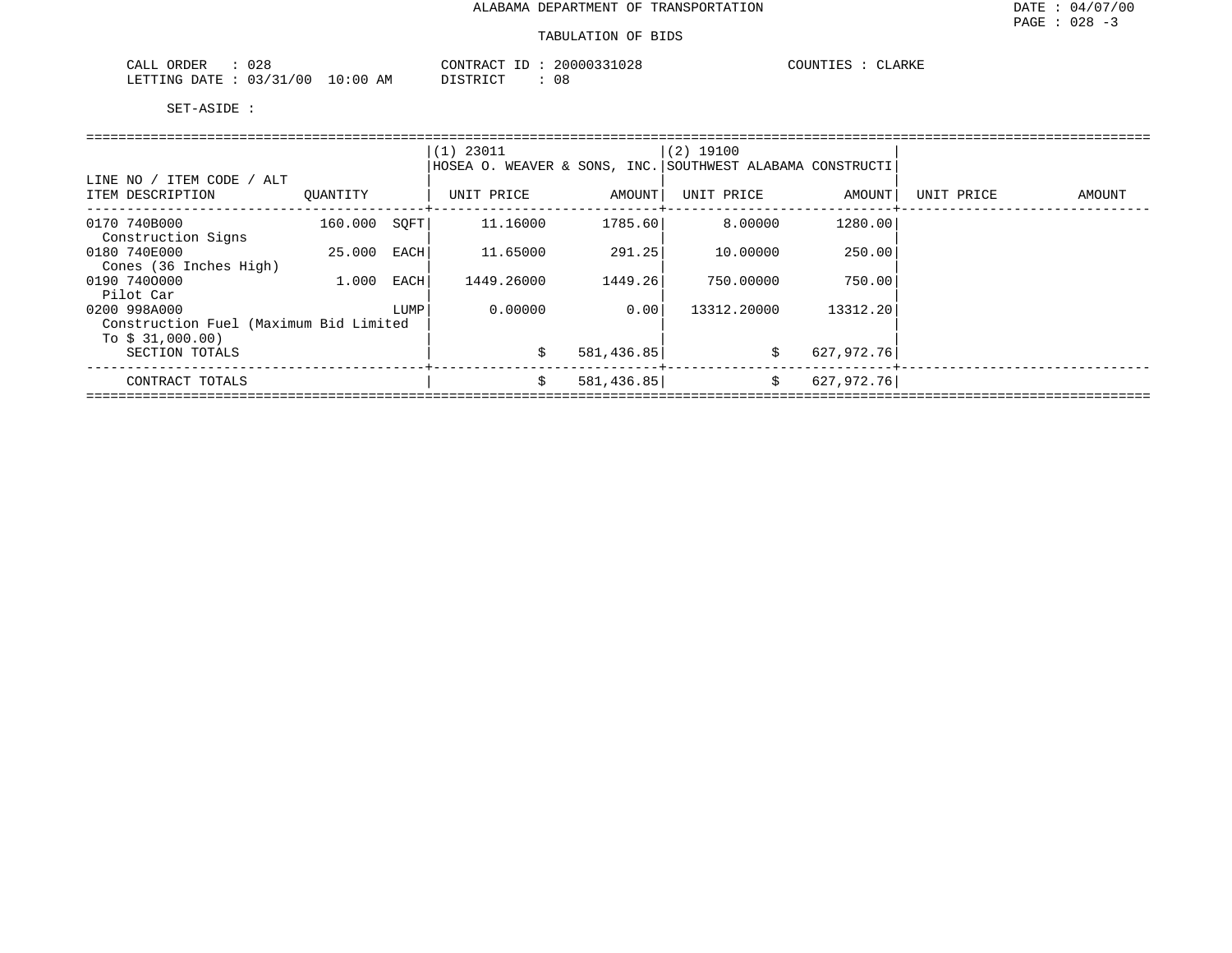ALABAMA DEPARTMENT OF TRANSPORTATION

TABULATION OF BIDS

CALL ORDER : 028    CONTRACT ID : 20000331028    COUNTIES : CLARKE
LETTING DATE : 03/31/00 10:00 AM    DISTRICT : 08

SET-ASIDE :

| LINE NO / ITEM CODE / ALT ITEM DESCRIPTION | QUANTITY | | (1) 23011 HOSEA O. WEAVER & SONS, INC. UNIT PRICE | AMOUNT | (2) 19100 SOUTHWEST ALABAMA CONSTRUCTI UNIT PRICE | AMOUNT | UNIT PRICE | AMOUNT |
|---|---|---|---|---|---|---|---|---|
| 0170 740B000 Construction Signs | 160.000 | SQFT | 11.16000 | 1785.60 | 8.00000 | 1280.00 | | |
| 0180 740E000 Cones (36 Inches High) | 25.000 | EACH | 11.65000 | 291.25 | 10.00000 | 250.00 | | |
| 0190 740O000 Pilot Car | 1.000 | EACH | 1449.26000 | 1449.26 | 750.00000 | 750.00 | | |
| 0200 998A000 Construction Fuel (Maximum Bid Limited To $ 31,000.00) | | LUMP | 0.00000 | 0.00 | 13312.20000 | 13312.20 | | |
| SECTION TOTALS | | | | $ 581,436.85 | | $ 627,972.76 | | |
| CONTRACT TOTALS | | | | $ 581,436.85 | | $ 627,972.76 | | |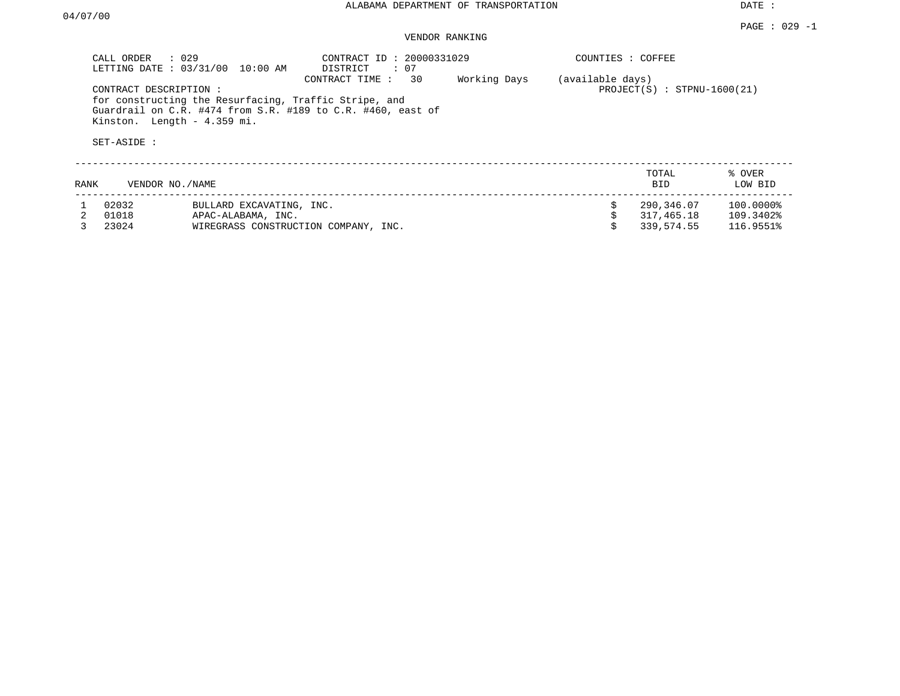ALABAMA DEPARTMENT OF TRANSPORTATION

DATE :

04/07/00

PAGE : 029 -1

VENDOR RANKING

CALL ORDER : 029
LETTING DATE : 03/31/00 10:00 AM

CONTRACT ID : 20000331029
DISTRICT : 07
CONTRACT TIME : 30 Working Days (available days)

COUNTIES : COFFEE

PROJECT(S) : STPNU-1600(21)

CONTRACT DESCRIPTION :
for constructing the Resurfacing, Traffic Stripe, and Guardrail on C.R. #474 from S.R. #189 to C.R. #460, east of Kinston. Length - 4.359 mi.

SET-ASIDE :

| RANK | VENDOR NO./NAME | | TOTAL BID | % OVER LOW BID |
|---|---|---|---|---|
| 1 | 02032 | BULLARD EXCAVATING, INC. | $ 290,346.07 | 100.0000% |
| 2 | 01018 | APAC-ALABAMA, INC. | $ 317,465.18 | 109.3402% |
| 3 | 23024 | WIREGRASS CONSTRUCTION COMPANY, INC. | $ 339,574.55 | 116.9551% |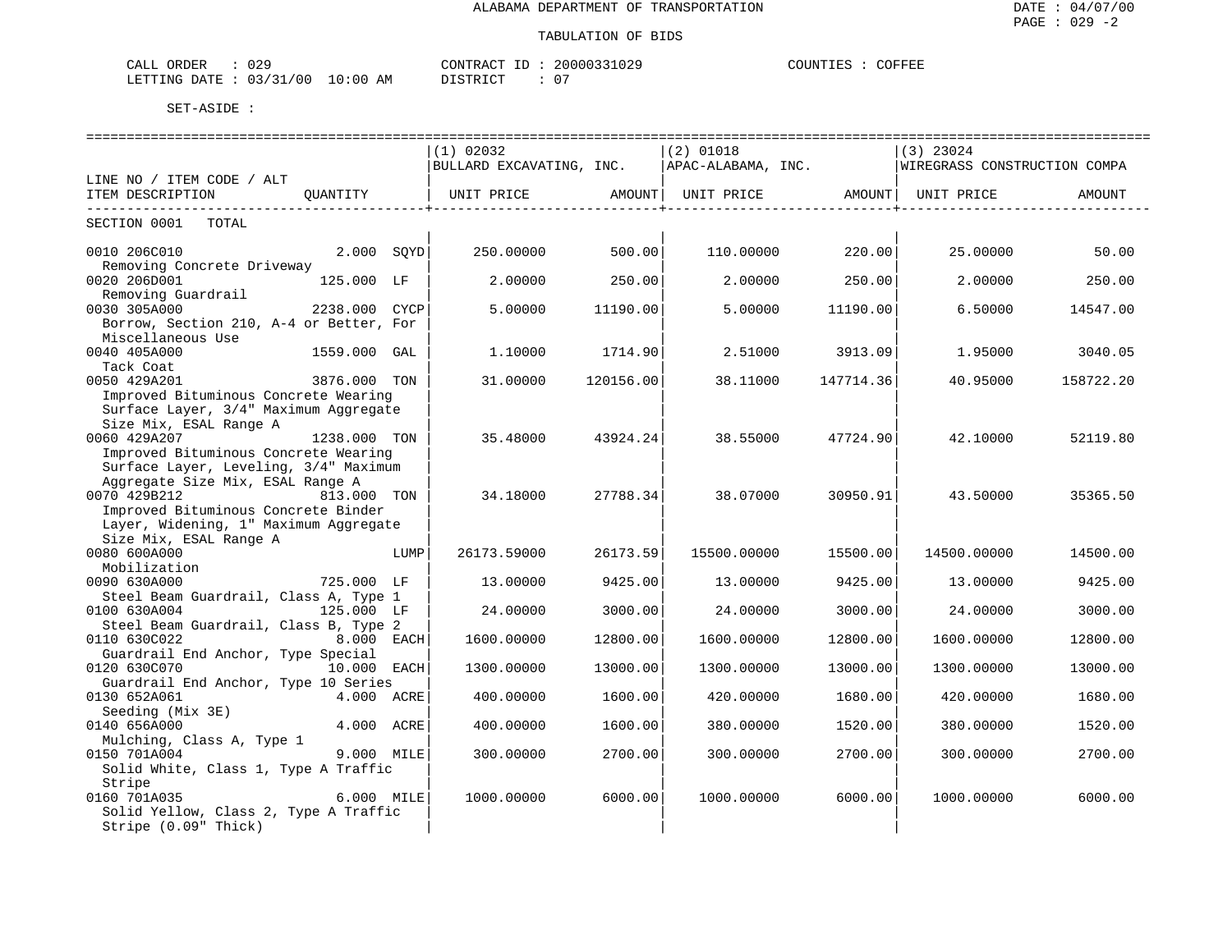ALABAMA DEPARTMENT OF TRANSPORTATION

TABULATION OF BIDS

DATE : 04/07/00
PAGE : 029 -2

CALL ORDER : 029 CONTRACT ID : 20000331029 COUNTIES : COFFEE
LETTING DATE : 03/31/00 10:00 AM DISTRICT : 07

SET-ASIDE :

| LINE NO / ITEM CODE / ALT ITEM DESCRIPTION | QUANTITY | | (1) 02032 BULLARD EXCAVATING, INC. UNIT PRICE | AMOUNT | (2) 01018 APAC-ALABAMA, INC. UNIT PRICE | AMOUNT | (3) 23024 WIREGRASS CONSTRUCTION COMPA UNIT PRICE | AMOUNT |
|---|---|---|---|---|---|---|---|---|
| SECTION 0001 TOTAL | | | | | | | | |
| 0010 206C010 Removing Concrete Driveway | 2.000 | SQYD | 250.00000 | 500.00 | 110.00000 | 220.00 | 25.00000 | 50.00 |
| 0020 206D001 Removing Guardrail | 125.000 | LF | 2.00000 | 250.00 | 2.00000 | 250.00 | 2.00000 | 250.00 |
| 0030 305A000 Borrow, Section 210, A-4 or Better, For Miscellaneous Use | 2238.000 | CYCP | 5.00000 | 11190.00 | 5.00000 | 11190.00 | 6.50000 | 14547.00 |
| 0040 405A000 Tack Coat | 1559.000 | GAL | 1.10000 | 1714.90 | 2.51000 | 3913.09 | 1.95000 | 3040.05 |
| 0050 429A201 Improved Bituminous Concrete Wearing Surface Layer, 3/4" Maximum Aggregate Size Mix, ESAL Range A | 3876.000 | TON | 31.00000 | 120156.00 | 38.11000 | 147714.36 | 40.95000 | 158722.20 |
| 0060 429A207 Improved Bituminous Concrete Wearing Surface Layer, Leveling, 3/4" Maximum Aggregate Size Mix, ESAL Range A | 1238.000 | TON | 35.48000 | 43924.24 | 38.55000 | 47724.90 | 42.10000 | 52119.80 |
| 0070 429B212 Improved Bituminous Concrete Binder Layer, Widening, 1" Maximum Aggregate Size Mix, ESAL Range A | 813.000 | TON | 34.18000 | 27788.34 | 38.07000 | 30950.91 | 43.50000 | 35365.50 |
| 0080 600A000 Mobilization | | LUMP | 26173.59000 | 26173.59 | 15500.00000 | 15500.00 | 14500.00000 | 14500.00 |
| 0090 630A000 Steel Beam Guardrail, Class A, Type 1 | 725.000 | LF | 13.00000 | 9425.00 | 13.00000 | 9425.00 | 13.00000 | 9425.00 |
| 0100 630A004 Steel Beam Guardrail, Class B, Type 2 | 125.000 | LF | 24.00000 | 3000.00 | 24.00000 | 3000.00 | 24.00000 | 3000.00 |
| 0110 630C022 Guardrail End Anchor, Type Special | 8.000 | EACH | 1600.00000 | 12800.00 | 1600.00000 | 12800.00 | 1600.00000 | 12800.00 |
| 0120 630C070 Guardrail End Anchor, Type 10 Series | 10.000 | EACH | 1300.00000 | 13000.00 | 1300.00000 | 13000.00 | 1300.00000 | 13000.00 |
| 0130 652A061 Seeding (Mix 3E) | 4.000 | ACRE | 400.00000 | 1600.00 | 420.00000 | 1680.00 | 420.00000 | 1680.00 |
| 0140 656A000 Mulching, Class A, Type 1 | 4.000 | ACRE | 400.00000 | 1600.00 | 380.00000 | 1520.00 | 380.00000 | 1520.00 |
| 0150 701A004 Solid White, Class 1, Type A Traffic Stripe | 9.000 | MILE | 300.00000 | 2700.00 | 300.00000 | 2700.00 | 300.00000 | 2700.00 |
| 0160 701A035 Solid Yellow, Class 2, Type A Traffic Stripe (0.09" Thick) | 6.000 | MILE | 1000.00000 | 6000.00 | 1000.00000 | 6000.00 | 1000.00000 | 6000.00 |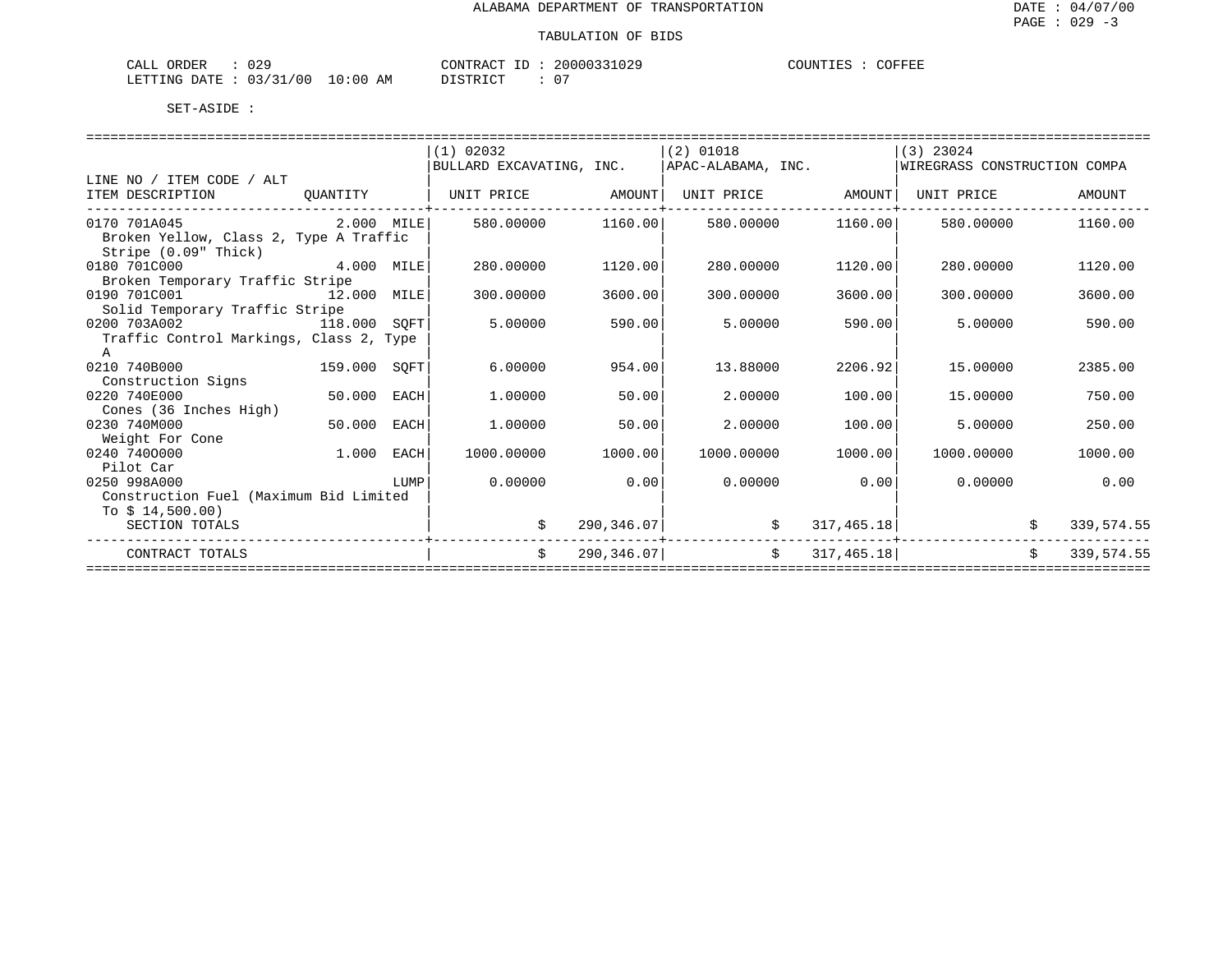ALABAMA DEPARTMENT OF TRANSPORTATION

TABULATION OF BIDS

CALL ORDER : 029
LETTING DATE : 03/31/00 10:00 AM
CONTRACT ID : 20000331029
DISTRICT : 07
COUNTIES : COFFEE

SET-ASIDE :

| LINE NO / ITEM CODE / ALT ITEM DESCRIPTION | QUANTITY | (1) 02032 BULLARD EXCAVATING, INC. UNIT PRICE | AMOUNT | (2) 01018 APAC-ALABAMA, INC. UNIT PRICE | AMOUNT | (3) 23024 WIREGRASS CONSTRUCTION COMPA UNIT PRICE | AMOUNT |
|---|---|---|---|---|---|---|---|
| 0170 701A045 Broken Yellow, Class 2, Type A Traffic Stripe (0.09" Thick) | 2.000 MILE | 580.00000 | 1160.00 | 580.00000 | 1160.00 | 580.00000 | 1160.00 |
| 0180 701C000 Broken Temporary Traffic Stripe | 4.000 MILE | 280.00000 | 1120.00 | 280.00000 | 1120.00 | 280.00000 | 1120.00 |
| 0190 701C001 Solid Temporary Traffic Stripe | 12.000 MILE | 300.00000 | 3600.00 | 300.00000 | 3600.00 | 300.00000 | 3600.00 |
| 0200 703A002 Traffic Control Markings, Class 2, Type A | 118.000 SQFT | 5.00000 | 590.00 | 5.00000 | 590.00 | 5.00000 | 590.00 |
| 0210 740B000 Construction Signs | 159.000 SQFT | 6.00000 | 954.00 | 13.88000 | 2206.92 | 15.00000 | 2385.00 |
| 0220 740E000 Cones (36 Inches High) | 50.000 EACH | 1.00000 | 50.00 | 2.00000 | 100.00 | 15.00000 | 750.00 |
| 0230 740M000 Weight For Cone | 50.000 EACH | 1.00000 | 50.00 | 2.00000 | 100.00 | 5.00000 | 250.00 |
| 0240 740O000 Pilot Car | 1.000 EACH | 1000.00000 | 1000.00 | 1000.00000 | 1000.00 | 1000.00000 | 1000.00 |
| 0250 998A000 Construction Fuel (Maximum Bid Limited To $ 14,500.00) | LUMP | 0.00000 | 0.00 | 0.00000 | 0.00 | 0.00000 | 0.00 |
| SECTION TOTALS | | | $ 290,346.07 | | $ 317,465.18 | | $ 339,574.55 |
| CONTRACT TOTALS | | | $ 290,346.07 | | $ 317,465.18 | | $ 339,574.55 |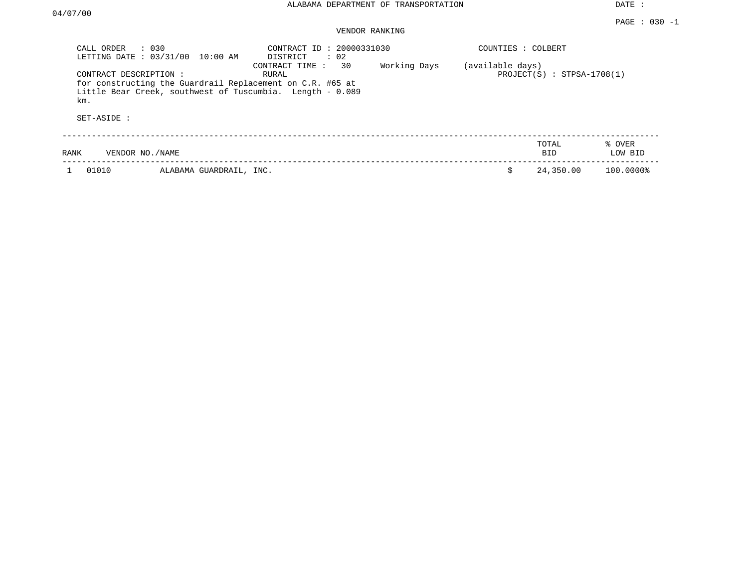ALABAMA DEPARTMENT OF TRANSPORTATION

DATE : 04/07/00

PAGE : 030 -1

VENDOR RANKING

CALL ORDER : 030
LETTING DATE : 03/31/00 10:00 AM

CONTRACT ID : 20000331030
DISTRICT : 02
CONTRACT TIME : 30 Working Days (available days)
RURAL

COUNTIES : COLBERT

PROJECT(S) : STPSA-1708(1)

CONTRACT DESCRIPTION :
for constructing the Guardrail Replacement on C.R. #65 at Little Bear Creek, southwest of Tuscumbia. Length - 0.089 km.

SET-ASIDE :

| RANK | VENDOR NO./NAME | | TOTAL BID | % OVER LOW BID |
|---|---|---|---|---|
| 1 | 01010 | ALABAMA GUARDRAIL, INC. | $ 24,350.00 | 100.0000% |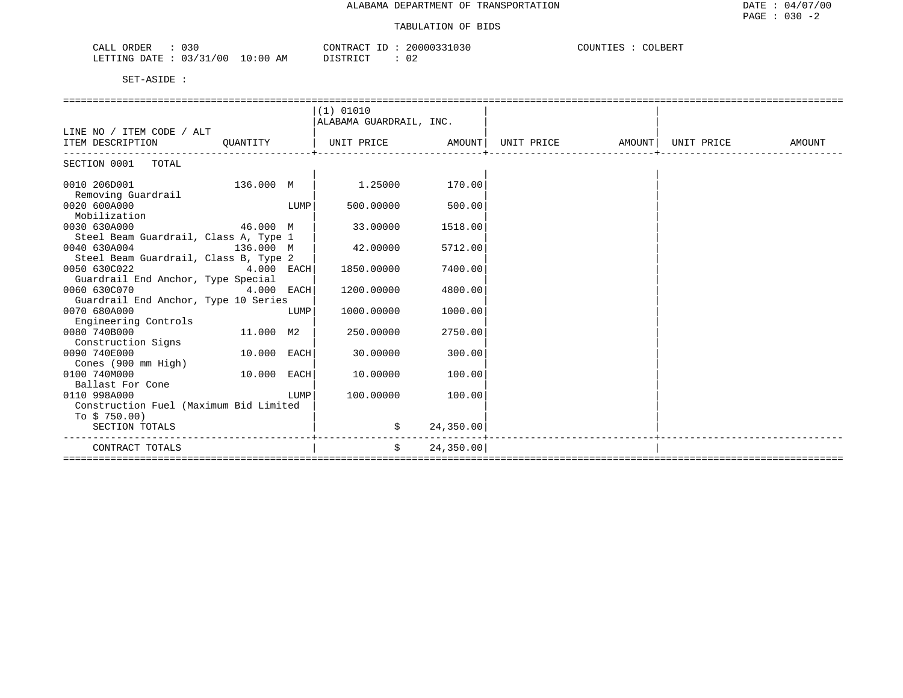ALABAMA DEPARTMENT OF TRANSPORTATION

DATE : 04/07/00
PAGE : 030 -2

TABULATION OF BIDS

CALL ORDER : 030 CONTRACT ID : 20000331030 COUNTIES : COLBERT
LETTING DATE : 03/31/00 10:00 AM DISTRICT : 02

SET-ASIDE :

| LINE NO / ITEM CODE / ALT<br>ITEM DESCRIPTION | QUANTITY | | (1) 01010<br>ALABAMA GUARDRAIL, INC.<br>UNIT PRICE | AMOUNT | UNIT PRICE | AMOUNT | UNIT PRICE | AMOUNT |
|---|---|---|---|---|---|---|---|---|
| SECTION 0001 TOTAL | | | | | | | | |
| 0010 206D001<br>Removing Guardrail | 136.000 | M | 1.25000 | 170.00 | | | | |
| 0020 600A000<br>Mobilization | | LUMP | 500.00000 | 500.00 | | | | |
| 0030 630A000<br>Steel Beam Guardrail, Class A, Type 1 | 46.000 | M | 33.00000 | 1518.00 | | | | |
| 0040 630A004<br>Steel Beam Guardrail, Class B, Type 2 | 136.000 | M | 42.00000 | 5712.00 | | | | |
| 0050 630C022<br>Guardrail End Anchor, Type Special | 4.000 | EACH | 1850.00000 | 7400.00 | | | | |
| 0060 630C070<br>Guardrail End Anchor, Type 10 Series | 4.000 | EACH | 1200.00000 | 4800.00 | | | | |
| 0070 680A000<br>Engineering Controls | | LUMP | 1000.00000 | 1000.00 | | | | |
| 0080 740B000<br>Construction Signs | 11.000 | M2 | 250.00000 | 2750.00 | | | | |
| 0090 740E000<br>Cones (900 mm High) | 10.000 | EACH | 30.00000 | 300.00 | | | | |
| 0100 740M000<br>Ballast For Cone | 10.000 | EACH | 10.00000 | 100.00 | | | | |
| 0110 998A000<br>Construction Fuel (Maximum Bid Limited To $ 750.00) | | LUMP | 100.00000 | 100.00 | | | | |
| SECTION TOTALS | | | $ | 24,350.00 | | | | |
| CONTRACT TOTALS | | | $ | 24,350.00 | | | | |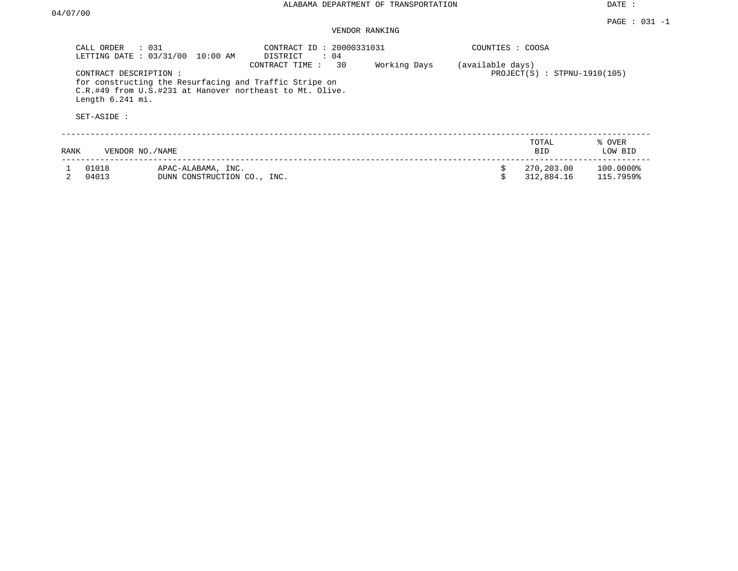ALABAMA DEPARTMENT OF TRANSPORTATION

DATE : 04/07/00

PAGE : 031 -1

VENDOR RANKING

CALL ORDER : 031
LETTING DATE : 03/31/00 10:00 AM

CONTRACT ID : 20000331031
DISTRICT : 04
CONTRACT TIME : 30 Working Days (available days)

COUNTIES : COOSA

PROJECT(S) : STPNU-1910(105)

CONTRACT DESCRIPTION :
for constructing the Resurfacing and Traffic Stripe on C.R.#49 from U.S.#231 at Hanover northeast to Mt. Olive. Length 6.241 mi.

SET-ASIDE :

| RANK | VENDOR NO./NAME | | TOTAL BID | % OVER LOW BID |
|---|---|---|---|---|
| 1 | 01018 | APAC-ALABAMA, INC. | $ 270,203.00 | 100.0000% |
| 2 | 04013 | DUNN CONSTRUCTION CO., INC. | $ 312,884.16 | 115.7959% |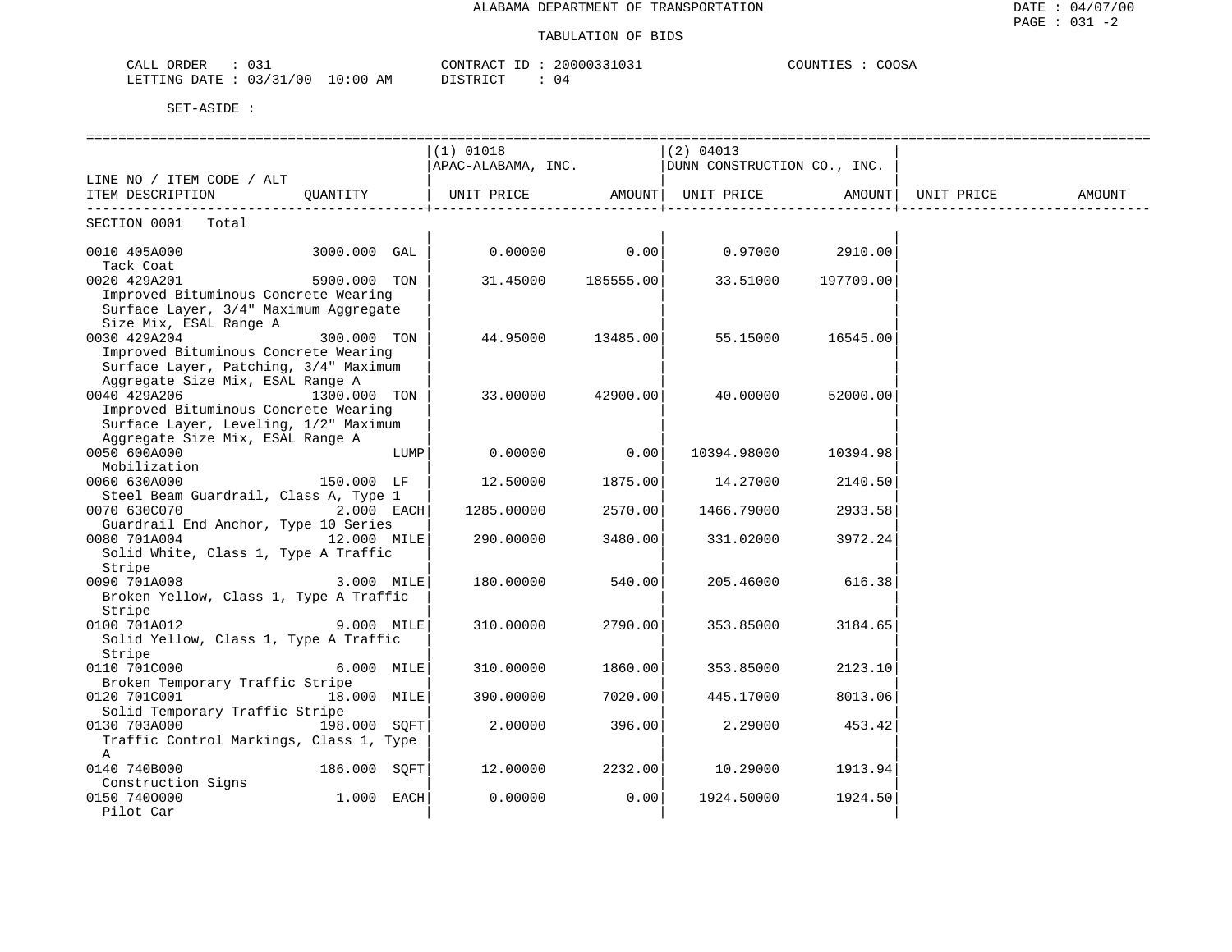ALABAMA DEPARTMENT OF TRANSPORTATION

TABULATION OF BIDS

CALL ORDER : 031 CONTRACT ID : 20000331031 COUNTIES : COOSA
LETTING DATE : 03/31/00 10:00 AM DISTRICT : 04

SET-ASIDE :

| LINE NO / ITEM CODE / ALT ITEM DESCRIPTION | QUANTITY | (1) 01018 APAC-ALABAMA, INC. UNIT PRICE | AMOUNT | (2) 04013 DUNN CONSTRUCTION CO., INC. UNIT PRICE | AMOUNT | UNIT PRICE | AMOUNT |
|---|---|---|---|---|---|---|---|
| SECTION 0001 Total | | | | | | | |
| 0010 405A000 Tack Coat | 3000.000 GAL | 0.00000 | 0.00 | 0.97000 | 2910.00 | | |
| 0020 429A201 Improved Bituminous Concrete Wearing Surface Layer, 3/4" Maximum Aggregate Size Mix, ESAL Range A | 5900.000 TON | 31.45000 | 185555.00 | 33.51000 | 197709.00 | | |
| 0030 429A204 Improved Bituminous Concrete Wearing Surface Layer, Patching, 3/4" Maximum Aggregate Size Mix, ESAL Range A | 300.000 TON | 44.95000 | 13485.00 | 55.15000 | 16545.00 | | |
| 0040 429A206 Improved Bituminous Concrete Wearing Surface Layer, Leveling, 1/2" Maximum Aggregate Size Mix, ESAL Range A | 1300.000 TON | 33.00000 | 42900.00 | 40.00000 | 52000.00 | | |
| 0050 600A000 Mobilization | LUMP | 0.00000 | 0.00 | 10394.98000 | 10394.98 | | |
| 0060 630A000 Steel Beam Guardrail, Class A, Type 1 | 150.000 LF | 12.50000 | 1875.00 | 14.27000 | 2140.50 | | |
| 0070 630C070 Guardrail End Anchor, Type 10 Series | 2.000 EACH | 1285.00000 | 2570.00 | 1466.79000 | 2933.58 | | |
| 0080 701A004 Solid White, Class 1, Type A Traffic Stripe | 12.000 MILE | 290.00000 | 3480.00 | 331.02000 | 3972.24 | | |
| 0090 701A008 Broken Yellow, Class 1, Type A Traffic Stripe | 3.000 MILE | 180.00000 | 540.00 | 205.46000 | 616.38 | | |
| 0100 701A012 Solid Yellow, Class 1, Type A Traffic Stripe | 9.000 MILE | 310.00000 | 2790.00 | 353.85000 | 3184.65 | | |
| 0110 701C000 Broken Temporary Traffic Stripe | 6.000 MILE | 310.00000 | 1860.00 | 353.85000 | 2123.10 | | |
| 0120 701C001 Solid Temporary Traffic Stripe | 18.000 MILE | 390.00000 | 7020.00 | 445.17000 | 8013.06 | | |
| 0130 703A000 Traffic Control Markings, Class 1, Type A | 198.000 SQFT | 2.00000 | 396.00 | 2.29000 | 453.42 | | |
| 0140 740B000 Construction Signs | 186.000 SQFT | 12.00000 | 2232.00 | 10.29000 | 1913.94 | | |
| 0150 740O000 Pilot Car | 1.000 EACH | 0.00000 | 0.00 | 1924.50000 | 1924.50 | | |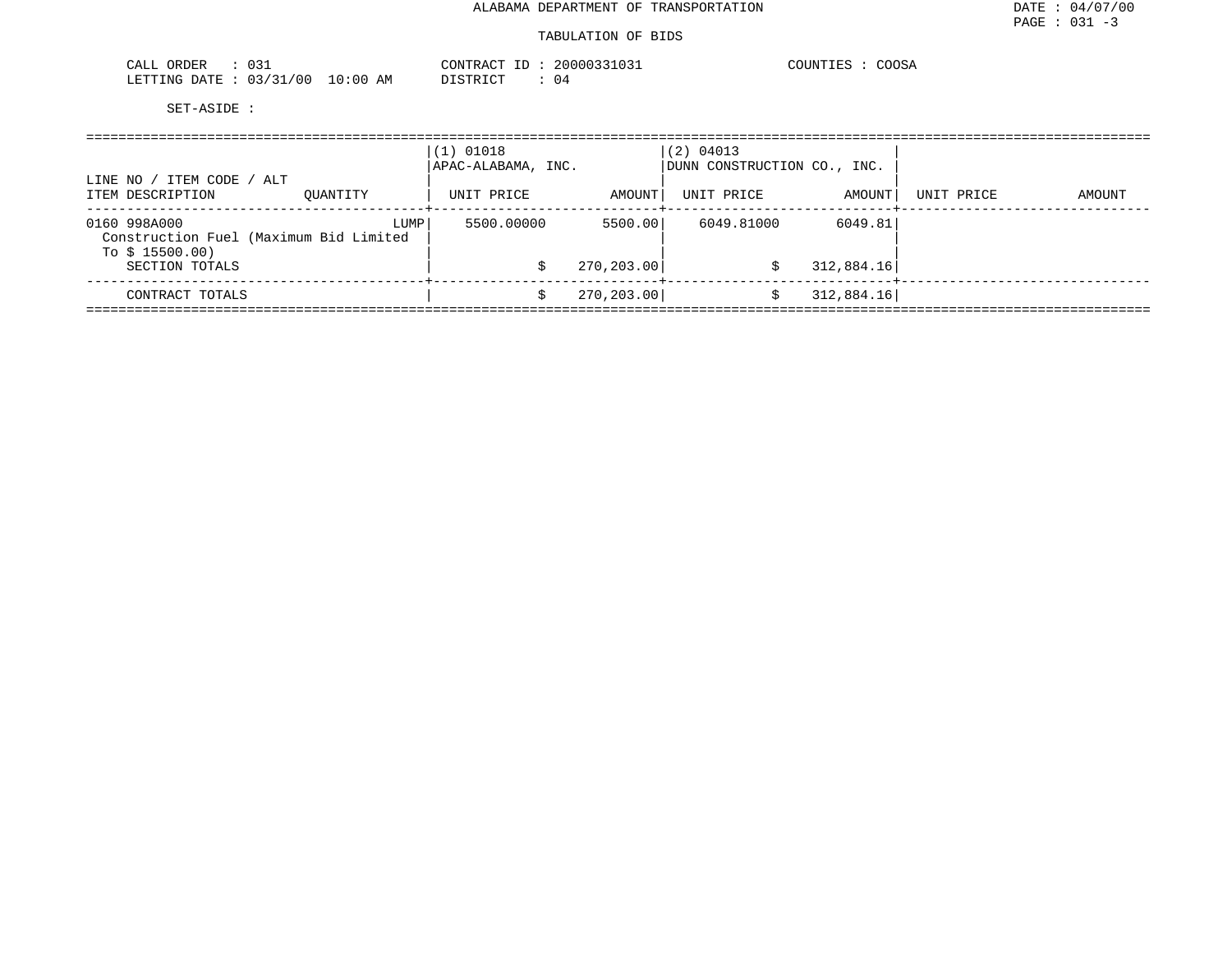ALABAMA DEPARTMENT OF TRANSPORTATION

TABULATION OF BIDS

DATE : 04/07/00
PAGE : 031 -3

CALL ORDER : 031
LETTING DATE : 03/31/00 10:00 AM

CONTRACT ID : 20000331031
DISTRICT : 04

COUNTIES : COOSA

SET-ASIDE :

| LINE NO / ITEM CODE / ALT<br>ITEM DESCRIPTION | QUANTITY | (1) 01018<br>APAC-ALABAMA, INC.<br>UNIT PRICE | AMOUNT | (2) 04013<br>DUNN CONSTRUCTION CO., INC.<br>UNIT PRICE | AMOUNT | UNIT PRICE | AMOUNT |
|---|---|---|---|---|---|---|---|
| 0160 998A000<br>Construction Fuel (Maximum Bid Limited To $ 15500.00) | LUMP | 5500.00000 | 5500.00 | 6049.81000 | 6049.81 | | |
| SECTION TOTALS | | | $ 270,203.00 | | $ 312,884.16 | | |
| CONTRACT TOTALS | | | $ 270,203.00 | | $ 312,884.16 | | |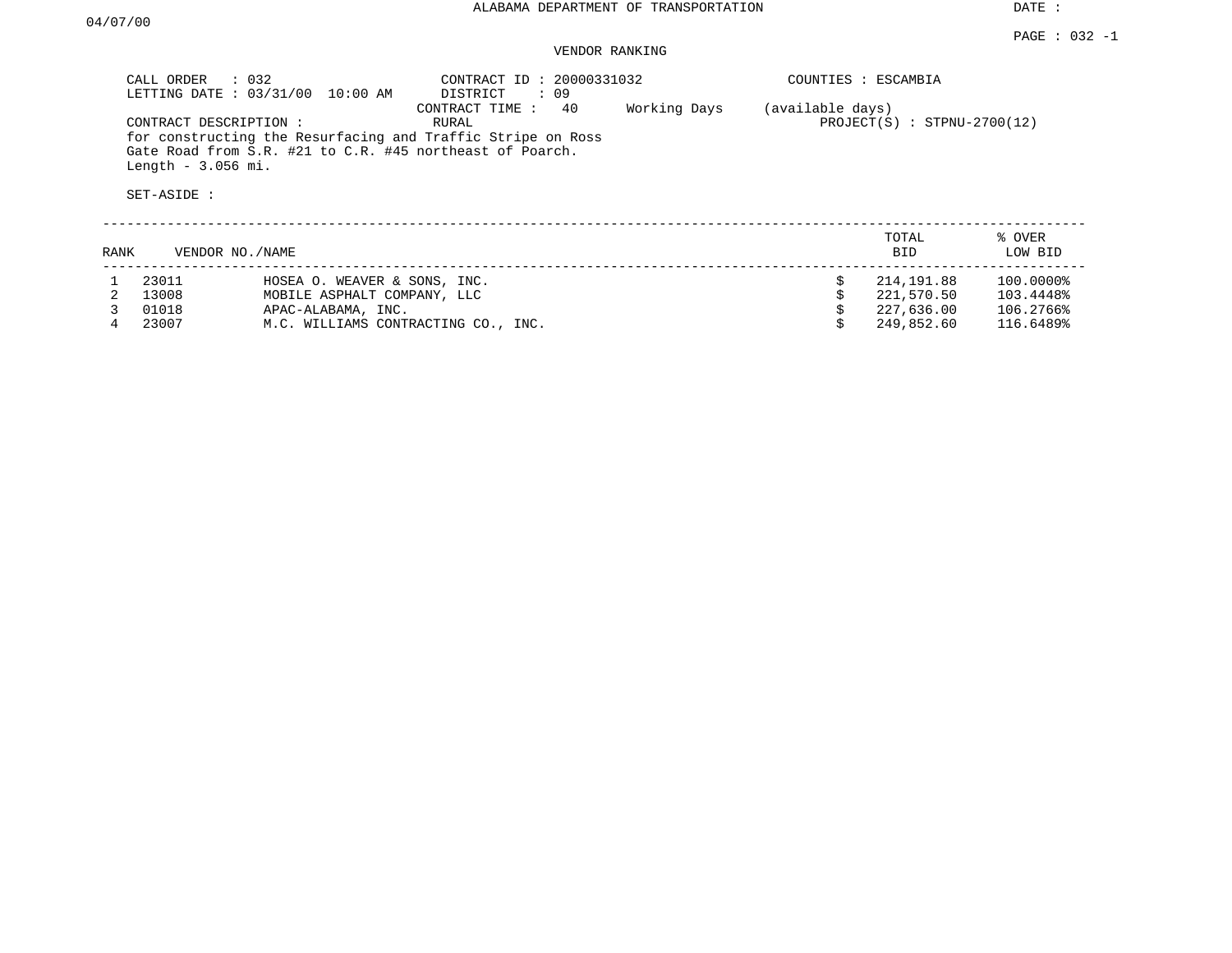ALABAMA DEPARTMENT OF TRANSPORTATION

DATE : 04/07/00

PAGE : 032 -1

VENDOR RANKING

CALL ORDER : 032
LETTING DATE : 03/31/00 10:00 AM

CONTRACT ID : 20000331032
DISTRICT : 09
CONTRACT TIME : 40 Working Days (available days)
RURAL

COUNTIES : ESCAMBIA

PROJECT(S) : STPNU-2700(12)

CONTRACT DESCRIPTION :
for constructing the Resurfacing and Traffic Stripe on Ross Gate Road from S.R. #21 to C.R. #45 northeast of Poarch.
Length - 3.056 mi.

SET-ASIDE :

| RANK | VENDOR NO./NAME | | TOTAL BID | % OVER LOW BID |
|---|---|---|---|---|
| 1 | 23011 | HOSEA O. WEAVER & SONS, INC. | $ 214,191.88 | 100.0000% |
| 2 | 13008 | MOBILE ASPHALT COMPANY, LLC | $ 221,570.50 | 103.4448% |
| 3 | 01018 | APAC-ALABAMA, INC. | $ 227,636.00 | 106.2766% |
| 4 | 23007 | M.C. WILLIAMS CONTRACTING CO., INC. | $ 249,852.60 | 116.6489% |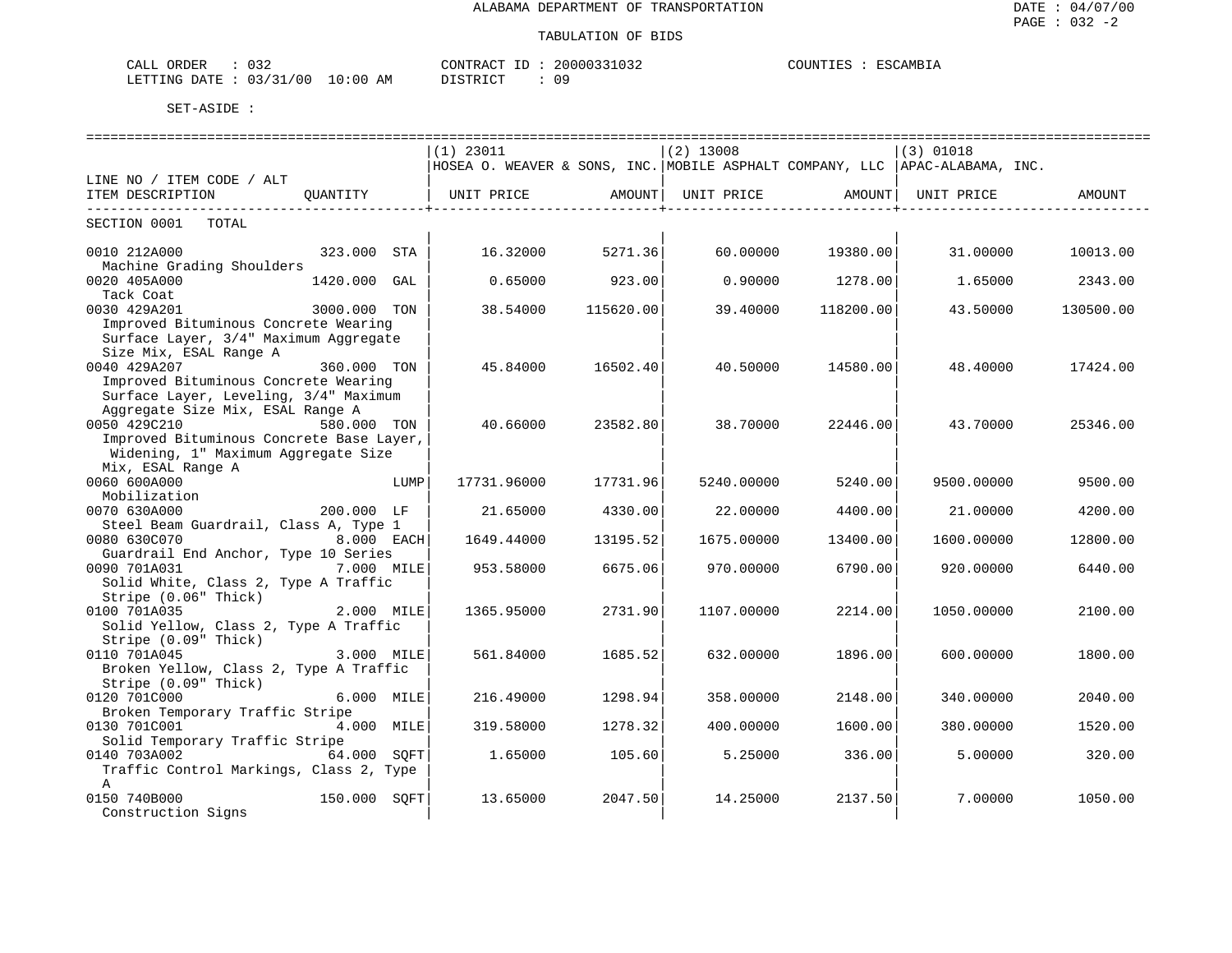ALABAMA DEPARTMENT OF TRANSPORTATION

DATE : 04/07/00
PAGE : 032 -2

TABULATION OF BIDS

CALL ORDER : 032
LETTING DATE : 03/31/00 10:00 AM

CONTRACT ID : 20000331032
DISTRICT : 09

COUNTIES : ESCAMBIA

SET-ASIDE :

| LINE NO / ITEM CODE / ALT ITEM DESCRIPTION | QUANTITY | (1) 23011 HOSEA O. WEAVER & SONS, INC. UNIT PRICE | AMOUNT | (2) 13008 MOBILE ASPHALT COMPANY, LLC UNIT PRICE | AMOUNT | (3) 01018 APAC-ALABAMA, INC. UNIT PRICE | AMOUNT |
|---|---|---|---|---|---|---|---|
| SECTION 0001 TOTAL | | | | | | | |
| 0010 212A000 Machine Grading Shoulders | 323.000 STA | 16.32000 | 5271.36 | 60.00000 | 19380.00 | 31.00000 | 10013.00 |
| 0020 405A000 Tack Coat | 1420.000 GAL | 0.65000 | 923.00 | 0.90000 | 1278.00 | 1.65000 | 2343.00 |
| 0030 429A201 Improved Bituminous Concrete Wearing Surface Layer, 3/4" Maximum Aggregate Size Mix, ESAL Range A | 3000.000 TON | 38.54000 | 115620.00 | 39.40000 | 118200.00 | 43.50000 | 130500.00 |
| 0040 429A207 Improved Bituminous Concrete Wearing Surface Layer, Leveling, 3/4" Maximum Aggregate Size Mix, ESAL Range A | 360.000 TON | 45.84000 | 16502.40 | 40.50000 | 14580.00 | 48.40000 | 17424.00 |
| 0050 429C210 Improved Bituminous Concrete Base Layer, Widening, 1" Maximum Aggregate Size Mix, ESAL Range A | 580.000 TON | 40.66000 | 23582.80 | 38.70000 | 22446.00 | 43.70000 | 25346.00 |
| 0060 600A000 Mobilization | LUMP | 17731.96000 | 17731.96 | 5240.00000 | 5240.00 | 9500.00000 | 9500.00 |
| 0070 630A000 Steel Beam Guardrail, Class A, Type 1 | 200.000 LF | 21.65000 | 4330.00 | 22.00000 | 4400.00 | 21.00000 | 4200.00 |
| 0080 630C070 Guardrail End Anchor, Type 10 Series | 8.000 EACH | 1649.44000 | 13195.52 | 1675.00000 | 13400.00 | 1600.00000 | 12800.00 |
| 0090 701A031 Solid White, Class 2, Type A Traffic Stripe (0.06" Thick) | 7.000 MILE | 953.58000 | 6675.06 | 970.00000 | 6790.00 | 920.00000 | 6440.00 |
| 0100 701A035 Solid Yellow, Class 2, Type A Traffic Stripe (0.09" Thick) | 2.000 MILE | 1365.95000 | 2731.90 | 1107.00000 | 2214.00 | 1050.00000 | 2100.00 |
| 0110 701A045 Broken Yellow, Class 2, Type A Traffic Stripe (0.09" Thick) | 3.000 MILE | 561.84000 | 1685.52 | 632.00000 | 1896.00 | 600.00000 | 1800.00 |
| 0120 701C000 Broken Temporary Traffic Stripe | 6.000 MILE | 216.49000 | 1298.94 | 358.00000 | 2148.00 | 340.00000 | 2040.00 |
| 0130 701C001 Solid Temporary Traffic Stripe | 4.000 MILE | 319.58000 | 1278.32 | 400.00000 | 1600.00 | 380.00000 | 1520.00 |
| 0140 703A002 Traffic Control Markings, Class 2, Type A | 64.000 SQFT | 1.65000 | 105.60 | 5.25000 | 336.00 | 5.00000 | 320.00 |
| 0150 740B000 Construction Signs | 150.000 SQFT | 13.65000 | 2047.50 | 14.25000 | 2137.50 | 7.00000 | 1050.00 |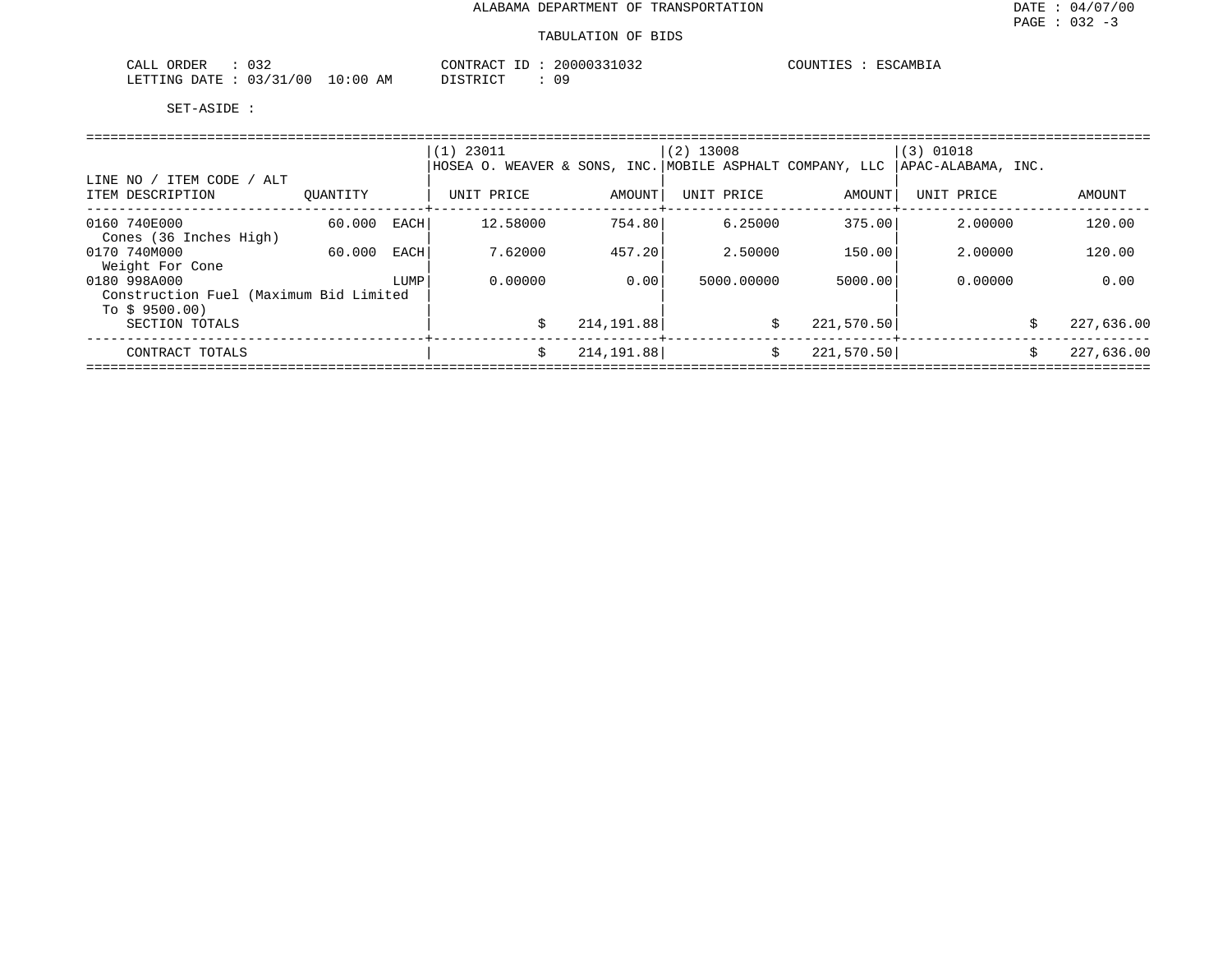ALABAMA DEPARTMENT OF TRANSPORTATION

TABULATION OF BIDS

CALL ORDER : 032
LETTING DATE : 03/31/00 10:00 AM

CONTRACT ID : 20000331032
DISTRICT : 09

COUNTIES : ESCAMBIA

SET-ASIDE :

| LINE NO / ITEM CODE / ALT ITEM DESCRIPTION | QUANTITY | (1) 23011 HOSEA O. WEAVER & SONS, INC. UNIT PRICE | AMOUNT | (2) 13008 MOBILE ASPHALT COMPANY, LLC UNIT PRICE | AMOUNT | (3) 01018 APAC-ALABAMA, INC. UNIT PRICE | AMOUNT |
|---|---|---|---|---|---|---|---|
| 0160 740E000 Cones (36 Inches High) | 60.000 EACH | 12.58000 | 754.80 | 6.25000 | 375.00 | 2.00000 | 120.00 |
| 0170 740M000 Weight For Cone | 60.000 EACH | 7.62000 | 457.20 | 2.50000 | 150.00 | 2.00000 | 120.00 |
| 0180 998A000 Construction Fuel (Maximum Bid Limited To $ 9500.00) | LUMP | 0.00000 | 0.00 | 5000.00000 | 5000.00 | 0.00000 | 0.00 |
| SECTION TOTALS | | $ | 214,191.88 | $ | 221,570.50 | $ | 227,636.00 |
| CONTRACT TOTALS | | $ | 214,191.88 | $ | 221,570.50 | $ | 227,636.00 |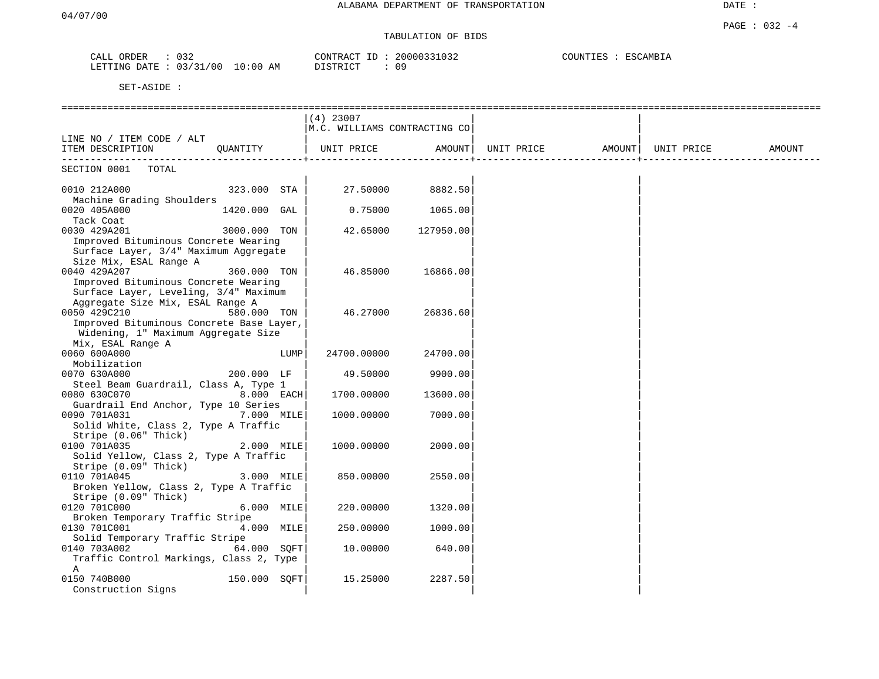ALABAMA DEPARTMENT OF TRANSPORTATION

TABULATION OF BIDS

CALL ORDER : 032 CONTRACT ID : 20000331032 COUNTIES : ESCAMBIA
LETTING DATE : 03/31/00 10:00 AM DISTRICT : 09

SET-ASIDE :

| LINE NO / ITEM CODE / ALT ITEM DESCRIPTION | QUANTITY | (4) 23007 M.C. WILLIAMS CONTRACTING CO UNIT PRICE | AMOUNT | UNIT PRICE | AMOUNT | UNIT PRICE | AMOUNT |
|---|---|---|---|---|---|---|---|
| SECTION 0001 TOTAL | | | | | | | |
| 0010 212A000 Machine Grading Shoulders | 323.000 STA | 27.50000 | 8882.50 | | | | |
| 0020 405A000 Tack Coat | 1420.000 GAL | 0.75000 | 1065.00 | | | | |
| 0030 429A201 Improved Bituminous Concrete Wearing Surface Layer, 3/4" Maximum Aggregate Size Mix, ESAL Range A | 3000.000 TON | 42.65000 | 127950.00 | | | | |
| 0040 429A207 Improved Bituminous Concrete Wearing Surface Layer, Leveling, 3/4" Maximum Aggregate Size Mix, ESAL Range A | 360.000 TON | 46.85000 | 16866.00 | | | | |
| 0050 429C210 Improved Bituminous Concrete Base Layer, Widening, 1" Maximum Aggregate Size Mix, ESAL Range A | 580.000 TON | 46.27000 | 26836.60 | | | | |
| 0060 600A000 Mobilization | LUMP | 24700.00000 | 24700.00 | | | | |
| 0070 630A000 Steel Beam Guardrail, Class A, Type 1 | 200.000 LF | 49.50000 | 9900.00 | | | | |
| 0080 630C070 Guardrail End Anchor, Type 10 Series | 8.000 EACH | 1700.00000 | 13600.00 | | | | |
| 0090 701A031 Solid White, Class 2, Type A Traffic Stripe (0.06" Thick) | 7.000 MILE | 1000.00000 | 7000.00 | | | | |
| 0100 701A035 Solid Yellow, Class 2, Type A Traffic Stripe (0.09" Thick) | 2.000 MILE | 1000.00000 | 2000.00 | | | | |
| 0110 701A045 Broken Yellow, Class 2, Type A Traffic Stripe (0.09" Thick) | 3.000 MILE | 850.00000 | 2550.00 | | | | |
| 0120 701C000 Broken Temporary Traffic Stripe | 6.000 MILE | 220.00000 | 1320.00 | | | | |
| 0130 701C001 Solid Temporary Traffic Stripe | 4.000 MILE | 250.00000 | 1000.00 | | | | |
| 0140 703A002 Traffic Control Markings, Class 2, Type A | 64.000 SQFT | 10.00000 | 640.00 | | | | |
| 0150 740B000 Construction Signs | 150.000 SQFT | 15.25000 | 2287.50 | | | | |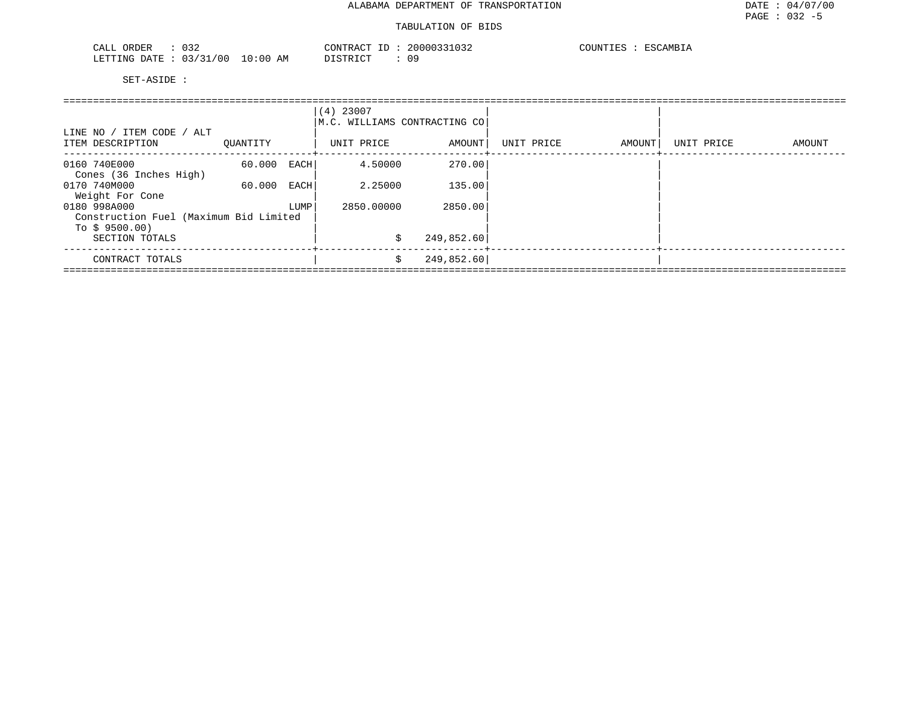ALABAMA DEPARTMENT OF TRANSPORTATION

TABULATION OF BIDS

CALL ORDER : 032 CONTRACT ID : 20000331032 COUNTIES : ESCAMBIA
LETTING DATE : 03/31/00 10:00 AM DISTRICT : 09

SET-ASIDE :

| LINE NO / ITEM CODE / ALT<br>ITEM DESCRIPTION | QUANTITY | (4) 23007<br>M.C. WILLIAMS CONTRACTING CO<br>UNIT PRICE | AMOUNT | UNIT PRICE | AMOUNT | UNIT PRICE | AMOUNT |
|---|---|---|---|---|---|---|---|
| 0160 740E000<br>Cones (36 Inches High) | 60.000 EACH | 4.50000 | 270.00 | | | | |
| 0170 740M000<br>Weight For Cone | 60.000 EACH | 2.25000 | 135.00 | | | | |
| 0180 998A000<br>Construction Fuel (Maximum Bid Limited To $ 9500.00) | LUMP | 2850.00000 | 2850.00 | | | | |
| SECTION TOTALS | | $ | 249,852.60 | | | | |
| CONTRACT TOTALS | | $ | 249,852.60 | | | | |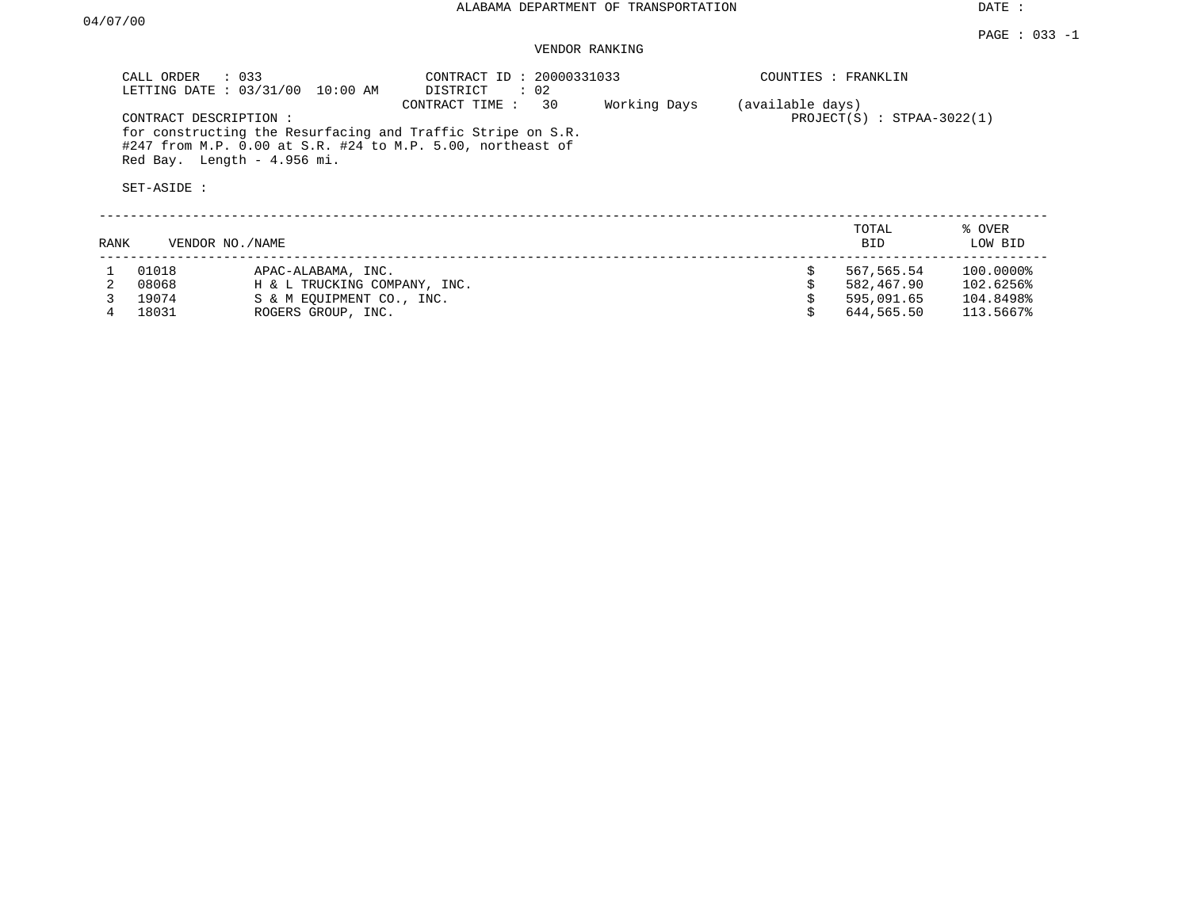ALABAMA DEPARTMENT OF TRANSPORTATION

DATE : 04/07/00

PAGE : 033 -1

VENDOR RANKING

CALL ORDER : 033
LETTING DATE : 03/31/00 10:00 AM

CONTRACT ID : 20000331033
DISTRICT : 02
CONTRACT TIME : 30 Working Days (available days)

COUNTIES : FRANKLIN

PROJECT(S) : STPAA-3022(1)

CONTRACT DESCRIPTION :
for constructing the Resurfacing and Traffic Stripe on S.R. #247 from M.P. 0.00 at S.R. #24 to M.P. 5.00, northeast of Red Bay. Length - 4.956 mi.

SET-ASIDE :

| RANK | VENDOR NO./NAME | | TOTAL BID | % OVER LOW BID |
|---|---|---|---|---|
| 1 | 01018 | APAC-ALABAMA, INC. | $ 567,565.54 | 100.0000% |
| 2 | 08068 | H & L TRUCKING COMPANY, INC. | $ 582,467.90 | 102.6256% |
| 3 | 19074 | S & M EQUIPMENT CO., INC. | $ 595,091.65 | 104.8498% |
| 4 | 18031 | ROGERS GROUP, INC. | $ 644,565.50 | 113.5667% |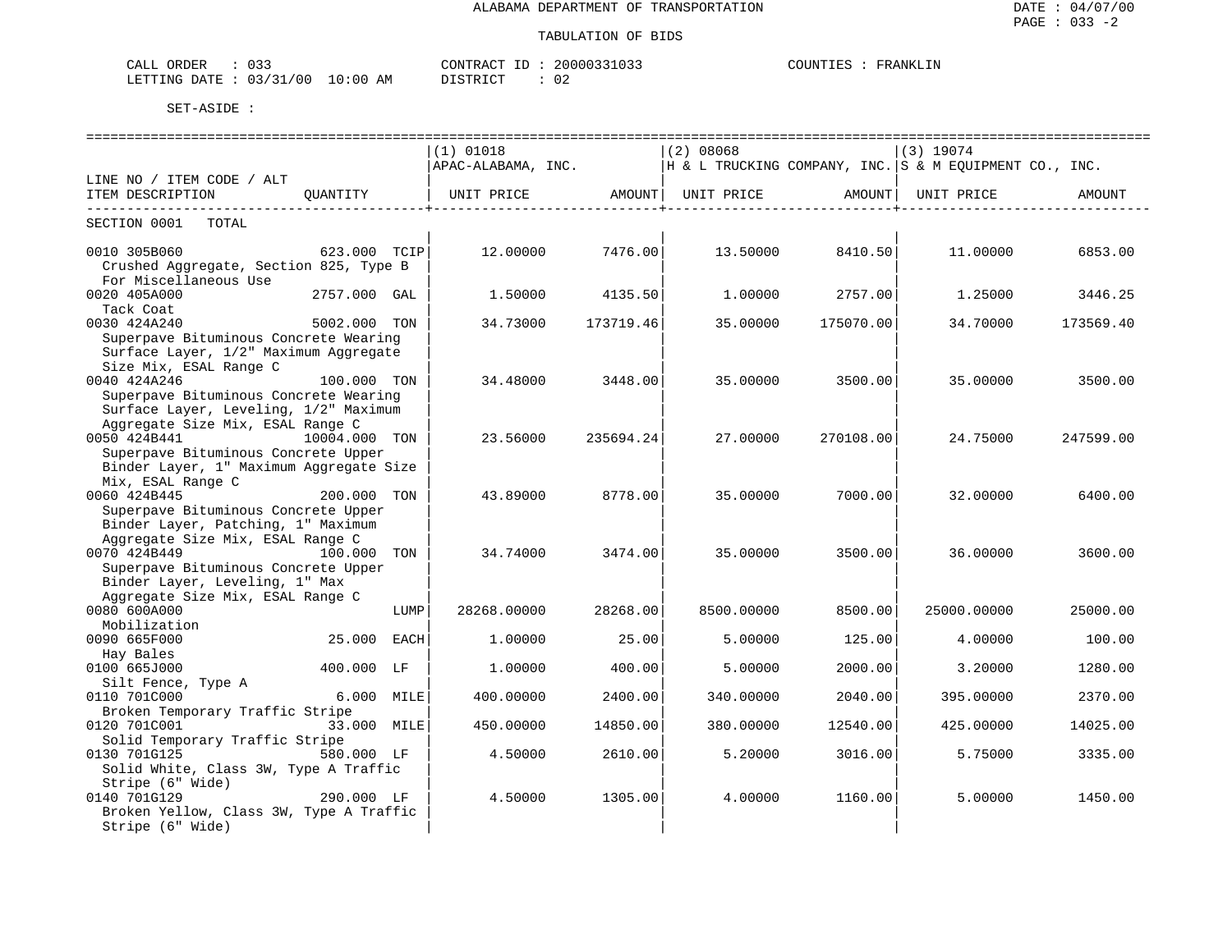ALABAMA DEPARTMENT OF TRANSPORTATION

TABULATION OF BIDS

CALL ORDER : 033
LETTING DATE : 03/31/00 10:00 AM

CONTRACT ID : 20000331033
DISTRICT : 02

COUNTIES : FRANKLIN

SET-ASIDE :

| LINE NO / ITEM CODE / ALT ITEM DESCRIPTION | QUANTITY | (1) 01018 APAC-ALABAMA, INC. UNIT PRICE | AMOUNT | (2) 08068 H & L TRUCKING COMPANY, INC. UNIT PRICE | AMOUNT | (3) 19074 S & M EQUIPMENT CO., INC. UNIT PRICE | AMOUNT |
|---|---|---|---|---|---|---|---|
| SECTION 0001 TOTAL | | | | | | | |
| 0010 305B060 Crushed Aggregate, Section 825, Type B For Miscellaneous Use | 623.000 TCIP | 12.00000 | 7476.00 | 13.50000 | 8410.50 | 11.00000 | 6853.00 |
| 0020 405A000 Tack Coat | 2757.000 GAL | 1.50000 | 4135.50 | 1.00000 | 2757.00 | 1.25000 | 3446.25 |
| 0030 424A240 Superpave Bituminous Concrete Wearing Surface Layer, 1/2" Maximum Aggregate Size Mix, ESAL Range C | 5002.000 TON | 34.73000 | 173719.46 | 35.00000 | 175070.00 | 34.70000 | 173569.40 |
| 0040 424A246 Superpave Bituminous Concrete Wearing Surface Layer, Leveling, 1/2" Maximum Aggregate Size Mix, ESAL Range C | 100.000 TON | 34.48000 | 3448.00 | 35.00000 | 3500.00 | 35.00000 | 3500.00 |
| 0050 424B441 Superpave Bituminous Concrete Upper Binder Layer, 1" Maximum Aggregate Size Mix, ESAL Range C | 10004.000 TON | 23.56000 | 235694.24 | 27.00000 | 270108.00 | 24.75000 | 247599.00 |
| 0060 424B445 Superpave Bituminous Concrete Upper Binder Layer, Patching, 1" Maximum Aggregate Size Mix, ESAL Range C | 200.000 TON | 43.89000 | 8778.00 | 35.00000 | 7000.00 | 32.00000 | 6400.00 |
| 0070 424B449 Superpave Bituminous Concrete Upper Binder Layer, Leveling, 1" Max Aggregate Size Mix, ESAL Range C | 100.000 TON | 34.74000 | 3474.00 | 35.00000 | 3500.00 | 36.00000 | 3600.00 |
| 0080 600A000 Mobilization | LUMP | 28268.00000 | 28268.00 | 8500.00000 | 8500.00 | 25000.00000 | 25000.00 |
| 0090 665F000 Hay Bales | 25.000 EACH | 1.00000 | 25.00 | 5.00000 | 125.00 | 4.00000 | 100.00 |
| 0100 665J000 Silt Fence, Type A | 400.000 LF | 1.00000 | 400.00 | 5.00000 | 2000.00 | 3.20000 | 1280.00 |
| 0110 701C000 Broken Temporary Traffic Stripe | 6.000 MILE | 400.00000 | 2400.00 | 340.00000 | 2040.00 | 395.00000 | 2370.00 |
| 0120 701C001 Solid Temporary Traffic Stripe | 33.000 MILE | 450.00000 | 14850.00 | 380.00000 | 12540.00 | 425.00000 | 14025.00 |
| 0130 701G125 Solid White, Class 3W, Type A Traffic Stripe (6" Wide) | 580.000 LF | 4.50000 | 2610.00 | 5.20000 | 3016.00 | 5.75000 | 3335.00 |
| 0140 701G129 Broken Yellow, Class 3W, Type A Traffic Stripe (6" Wide) | 290.000 LF | 4.50000 | 1305.00 | 4.00000 | 1160.00 | 5.00000 | 1450.00 |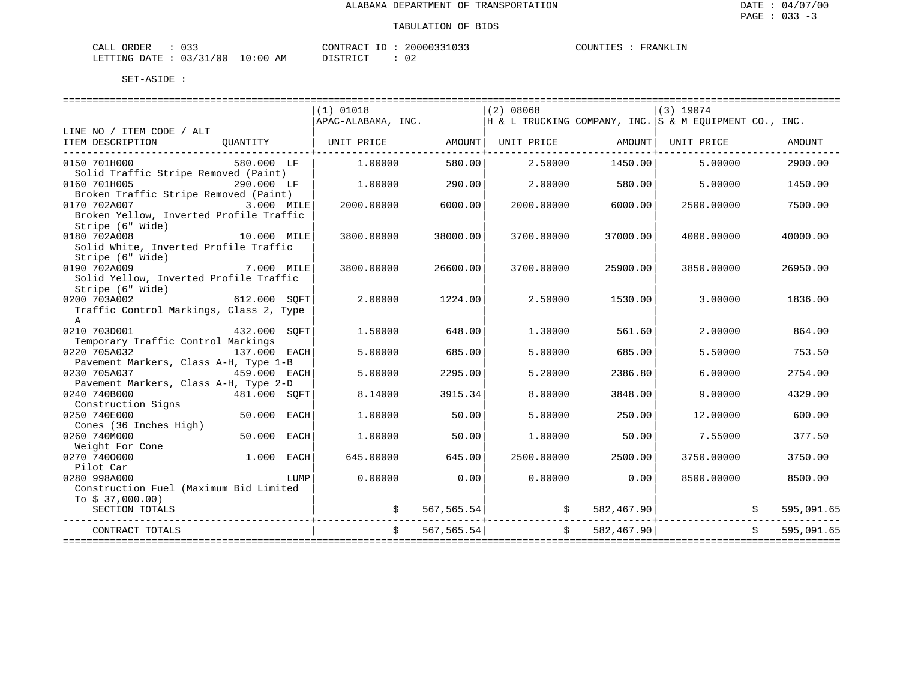ALABAMA DEPARTMENT OF TRANSPORTATION

TABULATION OF BIDS

DATE : 04/07/00
PAGE : 033 -3

CALL ORDER : 033
LETTING DATE : 03/31/00 10:00 AM

CONTRACT ID : 20000331033
DISTRICT : 02

COUNTIES : FRANKLIN

SET-ASIDE :

| LINE NO / ITEM CODE / ALT | | (1) 01018 APAC-ALABAMA, INC. | | (2) 08068 H & L TRUCKING COMPANY, INC. | | (3) 19074 S & M EQUIPMENT CO., INC. | |
|---|---|---|---|---|---|---|---|
| ITEM DESCRIPTION | QUANTITY | UNIT PRICE | AMOUNT | UNIT PRICE | AMOUNT | UNIT PRICE | AMOUNT |
| 0150 701H000 Solid Traffic Stripe Removed (Paint) | 580.000 LF | 1.00000 | 580.00 | 2.50000 | 1450.00 | 5.00000 | 2900.00 |
| 0160 701H005 Broken Traffic Stripe Removed (Paint) | 290.000 LF | 1.00000 | 290.00 | 2.00000 | 580.00 | 5.00000 | 1450.00 |
| 0170 702A007 Broken Yellow, Inverted Profile Traffic Stripe (6" Wide) | 3.000 MILE | 2000.00000 | 6000.00 | 2000.00000 | 6000.00 | 2500.00000 | 7500.00 |
| 0180 702A008 Solid White, Inverted Profile Traffic Stripe (6" Wide) | 10.000 MILE | 3800.00000 | 38000.00 | 3700.00000 | 37000.00 | 4000.00000 | 40000.00 |
| 0190 702A009 Solid Yellow, Inverted Profile Traffic Stripe (6" Wide) | 7.000 MILE | 3800.00000 | 26600.00 | 3700.00000 | 25900.00 | 3850.00000 | 26950.00 |
| 0200 703A002 Traffic Control Markings, Class 2, Type A | 612.000 SQFT | 2.00000 | 1224.00 | 2.50000 | 1530.00 | 3.00000 | 1836.00 |
| 0210 703D001 Temporary Traffic Control Markings | 432.000 SQFT | 1.50000 | 648.00 | 1.30000 | 561.60 | 2.00000 | 864.00 |
| 0220 705A032 Pavement Markers, Class A-H, Type 1-B | 137.000 EACH | 5.00000 | 685.00 | 5.00000 | 685.00 | 5.50000 | 753.50 |
| 0230 705A037 Pavement Markers, Class A-H, Type 2-D | 459.000 EACH | 5.00000 | 2295.00 | 5.20000 | 2386.80 | 6.00000 | 2754.00 |
| 0240 740B000 Construction Signs | 481.000 SQFT | 8.14000 | 3915.34 | 8.00000 | 3848.00 | 9.00000 | 4329.00 |
| 0250 740E000 Cones (36 Inches High) | 50.000 EACH | 1.00000 | 50.00 | 5.00000 | 250.00 | 12.00000 | 600.00 |
| 0260 740M000 Weight For Cone | 50.000 EACH | 1.00000 | 50.00 | 1.00000 | 50.00 | 7.55000 | 377.50 |
| 0270 740O000 Pilot Car | 1.000 EACH | 645.00000 | 645.00 | 2500.00000 | 2500.00 | 3750.00000 | 3750.00 |
| 0280 998A000 Construction Fuel (Maximum Bid Limited To $ 37,000.00) | LUMP | 0.00000 | 0.00 | 0.00000 | 0.00 | 8500.00000 | 8500.00 |
| SECTION TOTALS | | | $ 567,565.54 | | $ 582,467.90 | | $ 595,091.65 |
| CONTRACT TOTALS | | | $ 567,565.54 | | $ 582,467.90 | | $ 595,091.65 |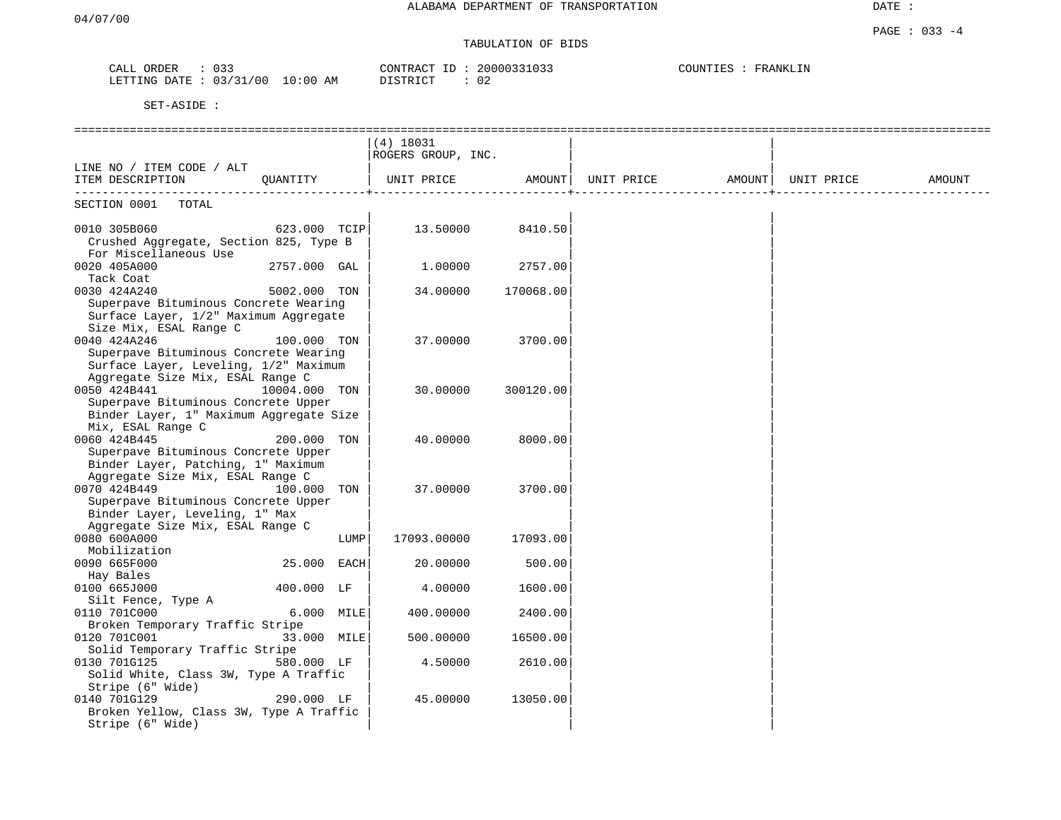ALABAMA DEPARTMENT OF TRANSPORTATION

04/07/00

DATE :

PAGE : 033 -4

TABULATION OF BIDS

CALL ORDER : 033　　CONTRACT ID : 20000331033　　COUNTIES : FRANKLIN

LETTING DATE : 03/31/00 10:00 AM　　DISTRICT : 02

SET-ASIDE :

| LINE NO / ITEM CODE / ALT ITEM DESCRIPTION | QUANTITY | (4) 18031 ROGERS GROUP, INC. UNIT PRICE | AMOUNT | UNIT PRICE | AMOUNT | UNIT PRICE | AMOUNT |
|---|---|---|---|---|---|---|---|
| SECTION 0001 TOTAL | | | | | | | |
| 0010 305B060 Crushed Aggregate, Section 825, Type B For Miscellaneous Use | 623.000 TCIP | 13.50000 | 8410.50 | | | | |
| 0020 405A000 Tack Coat | 2757.000 GAL | 1.00000 | 2757.00 | | | | |
| 0030 424A240 Superpave Bituminous Concrete Wearing Surface Layer, 1/2" Maximum Aggregate Size Mix, ESAL Range C | 5002.000 TON | 34.00000 | 170068.00 | | | | |
| 0040 424A246 Superpave Bituminous Concrete Wearing Surface Layer, Leveling, 1/2" Maximum Aggregate Size Mix, ESAL Range C | 100.000 TON | 37.00000 | 3700.00 | | | | |
| 0050 424B441 Superpave Bituminous Concrete Upper Binder Layer, 1" Maximum Aggregate Size Mix, ESAL Range C | 10004.000 TON | 30.00000 | 300120.00 | | | | |
| 0060 424B445 Superpave Bituminous Concrete Upper Binder Layer, Patching, 1" Maximum Aggregate Size Mix, ESAL Range C | 200.000 TON | 40.00000 | 8000.00 | | | | |
| 0070 424B449 Superpave Bituminous Concrete Upper Binder Layer, Leveling, 1" Max Aggregate Size Mix, ESAL Range C | 100.000 TON | 37.00000 | 3700.00 | | | | |
| 0080 600A000 Mobilization | LUMP | 17093.00000 | 17093.00 | | | | |
| 0090 665F000 Hay Bales | 25.000 EACH | 20.00000 | 500.00 | | | | |
| 0100 665J000 Silt Fence, Type A | 400.000 LF | 4.00000 | 1600.00 | | | | |
| 0110 701C000 Broken Temporary Traffic Stripe | 6.000 MILE | 400.00000 | 2400.00 | | | | |
| 0120 701C001 Solid Temporary Traffic Stripe | 33.000 MILE | 500.00000 | 16500.00 | | | | |
| 0130 701G125 Solid White, Class 3W, Type A Traffic Stripe (6" Wide) | 580.000 LF | 4.50000 | 2610.00 | | | | |
| 0140 701G129 Broken Yellow, Class 3W, Type A Traffic Stripe (6" Wide) | 290.000 LF | 45.00000 | 13050.00 | | | | |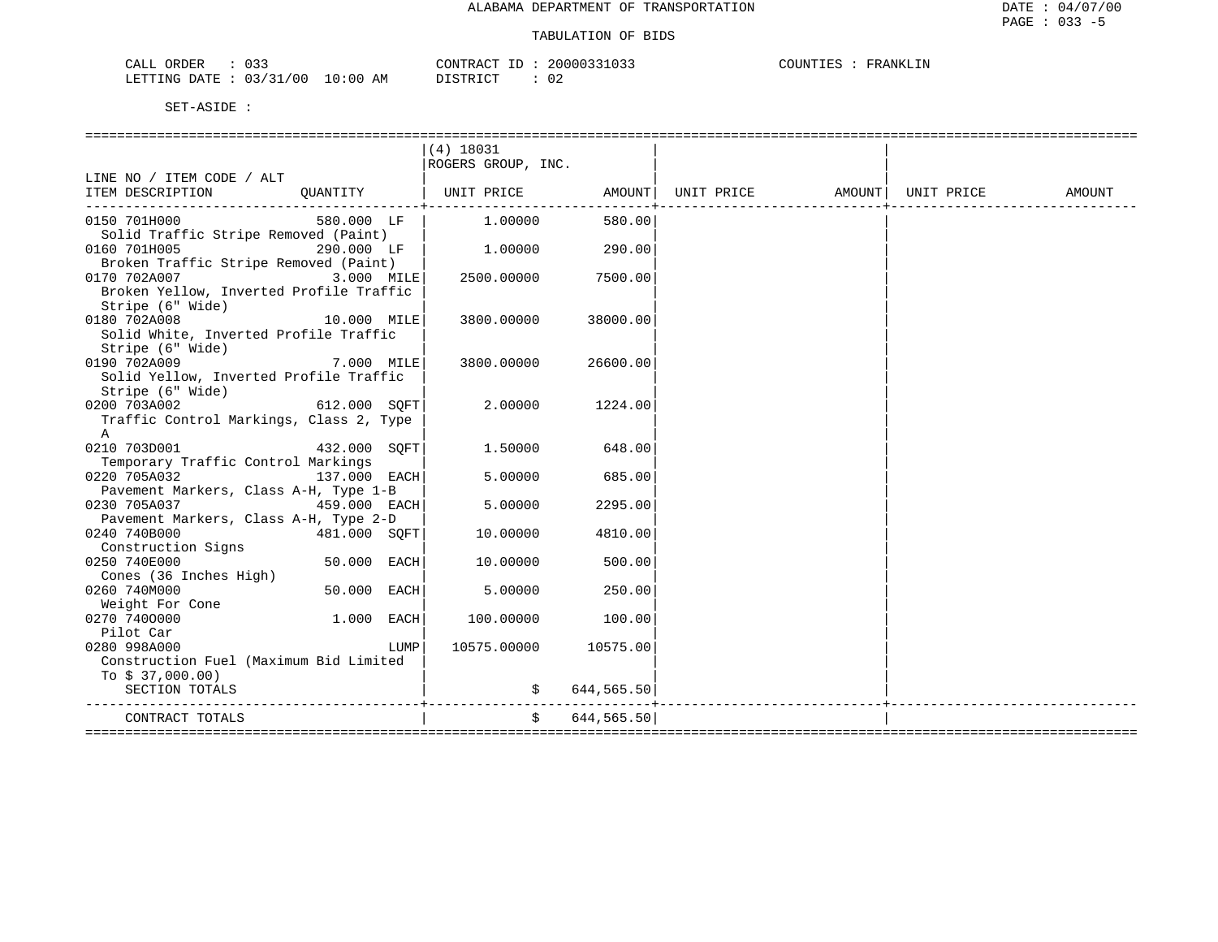ALABAMA DEPARTMENT OF TRANSPORTATION

TABULATION OF BIDS

CALL ORDER : 033 CONTRACT ID : 20000331033 COUNTIES : FRANKLIN
LETTING DATE : 03/31/00 10:00 AM DISTRICT : 02

SET-ASIDE :

| LINE NO / ITEM CODE / ALT<br>ITEM DESCRIPTION | QUANTITY | (4) 18031<br>ROGERS GROUP, INC.<br>UNIT PRICE | AMOUNT | UNIT PRICE | AMOUNT | UNIT PRICE | AMOUNT |
|---|---|---|---|---|---|---|---|
| 0150 701H000<br>Solid Traffic Stripe Removed (Paint) | 580.000 LF | 1.00000 | 580.00 | | | | |
| 0160 701H005<br>Broken Traffic Stripe Removed (Paint) | 290.000 LF | 1.00000 | 290.00 | | | | |
| 0170 702A007<br>Broken Yellow, Inverted Profile Traffic Stripe (6" Wide) | 3.000 MILE | 2500.00000 | 7500.00 | | | | |
| 0180 702A008<br>Solid White, Inverted Profile Traffic Stripe (6" Wide) | 10.000 MILE | 3800.00000 | 38000.00 | | | | |
| 0190 702A009<br>Solid Yellow, Inverted Profile Traffic Stripe (6" Wide) | 7.000 MILE | 3800.00000 | 26600.00 | | | | |
| 0200 703A002<br>Traffic Control Markings, Class 2, Type A | 612.000 SQFT | 2.00000 | 1224.00 | | | | |
| 0210 703D001<br>Temporary Traffic Control Markings | 432.000 SQFT | 1.50000 | 648.00 | | | | |
| 0220 705A032<br>Pavement Markers, Class A-H, Type 1-B | 137.000 EACH | 5.00000 | 685.00 | | | | |
| 0230 705A037<br>Pavement Markers, Class A-H, Type 2-D | 459.000 EACH | 5.00000 | 2295.00 | | | | |
| 0240 740B000<br>Construction Signs | 481.000 SQFT | 10.00000 | 4810.00 | | | | |
| 0250 740E000<br>Cones (36 Inches High) | 50.000 EACH | 10.00000 | 500.00 | | | | |
| 0260 740M000<br>Weight For Cone | 50.000 EACH | 5.00000 | 250.00 | | | | |
| 0270 740O000<br>Pilot Car | 1.000 EACH | 100.00000 | 100.00 | | | | |
| 0280 998A000<br>Construction Fuel (Maximum Bid Limited To $ 37,000.00) | LUMP | 10575.00000 | 10575.00 | | | | |
| SECTION TOTALS | | | $ 644,565.50 | | | | |
| CONTRACT TOTALS | | | $ 644,565.50 | | | | |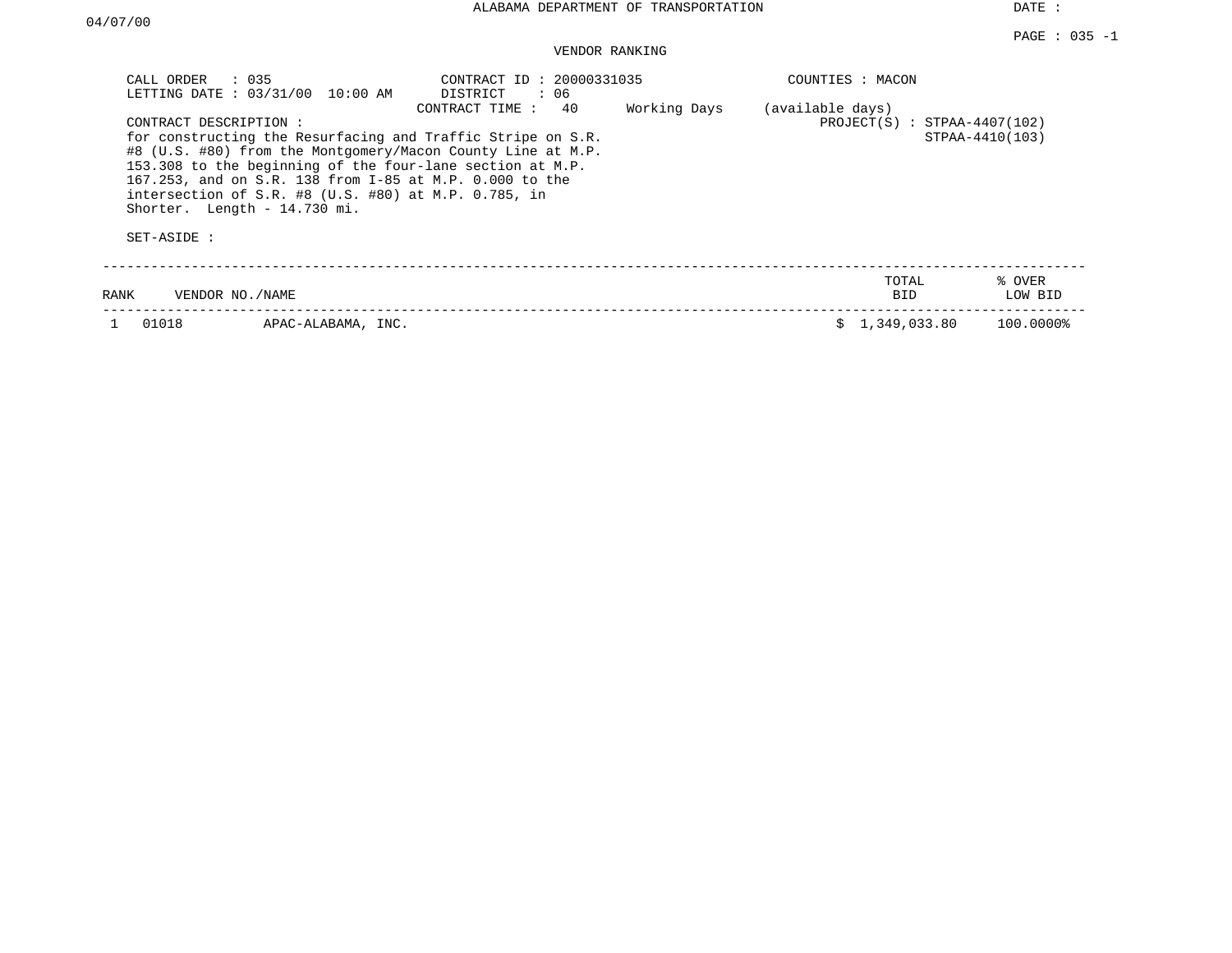ALABAMA DEPARTMENT OF TRANSPORTATION

DATE : 04/07/00

PAGE : 035 -1

VENDOR RANKING

CALL ORDER : 035
LETTING DATE : 03/31/00 10:00 AM

CONTRACT ID : 20000331035
DISTRICT : 06
CONTRACT TIME : 40 Working Days (available days)

COUNTIES : MACON

PROJECT(S) : STPAA-4407(102)
STPAA-4410(103)

CONTRACT DESCRIPTION :
for constructing the Resurfacing and Traffic Stripe on S.R. #8 (U.S. #80) from the Montgomery/Macon County Line at M.P. 153.308 to the beginning of the four-lane section at M.P. 167.253, and on S.R. 138 from I-85 at M.P. 0.000 to the intersection of S.R. #8 (U.S. #80) at M.P. 0.785, in Shorter. Length - 14.730 mi.

SET-ASIDE :

| RANK | VENDOR NO./NAME | | TOTAL BID | % OVER LOW BID |
|---|---|---|---|---|
| 1 | 01018 | APAC-ALABAMA, INC. | $ 1,349,033.80 | 100.0000% |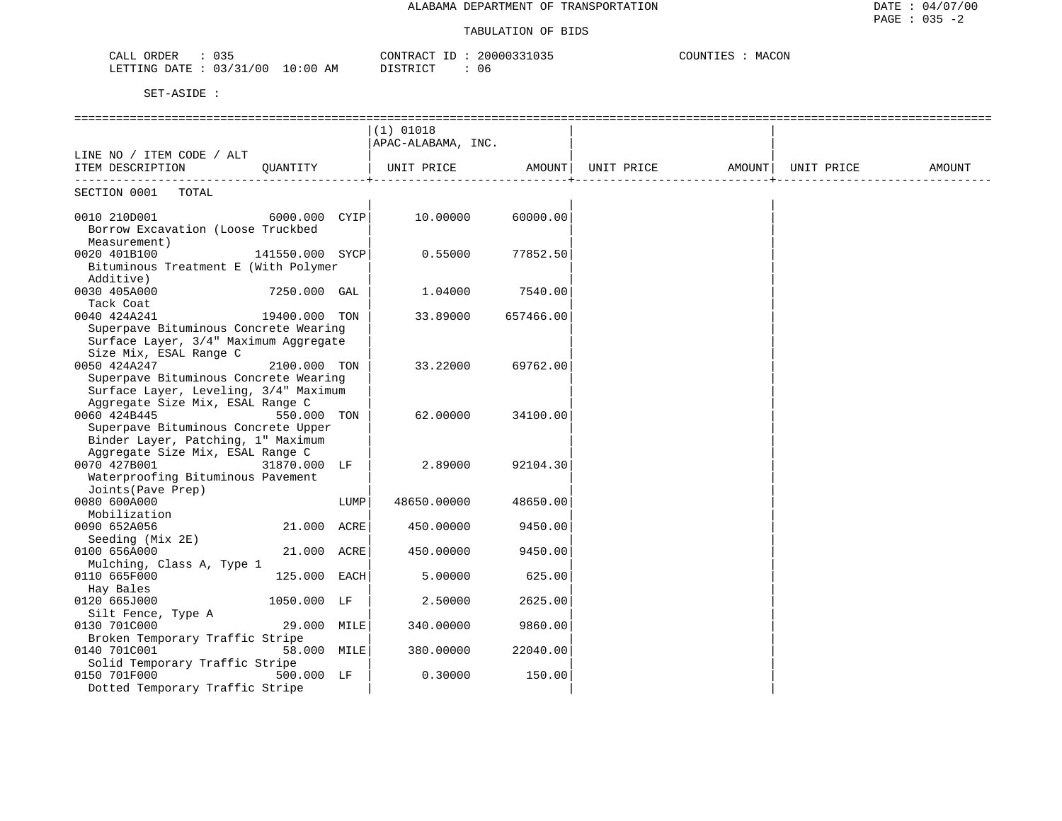ALABAMA DEPARTMENT OF TRANSPORTATION

TABULATION OF BIDS

CALL ORDER : 035
LETTING DATE : 03/31/00 10:00 AM

CONTRACT ID : 20000331035
DISTRICT : 06

COUNTIES : MACON

SET-ASIDE :

| LINE NO / ITEM CODE / ALT ITEM DESCRIPTION | QUANTITY | | (1) 01018 APAC-ALABAMA, INC. UNIT PRICE | AMOUNT | UNIT PRICE | AMOUNT | UNIT PRICE | AMOUNT |
|---|---|---|---|---|---|---|---|---|
| SECTION 0001 TOTAL | | | | | | | | |
| 0010 210D001 Borrow Excavation (Loose Truckbed Measurement) | 6000.000 | CYIP | 10.00000 | 60000.00 | | | | |
| 0020 401B100 Bituminous Treatment E (With Polymer Additive) | 141550.000 | SYCP | 0.55000 | 77852.50 | | | | |
| 0030 405A000 Tack Coat | 7250.000 | GAL | 1.04000 | 7540.00 | | | | |
| 0040 424A241 Superpave Bituminous Concrete Wearing Surface Layer, 3/4" Maximum Aggregate Size Mix, ESAL Range C | 19400.000 | TON | 33.89000 | 657466.00 | | | | |
| 0050 424A247 Superpave Bituminous Concrete Wearing Surface Layer, Leveling, 3/4" Maximum Aggregate Size Mix, ESAL Range C | 2100.000 | TON | 33.22000 | 69762.00 | | | | |
| 0060 424B445 Superpave Bituminous Concrete Upper Binder Layer, Patching, 1" Maximum Aggregate Size Mix, ESAL Range C | 550.000 | TON | 62.00000 | 34100.00 | | | | |
| 0070 427B001 Waterproofing Bituminous Pavement Joints(Pave Prep) | 31870.000 | LF | 2.89000 | 92104.30 | | | | |
| 0080 600A000 Mobilization | | LUMP | 48650.00000 | 48650.00 | | | | |
| 0090 652A056 Seeding (Mix 2E) | 21.000 | ACRE | 450.00000 | 9450.00 | | | | |
| 0100 656A000 Mulching, Class A, Type 1 | 21.000 | ACRE | 450.00000 | 9450.00 | | | | |
| 0110 665F000 Hay Bales | 125.000 | EACH | 5.00000 | 625.00 | | | | |
| 0120 665J000 Silt Fence, Type A | 1050.000 | LF | 2.50000 | 2625.00 | | | | |
| 0130 701C000 Broken Temporary Traffic Stripe | 29.000 | MILE | 340.00000 | 9860.00 | | | | |
| 0140 701C001 Solid Temporary Traffic Stripe | 58.000 | MILE | 380.00000 | 22040.00 | | | | |
| 0150 701F000 Dotted Temporary Traffic Stripe | 500.000 | LF | 0.30000 | 150.00 | | | | |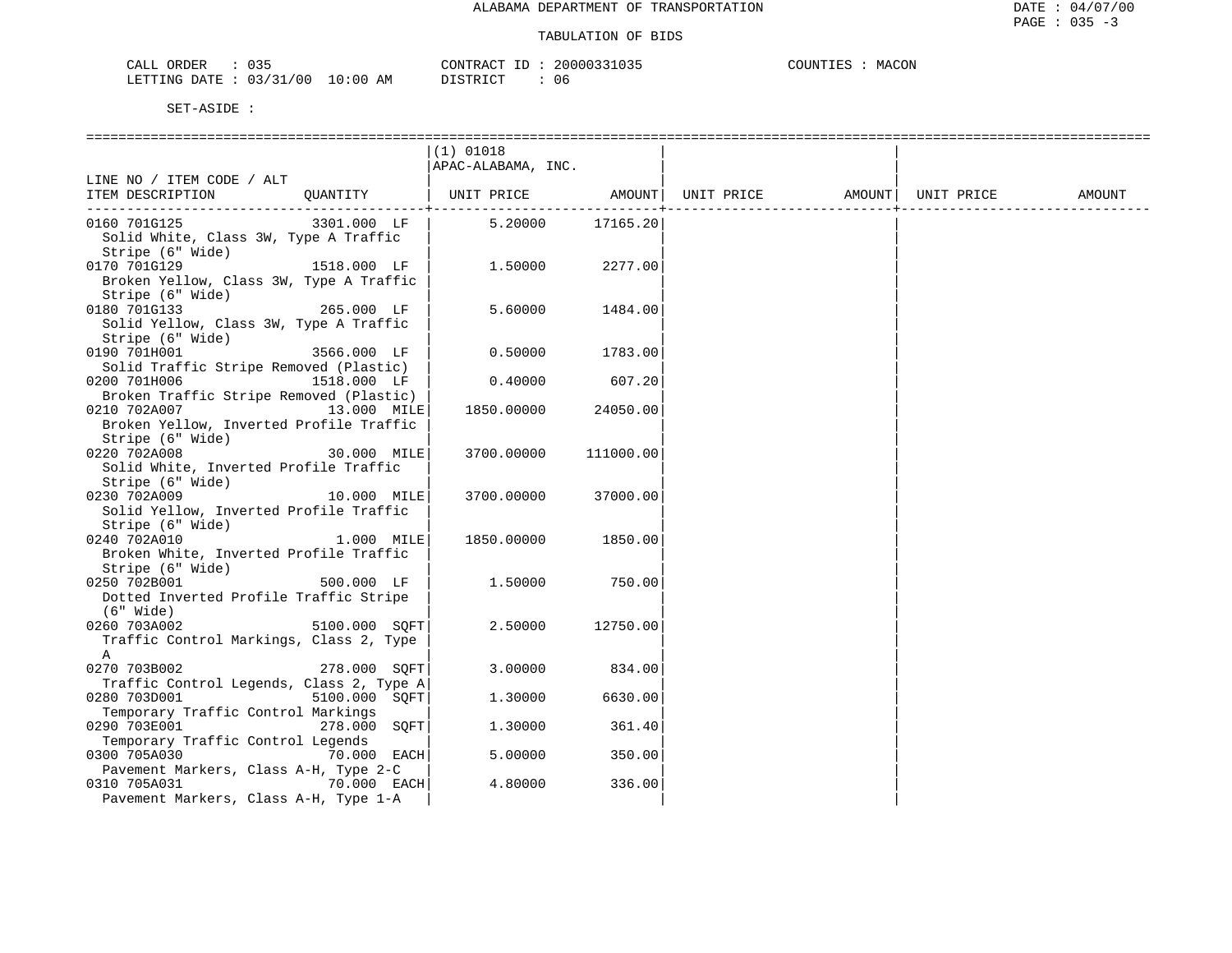ALABAMA DEPARTMENT OF TRANSPORTATION

TABULATION OF BIDS

CALL ORDER : 035 CONTRACT ID : 20000331035 COUNTIES : MACON
LETTING DATE : 03/31/00 10:00 AM DISTRICT : 06

SET-ASIDE :

| LINE NO / ITEM CODE / ALT ITEM DESCRIPTION | QUANTITY | (1) 01018 APAC-ALABAMA, INC. UNIT PRICE | AMOUNT | UNIT PRICE | AMOUNT | UNIT PRICE | AMOUNT |
|---|---|---|---|---|---|---|---|
| 0160 701G125 Solid White, Class 3W, Type A Traffic Stripe (6" Wide) | 3301.000 LF | 5.20000 | 17165.20 | | | | |
| 0170 701G129 Broken Yellow, Class 3W, Type A Traffic Stripe (6" Wide) | 1518.000 LF | 1.50000 | 2277.00 | | | | |
| 0180 701G133 Solid Yellow, Class 3W, Type A Traffic Stripe (6" Wide) | 265.000 LF | 5.60000 | 1484.00 | | | | |
| 0190 701H001 Solid Traffic Stripe Removed (Plastic) | 3566.000 LF | 0.50000 | 1783.00 | | | | |
| 0200 701H006 Broken Traffic Stripe Removed (Plastic) | 1518.000 LF | 0.40000 | 607.20 | | | | |
| 0210 702A007 Broken Yellow, Inverted Profile Traffic Stripe (6" Wide) | 13.000 MILE | 1850.00000 | 24050.00 | | | | |
| 0220 702A008 Solid White, Inverted Profile Traffic Stripe (6" Wide) | 30.000 MILE | 3700.00000 | 111000.00 | | | | |
| 0230 702A009 Solid Yellow, Inverted Profile Traffic Stripe (6" Wide) | 10.000 MILE | 3700.00000 | 37000.00 | | | | |
| 0240 702A010 Broken White, Inverted Profile Traffic Stripe (6" Wide) | 1.000 MILE | 1850.00000 | 1850.00 | | | | |
| 0250 702B001 Dotted Inverted Profile Traffic Stripe (6" Wide) | 500.000 LF | 1.50000 | 750.00 | | | | |
| 0260 703A002 Traffic Control Markings, Class 2, Type A | 5100.000 SQFT | 2.50000 | 12750.00 | | | | |
| 0270 703B002 Traffic Control Legends, Class 2, Type A | 278.000 SQFT | 3.00000 | 834.00 | | | | |
| 0280 703D001 Temporary Traffic Control Markings | 5100.000 SQFT | 1.30000 | 6630.00 | | | | |
| 0290 703E001 Temporary Traffic Control Legends | 278.000 SQFT | 1.30000 | 361.40 | | | | |
| 0300 705A030 Pavement Markers, Class A-H, Type 2-C | 70.000 EACH | 5.00000 | 350.00 | | | | |
| 0310 705A031 Pavement Markers, Class A-H, Type 1-A | 70.000 EACH | 4.80000 | 336.00 | | | | |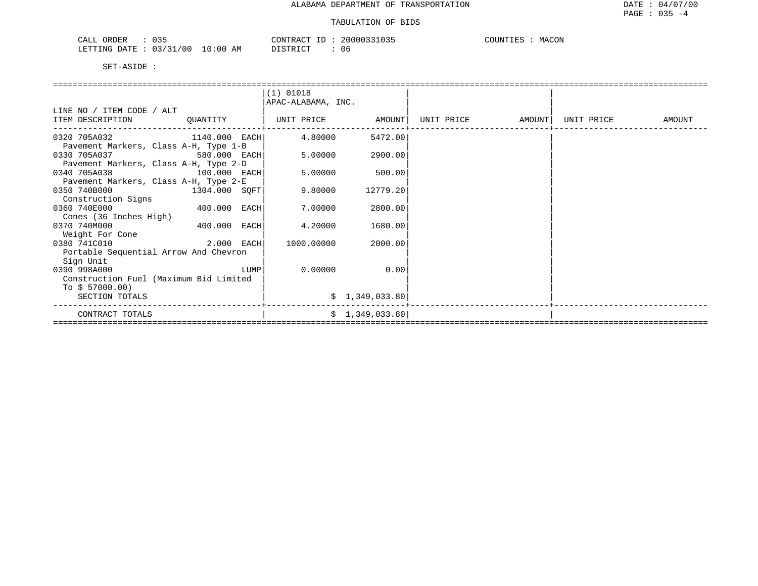ALABAMA DEPARTMENT OF TRANSPORTATION

TABULATION OF BIDS

CALL ORDER : 035
LETTING DATE : 03/31/00 10:00 AM

CONTRACT ID : 20000331035
DISTRICT : 06

COUNTIES : MACON

SET-ASIDE :

| LINE NO / ITEM CODE / ALT<br>ITEM DESCRIPTION | QUANTITY | (1) 01018<br>APAC-ALABAMA, INC.<br>UNIT PRICE | AMOUNT | UNIT PRICE | AMOUNT | UNIT PRICE | AMOUNT |
|---|---|---|---|---|---|---|---|
| 0320 705A032<br>Pavement Markers, Class A-H, Type 1-B | 1140.000 EACH | 4.80000 | 5472.00 | | | | |
| 0330 705A037<br>Pavement Markers, Class A-H, Type 2-D | 580.000 EACH | 5.00000 | 2900.00 | | | | |
| 0340 705A038<br>Pavement Markers, Class A-H, Type 2-E | 100.000 EACH | 5.00000 | 500.00 | | | | |
| 0350 740B000<br>Construction Signs | 1304.000 SQFT | 9.80000 | 12779.20 | | | | |
| 0360 740E000<br>Cones (36 Inches High) | 400.000 EACH | 7.00000 | 2800.00 | | | | |
| 0370 740M000<br>Weight For Cone | 400.000 EACH | 4.20000 | 1680.00 | | | | |
| 0380 741C010<br>Portable Sequential Arrow And Chevron Sign Unit | 2.000 EACH | 1000.00000 | 2000.00 | | | | |
| 0390 998A000<br>Construction Fuel (Maximum Bid Limited To $ 57000.00) | LUMP | 0.00000 | 0.00 | | | | |
| SECTION TOTALS | | | $ 1,349,033.80 | | | | |
| CONTRACT TOTALS | | | $ 1,349,033.80 | | | | |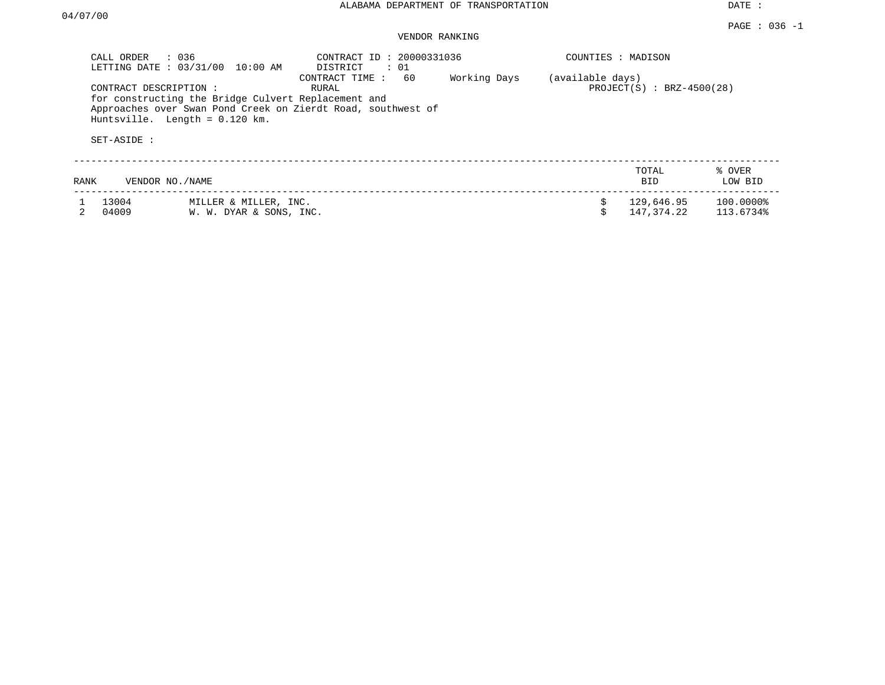ALABAMA DEPARTMENT OF TRANSPORTATION

DATE : 04/07/00

PAGE : 036 -1

VENDOR RANKING

CALL ORDER : 036
LETTING DATE : 03/31/00 10:00 AM

CONTRACT ID : 20000331036
DISTRICT : 01
CONTRACT TIME : 60 Working Days (available days)
RURAL

COUNTIES : MADISON
PROJECT(S) : BRZ-4500(28)

CONTRACT DESCRIPTION :
for constructing the Bridge Culvert Replacement and Approaches over Swan Pond Creek on Zierdt Road, southwest of Huntsville. Length = 0.120 km.

SET-ASIDE :

| RANK | VENDOR NO./NAME | | TOTAL BID | % OVER LOW BID |
|---|---|---|---|---|
| 1 | 13004 | MILLER & MILLER, INC. | $ 129,646.95 | 100.0000% |
| 2 | 04009 | W. W. DYAR & SONS, INC. | $ 147,374.22 | 113.6734% |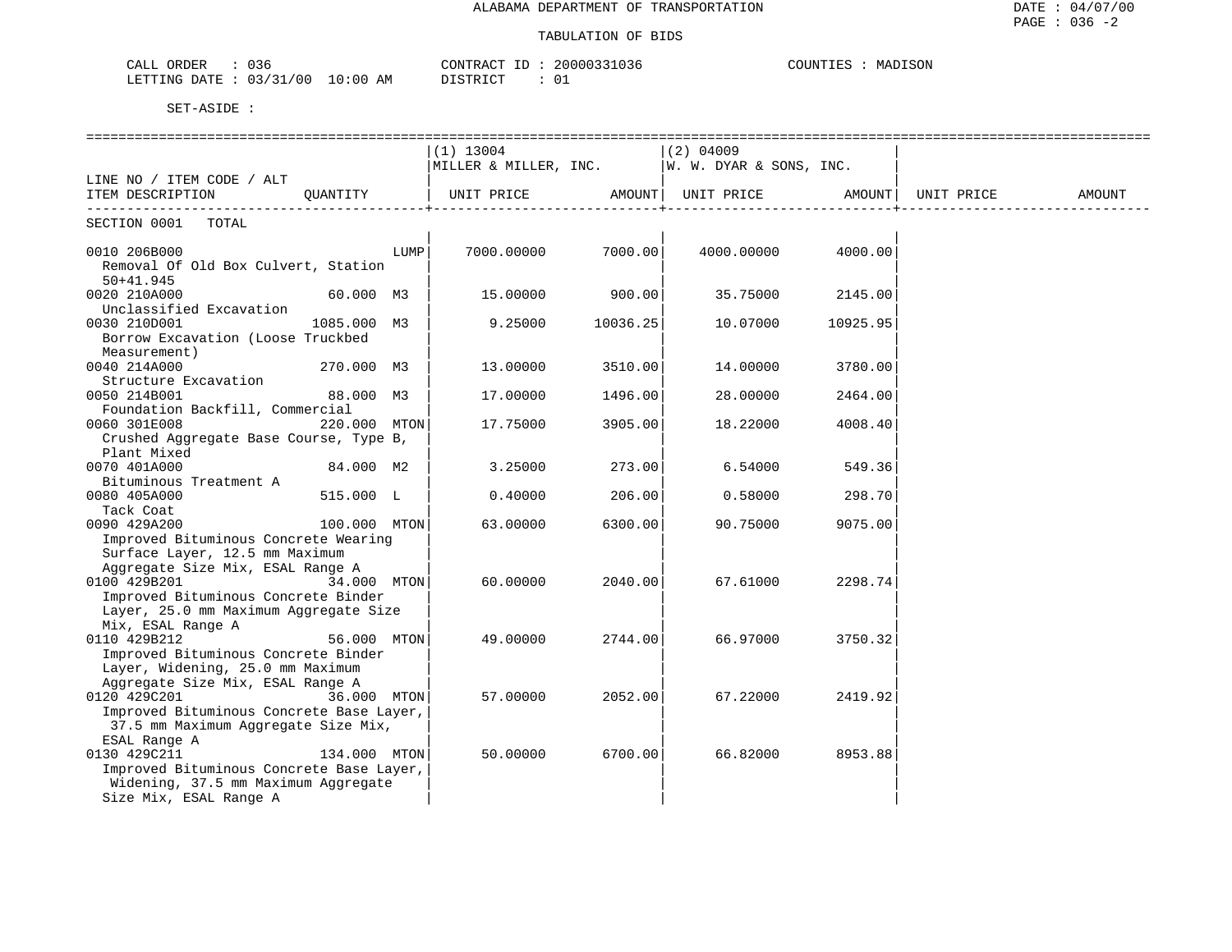ALABAMA DEPARTMENT OF TRANSPORTATION

TABULATION OF BIDS

CALL ORDER : 036 | CONTRACT ID : 20000331036 | COUNTIES : MADISON
LETTING DATE : 03/31/00 10:00 AM | DISTRICT : 01

SET-ASIDE :

| LINE NO / ITEM CODE / ALT ITEM DESCRIPTION | QUANTITY | (1) 13004 MILLER & MILLER, INC. UNIT PRICE | AMOUNT | (2) 04009 W. W. DYAR & SONS, INC. UNIT PRICE | AMOUNT | UNIT PRICE | AMOUNT |
|---|---|---|---|---|---|---|---|
| SECTION 0001 TOTAL | | | | | | | |
| 0010 206B000 Removal Of Old Box Culvert, Station 50+41.945 | LUMP | 7000.00000 | 7000.00 | 4000.00000 | 4000.00 | | |
| 0020 210A000 Unclassified Excavation | 60.000 M3 | 15.00000 | 900.00 | 35.75000 | 2145.00 | | |
| 0030 210D001 Borrow Excavation (Loose Truckbed Measurement) | 1085.000 M3 | 9.25000 | 10036.25 | 10.07000 | 10925.95 | | |
| 0040 214A000 Structure Excavation | 270.000 M3 | 13.00000 | 3510.00 | 14.00000 | 3780.00 | | |
| 0050 214B001 Foundation Backfill, Commercial | 88.000 M3 | 17.00000 | 1496.00 | 28.00000 | 2464.00 | | |
| 0060 301E008 Crushed Aggregate Base Course, Type B, Plant Mixed | 220.000 MTON | 17.75000 | 3905.00 | 18.22000 | 4008.40 | | |
| 0070 401A000 Bituminous Treatment A | 84.000 M2 | 3.25000 | 273.00 | 6.54000 | 549.36 | | |
| 0080 405A000 Tack Coat | 515.000 L | 0.40000 | 206.00 | 0.58000 | 298.70 | | |
| 0090 429A200 Improved Bituminous Concrete Wearing Surface Layer, 12.5 mm Maximum Aggregate Size Mix, ESAL Range A | 100.000 MTON | 63.00000 | 6300.00 | 90.75000 | 9075.00 | | |
| 0100 429B201 Improved Bituminous Concrete Binder Layer, 25.0 mm Maximum Aggregate Size Mix, ESAL Range A | 34.000 MTON | 60.00000 | 2040.00 | 67.61000 | 2298.74 | | |
| 0110 429B212 Improved Bituminous Concrete Binder Layer, Widening, 25.0 mm Maximum Aggregate Size Mix, ESAL Range A | 56.000 MTON | 49.00000 | 2744.00 | 66.97000 | 3750.32 | | |
| 0120 429C201 Improved Bituminous Concrete Base Layer, 37.5 mm Maximum Aggregate Size Mix, ESAL Range A | 36.000 MTON | 57.00000 | 2052.00 | 67.22000 | 2419.92 | | |
| 0130 429C211 Improved Bituminous Concrete Base Layer, Widening, 37.5 mm Maximum Aggregate Size Mix, ESAL Range A | 134.000 MTON | 50.00000 | 6700.00 | 66.82000 | 8953.88 | | |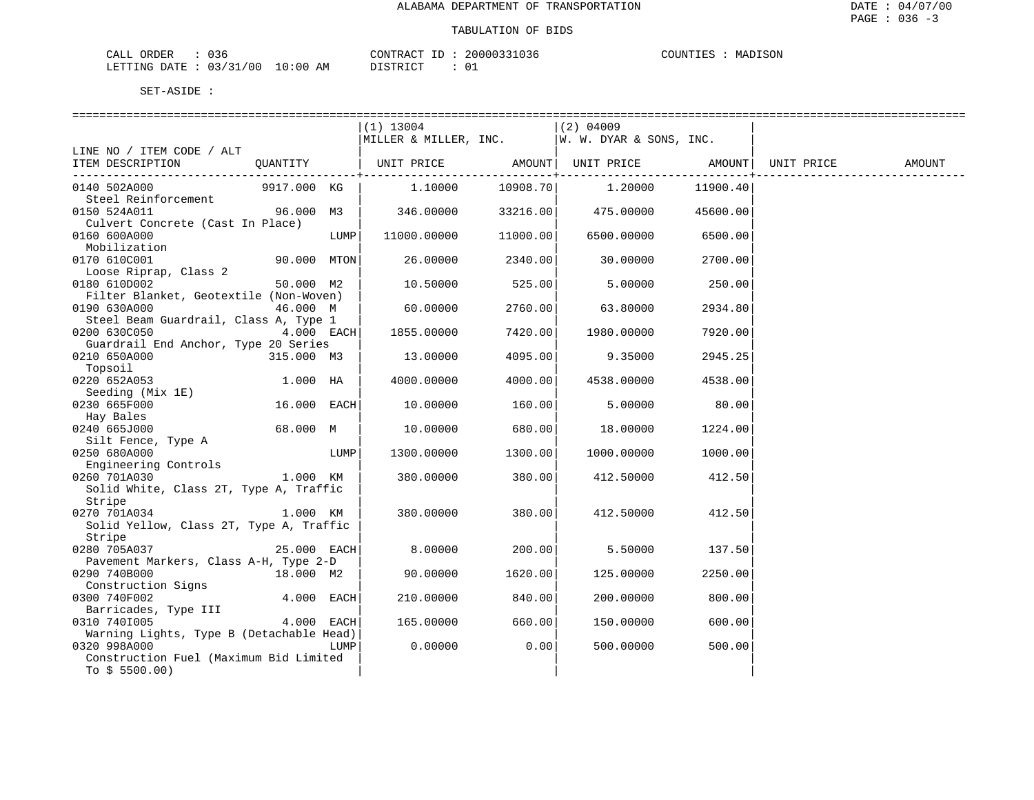ALABAMA DEPARTMENT OF TRANSPORTATION

TABULATION OF BIDS

DATE : 04/07/00
PAGE : 036 -3

CALL ORDER : 036 CONTRACT ID : 20000331036 COUNTIES : MADISON
LETTING DATE : 03/31/00 10:00 AM DISTRICT : 01

SET-ASIDE :

| LINE NO / ITEM CODE / ALT ITEM DESCRIPTION | QUANTITY | (1) 13004 MILLER & MILLER, INC. UNIT PRICE | AMOUNT | (2) 04009 W. W. DYAR & SONS, INC. UNIT PRICE | AMOUNT | UNIT PRICE | AMOUNT |
|---|---|---|---|---|---|---|---|
| 0140 502A000 Steel Reinforcement | 9917.000 KG | 1.10000 | 10908.70 | 1.20000 | 11900.40 | | |
| 0150 524A011 Culvert Concrete (Cast In Place) | 96.000 M3 | 346.00000 | 33216.00 | 475.00000 | 45600.00 | | |
| 0160 600A000 Mobilization | LUMP | 11000.00000 | 11000.00 | 6500.00000 | 6500.00 | | |
| 0170 610C001 Loose Riprap, Class 2 | 90.000 MTON | 26.00000 | 2340.00 | 30.00000 | 2700.00 | | |
| 0180 610D002 Filter Blanket, Geotextile (Non-Woven) | 50.000 M2 | 10.50000 | 525.00 | 5.00000 | 250.00 | | |
| 0190 630A000 Steel Beam Guardrail, Class A, Type 1 | 46.000 M | 60.00000 | 2760.00 | 63.80000 | 2934.80 | | |
| 0200 630C050 Guardrail End Anchor, Type 20 Series | 4.000 EACH | 1855.00000 | 7420.00 | 1980.00000 | 7920.00 | | |
| 0210 650A000 Topsoil | 315.000 M3 | 13.00000 | 4095.00 | 9.35000 | 2945.25 | | |
| 0220 652A053 Seeding (Mix 1E) | 1.000 HA | 4000.00000 | 4000.00 | 4538.00000 | 4538.00 | | |
| 0230 665F000 Hay Bales | 16.000 EACH | 10.00000 | 160.00 | 5.00000 | 80.00 | | |
| 0240 665J000 Silt Fence, Type A | 68.000 M | 10.00000 | 680.00 | 18.00000 | 1224.00 | | |
| 0250 680A000 Engineering Controls | LUMP | 1300.00000 | 1300.00 | 1000.00000 | 1000.00 | | |
| 0260 701A030 Solid White, Class 2T, Type A, Traffic Stripe | 1.000 KM | 380.00000 | 380.00 | 412.50000 | 412.50 | | |
| 0270 701A034 Solid Yellow, Class 2T, Type A, Traffic Stripe | 1.000 KM | 380.00000 | 380.00 | 412.50000 | 412.50 | | |
| 0280 705A037 Pavement Markers, Class A-H, Type 2-D | 25.000 EACH | 8.00000 | 200.00 | 5.50000 | 137.50 | | |
| 0290 740B000 Construction Signs | 18.000 M2 | 90.00000 | 1620.00 | 125.00000 | 2250.00 | | |
| 0300 740F002 Barricades, Type III | 4.000 EACH | 210.00000 | 840.00 | 200.00000 | 800.00 | | |
| 0310 740I005 Warning Lights, Type B (Detachable Head) | 4.000 EACH | 165.00000 | 660.00 | 150.00000 | 600.00 | | |
| 0320 998A000 Construction Fuel (Maximum Bid Limited To $ 5500.00) | LUMP | 0.00000 | 0.00 | 500.00000 | 500.00 | | |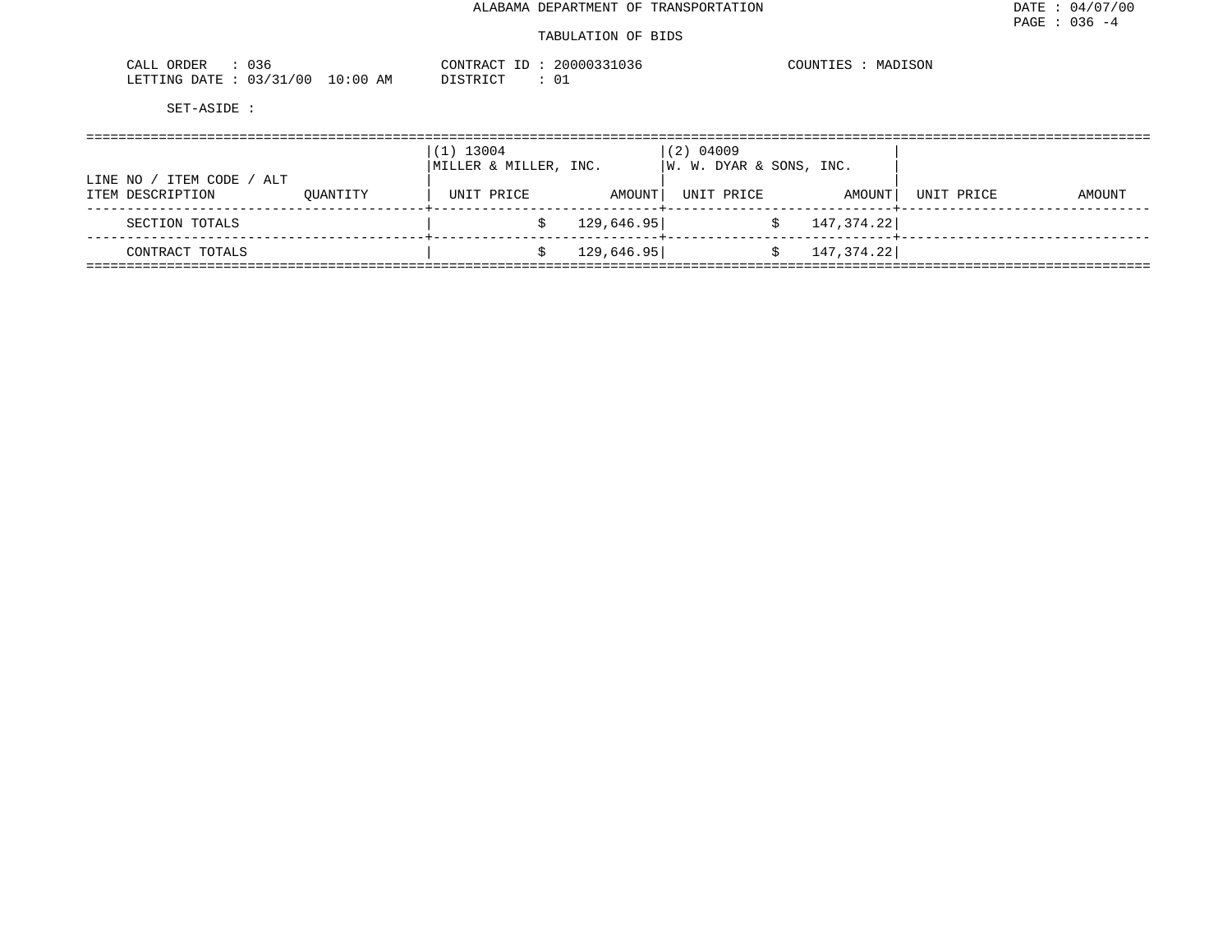ALABAMA DEPARTMENT OF TRANSPORTATION

TABULATION OF BIDS

DATE : 04/07/00
PAGE : 036 -4

CALL ORDER : 036
LETTING DATE : 03/31/00 10:00 AM

CONTRACT ID : 20000331036
DISTRICT : 01

COUNTIES : MADISON

SET-ASIDE :

| LINE NO / ITEM CODE / ALT | | (1) 13004 MILLER & MILLER, INC. | | (2) 04009 W. W. DYAR & SONS, INC. | | | |
|---|---|---|---|---|---|---|---|
| ITEM DESCRIPTION | QUANTITY | UNIT PRICE | AMOUNT | UNIT PRICE | AMOUNT | UNIT PRICE | AMOUNT |
| SECTION TOTALS | | | $ 129,646.95 | | $ 147,374.22 | | |
| CONTRACT TOTALS | | | $ 129,646.95 | | $ 147,374.22 | | |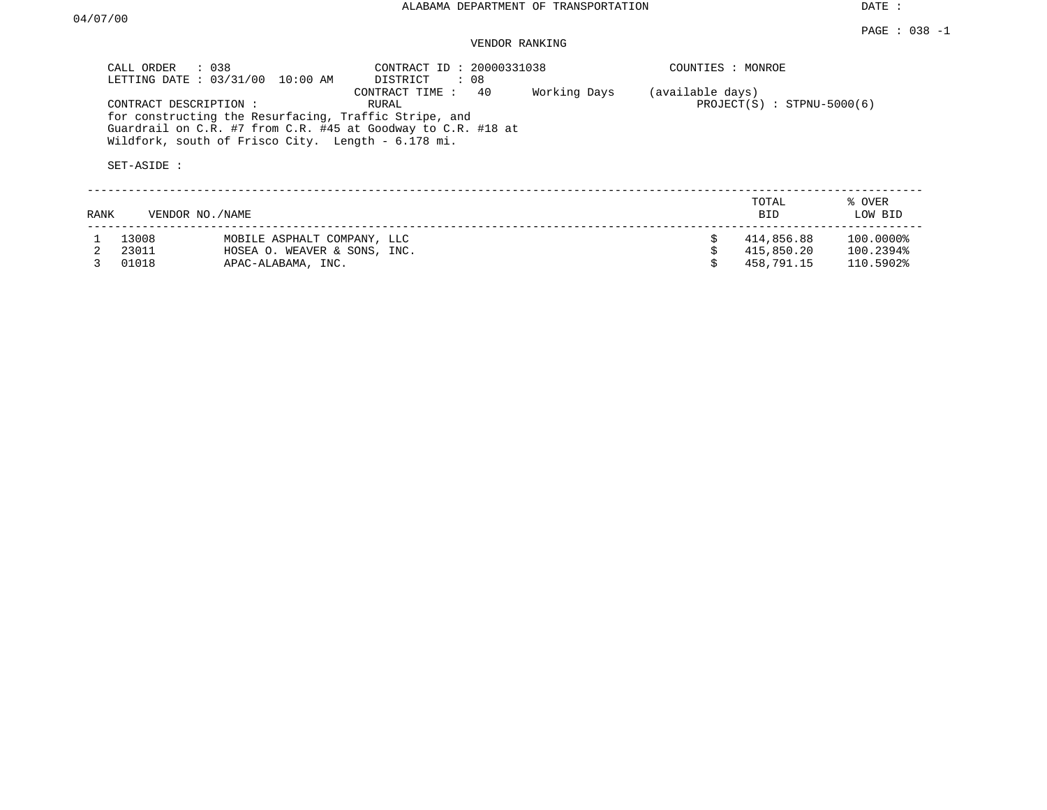ALABAMA DEPARTMENT OF TRANSPORTATION

DATE : 04/07/00

PAGE : 038 -1

VENDOR RANKING

CALL ORDER : 038
LETTING DATE : 03/31/00 10:00 AM

CONTRACT ID : 20000331038
DISTRICT : 08
CONTRACT TIME : 40 Working Days (available days)
RURAL

COUNTIES : MONROE
PROJECT(S) : STPNU-5000(6)

CONTRACT DESCRIPTION :
for constructing the Resurfacing, Traffic Stripe, and Guardrail on C.R. #7 from C.R. #45 at Goodway to C.R. #18 at Wildfork, south of Frisco City. Length - 6.178 mi.

SET-ASIDE :

| RANK | VENDOR NO./NAME | | TOTAL BID | % OVER LOW BID |
|---|---|---|---|---|
| 1 | 13008 | MOBILE ASPHALT COMPANY, LLC | $ 414,856.88 | 100.0000% |
| 2 | 23011 | HOSEA O. WEAVER & SONS, INC. | $ 415,850.20 | 100.2394% |
| 3 | 01018 | APAC-ALABAMA, INC. | $ 458,791.15 | 110.5902% |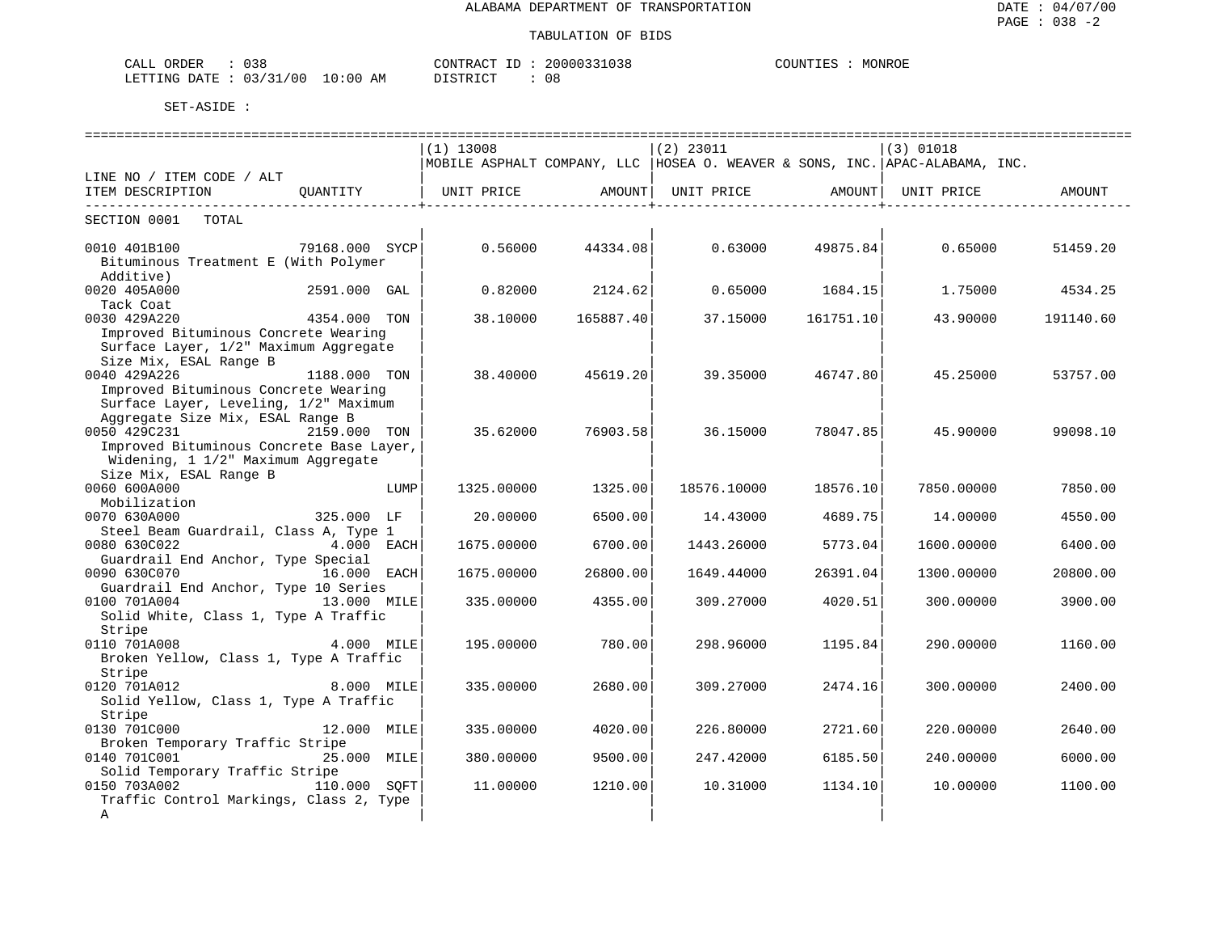ALABAMA DEPARTMENT OF TRANSPORTATION

TABULATION OF BIDS

DATE : 04/07/00
PAGE : 038 -2

CALL ORDER : 038
LETTING DATE : 03/31/00 10:00 AM

CONTRACT ID : 20000331038
DISTRICT : 08

COUNTIES : MONROE

SET-ASIDE :

| LINE NO / ITEM CODE / ALT ITEM DESCRIPTION | QUANTITY | (1) 13008 MOBILE ASPHALT COMPANY, LLC UNIT PRICE | AMOUNT | (2) 23011 HOSEA O. WEAVER & SONS, INC. UNIT PRICE | AMOUNT | (3) 01018 APAC-ALABAMA, INC. UNIT PRICE | AMOUNT |
|---|---|---|---|---|---|---|---|
| SECTION 0001 TOTAL | | | | | | | |
| 0010 401B100 Bituminous Treatment E (With Polymer Additive) | 79168.000 SYCP | 0.56000 | 44334.08 | 0.63000 | 49875.84 | 0.65000 | 51459.20 |
| 0020 405A000 Tack Coat | 2591.000 GAL | 0.82000 | 2124.62 | 0.65000 | 1684.15 | 1.75000 | 4534.25 |
| 0030 429A220 Improved Bituminous Concrete Wearing Surface Layer, 1/2" Maximum Aggregate Size Mix, ESAL Range B | 4354.000 TON | 38.10000 | 165887.40 | 37.15000 | 161751.10 | 43.90000 | 191140.60 |
| 0040 429A226 Improved Bituminous Concrete Wearing Surface Layer, Leveling, 1/2" Maximum Aggregate Size Mix, ESAL Range B | 1188.000 TON | 38.40000 | 45619.20 | 39.35000 | 46747.80 | 45.25000 | 53757.00 |
| 0050 429C231 Improved Bituminous Concrete Base Layer, Widening, 1 1/2" Maximum Aggregate Size Mix, ESAL Range B | 2159.000 TON | 35.62000 | 76903.58 | 36.15000 | 78047.85 | 45.90000 | 99098.10 |
| 0060 600A000 Mobilization | LUMP | 1325.00000 | 1325.00 | 18576.10000 | 18576.10 | 7850.00000 | 7850.00 |
| 0070 630A000 Steel Beam Guardrail, Class A, Type 1 | 325.000 LF | 20.00000 | 6500.00 | 14.43000 | 4689.75 | 14.00000 | 4550.00 |
| 0080 630C022 Guardrail End Anchor, Type Special | 4.000 EACH | 1675.00000 | 6700.00 | 1443.26000 | 5773.04 | 1600.00000 | 6400.00 |
| 0090 630C070 Guardrail End Anchor, Type 10 Series | 16.000 EACH | 1675.00000 | 26800.00 | 1649.44000 | 26391.04 | 1300.00000 | 20800.00 |
| 0100 701A004 Solid White, Class 1, Type A Traffic Stripe | 13.000 MILE | 335.00000 | 4355.00 | 309.27000 | 4020.51 | 300.00000 | 3900.00 |
| 0110 701A008 Broken Yellow, Class 1, Type A Traffic Stripe | 4.000 MILE | 195.00000 | 780.00 | 298.96000 | 1195.84 | 290.00000 | 1160.00 |
| 0120 701A012 Solid Yellow, Class 1, Type A Traffic Stripe | 8.000 MILE | 335.00000 | 2680.00 | 309.27000 | 2474.16 | 300.00000 | 2400.00 |
| 0130 701C000 Broken Temporary Traffic Stripe | 12.000 MILE | 335.00000 | 4020.00 | 226.80000 | 2721.60 | 220.00000 | 2640.00 |
| 0140 701C001 Solid Temporary Traffic Stripe | 25.000 MILE | 380.00000 | 9500.00 | 247.42000 | 6185.50 | 240.00000 | 6000.00 |
| 0150 703A002 Traffic Control Markings, Class 2, Type A | 110.000 SQFT | 11.00000 | 1210.00 | 10.31000 | 1134.10 | 10.00000 | 1100.00 |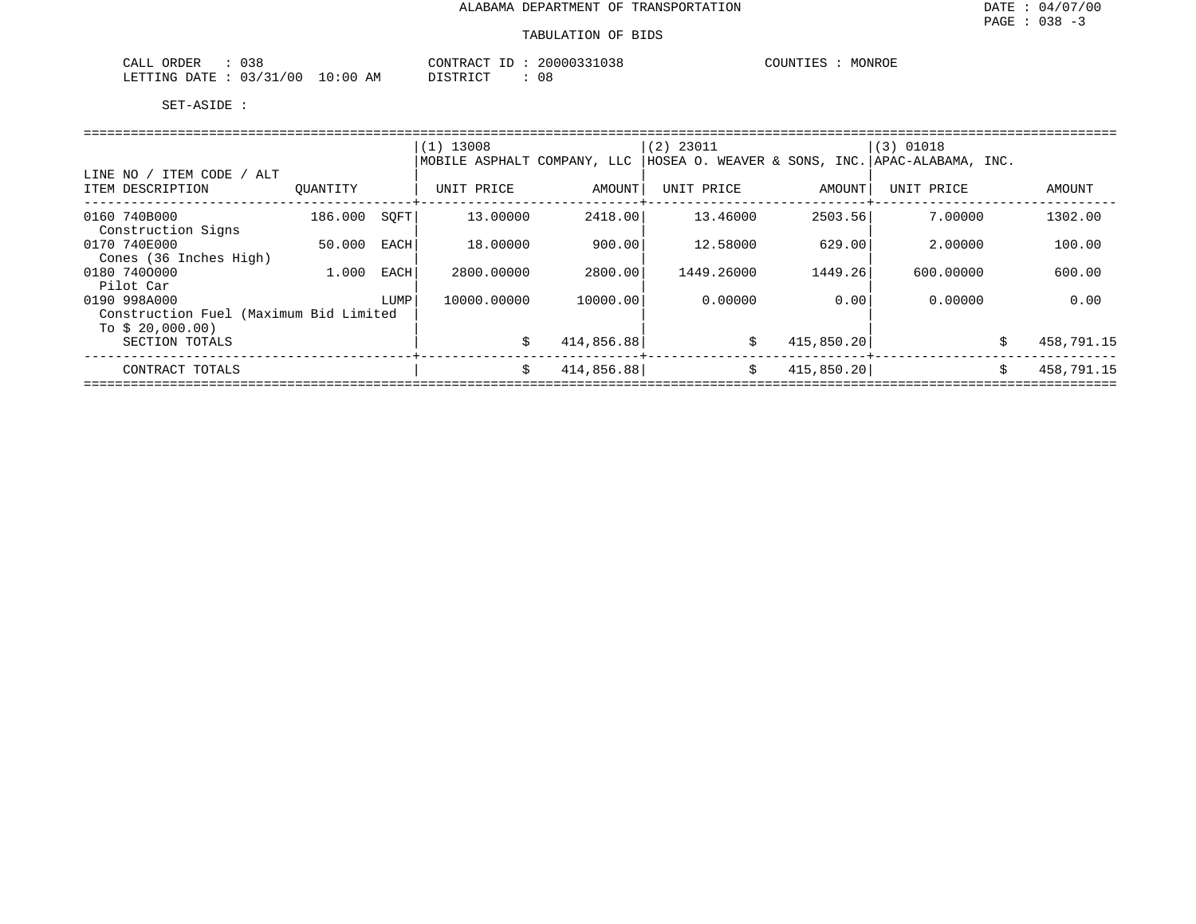ALABAMA DEPARTMENT OF TRANSPORTATION

TABULATION OF BIDS

CALL ORDER : 038 CONTRACT ID : 20000331038 COUNTIES : MONROE
LETTING DATE : 03/31/00 10:00 AM DISTRICT : 08

SET-ASIDE :

| LINE NO / ITEM CODE / ALT ITEM DESCRIPTION | QUANTITY | | (1) 13008 MOBILE ASPHALT COMPANY, LLC UNIT PRICE | AMOUNT | (2) 23011 HOSEA O. WEAVER & SONS, INC. UNIT PRICE | AMOUNT | (3) 01018 APAC-ALABAMA, INC. UNIT PRICE | AMOUNT |
|---|---|---|---|---|---|---|---|---|
| 0160 740B000 Construction Signs | 186.000 | SQFT | 13.00000 | 2418.00 | 13.46000 | 2503.56 | 7.00000 | 1302.00 |
| 0170 740E000 Cones (36 Inches High) | 50.000 | EACH | 18.00000 | 900.00 | 12.58000 | 629.00 | 2.00000 | 100.00 |
| 0180 740O000 Pilot Car | 1.000 | EACH | 2800.00000 | 2800.00 | 1449.26000 | 1449.26 | 600.00000 | 600.00 |
| 0190 998A000 Construction Fuel (Maximum Bid Limited To $ 20,000.00) | | LUMP | 10000.00000 | 10000.00 | 0.00000 | 0.00 | 0.00000 | 0.00 |
| SECTION TOTALS | | | | $ 414,856.88 | | $ 415,850.20 | | $ 458,791.15 |
| CONTRACT TOTALS | | | | $ 414,856.88 | | $ 415,850.20 | | $ 458,791.15 |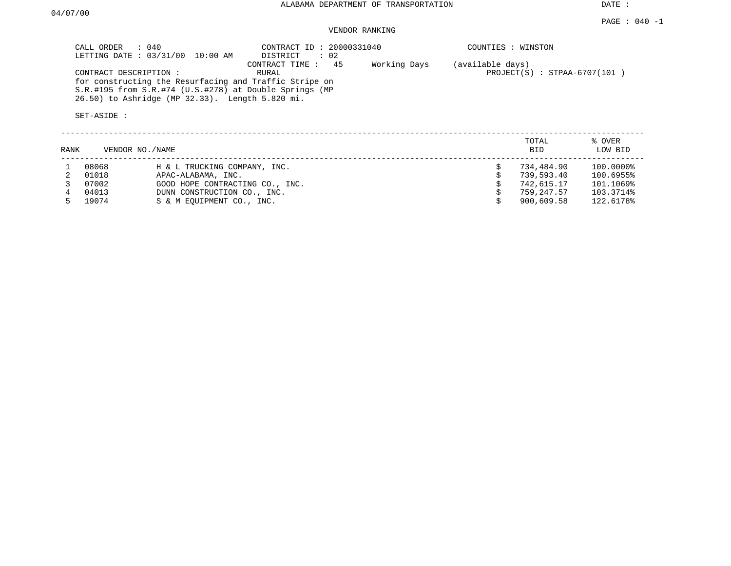ALABAMA DEPARTMENT OF TRANSPORTATION

DATE : 04/07/00

PAGE : 040 -1

VENDOR RANKING

CALL ORDER : 040
LETTING DATE : 03/31/00 10:00 AM

CONTRACT ID : 20000331040
DISTRICT : 02
CONTRACT TIME : 45 Working Days (available days)

COUNTIES : WINSTON

CONTRACT DESCRIPTION : RURAL

PROJECT(S) : STPAA-6707(101 )

for constructing the Resurfacing and Traffic Stripe on S.R.#195 from S.R.#74 (U.S.#278) at Double Springs (MP 26.50) to Ashridge (MP 32.33). Length 5.820 mi.

SET-ASIDE :

| RANK | VENDOR NO./NAME | | TOTAL BID | % OVER LOW BID |
|---|---|---|---|---|
| 1 | 08068 | H & L TRUCKING COMPANY, INC. | $ 734,484.90 | 100.0000% |
| 2 | 01018 | APAC-ALABAMA, INC. | $ 739,593.40 | 100.6955% |
| 3 | 07002 | GOOD HOPE CONTRACTING CO., INC. | $ 742,615.17 | 101.1069% |
| 4 | 04013 | DUNN CONSTRUCTION CO., INC. | $ 759,247.57 | 103.3714% |
| 5 | 19074 | S & M EQUIPMENT CO., INC. | $ 900,609.58 | 122.6178% |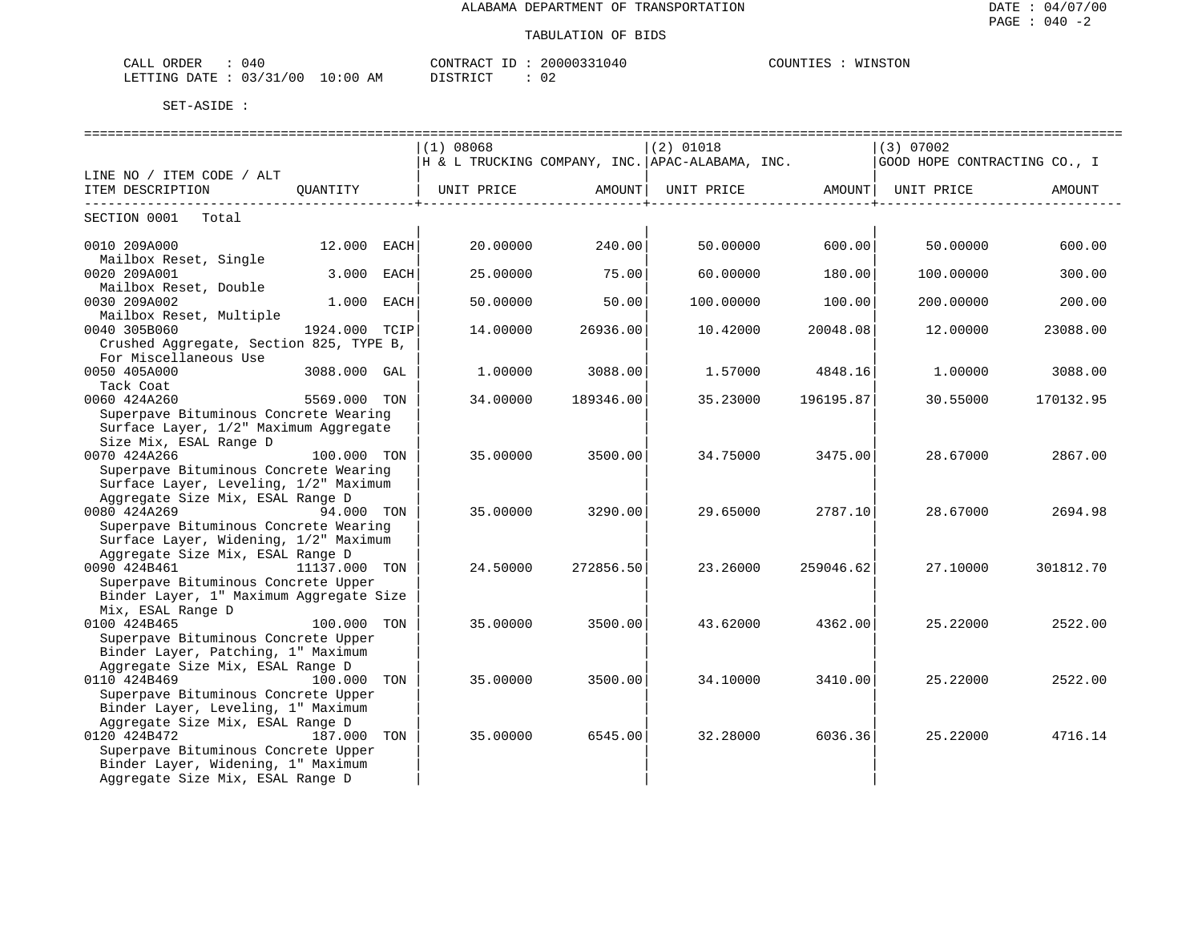ALABAMA DEPARTMENT OF TRANSPORTATION

TABULATION OF BIDS

DATE : 04/07/00
PAGE : 040 -2

CALL ORDER : 040 CONTRACT ID : 20000331040 COUNTIES : WINSTON
LETTING DATE : 03/31/00 10:00 AM DISTRICT : 02

SET-ASIDE :

| LINE NO / ITEM CODE / ALT ITEM DESCRIPTION | QUANTITY | (1) 08068 H & L TRUCKING COMPANY, INC. UNIT PRICE | AMOUNT | (2) 01018 APAC-ALABAMA, INC. UNIT PRICE | AMOUNT | (3) 07002 GOOD HOPE CONTRACTING CO., I UNIT PRICE | AMOUNT |
|---|---|---|---|---|---|---|---|
| SECTION 0001 Total | | | | | | | |
| 0010 209A000 Mailbox Reset, Single | 12.000 EACH | 20.00000 | 240.00 | 50.00000 | 600.00 | 50.00000 | 600.00 |
| 0020 209A001 Mailbox Reset, Double | 3.000 EACH | 25.00000 | 75.00 | 60.00000 | 180.00 | 100.00000 | 300.00 |
| 0030 209A002 Mailbox Reset, Multiple | 1.000 EACH | 50.00000 | 50.00 | 100.00000 | 100.00 | 200.00000 | 200.00 |
| 0040 305B060 Crushed Aggregate, Section 825, TYPE B, For Miscellaneous Use | 1924.000 TCIP | 14.00000 | 26936.00 | 10.42000 | 20048.08 | 12.00000 | 23088.00 |
| 0050 405A000 Tack Coat | 3088.000 GAL | 1.00000 | 3088.00 | 1.57000 | 4848.16 | 1.00000 | 3088.00 |
| 0060 424A260 Superpave Bituminous Concrete Wearing Surface Layer, 1/2" Maximum Aggregate Size Mix, ESAL Range D | 5569.000 TON | 34.00000 | 189346.00 | 35.23000 | 196195.87 | 30.55000 | 170132.95 |
| 0070 424A266 Superpave Bituminous Concrete Wearing Surface Layer, Leveling, 1/2" Maximum Aggregate Size Mix, ESAL Range D | 100.000 TON | 35.00000 | 3500.00 | 34.75000 | 3475.00 | 28.67000 | 2867.00 |
| 0080 424A269 Superpave Bituminous Concrete Wearing Surface Layer, Widening, 1/2" Maximum Aggregate Size Mix, ESAL Range D | 94.000 TON | 35.00000 | 3290.00 | 29.65000 | 2787.10 | 28.67000 | 2694.98 |
| 0090 424B461 Superpave Bituminous Concrete Upper Binder Layer, 1" Maximum Aggregate Size Mix, ESAL Range D | 11137.000 TON | 24.50000 | 272856.50 | 23.26000 | 259046.62 | 27.10000 | 301812.70 |
| 0100 424B465 Superpave Bituminous Concrete Upper Binder Layer, Patching, 1" Maximum Aggregate Size Mix, ESAL Range D | 100.000 TON | 35.00000 | 3500.00 | 43.62000 | 4362.00 | 25.22000 | 2522.00 |
| 0110 424B469 Superpave Bituminous Concrete Upper Binder Layer, Leveling, 1" Maximum Aggregate Size Mix, ESAL Range D | 100.000 TON | 35.00000 | 3500.00 | 34.10000 | 3410.00 | 25.22000 | 2522.00 |
| 0120 424B472 Superpave Bituminous Concrete Upper Binder Layer, Widening, 1" Maximum Aggregate Size Mix, ESAL Range D | 187.000 TON | 35.00000 | 6545.00 | 32.28000 | 6036.36 | 25.22000 | 4716.14 |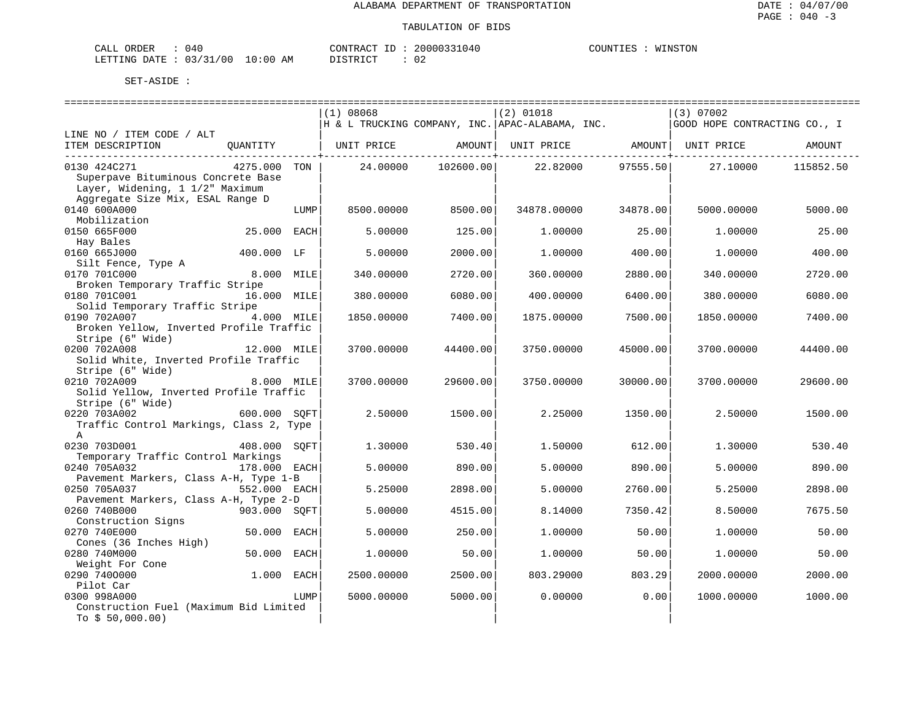ALABAMA DEPARTMENT OF TRANSPORTATION

TABULATION OF BIDS

CALL ORDER : 040 CONTRACT ID : 20000331040 COUNTIES : WINSTON
LETTING DATE : 03/31/00 10:00 AM DISTRICT : 02

SET-ASIDE :

| LINE NO / ITEM CODE / ALT ITEM DESCRIPTION | QUANTITY | | (1) 08068 H & L TRUCKING COMPANY, INC. UNIT PRICE | AMOUNT | (2) 01018 APAC-ALABAMA, INC. UNIT PRICE | AMOUNT | (3) 07002 GOOD HOPE CONTRACTING CO., I UNIT PRICE | AMOUNT |
|---|---|---|---|---|---|---|---|---|
| 0130 424C271 Superpave Bituminous Concrete Base Layer, Widening, 1 1/2" Maximum Aggregate Size Mix, ESAL Range D | 4275.000 | TON | 24.00000 | 102600.00 | 22.82000 | 97555.50 | 27.10000 | 115852.50 |
| 0140 600A000 Mobilization | | LUMP | 8500.00000 | 8500.00 | 34878.00000 | 34878.00 | 5000.00000 | 5000.00 |
| 0150 665F000 Hay Bales | 25.000 | EACH | 5.00000 | 125.00 | 1.00000 | 25.00 | 1.00000 | 25.00 |
| 0160 665J000 Silt Fence, Type A | 400.000 | LF | 5.00000 | 2000.00 | 1.00000 | 400.00 | 1.00000 | 400.00 |
| 0170 701C000 Broken Temporary Traffic Stripe | 8.000 | MILE | 340.00000 | 2720.00 | 360.00000 | 2880.00 | 340.00000 | 2720.00 |
| 0180 701C001 Solid Temporary Traffic Stripe | 16.000 | MILE | 380.00000 | 6080.00 | 400.00000 | 6400.00 | 380.00000 | 6080.00 |
| 0190 702A007 Broken Yellow, Inverted Profile Traffic Stripe (6" Wide) | 4.000 | MILE | 1850.00000 | 7400.00 | 1875.00000 | 7500.00 | 1850.00000 | 7400.00 |
| 0200 702A008 Solid White, Inverted Profile Traffic Stripe (6" Wide) | 12.000 | MILE | 3700.00000 | 44400.00 | 3750.00000 | 45000.00 | 3700.00000 | 44400.00 |
| 0210 702A009 Solid Yellow, Inverted Profile Traffic Stripe (6" Wide) | 8.000 | MILE | 3700.00000 | 29600.00 | 3750.00000 | 30000.00 | 3700.00000 | 29600.00 |
| 0220 703A002 Traffic Control Markings, Class 2, Type A | 600.000 | SQFT | 2.50000 | 1500.00 | 2.25000 | 1350.00 | 2.50000 | 1500.00 |
| 0230 703D001 Temporary Traffic Control Markings | 408.000 | SQFT | 1.30000 | 530.40 | 1.50000 | 612.00 | 1.30000 | 530.40 |
| 0240 705A032 Pavement Markers, Class A-H, Type 1-B | 178.000 | EACH | 5.00000 | 890.00 | 5.00000 | 890.00 | 5.00000 | 890.00 |
| 0250 705A037 Pavement Markers, Class A-H, Type 2-D | 552.000 | EACH | 5.25000 | 2898.00 | 5.00000 | 2760.00 | 5.25000 | 2898.00 |
| 0260 740B000 Construction Signs | 903.000 | SQFT | 5.00000 | 4515.00 | 8.14000 | 7350.42 | 8.50000 | 7675.50 |
| 0270 740E000 Cones (36 Inches High) | 50.000 | EACH | 5.00000 | 250.00 | 1.00000 | 50.00 | 1.00000 | 50.00 |
| 0280 740M000 Weight For Cone | 50.000 | EACH | 1.00000 | 50.00 | 1.00000 | 50.00 | 1.00000 | 50.00 |
| 0290 740O000 Pilot Car | 1.000 | EACH | 2500.00000 | 2500.00 | 803.29000 | 803.29 | 2000.00000 | 2000.00 |
| 0300 998A000 Construction Fuel (Maximum Bid Limited To $ 50,000.00) | | LUMP | 5000.00000 | 5000.00 | 0.00000 | 0.00 | 1000.00000 | 1000.00 |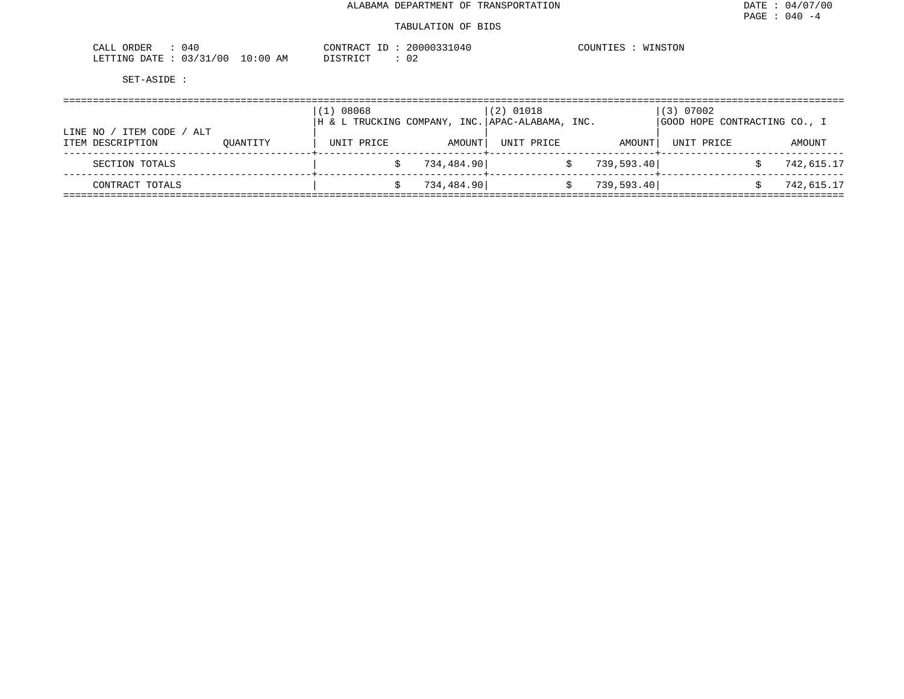ALABAMA DEPARTMENT OF TRANSPORTATION

DATE : 04/07/00
PAGE : 040 -4

TABULATION OF BIDS

CALL ORDER : 040　　CONTRACT ID : 20000331040　　COUNTIES : WINSTON
LETTING DATE : 03/31/00 10:00 AM　　DISTRICT : 02

SET-ASIDE :

| LINE NO / ITEM CODE / ALT | | (1) 08068 H & L TRUCKING COMPANY, INC. | | (2) 01018 APAC-ALABAMA, INC. | | (3) 07002 GOOD HOPE CONTRACTING CO., I | |
|---|---|---|---|---|---|---|---|
| ITEM DESCRIPTION | QUANTITY | UNIT PRICE | AMOUNT | UNIT PRICE | AMOUNT | UNIT PRICE | AMOUNT |
| SECTION TOTALS | | | $ 734,484.90 | | $ 739,593.40 | | $ 742,615.17 |
| CONTRACT TOTALS | | | $ 734,484.90 | | $ 739,593.40 | | $ 742,615.17 |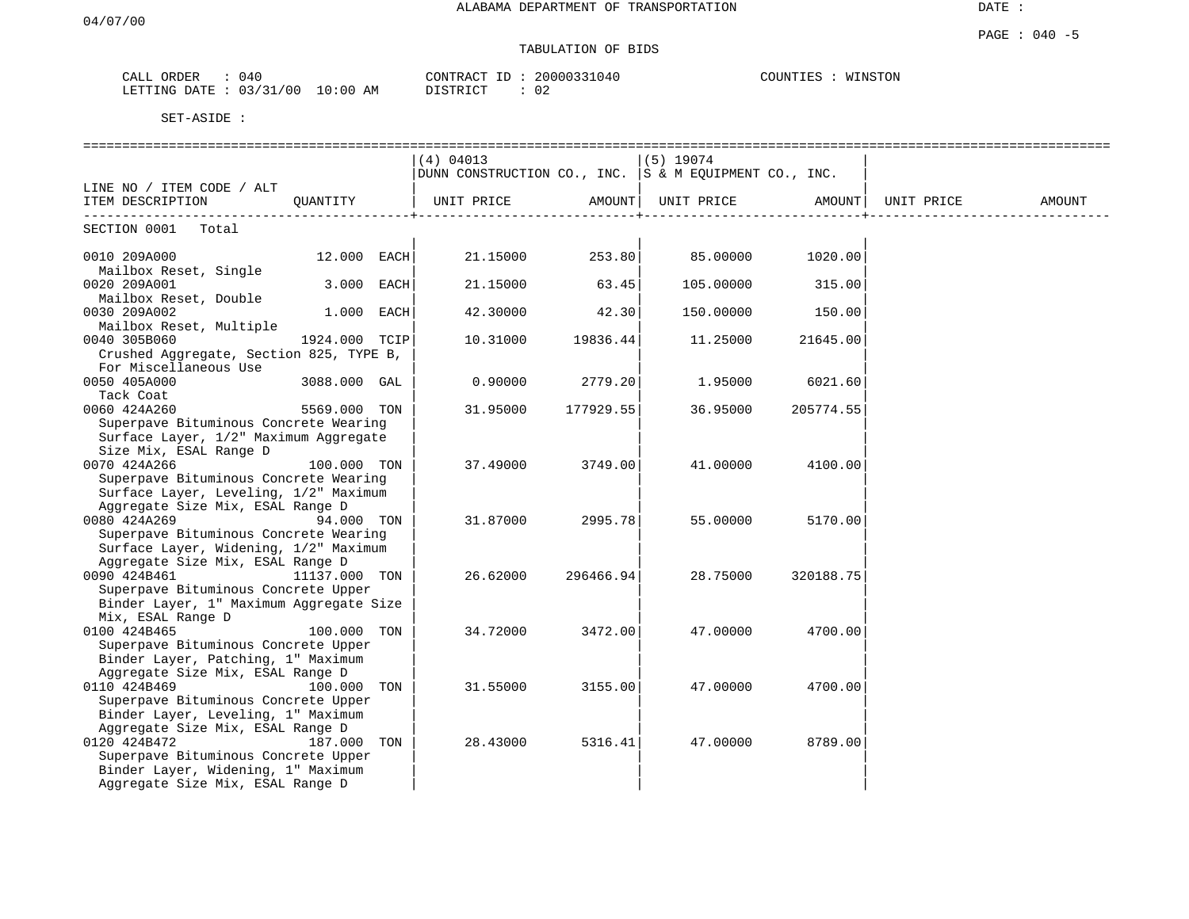ALABAMA DEPARTMENT OF TRANSPORTATION

TABULATION OF BIDS

CALL ORDER : 040 CONTRACT ID : 20000331040 COUNTIES : WINSTON
LETTING DATE : 03/31/00 10:00 AM DISTRICT : 02

SET-ASIDE :

| LINE NO / ITEM CODE / ALT ITEM DESCRIPTION | QUANTITY | (4) 04013 DUNN CONSTRUCTION CO., INC. UNIT PRICE | AMOUNT | (5) 19074 S & M EQUIPMENT CO., INC. UNIT PRICE | AMOUNT | UNIT PRICE | AMOUNT |
|---|---|---|---|---|---|---|---|
| SECTION 0001 Total | | | | | | | |
| 0010 209A000 Mailbox Reset, Single | 12.000 EACH | 21.15000 | 253.80 | 85.00000 | 1020.00 | | |
| 0020 209A001 Mailbox Reset, Double | 3.000 EACH | 21.15000 | 63.45 | 105.00000 | 315.00 | | |
| 0030 209A002 Mailbox Reset, Multiple | 1.000 EACH | 42.30000 | 42.30 | 150.00000 | 150.00 | | |
| 0040 305B060 Crushed Aggregate, Section 825, TYPE B, For Miscellaneous Use | 1924.000 TCIP | 10.31000 | 19836.44 | 11.25000 | 21645.00 | | |
| 0050 405A000 Tack Coat | 3088.000 GAL | 0.90000 | 2779.20 | 1.95000 | 6021.60 | | |
| 0060 424A260 Superpave Bituminous Concrete Wearing Surface Layer, 1/2" Maximum Aggregate Size Mix, ESAL Range D | 5569.000 TON | 31.95000 | 177929.55 | 36.95000 | 205774.55 | | |
| 0070 424A266 Superpave Bituminous Concrete Wearing Surface Layer, Leveling, 1/2" Maximum Aggregate Size Mix, ESAL Range D | 100.000 TON | 37.49000 | 3749.00 | 41.00000 | 4100.00 | | |
| 0080 424A269 Superpave Bituminous Concrete Wearing Surface Layer, Widening, 1/2" Maximum Aggregate Size Mix, ESAL Range D | 94.000 TON | 31.87000 | 2995.78 | 55.00000 | 5170.00 | | |
| 0090 424B461 Superpave Bituminous Concrete Upper Binder Layer, 1" Maximum Aggregate Size Mix, ESAL Range D | 11137.000 TON | 26.62000 | 296466.94 | 28.75000 | 320188.75 | | |
| 0100 424B465 Superpave Bituminous Concrete Upper Binder Layer, Patching, 1" Maximum Aggregate Size Mix, ESAL Range D | 100.000 TON | 34.72000 | 3472.00 | 47.00000 | 4700.00 | | |
| 0110 424B469 Superpave Bituminous Concrete Upper Binder Layer, Leveling, 1" Maximum Aggregate Size Mix, ESAL Range D | 100.000 TON | 31.55000 | 3155.00 | 47.00000 | 4700.00 | | |
| 0120 424B472 Superpave Bituminous Concrete Upper Binder Layer, Widening, 1" Maximum Aggregate Size Mix, ESAL Range D | 187.000 TON | 28.43000 | 5316.41 | 47.00000 | 8789.00 | | |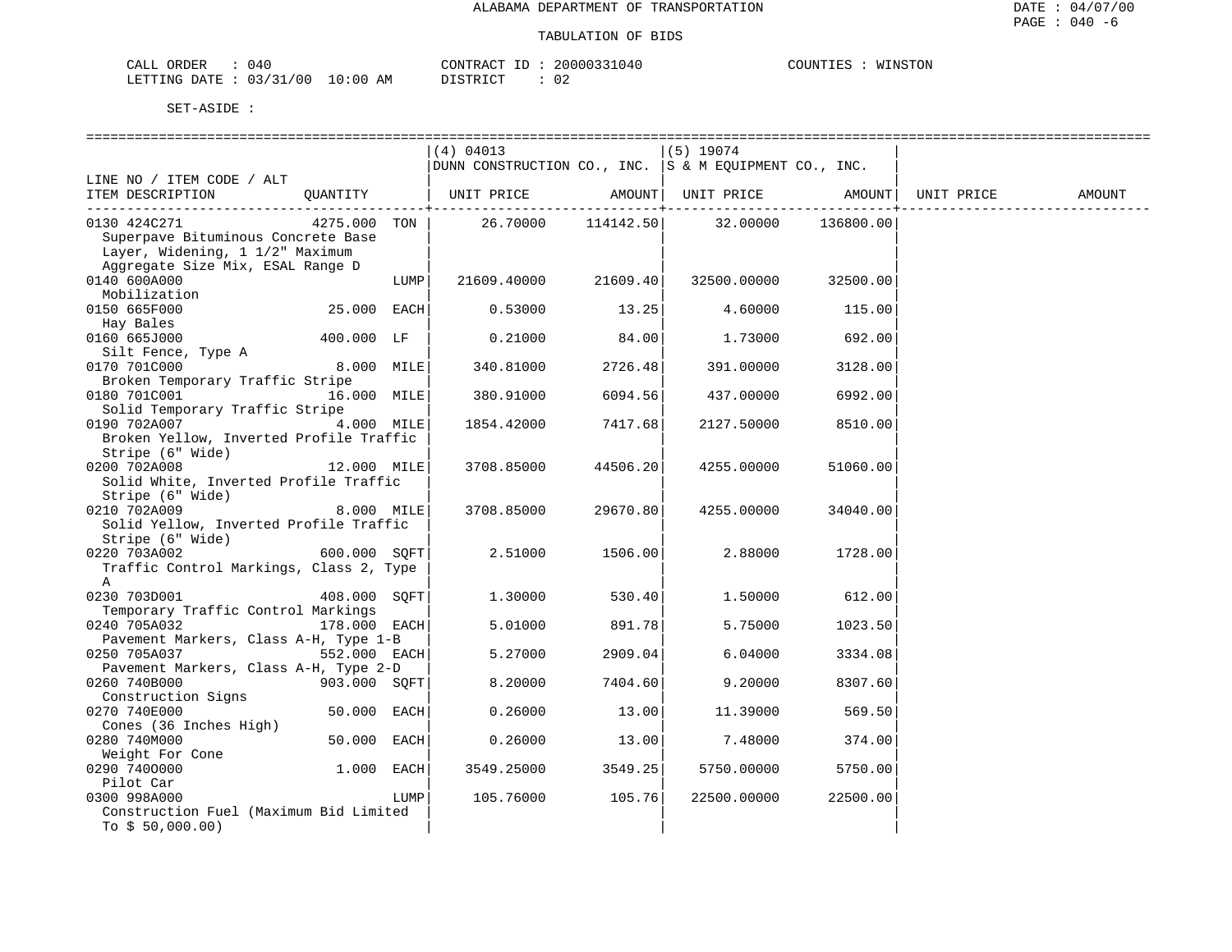ALABAMA DEPARTMENT OF TRANSPORTATION

TABULATION OF BIDS

CALL ORDER : 040 CONTRACT ID : 20000331040 COUNTIES : WINSTON
LETTING DATE : 03/31/00 10:00 AM DISTRICT : 02

SET-ASIDE :

| LINE NO / ITEM CODE / ALT ITEM DESCRIPTION | QUANTITY | | (4) 04013 DUNN CONSTRUCTION CO., INC. UNIT PRICE | AMOUNT | (5) 19074 S & M EQUIPMENT CO., INC. UNIT PRICE | AMOUNT | UNIT PRICE | AMOUNT |
|---|---|---|---|---|---|---|---|---|
| 0130 424C271 Superpave Bituminous Concrete Base Layer, Widening, 1 1/2" Maximum Aggregate Size Mix, ESAL Range D | 4275.000 | TON | 26.70000 | 114142.50 | 32.00000 | 136800.00 | | |
| 0140 600A000 Mobilization | | LUMP | 21609.40000 | 21609.40 | 32500.00000 | 32500.00 | | |
| 0150 665F000 Hay Bales | 25.000 | EACH | 0.53000 | 13.25 | 4.60000 | 115.00 | | |
| 0160 665J000 Silt Fence, Type A | 400.000 | LF | 0.21000 | 84.00 | 1.73000 | 692.00 | | |
| 0170 701C000 Broken Temporary Traffic Stripe | 8.000 | MILE | 340.81000 | 2726.48 | 391.00000 | 3128.00 | | |
| 0180 701C001 Solid Temporary Traffic Stripe | 16.000 | MILE | 380.91000 | 6094.56 | 437.00000 | 6992.00 | | |
| 0190 702A007 Broken Yellow, Inverted Profile Traffic Stripe (6" Wide) | 4.000 | MILE | 1854.42000 | 7417.68 | 2127.50000 | 8510.00 | | |
| 0200 702A008 Solid White, Inverted Profile Traffic Stripe (6" Wide) | 12.000 | MILE | 3708.85000 | 44506.20 | 4255.00000 | 51060.00 | | |
| 0210 702A009 Solid Yellow, Inverted Profile Traffic Stripe (6" Wide) | 8.000 | MILE | 3708.85000 | 29670.80 | 4255.00000 | 34040.00 | | |
| 0220 703A002 Traffic Control Markings, Class 2, Type A | 600.000 | SQFT | 2.51000 | 1506.00 | 2.88000 | 1728.00 | | |
| 0230 703D001 Temporary Traffic Control Markings | 408.000 | SQFT | 1.30000 | 530.40 | 1.50000 | 612.00 | | |
| 0240 705A032 Pavement Markers, Class A-H, Type 1-B | 178.000 | EACH | 5.01000 | 891.78 | 5.75000 | 1023.50 | | |
| 0250 705A037 Pavement Markers, Class A-H, Type 2-D | 552.000 | EACH | 5.27000 | 2909.04 | 6.04000 | 3334.08 | | |
| 0260 740B000 Construction Signs | 903.000 | SQFT | 8.20000 | 7404.60 | 9.20000 | 8307.60 | | |
| 0270 740E000 Cones (36 Inches High) | 50.000 | EACH | 0.26000 | 13.00 | 11.39000 | 569.50 | | |
| 0280 740M000 Weight For Cone | 50.000 | EACH | 0.26000 | 13.00 | 7.48000 | 374.00 | | |
| 0290 740O000 Pilot Car | 1.000 | EACH | 3549.25000 | 3549.25 | 5750.00000 | 5750.00 | | |
| 0300 998A000 Construction Fuel (Maximum Bid Limited To $ 50,000.00) | | LUMP | 105.76000 | 105.76 | 22500.00000 | 22500.00 | | |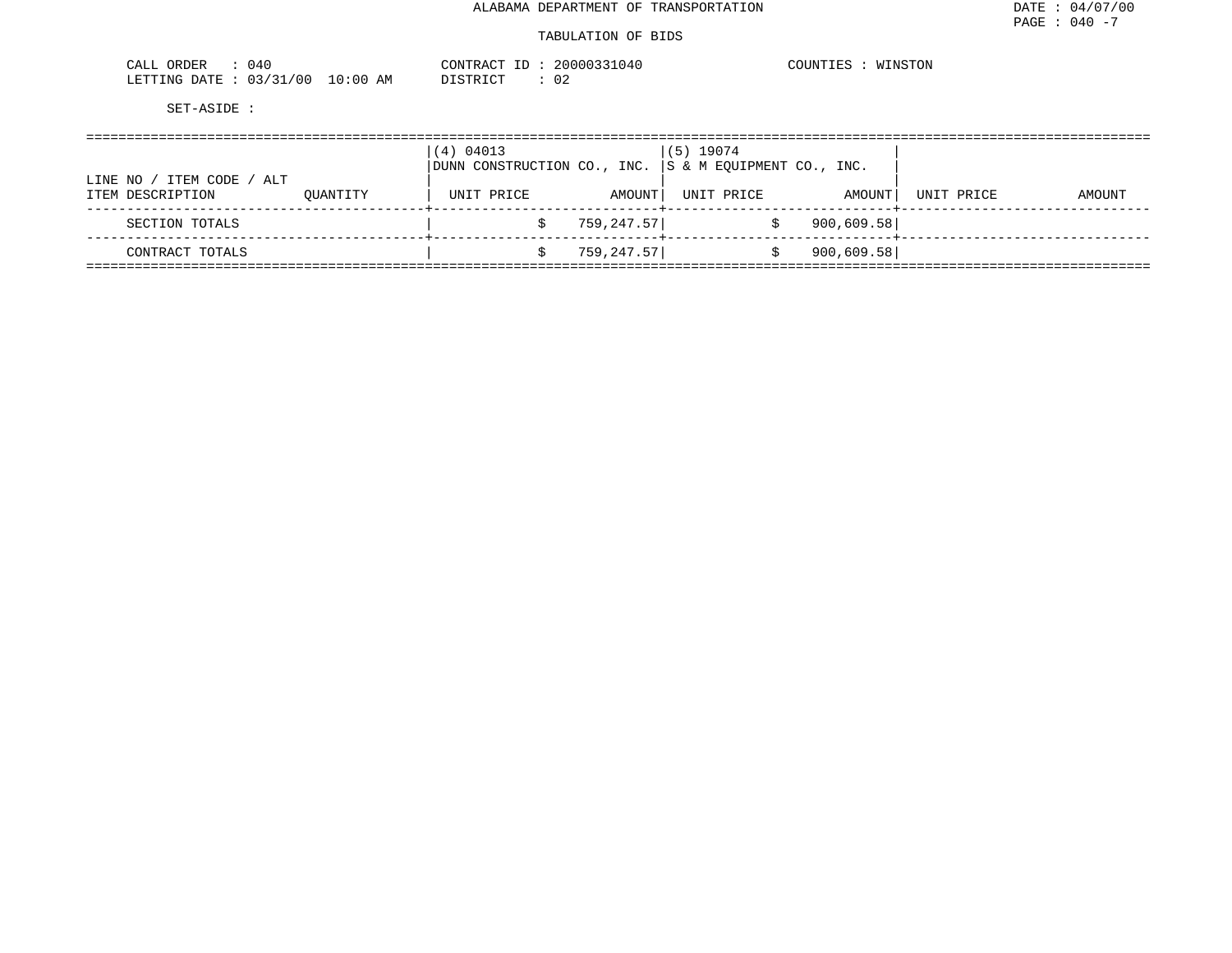ALABAMA DEPARTMENT OF TRANSPORTATION

TABULATION OF BIDS

CALL ORDER : 040
LETTING DATE : 03/31/00 10:00 AM

CONTRACT ID : 20000331040
DISTRICT : 02

COUNTIES : WINSTON

SET-ASIDE :

| LINE NO / ITEM CODE / ALT | | (4) 04013 | | (5) 19074 | | | |
|---|---|---|---|---|---|---|---|
| | | DUNN CONSTRUCTION CO., INC. | | S & M EQUIPMENT CO., INC. | | | |
| ITEM DESCRIPTION | QUANTITY | UNIT PRICE | AMOUNT | UNIT PRICE | AMOUNT | UNIT PRICE | AMOUNT |
| SECTION TOTALS | | | $ 759,247.57 | | $ 900,609.58 | | |
| CONTRACT TOTALS | | | $ 759,247.57 | | $ 900,609.58 | | |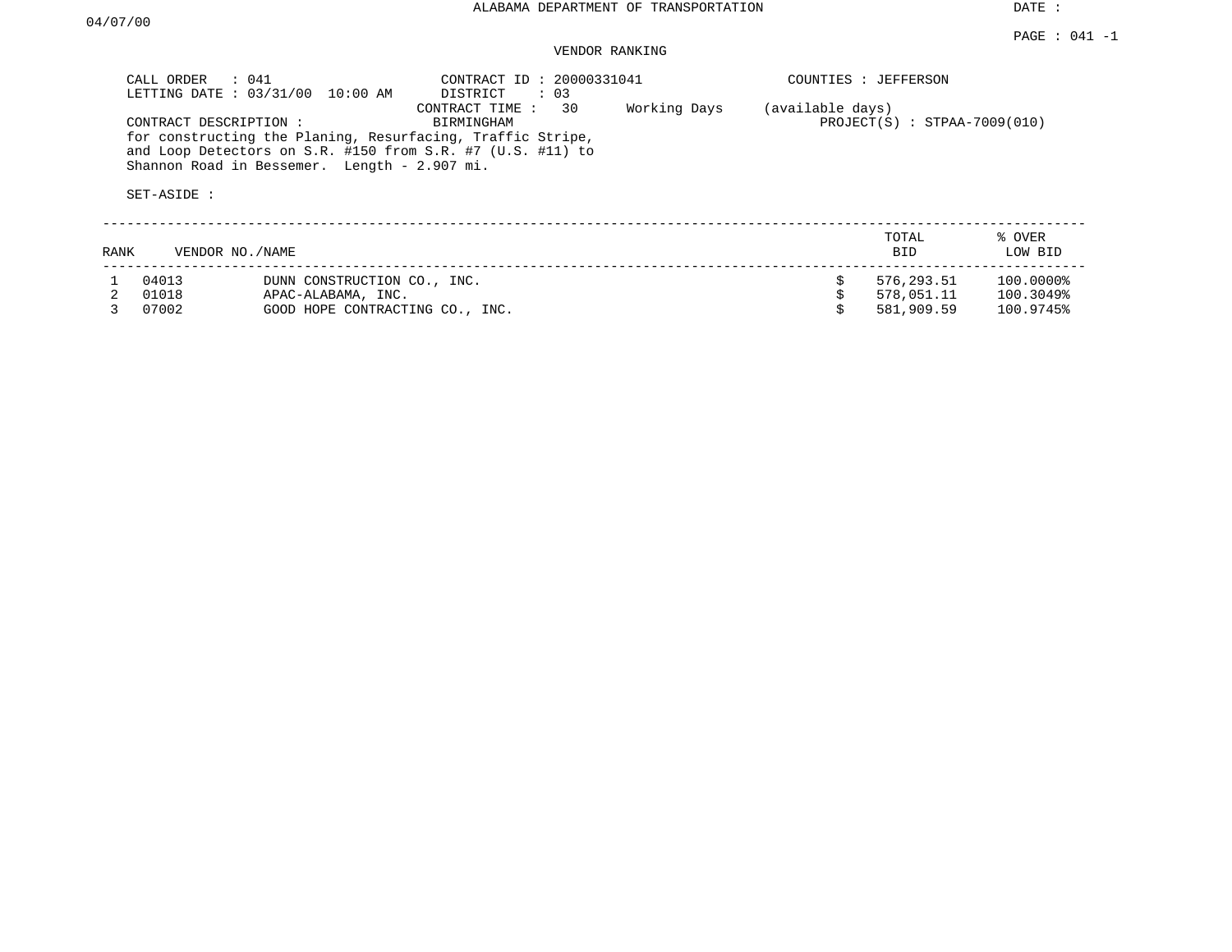ALABAMA DEPARTMENT OF TRANSPORTATION

DATE : 04/07/00

PAGE : 041 -1

VENDOR RANKING

CALL ORDER : 041
LETTING DATE : 03/31/00 10:00 AM

CONTRACT ID : 20000331041
DISTRICT : 03
CONTRACT TIME : 30 Working Days (available days)

COUNTIES : JEFFERSON

CONTRACT DESCRIPTION : BIRMINGHAM
for constructing the Planing, Resurfacing, Traffic Stripe, and Loop Detectors on S.R. #150 from S.R. #7 (U.S. #11) to Shannon Road in Bessemer. Length - 2.907 mi.

PROJECT(S) : STPAA-7009(010)

SET-ASIDE :

| RANK | VENDOR NO./NAME | | TOTAL BID | % OVER LOW BID |
|---|---|---|---|---|
| 1 | 04013 | DUNN CONSTRUCTION CO., INC. | $ 576,293.51 | 100.0000% |
| 2 | 01018 | APAC-ALABAMA, INC. | $ 578,051.11 | 100.3049% |
| 3 | 07002 | GOOD HOPE CONTRACTING CO., INC. | $ 581,909.59 | 100.9745% |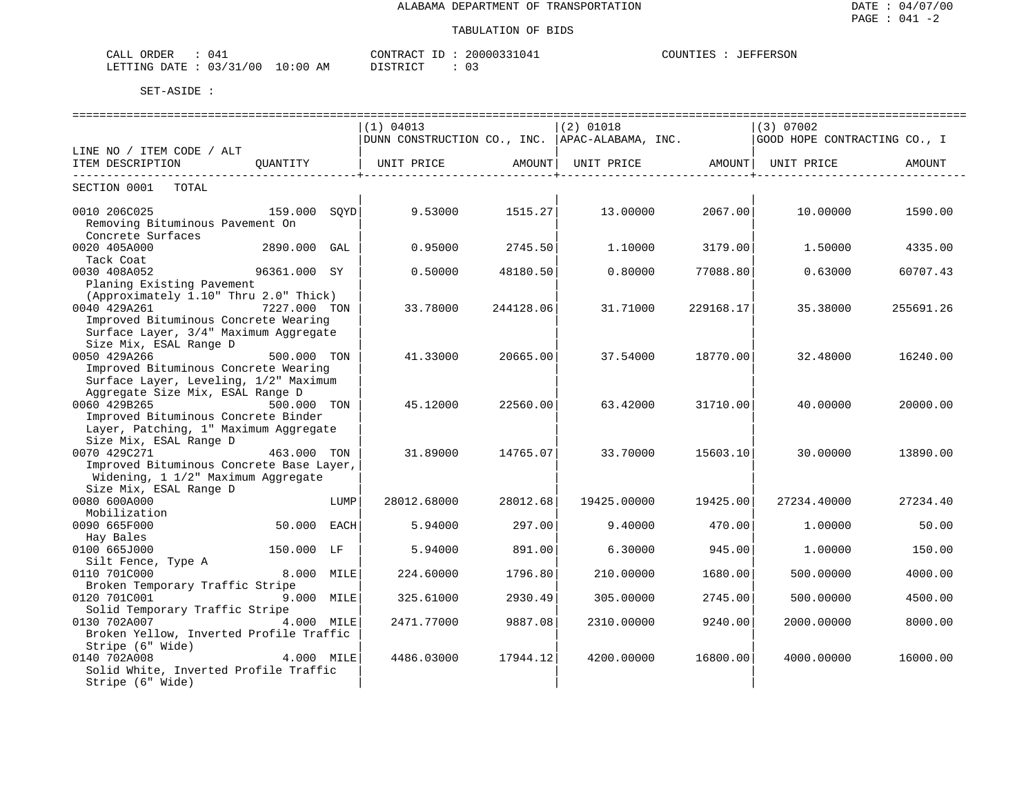ALABAMA DEPARTMENT OF TRANSPORTATION

TABULATION OF BIDS

DATE : 04/07/00
PAGE : 041 -2

CALL ORDER : 041 CONTRACT ID : 20000331041 COUNTIES : JEFFERSON
LETTING DATE : 03/31/00 10:00 AM DISTRICT : 03

SET-ASIDE :

| LINE NO / ITEM CODE / ALT ITEM DESCRIPTION | QUANTITY | (1) 04013 DUNN CONSTRUCTION CO., INC. UNIT PRICE | AMOUNT | (2) 01018 APAC-ALABAMA, INC. UNIT PRICE | AMOUNT | (3) 07002 GOOD HOPE CONTRACTING CO., I UNIT PRICE | AMOUNT |
|---|---|---|---|---|---|---|---|
| SECTION 0001 TOTAL | | | | | | | |
| 0010 206C025 Removing Bituminous Pavement On Concrete Surfaces | 159.000 SQYD | 9.53000 | 1515.27 | 13.00000 | 2067.00 | 10.00000 | 1590.00 |
| 0020 405A000 Tack Coat | 2890.000 GAL | 0.95000 | 2745.50 | 1.10000 | 3179.00 | 1.50000 | 4335.00 |
| 0030 408A052 Planing Existing Pavement (Approximately 1.10" Thru 2.0" Thick) | 96361.000 SY | 0.50000 | 48180.50 | 0.80000 | 77088.80 | 0.63000 | 60707.43 |
| 0040 429A261 Improved Bituminous Concrete Wearing Surface Layer, 3/4" Maximum Aggregate Size Mix, ESAL Range D | 7227.000 TON | 33.78000 | 244128.06 | 31.71000 | 229168.17 | 35.38000 | 255691.26 |
| 0050 429A266 Improved Bituminous Concrete Wearing Surface Layer, Leveling, 1/2" Maximum Aggregate Size Mix, ESAL Range D | 500.000 TON | 41.33000 | 20665.00 | 37.54000 | 18770.00 | 32.48000 | 16240.00 |
| 0060 429B265 Improved Bituminous Concrete Binder Layer, Patching, 1" Maximum Aggregate Size Mix, ESAL Range D | 500.000 TON | 45.12000 | 22560.00 | 63.42000 | 31710.00 | 40.00000 | 20000.00 |
| 0070 429C271 Improved Bituminous Concrete Base Layer, Widening, 1 1/2" Maximum Aggregate Size Mix, ESAL Range D | 463.000 TON | 31.89000 | 14765.07 | 33.70000 | 15603.10 | 30.00000 | 13890.00 |
| 0080 600A000 Mobilization | LUMP | 28012.68000 | 28012.68 | 19425.00000 | 19425.00 | 27234.40000 | 27234.40 |
| 0090 665F000 Hay Bales | 50.000 EACH | 5.94000 | 297.00 | 9.40000 | 470.00 | 1.00000 | 50.00 |
| 0100 665J000 Silt Fence, Type A | 150.000 LF | 5.94000 | 891.00 | 6.30000 | 945.00 | 1.00000 | 150.00 |
| 0110 701C000 Broken Temporary Traffic Stripe | 8.000 MILE | 224.60000 | 1796.80 | 210.00000 | 1680.00 | 500.00000 | 4000.00 |
| 0120 701C001 Solid Temporary Traffic Stripe | 9.000 MILE | 325.61000 | 2930.49 | 305.00000 | 2745.00 | 500.00000 | 4500.00 |
| 0130 702A007 Broken Yellow, Inverted Profile Traffic Stripe (6" Wide) | 4.000 MILE | 2471.77000 | 9887.08 | 2310.00000 | 9240.00 | 2000.00000 | 8000.00 |
| 0140 702A008 Solid White, Inverted Profile Traffic Stripe (6" Wide) | 4.000 MILE | 4486.03000 | 17944.12 | 4200.00000 | 16800.00 | 4000.00000 | 16000.00 |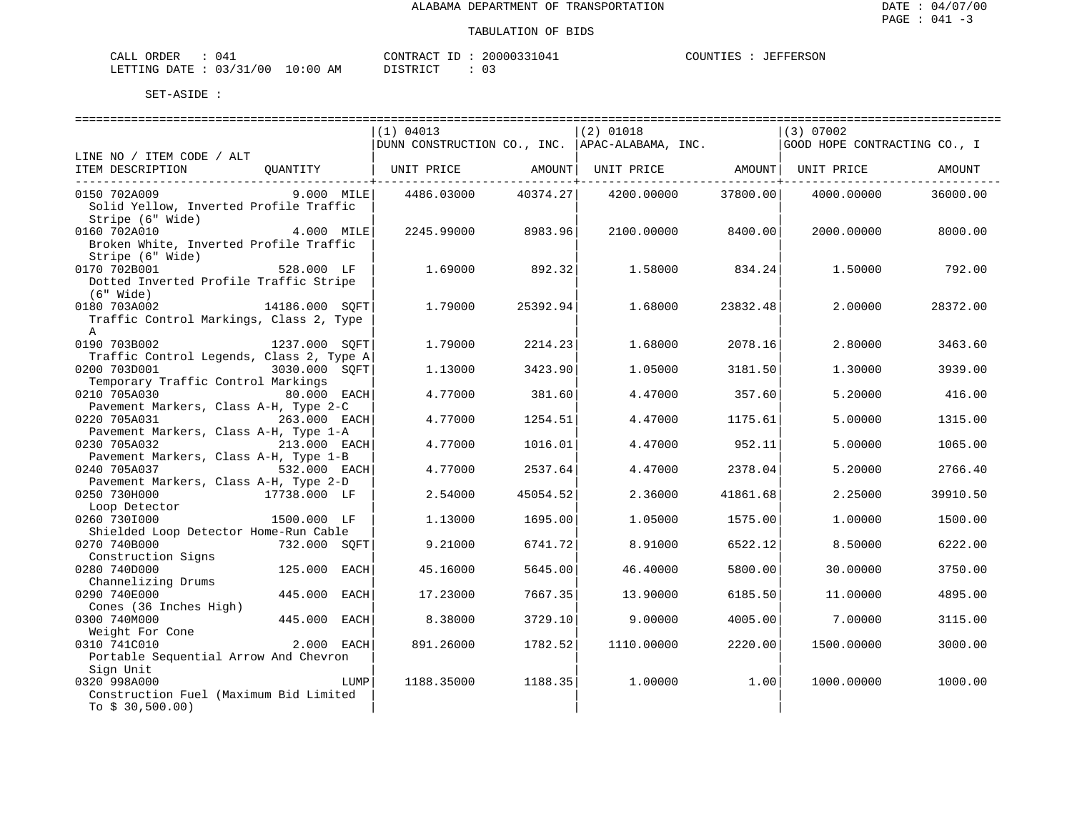ALABAMA DEPARTMENT OF TRANSPORTATION

TABULATION OF BIDS

CALL ORDER : 041  
LETTING DATE : 03/31/00 10:00 AM  
CONTRACT ID : 20000331041  
DISTRICT : 03  
COUNTIES : JEFFERSON

SET-ASIDE :

| LINE NO / ITEM CODE / ALT ITEM DESCRIPTION | QUANTITY | (1) 04013 DUNN CONSTRUCTION CO., INC. UNIT PRICE | AMOUNT | (2) 01018 APAC-ALABAMA, INC. UNIT PRICE | AMOUNT | (3) 07002 GOOD HOPE CONTRACTING CO., I UNIT PRICE | AMOUNT |
|---|---|---|---|---|---|---|---|
| 0150 702A009 Solid Yellow, Inverted Profile Traffic Stripe (6" Wide) | 9.000 MILE | 4486.03000 | 40374.27 | 4200.00000 | 37800.00 | 4000.00000 | 36000.00 |
| 0160 702A010 Broken White, Inverted Profile Traffic Stripe (6" Wide) | 4.000 MILE | 2245.99000 | 8983.96 | 2100.00000 | 8400.00 | 2000.00000 | 8000.00 |
| 0170 702B001 Dotted Inverted Profile Traffic Stripe (6" Wide) | 528.000 LF | 1.69000 | 892.32 | 1.58000 | 834.24 | 1.50000 | 792.00 |
| 0180 703A002 Traffic Control Markings, Class 2, Type A | 14186.000 SQFT | 1.79000 | 25392.94 | 1.68000 | 23832.48 | 2.00000 | 28372.00 |
| 0190 703B002 Traffic Control Legends, Class 2, Type A | 1237.000 SQFT | 1.79000 | 2214.23 | 1.68000 | 2078.16 | 2.80000 | 3463.60 |
| 0200 703D001 Temporary Traffic Control Markings | 3030.000 SQFT | 1.13000 | 3423.90 | 1.05000 | 3181.50 | 1.30000 | 3939.00 |
| 0210 705A030 Pavement Markers, Class A-H, Type 2-C | 80.000 EACH | 4.77000 | 381.60 | 4.47000 | 357.60 | 5.20000 | 416.00 |
| 0220 705A031 Pavement Markers, Class A-H, Type 1-A | 263.000 EACH | 4.77000 | 1254.51 | 4.47000 | 1175.61 | 5.00000 | 1315.00 |
| 0230 705A032 Pavement Markers, Class A-H, Type 1-B | 213.000 EACH | 4.77000 | 1016.01 | 4.47000 | 952.11 | 5.00000 | 1065.00 |
| 0240 705A037 Pavement Markers, Class A-H, Type 2-D | 532.000 EACH | 4.77000 | 2537.64 | 4.47000 | 2378.04 | 5.20000 | 2766.40 |
| 0250 730H000 Loop Detector | 17738.000 LF | 2.54000 | 45054.52 | 2.36000 | 41861.68 | 2.25000 | 39910.50 |
| 0260 730I000 Shielded Loop Detector Home-Run Cable | 1500.000 LF | 1.13000 | 1695.00 | 1.05000 | 1575.00 | 1.00000 | 1500.00 |
| 0270 740B000 Construction Signs | 732.000 SQFT | 9.21000 | 6741.72 | 8.91000 | 6522.12 | 8.50000 | 6222.00 |
| 0280 740D000 Channelizing Drums | 125.000 EACH | 45.16000 | 5645.00 | 46.40000 | 5800.00 | 30.00000 | 3750.00 |
| 0290 740E000 Cones (36 Inches High) | 445.000 EACH | 17.23000 | 7667.35 | 13.90000 | 6185.50 | 11.00000 | 4895.00 |
| 0300 740M000 Weight For Cone | 445.000 EACH | 8.38000 | 3729.10 | 9.00000 | 4005.00 | 7.00000 | 3115.00 |
| 0310 741C010 Portable Sequential Arrow And Chevron Sign Unit | 2.000 EACH | 891.26000 | 1782.52 | 1110.00000 | 2220.00 | 1500.00000 | 3000.00 |
| 0320 998A000 Construction Fuel (Maximum Bid Limited To $ 30,500.00) | LUMP | 1188.35000 | 1188.35 | 1.00000 | 1.00 | 1000.00000 | 1000.00 |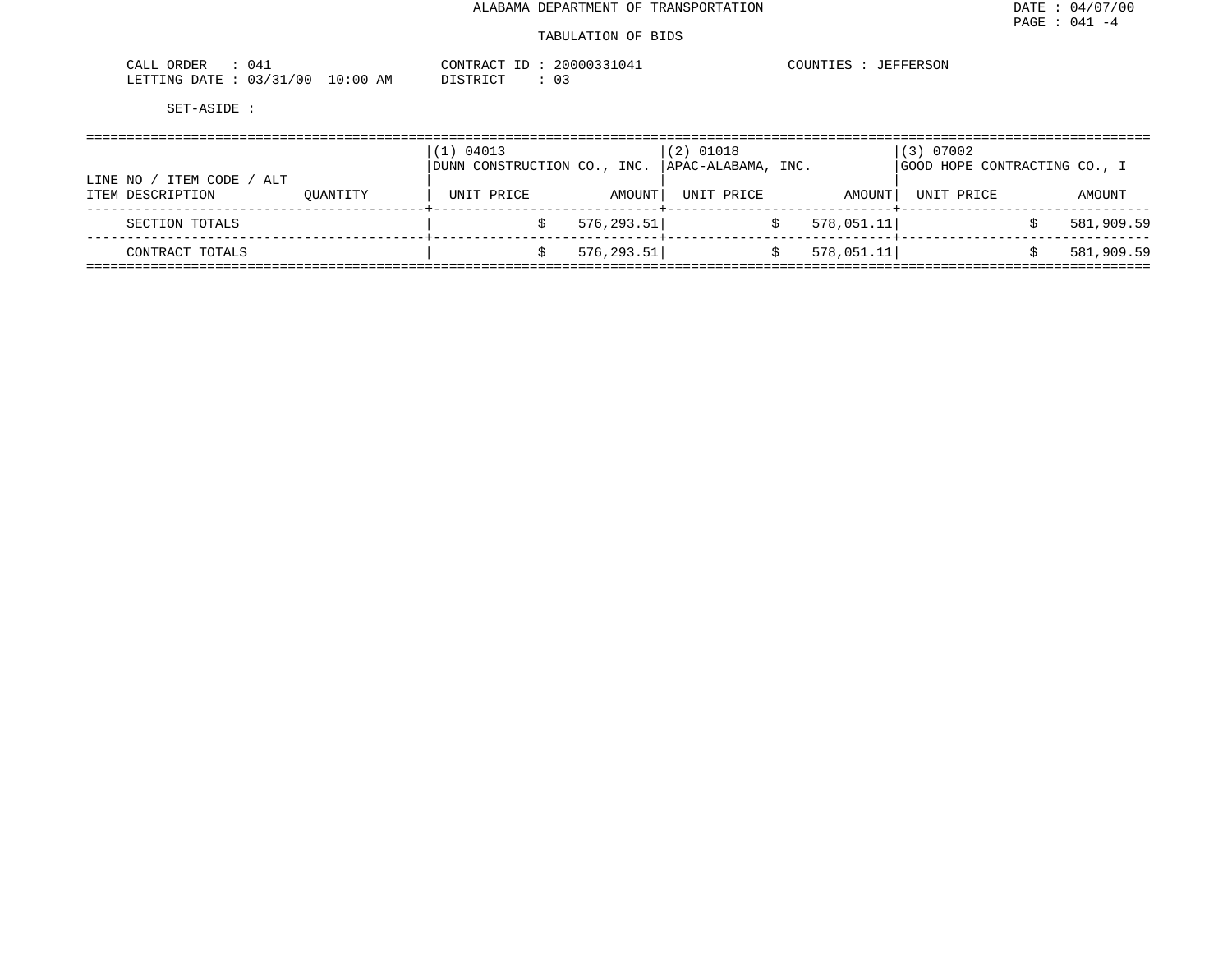ALABAMA DEPARTMENT OF TRANSPORTATION

TABULATION OF BIDS

CALL ORDER : 041 CONTRACT ID : 20000331041 COUNTIES : JEFFERSON
LETTING DATE : 03/31/00 10:00 AM DISTRICT : 03

SET-ASIDE :

| LINE NO / ITEM CODE / ALT<br>ITEM DESCRIPTION | QUANTITY | (1) 04013<br>DUNN CONSTRUCTION CO., INC.<br>UNIT PRICE | AMOUNT | (2) 01018<br>APAC-ALABAMA, INC.<br>UNIT PRICE | AMOUNT | (3) 07002<br>GOOD HOPE CONTRACTING CO., I<br>UNIT PRICE | AMOUNT |
|---|---|---|---|---|---|---|---|
| SECTION TOTALS | | $ | 576,293.51 | $ | 578,051.11 | $ | 581,909.59 |
| CONTRACT TOTALS | | $ | 576,293.51 | $ | 578,051.11 | $ | 581,909.59 |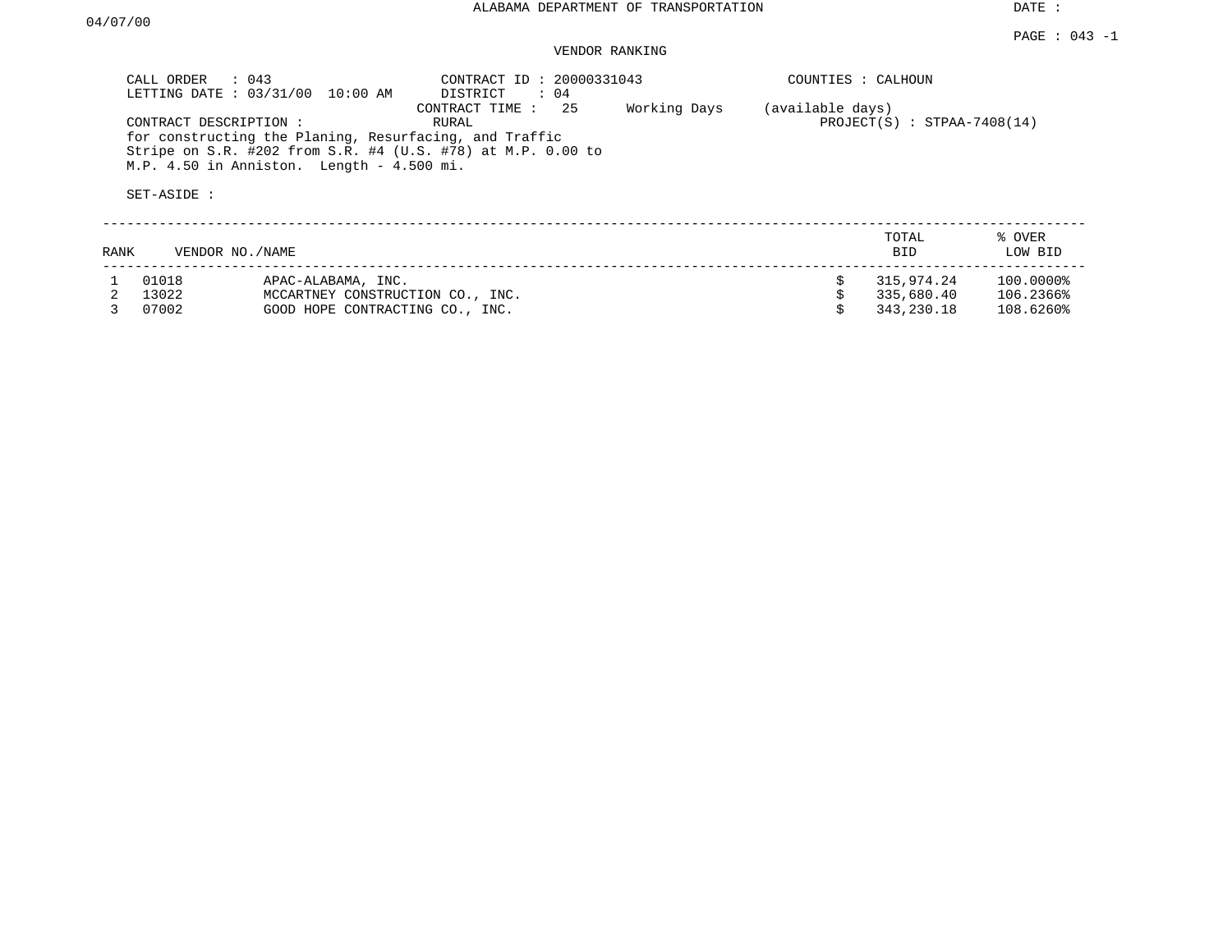ALABAMA DEPARTMENT OF TRANSPORTATION

DATE : 04/07/00

PAGE : 043 -1

VENDOR RANKING

CALL ORDER : 043
LETTING DATE : 03/31/00 10:00 AM

CONTRACT ID : 20000331043
DISTRICT : 04
CONTRACT TIME : 25 Working Days (available days)

COUNTIES : CALHOUN

CONTRACT DESCRIPTION : RURAL

PROJECT(S) : STPAA-7408(14)

for constructing the Planing, Resurfacing, and Traffic Stripe on S.R. #202 from S.R. #4 (U.S. #78) at M.P. 0.00 to M.P. 4.50 in Anniston. Length - 4.500 mi.

SET-ASIDE :

| RANK | VENDOR NO./NAME | | TOTAL BID | % OVER LOW BID |
|---|---|---|---|---|
| 1 | 01018 | APAC-ALABAMA, INC. | $ 315,974.24 | 100.0000% |
| 2 | 13022 | MCCARTNEY CONSTRUCTION CO., INC. | $ 335,680.40 | 106.2366% |
| 3 | 07002 | GOOD HOPE CONTRACTING CO., INC. | $ 343,230.18 | 108.6260% |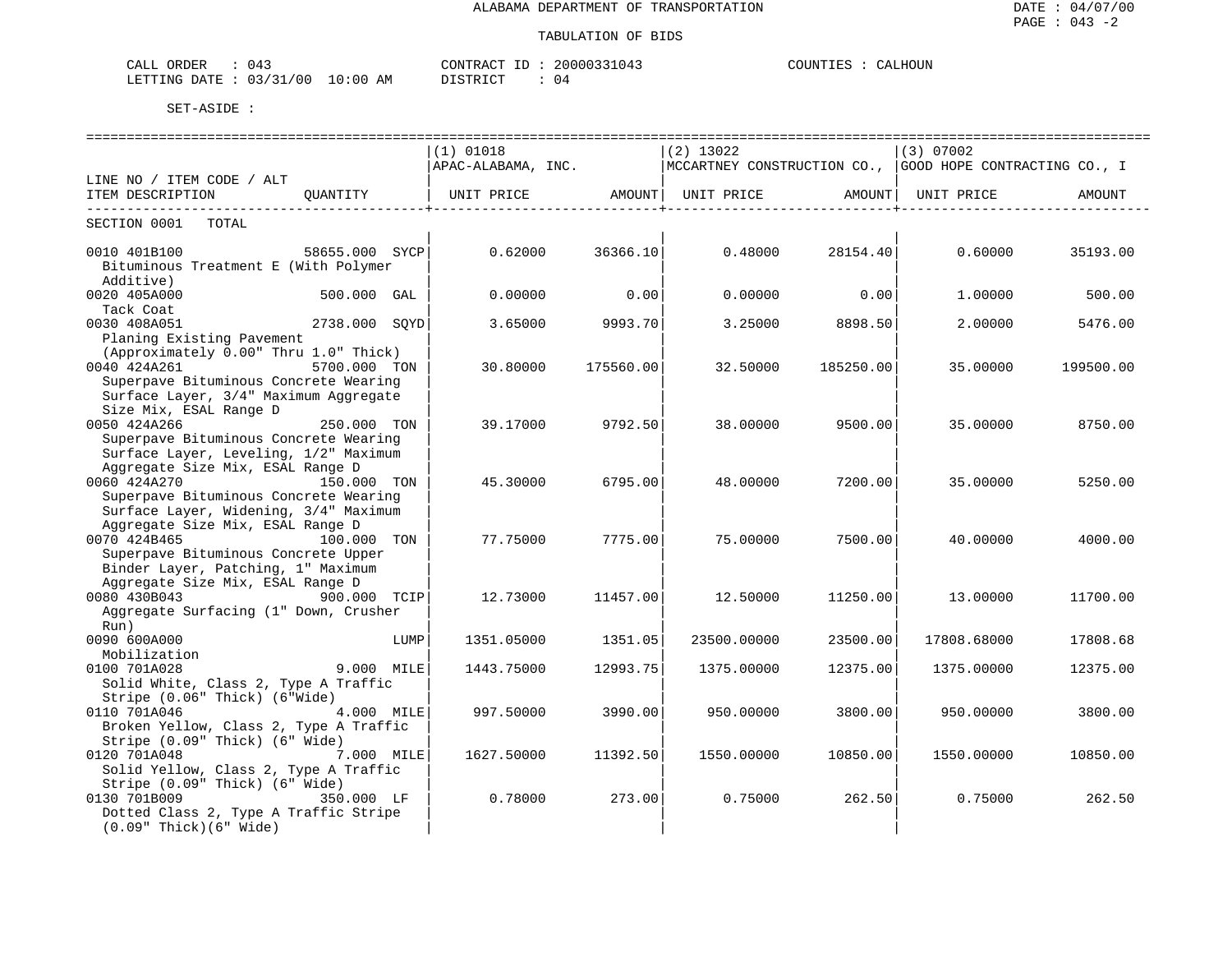ALABAMA DEPARTMENT OF TRANSPORTATION

TABULATION OF BIDS

DATE : 04/07/00
PAGE : 043 -2

CALL ORDER : 043 CONTRACT ID : 20000331043 COUNTIES : CALHOUN
LETTING DATE : 03/31/00 10:00 AM DISTRICT : 04

SET-ASIDE :

| LINE NO / ITEM CODE / ALT ITEM DESCRIPTION | QUANTITY | (1) 01018 APAC-ALABAMA, INC. UNIT PRICE | AMOUNT | (2) 13022 MCCARTNEY CONSTRUCTION CO., UNIT PRICE | AMOUNT | (3) 07002 GOOD HOPE CONTRACTING CO., I UNIT PRICE | AMOUNT |
|---|---|---|---|---|---|---|---|
| SECTION 0001 TOTAL | | | | | | | |
| 0010 401B100 Bituminous Treatment E (With Polymer Additive) | 58655.000 SYCP | 0.62000 | 36366.10 | 0.48000 | 28154.40 | 0.60000 | 35193.00 |
| 0020 405A000 Tack Coat | 500.000 GAL | 0.00000 | 0.00 | 0.00000 | 0.00 | 1.00000 | 500.00 |
| 0030 408A051 Planing Existing Pavement (Approximately 0.00" Thru 1.0" Thick) | 2738.000 SQYD | 3.65000 | 9993.70 | 3.25000 | 8898.50 | 2.00000 | 5476.00 |
| 0040 424A261 Superpave Bituminous Concrete Wearing Surface Layer, 3/4" Maximum Aggregate Size Mix, ESAL Range D | 5700.000 TON | 30.80000 | 175560.00 | 32.50000 | 185250.00 | 35.00000 | 199500.00 |
| 0050 424A266 Superpave Bituminous Concrete Wearing Surface Layer, Leveling, 1/2" Maximum Aggregate Size Mix, ESAL Range D | 250.000 TON | 39.17000 | 9792.50 | 38.00000 | 9500.00 | 35.00000 | 8750.00 |
| 0060 424A270 Superpave Bituminous Concrete Wearing Surface Layer, Widening, 3/4" Maximum Aggregate Size Mix, ESAL Range D | 150.000 TON | 45.30000 | 6795.00 | 48.00000 | 7200.00 | 35.00000 | 5250.00 |
| 0070 424B465 Superpave Bituminous Concrete Upper Binder Layer, Patching, 1" Maximum Aggregate Size Mix, ESAL Range D | 100.000 TON | 77.75000 | 7775.00 | 75.00000 | 7500.00 | 40.00000 | 4000.00 |
| 0080 430B043 Aggregate Surfacing (1" Down, Crusher Run) | 900.000 TCIP | 12.73000 | 11457.00 | 12.50000 | 11250.00 | 13.00000 | 11700.00 |
| 0090 600A000 Mobilization | LUMP | 1351.05000 | 1351.05 | 23500.00000 | 23500.00 | 17808.68000 | 17808.68 |
| 0100 701A028 Solid White, Class 2, Type A Traffic Stripe (0.06" Thick) (6"Wide) | 9.000 MILE | 1443.75000 | 12993.75 | 1375.00000 | 12375.00 | 1375.00000 | 12375.00 |
| 0110 701A046 Broken Yellow, Class 2, Type A Traffic Stripe (0.09" Thick) (6" Wide) | 4.000 MILE | 997.50000 | 3990.00 | 950.00000 | 3800.00 | 950.00000 | 3800.00 |
| 0120 701A048 Solid Yellow, Class 2, Type A Traffic Stripe (0.09" Thick) (6" Wide) | 7.000 MILE | 1627.50000 | 11392.50 | 1550.00000 | 10850.00 | 1550.00000 | 10850.00 |
| 0130 701B009 Dotted Class 2, Type A Traffic Stripe (0.09" Thick)(6" Wide) | 350.000 LF | 0.78000 | 273.00 | 0.75000 | 262.50 | 0.75000 | 262.50 |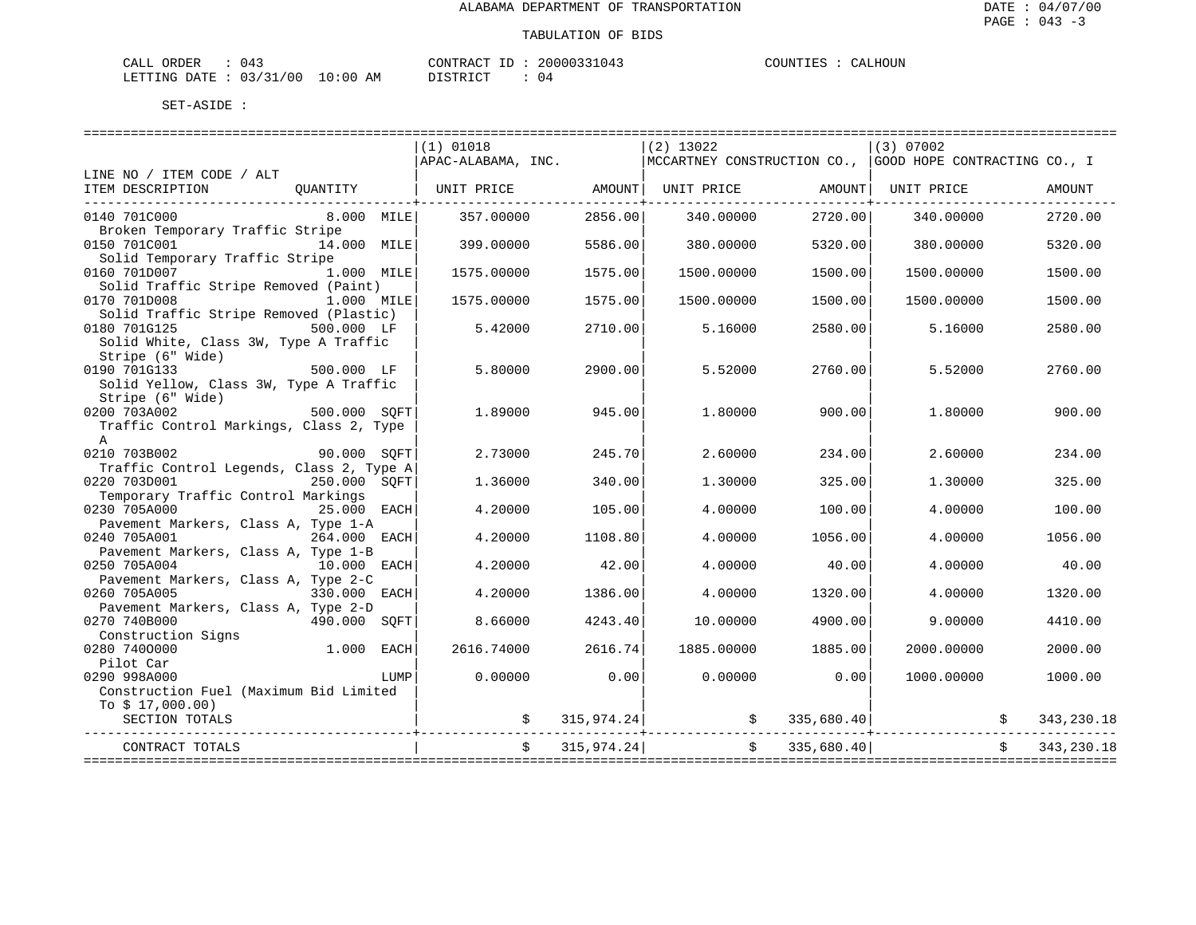ALABAMA DEPARTMENT OF TRANSPORTATION

DATE : 04/07/00
PAGE : 043 -3

TABULATION OF BIDS

CALL ORDER : 043 CONTRACT ID : 20000331043 COUNTIES : CALHOUN
LETTING DATE : 03/31/00 10:00 AM DISTRICT : 04

SET-ASIDE :

| LINE NO / ITEM CODE / ALT ITEM DESCRIPTION | QUANTITY | (1) 01018 APAC-ALABAMA, INC. UNIT PRICE | AMOUNT | (2) 13022 MCCARTNEY CONSTRUCTION CO., UNIT PRICE | AMOUNT | (3) 07002 GOOD HOPE CONTRACTING CO., I UNIT PRICE | AMOUNT |
|---|---|---|---|---|---|---|---|
| 0140 701C000 Broken Temporary Traffic Stripe | 8.000 MILE | 357.00000 | 2856.00 | 340.00000 | 2720.00 | 340.00000 | 2720.00 |
| 0150 701C001 Solid Temporary Traffic Stripe | 14.000 MILE | 399.00000 | 5586.00 | 380.00000 | 5320.00 | 380.00000 | 5320.00 |
| 0160 701D007 Solid Traffic Stripe Removed (Paint) | 1.000 MILE | 1575.00000 | 1575.00 | 1500.00000 | 1500.00 | 1500.00000 | 1500.00 |
| 0170 701D008 Solid Traffic Stripe Removed (Plastic) | 1.000 MILE | 1575.00000 | 1575.00 | 1500.00000 | 1500.00 | 1500.00000 | 1500.00 |
| 0180 701G125 Solid White, Class 3W, Type A Traffic Stripe (6" Wide) | 500.000 LF | 5.42000 | 2710.00 | 5.16000 | 2580.00 | 5.16000 | 2580.00 |
| 0190 701G133 Solid Yellow, Class 3W, Type A Traffic Stripe (6" Wide) | 500.000 LF | 5.80000 | 2900.00 | 5.52000 | 2760.00 | 5.52000 | 2760.00 |
| 0200 703A002 Traffic Control Markings, Class 2, Type A | 500.000 SQFT | 1.89000 | 945.00 | 1.80000 | 900.00 | 1.80000 | 900.00 |
| 0210 703B002 Traffic Control Legends, Class 2, Type A | 90.000 SQFT | 2.73000 | 245.70 | 2.60000 | 234.00 | 2.60000 | 234.00 |
| 0220 703D001 Temporary Traffic Control Markings | 250.000 SQFT | 1.36000 | 340.00 | 1.30000 | 325.00 | 1.30000 | 325.00 |
| 0230 705A000 Pavement Markers, Class A, Type 1-A | 25.000 EACH | 4.20000 | 105.00 | 4.00000 | 100.00 | 4.00000 | 100.00 |
| 0240 705A001 Pavement Markers, Class A, Type 1-B | 264.000 EACH | 4.20000 | 1108.80 | 4.00000 | 1056.00 | 4.00000 | 1056.00 |
| 0250 705A004 Pavement Markers, Class A, Type 2-C | 10.000 EACH | 4.20000 | 42.00 | 4.00000 | 40.00 | 4.00000 | 40.00 |
| 0260 705A005 Pavement Markers, Class A, Type 2-D | 330.000 EACH | 4.20000 | 1386.00 | 4.00000 | 1320.00 | 4.00000 | 1320.00 |
| 0270 740B000 Construction Signs | 490.000 SQFT | 8.66000 | 4243.40 | 10.00000 | 4900.00 | 9.00000 | 4410.00 |
| 0280 740O000 Pilot Car | 1.000 EACH | 2616.74000 | 2616.74 | 1885.00000 | 1885.00 | 2000.00000 | 2000.00 |
| 0290 998A000 Construction Fuel (Maximum Bid Limited To $ 17,000.00) | LUMP | 0.00000 | 0.00 | 0.00000 | 0.00 | 1000.00000 | 1000.00 |
| SECTION TOTALS | | | $ 315,974.24 | | $ 335,680.40 | | $ 343,230.18 |
| CONTRACT TOTALS | | | $ 315,974.24 | | $ 335,680.40 | | $ 343,230.18 |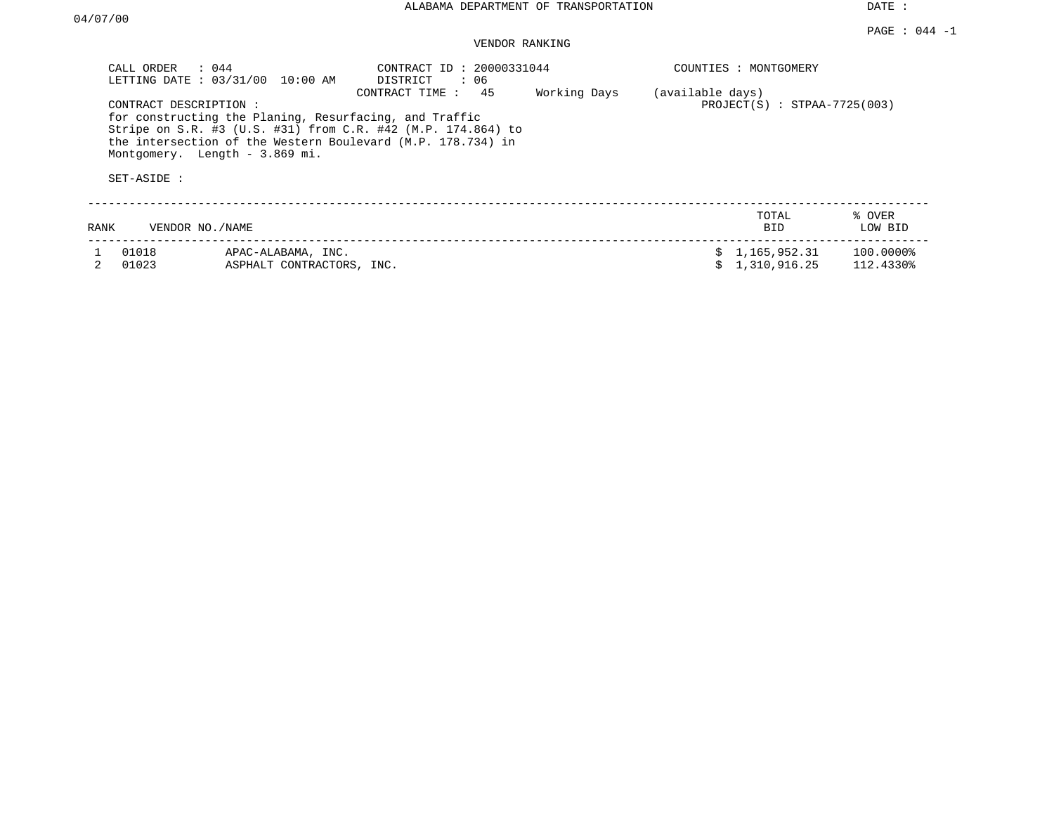# ALABAMA DEPARTMENT OF TRANSPORTATION

DATE : 04/07/00

PAGE : 044 -1

## VENDOR RANKING

CALL ORDER : 044
LETTING DATE : 03/31/00 10:00 AM

CONTRACT ID : 20000331044
DISTRICT : 06
CONTRACT TIME : 45 Working Days (available days)

COUNTIES : MONTGOMERY

PROJECT(S) : STPAA-7725(003)

CONTRACT DESCRIPTION :
for constructing the Planing, Resurfacing, and Traffic Stripe on S.R. #3 (U.S. #31) from C.R. #42 (M.P. 174.864) to the intersection of the Western Boulevard (M.P. 178.734) in Montgomery. Length - 3.869 mi.

SET-ASIDE :

| RANK | VENDOR NO. | NAME | TOTAL BID | % OVER LOW BID |
|---|---|---|---|---|
| 1 | 01018 | APAC-ALABAMA, INC. | $ 1,165,952.31 | 100.0000% |
| 2 | 01023 | ASPHALT CONTRACTORS, INC. | $ 1,310,916.25 | 112.4330% |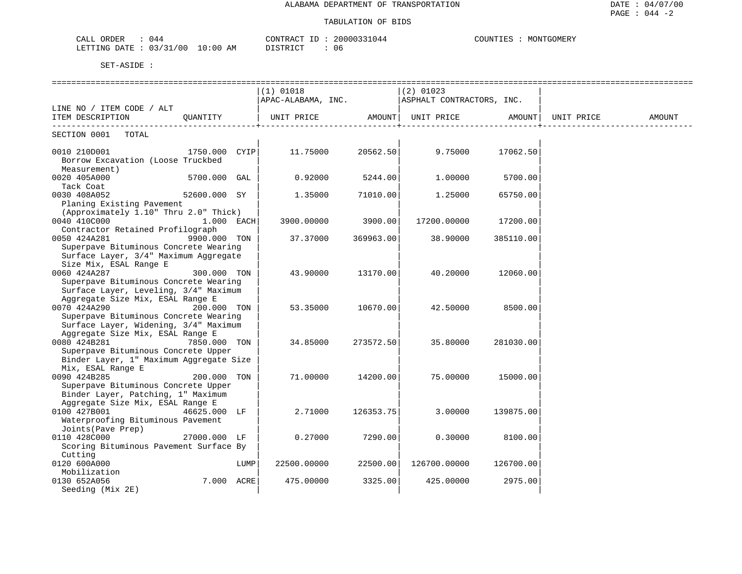ALABAMA DEPARTMENT OF TRANSPORTATION

TABULATION OF BIDS

CALL ORDER : 044　　CONTRACT ID : 20000331044　　COUNTIES : MONTGOMERY
LETTING DATE : 03/31/00 10:00 AM　　DISTRICT : 06

SET-ASIDE :

| LINE NO / ITEM CODE / ALT ITEM DESCRIPTION | QUANTITY | (1) 01018 APAC-ALABAMA, INC. UNIT PRICE | AMOUNT | (2) 01023 ASPHALT CONTRACTORS, INC. UNIT PRICE | AMOUNT | UNIT PRICE | AMOUNT |
|---|---|---|---|---|---|---|---|
| SECTION 0001 TOTAL | | | | | | | |
| 0010 210D001 Borrow Excavation (Loose Truckbed Measurement) | 1750.000 CYIP | 11.75000 | 20562.50 | 9.75000 | 17062.50 | | |
| 0020 405A000 Tack Coat | 5700.000 GAL | 0.92000 | 5244.00 | 1.00000 | 5700.00 | | |
| 0030 408A052 Planing Existing Pavement (Approximately 1.10" Thru 2.0" Thick) | 52600.000 SY | 1.35000 | 71010.00 | 1.25000 | 65750.00 | | |
| 0040 410C000 Contractor Retained Profilograph | 1.000 EACH | 3900.00000 | 3900.00 | 17200.00000 | 17200.00 | | |
| 0050 424A281 Superpave Bituminous Concrete Wearing Surface Layer, 3/4" Maximum Aggregate Size Mix, ESAL Range E | 9900.000 TON | 37.37000 | 369963.00 | 38.90000 | 385110.00 | | |
| 0060 424A287 Superpave Bituminous Concrete Wearing Surface Layer, Leveling, 3/4" Maximum Aggregate Size Mix, ESAL Range E | 300.000 TON | 43.90000 | 13170.00 | 40.20000 | 12060.00 | | |
| 0070 424A290 Superpave Bituminous Concrete Wearing Surface Layer, Widening, 3/4" Maximum Aggregate Size Mix, ESAL Range E | 200.000 TON | 53.35000 | 10670.00 | 42.50000 | 8500.00 | | |
| 0080 424B281 Superpave Bituminous Concrete Upper Binder Layer, 1" Maximum Aggregate Size Mix, ESAL Range E | 7850.000 TON | 34.85000 | 273572.50 | 35.80000 | 281030.00 | | |
| 0090 424B285 Superpave Bituminous Concrete Upper Binder Layer, Patching, 1" Maximum Aggregate Size Mix, ESAL Range E | 200.000 TON | 71.00000 | 14200.00 | 75.00000 | 15000.00 | | |
| 0100 427B001 Waterproofing Bituminous Pavement Joints(Pave Prep) | 46625.000 LF | 2.71000 | 126353.75 | 3.00000 | 139875.00 | | |
| 0110 428C000 Scoring Bituminous Pavement Surface By Cutting | 27000.000 LF | 0.27000 | 7290.00 | 0.30000 | 8100.00 | | |
| 0120 600A000 Mobilization | LUMP | 22500.00000 | 22500.00 | 126700.00000 | 126700.00 | | |
| 0130 652A056 Seeding (Mix 2E) | 7.000 ACRE | 475.00000 | 3325.00 | 425.00000 | 2975.00 | | |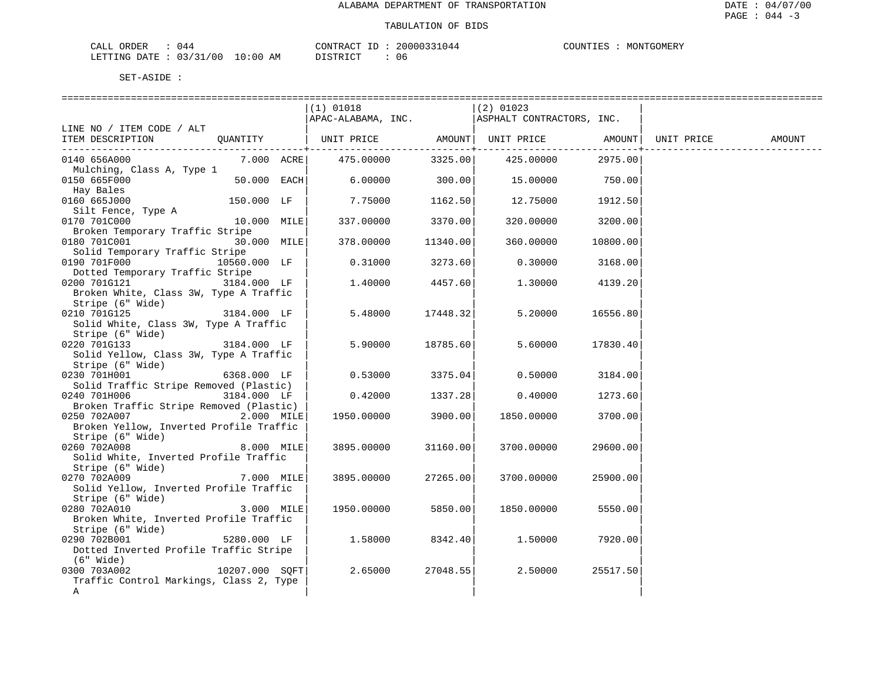ALABAMA DEPARTMENT OF TRANSPORTATION

TABULATION OF BIDS

DATE : 04/07/00
PAGE : 044 -3

CALL ORDER : 044    CONTRACT ID : 20000331044    COUNTIES : MONTGOMERY
LETTING DATE : 03/31/00 10:00 AM    DISTRICT : 06

SET-ASIDE :

| LINE NO / ITEM CODE / ALT ITEM DESCRIPTION | QUANTITY | (1) 01018 APAC-ALABAMA, INC. UNIT PRICE | AMOUNT | (2) 01023 ASPHALT CONTRACTORS, INC. UNIT PRICE | AMOUNT | UNIT PRICE | AMOUNT |
|---|---|---|---|---|---|---|---|
| 0140 656A000 Mulching, Class A, Type 1 | 7.000 ACRE | 475.00000 | 3325.00 | 425.00000 | 2975.00 | | |
| 0150 665F000 Hay Bales | 50.000 EACH | 6.00000 | 300.00 | 15.00000 | 750.00 | | |
| 0160 665J000 Silt Fence, Type A | 150.000 LF | 7.75000 | 1162.50 | 12.75000 | 1912.50 | | |
| 0170 701C000 Broken Temporary Traffic Stripe | 10.000 MILE | 337.00000 | 3370.00 | 320.00000 | 3200.00 | | |
| 0180 701C001 Solid Temporary Traffic Stripe | 30.000 MILE | 378.00000 | 11340.00 | 360.00000 | 10800.00 | | |
| 0190 701F000 Dotted Temporary Traffic Stripe | 10560.000 LF | 0.31000 | 3273.60 | 0.30000 | 3168.00 | | |
| 0200 701G121 Broken White, Class 3W, Type A Traffic Stripe (6" Wide) | 3184.000 LF | 1.40000 | 4457.60 | 1.30000 | 4139.20 | | |
| 0210 701G125 Solid White, Class 3W, Type A Traffic Stripe (6" Wide) | 3184.000 LF | 5.48000 | 17448.32 | 5.20000 | 16556.80 | | |
| 0220 701G133 Solid Yellow, Class 3W, Type A Traffic Stripe (6" Wide) | 3184.000 LF | 5.90000 | 18785.60 | 5.60000 | 17830.40 | | |
| 0230 701H001 Solid Traffic Stripe Removed (Plastic) | 6368.000 LF | 0.53000 | 3375.04 | 0.50000 | 3184.00 | | |
| 0240 701H006 Broken Traffic Stripe Removed (Plastic) | 3184.000 LF | 0.42000 | 1337.28 | 0.40000 | 1273.60 | | |
| 0250 702A007 Broken Yellow, Inverted Profile Traffic Stripe (6" Wide) | 2.000 MILE | 1950.00000 | 3900.00 | 1850.00000 | 3700.00 | | |
| 0260 702A008 Solid White, Inverted Profile Traffic Stripe (6" Wide) | 8.000 MILE | 3895.00000 | 31160.00 | 3700.00000 | 29600.00 | | |
| 0270 702A009 Solid Yellow, Inverted Profile Traffic Stripe (6" Wide) | 7.000 MILE | 3895.00000 | 27265.00 | 3700.00000 | 25900.00 | | |
| 0280 702A010 Broken White, Inverted Profile Traffic Stripe (6" Wide) | 3.000 MILE | 1950.00000 | 5850.00 | 1850.00000 | 5550.00 | | |
| 0290 702B001 Dotted Inverted Profile Traffic Stripe (6" Wide) | 5280.000 LF | 1.58000 | 8342.40 | 1.50000 | 7920.00 | | |
| 0300 703A002 Traffic Control Markings, Class 2, Type A | 10207.000 SQFT | 2.65000 | 27048.55 | 2.50000 | 25517.50 | | |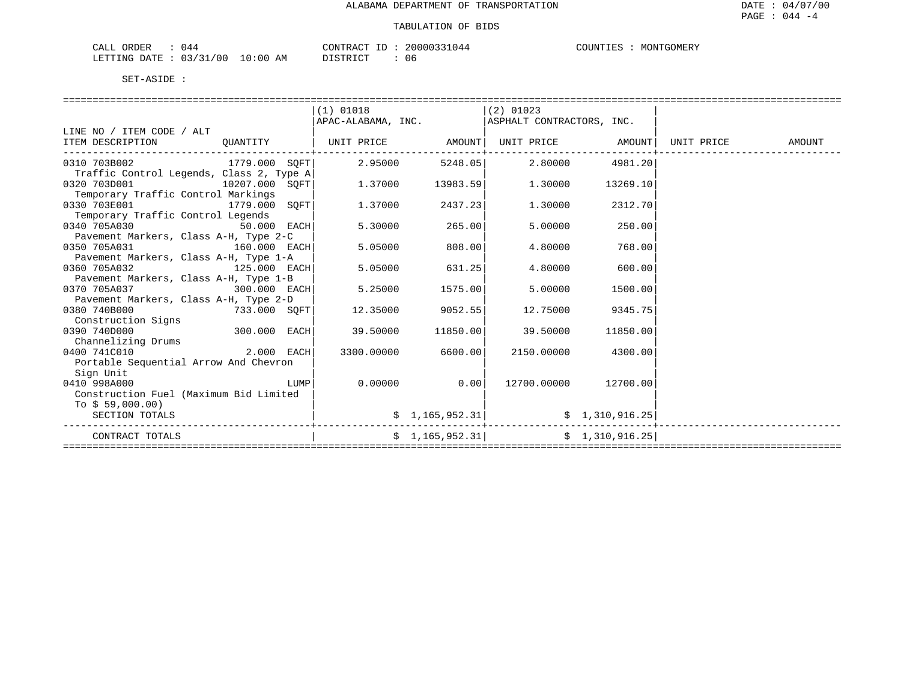ALABAMA DEPARTMENT OF TRANSPORTATION

TABULATION OF BIDS

CALL ORDER : 044　　CONTRACT ID : 20000331044　　COUNTIES : MONTGOMERY
LETTING DATE : 03/31/00 10:00 AM　　DISTRICT : 06

SET-ASIDE :

| LINE NO / ITEM CODE / ALT ITEM DESCRIPTION | QUANTITY | (1) 01018 APAC-ALABAMA, INC. UNIT PRICE | AMOUNT | (2) 01023 ASPHALT CONTRACTORS, INC. UNIT PRICE | AMOUNT | UNIT PRICE | AMOUNT |
|---|---|---|---|---|---|---|---|
| 0310 703B002 Traffic Control Legends, Class 2, Type A | 1779.000 SQFT | 2.95000 | 5248.05 | 2.80000 | 4981.20 | | |
| 0320 703D001 Temporary Traffic Control Markings | 10207.000 SQFT | 1.37000 | 13983.59 | 1.30000 | 13269.10 | | |
| 0330 703E001 Temporary Traffic Control Legends | 1779.000 SQFT | 1.37000 | 2437.23 | 1.30000 | 2312.70 | | |
| 0340 705A030 Pavement Markers, Class A-H, Type 2-C | 50.000 EACH | 5.30000 | 265.00 | 5.00000 | 250.00 | | |
| 0350 705A031 Pavement Markers, Class A-H, Type 1-A | 160.000 EACH | 5.05000 | 808.00 | 4.80000 | 768.00 | | |
| 0360 705A032 Pavement Markers, Class A-H, Type 1-B | 125.000 EACH | 5.05000 | 631.25 | 4.80000 | 600.00 | | |
| 0370 705A037 Pavement Markers, Class A-H, Type 2-D | 300.000 EACH | 5.25000 | 1575.00 | 5.00000 | 1500.00 | | |
| 0380 740B000 Construction Signs | 733.000 SQFT | 12.35000 | 9052.55 | 12.75000 | 9345.75 | | |
| 0390 740D000 Channelizing Drums | 300.000 EACH | 39.50000 | 11850.00 | 39.50000 | 11850.00 | | |
| 0400 741C010 Portable Sequential Arrow And Chevron Sign Unit | 2.000 EACH | 3300.00000 | 6600.00 | 2150.00000 | 4300.00 | | |
| 0410 998A000 Construction Fuel (Maximum Bid Limited To $ 59,000.00) | LUMP | 0.00000 | 0.00 | 12700.00000 | 12700.00 | | |
| SECTION TOTALS | | | $ 1,165,952.31 | | $ 1,310,916.25 | | |
| CONTRACT TOTALS | | | $ 1,165,952.31 | | $ 1,310,916.25 | | |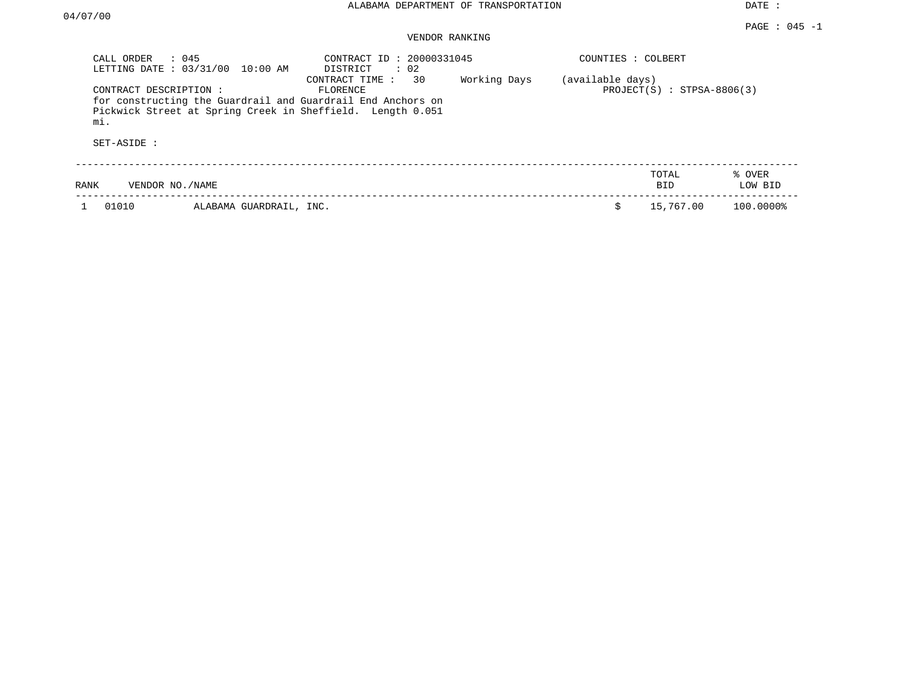ALABAMA DEPARTMENT OF TRANSPORTATION

DATE : 04/07/00

PAGE : 045 -1

VENDOR RANKING

CALL ORDER : 045
LETTING DATE : 03/31/00 10:00 AM

CONTRACT ID : 20000331045
DISTRICT : 02
CONTRACT TIME : 30 Working Days (available days)

COUNTIES : COLBERT

CONTRACT DESCRIPTION : FLORENCE

PROJECT(S) : STPSA-8806(3)

for constructing the Guardrail and Guardrail End Anchors on Pickwick Street at Spring Creek in Sheffield. Length 0.051 mi.

SET-ASIDE :

| RANK | VENDOR NO./NAME | | TOTAL BID | % OVER LOW BID |
|---|---|---|---|---|
| 1 | 01010 | ALABAMA GUARDRAIL, INC. | $ 15,767.00 | 100.0000% |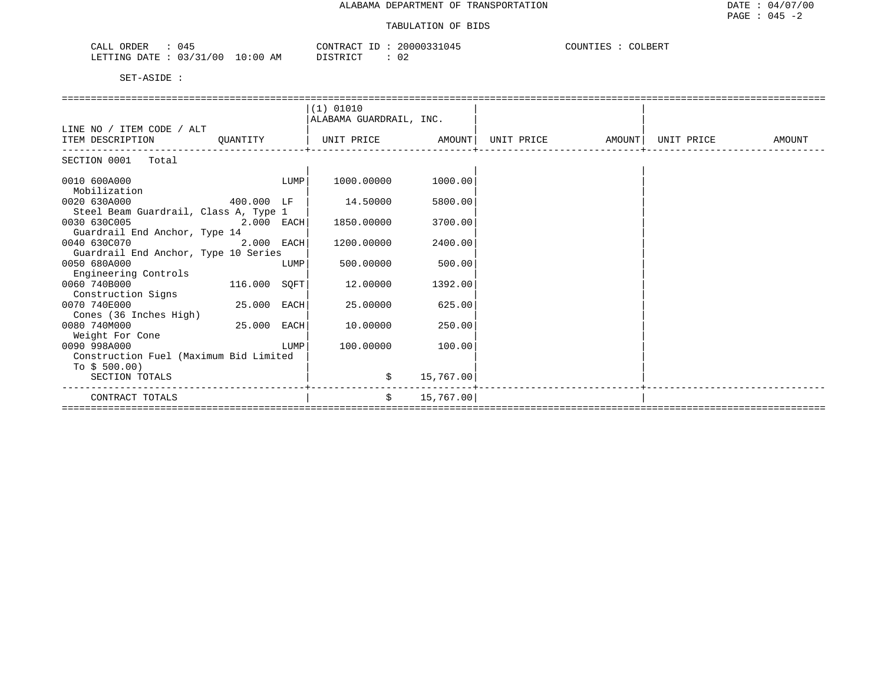ALABAMA DEPARTMENT OF TRANSPORTATION

TABULATION OF BIDS

CALL ORDER : 045 CONTRACT ID : 20000331045 COUNTIES : COLBERT
LETTING DATE : 03/31/00 10:00 AM DISTRICT : 02

SET-ASIDE :

| LINE NO / ITEM CODE / ALT ITEM DESCRIPTION | QUANTITY | (1) 01010 ALABAMA GUARDRAIL, INC. UNIT PRICE | AMOUNT | UNIT PRICE | AMOUNT | UNIT PRICE | AMOUNT |
|---|---|---|---|---|---|---|---|
| SECTION 0001 Total | | | | | | | |
| 0010 600A000 Mobilization | LUMP | 1000.00000 | 1000.00 | | | | |
| 0020 630A000 Steel Beam Guardrail, Class A, Type 1 | 400.000 LF | 14.50000 | 5800.00 | | | | |
| 0030 630C005 Guardrail End Anchor, Type 14 | 2.000 EACH | 1850.00000 | 3700.00 | | | | |
| 0040 630C070 Guardrail End Anchor, Type 10 Series | 2.000 EACH | 1200.00000 | 2400.00 | | | | |
| 0050 680A000 Engineering Controls | LUMP | 500.00000 | 500.00 | | | | |
| 0060 740B000 Construction Signs | 116.000 SQFT | 12.00000 | 1392.00 | | | | |
| 0070 740E000 Cones (36 Inches High) | 25.000 EACH | 25.00000 | 625.00 | | | | |
| 0080 740M000 Weight For Cone | 25.000 EACH | 10.00000 | 250.00 | | | | |
| 0090 998A000 Construction Fuel (Maximum Bid Limited To $ 500.00) | LUMP | 100.00000 | 100.00 | | | | |
| SECTION TOTALS | | $ | 15,767.00 | | | | |
| CONTRACT TOTALS | | $ | 15,767.00 | | | | |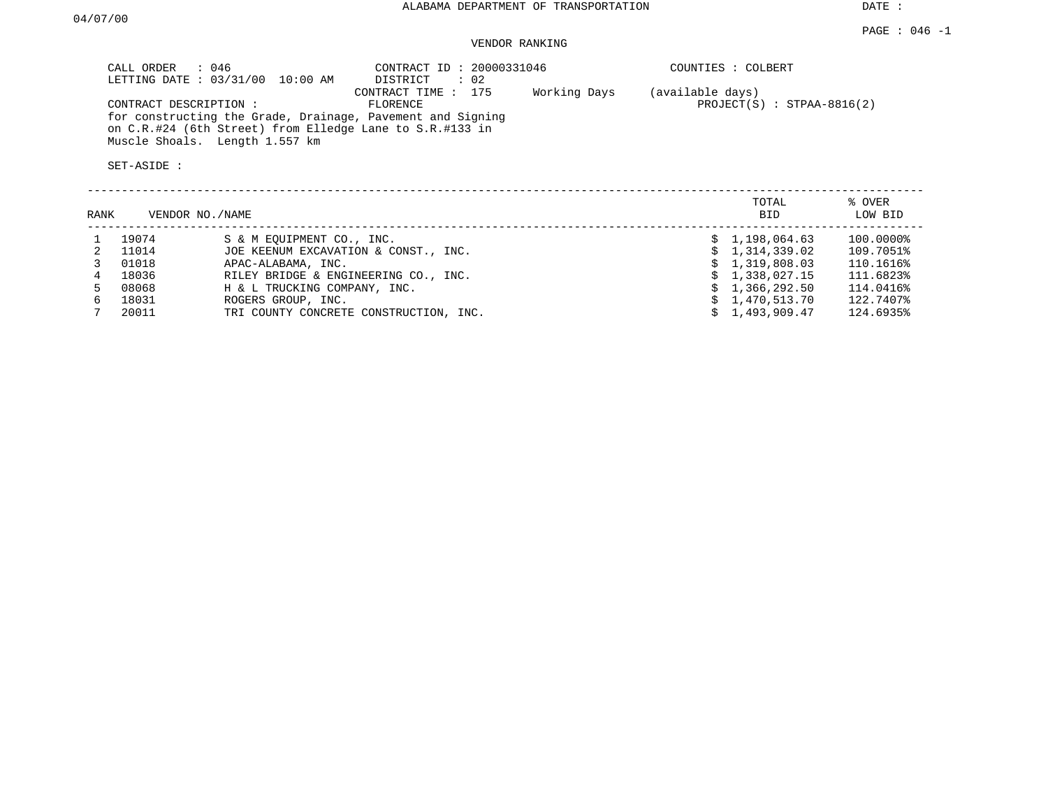ALABAMA DEPARTMENT OF TRANSPORTATION

DATE : 04/07/00

PAGE : 046 -1

VENDOR RANKING

CALL ORDER : 046
LETTING DATE : 03/31/00 10:00 AM

CONTRACT ID : 20000331046
DISTRICT : 02
CONTRACT TIME : 175 Working Days (available days)
FLORENCE

COUNTIES : COLBERT

PROJECT(S) : STPAA-8816(2)

CONTRACT DESCRIPTION :
for constructing the Grade, Drainage, Pavement and Signing on C.R.#24 (6th Street) from Elledge Lane to S.R.#133 in Muscle Shoals. Length 1.557 km

SET-ASIDE :

| RANK | VENDOR NO./NAME | | TOTAL BID | % OVER LOW BID |
|---|---|---|---|---|
| 1 | 19074 | S & M EQUIPMENT CO., INC. | $ 1,198,064.63 | 100.0000% |
| 2 | 11014 | JOE KEENUM EXCAVATION & CONST., INC. | $ 1,314,339.02 | 109.7051% |
| 3 | 01018 | APAC-ALABAMA, INC. | $ 1,319,808.03 | 110.1616% |
| 4 | 18036 | RILEY BRIDGE & ENGINEERING CO., INC. | $ 1,338,027.15 | 111.6823% |
| 5 | 08068 | H & L TRUCKING COMPANY, INC. | $ 1,366,292.50 | 114.0416% |
| 6 | 18031 | ROGERS GROUP, INC. | $ 1,470,513.70 | 122.7407% |
| 7 | 20011 | TRI COUNTY CONCRETE CONSTRUCTION, INC. | $ 1,493,909.47 | 124.6935% |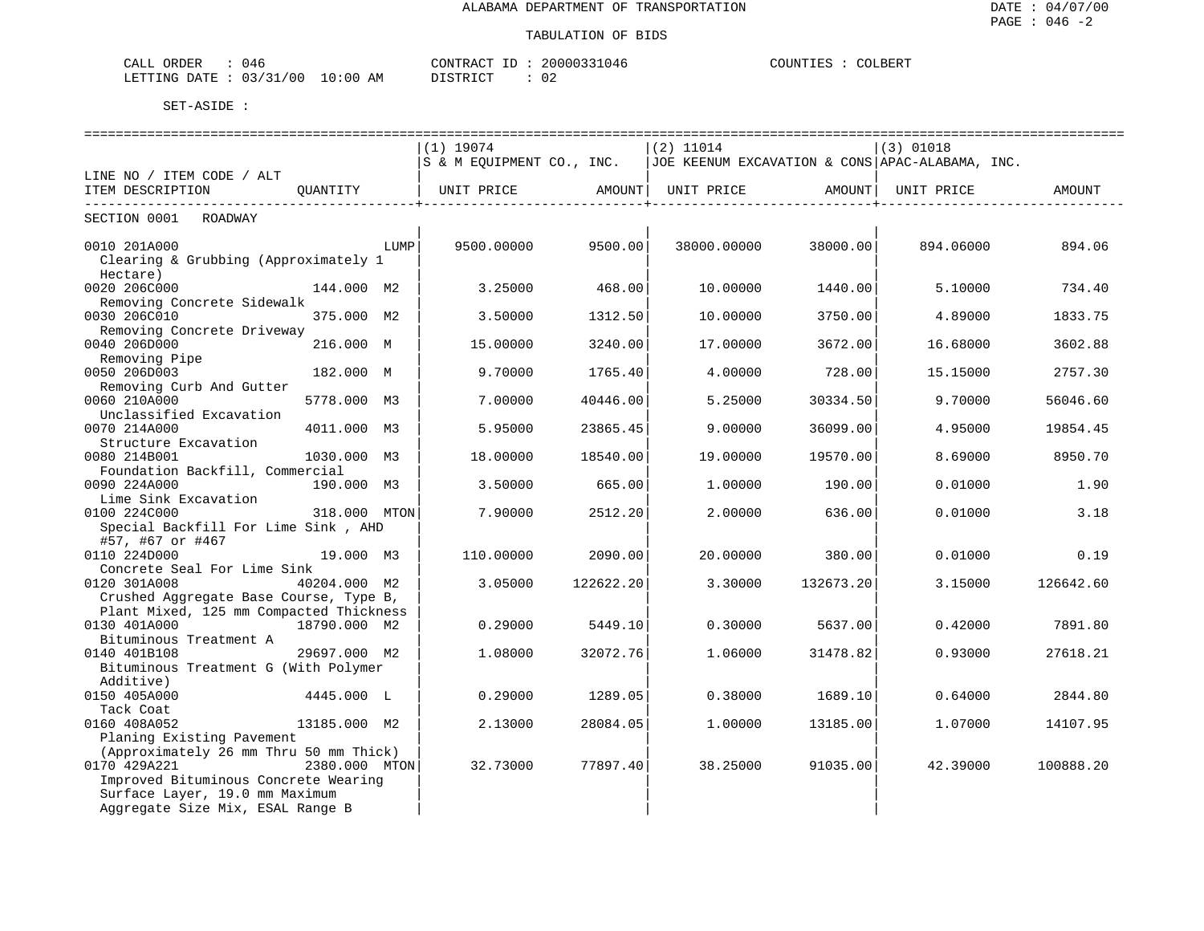ALABAMA DEPARTMENT OF TRANSPORTATION

TABULATION OF BIDS

DATE : 04/07/00
PAGE : 046 -2

CALL ORDER : 046
LETTING DATE : 03/31/00 10:00 AM

CONTRACT ID : 20000331046
DISTRICT : 02

COUNTIES : COLBERT

SET-ASIDE :

| LINE NO / ITEM CODE / ALT ITEM DESCRIPTION | QUANTITY | (1) 19074 S & M EQUIPMENT CO., INC. UNIT PRICE | AMOUNT | (2) 11014 JOE KEENUM EXCAVATION & CONS UNIT PRICE | AMOUNT | (3) 01018 APAC-ALABAMA, INC. UNIT PRICE | AMOUNT |
|---|---|---|---|---|---|---|---|
| **SECTION 0001 ROADWAY** | | | | | | | |
| 0010 201A000 Clearing & Grubbing (Approximately 1 Hectare) | LUMP | 9500.00000 | 9500.00 | 38000.00000 | 38000.00 | 894.06000 | 894.06 |
| 0020 206C000 Removing Concrete Sidewalk | 144.000 M2 | 3.25000 | 468.00 | 10.00000 | 1440.00 | 5.10000 | 734.40 |
| 0030 206C010 Removing Concrete Driveway | 375.000 M2 | 3.50000 | 1312.50 | 10.00000 | 3750.00 | 4.89000 | 1833.75 |
| 0040 206D000 Removing Pipe | 216.000 M | 15.00000 | 3240.00 | 17.00000 | 3672.00 | 16.68000 | 3602.88 |
| 0050 206D003 Removing Curb And Gutter | 182.000 M | 9.70000 | 1765.40 | 4.00000 | 728.00 | 15.15000 | 2757.30 |
| 0060 210A000 Unclassified Excavation | 5778.000 M3 | 7.00000 | 40446.00 | 5.25000 | 30334.50 | 9.70000 | 56046.60 |
| 0070 214A000 Structure Excavation | 4011.000 M3 | 5.95000 | 23865.45 | 9.00000 | 36099.00 | 4.95000 | 19854.45 |
| 0080 214B001 Foundation Backfill, Commercial | 1030.000 M3 | 18.00000 | 18540.00 | 19.00000 | 19570.00 | 8.69000 | 8950.70 |
| 0090 224A000 Lime Sink Excavation | 190.000 M3 | 3.50000 | 665.00 | 1.00000 | 190.00 | 0.01000 | 1.90 |
| 0100 224C000 Special Backfill For Lime Sink , AHD #57, #67 or #467 | 318.000 MTON | 7.90000 | 2512.20 | 2.00000 | 636.00 | 0.01000 | 3.18 |
| 0110 224D000 Concrete Seal For Lime Sink | 19.000 M3 | 110.00000 | 2090.00 | 20.00000 | 380.00 | 0.01000 | 0.19 |
| 0120 301A008 Crushed Aggregate Base Course, Type B, Plant Mixed, 125 mm Compacted Thickness | 40204.000 M2 | 3.05000 | 122622.20 | 3.30000 | 132673.20 | 3.15000 | 126642.60 |
| 0130 401A000 Bituminous Treatment A | 18790.000 M2 | 0.29000 | 5449.10 | 0.30000 | 5637.00 | 0.42000 | 7891.80 |
| 0140 401B108 Bituminous Treatment G (With Polymer Additive) | 29697.000 M2 | 1.08000 | 32072.76 | 1.06000 | 31478.82 | 0.93000 | 27618.21 |
| 0150 405A000 Tack Coat | 4445.000 L | 0.29000 | 1289.05 | 0.38000 | 1689.10 | 0.64000 | 2844.80 |
| 0160 408A052 Planing Existing Pavement (Approximately 26 mm Thru 50 mm Thick) | 13185.000 M2 | 2.13000 | 28084.05 | 1.00000 | 13185.00 | 1.07000 | 14107.95 |
| 0170 429A221 Improved Bituminous Concrete Wearing Surface Layer, 19.0 mm Maximum Aggregate Size Mix, ESAL Range B | 2380.000 MTON | 32.73000 | 77897.40 | 38.25000 | 91035.00 | 42.39000 | 100888.20 |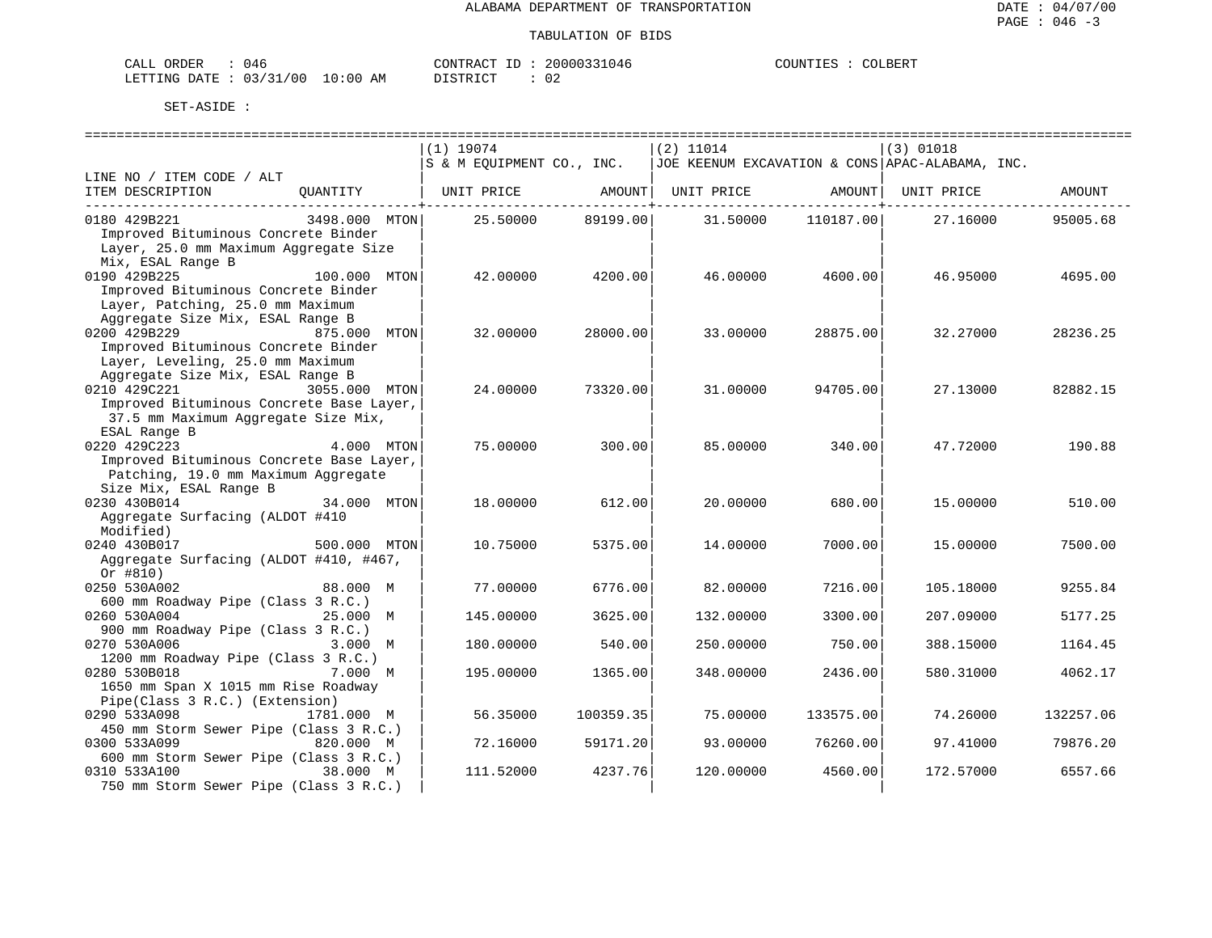ALABAMA DEPARTMENT OF TRANSPORTATION

TABULATION OF BIDS

CALL ORDER : 046 CONTRACT ID : 20000331046 COUNTIES : COLBERT
LETTING DATE : 03/31/00 10:00 AM DISTRICT : 02

SET-ASIDE :

| LINE NO / ITEM CODE / ALT ITEM DESCRIPTION | QUANTITY | (1) 19074 S & M EQUIPMENT CO., INC. UNIT PRICE | AMOUNT | (2) 11014 JOE KEENUM EXCAVATION & CONS UNIT PRICE | AMOUNT | (3) 01018 APAC-ALABAMA, INC. UNIT PRICE | AMOUNT |
|---|---|---|---|---|---|---|---|
| 0180 429B221 Improved Bituminous Concrete Binder Layer, 25.0 mm Maximum Aggregate Size Mix, ESAL Range B | 3498.000 MTON | 25.50000 | 89199.00 | 31.50000 | 110187.00 | 27.16000 | 95005.68 |
| 0190 429B225 Improved Bituminous Concrete Binder Layer, Patching, 25.0 mm Maximum Aggregate Size Mix, ESAL Range B | 100.000 MTON | 42.00000 | 4200.00 | 46.00000 | 4600.00 | 46.95000 | 4695.00 |
| 0200 429B229 Improved Bituminous Concrete Binder Layer, Leveling, 25.0 mm Maximum Aggregate Size Mix, ESAL Range B | 875.000 MTON | 32.00000 | 28000.00 | 33.00000 | 28875.00 | 32.27000 | 28236.25 |
| 0210 429C221 Improved Bituminous Concrete Base Layer, 37.5 mm Maximum Aggregate Size Mix, ESAL Range B | 3055.000 MTON | 24.00000 | 73320.00 | 31.00000 | 94705.00 | 27.13000 | 82882.15 |
| 0220 429C223 Improved Bituminous Concrete Base Layer, Patching, 19.0 mm Maximum Aggregate Size Mix, ESAL Range B | 4.000 MTON | 75.00000 | 300.00 | 85.00000 | 340.00 | 47.72000 | 190.88 |
| 0230 430B014 Aggregate Surfacing (ALDOT #410 Modified) | 34.000 MTON | 18.00000 | 612.00 | 20.00000 | 680.00 | 15.00000 | 510.00 |
| 0240 430B017 Aggregate Surfacing (ALDOT #410, #467, Or #810) | 500.000 MTON | 10.75000 | 5375.00 | 14.00000 | 7000.00 | 15.00000 | 7500.00 |
| 0250 530A002 600 mm Roadway Pipe (Class 3 R.C.) | 88.000 M | 77.00000 | 6776.00 | 82.00000 | 7216.00 | 105.18000 | 9255.84 |
| 0260 530A004 900 mm Roadway Pipe (Class 3 R.C.) | 25.000 M | 145.00000 | 3625.00 | 132.00000 | 3300.00 | 207.09000 | 5177.25 |
| 0270 530A006 1200 mm Roadway Pipe (Class 3 R.C.) | 3.000 M | 180.00000 | 540.00 | 250.00000 | 750.00 | 388.15000 | 1164.45 |
| 0280 530B018 1650 mm Span X 1015 mm Rise Roadway Pipe(Class 3 R.C.) (Extension) | 7.000 M | 195.00000 | 1365.00 | 348.00000 | 2436.00 | 580.31000 | 4062.17 |
| 0290 533A098 450 mm Storm Sewer Pipe (Class 3 R.C.) | 1781.000 M | 56.35000 | 100359.35 | 75.00000 | 133575.00 | 74.26000 | 132257.06 |
| 0300 533A099 600 mm Storm Sewer Pipe (Class 3 R.C.) | 820.000 M | 72.16000 | 59171.20 | 93.00000 | 76260.00 | 97.41000 | 79876.20 |
| 0310 533A100 750 mm Storm Sewer Pipe (Class 3 R.C.) | 38.000 M | 111.52000 | 4237.76 | 120.00000 | 4560.00 | 172.57000 | 6557.66 |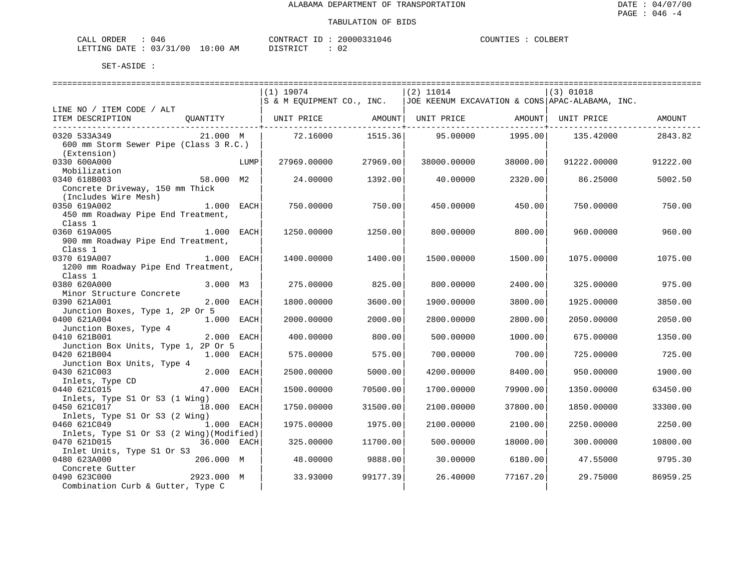ALABAMA DEPARTMENT OF TRANSPORTATION

TABULATION OF BIDS

CALL ORDER : 046 CONTRACT ID : 20000331046 COUNTIES : COLBERT
LETTING DATE : 03/31/00 10:00 AM DISTRICT : 02

SET-ASIDE :

| LINE NO / ITEM CODE / ALT ITEM DESCRIPTION | QUANTITY | (1) 19074 S & M EQUIPMENT CO., INC. UNIT PRICE | AMOUNT | (2) 11014 JOE KEENUM EXCAVATION & CONS UNIT PRICE | AMOUNT | (3) 01018 APAC-ALABAMA, INC. UNIT PRICE | AMOUNT |
|---|---|---|---|---|---|---|---|
| 0320 533A349 600 mm Storm Sewer Pipe (Class 3 R.C.) (Extension) | 21.000 M | 72.16000 | 1515.36 | 95.00000 | 1995.00 | 135.42000 | 2843.82 |
| 0330 600A000 Mobilization | LUMP | 27969.00000 | 27969.00 | 38000.00000 | 38000.00 | 91222.00000 | 91222.00 |
| 0340 618B003 Concrete Driveway, 150 mm Thick (Includes Wire Mesh) | 58.000 M2 | 24.00000 | 1392.00 | 40.00000 | 2320.00 | 86.25000 | 5002.50 |
| 0350 619A002 450 mm Roadway Pipe End Treatment, Class 1 | 1.000 EACH | 750.00000 | 750.00 | 450.00000 | 450.00 | 750.00000 | 750.00 |
| 0360 619A005 900 mm Roadway Pipe End Treatment, Class 1 | 1.000 EACH | 1250.00000 | 1250.00 | 800.00000 | 800.00 | 960.00000 | 960.00 |
| 0370 619A007 1200 mm Roadway Pipe End Treatment, Class 1 | 1.000 EACH | 1400.00000 | 1400.00 | 1500.00000 | 1500.00 | 1075.00000 | 1075.00 |
| 0380 620A000 Minor Structure Concrete | 3.000 M3 | 275.00000 | 825.00 | 800.00000 | 2400.00 | 325.00000 | 975.00 |
| 0390 621A001 Junction Boxes, Type 1, 2P Or 5 | 2.000 EACH | 1800.00000 | 3600.00 | 1900.00000 | 3800.00 | 1925.00000 | 3850.00 |
| 0400 621A004 Junction Boxes, Type 4 | 1.000 EACH | 2000.00000 | 2000.00 | 2800.00000 | 2800.00 | 2050.00000 | 2050.00 |
| 0410 621B001 Junction Box Units, Type 1, 2P Or 5 | 2.000 EACH | 400.00000 | 800.00 | 500.00000 | 1000.00 | 675.00000 | 1350.00 |
| 0420 621B004 Junction Box Units, Type 4 | 1.000 EACH | 575.00000 | 575.00 | 700.00000 | 700.00 | 725.00000 | 725.00 |
| 0430 621C003 Inlets, Type CD | 2.000 EACH | 2500.00000 | 5000.00 | 4200.00000 | 8400.00 | 950.00000 | 1900.00 |
| 0440 621C015 Inlets, Type S1 Or S3 (1 Wing) | 47.000 EACH | 1500.00000 | 70500.00 | 1700.00000 | 79900.00 | 1350.00000 | 63450.00 |
| 0450 621C017 Inlets, Type S1 Or S3 (2 Wing) | 18.000 EACH | 1750.00000 | 31500.00 | 2100.00000 | 37800.00 | 1850.00000 | 33300.00 |
| 0460 621C049 Inlets, Type S1 Or S3 (2 Wing)(Modified) | 1.000 EACH | 1975.00000 | 1975.00 | 2100.00000 | 2100.00 | 2250.00000 | 2250.00 |
| 0470 621D015 Inlet Units, Type S1 Or S3 | 36.000 EACH | 325.00000 | 11700.00 | 500.00000 | 18000.00 | 300.00000 | 10800.00 |
| 0480 623A000 Concrete Gutter | 206.000 M | 48.00000 | 9888.00 | 30.00000 | 6180.00 | 47.55000 | 9795.30 |
| 0490 623C000 Combination Curb & Gutter, Type C | 2923.000 M | 33.93000 | 99177.39 | 26.40000 | 77167.20 | 29.75000 | 86959.25 |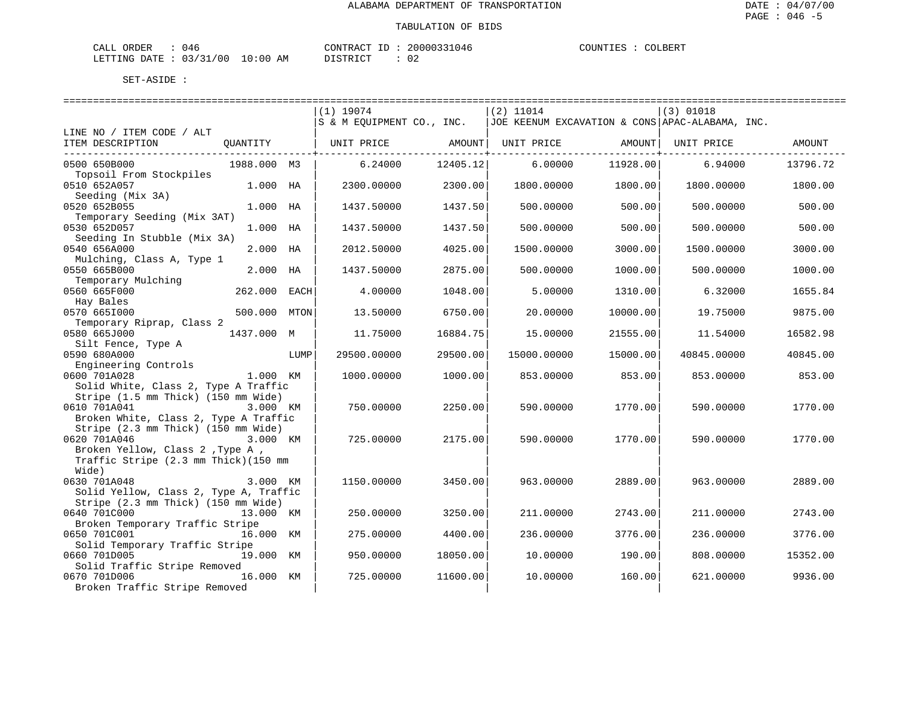ALABAMA DEPARTMENT OF TRANSPORTATION

TABULATION OF BIDS

CALL ORDER : 046
LETTING DATE : 03/31/00 10:00 AM

CONTRACT ID : 20000331046
DISTRICT : 02

COUNTIES : COLBERT

SET-ASIDE :

| LINE NO / ITEM CODE / ALT ITEM DESCRIPTION | QUANTITY | | (1) 19074 S & M EQUIPMENT CO., INC. UNIT PRICE | AMOUNT | (2) 11014 JOE KEENUM EXCAVATION & CONS UNIT PRICE | AMOUNT | (3) 01018 APAC-ALABAMA, INC. UNIT PRICE | AMOUNT |
|---|---|---|---|---|---|---|---|---|
| 0500 650B000 Topsoil From Stockpiles | 1988.000 | M3 | 6.24000 | 12405.12 | 6.00000 | 11928.00 | 6.94000 | 13796.72 |
| 0510 652A057 Seeding (Mix 3A) | 1.000 | HA | 2300.00000 | 2300.00 | 1800.00000 | 1800.00 | 1800.00000 | 1800.00 |
| 0520 652B055 Temporary Seeding (Mix 3AT) | 1.000 | HA | 1437.50000 | 1437.50 | 500.00000 | 500.00 | 500.00000 | 500.00 |
| 0530 652D057 Seeding In Stubble (Mix 3A) | 1.000 | HA | 1437.50000 | 1437.50 | 500.00000 | 500.00 | 500.00000 | 500.00 |
| 0540 656A000 Mulching, Class A, Type 1 | 2.000 | HA | 2012.50000 | 4025.00 | 1500.00000 | 3000.00 | 1500.00000 | 3000.00 |
| 0550 665B000 Temporary Mulching | 2.000 | HA | 1437.50000 | 2875.00 | 500.00000 | 1000.00 | 500.00000 | 1000.00 |
| 0560 665F000 Hay Bales | 262.000 | EACH | 4.00000 | 1048.00 | 5.00000 | 1310.00 | 6.32000 | 1655.84 |
| 0570 665I000 Temporary Riprap, Class 2 | 500.000 | MTON | 13.50000 | 6750.00 | 20.00000 | 10000.00 | 19.75000 | 9875.00 |
| 0580 665J000 Silt Fence, Type A | 1437.000 | M | 11.75000 | 16884.75 | 15.00000 | 21555.00 | 11.54000 | 16582.98 |
| 0590 680A000 Engineering Controls | | LUMP | 29500.00000 | 29500.00 | 15000.00000 | 15000.00 | 40845.00000 | 40845.00 |
| 0600 701A028 Solid White, Class 2, Type A Traffic Stripe (1.5 mm Thick) (150 mm Wide) | 1.000 | KM | 1000.00000 | 1000.00 | 853.00000 | 853.00 | 853.00000 | 853.00 |
| 0610 701A041 Broken White, Class 2, Type A Traffic Stripe (2.3 mm Thick) (150 mm Wide) | 3.000 | KM | 750.00000 | 2250.00 | 590.00000 | 1770.00 | 590.00000 | 1770.00 |
| 0620 701A046 Broken Yellow, Class 2 ,Type A , Traffic Stripe (2.3 mm Thick)(150 mm Wide) | 3.000 | KM | 725.00000 | 2175.00 | 590.00000 | 1770.00 | 590.00000 | 1770.00 |
| 0630 701A048 Solid Yellow, Class 2, Type A, Traffic Stripe (2.3 mm Thick) (150 mm Wide) | 3.000 | KM | 1150.00000 | 3450.00 | 963.00000 | 2889.00 | 963.00000 | 2889.00 |
| 0640 701C000 Broken Temporary Traffic Stripe | 13.000 | KM | 250.00000 | 3250.00 | 211.00000 | 2743.00 | 211.00000 | 2743.00 |
| 0650 701C001 Solid Temporary Traffic Stripe | 16.000 | KM | 275.00000 | 4400.00 | 236.00000 | 3776.00 | 236.00000 | 3776.00 |
| 0660 701D005 Solid Traffic Stripe Removed | 19.000 | KM | 950.00000 | 18050.00 | 10.00000 | 190.00 | 808.00000 | 15352.00 |
| 0670 701D006 Broken Traffic Stripe Removed | 16.000 | KM | 725.00000 | 11600.00 | 10.00000 | 160.00 | 621.00000 | 9936.00 |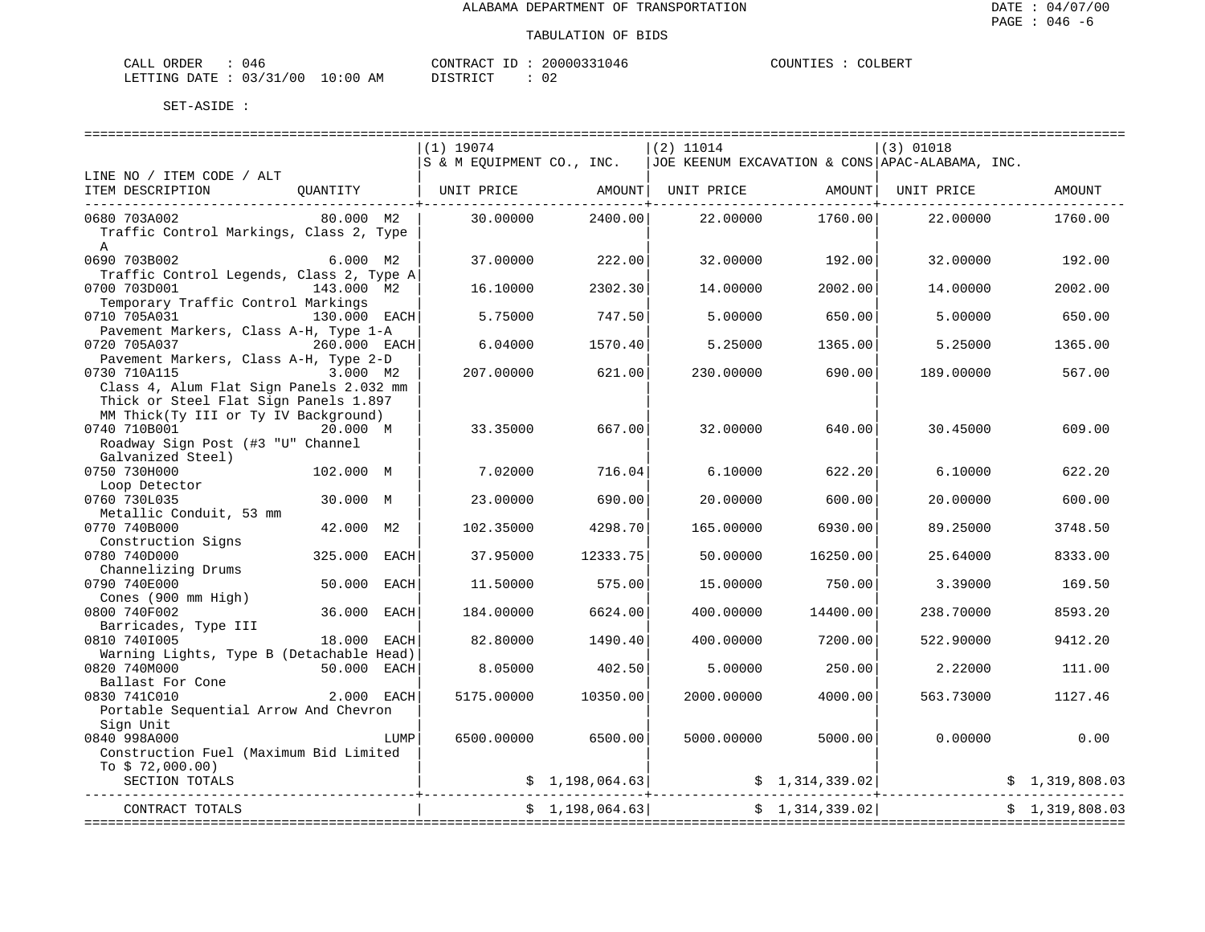ALABAMA DEPARTMENT OF TRANSPORTATION

TABULATION OF BIDS

CALL ORDER : 046 CONTRACT ID : 20000331046 COUNTIES : COLBERT
LETTING DATE : 03/31/00 10:00 AM DISTRICT : 02

SET-ASIDE :

| LINE NO / ITEM CODE / ALT ITEM DESCRIPTION | QUANTITY | (1) 19074 S & M EQUIPMENT CO., INC. UNIT PRICE | AMOUNT | (2) 11014 JOE KEENUM EXCAVATION & CONS UNIT PRICE | AMOUNT | (3) 01018 APAC-ALABAMA, INC. UNIT PRICE | AMOUNT |
|---|---|---|---|---|---|---|---|
| 0680 703A002 Traffic Control Markings, Class 2, Type A | 80.000 M2 | 30.00000 | 2400.00 | 22.00000 | 1760.00 | 22.00000 | 1760.00 |
| 0690 703B002 Traffic Control Legends, Class 2, Type A | 6.000 M2 | 37.00000 | 222.00 | 32.00000 | 192.00 | 32.00000 | 192.00 |
| 0700 703D001 Temporary Traffic Control Markings | 143.000 M2 | 16.10000 | 2302.30 | 14.00000 | 2002.00 | 14.00000 | 2002.00 |
| 0710 705A031 Pavement Markers, Class A-H, Type 1-A | 130.000 EACH | 5.75000 | 747.50 | 5.00000 | 650.00 | 5.00000 | 650.00 |
| 0720 705A037 Pavement Markers, Class A-H, Type 2-D | 260.000 EACH | 6.04000 | 1570.40 | 5.25000 | 1365.00 | 5.25000 | 1365.00 |
| 0730 710A115 Class 4, Alum Flat Sign Panels 2.032 mm Thick or Steel Flat Sign Panels 1.897 MM Thick(Ty III or Ty IV Background) | 3.000 M2 | 207.00000 | 621.00 | 230.00000 | 690.00 | 189.00000 | 567.00 |
| 0740 710B001 Roadway Sign Post (#3 "U" Channel Galvanized Steel) | 20.000 M | 33.35000 | 667.00 | 32.00000 | 640.00 | 30.45000 | 609.00 |
| 0750 730H000 Loop Detector | 102.000 M | 7.02000 | 716.04 | 6.10000 | 622.20 | 6.10000 | 622.20 |
| 0760 730L035 Metallic Conduit, 53 mm | 30.000 M | 23.00000 | 690.00 | 20.00000 | 600.00 | 20.00000 | 600.00 |
| 0770 740B000 Construction Signs | 42.000 M2 | 102.35000 | 4298.70 | 165.00000 | 6930.00 | 89.25000 | 3748.50 |
| 0780 740D000 Channelizing Drums | 325.000 EACH | 37.95000 | 12333.75 | 50.00000 | 16250.00 | 25.64000 | 8333.00 |
| 0790 740E000 Cones (900 mm High) | 50.000 EACH | 11.50000 | 575.00 | 15.00000 | 750.00 | 3.39000 | 169.50 |
| 0800 740F002 Barricades, Type III | 36.000 EACH | 184.00000 | 6624.00 | 400.00000 | 14400.00 | 238.70000 | 8593.20 |
| 0810 740I005 Warning Lights, Type B (Detachable Head) | 18.000 EACH | 82.80000 | 1490.40 | 400.00000 | 7200.00 | 522.90000 | 9412.20 |
| 0820 740M000 Ballast For Cone | 50.000 EACH | 8.05000 | 402.50 | 5.00000 | 250.00 | 2.22000 | 111.00 |
| 0830 741C010 Portable Sequential Arrow And Chevron Sign Unit | 2.000 EACH | 5175.00000 | 10350.00 | 2000.00000 | 4000.00 | 563.73000 | 1127.46 |
| 0840 998A000 Construction Fuel (Maximum Bid Limited To $ 72,000.00) | LUMP | 6500.00000 | 6500.00 | 5000.00000 | 5000.00 | 0.00000 | 0.00 |
| SECTION TOTALS | | | $ 1,198,064.63 | | $ 1,314,339.02 | | $ 1,319,808.03 |
| CONTRACT TOTALS | | | $ 1,198,064.63 | | $ 1,314,339.02 | | $ 1,319,808.03 |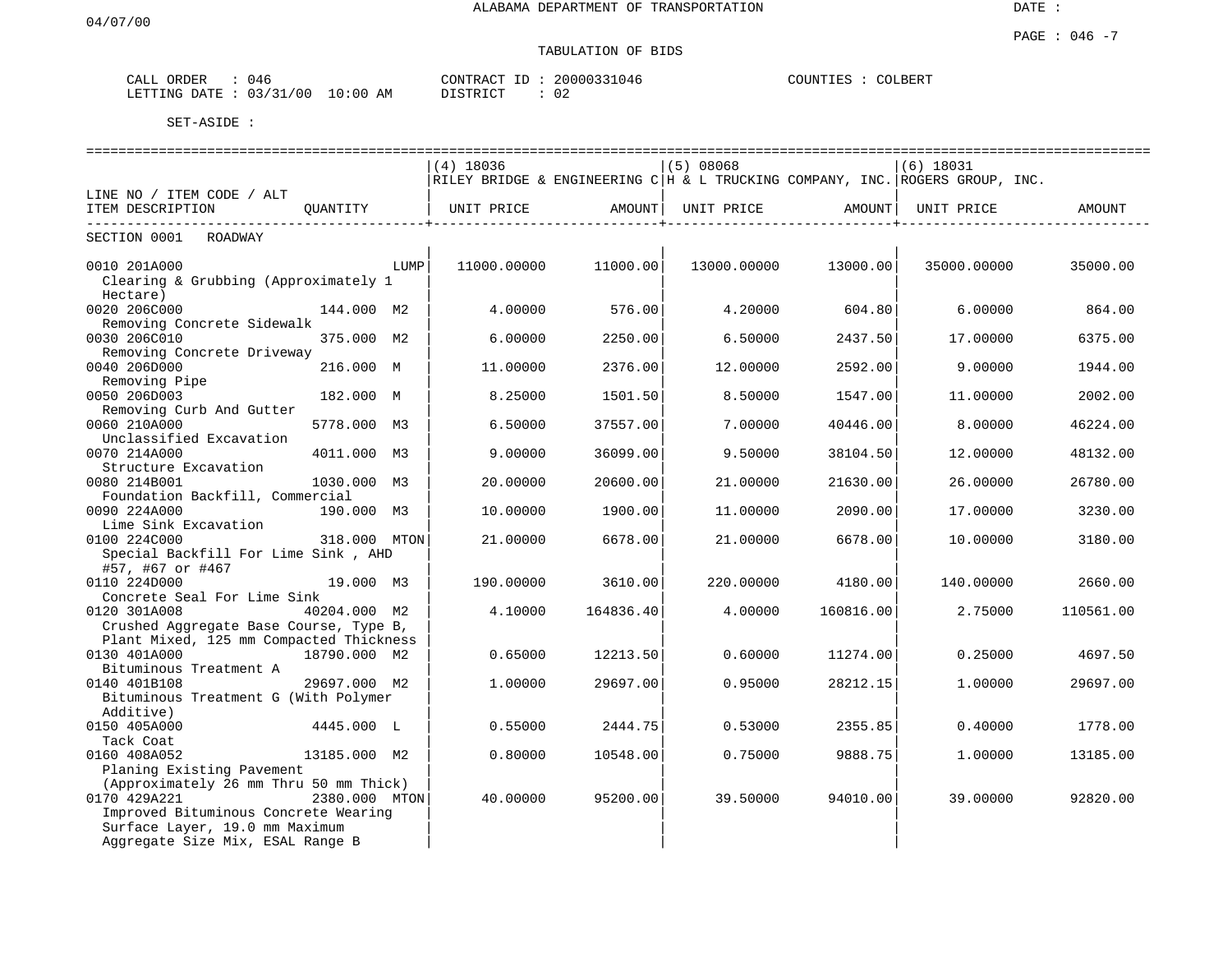ALABAMA DEPARTMENT OF TRANSPORTATION

04/07/00

DATE :

PAGE : 046 -7

TABULATION OF BIDS

CALL ORDER : 046 CONTRACT ID : 20000331046 COUNTIES : COLBERT
LETTING DATE : 03/31/00 10:00 AM DISTRICT : 02

SET-ASIDE :

| LINE NO / ITEM CODE / ALT ITEM DESCRIPTION | QUANTITY | (4) 18036 RILEY BRIDGE & ENGINEERING C UNIT PRICE | AMOUNT | (5) 08068 H & L TRUCKING COMPANY, INC. UNIT PRICE | AMOUNT | (6) 18031 ROGERS GROUP, INC. UNIT PRICE | AMOUNT |
|---|---|---|---|---|---|---|---|
| SECTION 0001 ROADWAY | | | | | | | |
| 0010 201A000 Clearing & Grubbing (Approximately 1 Hectare) | LUMP | 11000.00000 | 11000.00 | 13000.00000 | 13000.00 | 35000.00000 | 35000.00 |
| 0020 206C000 Removing Concrete Sidewalk | 144.000 M2 | 4.00000 | 576.00 | 4.20000 | 604.80 | 6.00000 | 864.00 |
| 0030 206C010 Removing Concrete Driveway | 375.000 M2 | 6.00000 | 2250.00 | 6.50000 | 2437.50 | 17.00000 | 6375.00 |
| 0040 206D000 Removing Pipe | 216.000 M | 11.00000 | 2376.00 | 12.00000 | 2592.00 | 9.00000 | 1944.00 |
| 0050 206D003 Removing Curb And Gutter | 182.000 M | 8.25000 | 1501.50 | 8.50000 | 1547.00 | 11.00000 | 2002.00 |
| 0060 210A000 Unclassified Excavation | 5778.000 M3 | 6.50000 | 37557.00 | 7.00000 | 40446.00 | 8.00000 | 46224.00 |
| 0070 214A000 Structure Excavation | 4011.000 M3 | 9.00000 | 36099.00 | 9.50000 | 38104.50 | 12.00000 | 48132.00 |
| 0080 214B001 Foundation Backfill, Commercial | 1030.000 M3 | 20.00000 | 20600.00 | 21.00000 | 21630.00 | 26.00000 | 26780.00 |
| 0090 224A000 Lime Sink Excavation | 190.000 M3 | 10.00000 | 1900.00 | 11.00000 | 2090.00 | 17.00000 | 3230.00 |
| 0100 224C000 Special Backfill For Lime Sink , AHD #57, #67 or #467 | 318.000 MTON | 21.00000 | 6678.00 | 21.00000 | 6678.00 | 10.00000 | 3180.00 |
| 0110 224D000 Concrete Seal For Lime Sink | 19.000 M3 | 190.00000 | 3610.00 | 220.00000 | 4180.00 | 140.00000 | 2660.00 |
| 0120 301A008 Crushed Aggregate Base Course, Type B, Plant Mixed, 125 mm Compacted Thickness | 40204.000 M2 | 4.10000 | 164836.40 | 4.00000 | 160816.00 | 2.75000 | 110561.00 |
| 0130 401A000 Bituminous Treatment A | 18790.000 M2 | 0.65000 | 12213.50 | 0.60000 | 11274.00 | 0.25000 | 4697.50 |
| 0140 401B108 Bituminous Treatment G (With Polymer Additive) | 29697.000 M2 | 1.00000 | 29697.00 | 0.95000 | 28212.15 | 1.00000 | 29697.00 |
| 0150 405A000 Tack Coat | 4445.000 L | 0.55000 | 2444.75 | 0.53000 | 2355.85 | 0.40000 | 1778.00 |
| 0160 408A052 Planing Existing Pavement (Approximately 26 mm Thru 50 mm Thick) | 13185.000 M2 | 0.80000 | 10548.00 | 0.75000 | 9888.75 | 1.00000 | 13185.00 |
| 0170 429A221 Improved Bituminous Concrete Wearing Surface Layer, 19.0 mm Maximum Aggregate Size Mix, ESAL Range B | 2380.000 MTON | 40.00000 | 95200.00 | 39.50000 | 94010.00 | 39.00000 | 92820.00 |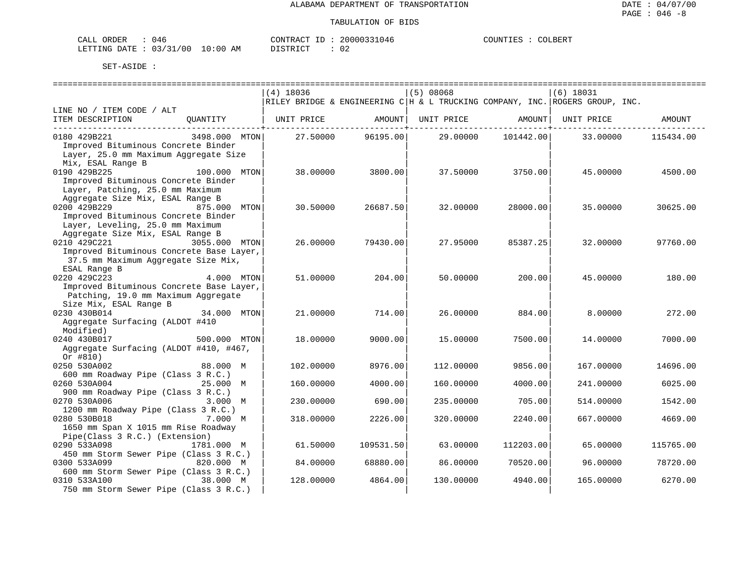ALABAMA DEPARTMENT OF TRANSPORTATION

TABULATION OF BIDS

CALL ORDER : 046 CONTRACT ID : 20000331046 COUNTIES : COLBERT
LETTING DATE : 03/31/00 10:00 AM DISTRICT : 02

SET-ASIDE :

| LINE NO / ITEM CODE / ALT ITEM DESCRIPTION | QUANTITY | (4) 18036 RILEY BRIDGE & ENGINEERING C UNIT PRICE | AMOUNT | (5) 08068 H & L TRUCKING COMPANY, INC. UNIT PRICE | AMOUNT | (6) 18031 ROGERS GROUP, INC. UNIT PRICE | AMOUNT |
|---|---|---|---|---|---|---|---|
| 0180 429B221 Improved Bituminous Concrete Binder Layer, 25.0 mm Maximum Aggregate Size Mix, ESAL Range B | 3498.000 MTON | 27.50000 | 96195.00 | 29.00000 | 101442.00 | 33.00000 | 115434.00 |
| 0190 429B225 Improved Bituminous Concrete Binder Layer, Patching, 25.0 mm Maximum Aggregate Size Mix, ESAL Range B | 100.000 MTON | 38.00000 | 3800.00 | 37.50000 | 3750.00 | 45.00000 | 4500.00 |
| 0200 429B229 Improved Bituminous Concrete Binder Layer, Leveling, 25.0 mm Maximum Aggregate Size Mix, ESAL Range B | 875.000 MTON | 30.50000 | 26687.50 | 32.00000 | 28000.00 | 35.00000 | 30625.00 |
| 0210 429C221 Improved Bituminous Concrete Base Layer, 37.5 mm Maximum Aggregate Size Mix, ESAL Range B | 3055.000 MTON | 26.00000 | 79430.00 | 27.95000 | 85387.25 | 32.00000 | 97760.00 |
| 0220 429C223 Improved Bituminous Concrete Base Layer, Patching, 19.0 mm Maximum Aggregate Size Mix, ESAL Range B | 4.000 MTON | 51.00000 | 204.00 | 50.00000 | 200.00 | 45.00000 | 180.00 |
| 0230 430B014 Aggregate Surfacing (ALDOT #410 Modified) | 34.000 MTON | 21.00000 | 714.00 | 26.00000 | 884.00 | 8.00000 | 272.00 |
| 0240 430B017 Aggregate Surfacing (ALDOT #410, #467, Or #810) | 500.000 MTON | 18.00000 | 9000.00 | 15.00000 | 7500.00 | 14.00000 | 7000.00 |
| 0250 530A002 600 mm Roadway Pipe (Class 3 R.C.) | 88.000 M | 102.00000 | 8976.00 | 112.00000 | 9856.00 | 167.00000 | 14696.00 |
| 0260 530A004 900 mm Roadway Pipe (Class 3 R.C.) | 25.000 M | 160.00000 | 4000.00 | 160.00000 | 4000.00 | 241.00000 | 6025.00 |
| 0270 530A006 1200 mm Roadway Pipe (Class 3 R.C.) | 3.000 M | 230.00000 | 690.00 | 235.00000 | 705.00 | 514.00000 | 1542.00 |
| 0280 530B018 1650 mm Span X 1015 mm Rise Roadway Pipe(Class 3 R.C.) (Extension) | 7.000 M | 318.00000 | 2226.00 | 320.00000 | 2240.00 | 667.00000 | 4669.00 |
| 0290 533A098 450 mm Storm Sewer Pipe (Class 3 R.C.) | 1781.000 M | 61.50000 | 109531.50 | 63.00000 | 112203.00 | 65.00000 | 115765.00 |
| 0300 533A099 600 mm Storm Sewer Pipe (Class 3 R.C.) | 820.000 M | 84.00000 | 68880.00 | 86.00000 | 70520.00 | 96.00000 | 78720.00 |
| 0310 533A100 750 mm Storm Sewer Pipe (Class 3 R.C.) | 38.000 M | 128.00000 | 4864.00 | 130.00000 | 4940.00 | 165.00000 | 6270.00 |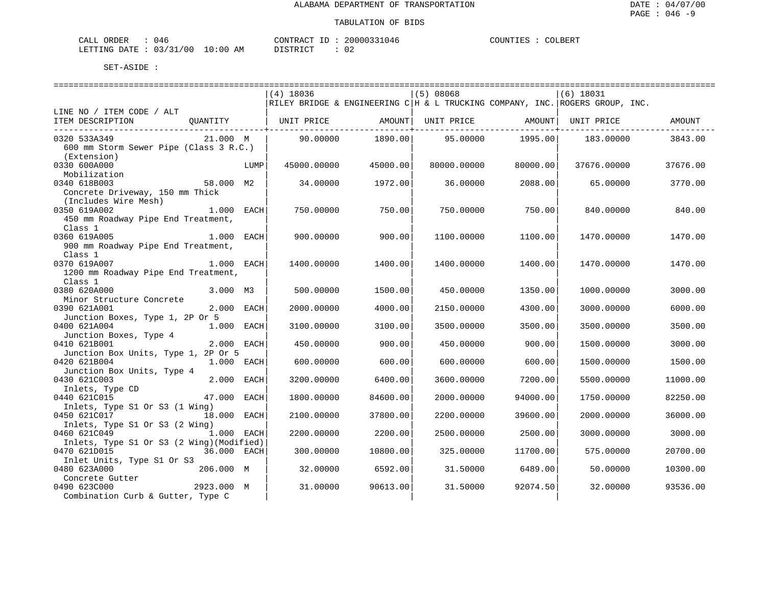ALABAMA DEPARTMENT OF TRANSPORTATION

TABULATION OF BIDS

CALL ORDER : 046 CONTRACT ID : 20000331046 COUNTIES : COLBERT
LETTING DATE : 03/31/00 10:00 AM DISTRICT : 02

SET-ASIDE :

| LINE NO / ITEM CODE / ALT ITEM DESCRIPTION | QUANTITY | (4) 18036 RILEY BRIDGE & ENGINEERING C UNIT PRICE | AMOUNT | (5) 08068 H & L TRUCKING COMPANY, INC. UNIT PRICE | AMOUNT | (6) 18031 ROGERS GROUP, INC. UNIT PRICE | AMOUNT |
|---|---|---|---|---|---|---|---|
| 0320 533A349 600 mm Storm Sewer Pipe (Class 3 R.C.) (Extension) | 21.000 M | 90.00000 | 1890.00 | 95.00000 | 1995.00 | 183.00000 | 3843.00 |
| 0330 600A000 Mobilization | LUMP | 45000.00000 | 45000.00 | 80000.00000 | 80000.00 | 37676.00000 | 37676.00 |
| 0340 618B003 Concrete Driveway, 150 mm Thick (Includes Wire Mesh) | 58.000 M2 | 34.00000 | 1972.00 | 36.00000 | 2088.00 | 65.00000 | 3770.00 |
| 0350 619A002 450 mm Roadway Pipe End Treatment, Class 1 | 1.000 EACH | 750.00000 | 750.00 | 750.00000 | 750.00 | 840.00000 | 840.00 |
| 0360 619A005 900 mm Roadway Pipe End Treatment, Class 1 | 1.000 EACH | 900.00000 | 900.00 | 1100.00000 | 1100.00 | 1470.00000 | 1470.00 |
| 0370 619A007 1200 mm Roadway Pipe End Treatment, Class 1 | 1.000 EACH | 1400.00000 | 1400.00 | 1400.00000 | 1400.00 | 1470.00000 | 1470.00 |
| 0380 620A000 Minor Structure Concrete | 3.000 M3 | 500.00000 | 1500.00 | 450.00000 | 1350.00 | 1000.00000 | 3000.00 |
| 0390 621A001 Junction Boxes, Type 1, 2P Or 5 | 2.000 EACH | 2000.00000 | 4000.00 | 2150.00000 | 4300.00 | 3000.00000 | 6000.00 |
| 0400 621A004 Junction Boxes, Type 4 | 1.000 EACH | 3100.00000 | 3100.00 | 3500.00000 | 3500.00 | 3500.00000 | 3500.00 |
| 0410 621B001 Junction Box Units, Type 1, 2P Or 5 | 2.000 EACH | 450.00000 | 900.00 | 450.00000 | 900.00 | 1500.00000 | 3000.00 |
| 0420 621B004 Junction Box Units, Type 4 | 1.000 EACH | 600.00000 | 600.00 | 600.00000 | 600.00 | 1500.00000 | 1500.00 |
| 0430 621C003 Inlets, Type CD | 2.000 EACH | 3200.00000 | 6400.00 | 3600.00000 | 7200.00 | 5500.00000 | 11000.00 |
| 0440 621C015 Inlets, Type S1 Or S3 (1 Wing) | 47.000 EACH | 1800.00000 | 84600.00 | 2000.00000 | 94000.00 | 1750.00000 | 82250.00 |
| 0450 621C017 Inlets, Type S1 Or S3 (2 Wing) | 18.000 EACH | 2100.00000 | 37800.00 | 2200.00000 | 39600.00 | 2000.00000 | 36000.00 |
| 0460 621C049 Inlets, Type S1 Or S3 (2 Wing)(Modified) | 1.000 EACH | 2200.00000 | 2200.00 | 2500.00000 | 2500.00 | 3000.00000 | 3000.00 |
| 0470 621D015 Inlet Units, Type S1 Or S3 | 36.000 EACH | 300.00000 | 10800.00 | 325.00000 | 11700.00 | 575.00000 | 20700.00 |
| 0480 623A000 Concrete Gutter | 206.000 M | 32.00000 | 6592.00 | 31.50000 | 6489.00 | 50.00000 | 10300.00 |
| 0490 623C000 Combination Curb & Gutter, Type C | 2923.000 M | 31.00000 | 90613.00 | 31.50000 | 92074.50 | 32.00000 | 93536.00 |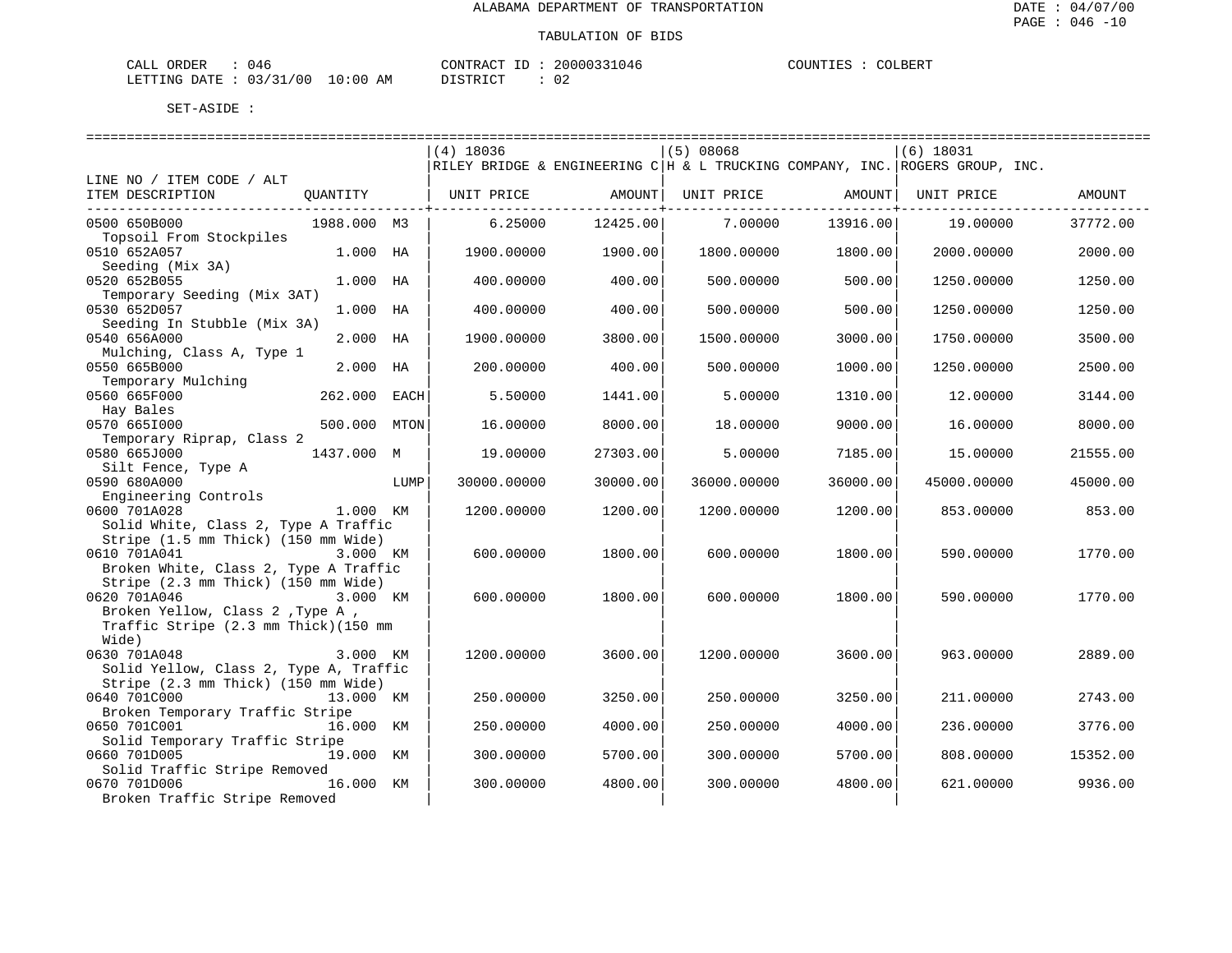ALABAMA DEPARTMENT OF TRANSPORTATION

TABULATION OF BIDS

DATE : 04/07/00
PAGE : 046 -10

CALL ORDER : 046 CONTRACT ID : 20000331046 COUNTIES : COLBERT
LETTING DATE : 03/31/00 10:00 AM DISTRICT : 02

SET-ASIDE :

| LINE NO / ITEM CODE / ALT ITEM DESCRIPTION | QUANTITY | | (4) 18036 RILEY BRIDGE & ENGINEERING C UNIT PRICE | AMOUNT | (5) 08068 H & L TRUCKING COMPANY, INC. UNIT PRICE | AMOUNT | (6) 18031 ROGERS GROUP, INC. UNIT PRICE | AMOUNT |
|---|---|---|---|---|---|---|---|---|
| 0500 650B000 Topsoil From Stockpiles | 1988.000 | M3 | 6.25000 | 12425.00 | 7.00000 | 13916.00 | 19.00000 | 37772.00 |
| 0510 652A057 Seeding (Mix 3A) | 1.000 | HA | 1900.00000 | 1900.00 | 1800.00000 | 1800.00 | 2000.00000 | 2000.00 |
| 0520 652B055 Temporary Seeding (Mix 3AT) | 1.000 | HA | 400.00000 | 400.00 | 500.00000 | 500.00 | 1250.00000 | 1250.00 |
| 0530 652D057 Seeding In Stubble (Mix 3A) | 1.000 | HA | 400.00000 | 400.00 | 500.00000 | 500.00 | 1250.00000 | 1250.00 |
| 0540 656A000 Mulching, Class A, Type 1 | 2.000 | HA | 1900.00000 | 3800.00 | 1500.00000 | 3000.00 | 1750.00000 | 3500.00 |
| 0550 665B000 Temporary Mulching | 2.000 | HA | 200.00000 | 400.00 | 500.00000 | 1000.00 | 1250.00000 | 2500.00 |
| 0560 665F000 Hay Bales | 262.000 | EACH | 5.50000 | 1441.00 | 5.00000 | 1310.00 | 12.00000 | 3144.00 |
| 0570 665I000 Temporary Riprap, Class 2 | 500.000 | MTON | 16.00000 | 8000.00 | 18.00000 | 9000.00 | 16.00000 | 8000.00 |
| 0580 665J000 Silt Fence, Type A | 1437.000 | M | 19.00000 | 27303.00 | 5.00000 | 7185.00 | 15.00000 | 21555.00 |
| 0590 680A000 Engineering Controls | | LUMP | 30000.00000 | 30000.00 | 36000.00000 | 36000.00 | 45000.00000 | 45000.00 |
| 0600 701A028 Solid White, Class 2, Type A Traffic Stripe (1.5 mm Thick) (150 mm Wide) | 1.000 | KM | 1200.00000 | 1200.00 | 1200.00000 | 1200.00 | 853.00000 | 853.00 |
| 0610 701A041 Broken White, Class 2, Type A Traffic Stripe (2.3 mm Thick) (150 mm Wide) | 3.000 | KM | 600.00000 | 1800.00 | 600.00000 | 1800.00 | 590.00000 | 1770.00 |
| 0620 701A046 Broken Yellow, Class 2 ,Type A , Traffic Stripe (2.3 mm Thick)(150 mm Wide) | 3.000 | KM | 600.00000 | 1800.00 | 600.00000 | 1800.00 | 590.00000 | 1770.00 |
| 0630 701A048 Solid Yellow, Class 2, Type A, Traffic Stripe (2.3 mm Thick) (150 mm Wide) | 3.000 | KM | 1200.00000 | 3600.00 | 1200.00000 | 3600.00 | 963.00000 | 2889.00 |
| 0640 701C000 Broken Temporary Traffic Stripe | 13.000 | KM | 250.00000 | 3250.00 | 250.00000 | 3250.00 | 211.00000 | 2743.00 |
| 0650 701C001 Solid Temporary Traffic Stripe | 16.000 | KM | 250.00000 | 4000.00 | 250.00000 | 4000.00 | 236.00000 | 3776.00 |
| 0660 701D005 Solid Traffic Stripe Removed | 19.000 | KM | 300.00000 | 5700.00 | 300.00000 | 5700.00 | 808.00000 | 15352.00 |
| 0670 701D006 Broken Traffic Stripe Removed | 16.000 | KM | 300.00000 | 4800.00 | 300.00000 | 4800.00 | 621.00000 | 9936.00 |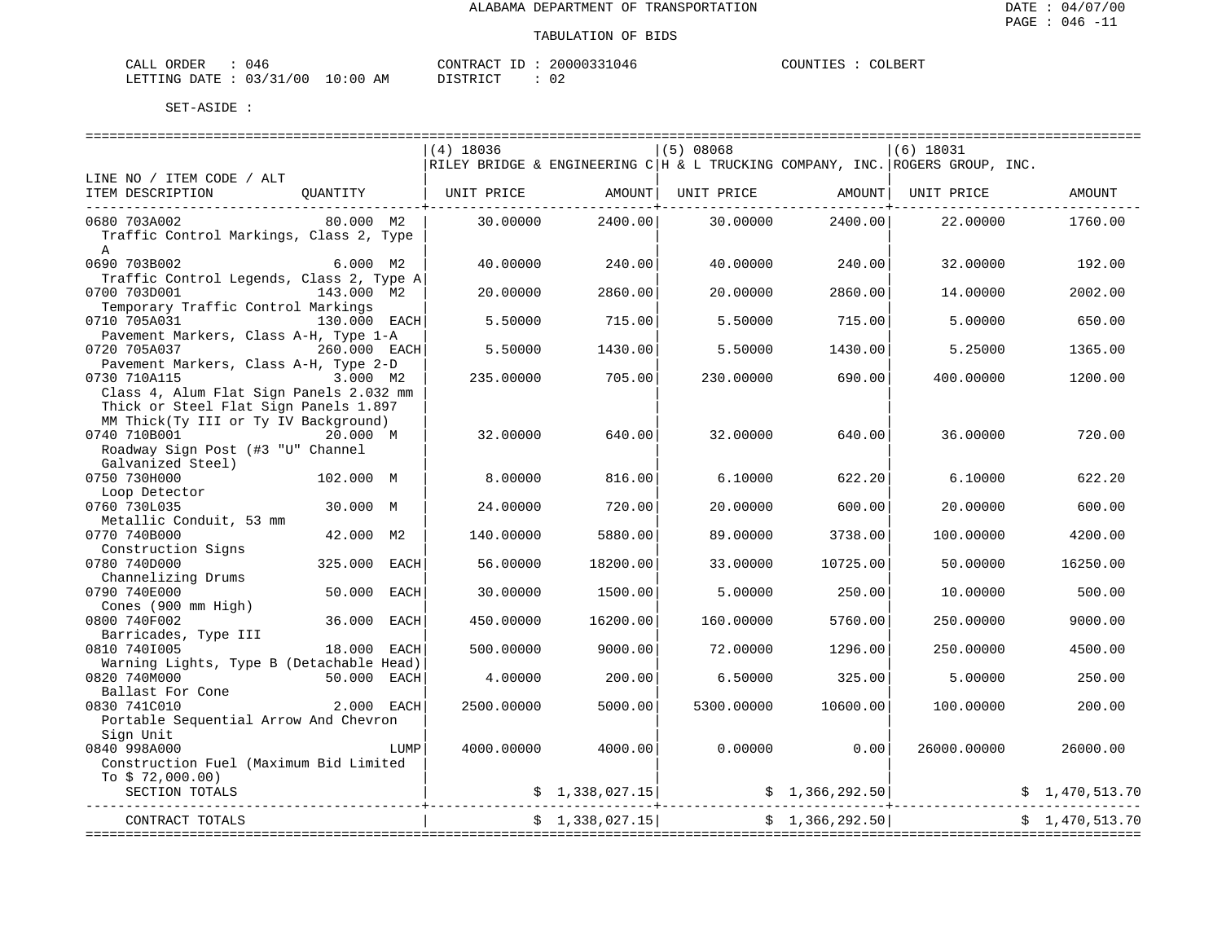ALABAMA DEPARTMENT OF TRANSPORTATION

TABULATION OF BIDS

CALL ORDER : 046    CONTRACT ID : 20000331046    COUNTIES : COLBERT
LETTING DATE : 03/31/00 10:00 AM    DISTRICT : 02

SET-ASIDE :

| LINE NO / ITEM CODE / ALT ITEM DESCRIPTION | QUANTITY | (4) 18036 RILEY BRIDGE & ENGINEERING C UNIT PRICE | AMOUNT | (5) 08068 H & L TRUCKING COMPANY, INC. UNIT PRICE | AMOUNT | (6) 18031 ROGERS GROUP, INC. UNIT PRICE | AMOUNT |
|---|---|---|---|---|---|---|---|
| 0680 703A002 Traffic Control Markings, Class 2, Type A | 80.000 M2 | 30.00000 | 2400.00 | 30.00000 | 2400.00 | 22.00000 | 1760.00 |
| 0690 703B002 Traffic Control Legends, Class 2, Type A | 6.000 M2 | 40.00000 | 240.00 | 40.00000 | 240.00 | 32.00000 | 192.00 |
| 0700 703D001 Temporary Traffic Control Markings | 143.000 M2 | 20.00000 | 2860.00 | 20.00000 | 2860.00 | 14.00000 | 2002.00 |
| 0710 705A031 Pavement Markers, Class A-H, Type 1-A | 130.000 EACH | 5.50000 | 715.00 | 5.50000 | 715.00 | 5.00000 | 650.00 |
| 0720 705A037 Pavement Markers, Class A-H, Type 2-D | 260.000 EACH | 5.50000 | 1430.00 | 5.50000 | 1430.00 | 5.25000 | 1365.00 |
| 0730 710A115 Class 4, Alum Flat Sign Panels 2.032 mm Thick or Steel Flat Sign Panels 1.897 MM Thick(Ty III or Ty IV Background) | 3.000 M2 | 235.00000 | 705.00 | 230.00000 | 690.00 | 400.00000 | 1200.00 |
| 0740 710B001 Roadway Sign Post (#3 "U" Channel Galvanized Steel) | 20.000 M | 32.00000 | 640.00 | 32.00000 | 640.00 | 36.00000 | 720.00 |
| 0750 730H000 Loop Detector | 102.000 M | 8.00000 | 816.00 | 6.10000 | 622.20 | 6.10000 | 622.20 |
| 0760 730L035 Metallic Conduit, 53 mm | 30.000 M | 24.00000 | 720.00 | 20.00000 | 600.00 | 20.00000 | 600.00 |
| 0770 740B000 Construction Signs | 42.000 M2 | 140.00000 | 5880.00 | 89.00000 | 3738.00 | 100.00000 | 4200.00 |
| 0780 740D000 Channelizing Drums | 325.000 EACH | 56.00000 | 18200.00 | 33.00000 | 10725.00 | 50.00000 | 16250.00 |
| 0790 740E000 Cones (900 mm High) | 50.000 EACH | 30.00000 | 1500.00 | 5.00000 | 250.00 | 10.00000 | 500.00 |
| 0800 740F002 Barricades, Type III | 36.000 EACH | 450.00000 | 16200.00 | 160.00000 | 5760.00 | 250.00000 | 9000.00 |
| 0810 740I005 Warning Lights, Type B (Detachable Head) | 18.000 EACH | 500.00000 | 9000.00 | 72.00000 | 1296.00 | 250.00000 | 4500.00 |
| 0820 740M000 Ballast For Cone | 50.000 EACH | 4.00000 | 200.00 | 6.50000 | 325.00 | 5.00000 | 250.00 |
| 0830 741C010 Portable Sequential Arrow And Chevron Sign Unit | 2.000 EACH | 2500.00000 | 5000.00 | 5300.00000 | 10600.00 | 100.00000 | 200.00 |
| 0840 998A000 Construction Fuel (Maximum Bid Limited To $ 72,000.00) | LUMP | 4000.00000 | 4000.00 | 0.00000 | 0.00 | 26000.00000 | 26000.00 |
| SECTION TOTALS | | | $ 1,338,027.15 | | $ 1,366,292.50 | | $ 1,470,513.70 |
| CONTRACT TOTALS | | | $ 1,338,027.15 | | $ 1,366,292.50 | | $ 1,470,513.70 |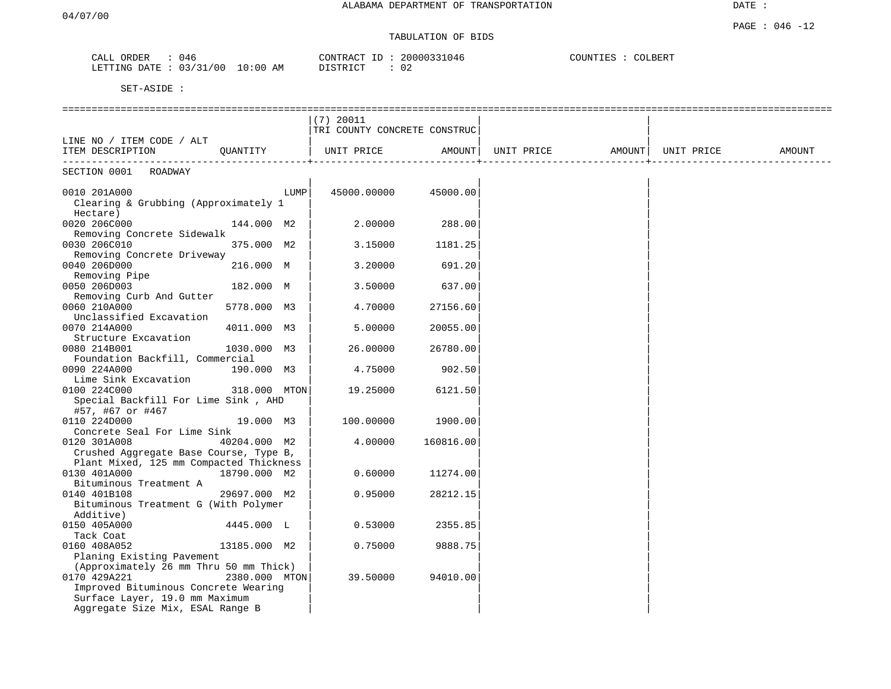ALABAMA DEPARTMENT OF TRANSPORTATION

TABULATION OF BIDS

CALL ORDER : 046
LETTING DATE : 03/31/00 10:00 AM

CONTRACT ID : 20000331046
DISTRICT : 02

COUNTIES : COLBERT

SET-ASIDE :

| LINE NO / ITEM CODE / ALT<br>ITEM DESCRIPTION | QUANTITY | (7) 20011<br>TRI COUNTY CONCRETE CONSTRUC<br>UNIT PRICE | <br><br>AMOUNT | <br><br>UNIT PRICE | <br><br>AMOUNT | <br><br>UNIT PRICE | <br><br>AMOUNT |
|---|---|---|---|---|---|---|---|
| SECTION 0001 ROADWAY | | | | | | | |
| 0010 201A000<br>Clearing & Grubbing (Approximately 1 Hectare) | LUMP | 45000.00000 | 45000.00 | | | | |
| 0020 206C000<br>Removing Concrete Sidewalk | 144.000 M2 | 2.00000 | 288.00 | | | | |
| 0030 206C010<br>Removing Concrete Driveway | 375.000 M2 | 3.15000 | 1181.25 | | | | |
| 0040 206D000<br>Removing Pipe | 216.000 M | 3.20000 | 691.20 | | | | |
| 0050 206D003<br>Removing Curb And Gutter | 182.000 M | 3.50000 | 637.00 | | | | |
| 0060 210A000<br>Unclassified Excavation | 5778.000 M3 | 4.70000 | 27156.60 | | | | |
| 0070 214A000<br>Structure Excavation | 4011.000 M3 | 5.00000 | 20055.00 | | | | |
| 0080 214B001<br>Foundation Backfill, Commercial | 1030.000 M3 | 26.00000 | 26780.00 | | | | |
| 0090 224A000<br>Lime Sink Excavation | 190.000 M3 | 4.75000 | 902.50 | | | | |
| 0100 224C000<br>Special Backfill For Lime Sink , AHD #57, #67 or #467 | 318.000 MTON | 19.25000 | 6121.50 | | | | |
| 0110 224D000<br>Concrete Seal For Lime Sink | 19.000 M3 | 100.00000 | 1900.00 | | | | |
| 0120 301A008<br>Crushed Aggregate Base Course, Type B, Plant Mixed, 125 mm Compacted Thickness | 40204.000 M2 | 4.00000 | 160816.00 | | | | |
| 0130 401A000<br>Bituminous Treatment A | 18790.000 M2 | 0.60000 | 11274.00 | | | | |
| 0140 401B108<br>Bituminous Treatment G (With Polymer Additive) | 29697.000 M2 | 0.95000 | 28212.15 | | | | |
| 0150 405A000<br>Tack Coat | 4445.000 L | 0.53000 | 2355.85 | | | | |
| 0160 408A052<br>Planing Existing Pavement (Approximately 26 mm Thru 50 mm Thick) | 13185.000 M2 | 0.75000 | 9888.75 | | | | |
| 0170 429A221<br>Improved Bituminous Concrete Wearing Surface Layer, 19.0 mm Maximum Aggregate Size Mix, ESAL Range B | 2380.000 MTON | 39.50000 | 94010.00 | | | | |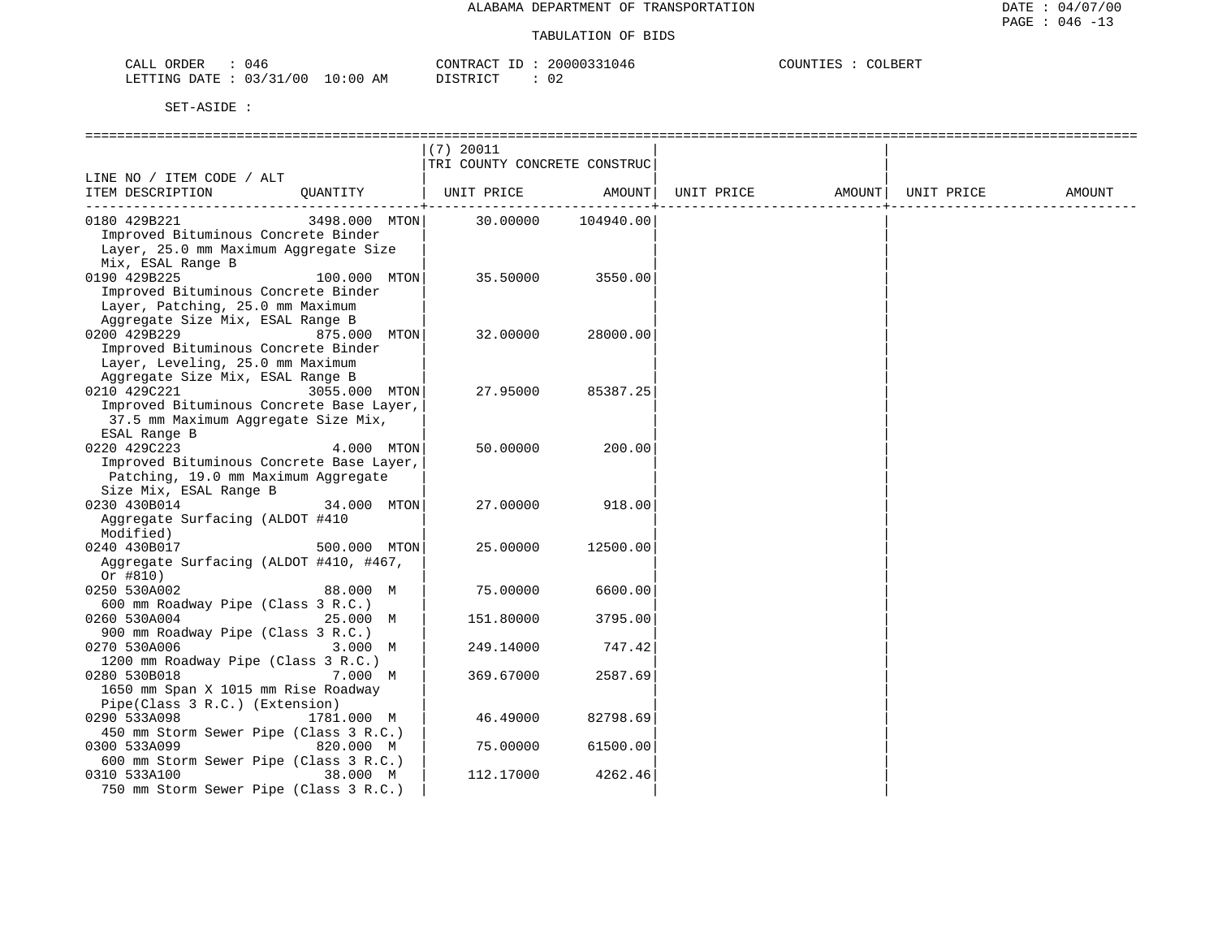ALABAMA DEPARTMENT OF TRANSPORTATION

TABULATION OF BIDS

CALL ORDER : 046 CONTRACT ID : 20000331046 COUNTIES : COLBERT
LETTING DATE : 03/31/00 10:00 AM DISTRICT : 02

SET-ASIDE :

| LINE NO / ITEM CODE / ALT ITEM DESCRIPTION | QUANTITY | (7) 20011 TRI COUNTY CONCRETE CONSTRUC UNIT PRICE | AMOUNT | UNIT PRICE | AMOUNT | UNIT PRICE | AMOUNT |
|---|---|---|---|---|---|---|---|
| 0180 429B221 Improved Bituminous Concrete Binder Layer, 25.0 mm Maximum Aggregate Size Mix, ESAL Range B | 3498.000 MTON | 30.00000 | 104940.00 | | | | |
| 0190 429B225 Improved Bituminous Concrete Binder Layer, Patching, 25.0 mm Maximum Aggregate Size Mix, ESAL Range B | 100.000 MTON | 35.50000 | 3550.00 | | | | |
| 0200 429B229 Improved Bituminous Concrete Binder Layer, Leveling, 25.0 mm Maximum Aggregate Size Mix, ESAL Range B | 875.000 MTON | 32.00000 | 28000.00 | | | | |
| 0210 429C221 Improved Bituminous Concrete Base Layer, 37.5 mm Maximum Aggregate Size Mix, ESAL Range B | 3055.000 MTON | 27.95000 | 85387.25 | | | | |
| 0220 429C223 Improved Bituminous Concrete Base Layer, Patching, 19.0 mm Maximum Aggregate Size Mix, ESAL Range B | 4.000 MTON | 50.00000 | 200.00 | | | | |
| 0230 430B014 Aggregate Surfacing (ALDOT #410 Modified) | 34.000 MTON | 27.00000 | 918.00 | | | | |
| 0240 430B017 Aggregate Surfacing (ALDOT #410, #467, Or #810) | 500.000 MTON | 25.00000 | 12500.00 | | | | |
| 0250 530A002 600 mm Roadway Pipe (Class 3 R.C.) | 88.000 M | 75.00000 | 6600.00 | | | | |
| 0260 530A004 900 mm Roadway Pipe (Class 3 R.C.) | 25.000 M | 151.80000 | 3795.00 | | | | |
| 0270 530A006 1200 mm Roadway Pipe (Class 3 R.C.) | 3.000 M | 249.14000 | 747.42 | | | | |
| 0280 530B018 1650 mm Span X 1015 mm Rise Roadway Pipe(Class 3 R.C.) (Extension) | 7.000 M | 369.67000 | 2587.69 | | | | |
| 0290 533A098 450 mm Storm Sewer Pipe (Class 3 R.C.) | 1781.000 M | 46.49000 | 82798.69 | | | | |
| 0300 533A099 600 mm Storm Sewer Pipe (Class 3 R.C.) | 820.000 M | 75.00000 | 61500.00 | | | | |
| 0310 533A100 750 mm Storm Sewer Pipe (Class 3 R.C.) | 38.000 M | 112.17000 | 4262.46 | | | | |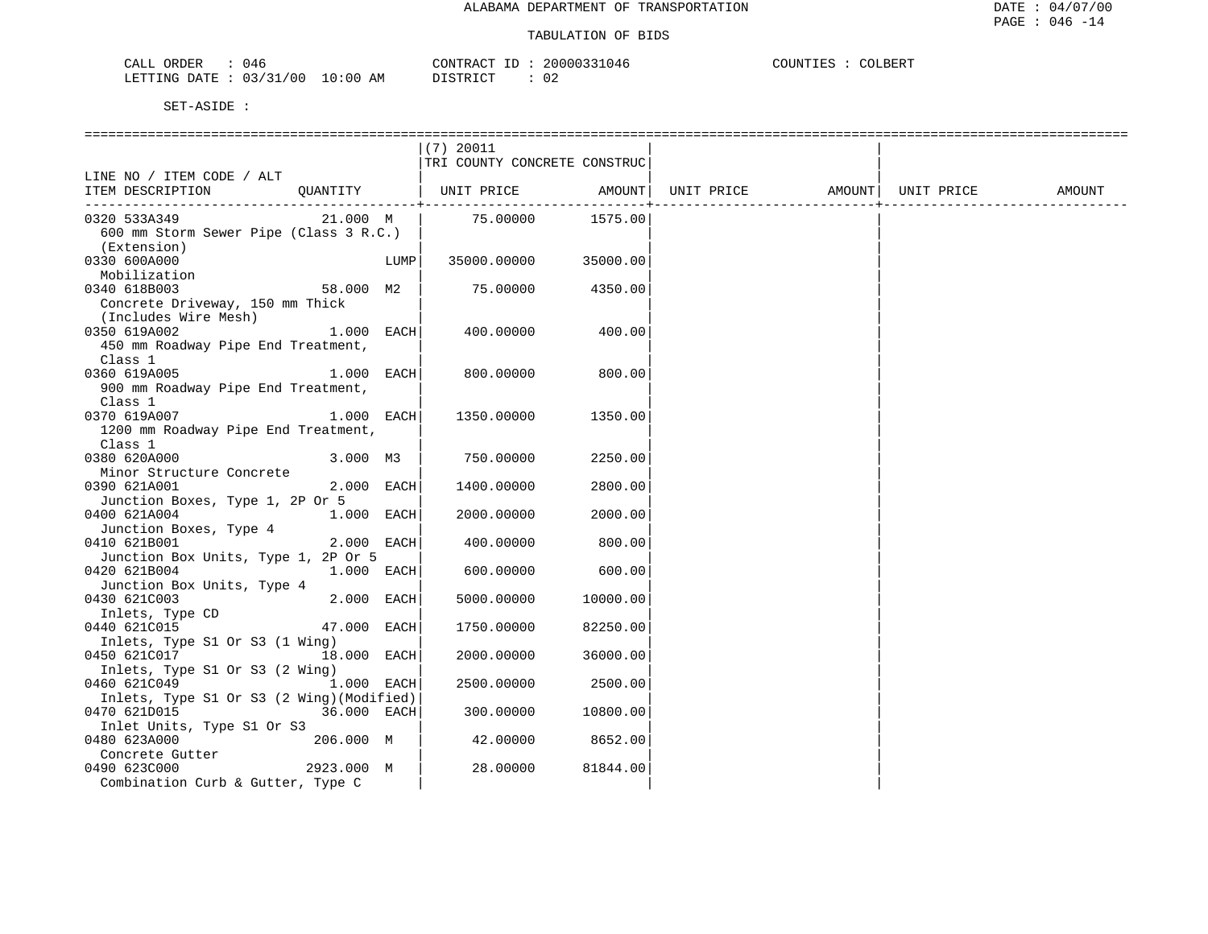ALABAMA DEPARTMENT OF TRANSPORTATION

TABULATION OF BIDS

CALL ORDER : 046 CONTRACT ID : 20000331046 COUNTIES : COLBERT
LETTING DATE : 03/31/00 10:00 AM DISTRICT : 02

SET-ASIDE :

| LINE NO / ITEM CODE / ALT ITEM DESCRIPTION | QUANTITY | (7) 20011 TRI COUNTY CONCRETE CONSTRUC UNIT PRICE | AMOUNT | UNIT PRICE | AMOUNT | UNIT PRICE | AMOUNT |
|---|---|---|---|---|---|---|---|
| 0320 533A349 600 mm Storm Sewer Pipe (Class 3 R.C.) (Extension) | 21.000 M | 75.00000 | 1575.00 | | | | |
| 0330 600A000 Mobilization | LUMP | 35000.00000 | 35000.00 | | | | |
| 0340 618B003 Concrete Driveway, 150 mm Thick (Includes Wire Mesh) | 58.000 M2 | 75.00000 | 4350.00 | | | | |
| 0350 619A002 450 mm Roadway Pipe End Treatment, Class 1 | 1.000 EACH | 400.00000 | 400.00 | | | | |
| 0360 619A005 900 mm Roadway Pipe End Treatment, Class 1 | 1.000 EACH | 800.00000 | 800.00 | | | | |
| 0370 619A007 1200 mm Roadway Pipe End Treatment, Class 1 | 1.000 EACH | 1350.00000 | 1350.00 | | | | |
| 0380 620A000 Minor Structure Concrete | 3.000 M3 | 750.00000 | 2250.00 | | | | |
| 0390 621A001 Junction Boxes, Type 1, 2P Or 5 | 2.000 EACH | 1400.00000 | 2800.00 | | | | |
| 0400 621A004 Junction Boxes, Type 4 | 1.000 EACH | 2000.00000 | 2000.00 | | | | |
| 0410 621B001 Junction Box Units, Type 1, 2P Or 5 | 2.000 EACH | 400.00000 | 800.00 | | | | |
| 0420 621B004 Junction Box Units, Type 4 | 1.000 EACH | 600.00000 | 600.00 | | | | |
| 0430 621C003 Inlets, Type CD | 2.000 EACH | 5000.00000 | 10000.00 | | | | |
| 0440 621C015 Inlets, Type S1 Or S3 (1 Wing) | 47.000 EACH | 1750.00000 | 82250.00 | | | | |
| 0450 621C017 Inlets, Type S1 Or S3 (2 Wing) | 18.000 EACH | 2000.00000 | 36000.00 | | | | |
| 0460 621C049 Inlets, Type S1 Or S3 (2 Wing)(Modified) | 1.000 EACH | 2500.00000 | 2500.00 | | | | |
| 0470 621D015 Inlet Units, Type S1 Or S3 | 36.000 EACH | 300.00000 | 10800.00 | | | | |
| 0480 623A000 Concrete Gutter | 206.000 M | 42.00000 | 8652.00 | | | | |
| 0490 623C000 Combination Curb & Gutter, Type C | 2923.000 M | 28.00000 | 81844.00 | | | | |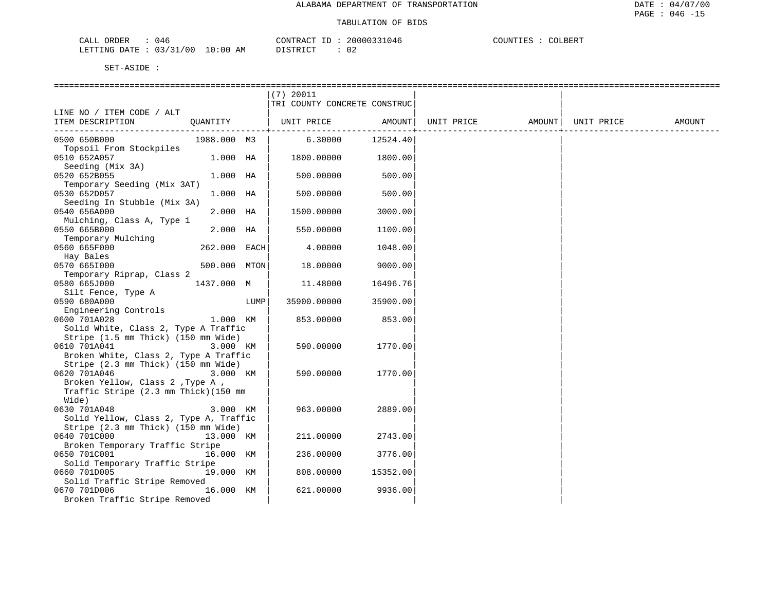ALABAMA DEPARTMENT OF TRANSPORTATION

TABULATION OF BIDS

CALL ORDER : 046 CONTRACT ID : 20000331046 COUNTIES : COLBERT
LETTING DATE : 03/31/00 10:00 AM DISTRICT : 02

SET-ASIDE :

| LINE NO / ITEM CODE / ALT ITEM DESCRIPTION | QUANTITY | | (7) 20011 TRI COUNTY CONCRETE CONSTRUC UNIT PRICE | AMOUNT | UNIT PRICE | AMOUNT | UNIT PRICE | AMOUNT |
|---|---|---|---|---|---|---|---|---|
| 0500 650B000 Topsoil From Stockpiles | 1988.000 | M3 | 6.30000 | 12524.40 | | | | |
| 0510 652A057 Seeding (Mix 3A) | 1.000 | HA | 1800.00000 | 1800.00 | | | | |
| 0520 652B055 Temporary Seeding (Mix 3AT) | 1.000 | HA | 500.00000 | 500.00 | | | | |
| 0530 652D057 Seeding In Stubble (Mix 3A) | 1.000 | HA | 500.00000 | 500.00 | | | | |
| 0540 656A000 Mulching, Class A, Type 1 | 2.000 | HA | 1500.00000 | 3000.00 | | | | |
| 0550 665B000 Temporary Mulching | 2.000 | HA | 550.00000 | 1100.00 | | | | |
| 0560 665F000 Hay Bales | 262.000 | EACH | 4.00000 | 1048.00 | | | | |
| 0570 665I000 Temporary Riprap, Class 2 | 500.000 | MTON | 18.00000 | 9000.00 | | | | |
| 0580 665J000 Silt Fence, Type A | 1437.000 | M | 11.48000 | 16496.76 | | | | |
| 0590 680A000 Engineering Controls | | LUMP | 35900.00000 | 35900.00 | | | | |
| 0600 701A028 Solid White, Class 2, Type A Traffic Stripe (1.5 mm Thick) (150 mm Wide) | 1.000 | KM | 853.00000 | 853.00 | | | | |
| 0610 701A041 Broken White, Class 2, Type A Traffic Stripe (2.3 mm Thick) (150 mm Wide) | 3.000 | KM | 590.00000 | 1770.00 | | | | |
| 0620 701A046 Broken Yellow, Class 2 ,Type A , Traffic Stripe (2.3 mm Thick)(150 mm Wide) | 3.000 | KM | 590.00000 | 1770.00 | | | | |
| 0630 701A048 Solid Yellow, Class 2, Type A, Traffic Stripe (2.3 mm Thick) (150 mm Wide) | 3.000 | KM | 963.00000 | 2889.00 | | | | |
| 0640 701C000 Broken Temporary Traffic Stripe | 13.000 | KM | 211.00000 | 2743.00 | | | | |
| 0650 701C001 Solid Temporary Traffic Stripe | 16.000 | KM | 236.00000 | 3776.00 | | | | |
| 0660 701D005 Solid Traffic Stripe Removed | 19.000 | KM | 808.00000 | 15352.00 | | | | |
| 0670 701D006 Broken Traffic Stripe Removed | 16.000 | KM | 621.00000 | 9936.00 | | | | |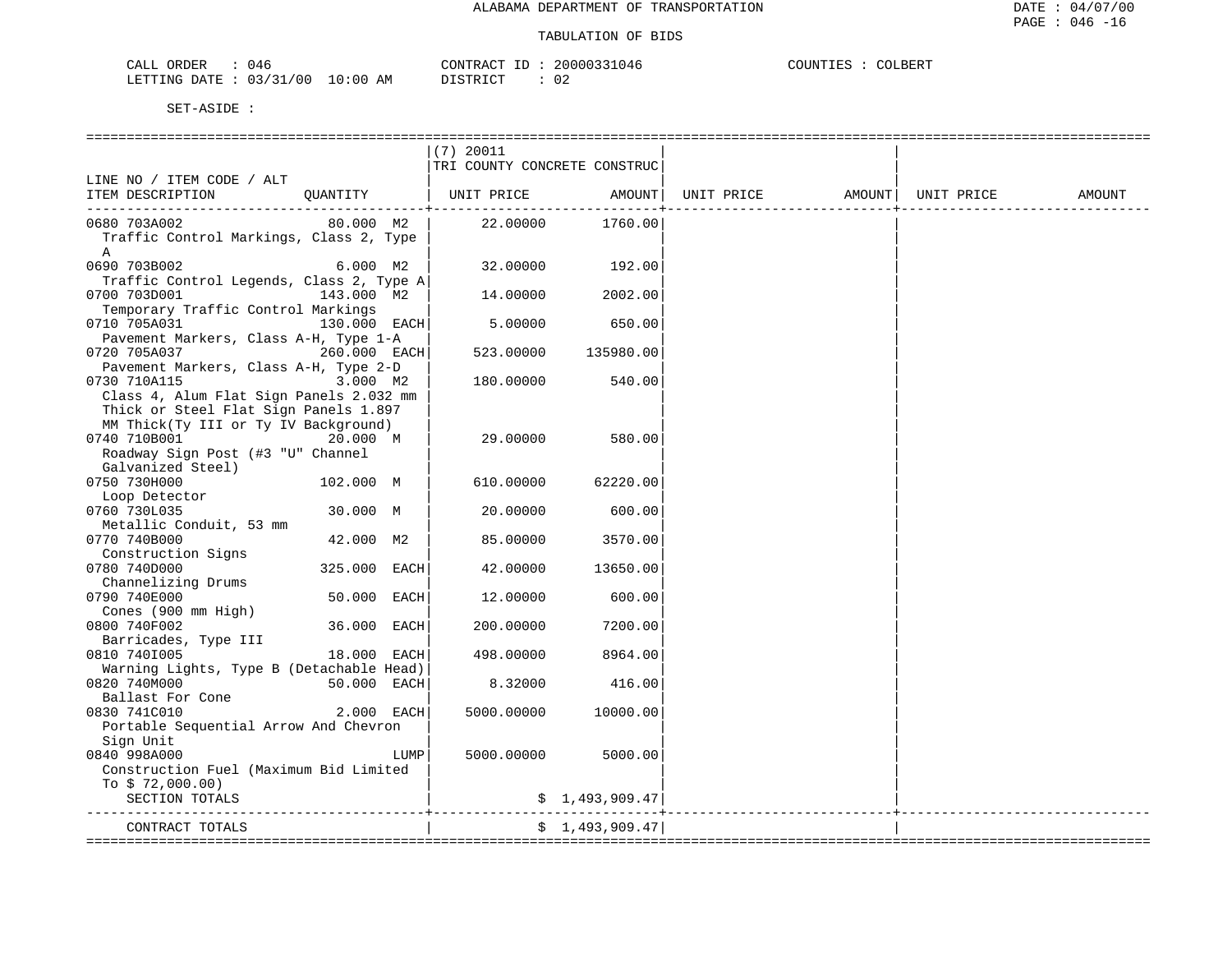ALABAMA DEPARTMENT OF TRANSPORTATION

TABULATION OF BIDS

CALL ORDER : 046 CONTRACT ID : 20000331046 COUNTIES : COLBERT
LETTING DATE : 03/31/00 10:00 AM DISTRICT : 02

SET-ASIDE :

| LINE NO / ITEM CODE / ALT ITEM DESCRIPTION | QUANTITY | (7) 20011 TRI COUNTY CONCRETE CONSTRUC UNIT PRICE | AMOUNT | UNIT PRICE | AMOUNT | UNIT PRICE | AMOUNT |
|---|---|---|---|---|---|---|---|
| 0680 703A002 Traffic Control Markings, Class 2, Type A | 80.000 M2 | 22.00000 | 1760.00 | | | | |
| 0690 703B002 Traffic Control Legends, Class 2, Type A | 6.000 M2 | 32.00000 | 192.00 | | | | |
| 0700 703D001 Temporary Traffic Control Markings | 143.000 M2 | 14.00000 | 2002.00 | | | | |
| 0710 705A031 Pavement Markers, Class A-H, Type 1-A | 130.000 EACH | 5.00000 | 650.00 | | | | |
| 0720 705A037 Pavement Markers, Class A-H, Type 2-D | 260.000 EACH | 523.00000 | 135980.00 | | | | |
| 0730 710A115 Class 4, Alum Flat Sign Panels 2.032 mm Thick or Steel Flat Sign Panels 1.897 MM Thick(Ty III or Ty IV Background) | 3.000 M2 | 180.00000 | 540.00 | | | | |
| 0740 710B001 Roadway Sign Post (#3 "U" Channel Galvanized Steel) | 20.000 M | 29.00000 | 580.00 | | | | |
| 0750 730H000 Loop Detector | 102.000 M | 610.00000 | 62220.00 | | | | |
| 0760 730L035 Metallic Conduit, 53 mm | 30.000 M | 20.00000 | 600.00 | | | | |
| 0770 740B000 Construction Signs | 42.000 M2 | 85.00000 | 3570.00 | | | | |
| 0780 740D000 Channelizing Drums | 325.000 EACH | 42.00000 | 13650.00 | | | | |
| 0790 740E000 Cones (900 mm High) | 50.000 EACH | 12.00000 | 600.00 | | | | |
| 0800 740F002 Barricades, Type III | 36.000 EACH | 200.00000 | 7200.00 | | | | |
| 0810 740I005 Warning Lights, Type B (Detachable Head) | 18.000 EACH | 498.00000 | 8964.00 | | | | |
| 0820 740M000 Ballast For Cone | 50.000 EACH | 8.32000 | 416.00 | | | | |
| 0830 741C010 Portable Sequential Arrow And Chevron Sign Unit | 2.000 EACH | 5000.00000 | 10000.00 | | | | |
| 0840 998A000 Construction Fuel (Maximum Bid Limited To $ 72,000.00) | LUMP | 5000.00000 | 5000.00 | | | | |
| SECTION TOTALS | | | $ 1,493,909.47 | | | | |
| CONTRACT TOTALS | | | $ 1,493,909.47 | | | | |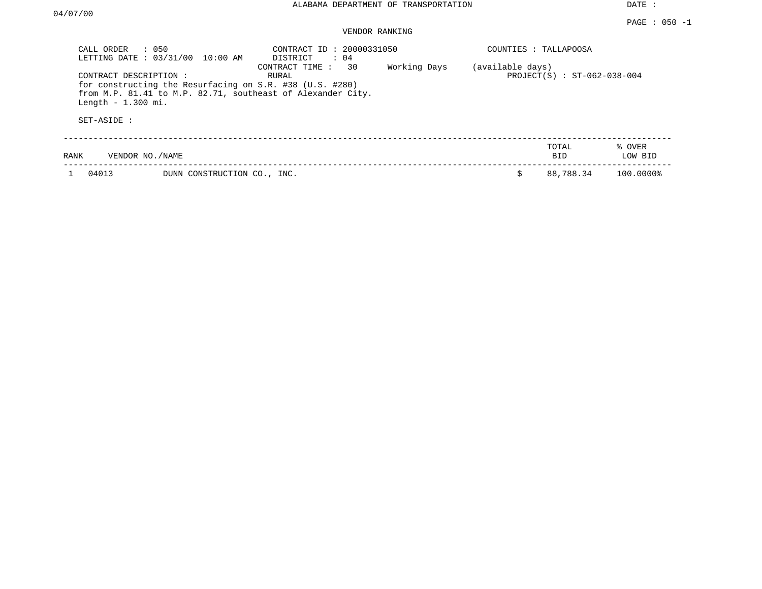ALABAMA DEPARTMENT OF TRANSPORTATION

DATE : 04/07/00

PAGE : 050 -1

VENDOR RANKING

CALL ORDER : 050
LETTING DATE : 03/31/00 10:00 AM

CONTRACT ID : 20000331050
DISTRICT : 04
CONTRACT TIME : 30 Working Days (available days)
RURAL

COUNTIES : TALLAPOOSA

PROJECT(S) : ST-062-038-004

CONTRACT DESCRIPTION :
for constructing the Resurfacing on S.R. #38 (U.S. #280) from M.P. 81.41 to M.P. 82.71, southeast of Alexander City.
Length - 1.300 mi.

SET-ASIDE :

| RANK | VENDOR NO./NAME | | TOTAL BID | % OVER LOW BID |
|---|---|---|---|---|
| 1 | 04013 | DUNN CONSTRUCTION CO., INC. | $ 88,788.34 | 100.0000% |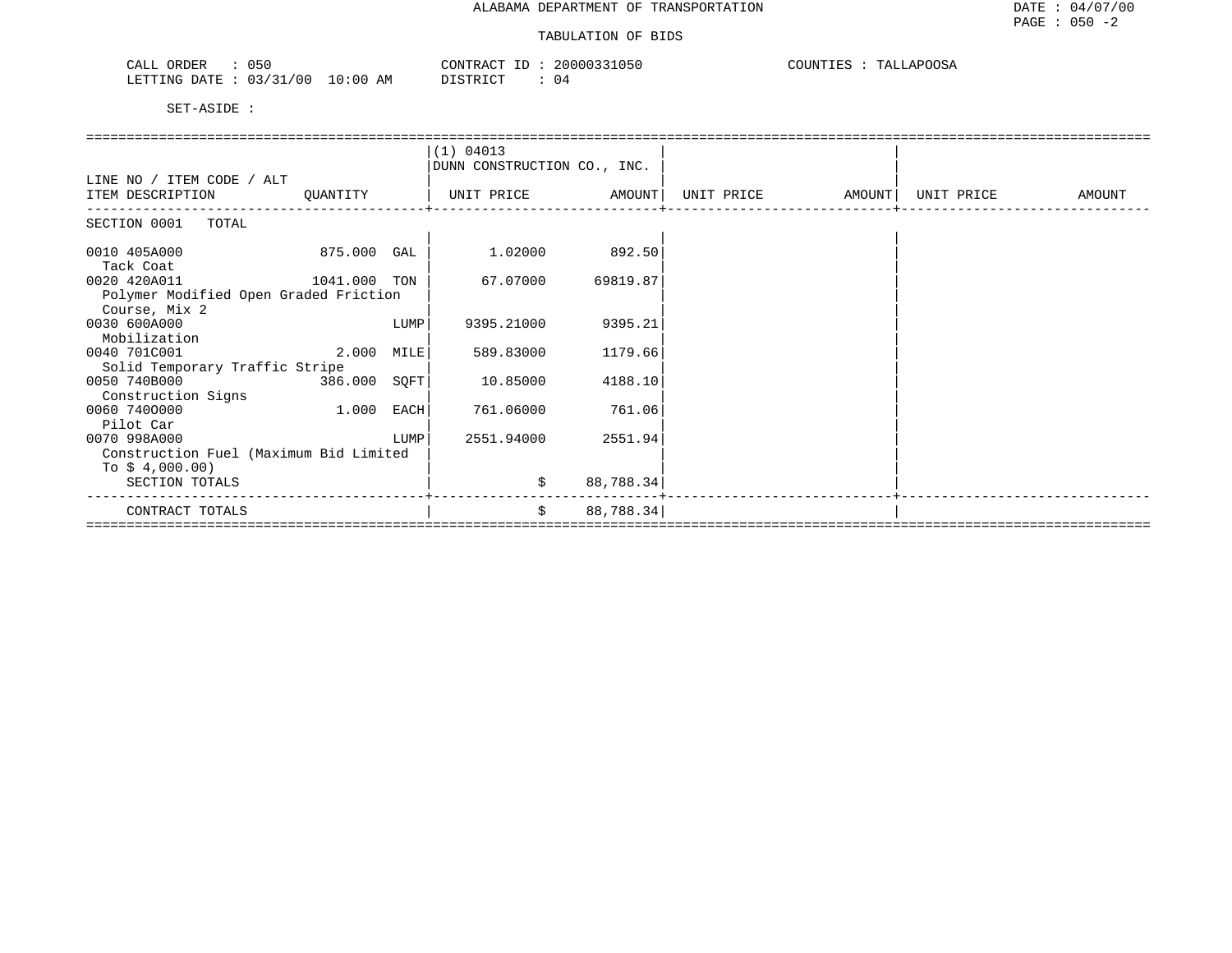ALABAMA DEPARTMENT OF TRANSPORTATION

TABULATION OF BIDS

DATE : 04/07/00
PAGE : 050 -2

CALL ORDER : 050 CONTRACT ID : 20000331050 COUNTIES : TALLAPOOSA
LETTING DATE : 03/31/00 10:00 AM DISTRICT : 04

SET-ASIDE :

| LINE NO / ITEM CODE / ALT ITEM DESCRIPTION | QUANTITY | (1) 04013 DUNN CONSTRUCTION CO., INC. UNIT PRICE | AMOUNT | UNIT PRICE | AMOUNT | UNIT PRICE | AMOUNT |
|---|---|---|---|---|---|---|---|
| SECTION 0001 TOTAL | | | | | | | |
| 0010 405A000 Tack Coat | 875.000 GAL | 1.02000 | 892.50 | | | | |
| 0020 420A011 Polymer Modified Open Graded Friction Course, Mix 2 | 1041.000 TON | 67.07000 | 69819.87 | | | | |
| 0030 600A000 Mobilization | LUMP | 9395.21000 | 9395.21 | | | | |
| 0040 701C001 Solid Temporary Traffic Stripe | 2.000 MILE | 589.83000 | 1179.66 | | | | |
| 0050 740B000 Construction Signs | 386.000 SQFT | 10.85000 | 4188.10 | | | | |
| 0060 740O000 Pilot Car | 1.000 EACH | 761.06000 | 761.06 | | | | |
| 0070 998A000 Construction Fuel (Maximum Bid Limited To $ 4,000.00) | LUMP | 2551.94000 | 2551.94 | | | | |
| SECTION TOTALS | | $ | 88,788.34 | | | | |
| CONTRACT TOTALS | | $ | 88,788.34 | | | | |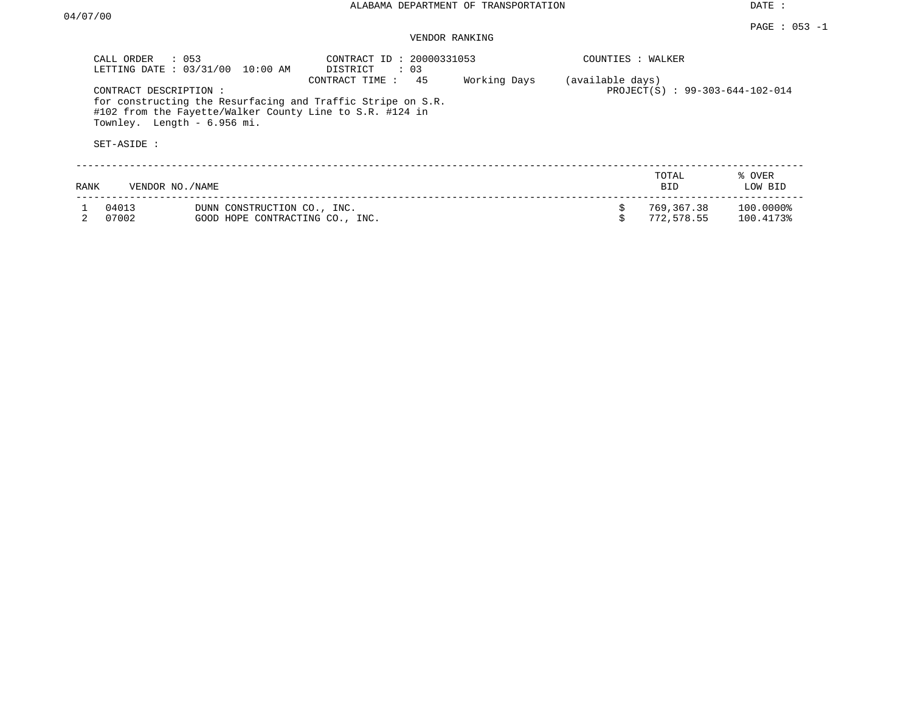ALABAMA DEPARTMENT OF TRANSPORTATION

DATE : 04/07/00

PAGE : 053 -1

VENDOR RANKING

CALL ORDER : 053
LETTING DATE : 03/31/00 10:00 AM
CONTRACT ID : 20000331053
DISTRICT : 03
CONTRACT TIME : 45 Working Days (available days)
COUNTIES : WALKER
PROJECT(S) : 99-303-644-102-014

CONTRACT DESCRIPTION :
for constructing the Resurfacing and Traffic Stripe on S.R. #102 from the Fayette/Walker County Line to S.R. #124 in Townley. Length - 6.956 mi.

SET-ASIDE :

| RANK | VENDOR NO./NAME | | TOTAL BID | % OVER LOW BID |
|---|---|---|---|---|
| 1 | 04013 | DUNN CONSTRUCTION CO., INC. | $ 769,367.38 | 100.0000% |
| 2 | 07002 | GOOD HOPE CONTRACTING CO., INC. | $ 772,578.55 | 100.4173% |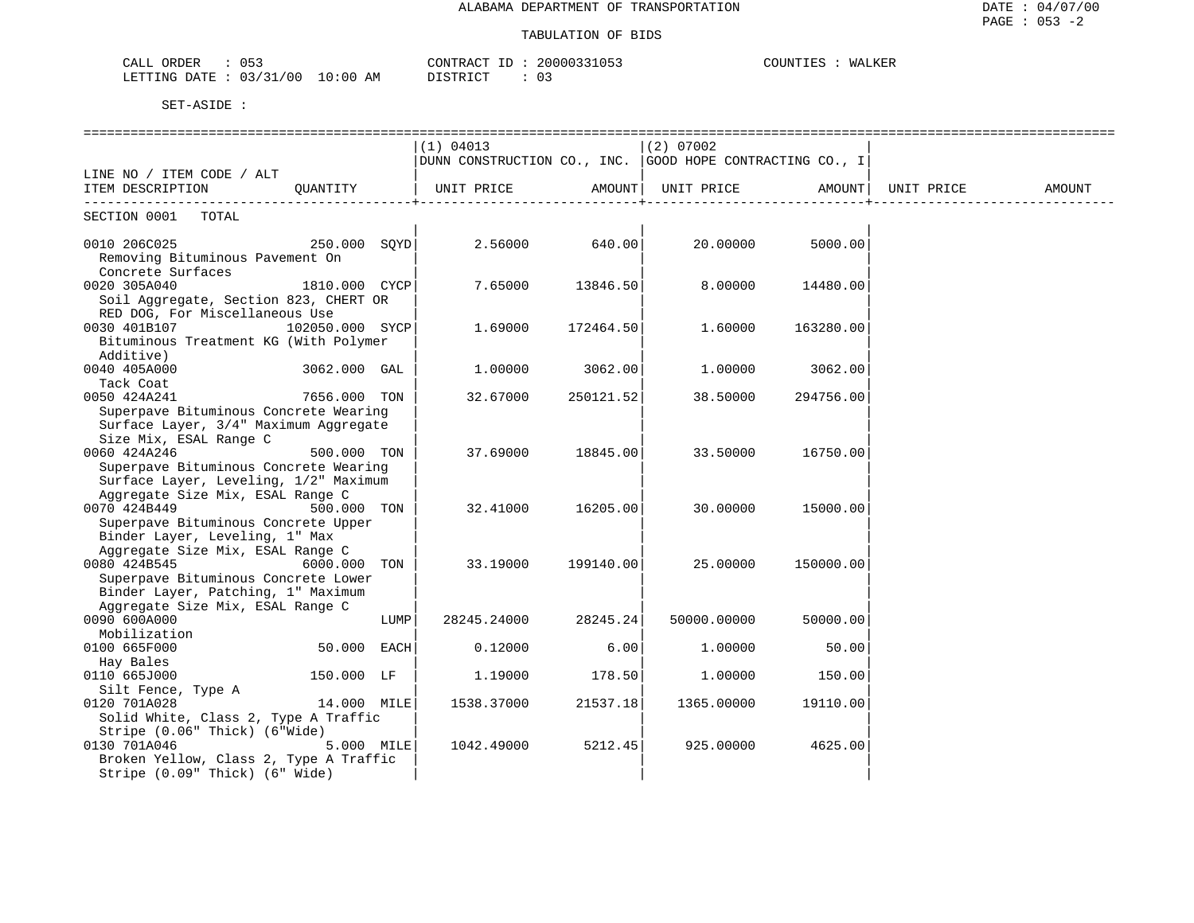ALABAMA DEPARTMENT OF TRANSPORTATION

TABULATION OF BIDS

CALL ORDER : 053 CONTRACT ID : 20000331053 COUNTIES : WALKER
LETTING DATE : 03/31/00 10:00 AM DISTRICT : 03

SET-ASIDE :

| LINE NO / ITEM CODE / ALT ITEM DESCRIPTION | QUANTITY | (1) 04013 DUNN CONSTRUCTION CO., INC. UNIT PRICE | AMOUNT | (2) 07002 GOOD HOPE CONTRACTING CO., I UNIT PRICE | AMOUNT | UNIT PRICE | AMOUNT |
|---|---|---|---|---|---|---|---|
| SECTION 0001 TOTAL | | | | | | | |
| 0010 206C025 Removing Bituminous Pavement On Concrete Surfaces | 250.000 SQYD | 2.56000 | 640.00 | 20.00000 | 5000.00 | | |
| 0020 305A040 Soil Aggregate, Section 823, CHERT OR RED DOG, For Miscellaneous Use | 1810.000 CYCP | 7.65000 | 13846.50 | 8.00000 | 14480.00 | | |
| 0030 401B107 Bituminous Treatment KG (With Polymer Additive) | 102050.000 SYCP | 1.69000 | 172464.50 | 1.60000 | 163280.00 | | |
| 0040 405A000 Tack Coat | 3062.000 GAL | 1.00000 | 3062.00 | 1.00000 | 3062.00 | | |
| 0050 424A241 Superpave Bituminous Concrete Wearing Surface Layer, 3/4" Maximum Aggregate Size Mix, ESAL Range C | 7656.000 TON | 32.67000 | 250121.52 | 38.50000 | 294756.00 | | |
| 0060 424A246 Superpave Bituminous Concrete Wearing Surface Layer, Leveling, 1/2" Maximum Aggregate Size Mix, ESAL Range C | 500.000 TON | 37.69000 | 18845.00 | 33.50000 | 16750.00 | | |
| 0070 424B449 Superpave Bituminous Concrete Upper Binder Layer, Leveling, 1" Max Aggregate Size Mix, ESAL Range C | 500.000 TON | 32.41000 | 16205.00 | 30.00000 | 15000.00 | | |
| 0080 424B545 Superpave Bituminous Concrete Lower Binder Layer, Patching, 1" Maximum Aggregate Size Mix, ESAL Range C | 6000.000 TON | 33.19000 | 199140.00 | 25.00000 | 150000.00 | | |
| 0090 600A000 Mobilization | LUMP | 28245.24000 | 28245.24 | 50000.00000 | 50000.00 | | |
| 0100 665F000 Hay Bales | 50.000 EACH | 0.12000 | 6.00 | 1.00000 | 50.00 | | |
| 0110 665J000 Silt Fence, Type A | 150.000 LF | 1.19000 | 178.50 | 1.00000 | 150.00 | | |
| 0120 701A028 Solid White, Class 2, Type A Traffic Stripe (0.06" Thick) (6"Wide) | 14.000 MILE | 1538.37000 | 21537.18 | 1365.00000 | 19110.00 | | |
| 0130 701A046 Broken Yellow, Class 2, Type A Traffic Stripe (0.09" Thick) (6" Wide) | 5.000 MILE | 1042.49000 | 5212.45 | 925.00000 | 4625.00 | | |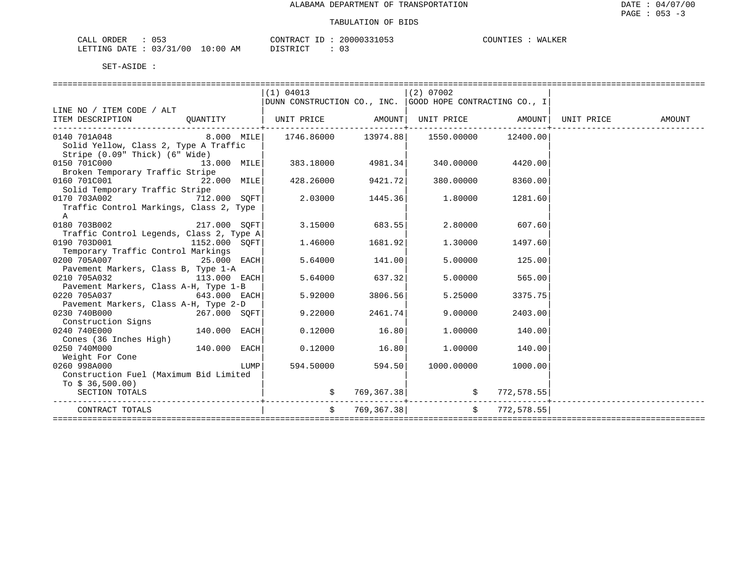ALABAMA DEPARTMENT OF TRANSPORTATION

TABULATION OF BIDS

DATE : 04/07/00
PAGE : 053 -3

CALL ORDER : 053 &nbsp;&nbsp;&nbsp;&nbsp; CONTRACT ID : 20000331053 &nbsp;&nbsp;&nbsp;&nbsp; COUNTIES : WALKER
LETTING DATE : 03/31/00 10:00 AM &nbsp;&nbsp;&nbsp;&nbsp; DISTRICT : 03

SET-ASIDE :

| LINE NO / ITEM CODE / ALT ITEM DESCRIPTION | QUANTITY | (1) 04013 DUNN CONSTRUCTION CO., INC. UNIT PRICE | AMOUNT | (2) 07002 GOOD HOPE CONTRACTING CO., I UNIT PRICE | AMOUNT | UNIT PRICE | AMOUNT |
|---|---|---|---|---|---|---|---|
| 0140 701A048 Solid Yellow, Class 2, Type A Traffic Stripe (0.09" Thick) (6" Wide) | 8.000 MILE | 1746.86000 | 13974.88 | 1550.00000 | 12400.00 | | |
| 0150 701C000 Broken Temporary Traffic Stripe | 13.000 MILE | 383.18000 | 4981.34 | 340.00000 | 4420.00 | | |
| 0160 701C001 Solid Temporary Traffic Stripe | 22.000 MILE | 428.26000 | 9421.72 | 380.00000 | 8360.00 | | |
| 0170 703A002 Traffic Control Markings, Class 2, Type A | 712.000 SQFT | 2.03000 | 1445.36 | 1.80000 | 1281.60 | | |
| 0180 703B002 Traffic Control Legends, Class 2, Type A | 217.000 SQFT | 3.15000 | 683.55 | 2.80000 | 607.60 | | |
| 0190 703D001 Temporary Traffic Control Markings | 1152.000 SQFT | 1.46000 | 1681.92 | 1.30000 | 1497.60 | | |
| 0200 705A007 Pavement Markers, Class B, Type 1-A | 25.000 EACH | 5.64000 | 141.00 | 5.00000 | 125.00 | | |
| 0210 705A032 Pavement Markers, Class A-H, Type 1-B | 113.000 EACH | 5.64000 | 637.32 | 5.00000 | 565.00 | | |
| 0220 705A037 Pavement Markers, Class A-H, Type 2-D | 643.000 EACH | 5.92000 | 3806.56 | 5.25000 | 3375.75 | | |
| 0230 740B000 Construction Signs | 267.000 SQFT | 9.22000 | 2461.74 | 9.00000 | 2403.00 | | |
| 0240 740E000 Cones (36 Inches High) | 140.000 EACH | 0.12000 | 16.80 | 1.00000 | 140.00 | | |
| 0250 740M000 Weight For Cone | 140.000 EACH | 0.12000 | 16.80 | 1.00000 | 140.00 | | |
| 0260 998A000 Construction Fuel (Maximum Bid Limited To $ 36,500.00) | LUMP | 594.50000 | 594.50 | 1000.00000 | 1000.00 | | |
| SECTION TOTALS | | $ | 769,367.38 | $ | 772,578.55 | | |
| CONTRACT TOTALS | | $ | 769,367.38 | $ | 772,578.55 | | |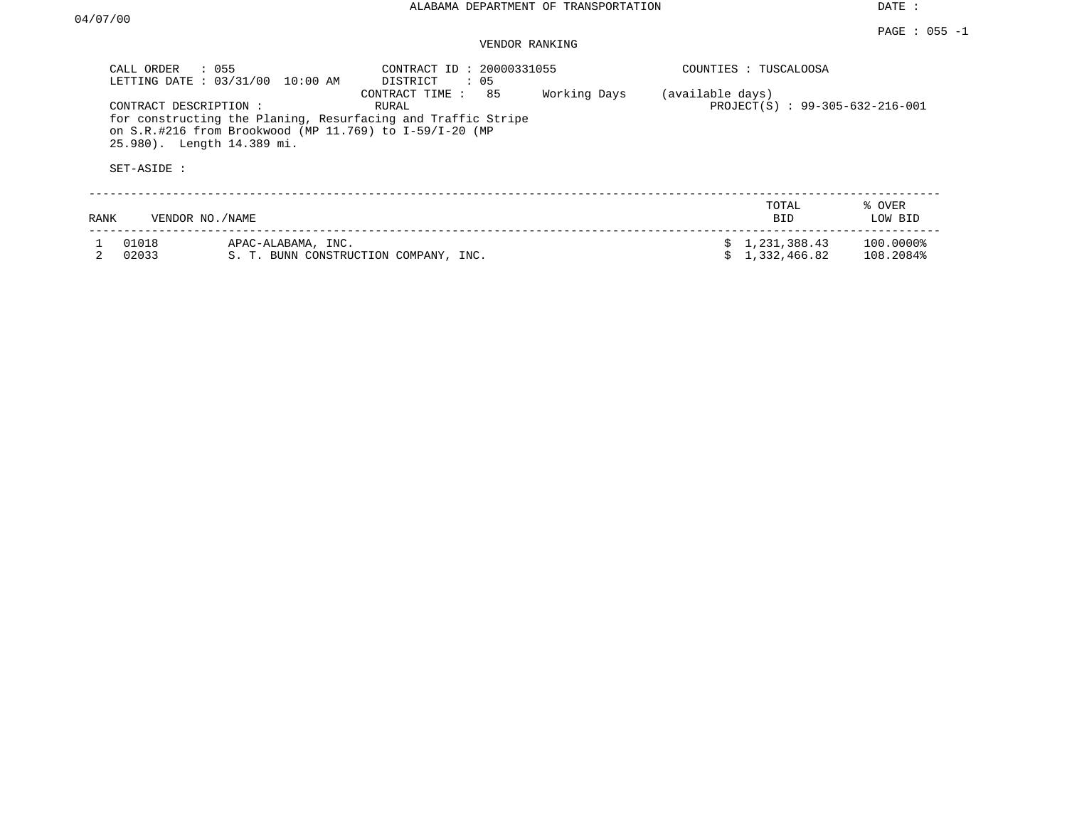ALABAMA DEPARTMENT OF TRANSPORTATION

DATE : 04/07/00

PAGE : 055 -1

## VENDOR RANKING

CALL ORDER : 055
LETTING DATE : 03/31/00 10:00 AM

CONTRACT ID : 20000331055
DISTRICT : 05
CONTRACT TIME : 85 Working Days (available days)

COUNTIES : TUSCALOOSA

CONTRACT DESCRIPTION : RURAL
for constructing the Planing, Resurfacing and Traffic Stripe on S.R.#216 from Brookwood (MP 11.769) to I-59/I-20 (MP 25.980). Length 14.389 mi.

PROJECT(S) : 99-305-632-216-001

SET-ASIDE :

| RANK | VENDOR NO./NAME | | TOTAL BID | % OVER LOW BID |
|---|---|---|---|---|
| 1 | 01018 | APAC-ALABAMA, INC. | $ 1,231,388.43 | 100.0000% |
| 2 | 02033 | S. T. BUNN CONSTRUCTION COMPANY, INC. | $ 1,332,466.82 | 108.2084% |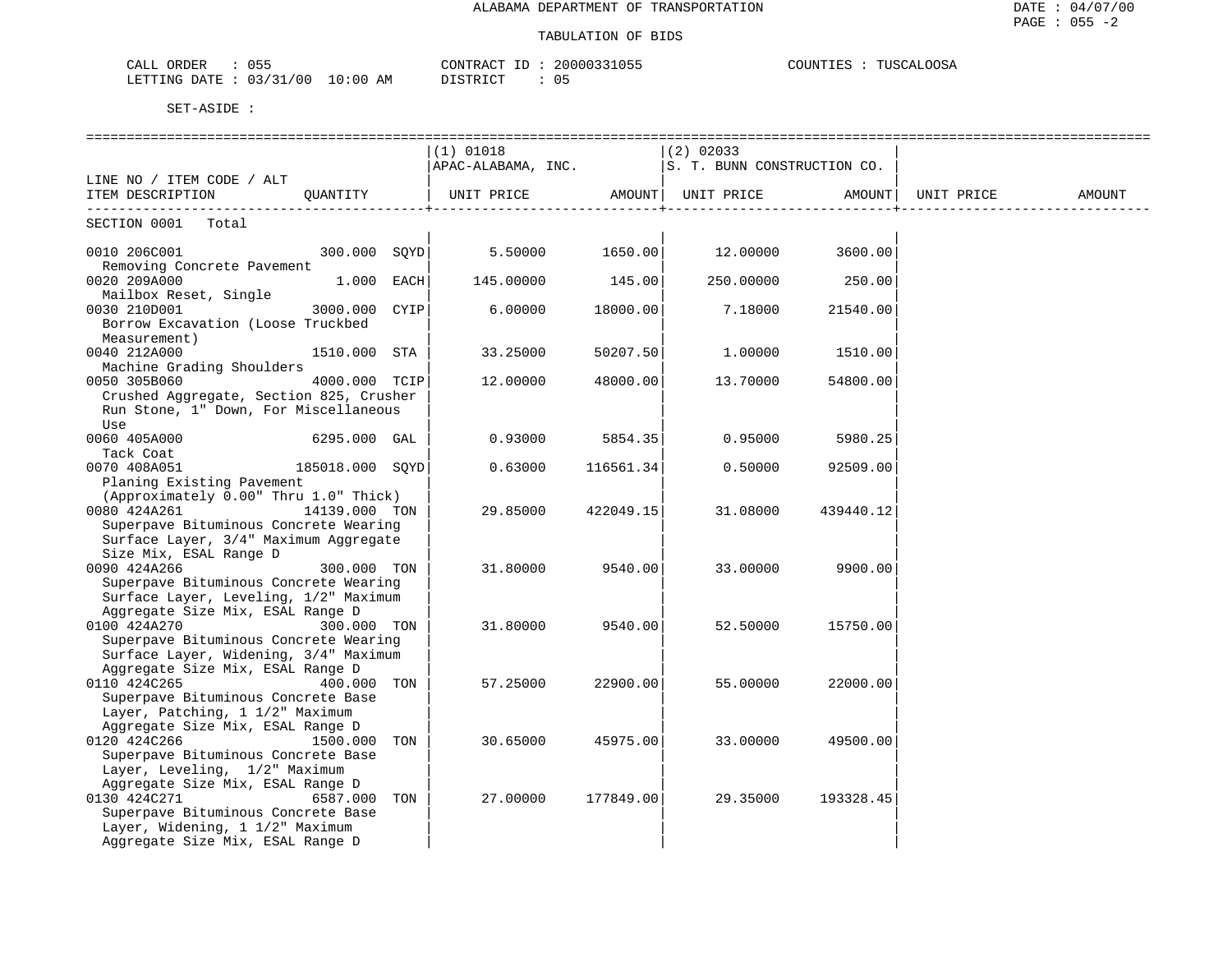ALABAMA DEPARTMENT OF TRANSPORTATION

TABULATION OF BIDS

CALL ORDER : 055
LETTING DATE : 03/31/00 10:00 AM

CONTRACT ID : 20000331055
DISTRICT : 05

COUNTIES : TUSCALOOSA

SET-ASIDE :

| LINE NO / ITEM CODE / ALT<br>ITEM DESCRIPTION | QUANTITY | (1) 01018<br>APAC-ALABAMA, INC.<br>UNIT PRICE | AMOUNT | (2) 02033<br>S. T. BUNN CONSTRUCTION CO.<br>UNIT PRICE | AMOUNT | UNIT PRICE | AMOUNT |
|---|---|---|---|---|---|---|---|
| SECTION 0001 Total | | | | | | | |
| 0010 206C001<br>Removing Concrete Pavement | 300.000 SQYD | 5.50000 | 1650.00 | 12.00000 | 3600.00 | | |
| 0020 209A000<br>Mailbox Reset, Single | 1.000 EACH | 145.00000 | 145.00 | 250.00000 | 250.00 | | |
| 0030 210D001<br>Borrow Excavation (Loose Truckbed Measurement) | 3000.000 CYIP | 6.00000 | 18000.00 | 7.18000 | 21540.00 | | |
| 0040 212A000<br>Machine Grading Shoulders | 1510.000 STA | 33.25000 | 50207.50 | 1.00000 | 1510.00 | | |
| 0050 305B060<br>Crushed Aggregate, Section 825, Crusher Run Stone, 1" Down, For Miscellaneous Use | 4000.000 TCIP | 12.00000 | 48000.00 | 13.70000 | 54800.00 | | |
| 0060 405A000<br>Tack Coat | 6295.000 GAL | 0.93000 | 5854.35 | 0.95000 | 5980.25 | | |
| 0070 408A051<br>Planing Existing Pavement (Approximately 0.00" Thru 1.0" Thick) | 185018.000 SQYD | 0.63000 | 116561.34 | 0.50000 | 92509.00 | | |
| 0080 424A261<br>Superpave Bituminous Concrete Wearing Surface Layer, 3/4" Maximum Aggregate Size Mix, ESAL Range D | 14139.000 TON | 29.85000 | 422049.15 | 31.08000 | 439440.12 | | |
| 0090 424A266<br>Superpave Bituminous Concrete Wearing Surface Layer, Leveling, 1/2" Maximum Aggregate Size Mix, ESAL Range D | 300.000 TON | 31.80000 | 9540.00 | 33.00000 | 9900.00 | | |
| 0100 424A270<br>Superpave Bituminous Concrete Wearing Surface Layer, Widening, 3/4" Maximum Aggregate Size Mix, ESAL Range D | 300.000 TON | 31.80000 | 9540.00 | 52.50000 | 15750.00 | | |
| 0110 424C265<br>Superpave Bituminous Concrete Base Layer, Patching, 1 1/2" Maximum Aggregate Size Mix, ESAL Range D | 400.000 TON | 57.25000 | 22900.00 | 55.00000 | 22000.00 | | |
| 0120 424C266<br>Superpave Bituminous Concrete Base Layer, Leveling, 1/2" Maximum Aggregate Size Mix, ESAL Range D | 1500.000 TON | 30.65000 | 45975.00 | 33.00000 | 49500.00 | | |
| 0130 424C271<br>Superpave Bituminous Concrete Base Layer, Widening, 1 1/2" Maximum Aggregate Size Mix, ESAL Range D | 6587.000 TON | 27.00000 | 177849.00 | 29.35000 | 193328.45 | | |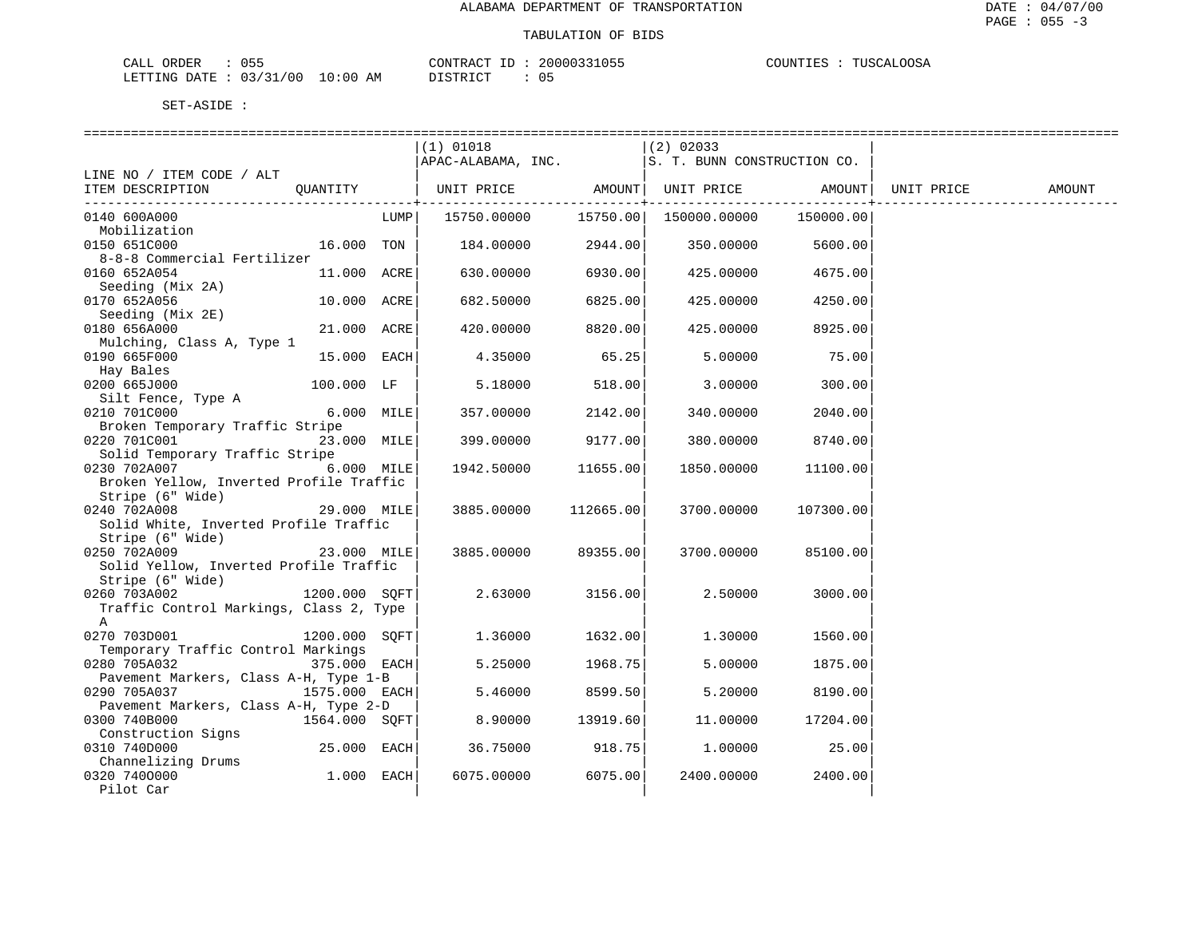ALABAMA DEPARTMENT OF TRANSPORTATION

TABULATION OF BIDS

DATE : 04/07/00
PAGE : 055 -3

CALL ORDER : 055 CONTRACT ID : 20000331055 COUNTIES : TUSCALOOSA
LETTING DATE : 03/31/00 10:00 AM DISTRICT : 05

SET-ASIDE :

| LINE NO / ITEM CODE / ALT ITEM DESCRIPTION | QUANTITY | (1) 01018 APAC-ALABAMA, INC. UNIT PRICE | AMOUNT | (2) 02033 S. T. BUNN CONSTRUCTION CO. UNIT PRICE | AMOUNT | UNIT PRICE | AMOUNT |
|---|---|---|---|---|---|---|---|
| 0140 600A000 Mobilization | LUMP | 15750.00000 | 15750.00 | 150000.00000 | 150000.00 | | |
| 0150 651C000 8-8-8 Commercial Fertilizer | 16.000 TON | 184.00000 | 2944.00 | 350.00000 | 5600.00 | | |
| 0160 652A054 Seeding (Mix 2A) | 11.000 ACRE | 630.00000 | 6930.00 | 425.00000 | 4675.00 | | |
| 0170 652A056 Seeding (Mix 2E) | 10.000 ACRE | 682.50000 | 6825.00 | 425.00000 | 4250.00 | | |
| 0180 656A000 Mulching, Class A, Type 1 | 21.000 ACRE | 420.00000 | 8820.00 | 425.00000 | 8925.00 | | |
| 0190 665F000 Hay Bales | 15.000 EACH | 4.35000 | 65.25 | 5.00000 | 75.00 | | |
| 0200 665J000 Silt Fence, Type A | 100.000 LF | 5.18000 | 518.00 | 3.00000 | 300.00 | | |
| 0210 701C000 Broken Temporary Traffic Stripe | 6.000 MILE | 357.00000 | 2142.00 | 340.00000 | 2040.00 | | |
| 0220 701C001 Solid Temporary Traffic Stripe | 23.000 MILE | 399.00000 | 9177.00 | 380.00000 | 8740.00 | | |
| 0230 702A007 Broken Yellow, Inverted Profile Traffic Stripe (6" Wide) | 6.000 MILE | 1942.50000 | 11655.00 | 1850.00000 | 11100.00 | | |
| 0240 702A008 Solid White, Inverted Profile Traffic Stripe (6" Wide) | 29.000 MILE | 3885.00000 | 112665.00 | 3700.00000 | 107300.00 | | |
| 0250 702A009 Solid Yellow, Inverted Profile Traffic Stripe (6" Wide) | 23.000 MILE | 3885.00000 | 89355.00 | 3700.00000 | 85100.00 | | |
| 0260 703A002 Traffic Control Markings, Class 2, Type A | 1200.000 SQFT | 2.63000 | 3156.00 | 2.50000 | 3000.00 | | |
| 0270 703D001 Temporary Traffic Control Markings | 1200.000 SQFT | 1.36000 | 1632.00 | 1.30000 | 1560.00 | | |
| 0280 705A032 Pavement Markers, Class A-H, Type 1-B | 375.000 EACH | 5.25000 | 1968.75 | 5.00000 | 1875.00 | | |
| 0290 705A037 Pavement Markers, Class A-H, Type 2-D | 1575.000 EACH | 5.46000 | 8599.50 | 5.20000 | 8190.00 | | |
| 0300 740B000 Construction Signs | 1564.000 SQFT | 8.90000 | 13919.60 | 11.00000 | 17204.00 | | |
| 0310 740D000 Channelizing Drums | 25.000 EACH | 36.75000 | 918.75 | 1.00000 | 25.00 | | |
| 0320 740O000 Pilot Car | 1.000 EACH | 6075.00000 | 6075.00 | 2400.00000 | 2400.00 | | |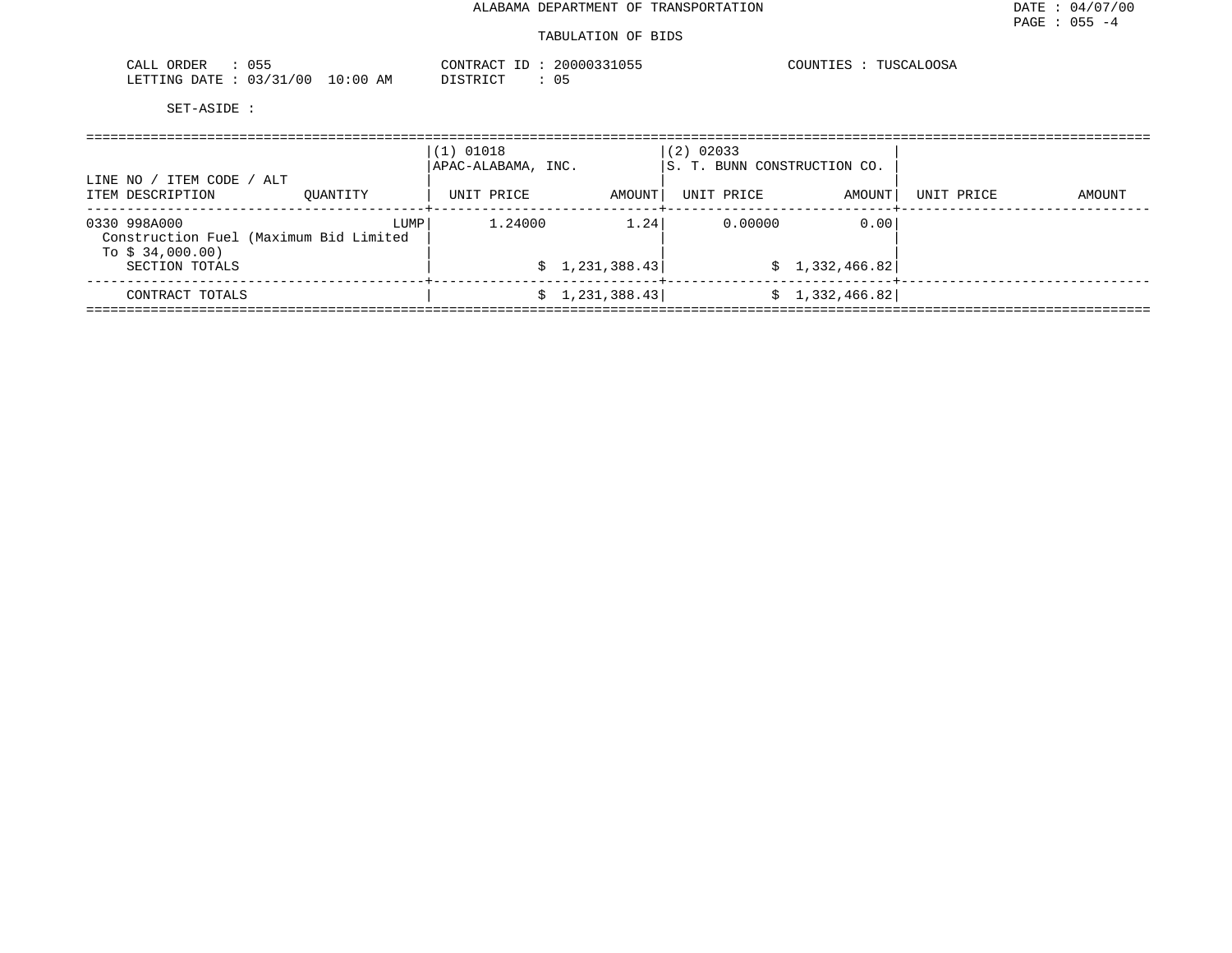# ALABAMA DEPARTMENT OF TRANSPORTATION

## TABULATION OF BIDS

CALL ORDER : 055 CONTRACT ID : 20000331055 COUNTIES : TUSCALOOSA
LETTING DATE : 03/31/00 10:00 AM DISTRICT : 05

SET-ASIDE :

| LINE NO / ITEM CODE / ALT ITEM DESCRIPTION | QUANTITY | (1) 01018 APAC-ALABAMA, INC. UNIT PRICE | AMOUNT | (2) 02033 S. T. BUNN CONSTRUCTION CO. UNIT PRICE | AMOUNT | UNIT PRICE | AMOUNT |
|---|---|---|---|---|---|---|---|
| 0330 998A000 Construction Fuel (Maximum Bid Limited To $ 34,000.00) | LUMP | 1.24000 | 1.24 | 0.00000 | 0.00 | | |
| SECTION TOTALS | | | $ 1,231,388.43 | | $ 1,332,466.82 | | |
| CONTRACT TOTALS | | | $ 1,231,388.43 | | $ 1,332,466.82 | | |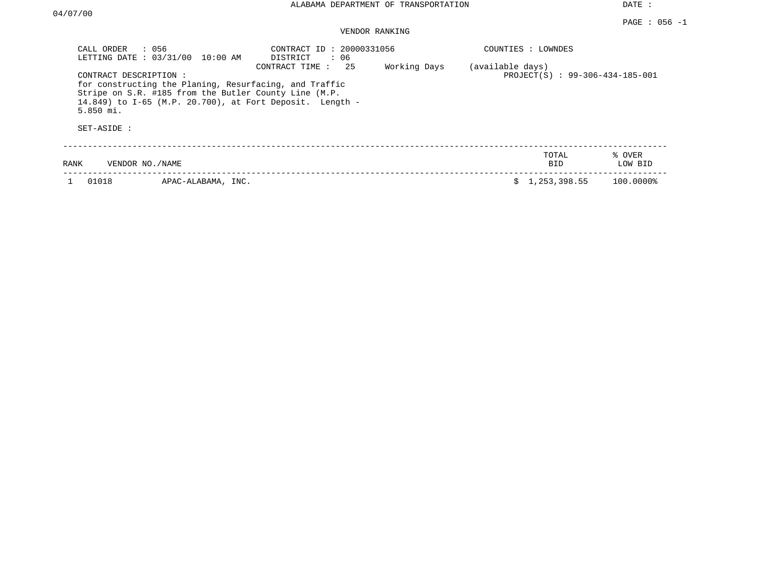ALABAMA DEPARTMENT OF TRANSPORTATION

DATE : 04/07/00

PAGE : 056 -1

VENDOR RANKING

CALL ORDER : 056
LETTING DATE : 03/31/00 10:00 AM

CONTRACT ID : 20000331056
DISTRICT : 06
CONTRACT TIME : 25 Working Days (available days)

COUNTIES : LOWNDES

PROJECT(S) : 99-306-434-185-001

CONTRACT DESCRIPTION :
for constructing the Planing, Resurfacing, and Traffic Stripe on S.R. #185 from the Butler County Line (M.P. 14.849) to I-65 (M.P. 20.700), at Fort Deposit. Length - 5.850 mi.

SET-ASIDE :

| RANK | VENDOR NO./NAME | | TOTAL BID | % OVER LOW BID |
|---|---|---|---|---|
| 1 | 01018 | APAC-ALABAMA, INC. | $ 1,253,398.55 | 100.0000% |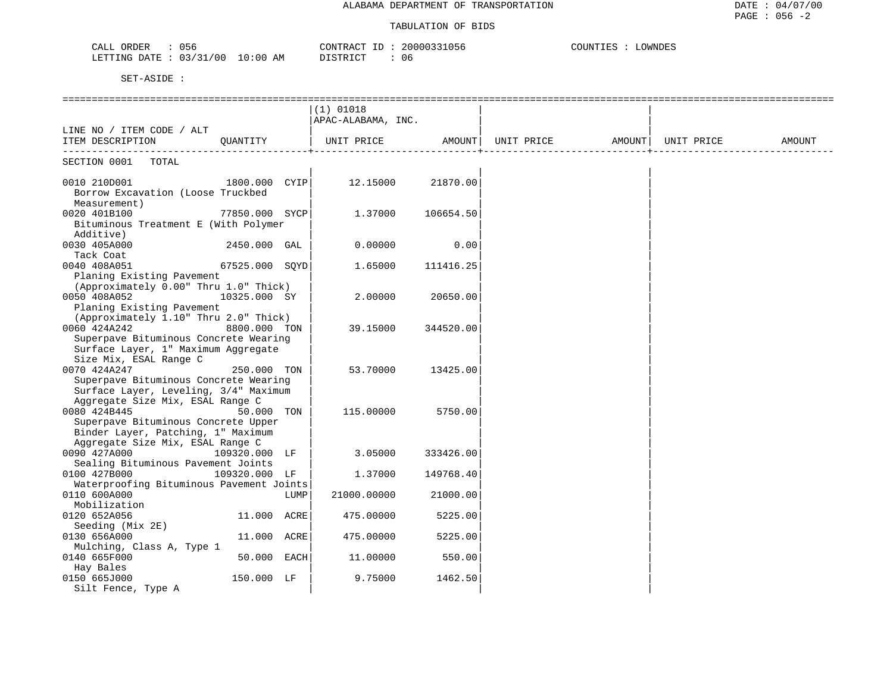ALABAMA DEPARTMENT OF TRANSPORTATION

TABULATION OF BIDS

CALL ORDER : 056
LETTING DATE : 03/31/00 10:00 AM

CONTRACT ID : 20000331056
DISTRICT : 06

COUNTIES : LOWNDES

SET-ASIDE :

| LINE NO / ITEM CODE / ALT ITEM DESCRIPTION | QUANTITY | (1) 01018 APAC-ALABAMA, INC. UNIT PRICE | AMOUNT | UNIT PRICE | AMOUNT | UNIT PRICE | AMOUNT |
|---|---|---|---|---|---|---|---|
| SECTION 0001 TOTAL | | | | | | | |
| 0010 210D001 Borrow Excavation (Loose Truckbed Measurement) | 1800.000 CYIP | 12.15000 | 21870.00 | | | | |
| 0020 401B100 Bituminous Treatment E (With Polymer Additive) | 77850.000 SYCP | 1.37000 | 106654.50 | | | | |
| 0030 405A000 Tack Coat | 2450.000 GAL | 0.00000 | 0.00 | | | | |
| 0040 408A051 Planing Existing Pavement (Approximately 0.00" Thru 1.0" Thick) | 67525.000 SQYD | 1.65000 | 111416.25 | | | | |
| 0050 408A052 Planing Existing Pavement (Approximately 1.10" Thru 2.0" Thick) | 10325.000 SY | 2.00000 | 20650.00 | | | | |
| 0060 424A242 Superpave Bituminous Concrete Wearing Surface Layer, 1" Maximum Aggregate Size Mix, ESAL Range C | 8800.000 TON | 39.15000 | 344520.00 | | | | |
| 0070 424A247 Superpave Bituminous Concrete Wearing Surface Layer, Leveling, 3/4" Maximum Aggregate Size Mix, ESAL Range C | 250.000 TON | 53.70000 | 13425.00 | | | | |
| 0080 424B445 Superpave Bituminous Concrete Upper Binder Layer, Patching, 1" Maximum Aggregate Size Mix, ESAL Range C | 50.000 TON | 115.00000 | 5750.00 | | | | |
| 0090 427A000 Sealing Bituminous Pavement Joints | 109320.000 LF | 3.05000 | 333426.00 | | | | |
| 0100 427B000 Waterproofing Bituminous Pavement Joints | 109320.000 LF | 1.37000 | 149768.40 | | | | |
| 0110 600A000 Mobilization | LUMP | 21000.00000 | 21000.00 | | | | |
| 0120 652A056 Seeding (Mix 2E) | 11.000 ACRE | 475.00000 | 5225.00 | | | | |
| 0130 656A000 Mulching, Class A, Type 1 | 11.000 ACRE | 475.00000 | 5225.00 | | | | |
| 0140 665F000 Hay Bales | 50.000 EACH | 11.00000 | 550.00 | | | | |
| 0150 665J000 Silt Fence, Type A | 150.000 LF | 9.75000 | 1462.50 | | | | |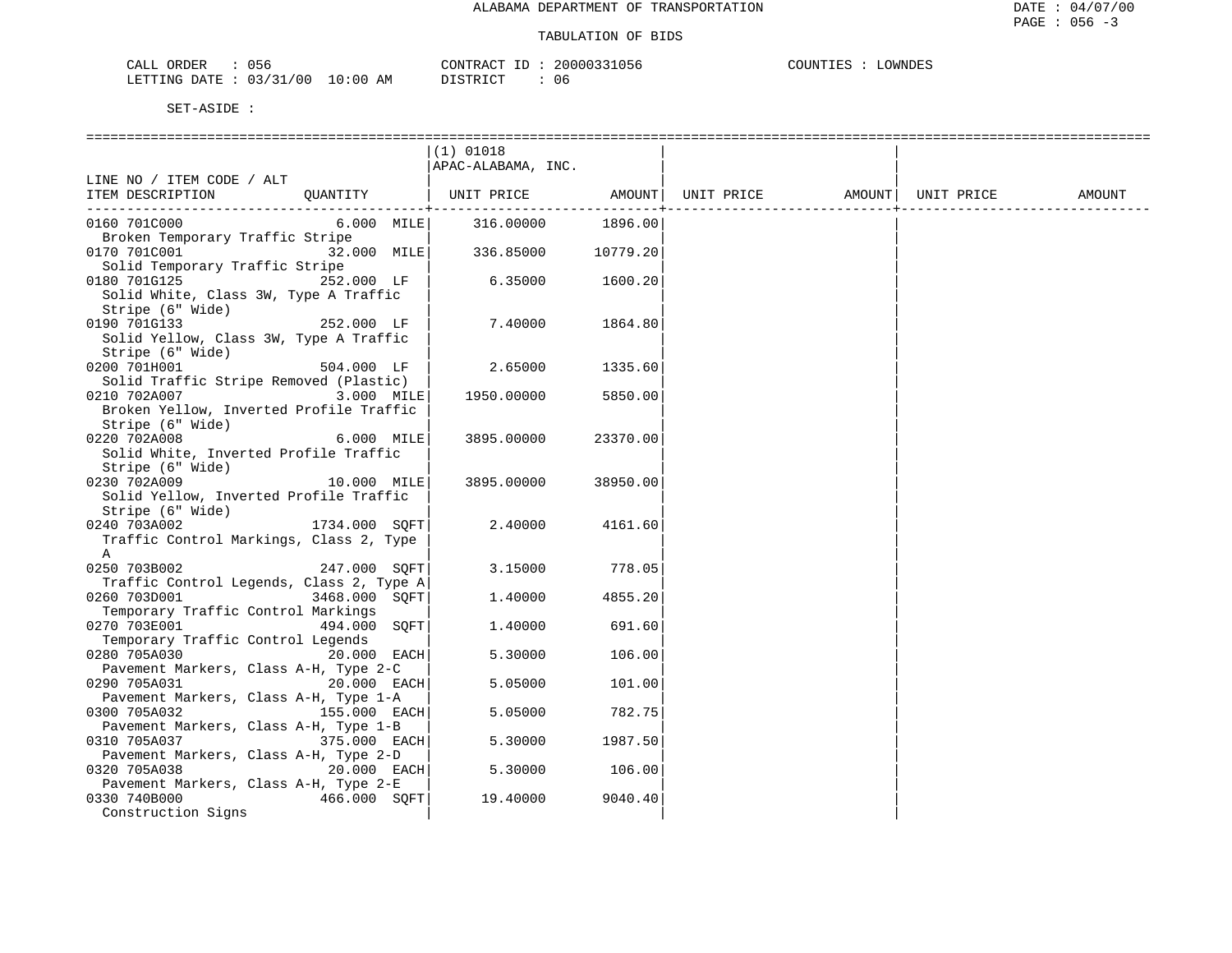ALABAMA DEPARTMENT OF TRANSPORTATION

TABULATION OF BIDS

CALL ORDER : 056 &nbsp;&nbsp;&nbsp;&nbsp; CONTRACT ID : 20000331056 &nbsp;&nbsp;&nbsp;&nbsp; COUNTIES : LOWNDES
LETTING DATE : 03/31/00 10:00 AM &nbsp;&nbsp;&nbsp;&nbsp; DISTRICT : 06

SET-ASIDE :

| LINE NO / ITEM CODE / ALT ITEM DESCRIPTION | QUANTITY | (1) 01018 APAC-ALABAMA, INC. UNIT PRICE | AMOUNT | UNIT PRICE | AMOUNT | UNIT PRICE | AMOUNT |
|---|---|---|---|---|---|---|---|
| 0160 701C000 Broken Temporary Traffic Stripe | 6.000 MILE | 316.00000 | 1896.00 | | | | |
| 0170 701C001 Solid Temporary Traffic Stripe | 32.000 MILE | 336.85000 | 10779.20 | | | | |
| 0180 701G125 Solid White, Class 3W, Type A Traffic Stripe (6" Wide) | 252.000 LF | 6.35000 | 1600.20 | | | | |
| 0190 701G133 Solid Yellow, Class 3W, Type A Traffic Stripe (6" Wide) | 252.000 LF | 7.40000 | 1864.80 | | | | |
| 0200 701H001 Solid Traffic Stripe Removed (Plastic) | 504.000 LF | 2.65000 | 1335.60 | | | | |
| 0210 702A007 Broken Yellow, Inverted Profile Traffic Stripe (6" Wide) | 3.000 MILE | 1950.00000 | 5850.00 | | | | |
| 0220 702A008 Solid White, Inverted Profile Traffic Stripe (6" Wide) | 6.000 MILE | 3895.00000 | 23370.00 | | | | |
| 0230 702A009 Solid Yellow, Inverted Profile Traffic Stripe (6" Wide) | 10.000 MILE | 3895.00000 | 38950.00 | | | | |
| 0240 703A002 Traffic Control Markings, Class 2, Type A | 1734.000 SQFT | 2.40000 | 4161.60 | | | | |
| 0250 703B002 Traffic Control Legends, Class 2, Type A | 247.000 SQFT | 3.15000 | 778.05 | | | | |
| 0260 703D001 Temporary Traffic Control Markings | 3468.000 SQFT | 1.40000 | 4855.20 | | | | |
| 0270 703E001 Temporary Traffic Control Legends | 494.000 SQFT | 1.40000 | 691.60 | | | | |
| 0280 705A030 Pavement Markers, Class A-H, Type 2-C | 20.000 EACH | 5.30000 | 106.00 | | | | |
| 0290 705A031 Pavement Markers, Class A-H, Type 1-A | 20.000 EACH | 5.05000 | 101.00 | | | | |
| 0300 705A032 Pavement Markers, Class A-H, Type 1-B | 155.000 EACH | 5.05000 | 782.75 | | | | |
| 0310 705A037 Pavement Markers, Class A-H, Type 2-D | 375.000 EACH | 5.30000 | 1987.50 | | | | |
| 0320 705A038 Pavement Markers, Class A-H, Type 2-E | 20.000 EACH | 5.30000 | 106.00 | | | | |
| 0330 740B000 Construction Signs | 466.000 SQFT | 19.40000 | 9040.40 | | | | |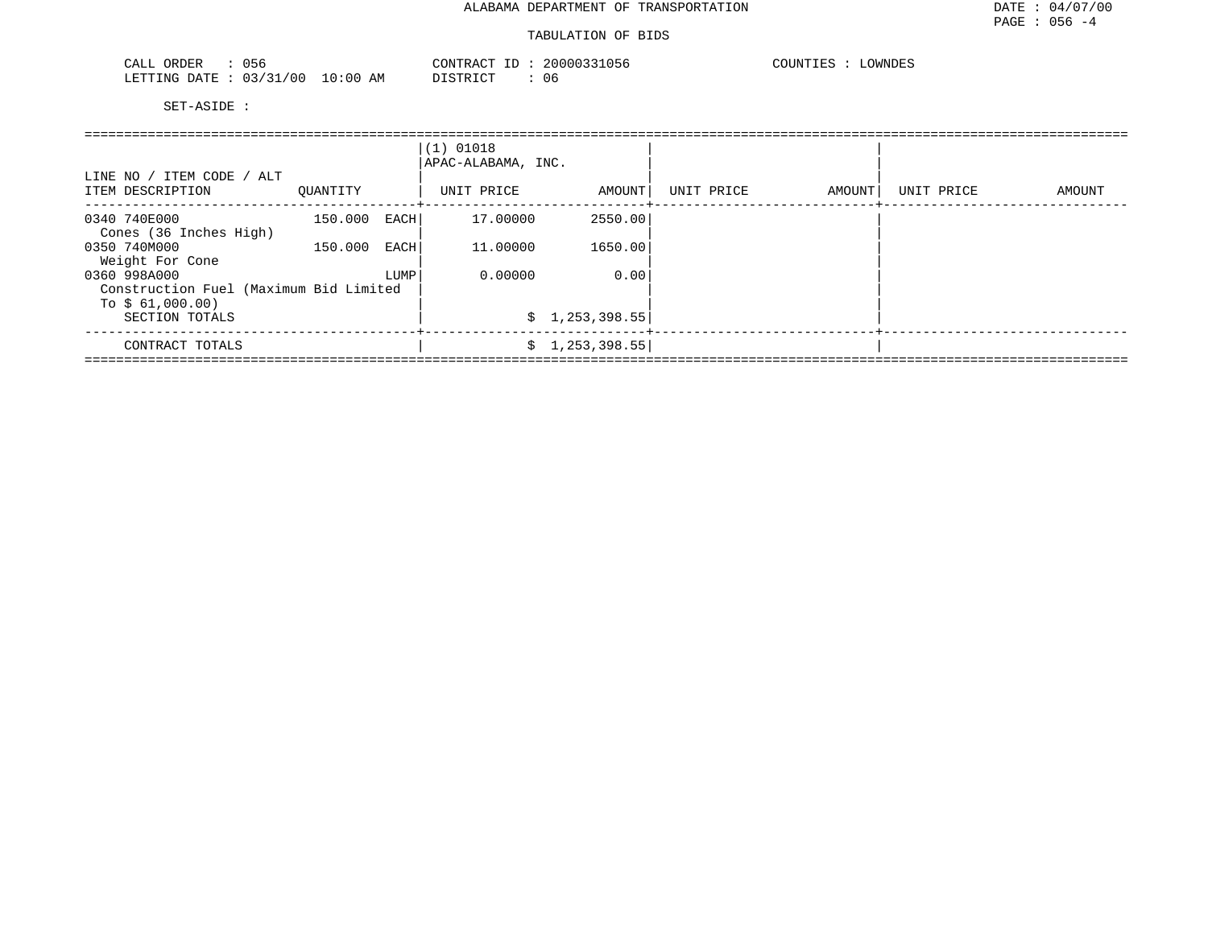ALABAMA DEPARTMENT OF TRANSPORTATION

DATE : 04/07/00

TABULATION OF BIDS

CALL ORDER : 056 CONTRACT ID : 20000331056 COUNTIES : LOWNDES
LETTING DATE : 03/31/00 10:00 AM DISTRICT : 06

SET-ASIDE :

| LINE NO / ITEM CODE / ALT ITEM DESCRIPTION | QUANTITY | (1) 01018 APAC-ALABAMA, INC. UNIT PRICE | AMOUNT | UNIT PRICE | AMOUNT | UNIT PRICE | AMOUNT |
|---|---|---|---|---|---|---|---|
| 0340 740E000 Cones (36 Inches High) | 150.000 EACH | 17.00000 | 2550.00 | | | | |
| 0350 740M000 Weight For Cone | 150.000 EACH | 11.00000 | 1650.00 | | | | |
| 0360 998A000 Construction Fuel (Maximum Bid Limited To $ 61,000.00) | LUMP | 0.00000 | 0.00 | | | | |
| SECTION TOTALS | | | $ 1,253,398.55 | | | | |
| CONTRACT TOTALS | | | $ 1,253,398.55 | | | | |